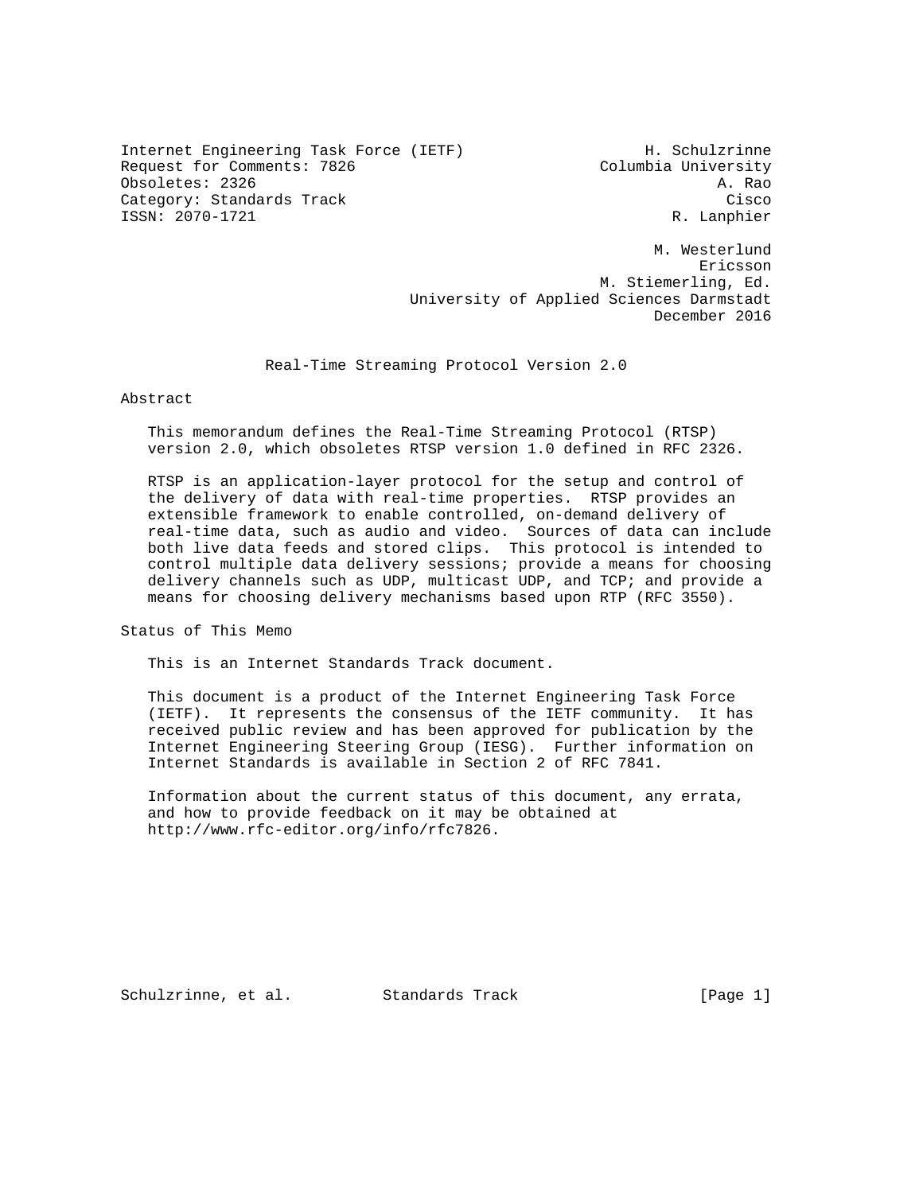Internet Engineering Task Force (IETF)  
Request for Comments: 7826  
Obsoletes: 2326  
Category: Standards Track  
ISSN: 2070-1721

H. Schulzrinne  
Columbia University  
A. Rao  
Cisco  
R. Lanphier  
M. Westerlund  
Ericsson  
M. Stiemerling, Ed.  
University of Applied Sciences Darmstadt  
December 2016

# Real-Time Streaming Protocol Version 2.0

## Abstract

This memorandum defines the Real-Time Streaming Protocol (RTSP) version 2.0, which obsoletes RTSP version 1.0 defined in RFC 2326.

RTSP is an application-layer protocol for the setup and control of the delivery of data with real-time properties. RTSP provides an extensible framework to enable controlled, on-demand delivery of real-time data, such as audio and video. Sources of data can include both live data feeds and stored clips. This protocol is intended to control multiple data delivery sessions; provide a means for choosing delivery channels such as UDP, multicast UDP, and TCP; and provide a means for choosing delivery mechanisms based upon RTP (RFC 3550).

## Status of This Memo

This is an Internet Standards Track document.

This document is a product of the Internet Engineering Task Force (IETF). It represents the consensus of the IETF community. It has received public review and has been approved for publication by the Internet Engineering Steering Group (IESG). Further information on Internet Standards is available in Section 2 of RFC 7841.

Information about the current status of this document, any errata, and how to provide feedback on it may be obtained at http://www.rfc-editor.org/info/rfc7826.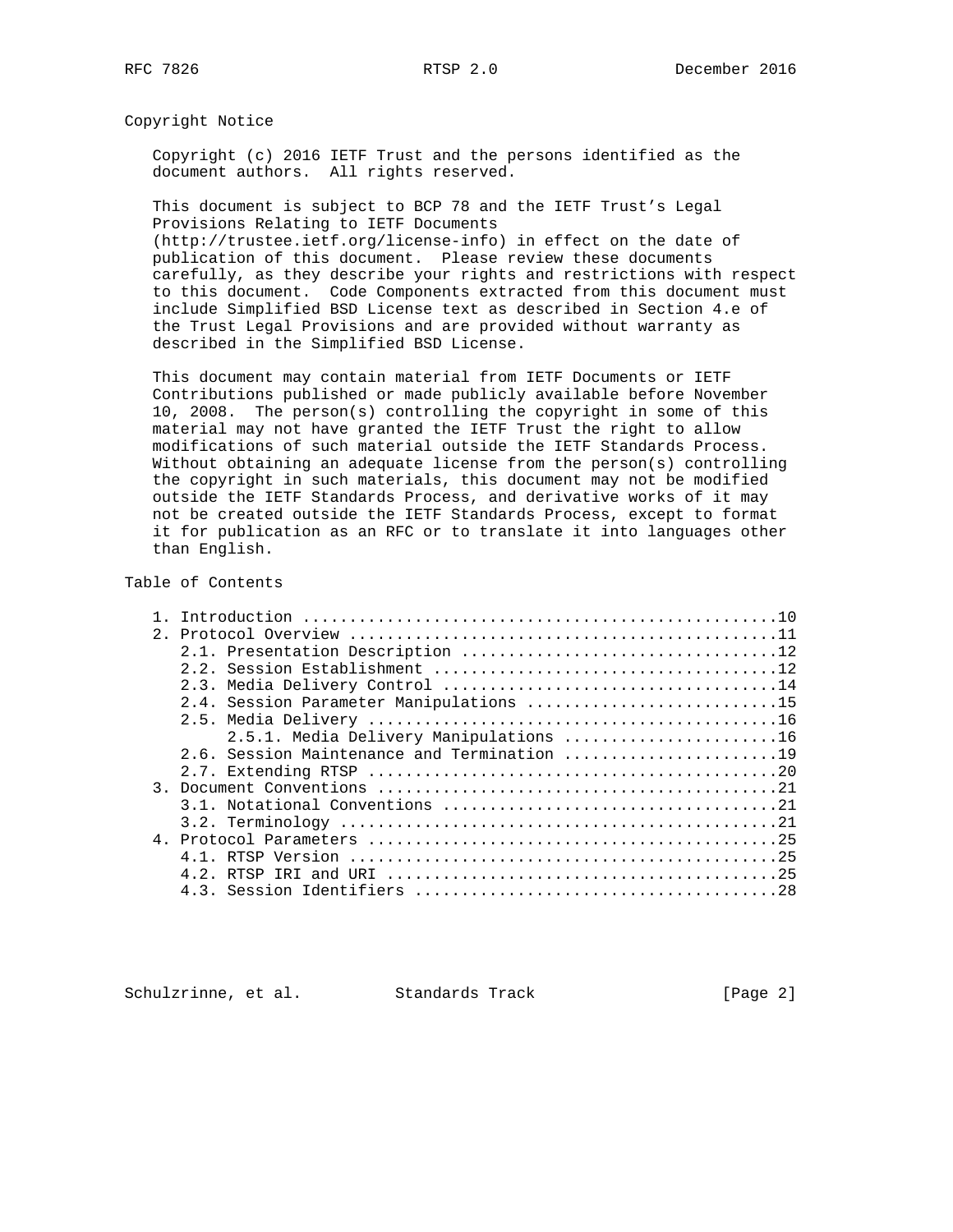## Copyright Notice

Copyright (c) 2016 IETF Trust and the persons identified as the document authors. All rights reserved.

This document is subject to BCP 78 and the IETF Trust's Legal Provisions Relating to IETF Documents (http://trustee.ietf.org/license-info) in effect on the date of publication of this document. Please review these documents carefully, as they describe your rights and restrictions with respect to this document. Code Components extracted from this document must include Simplified BSD License text as described in Section 4.e of the Trust Legal Provisions and are provided without warranty as described in the Simplified BSD License.

This document may contain material from IETF Documents or IETF Contributions published or made publicly available before November 10, 2008. The person(s) controlling the copyright in some of this material may not have granted the IETF Trust the right to allow modifications of such material outside the IETF Standards Process. Without obtaining an adequate license from the person(s) controlling the copyright in such materials, this document may not be modified outside the IETF Standards Process, and derivative works of it may not be created outside the IETF Standards Process, except to format it for publication as an RFC or to translate it into languages other than English.

## Table of Contents

```
   1. Introduction ..................................................10
   2. Protocol Overview .............................................11
      2.1. Presentation Description .................................12
      2.2. Session Establishment ....................................12
      2.3. Media Delivery Control ...................................14
      2.4. Session Parameter Manipulations ..........................15
      2.5. Media Delivery ...........................................16
           2.5.1. Media Delivery Manipulations ......................16
      2.6. Session Maintenance and Termination ......................19
      2.7. Extending RTSP ...........................................20
   3. Document Conventions ..........................................21
      3.1. Notational Conventions ...................................21
      3.2. Terminology ..............................................21
   4. Protocol Parameters ...........................................25
      4.1. RTSP Version .............................................25
      4.2. RTSP IRI and URI .........................................25
      4.3. Session Identifiers ......................................28
```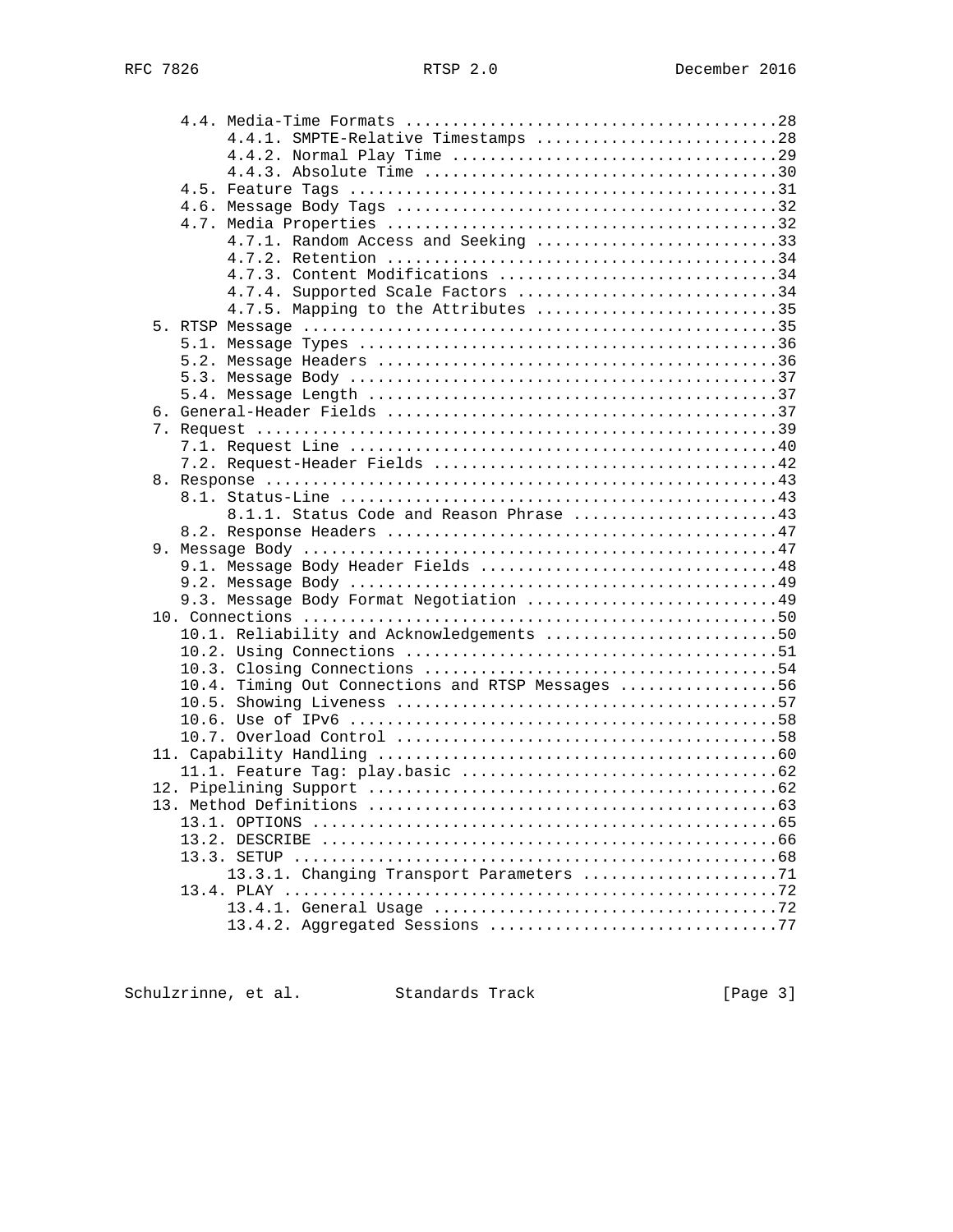```
   4.4. Media-Time Formats .........................................28
        4.4.1. SMPTE-Relative Timestamps ...........................28
        4.4.2. Normal Play Time ....................................29
        4.4.3. Absolute Time .......................................30
   4.5. Feature Tags ...............................................31
   4.6. Message Body Tags ..........................................32
   4.7. Media Properties ...........................................32
        4.7.1. Random Access and Seeking ...........................33
        4.7.2. Retention ...........................................34
        4.7.3. Content Modifications ...............................34
        4.7.4. Supported Scale Factors .............................34
        4.7.5. Mapping to the Attributes ...........................35
5. RTSP Message ....................................................35
   5.1. Message Types ..............................................36
   5.2. Message Headers ............................................36
   5.3. Message Body ...............................................37
   5.4. Message Length .............................................37
6. General-Header Fields ...........................................37
7. Request .........................................................39
   7.1. Request Line ...............................................40
   7.2. Request-Header Fields ......................................42
8. Response ........................................................43
   8.1. Status-Line ................................................43
        8.1.1. Status Code and Reason Phrase .......................43
   8.2. Response Headers ...........................................47
9. Message Body ....................................................47
   9.1. Message Body Header Fields .................................48
   9.2. Message Body ...............................................49
   9.3. Message Body Format Negotiation ............................49
10. Connections ....................................................50
   10.1. Reliability and Acknowledgements ..........................50
   10.2. Using Connections .........................................51
   10.3. Closing Connections .......................................54
   10.4. Timing Out Connections and RTSP Messages ..................56
   10.5. Showing Liveness ..........................................57
   10.6. Use of IPv6 ...............................................58
   10.7. Overload Control ..........................................58
11. Capability Handling ............................................60
   11.1. Feature Tag: play.basic ...................................62
12. Pipelining Support .............................................62
13. Method Definitions .............................................63
   13.1. OPTIONS ...................................................65
   13.2. DESCRIBE ..................................................66
   13.3. SETUP .....................................................68
        13.3.1. Changing Transport Parameters ......................71
   13.4. PLAY ......................................................72
        13.4.1. General Usage ......................................72
        13.4.2. Aggregated Sessions ................................77
```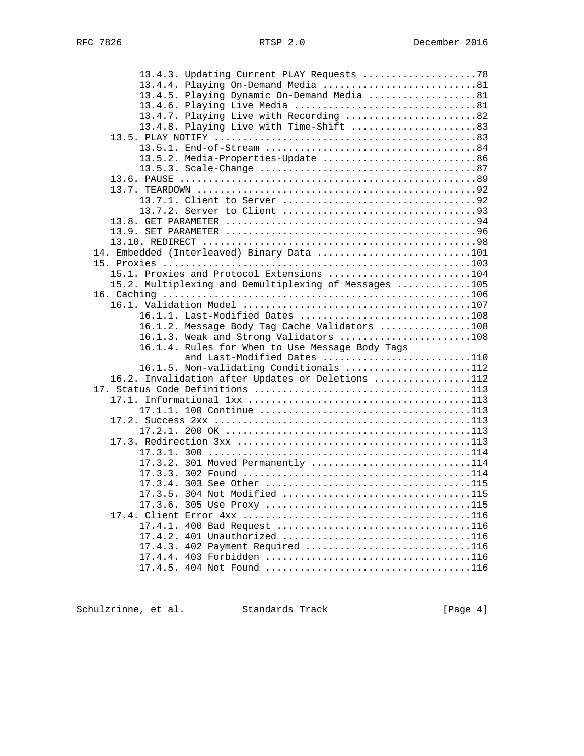```
         13.4.3. Updating Current PLAY Requests ....................78
         13.4.4. Playing On-Demand Media ...........................81
         13.4.5. Playing Dynamic On-Demand Media ...................81
         13.4.6. Playing Live Media ................................81
         13.4.7. Playing Live with Recording .......................82
         13.4.8. Playing Live with Time-Shift ......................83
    13.5. PLAY_NOTIFY ..............................................83
         13.5.1. End-of-Stream .....................................84
         13.5.2. Media-Properties-Update ...........................86
         13.5.3. Scale-Change ......................................87
    13.6. PAUSE ....................................................89
    13.7. TEARDOWN .................................................92
         13.7.1. Client to Server ..................................92
         13.7.2. Server to Client ..................................93
    13.8. GET_PARAMETER ............................................94
    13.9. SET_PARAMETER ............................................96
    13.10. REDIRECT ................................................98
14. Embedded (Interleaved) Binary Data ............................101
15. Proxies .......................................................103
    15.1. Proxies and Protocol Extensions .........................104
    15.2. Multiplexing and Demultiplexing of Messages .............105
16. Caching .......................................................106
    16.1. Validation Model ........................................107
         16.1.1. Last-Modified Dates ..............................108
         16.1.2. Message Body Tag Cache Validators ................108
         16.1.3. Weak and Strong Validators .......................108
         16.1.4. Rules for When to Use Message Body Tags
                 and Last-Modified Dates ..........................110
         16.1.5. Non-validating Conditionals ......................112
    16.2. Invalidation after Updates or Deletions .................112
17. Status Code Definitions .......................................113
    17.1. Informational 1xx .......................................113
         17.1.1. 100 Continue .....................................113
    17.2. Success 2xx .............................................113
         17.2.1. 200 OK ...........................................113
    17.3. Redirection 3xx .........................................113
         17.3.1. 300 ..............................................114
         17.3.2. 301 Moved Permanently ............................114
         17.3.3. 302 Found ........................................114
         17.3.4. 303 See Other ....................................115
         17.3.5. 304 Not Modified .................................115
         17.3.6. 305 Use Proxy ....................................115
    17.4. Client Error 4xx ........................................116
         17.4.1. 400 Bad Request ..................................116
         17.4.2. 401 Unauthorized .................................116
         17.4.3. 402 Payment Required .............................116
         17.4.4. 403 Forbidden ....................................116
         17.4.5. 404 Not Found ....................................116
```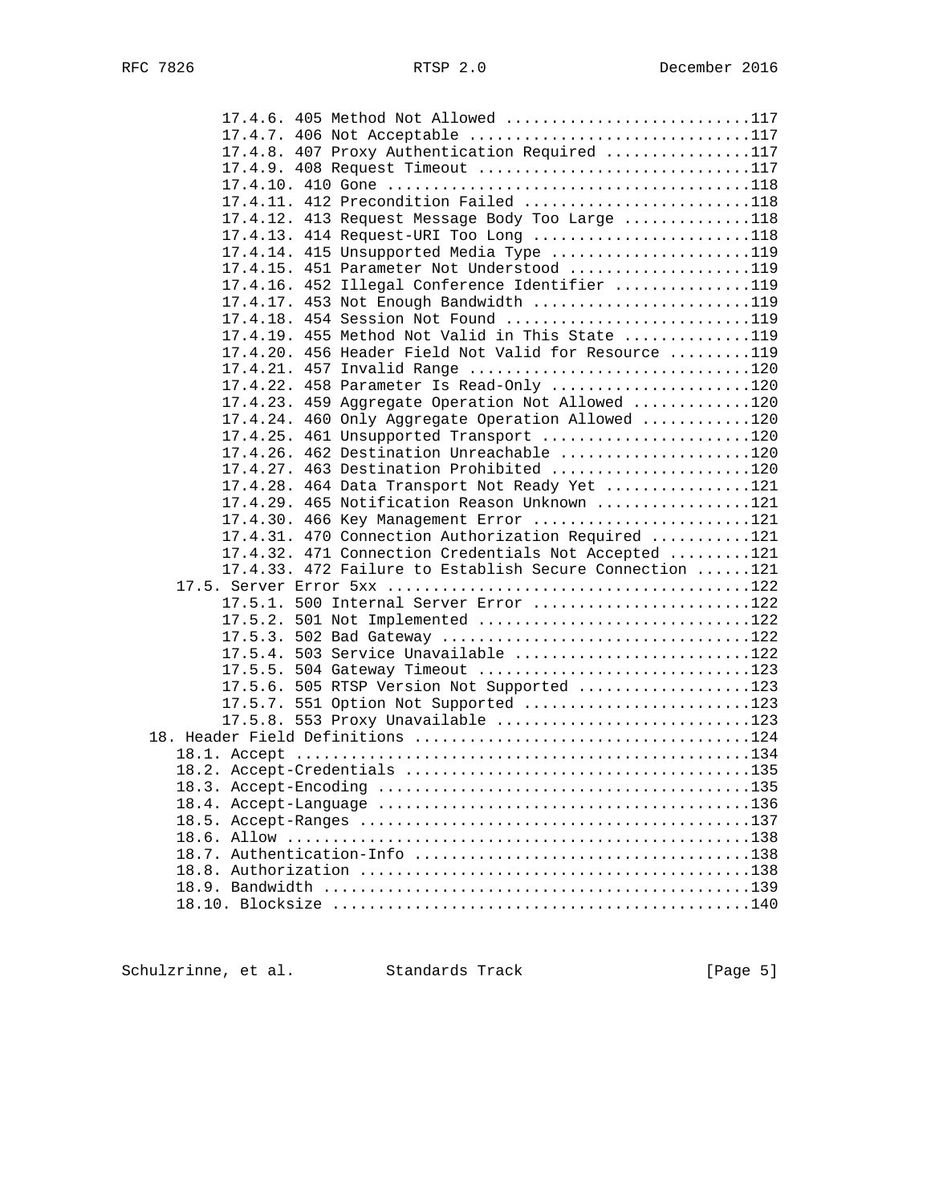```
         17.4.6. 405 Method Not Allowed ...........................117
         17.4.7. 406 Not Acceptable ...............................117
         17.4.8. 407 Proxy Authentication Required ................117
         17.4.9. 408 Request Timeout ..............................117
         17.4.10. 410 Gone ........................................118
         17.4.11. 412 Precondition Failed .........................118
         17.4.12. 413 Request Message Body Too Large ..............118
         17.4.13. 414 Request-URI Too Long ........................118
         17.4.14. 415 Unsupported Media Type ......................119
         17.4.15. 451 Parameter Not Understood ....................119
         17.4.16. 452 Illegal Conference Identifier ...............119
         17.4.17. 453 Not Enough Bandwidth ........................119
         17.4.18. 454 Session Not Found ...........................119
         17.4.19. 455 Method Not Valid in This State ..............119
         17.4.20. 456 Header Field Not Valid for Resource .........119
         17.4.21. 457 Invalid Range ...............................120
         17.4.22. 458 Parameter Is Read-Only ......................120
         17.4.23. 459 Aggregate Operation Not Allowed .............120
         17.4.24. 460 Only Aggregate Operation Allowed ............120
         17.4.25. 461 Unsupported Transport .......................120
         17.4.26. 462 Destination Unreachable .....................120
         17.4.27. 463 Destination Prohibited ......................120
         17.4.28. 464 Data Transport Not Ready Yet ................121
         17.4.29. 465 Notification Reason Unknown .................121
         17.4.30. 466 Key Management Error ........................121
         17.4.31. 470 Connection Authorization Required ...........121
         17.4.32. 471 Connection Credentials Not Accepted .........121
         17.4.33. 472 Failure to Establish Secure Connection ......121
    17.5. Server Error 5xx .......................................122
         17.5.1. 500 Internal Server Error ........................122
         17.5.2. 501 Not Implemented ..............................122
         17.5.3. 502 Bad Gateway ..................................122
         17.5.4. 503 Service Unavailable ..........................122
         17.5.5. 504 Gateway Timeout ..............................123
         17.5.6. 505 RTSP Version Not Supported ...................123
         17.5.7. 551 Option Not Supported .........................123
         17.5.8. 553 Proxy Unavailable ............................123
 18. Header Field Definitions .....................................124
    18.1. Accept .................................................134
    18.2. Accept-Credentials .....................................135
    18.3. Accept-Encoding ........................................135
    18.4. Accept-Language ........................................136
    18.5. Accept-Ranges ..........................................137
    18.6. Allow ..................................................138
    18.7. Authentication-Info ....................................138
    18.8. Authorization ..........................................138
    18.9. Bandwidth ..............................................139
    18.10. Blocksize .............................................140
```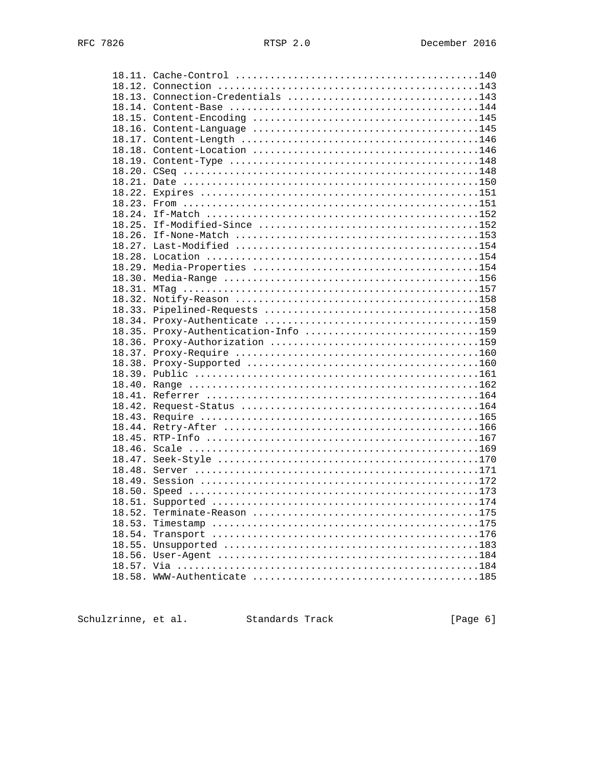```
      18.11. Cache-Control ..........................................140
      18.12. Connection .............................................143
      18.13. Connection-Credentials .................................143
      18.14. Content-Base ...........................................144
      18.15. Content-Encoding .......................................145
      18.16. Content-Language .......................................145
      18.17. Content-Length .........................................146
      18.18. Content-Location .......................................146
      18.19. Content-Type ...........................................148
      18.20. CSeq ...................................................148
      18.21. Date ...................................................150
      18.22. Expires ................................................151
      18.23. From ...................................................151
      18.24. If-Match ...............................................152
      18.25. If-Modified-Since ......................................152
      18.26. If-None-Match ..........................................153
      18.27. Last-Modified ..........................................154
      18.28. Location ...............................................154
      18.29. Media-Properties .......................................154
      18.30. Media-Range ............................................156
      18.31. MTag ...................................................157
      18.32. Notify-Reason ..........................................158
      18.33. Pipelined-Requests .....................................158
      18.34. Proxy-Authenticate .....................................159
      18.35. Proxy-Authentication-Info ..............................159
      18.36. Proxy-Authorization ....................................159
      18.37. Proxy-Require ..........................................160
      18.38. Proxy-Supported ........................................160
      18.39. Public .................................................161
      18.40. Range ..................................................162
      18.41. Referrer ...............................................164
      18.42. Request-Status .........................................164
      18.43. Require ................................................165
      18.44. Retry-After ............................................166
      18.45. RTP-Info ...............................................167
      18.46. Scale ..................................................169
      18.47. Seek-Style .............................................170
      18.48. Server .................................................171
      18.49. Session ................................................172
      18.50. Speed ..................................................173
      18.51. Supported ..............................................174
      18.52. Terminate-Reason .......................................175
      18.53. Timestamp ..............................................175
      18.54. Transport ..............................................176
      18.55. Unsupported ............................................183
      18.56. User-Agent .............................................184
      18.57. Via ....................................................184
      18.58. WWW-Authenticate .......................................185
```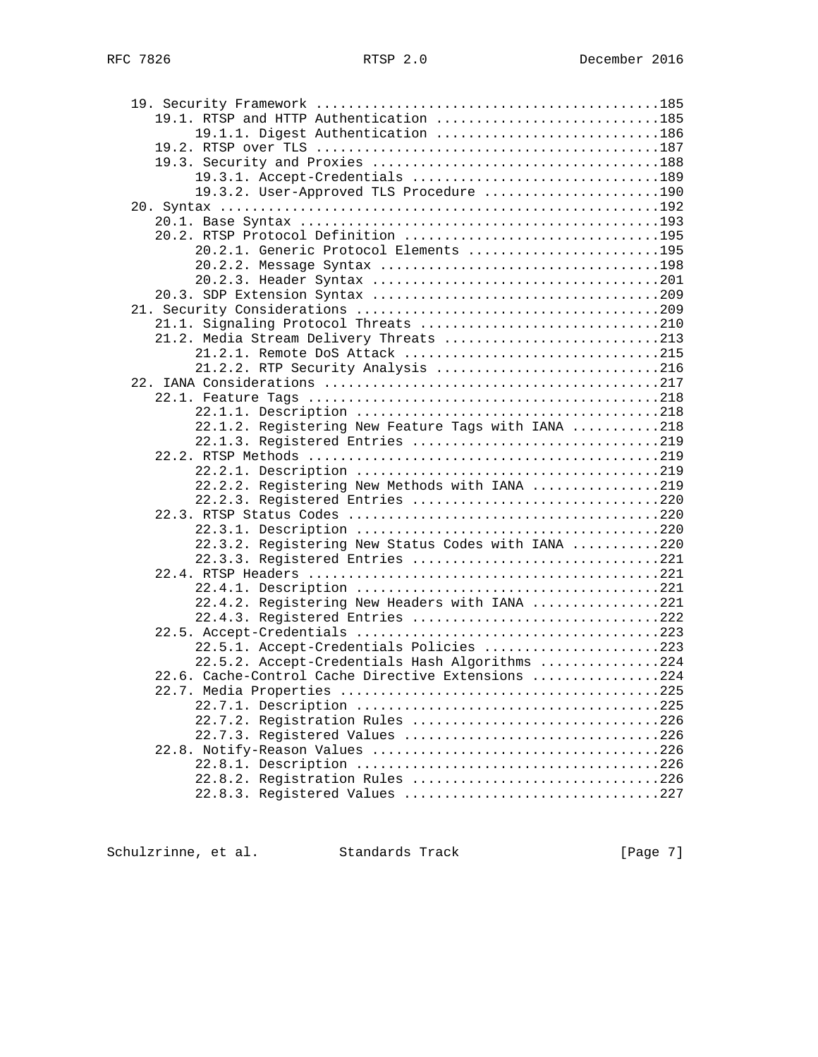```
   19. Security Framework ..........................................185
      19.1. RTSP and HTTP Authentication ...........................185
           19.1.1. Digest Authentication ...........................186
      19.2. RTSP over TLS ..........................................187
      19.3. Security and Proxies ...................................188
           19.3.1. Accept-Credentials ..............................189
           19.3.2. User-Approved TLS Procedure .....................190
   20. Syntax ......................................................192
      20.1. Base Syntax ............................................193
      20.2. RTSP Protocol Definition ...............................195
           20.2.1. Generic Protocol Elements .......................195
           20.2.2. Message Syntax ..................................198
           20.2.3. Header Syntax ...................................201
      20.3. SDP Extension Syntax ...................................209
   21. Security Considerations .....................................209
      21.1. Signaling Protocol Threats .............................210
      21.2. Media Stream Delivery Threats ..........................213
           21.2.1. Remote DoS Attack ...............................215
           21.2.2. RTP Security Analysis ...........................216
   22. IANA Considerations .........................................217
      22.1. Feature Tags ...........................................218
           22.1.1. Description .....................................218
           22.1.2. Registering New Feature Tags with IANA ..........218
           22.1.3. Registered Entries ..............................219
      22.2. RTSP Methods ...........................................219
           22.2.1. Description .....................................219
           22.2.2. Registering New Methods with IANA ...............219
           22.2.3. Registered Entries ..............................220
      22.3. RTSP Status Codes ......................................220
           22.3.1. Description .....................................220
           22.3.2. Registering New Status Codes with IANA ..........220
           22.3.3. Registered Entries ..............................221
      22.4. RTSP Headers ...........................................221
           22.4.1. Description .....................................221
           22.4.2. Registering New Headers with IANA ...............221
           22.4.3. Registered Entries ..............................222
      22.5. Accept-Credentials .....................................223
           22.5.1. Accept-Credentials Policies .....................223
           22.5.2. Accept-Credentials Hash Algorithms ..............224
      22.6. Cache-Control Cache Directive Extensions ...............224
      22.7. Media Properties .......................................225
           22.7.1. Description .....................................225
           22.7.2. Registration Rules ..............................226
           22.7.3. Registered Values ...............................226
      22.8. Notify-Reason Values ...................................226
           22.8.1. Description .....................................226
           22.8.2. Registration Rules ..............................226
           22.8.3. Registered Values ...............................227
```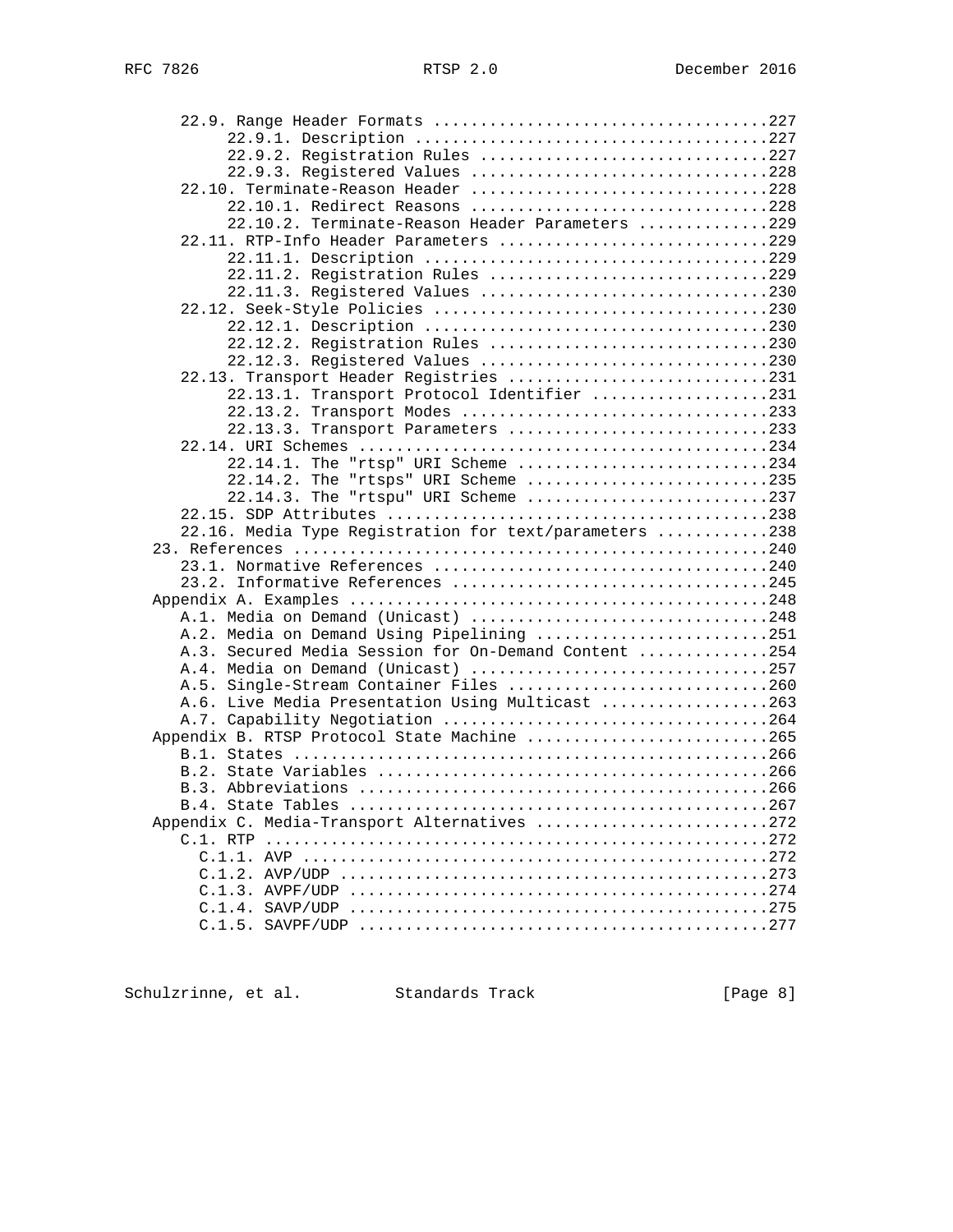```
      22.9. Range Header Formats ....................................227
           22.9.1. Description ......................................227
           22.9.2. Registration Rules ...............................227
           22.9.3. Registered Values ................................228
      22.10. Terminate-Reason Header ................................228
           22.10.1. Redirect Reasons ................................228
           22.10.2. Terminate-Reason Header Parameters ..............229
      22.11. RTP-Info Header Parameters .............................229
           22.11.1. Description .....................................229
           22.11.2. Registration Rules ..............................229
           22.11.3. Registered Values ...............................230
      22.12. Seek-Style Policies ....................................230
           22.12.1. Description .....................................230
           22.12.2. Registration Rules ..............................230
           22.12.3. Registered Values ...............................230
      22.13. Transport Header Registries ............................231
           22.13.1. Transport Protocol Identifier ...................231
           22.13.2. Transport Modes .................................233
           22.13.3. Transport Parameters ............................233
      22.14. URI Schemes ............................................234
           22.14.1. The "rtsp" URI Scheme ...........................234
           22.14.2. The "rtsps" URI Scheme ..........................235
           22.14.3. The "rtspu" URI Scheme ..........................237
      22.15. SDP Attributes .........................................238
      22.16. Media Type Registration for text/parameters ............238
   23. References ...................................................240
      23.1. Normative References ....................................240
      23.2. Informative References ..................................245
   Appendix A. Examples .............................................248
      A.1. Media on Demand (Unicast) ................................248
      A.2. Media on Demand Using Pipelining .........................251
      A.3. Secured Media Session for On-Demand Content ..............254
      A.4. Media on Demand (Unicast) ................................257
      A.5. Single-Stream Container Files ............................260
      A.6. Live Media Presentation Using Multicast ..................263
      A.7. Capability Negotiation ...................................264
   Appendix B. RTSP Protocol State Machine ..........................265
      B.1. States ...................................................266
      B.2. State Variables ..........................................266
      B.3. Abbreviations ............................................266
      B.4. State Tables .............................................267
   Appendix C. Media-Transport Alternatives .........................272
      C.1. RTP ......................................................272
        C.1.1. AVP ..................................................272
        C.1.2. AVP/UDP ..............................................273
        C.1.3. AVPF/UDP .............................................274
        C.1.4. SAVP/UDP .............................................275
        C.1.5. SAVPF/UDP ............................................277
```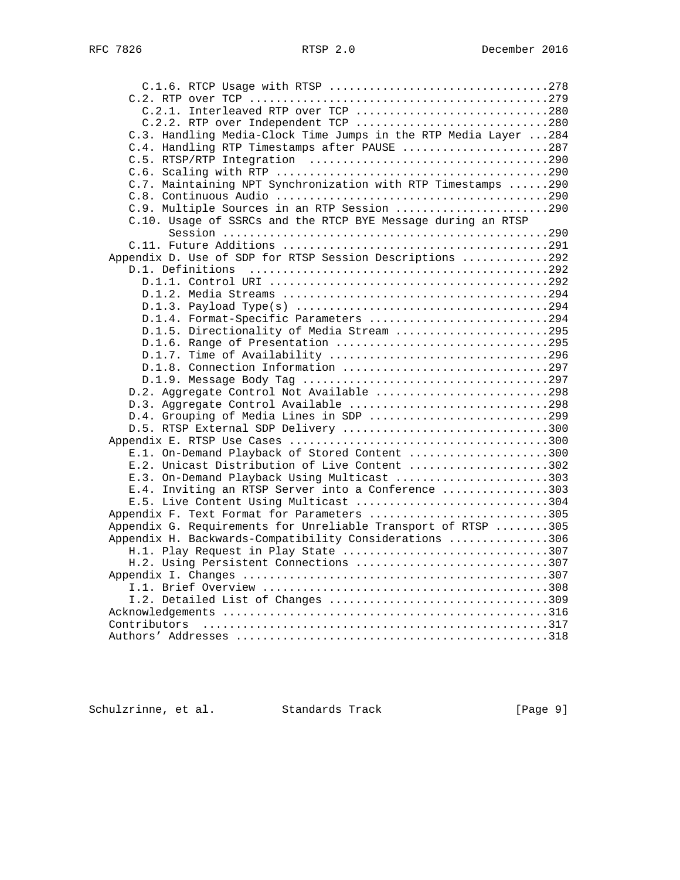```
      C.1.6. RTCP Usage with RTSP ................................278
   C.2. RTP over TCP .............................................279
      C.2.1. Interleaved RTP over TCP ............................280
      C.2.2. RTP over Independent TCP ............................280
   C.3. Handling Media-Clock Time Jumps in the RTP Media Layer ...284
   C.4. Handling RTP Timestamps after PAUSE ......................287
   C.5. RTSP/RTP Integration  ....................................290
   C.6. Scaling with RTP .........................................290
   C.7. Maintaining NPT Synchronization with RTP Timestamps ......290
   C.8. Continuous Audio .........................................290
   C.9. Multiple Sources in an RTP Session .......................290
   C.10. Usage of SSRCs and the RTCP BYE Message during an RTSP
         Session .................................................290
   C.11. Future Additions ........................................291
Appendix D. Use of SDP for RTSP Session Descriptions .............292
   D.1. Definitions  .............................................292
      D.1.1. Control URI .........................................292
      D.1.2. Media Streams .......................................294
      D.1.3. Payload Type(s) .....................................294
      D.1.4. Format-Specific Parameters ..........................294
      D.1.5. Directionality of Media Stream ......................295
      D.1.6. Range of Presentation ...............................295
      D.1.7. Time of Availability ................................296
      D.1.8. Connection Information ..............................297
      D.1.9. Message Body Tag ....................................297
   D.2. Aggregate Control Not Available ..........................298
   D.3. Aggregate Control Available ..............................298
   D.4. Grouping of Media Lines in SDP ...........................299
   D.5. RTSP External SDP Delivery ...............................300
Appendix E. RTSP Use Cases .......................................300
   E.1. On-Demand Playback of Stored Content .....................300
   E.2. Unicast Distribution of Live Content .....................302
   E.3. On-Demand Playback Using Multicast .......................303
   E.4. Inviting an RTSP Server into a Conference ................303
   E.5. Live Content Using Multicast .............................304
Appendix F. Text Format for Parameters ...........................305
Appendix G. Requirements for Unreliable Transport of RTSP ........305
Appendix H. Backwards-Compatibility Considerations ...............306
   H.1. Play Request in Play State ...............................307
   H.2. Using Persistent Connections .............................307
Appendix I. Changes ..............................................307
   I.1. Brief Overview ...........................................308
   I.2. Detailed List of Changes .................................309
Acknowledgements .................................................316
Contributors  ....................................................317
Authors' Addresses ...............................................318
```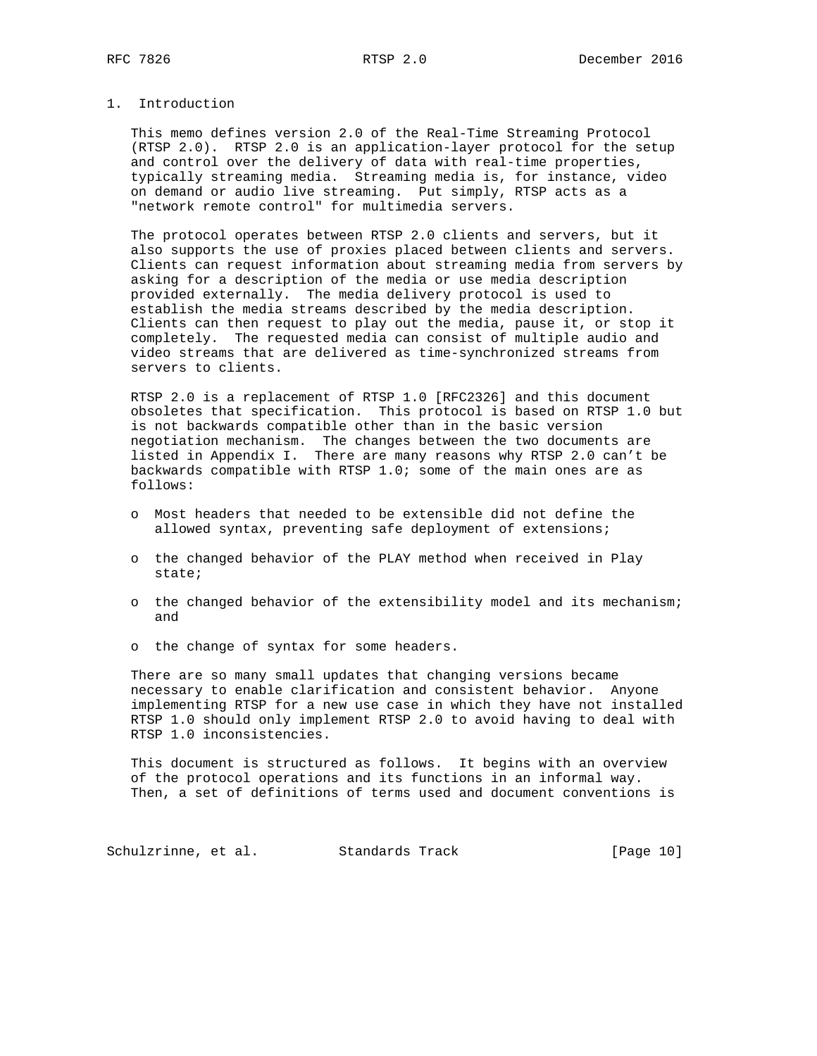# 1. Introduction

This memo defines version 2.0 of the Real-Time Streaming Protocol (RTSP 2.0). RTSP 2.0 is an application-layer protocol for the setup and control over the delivery of data with real-time properties, typically streaming media. Streaming media is, for instance, video on demand or audio live streaming. Put simply, RTSP acts as a "network remote control" for multimedia servers.

The protocol operates between RTSP 2.0 clients and servers, but it also supports the use of proxies placed between clients and servers. Clients can request information about streaming media from servers by asking for a description of the media or use media description provided externally. The media delivery protocol is used to establish the media streams described by the media description. Clients can then request to play out the media, pause it, or stop it completely. The requested media can consist of multiple audio and video streams that are delivered as time-synchronized streams from servers to clients.

RTSP 2.0 is a replacement of RTSP 1.0 [RFC2326] and this document obsoletes that specification. This protocol is based on RTSP 1.0 but is not backwards compatible other than in the basic version negotiation mechanism. The changes between the two documents are listed in Appendix I. There are many reasons why RTSP 2.0 can't be backwards compatible with RTSP 1.0; some of the main ones are as follows:

- Most headers that needed to be extensible did not define the allowed syntax, preventing safe deployment of extensions;
- the changed behavior of the PLAY method when received in Play state;
- the changed behavior of the extensibility model and its mechanism; and
- the change of syntax for some headers.

There are so many small updates that changing versions became necessary to enable clarification and consistent behavior. Anyone implementing RTSP for a new use case in which they have not installed RTSP 1.0 should only implement RTSP 2.0 to avoid having to deal with RTSP 1.0 inconsistencies.

This document is structured as follows. It begins with an overview of the protocol operations and its functions in an informal way. Then, a set of definitions of terms used and document conventions is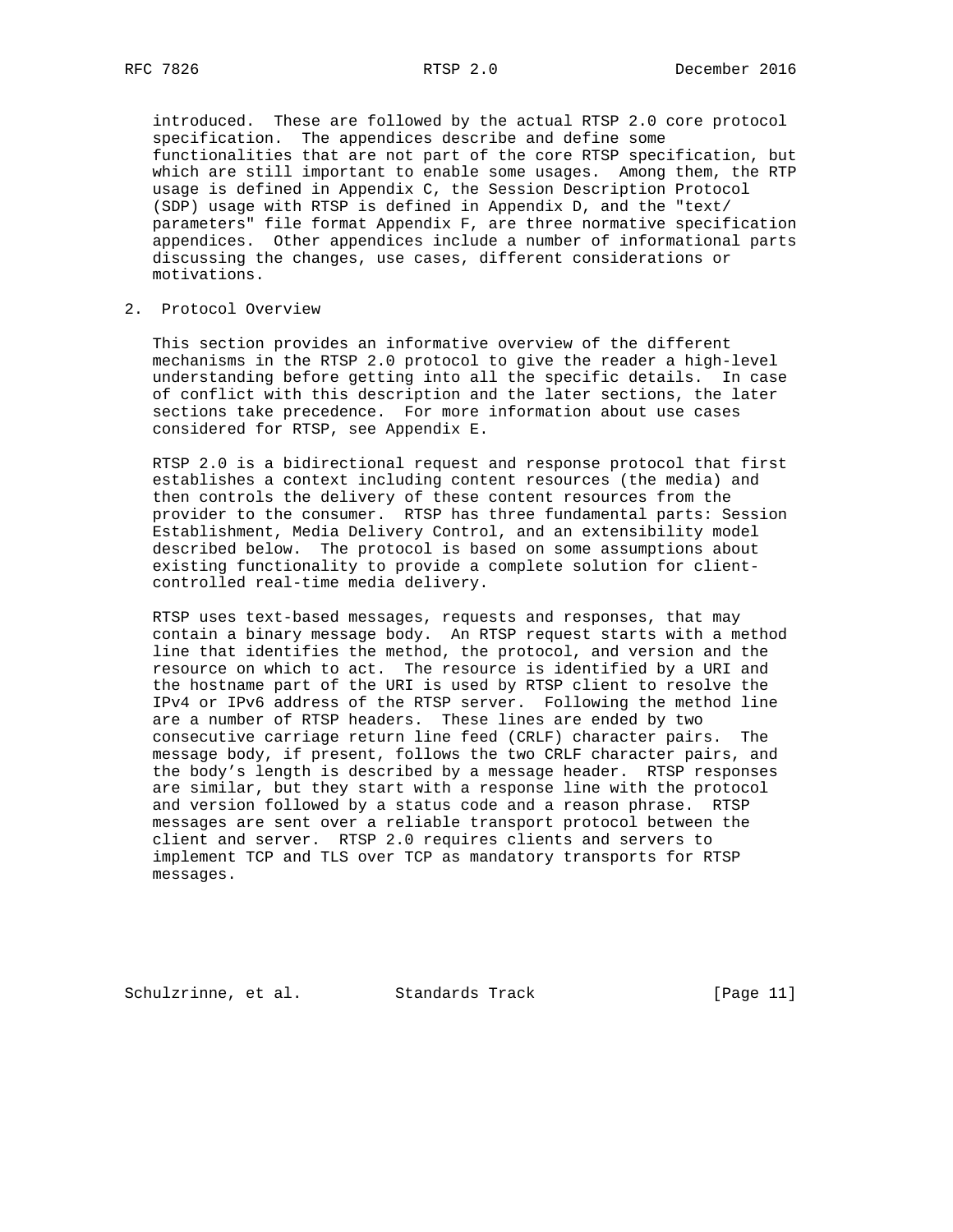introduced. These are followed by the actual RTSP 2.0 core protocol specification. The appendices describe and define some functionalities that are not part of the core RTSP specification, but which are still important to enable some usages. Among them, the RTP usage is defined in Appendix C, the Session Description Protocol (SDP) usage with RTSP is defined in Appendix D, and the "text/parameters" file format Appendix F, are three normative specification appendices. Other appendices include a number of informational parts discussing the changes, use cases, different considerations or motivations.

## 2. Protocol Overview

This section provides an informative overview of the different mechanisms in the RTSP 2.0 protocol to give the reader a high-level understanding before getting into all the specific details. In case of conflict with this description and the later sections, the later sections take precedence. For more information about use cases considered for RTSP, see Appendix E.

RTSP 2.0 is a bidirectional request and response protocol that first establishes a context including content resources (the media) and then controls the delivery of these content resources from the provider to the consumer. RTSP has three fundamental parts: Session Establishment, Media Delivery Control, and an extensibility model described below. The protocol is based on some assumptions about existing functionality to provide a complete solution for client-controlled real-time media delivery.

RTSP uses text-based messages, requests and responses, that may contain a binary message body. An RTSP request starts with a method line that identifies the method, the protocol, and version and the resource on which to act. The resource is identified by a URI and the hostname part of the URI is used by RTSP client to resolve the IPv4 or IPv6 address of the RTSP server. Following the method line are a number of RTSP headers. These lines are ended by two consecutive carriage return line feed (CRLF) character pairs. The message body, if present, follows the two CRLF character pairs, and the body's length is described by a message header. RTSP responses are similar, but they start with a response line with the protocol and version followed by a status code and a reason phrase. RTSP messages are sent over a reliable transport protocol between the client and server. RTSP 2.0 requires clients and servers to implement TCP and TLS over TCP as mandatory transports for RTSP messages.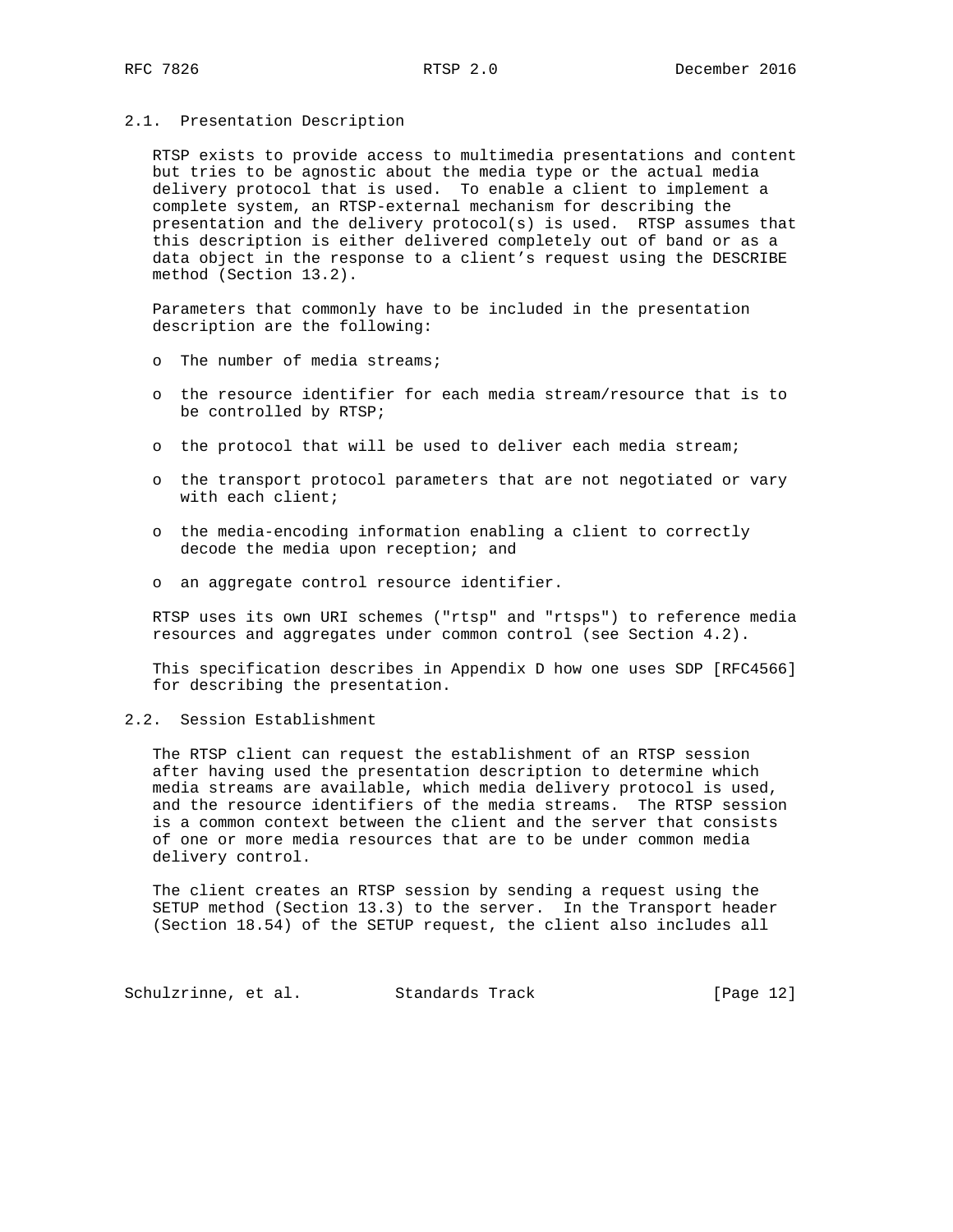## 2.1. Presentation Description

RTSP exists to provide access to multimedia presentations and content but tries to be agnostic about the media type or the actual media delivery protocol that is used. To enable a client to implement a complete system, an RTSP-external mechanism for describing the presentation and the delivery protocol(s) is used. RTSP assumes that this description is either delivered completely out of band or as a data object in the response to a client's request using the DESCRIBE method (Section 13.2).

Parameters that commonly have to be included in the presentation description are the following:

- The number of media streams;
- the resource identifier for each media stream/resource that is to be controlled by RTSP;
- the protocol that will be used to deliver each media stream;
- the transport protocol parameters that are not negotiated or vary with each client;
- the media-encoding information enabling a client to correctly decode the media upon reception; and
- an aggregate control resource identifier.

RTSP uses its own URI schemes ("rtsp" and "rtsps") to reference media resources and aggregates under common control (see Section 4.2).

This specification describes in Appendix D how one uses SDP [RFC4566] for describing the presentation.

## 2.2. Session Establishment

The RTSP client can request the establishment of an RTSP session after having used the presentation description to determine which media streams are available, which media delivery protocol is used, and the resource identifiers of the media streams. The RTSP session is a common context between the client and the server that consists of one or more media resources that are to be under common media delivery control.

The client creates an RTSP session by sending a request using the SETUP method (Section 13.3) to the server. In the Transport header (Section 18.54) of the SETUP request, the client also includes all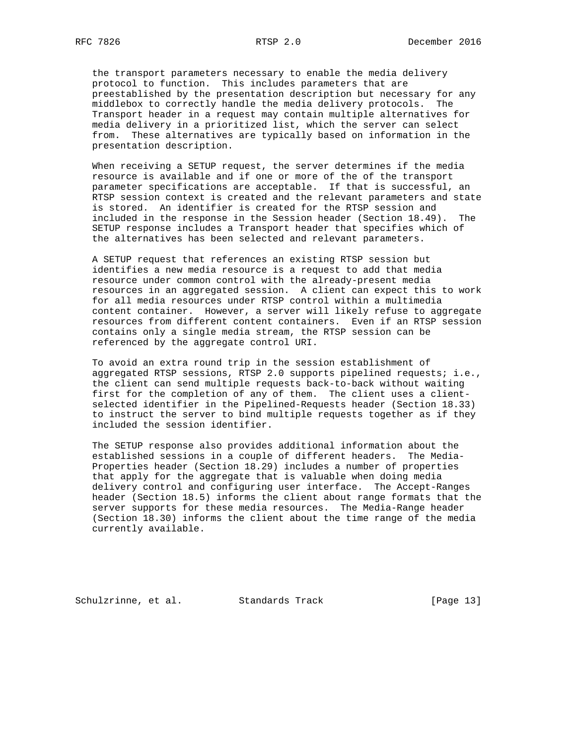the transport parameters necessary to enable the media delivery protocol to function. This includes parameters that are preestablished by the presentation description but necessary for any middlebox to correctly handle the media delivery protocols. The Transport header in a request may contain multiple alternatives for media delivery in a prioritized list, which the server can select from. These alternatives are typically based on information in the presentation description.

When receiving a SETUP request, the server determines if the media resource is available and if one or more of the of the transport parameter specifications are acceptable. If that is successful, an RTSP session context is created and the relevant parameters and state is stored. An identifier is created for the RTSP session and included in the response in the Session header (Section 18.49). The SETUP response includes a Transport header that specifies which of the alternatives has been selected and relevant parameters.

A SETUP request that references an existing RTSP session but identifies a new media resource is a request to add that media resource under common control with the already-present media resources in an aggregated session. A client can expect this to work for all media resources under RTSP control within a multimedia content container. However, a server will likely refuse to aggregate resources from different content containers. Even if an RTSP session contains only a single media stream, the RTSP session can be referenced by the aggregate control URI.

To avoid an extra round trip in the session establishment of aggregated RTSP sessions, RTSP 2.0 supports pipelined requests; i.e., the client can send multiple requests back-to-back without waiting first for the completion of any of them. The client uses a client-selected identifier in the Pipelined-Requests header (Section 18.33) to instruct the server to bind multiple requests together as if they included the session identifier.

The SETUP response also provides additional information about the established sessions in a couple of different headers. The Media-Properties header (Section 18.29) includes a number of properties that apply for the aggregate that is valuable when doing media delivery control and configuring user interface. The Accept-Ranges header (Section 18.5) informs the client about range formats that the server supports for these media resources. The Media-Range header (Section 18.30) informs the client about the time range of the media currently available.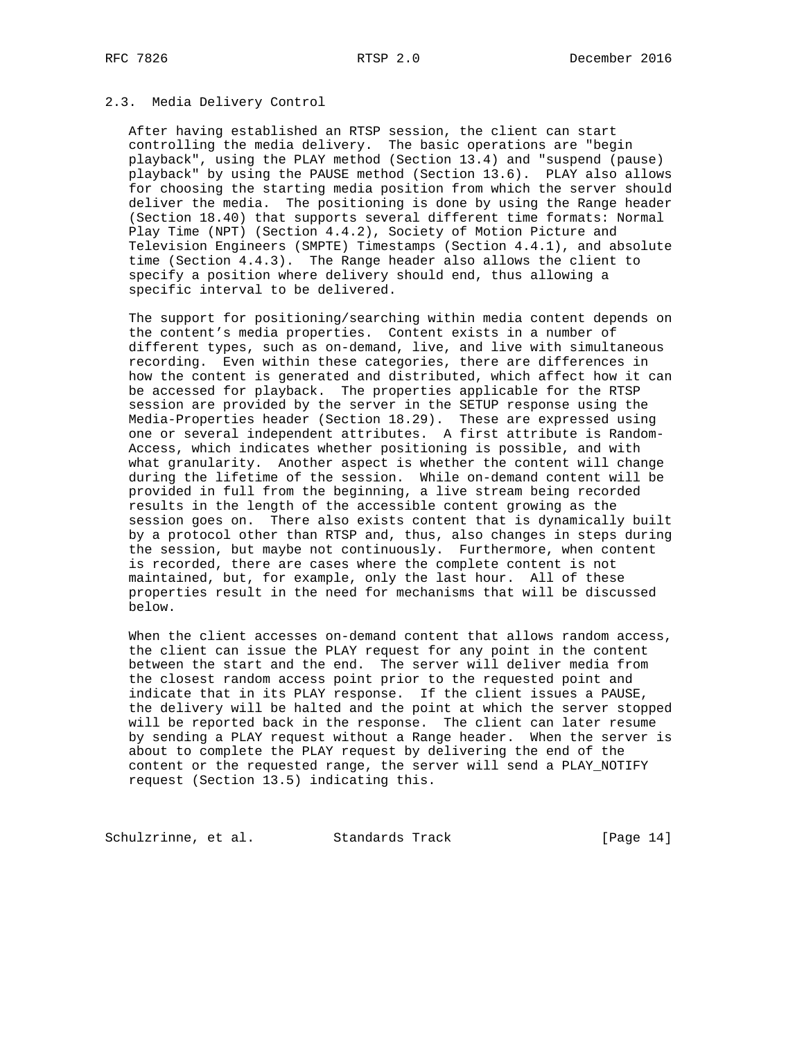## 2.3. Media Delivery Control

After having established an RTSP session, the client can start controlling the media delivery. The basic operations are "begin playback", using the PLAY method (Section 13.4) and "suspend (pause) playback" by using the PAUSE method (Section 13.6). PLAY also allows for choosing the starting media position from which the server should deliver the media. The positioning is done by using the Range header (Section 18.40) that supports several different time formats: Normal Play Time (NPT) (Section 4.4.2), Society of Motion Picture and Television Engineers (SMPTE) Timestamps (Section 4.4.1), and absolute time (Section 4.4.3). The Range header also allows the client to specify a position where delivery should end, thus allowing a specific interval to be delivered.

The support for positioning/searching within media content depends on the content's media properties. Content exists in a number of different types, such as on-demand, live, and live with simultaneous recording. Even within these categories, there are differences in how the content is generated and distributed, which affect how it can be accessed for playback. The properties applicable for the RTSP session are provided by the server in the SETUP response using the Media-Properties header (Section 18.29). These are expressed using one or several independent attributes. A first attribute is Random-Access, which indicates whether positioning is possible, and with what granularity. Another aspect is whether the content will change during the lifetime of the session. While on-demand content will be provided in full from the beginning, a live stream being recorded results in the length of the accessible content growing as the session goes on. There also exists content that is dynamically built by a protocol other than RTSP and, thus, also changes in steps during the session, but maybe not continuously. Furthermore, when content is recorded, there are cases where the complete content is not maintained, but, for example, only the last hour. All of these properties result in the need for mechanisms that will be discussed below.

When the client accesses on-demand content that allows random access, the client can issue the PLAY request for any point in the content between the start and the end. The server will deliver media from the closest random access point prior to the requested point and indicate that in its PLAY response. If the client issues a PAUSE, the delivery will be halted and the point at which the server stopped will be reported back in the response. The client can later resume by sending a PLAY request without a Range header. When the server is about to complete the PLAY request by delivering the end of the content or the requested range, the server will send a PLAY_NOTIFY request (Section 13.5) indicating this.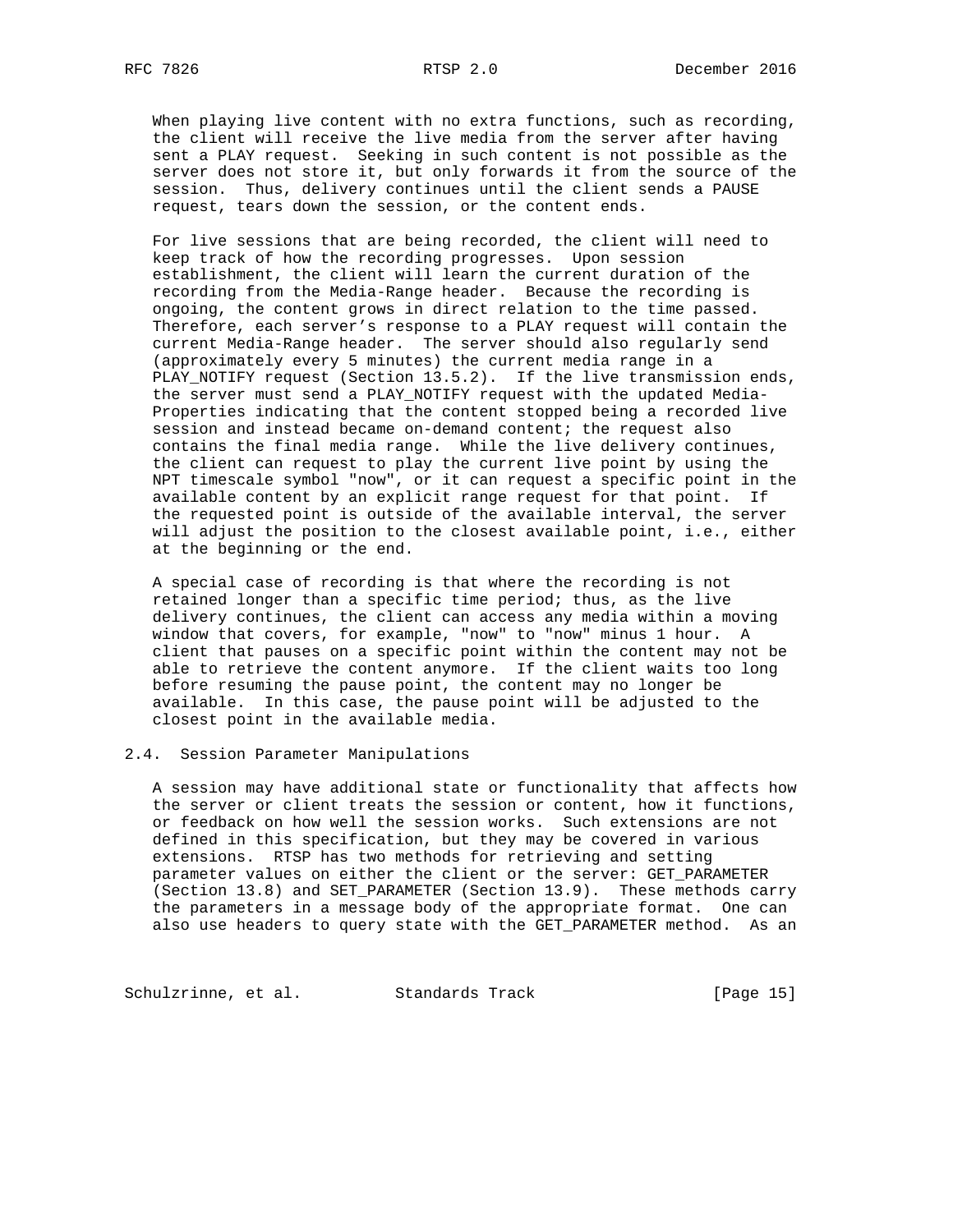When playing live content with no extra functions, such as recording, the client will receive the live media from the server after having sent a PLAY request. Seeking in such content is not possible as the server does not store it, but only forwards it from the source of the session. Thus, delivery continues until the client sends a PAUSE request, tears down the session, or the content ends.

For live sessions that are being recorded, the client will need to keep track of how the recording progresses. Upon session establishment, the client will learn the current duration of the recording from the Media-Range header. Because the recording is ongoing, the content grows in direct relation to the time passed. Therefore, each server's response to a PLAY request will contain the current Media-Range header. The server should also regularly send (approximately every 5 minutes) the current media range in a PLAY_NOTIFY request (Section 13.5.2). If the live transmission ends, the server must send a PLAY_NOTIFY request with the updated Media-Properties indicating that the content stopped being a recorded live session and instead became on-demand content; the request also contains the final media range. While the live delivery continues, the client can request to play the current live point by using the NPT timescale symbol "now", or it can request a specific point in the available content by an explicit range request for that point. If the requested point is outside of the available interval, the server will adjust the position to the closest available point, i.e., either at the beginning or the end.

A special case of recording is that where the recording is not retained longer than a specific time period; thus, as the live delivery continues, the client can access any media within a moving window that covers, for example, "now" to "now" minus 1 hour. A client that pauses on a specific point within the content may not be able to retrieve the content anymore. If the client waits too long before resuming the pause point, the content may no longer be available. In this case, the pause point will be adjusted to the closest point in the available media.

## 2.4. Session Parameter Manipulations

A session may have additional state or functionality that affects how the server or client treats the session or content, how it functions, or feedback on how well the session works. Such extensions are not defined in this specification, but they may be covered in various extensions. RTSP has two methods for retrieving and setting parameter values on either the client or the server: GET_PARAMETER (Section 13.8) and SET_PARAMETER (Section 13.9). These methods carry the parameters in a message body of the appropriate format. One can also use headers to query state with the GET_PARAMETER method. As an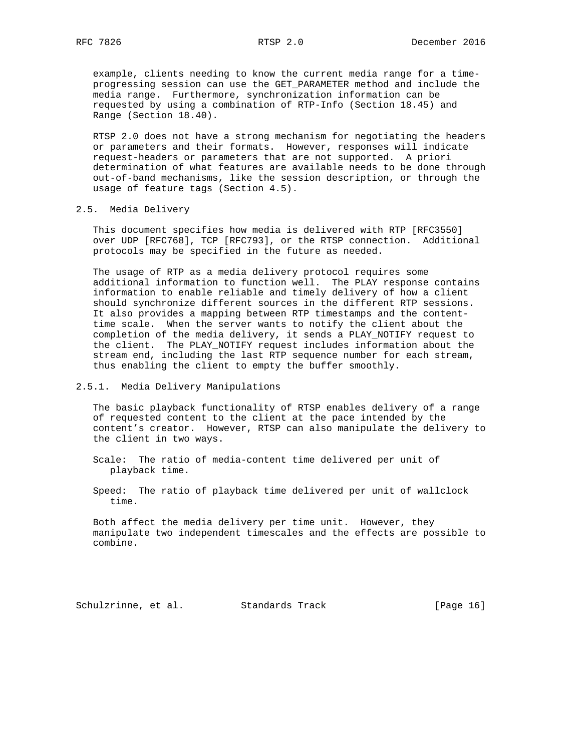example, clients needing to know the current media range for a time-progressing session can use the GET_PARAMETER method and include the media range. Furthermore, synchronization information can be requested by using a combination of RTP-Info (Section 18.45) and Range (Section 18.40).

RTSP 2.0 does not have a strong mechanism for negotiating the headers or parameters and their formats. However, responses will indicate request-headers or parameters that are not supported. A priori determination of what features are available needs to be done through out-of-band mechanisms, like the session description, or through the usage of feature tags (Section 4.5).

## 2.5. Media Delivery

This document specifies how media is delivered with RTP [RFC3550] over UDP [RFC768], TCP [RFC793], or the RTSP connection. Additional protocols may be specified in the future as needed.

The usage of RTP as a media delivery protocol requires some additional information to function well. The PLAY response contains information to enable reliable and timely delivery of how a client should synchronize different sources in the different RTP sessions. It also provides a mapping between RTP timestamps and the content-time scale. When the server wants to notify the client about the completion of the media delivery, it sends a PLAY_NOTIFY request to the client. The PLAY_NOTIFY request includes information about the stream end, including the last RTP sequence number for each stream, thus enabling the client to empty the buffer smoothly.

### 2.5.1. Media Delivery Manipulations

The basic playback functionality of RTSP enables delivery of a range of requested content to the client at the pace intended by the content's creator. However, RTSP can also manipulate the delivery to the client in two ways.

Scale: The ratio of media-content time delivered per unit of playback time.

Speed: The ratio of playback time delivered per unit of wallclock time.

Both affect the media delivery per time unit. However, they manipulate two independent timescales and the effects are possible to combine.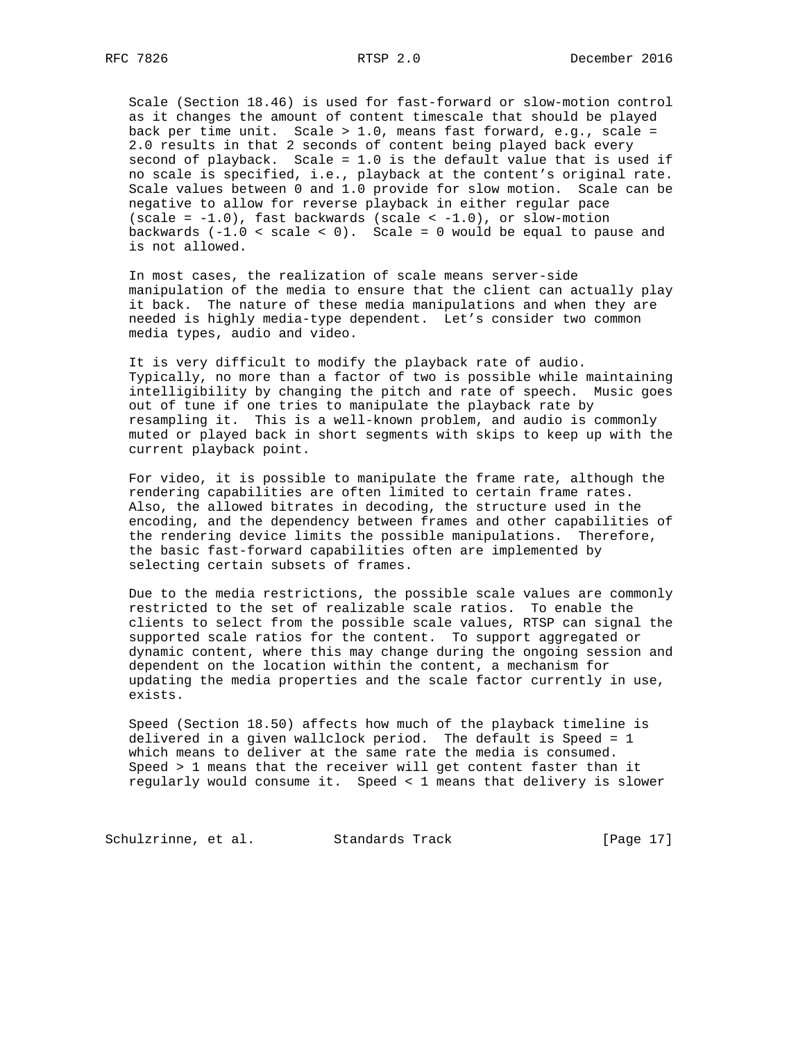Scale (Section 18.46) is used for fast-forward or slow-motion control as it changes the amount of content timescale that should be played back per time unit. Scale > 1.0, means fast forward, e.g., scale = 2.0 results in that 2 seconds of content being played back every second of playback. Scale = 1.0 is the default value that is used if no scale is specified, i.e., playback at the content's original rate. Scale values between 0 and 1.0 provide for slow motion. Scale can be negative to allow for reverse playback in either regular pace (scale = -1.0), fast backwards (scale < -1.0), or slow-motion backwards (-1.0 < scale < 0). Scale = 0 would be equal to pause and is not allowed.

In most cases, the realization of scale means server-side manipulation of the media to ensure that the client can actually play it back. The nature of these media manipulations and when they are needed is highly media-type dependent. Let's consider two common media types, audio and video.

It is very difficult to modify the playback rate of audio. Typically, no more than a factor of two is possible while maintaining intelligibility by changing the pitch and rate of speech. Music goes out of tune if one tries to manipulate the playback rate by resampling it. This is a well-known problem, and audio is commonly muted or played back in short segments with skips to keep up with the current playback point.

For video, it is possible to manipulate the frame rate, although the rendering capabilities are often limited to certain frame rates. Also, the allowed bitrates in decoding, the structure used in the encoding, and the dependency between frames and other capabilities of the rendering device limits the possible manipulations. Therefore, the basic fast-forward capabilities often are implemented by selecting certain subsets of frames.

Due to the media restrictions, the possible scale values are commonly restricted to the set of realizable scale ratios. To enable the clients to select from the possible scale values, RTSP can signal the supported scale ratios for the content. To support aggregated or dynamic content, where this may change during the ongoing session and dependent on the location within the content, a mechanism for updating the media properties and the scale factor currently in use, exists.

Speed (Section 18.50) affects how much of the playback timeline is delivered in a given wallclock period. The default is Speed = 1 which means to deliver at the same rate the media is consumed. Speed > 1 means that the receiver will get content faster than it regularly would consume it. Speed < 1 means that delivery is slower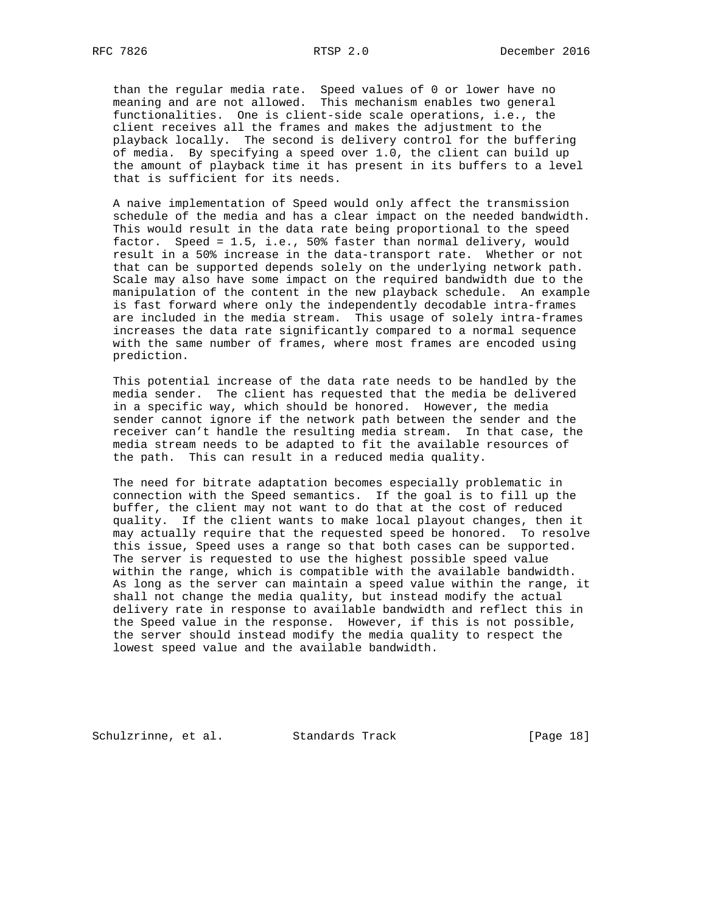than the regular media rate. Speed values of 0 or lower have no meaning and are not allowed. This mechanism enables two general functionalities. One is client-side scale operations, i.e., the client receives all the frames and makes the adjustment to the playback locally. The second is delivery control for the buffering of media. By specifying a speed over 1.0, the client can build up the amount of playback time it has present in its buffers to a level that is sufficient for its needs.

A naive implementation of Speed would only affect the transmission schedule of the media and has a clear impact on the needed bandwidth. This would result in the data rate being proportional to the speed factor. Speed = 1.5, i.e., 50% faster than normal delivery, would result in a 50% increase in the data-transport rate. Whether or not that can be supported depends solely on the underlying network path. Scale may also have some impact on the required bandwidth due to the manipulation of the content in the new playback schedule. An example is fast forward where only the independently decodable intra-frames are included in the media stream. This usage of solely intra-frames increases the data rate significantly compared to a normal sequence with the same number of frames, where most frames are encoded using prediction.

This potential increase of the data rate needs to be handled by the media sender. The client has requested that the media be delivered in a specific way, which should be honored. However, the media sender cannot ignore if the network path between the sender and the receiver can't handle the resulting media stream. In that case, the media stream needs to be adapted to fit the available resources of the path. This can result in a reduced media quality.

The need for bitrate adaptation becomes especially problematic in connection with the Speed semantics. If the goal is to fill up the buffer, the client may not want to do that at the cost of reduced quality. If the client wants to make local playout changes, then it may actually require that the requested speed be honored. To resolve this issue, Speed uses a range so that both cases can be supported. The server is requested to use the highest possible speed value within the range, which is compatible with the available bandwidth. As long as the server can maintain a speed value within the range, it shall not change the media quality, but instead modify the actual delivery rate in response to available bandwidth and reflect this in the Speed value in the response. However, if this is not possible, the server should instead modify the media quality to respect the lowest speed value and the available bandwidth.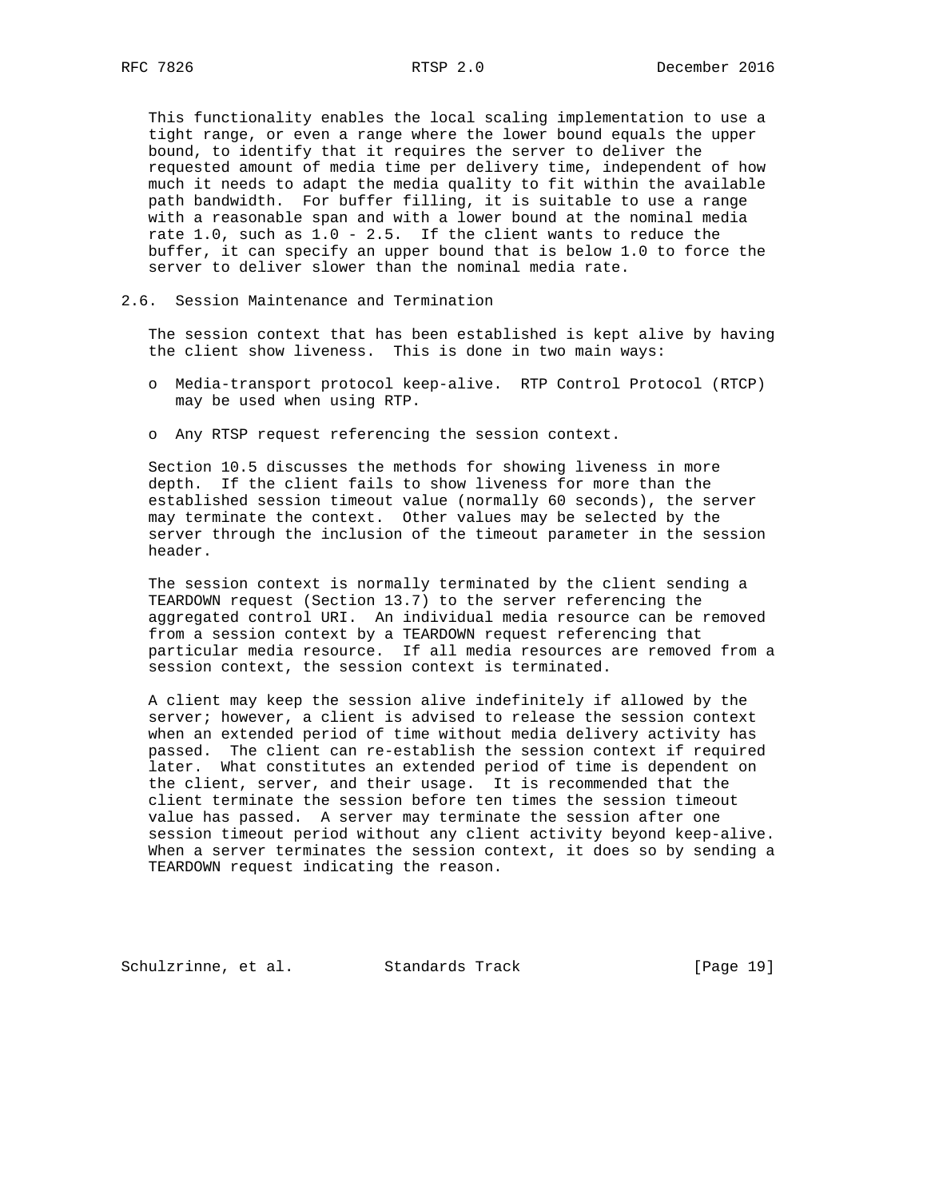This functionality enables the local scaling implementation to use a tight range, or even a range where the lower bound equals the upper bound, to identify that it requires the server to deliver the requested amount of media time per delivery time, independent of how much it needs to adapt the media quality to fit within the available path bandwidth. For buffer filling, it is suitable to use a range with a reasonable span and with a lower bound at the nominal media rate 1.0, such as 1.0 - 2.5. If the client wants to reduce the buffer, it can specify an upper bound that is below 1.0 to force the server to deliver slower than the nominal media rate.

### 2.6. Session Maintenance and Termination

The session context that has been established is kept alive by having the client show liveness. This is done in two main ways:

- Media-transport protocol keep-alive. RTP Control Protocol (RTCP) may be used when using RTP.
- Any RTSP request referencing the session context.

Section 10.5 discusses the methods for showing liveness in more depth. If the client fails to show liveness for more than the established session timeout value (normally 60 seconds), the server may terminate the context. Other values may be selected by the server through the inclusion of the timeout parameter in the session header.

The session context is normally terminated by the client sending a TEARDOWN request (Section 13.7) to the server referencing the aggregated control URI. An individual media resource can be removed from a session context by a TEARDOWN request referencing that particular media resource. If all media resources are removed from a session context, the session context is terminated.

A client may keep the session alive indefinitely if allowed by the server; however, a client is advised to release the session context when an extended period of time without media delivery activity has passed. The client can re-establish the session context if required later. What constitutes an extended period of time is dependent on the client, server, and their usage. It is recommended that the client terminate the session before ten times the session timeout value has passed. A server may terminate the session after one session timeout period without any client activity beyond keep-alive. When a server terminates the session context, it does so by sending a TEARDOWN request indicating the reason.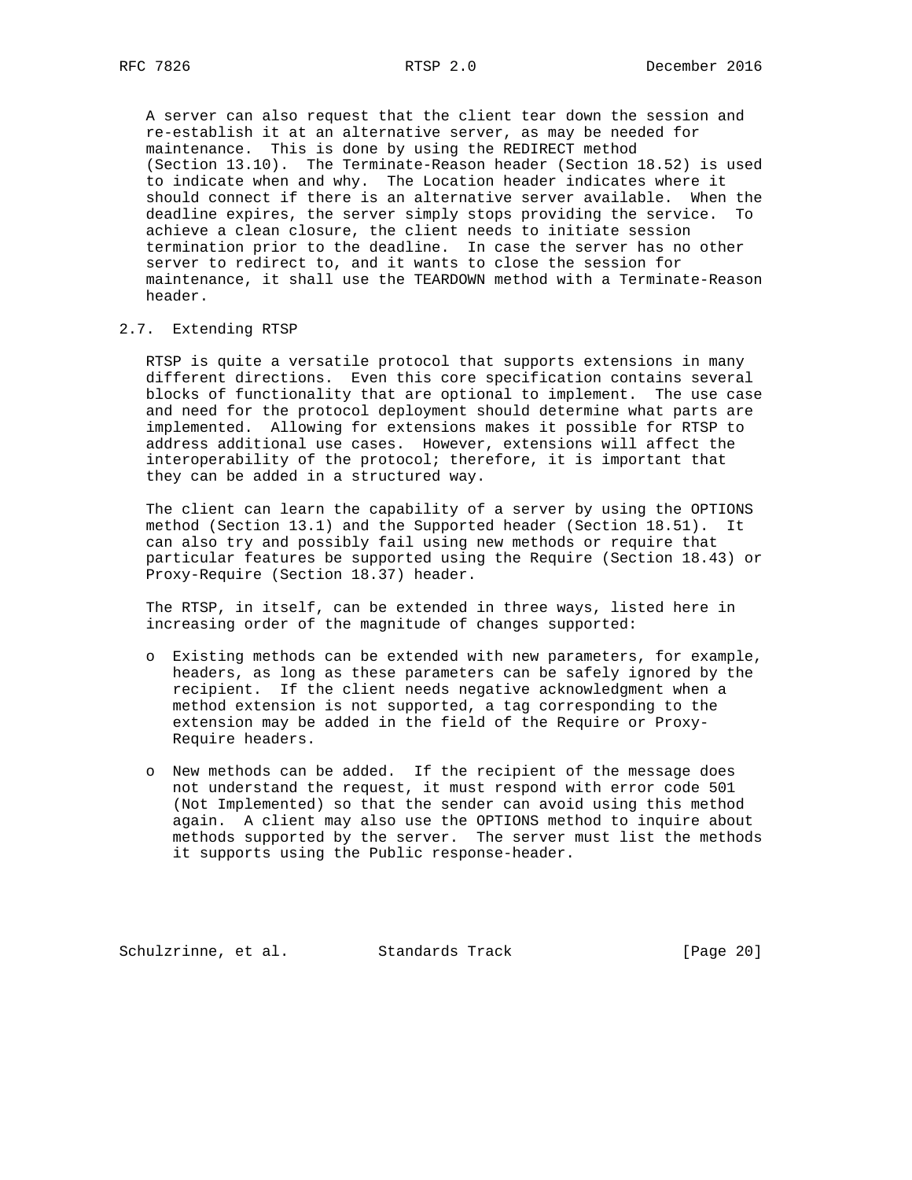A server can also request that the client tear down the session and re-establish it at an alternative server, as may be needed for maintenance. This is done by using the REDIRECT method (Section 13.10). The Terminate-Reason header (Section 18.52) is used to indicate when and why. The Location header indicates where it should connect if there is an alternative server available. When the deadline expires, the server simply stops providing the service. To achieve a clean closure, the client needs to initiate session termination prior to the deadline. In case the server has no other server to redirect to, and it wants to close the session for maintenance, it shall use the TEARDOWN method with a Terminate-Reason header.

## 2.7. Extending RTSP

RTSP is quite a versatile protocol that supports extensions in many different directions. Even this core specification contains several blocks of functionality that are optional to implement. The use case and need for the protocol deployment should determine what parts are implemented. Allowing for extensions makes it possible for RTSP to address additional use cases. However, extensions will affect the interoperability of the protocol; therefore, it is important that they can be added in a structured way.

The client can learn the capability of a server by using the OPTIONS method (Section 13.1) and the Supported header (Section 18.51). It can also try and possibly fail using new methods or require that particular features be supported using the Require (Section 18.43) or Proxy-Require (Section 18.37) header.

The RTSP, in itself, can be extended in three ways, listed here in increasing order of the magnitude of changes supported:

- Existing methods can be extended with new parameters, for example, headers, as long as these parameters can be safely ignored by the recipient. If the client needs negative acknowledgment when a method extension is not supported, a tag corresponding to the extension may be added in the field of the Require or Proxy-Require headers.

- New methods can be added. If the recipient of the message does not understand the request, it must respond with error code 501 (Not Implemented) so that the sender can avoid using this method again. A client may also use the OPTIONS method to inquire about methods supported by the server. The server must list the methods it supports using the Public response-header.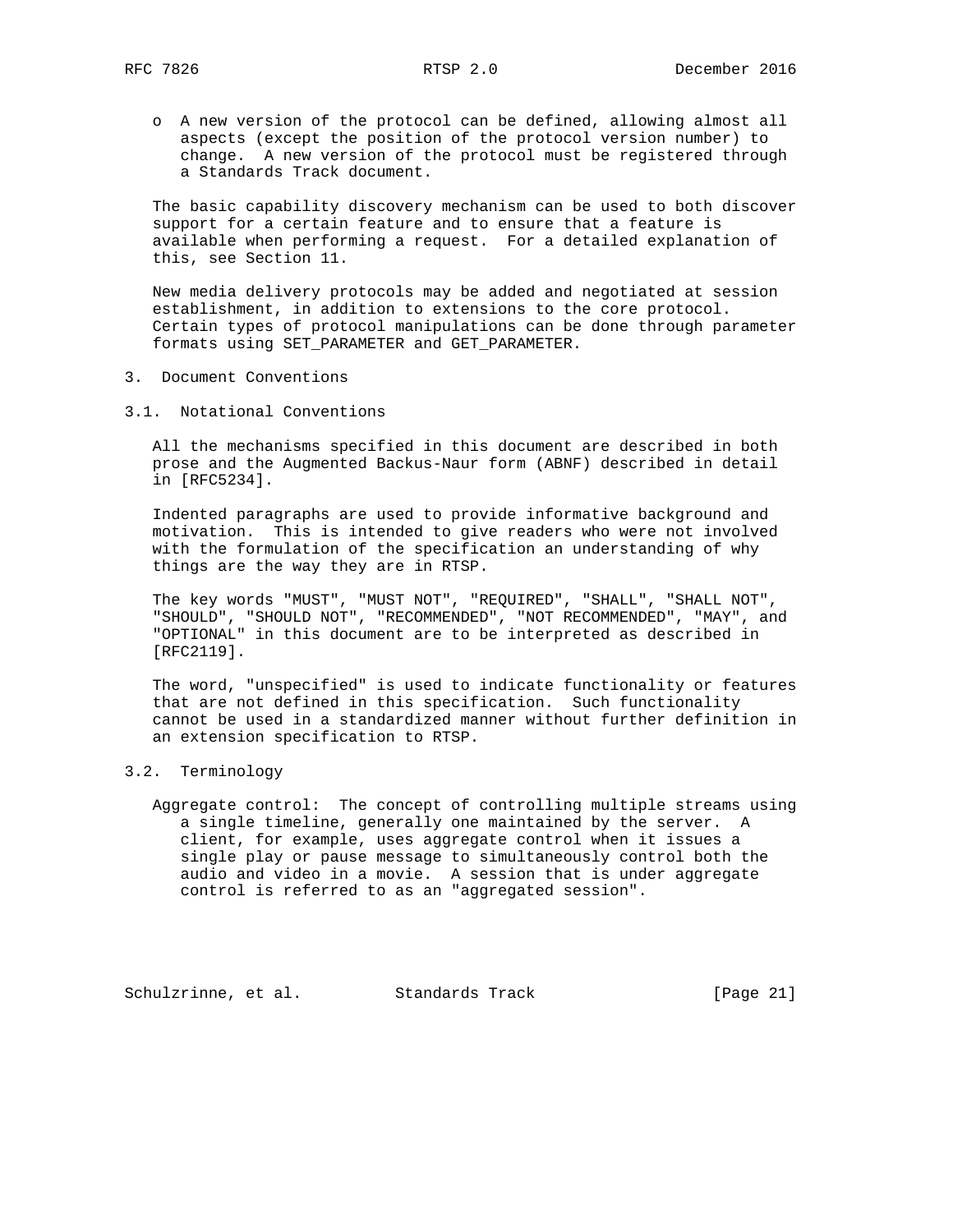- A new version of the protocol can be defined, allowing almost all aspects (except the position of the protocol version number) to change. A new version of the protocol must be registered through a Standards Track document.

The basic capability discovery mechanism can be used to both discover support for a certain feature and to ensure that a feature is available when performing a request. For a detailed explanation of this, see Section 11.

New media delivery protocols may be added and negotiated at session establishment, in addition to extensions to the core protocol. Certain types of protocol manipulations can be done through parameter formats using SET_PARAMETER and GET_PARAMETER.

## 3. Document Conventions

### 3.1. Notational Conventions

All the mechanisms specified in this document are described in both prose and the Augmented Backus-Naur form (ABNF) described in detail in [RFC5234].

Indented paragraphs are used to provide informative background and motivation. This is intended to give readers who were not involved with the formulation of the specification an understanding of why things are the way they are in RTSP.

The key words "MUST", "MUST NOT", "REQUIRED", "SHALL", "SHALL NOT", "SHOULD", "SHOULD NOT", "RECOMMENDED", "NOT RECOMMENDED", "MAY", and "OPTIONAL" in this document are to be interpreted as described in [RFC2119].

The word, "unspecified" is used to indicate functionality or features that are not defined in this specification. Such functionality cannot be used in a standardized manner without further definition in an extension specification to RTSP.

### 3.2. Terminology

Aggregate control: The concept of controlling multiple streams using a single timeline, generally one maintained by the server. A client, for example, uses aggregate control when it issues a single play or pause message to simultaneously control both the audio and video in a movie. A session that is under aggregate control is referred to as an "aggregated session".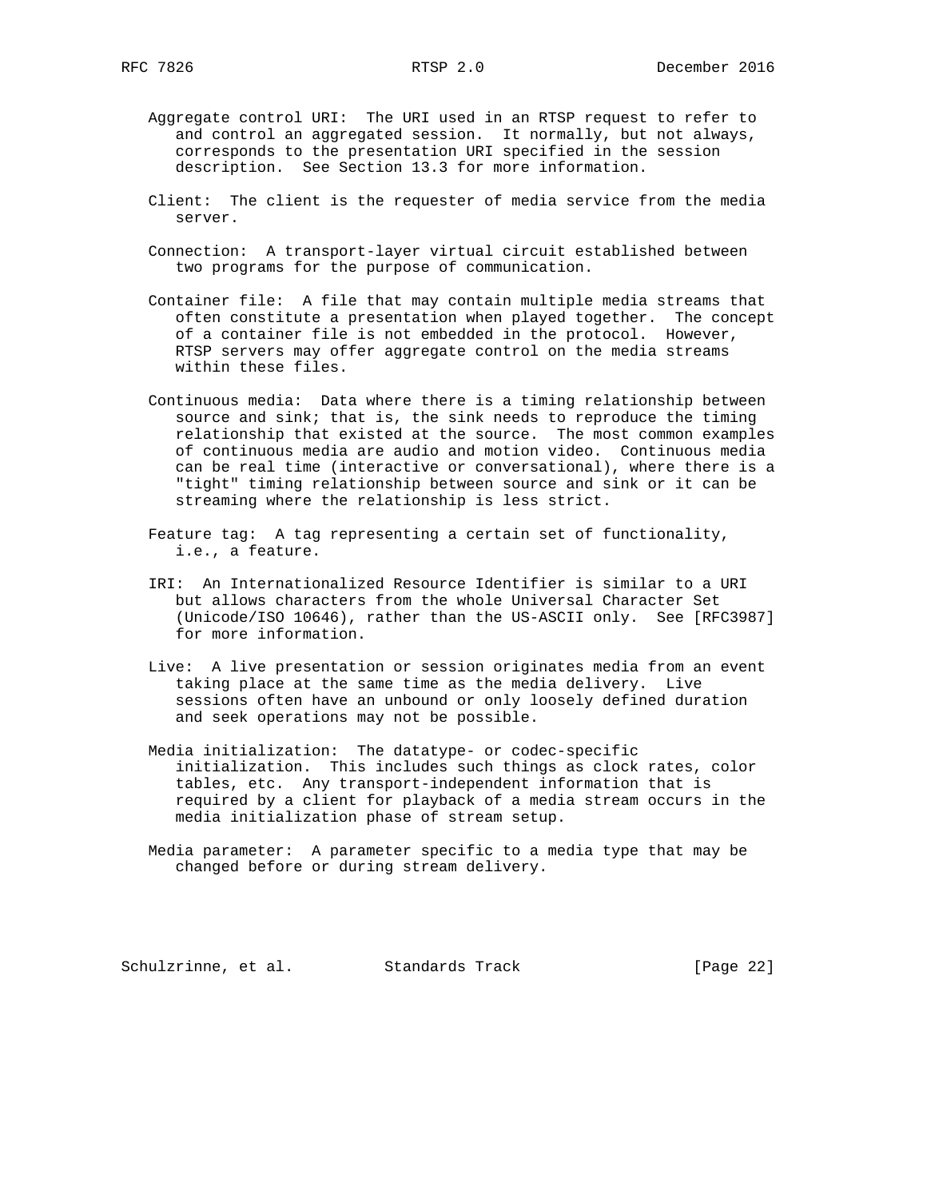Aggregate control URI: The URI used in an RTSP request to refer to and control an aggregated session. It normally, but not always, corresponds to the presentation URI specified in the session description. See Section 13.3 for more information.

Client: The client is the requester of media service from the media server.

Connection: A transport-layer virtual circuit established between two programs for the purpose of communication.

Container file: A file that may contain multiple media streams that often constitute a presentation when played together. The concept of a container file is not embedded in the protocol. However, RTSP servers may offer aggregate control on the media streams within these files.

Continuous media: Data where there is a timing relationship between source and sink; that is, the sink needs to reproduce the timing relationship that existed at the source. The most common examples of continuous media are audio and motion video. Continuous media can be real time (interactive or conversational), where there is a "tight" timing relationship between source and sink or it can be streaming where the relationship is less strict.

Feature tag: A tag representing a certain set of functionality, i.e., a feature.

IRI: An Internationalized Resource Identifier is similar to a URI but allows characters from the whole Universal Character Set (Unicode/ISO 10646), rather than the US-ASCII only. See [RFC3987] for more information.

Live: A live presentation or session originates media from an event taking place at the same time as the media delivery. Live sessions often have an unbound or only loosely defined duration and seek operations may not be possible.

Media initialization: The datatype- or codec-specific initialization. This includes such things as clock rates, color tables, etc. Any transport-independent information that is required by a client for playback of a media stream occurs in the media initialization phase of stream setup.

Media parameter: A parameter specific to a media type that may be changed before or during stream delivery.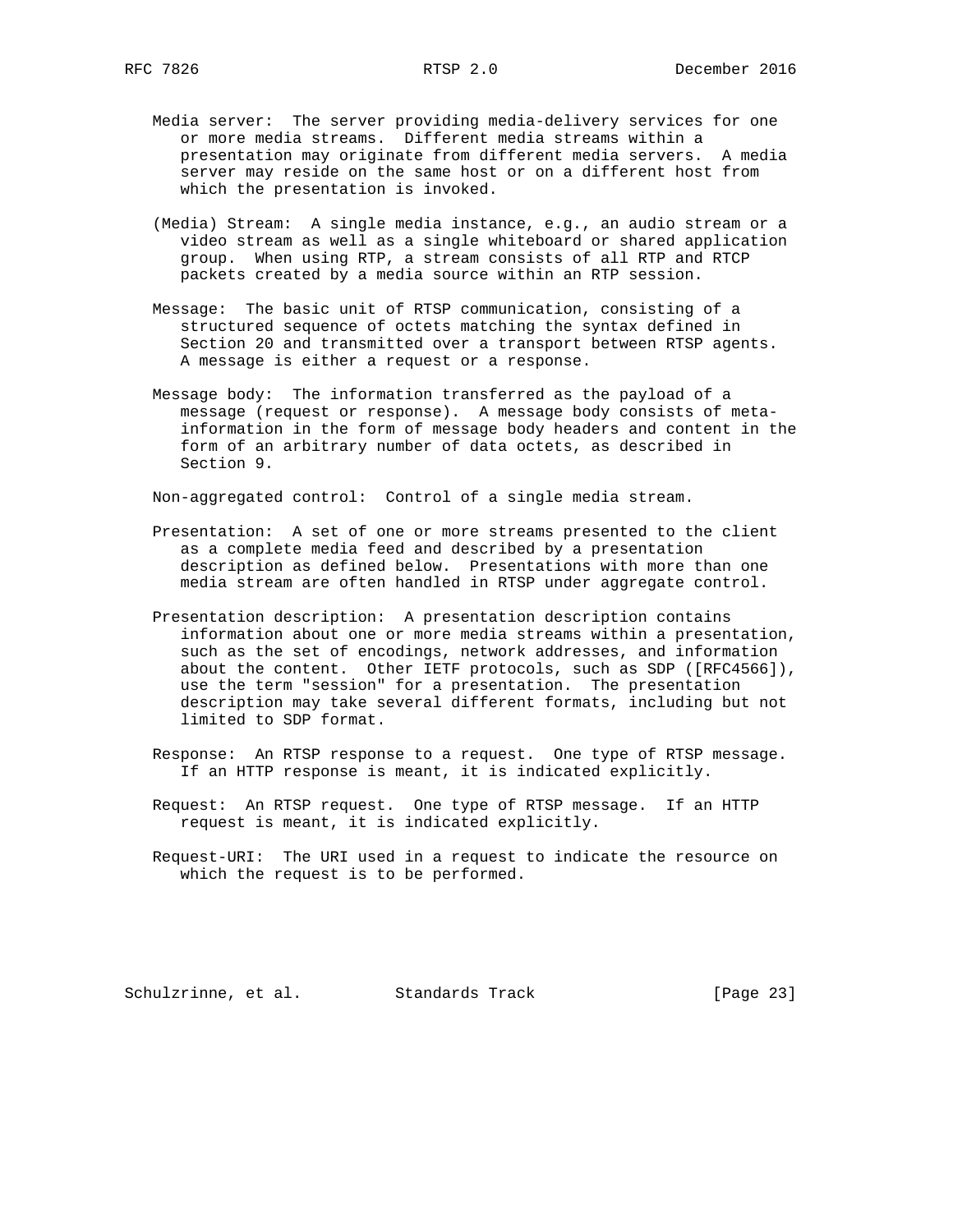Media server: The server providing media-delivery services for one or more media streams. Different media streams within a presentation may originate from different media servers. A media server may reside on the same host or on a different host from which the presentation is invoked.

(Media) Stream: A single media instance, e.g., an audio stream or a video stream as well as a single whiteboard or shared application group. When using RTP, a stream consists of all RTP and RTCP packets created by a media source within an RTP session.

Message: The basic unit of RTSP communication, consisting of a structured sequence of octets matching the syntax defined in Section 20 and transmitted over a transport between RTSP agents. A message is either a request or a response.

Message body: The information transferred as the payload of a message (request or response). A message body consists of meta-information in the form of message body headers and content in the form of an arbitrary number of data octets, as described in Section 9.

Non-aggregated control: Control of a single media stream.

Presentation: A set of one or more streams presented to the client as a complete media feed and described by a presentation description as defined below. Presentations with more than one media stream are often handled in RTSP under aggregate control.

Presentation description: A presentation description contains information about one or more media streams within a presentation, such as the set of encodings, network addresses, and information about the content. Other IETF protocols, such as SDP ([RFC4566]), use the term "session" for a presentation. The presentation description may take several different formats, including but not limited to SDP format.

Response: An RTSP response to a request. One type of RTSP message. If an HTTP response is meant, it is indicated explicitly.

Request: An RTSP request. One type of RTSP message. If an HTTP request is meant, it is indicated explicitly.

Request-URI: The URI used in a request to indicate the resource on which the request is to be performed.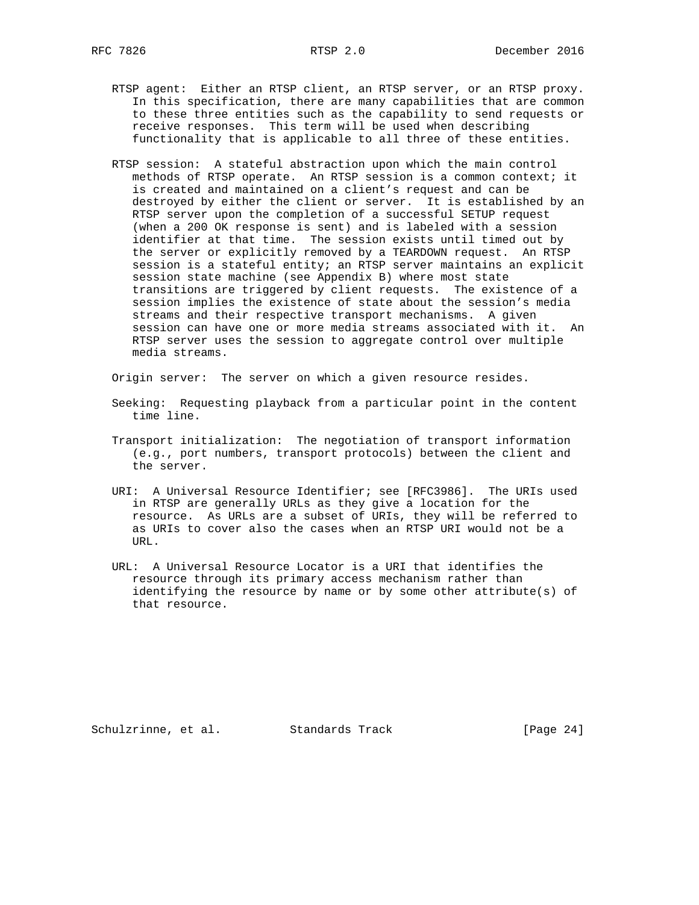RTSP agent: Either an RTSP client, an RTSP server, or an RTSP proxy. In this specification, there are many capabilities that are common to these three entities such as the capability to send requests or receive responses. This term will be used when describing functionality that is applicable to all three of these entities.

RTSP session: A stateful abstraction upon which the main control methods of RTSP operate. An RTSP session is a common context; it is created and maintained on a client's request and can be destroyed by either the client or server. It is established by an RTSP server upon the completion of a successful SETUP request (when a 200 OK response is sent) and is labeled with a session identifier at that time. The session exists until timed out by the server or explicitly removed by a TEARDOWN request. An RTSP session is a stateful entity; an RTSP server maintains an explicit session state machine (see Appendix B) where most state transitions are triggered by client requests. The existence of a session implies the existence of state about the session's media streams and their respective transport mechanisms. A given session can have one or more media streams associated with it. An RTSP server uses the session to aggregate control over multiple media streams.

Origin server: The server on which a given resource resides.

Seeking: Requesting playback from a particular point in the content time line.

Transport initialization: The negotiation of transport information (e.g., port numbers, transport protocols) between the client and the server.

URI: A Universal Resource Identifier; see [RFC3986]. The URIs used in RTSP are generally URLs as they give a location for the resource. As URLs are a subset of URIs, they will be referred to as URIs to cover also the cases when an RTSP URI would not be a URL.

URL: A Universal Resource Locator is a URI that identifies the resource through its primary access mechanism rather than identifying the resource by name or by some other attribute(s) of that resource.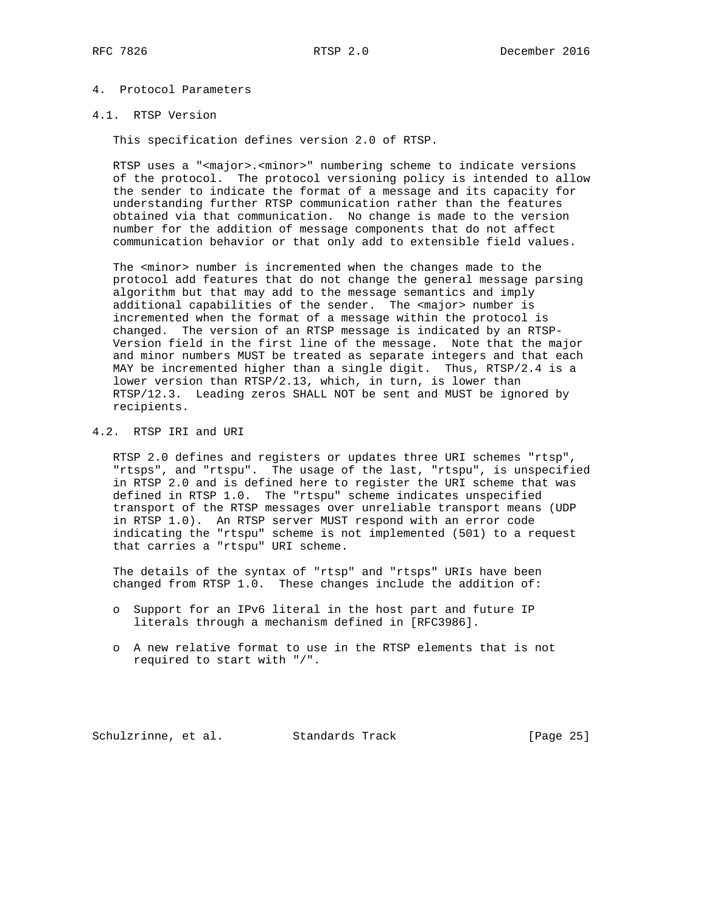# 4. Protocol Parameters

## 4.1. RTSP Version

This specification defines version 2.0 of RTSP.

RTSP uses a "<major>.<minor>" numbering scheme to indicate versions of the protocol. The protocol versioning policy is intended to allow the sender to indicate the format of a message and its capacity for understanding further RTSP communication rather than the features obtained via that communication. No change is made to the version number for the addition of message components that do not affect communication behavior or that only add to extensible field values.

The <minor> number is incremented when the changes made to the protocol add features that do not change the general message parsing algorithm but that may add to the message semantics and imply additional capabilities of the sender. The <major> number is incremented when the format of a message within the protocol is changed. The version of an RTSP message is indicated by an RTSP-Version field in the first line of the message. Note that the major and minor numbers MUST be treated as separate integers and that each MAY be incremented higher than a single digit. Thus, RTSP/2.4 is a lower version than RTSP/2.13, which, in turn, is lower than RTSP/12.3. Leading zeros SHALL NOT be sent and MUST be ignored by recipients.

## 4.2. RTSP IRI and URI

RTSP 2.0 defines and registers or updates three URI schemes "rtsp", "rtsps", and "rtspu". The usage of the last, "rtspu", is unspecified in RTSP 2.0 and is defined here to register the URI scheme that was defined in RTSP 1.0. The "rtspu" scheme indicates unspecified transport of the RTSP messages over unreliable transport means (UDP in RTSP 1.0). An RTSP server MUST respond with an error code indicating the "rtspu" scheme is not implemented (501) to a request that carries a "rtspu" URI scheme.

The details of the syntax of "rtsp" and "rtsps" URIs have been changed from RTSP 1.0. These changes include the addition of:

- Support for an IPv6 literal in the host part and future IP literals through a mechanism defined in [RFC3986].
- A new relative format to use in the RTSP elements that is not required to start with "/".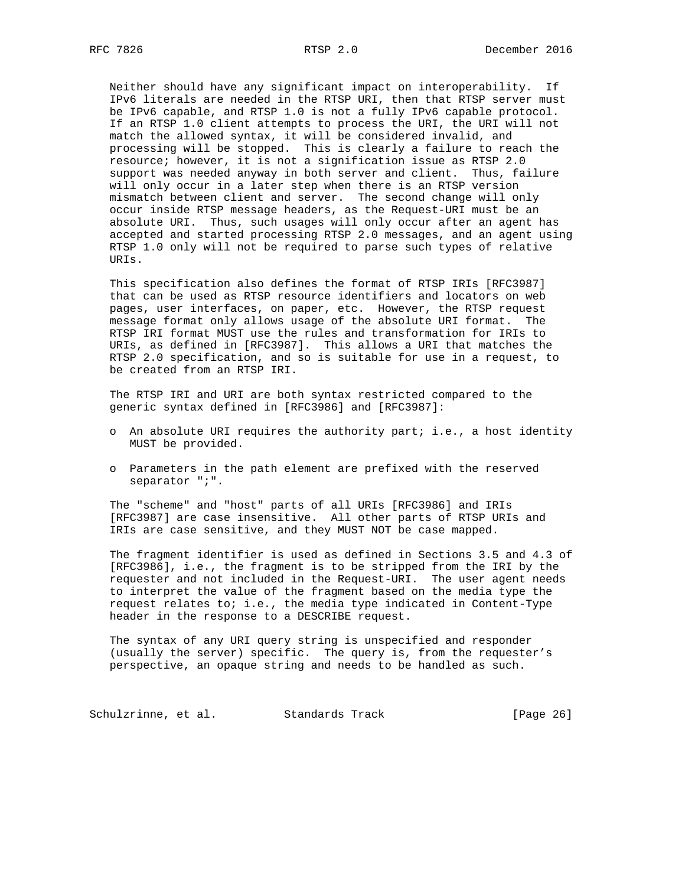Neither should have any significant impact on interoperability. If IPv6 literals are needed in the RTSP URI, then that RTSP server must be IPv6 capable, and RTSP 1.0 is not a fully IPv6 capable protocol. If an RTSP 1.0 client attempts to process the URI, the URI will not match the allowed syntax, it will be considered invalid, and processing will be stopped. This is clearly a failure to reach the resource; however, it is not a signification issue as RTSP 2.0 support was needed anyway in both server and client. Thus, failure will only occur in a later step when there is an RTSP version mismatch between client and server. The second change will only occur inside RTSP message headers, as the Request-URI must be an absolute URI. Thus, such usages will only occur after an agent has accepted and started processing RTSP 2.0 messages, and an agent using RTSP 1.0 only will not be required to parse such types of relative URIs.

This specification also defines the format of RTSP IRIs [RFC3987] that can be used as RTSP resource identifiers and locators on web pages, user interfaces, on paper, etc. However, the RTSP request message format only allows usage of the absolute URI format. The RTSP IRI format MUST use the rules and transformation for IRIs to URIs, as defined in [RFC3987]. This allows a URI that matches the RTSP 2.0 specification, and so is suitable for use in a request, to be created from an RTSP IRI.

The RTSP IRI and URI are both syntax restricted compared to the generic syntax defined in [RFC3986] and [RFC3987]:

- An absolute URI requires the authority part; i.e., a host identity MUST be provided.
- Parameters in the path element are prefixed with the reserved separator ";".

The "scheme" and "host" parts of all URIs [RFC3986] and IRIs [RFC3987] are case insensitive. All other parts of RTSP URIs and IRIs are case sensitive, and they MUST NOT be case mapped.

The fragment identifier is used as defined in Sections 3.5 and 4.3 of [RFC3986], i.e., the fragment is to be stripped from the IRI by the requester and not included in the Request-URI. The user agent needs to interpret the value of the fragment based on the media type the request relates to; i.e., the media type indicated in Content-Type header in the response to a DESCRIBE request.

The syntax of any URI query string is unspecified and responder (usually the server) specific. The query is, from the requester's perspective, an opaque string and needs to be handled as such.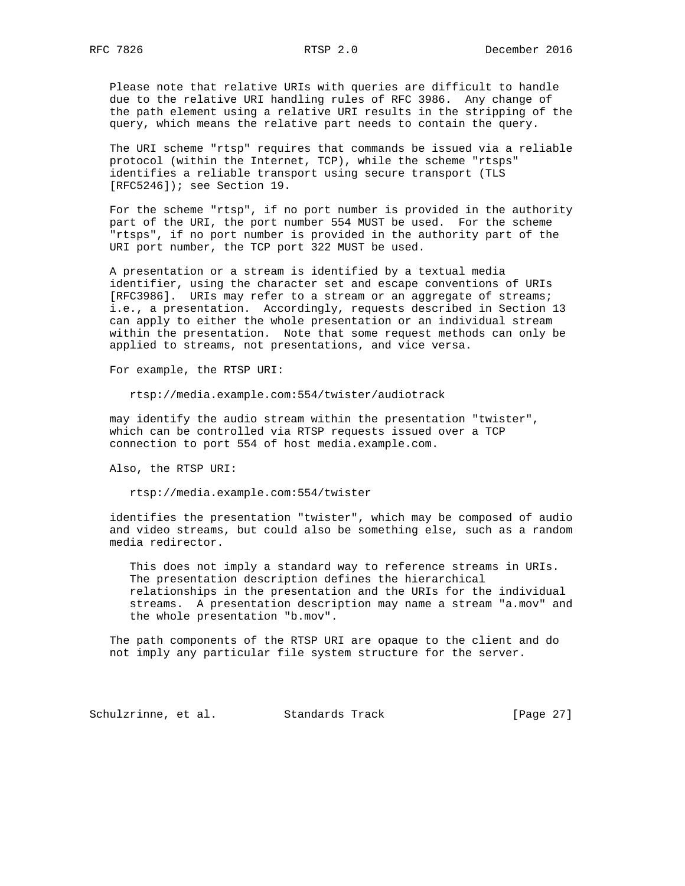Please note that relative URIs with queries are difficult to handle due to the relative URI handling rules of RFC 3986. Any change of the path element using a relative URI results in the stripping of the query, which means the relative part needs to contain the query.

The URI scheme "rtsp" requires that commands be issued via a reliable protocol (within the Internet, TCP), while the scheme "rtsps" identifies a reliable transport using secure transport (TLS [RFC5246]); see Section 19.

For the scheme "rtsp", if no port number is provided in the authority part of the URI, the port number 554 MUST be used. For the scheme "rtsps", if no port number is provided in the authority part of the URI port number, the TCP port 322 MUST be used.

A presentation or a stream is identified by a textual media identifier, using the character set and escape conventions of URIs [RFC3986]. URIs may refer to a stream or an aggregate of streams; i.e., a presentation. Accordingly, requests described in Section 13 can apply to either the whole presentation or an individual stream within the presentation. Note that some request methods can only be applied to streams, not presentations, and vice versa.

For example, the RTSP URI:

```
rtsp://media.example.com:554/twister/audiotrack
```

may identify the audio stream within the presentation "twister", which can be controlled via RTSP requests issued over a TCP connection to port 554 of host media.example.com.

Also, the RTSP URI:

```
rtsp://media.example.com:554/twister
```

identifies the presentation "twister", which may be composed of audio and video streams, but could also be something else, such as a random media redirector.

> This does not imply a standard way to reference streams in URIs. The presentation description defines the hierarchical relationships in the presentation and the URIs for the individual streams. A presentation description may name a stream "a.mov" and the whole presentation "b.mov".

The path components of the RTSP URI are opaque to the client and do not imply any particular file system structure for the server.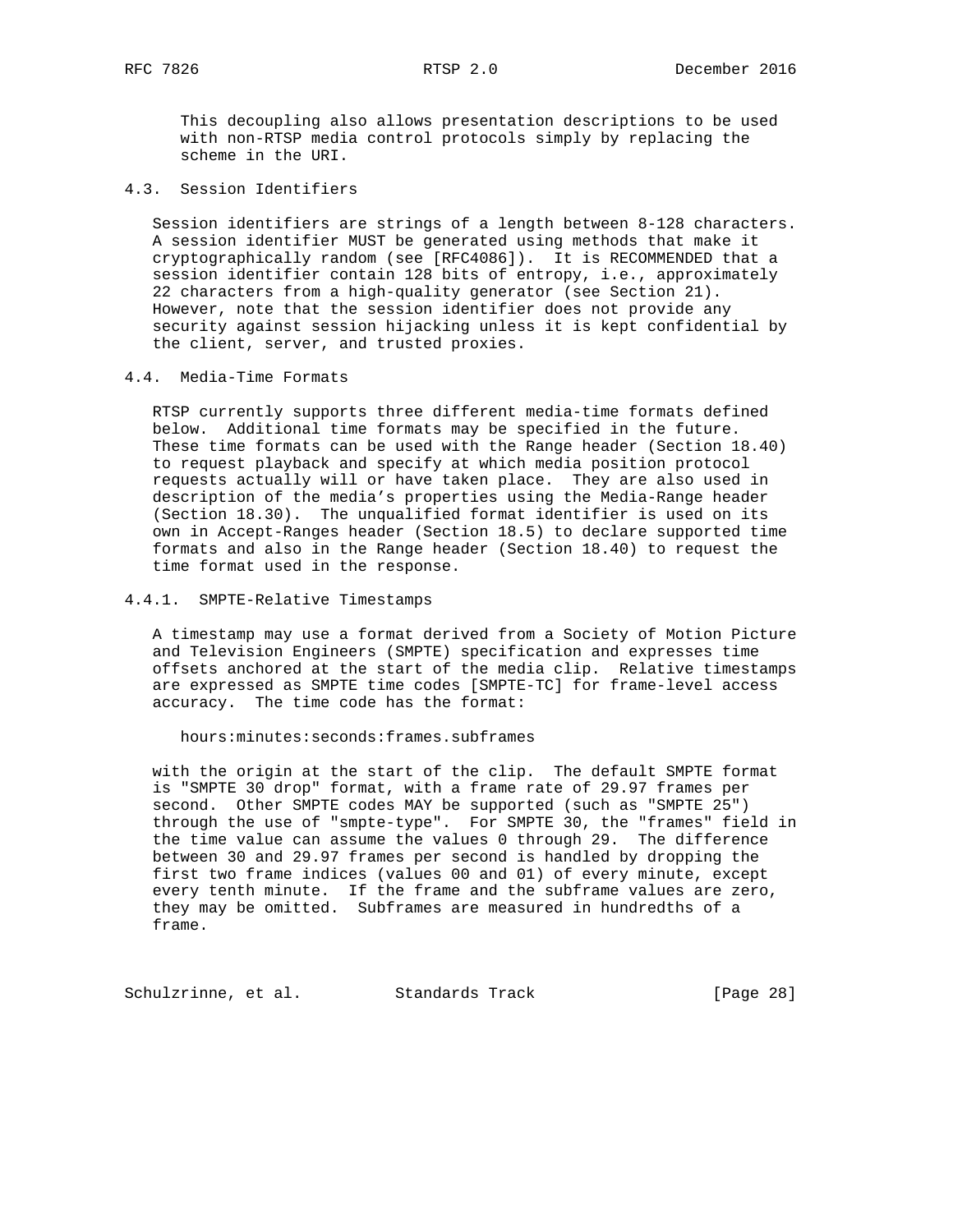This decoupling also allows presentation descriptions to be used with non-RTSP media control protocols simply by replacing the scheme in the URI.

### 4.3. Session Identifiers

Session identifiers are strings of a length between 8-128 characters. A session identifier MUST be generated using methods that make it cryptographically random (see [RFC4086]). It is RECOMMENDED that a session identifier contain 128 bits of entropy, i.e., approximately 22 characters from a high-quality generator (see Section 21). However, note that the session identifier does not provide any security against session hijacking unless it is kept confidential by the client, server, and trusted proxies.

### 4.4. Media-Time Formats

RTSP currently supports three different media-time formats defined below. Additional time formats may be specified in the future. These time formats can be used with the Range header (Section 18.40) to request playback and specify at which media position protocol requests actually will or have taken place. They are also used in description of the media's properties using the Media-Range header (Section 18.30). The unqualified format identifier is used on its own in Accept-Ranges header (Section 18.5) to declare supported time formats and also in the Range header (Section 18.40) to request the time format used in the response.

#### 4.4.1. SMPTE-Relative Timestamps

A timestamp may use a format derived from a Society of Motion Picture and Television Engineers (SMPTE) specification and expresses time offsets anchored at the start of the media clip. Relative timestamps are expressed as SMPTE time codes [SMPTE-TC] for frame-level access accuracy. The time code has the format:

```
hours:minutes:seconds:frames.subframes
```

with the origin at the start of the clip. The default SMPTE format is "SMPTE 30 drop" format, with a frame rate of 29.97 frames per second. Other SMPTE codes MAY be supported (such as "SMPTE 25") through the use of "smpte-type". For SMPTE 30, the "frames" field in the time value can assume the values 0 through 29. The difference between 30 and 29.97 frames per second is handled by dropping the first two frame indices (values 00 and 01) of every minute, except every tenth minute. If the frame and the subframe values are zero, they may be omitted. Subframes are measured in hundredths of a frame.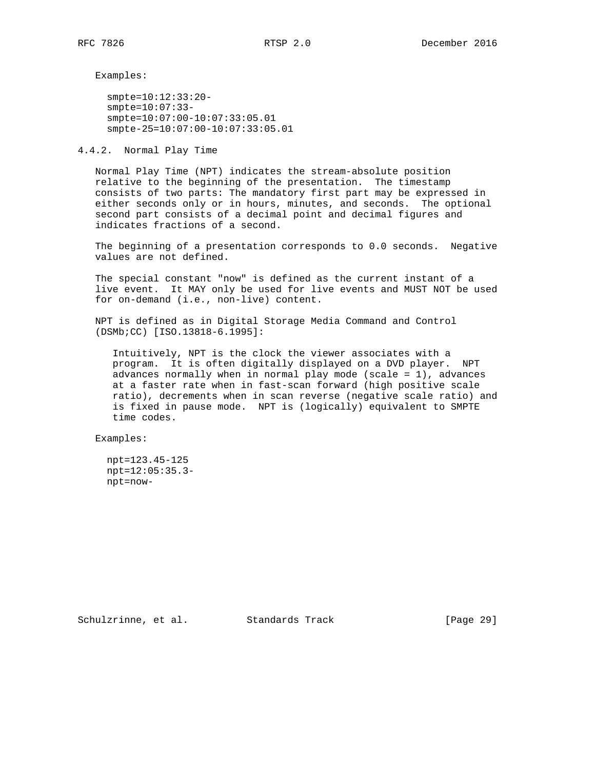Examples:

```
smpte=10:12:33:20-
smpte=10:07:33-
smpte=10:07:00-10:07:33:05.01
smpte-25=10:07:00-10:07:33:05.01
```

### 4.4.2. Normal Play Time

Normal Play Time (NPT) indicates the stream-absolute position relative to the beginning of the presentation. The timestamp consists of two parts: The mandatory first part may be expressed in either seconds only or in hours, minutes, and seconds. The optional second part consists of a decimal point and decimal figures and indicates fractions of a second.

The beginning of a presentation corresponds to 0.0 seconds. Negative values are not defined.

The special constant "now" is defined as the current instant of a live event. It MAY only be used for live events and MUST NOT be used for on-demand (i.e., non-live) content.

NPT is defined as in Digital Storage Media Command and Control (DSMb;CC) [ISO.13818-6.1995]:

> Intuitively, NPT is the clock the viewer associates with a program. It is often digitally displayed on a DVD player. NPT advances normally when in normal play mode (scale = 1), advances at a faster rate when in fast-scan forward (high positive scale ratio), decrements when in scan reverse (negative scale ratio) and is fixed in pause mode. NPT is (logically) equivalent to SMPTE time codes.

Examples:

```
npt=123.45-125
npt=12:05:35.3-
npt=now-
```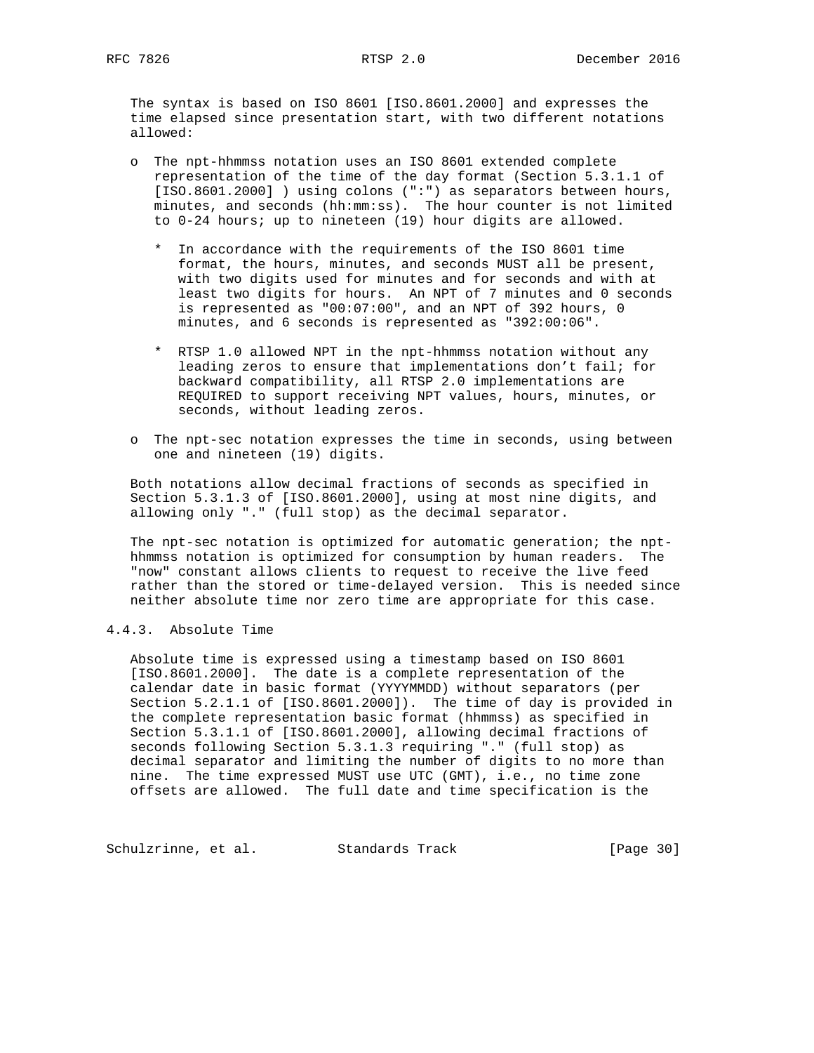The syntax is based on ISO 8601 [ISO.8601.2000] and expresses the time elapsed since presentation start, with two different notations allowed:

- The npt-hhmmss notation uses an ISO 8601 extended complete representation of the time of the day format (Section 5.3.1.1 of [ISO.8601.2000] ) using colons (":") as separators between hours, minutes, and seconds (hh:mm:ss). The hour counter is not limited to 0-24 hours; up to nineteen (19) hour digits are allowed.

  - In accordance with the requirements of the ISO 8601 time format, the hours, minutes, and seconds MUST all be present, with two digits used for minutes and for seconds and with at least two digits for hours. An NPT of 7 minutes and 0 seconds is represented as "00:07:00", and an NPT of 392 hours, 0 minutes, and 6 seconds is represented as "392:00:06".

  - RTSP 1.0 allowed NPT in the npt-hhmmss notation without any leading zeros to ensure that implementations don't fail; for backward compatibility, all RTSP 2.0 implementations are REQUIRED to support receiving NPT values, hours, minutes, or seconds, without leading zeros.

- The npt-sec notation expresses the time in seconds, using between one and nineteen (19) digits.

Both notations allow decimal fractions of seconds as specified in Section 5.3.1.3 of [ISO.8601.2000], using at most nine digits, and allowing only "." (full stop) as the decimal separator.

The npt-sec notation is optimized for automatic generation; the npt-hhmmss notation is optimized for consumption by human readers. The "now" constant allows clients to request to receive the live feed rather than the stored or time-delayed version. This is needed since neither absolute time nor zero time are appropriate for this case.

### 4.4.3. Absolute Time

Absolute time is expressed using a timestamp based on ISO 8601 [ISO.8601.2000]. The date is a complete representation of the calendar date in basic format (YYYYMMDD) without separators (per Section 5.2.1.1 of [ISO.8601.2000]). The time of day is provided in the complete representation basic format (hhmmss) as specified in Section 5.3.1.1 of [ISO.8601.2000], allowing decimal fractions of seconds following Section 5.3.1.3 requiring "." (full stop) as decimal separator and limiting the number of digits to no more than nine. The time expressed MUST use UTC (GMT), i.e., no time zone offsets are allowed. The full date and time specification is the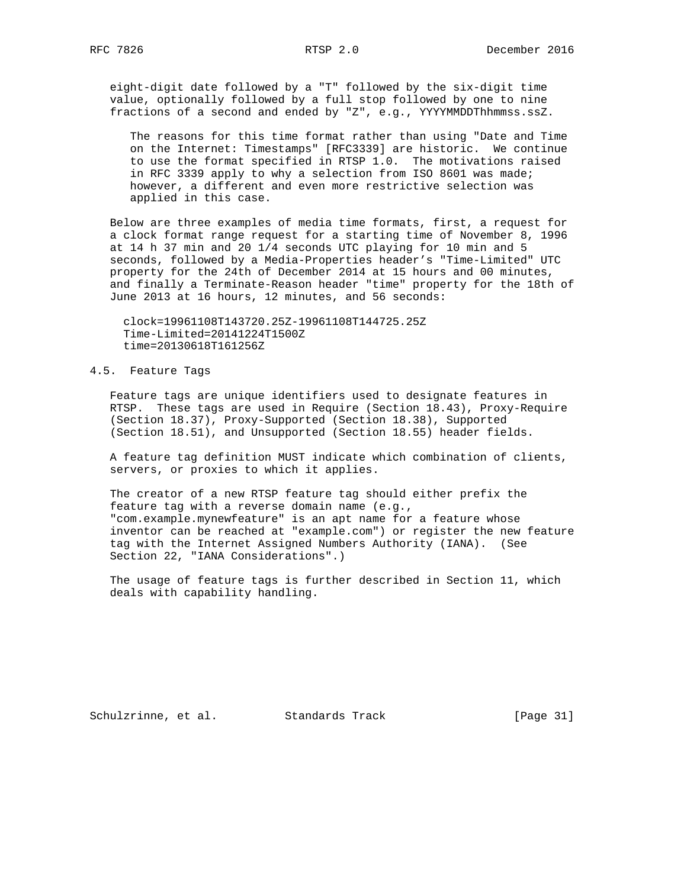eight-digit date followed by a "T" followed by the six-digit time value, optionally followed by a full stop followed by one to nine fractions of a second and ended by "Z", e.g., YYYYMMDDThhmmss.ssZ.

> The reasons for this time format rather than using "Date and Time on the Internet: Timestamps" [RFC3339] are historic. We continue to use the format specified in RTSP 1.0. The motivations raised in RFC 3339 apply to why a selection from ISO 8601 was made; however, a different and even more restrictive selection was applied in this case.

Below are three examples of media time formats, first, a request for a clock format range request for a starting time of November 8, 1996 at 14 h 37 min and 20 1/4 seconds UTC playing for 10 min and 5 seconds, followed by a Media-Properties header's "Time-Limited" UTC property for the 24th of December 2014 at 15 hours and 00 minutes, and finally a Terminate-Reason header "time" property for the 18th of June 2013 at 16 hours, 12 minutes, and 56 seconds:

```
clock=19961108T143720.25Z-19961108T144725.25Z
Time-Limited=20141224T1500Z
time=20130618T161256Z
```

## 4.5. Feature Tags

Feature tags are unique identifiers used to designate features in RTSP. These tags are used in Require (Section 18.43), Proxy-Require (Section 18.37), Proxy-Supported (Section 18.38), Supported (Section 18.51), and Unsupported (Section 18.55) header fields.

A feature tag definition MUST indicate which combination of clients, servers, or proxies to which it applies.

The creator of a new RTSP feature tag should either prefix the feature tag with a reverse domain name (e.g., "com.example.mynewfeature" is an apt name for a feature whose inventor can be reached at "example.com") or register the new feature tag with the Internet Assigned Numbers Authority (IANA). (See Section 22, "IANA Considerations".)

The usage of feature tags is further described in Section 11, which deals with capability handling.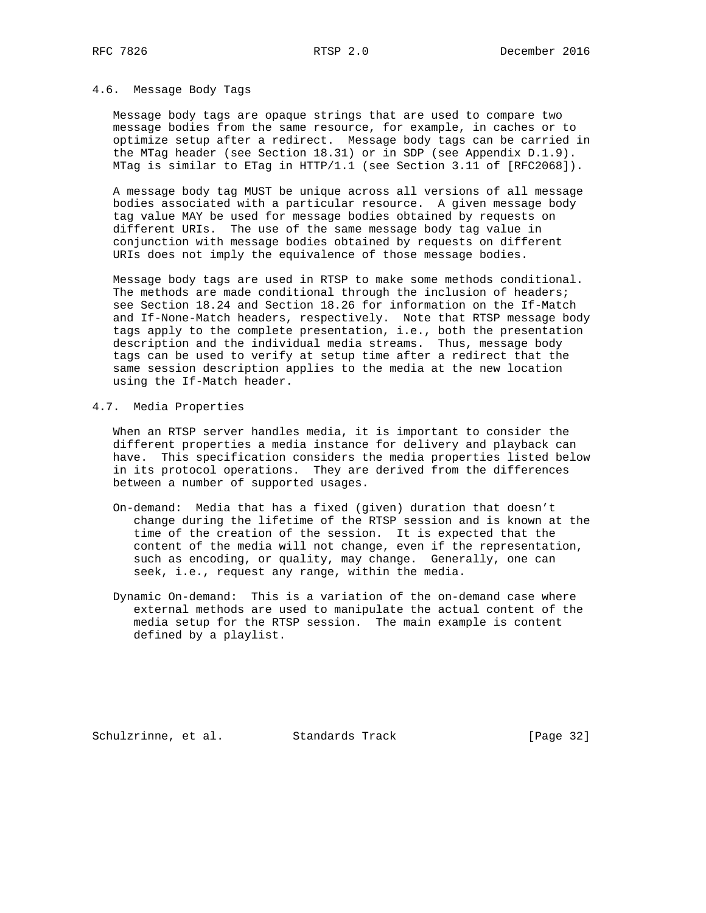### 4.6. Message Body Tags

Message body tags are opaque strings that are used to compare two message bodies from the same resource, for example, in caches or to optimize setup after a redirect. Message body tags can be carried in the MTag header (see Section 18.31) or in SDP (see Appendix D.1.9). MTag is similar to ETag in HTTP/1.1 (see Section 3.11 of [RFC2068]).

A message body tag MUST be unique across all versions of all message bodies associated with a particular resource. A given message body tag value MAY be used for message bodies obtained by requests on different URIs. The use of the same message body tag value in conjunction with message bodies obtained by requests on different URIs does not imply the equivalence of those message bodies.

Message body tags are used in RTSP to make some methods conditional. The methods are made conditional through the inclusion of headers; see Section 18.24 and Section 18.26 for information on the If-Match and If-None-Match headers, respectively. Note that RTSP message body tags apply to the complete presentation, i.e., both the presentation description and the individual media streams. Thus, message body tags can be used to verify at setup time after a redirect that the same session description applies to the media at the new location using the If-Match header.

### 4.7. Media Properties

When an RTSP server handles media, it is important to consider the different properties a media instance for delivery and playback can have. This specification considers the media properties listed below in its protocol operations. They are derived from the differences between a number of supported usages.

On-demand: Media that has a fixed (given) duration that doesn't change during the lifetime of the RTSP session and is known at the time of the creation of the session. It is expected that the content of the media will not change, even if the representation, such as encoding, or quality, may change. Generally, one can seek, i.e., request any range, within the media.

Dynamic On-demand: This is a variation of the on-demand case where external methods are used to manipulate the actual content of the media setup for the RTSP session. The main example is content defined by a playlist.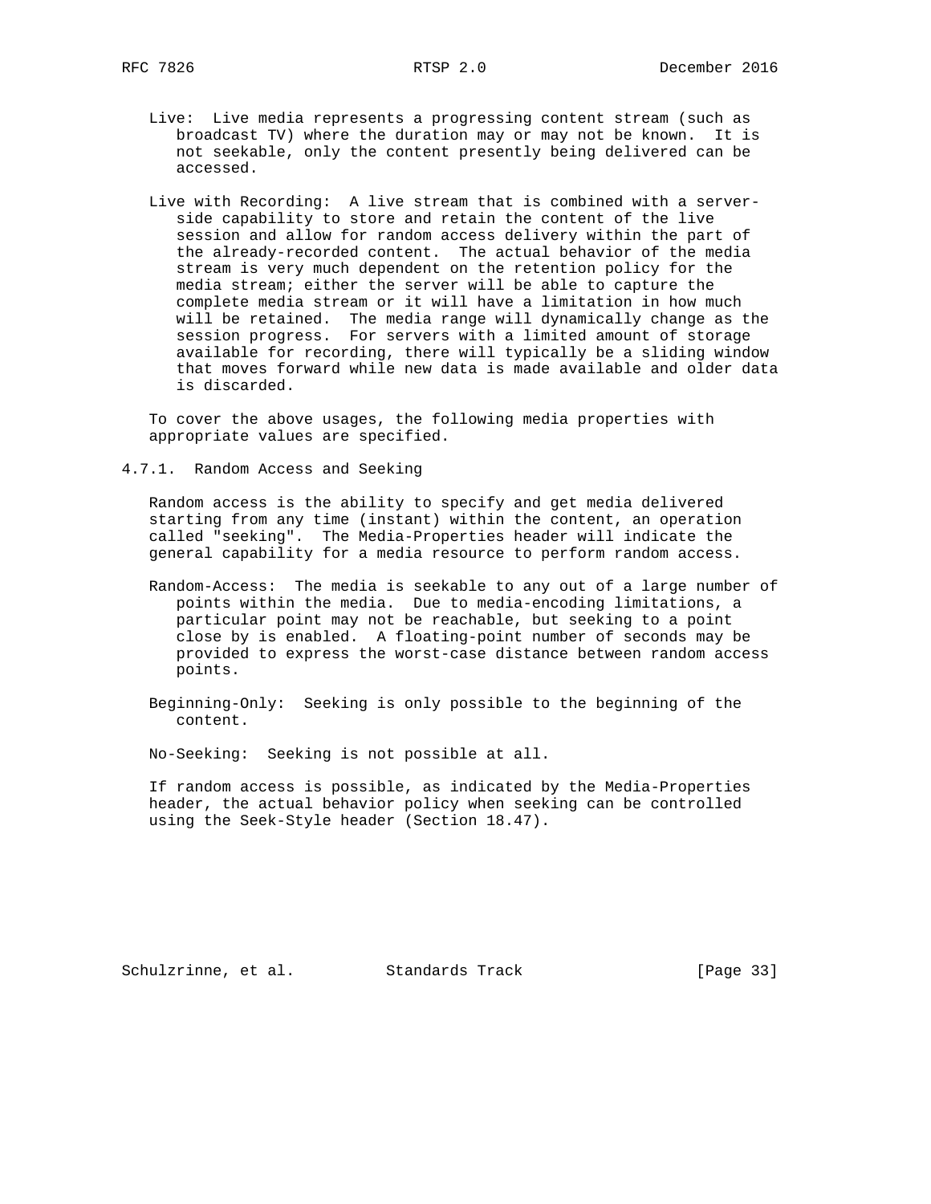Live: Live media represents a progressing content stream (such as broadcast TV) where the duration may or may not be known. It is not seekable, only the content presently being delivered can be accessed.

Live with Recording: A live stream that is combined with a server-side capability to store and retain the content of the live session and allow for random access delivery within the part of the already-recorded content. The actual behavior of the media stream is very much dependent on the retention policy for the media stream; either the server will be able to capture the complete media stream or it will have a limitation in how much will be retained. The media range will dynamically change as the session progress. For servers with a limited amount of storage available for recording, there will typically be a sliding window that moves forward while new data is made available and older data is discarded.

To cover the above usages, the following media properties with appropriate values are specified.

### 4.7.1. Random Access and Seeking

Random access is the ability to specify and get media delivered starting from any time (instant) within the content, an operation called "seeking". The Media-Properties header will indicate the general capability for a media resource to perform random access.

Random-Access: The media is seekable to any out of a large number of points within the media. Due to media-encoding limitations, a particular point may not be reachable, but seeking to a point close by is enabled. A floating-point number of seconds may be provided to express the worst-case distance between random access points.

Beginning-Only: Seeking is only possible to the beginning of the content.

No-Seeking: Seeking is not possible at all.

If random access is possible, as indicated by the Media-Properties header, the actual behavior policy when seeking can be controlled using the Seek-Style header (Section 18.47).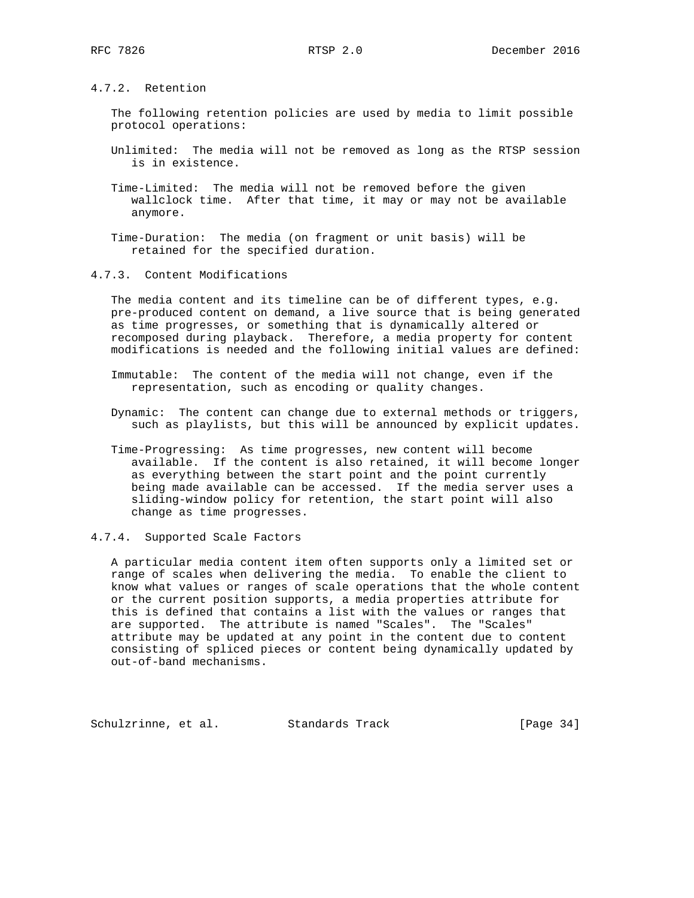### 4.7.2. Retention

The following retention policies are used by media to limit possible protocol operations:

Unlimited: The media will not be removed as long as the RTSP session is in existence.

Time-Limited: The media will not be removed before the given wallclock time. After that time, it may or may not be available anymore.

Time-Duration: The media (on fragment or unit basis) will be retained for the specified duration.

### 4.7.3. Content Modifications

The media content and its timeline can be of different types, e.g. pre-produced content on demand, a live source that is being generated as time progresses, or something that is dynamically altered or recomposed during playback. Therefore, a media property for content modifications is needed and the following initial values are defined:

Immutable: The content of the media will not change, even if the representation, such as encoding or quality changes.

Dynamic: The content can change due to external methods or triggers, such as playlists, but this will be announced by explicit updates.

Time-Progressing: As time progresses, new content will become available. If the content is also retained, it will become longer as everything between the start point and the point currently being made available can be accessed. If the media server uses a sliding-window policy for retention, the start point will also change as time progresses.

### 4.7.4. Supported Scale Factors

A particular media content item often supports only a limited set or range of scales when delivering the media. To enable the client to know what values or ranges of scale operations that the whole content or the current position supports, a media properties attribute for this is defined that contains a list with the values or ranges that are supported. The attribute is named "Scales". The "Scales" attribute may be updated at any point in the content due to content consisting of spliced pieces or content being dynamically updated by out-of-band mechanisms.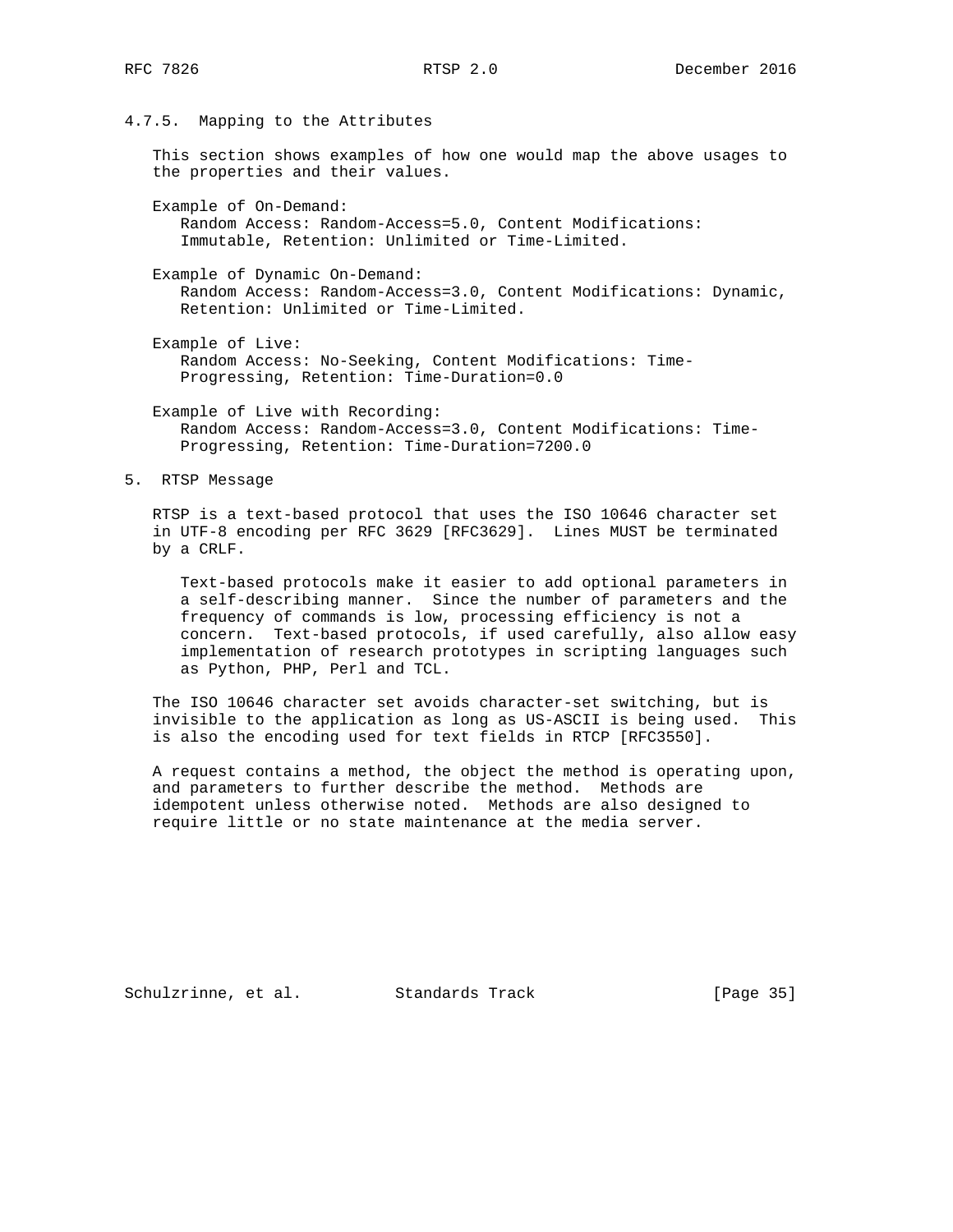### 4.7.5. Mapping to the Attributes

This section shows examples of how one would map the above usages to the properties and their values.

Example of On-Demand:
Random Access: Random-Access=5.0, Content Modifications: Immutable, Retention: Unlimited or Time-Limited.

Example of Dynamic On-Demand:
Random Access: Random-Access=3.0, Content Modifications: Dynamic, Retention: Unlimited or Time-Limited.

Example of Live:
Random Access: No-Seeking, Content Modifications: Time-Progressing, Retention: Time-Duration=0.0

Example of Live with Recording:
Random Access: Random-Access=3.0, Content Modifications: Time-Progressing, Retention: Time-Duration=7200.0

## 5. RTSP Message

RTSP is a text-based protocol that uses the ISO 10646 character set in UTF-8 encoding per RFC 3629 [RFC3629]. Lines MUST be terminated by a CRLF.

> Text-based protocols make it easier to add optional parameters in a self-describing manner. Since the number of parameters and the frequency of commands is low, processing efficiency is not a concern. Text-based protocols, if used carefully, also allow easy implementation of research prototypes in scripting languages such as Python, PHP, Perl and TCL.

The ISO 10646 character set avoids character-set switching, but is invisible to the application as long as US-ASCII is being used. This is also the encoding used for text fields in RTCP [RFC3550].

A request contains a method, the object the method is operating upon, and parameters to further describe the method. Methods are idempotent unless otherwise noted. Methods are also designed to require little or no state maintenance at the media server.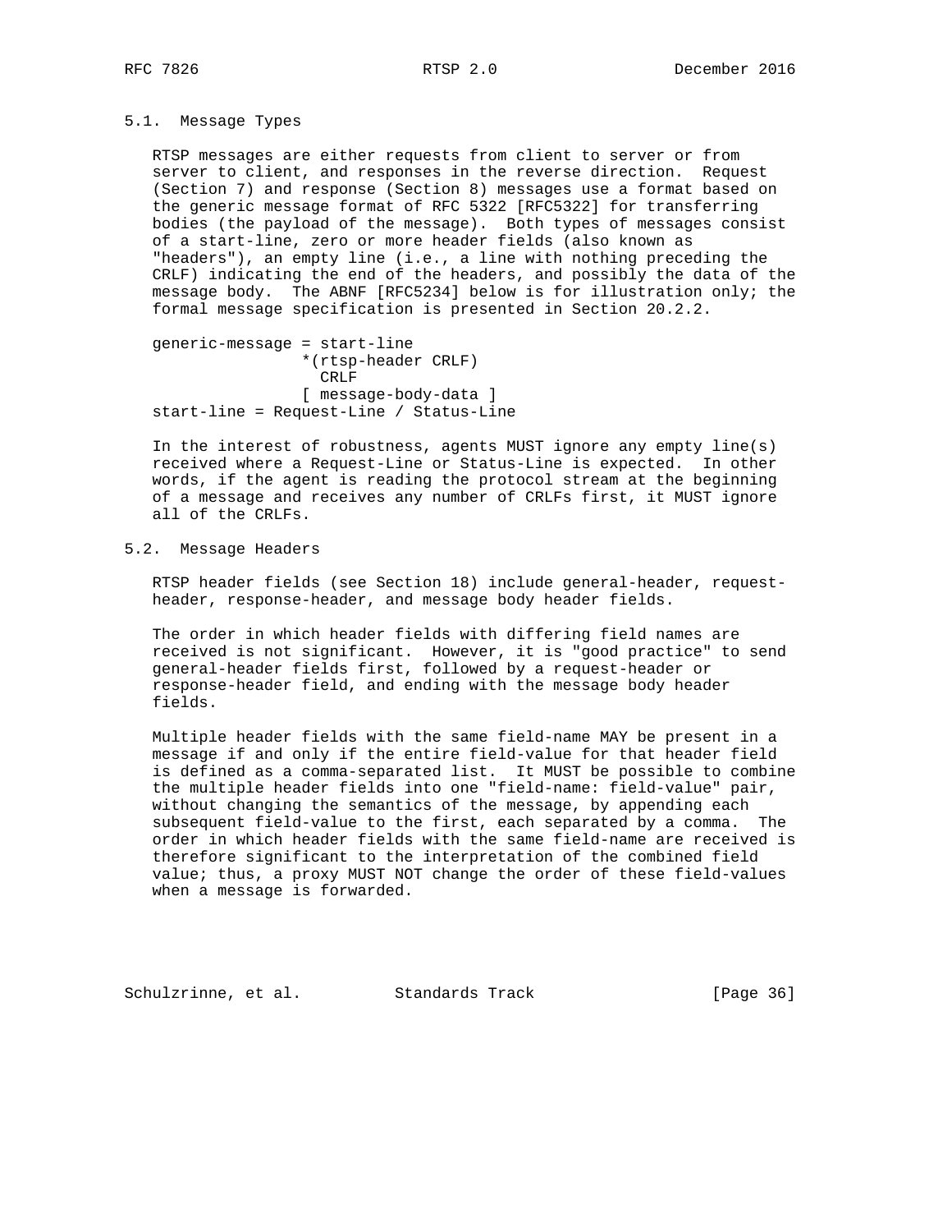### 5.1. Message Types

RTSP messages are either requests from client to server or from server to client, and responses in the reverse direction. Request (Section 7) and response (Section 8) messages use a format based on the generic message format of RFC 5322 [RFC5322] for transferring bodies (the payload of the message). Both types of messages consist of a start-line, zero or more header fields (also known as "headers"), an empty line (i.e., a line with nothing preceding the CRLF) indicating the end of the headers, and possibly the data of the message body. The ABNF [RFC5234] below is for illustration only; the formal message specification is presented in Section 20.2.2.

```
generic-message = start-line
                 *(rtsp-header CRLF)
                   CRLF
                 [ message-body-data ]
start-line = Request-Line / Status-Line
```

In the interest of robustness, agents MUST ignore any empty line(s) received where a Request-Line or Status-Line is expected. In other words, if the agent is reading the protocol stream at the beginning of a message and receives any number of CRLFs first, it MUST ignore all of the CRLFs.

### 5.2. Message Headers

RTSP header fields (see Section 18) include general-header, request-header, response-header, and message body header fields.

The order in which header fields with differing field names are received is not significant. However, it is "good practice" to send general-header fields first, followed by a request-header or response-header field, and ending with the message body header fields.

Multiple header fields with the same field-name MAY be present in a message if and only if the entire field-value for that header field is defined as a comma-separated list. It MUST be possible to combine the multiple header fields into one "field-name: field-value" pair, without changing the semantics of the message, by appending each subsequent field-value to the first, each separated by a comma. The order in which header fields with the same field-name are received is therefore significant to the interpretation of the combined field value; thus, a proxy MUST NOT change the order of these field-values when a message is forwarded.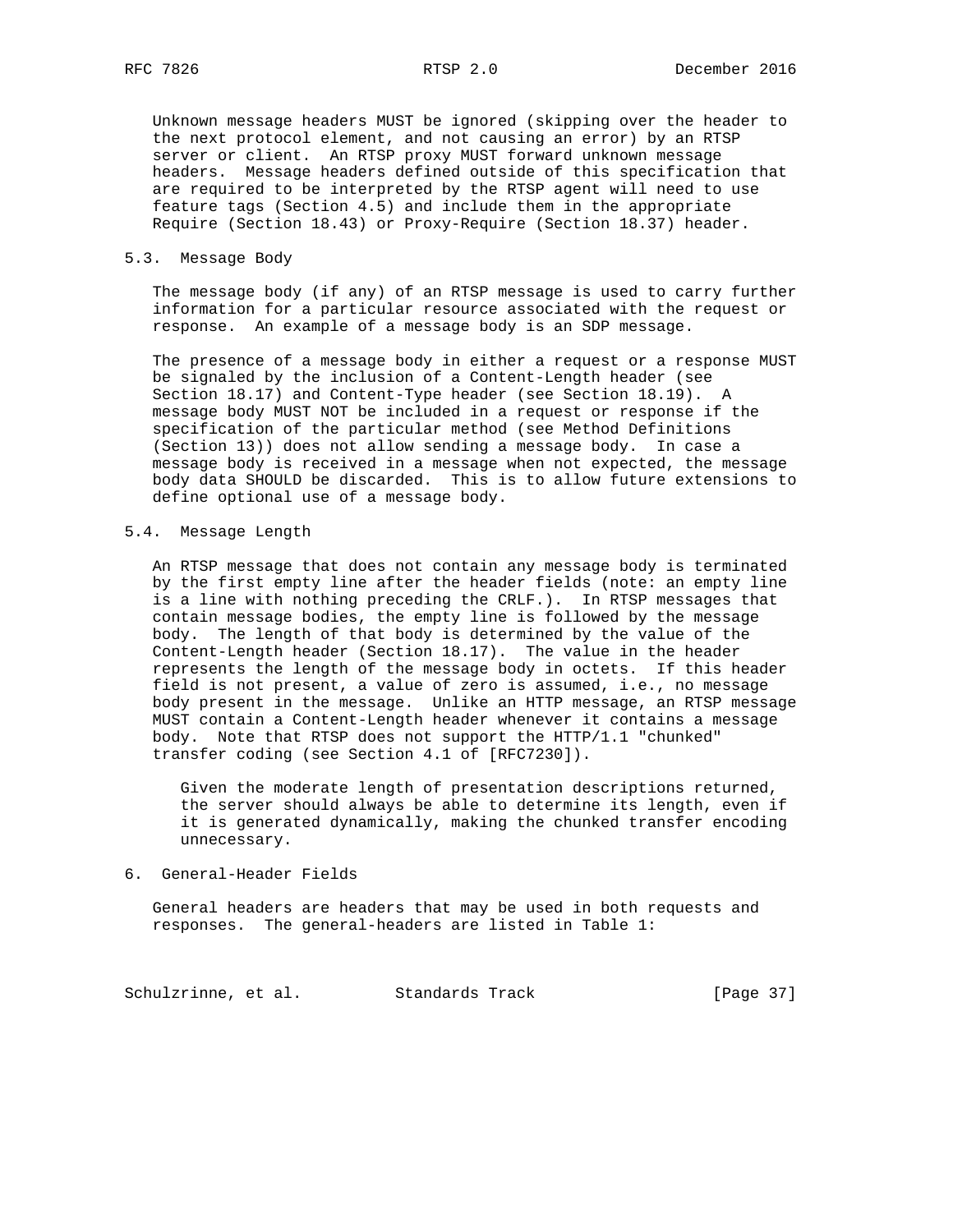Unknown message headers MUST be ignored (skipping over the header to the next protocol element, and not causing an error) by an RTSP server or client. An RTSP proxy MUST forward unknown message headers. Message headers defined outside of this specification that are required to be interpreted by the RTSP agent will need to use feature tags (Section 4.5) and include them in the appropriate Require (Section 18.43) or Proxy-Require (Section 18.37) header.

## 5.3. Message Body

The message body (if any) of an RTSP message is used to carry further information for a particular resource associated with the request or response. An example of a message body is an SDP message.

The presence of a message body in either a request or a response MUST be signaled by the inclusion of a Content-Length header (see Section 18.17) and Content-Type header (see Section 18.19). A message body MUST NOT be included in a request or response if the specification of the particular method (see Method Definitions (Section 13)) does not allow sending a message body. In case a message body is received in a message when not expected, the message body data SHOULD be discarded. This is to allow future extensions to define optional use of a message body.

## 5.4. Message Length

An RTSP message that does not contain any message body is terminated by the first empty line after the header fields (note: an empty line is a line with nothing preceding the CRLF.). In RTSP messages that contain message bodies, the empty line is followed by the message body. The length of that body is determined by the value of the Content-Length header (Section 18.17). The value in the header represents the length of the message body in octets. If this header field is not present, a value of zero is assumed, i.e., no message body present in the message. Unlike an HTTP message, an RTSP message MUST contain a Content-Length header whenever it contains a message body. Note that RTSP does not support the HTTP/1.1 "chunked" transfer coding (see Section 4.1 of [RFC7230]).

> Given the moderate length of presentation descriptions returned, the server should always be able to determine its length, even if it is generated dynamically, making the chunked transfer encoding unnecessary.

# 6. General-Header Fields

General headers are headers that may be used in both requests and responses. The general-headers are listed in Table 1: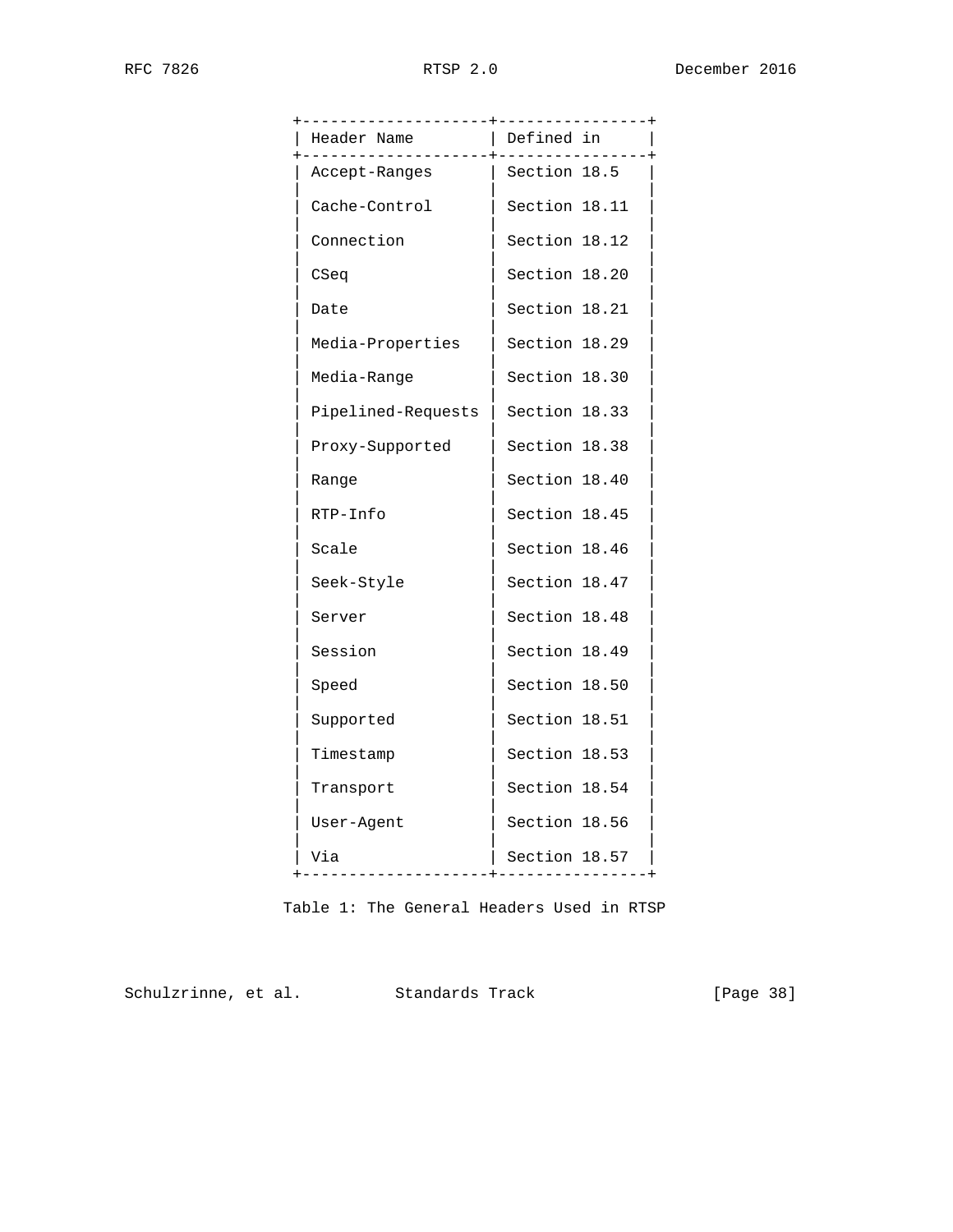| Header Name | Defined in |
|---|---|
| Accept-Ranges | Section 18.5 |
| Cache-Control | Section 18.11 |
| Connection | Section 18.12 |
| CSeq | Section 18.20 |
| Date | Section 18.21 |
| Media-Properties | Section 18.29 |
| Media-Range | Section 18.30 |
| Pipelined-Requests | Section 18.33 |
| Proxy-Supported | Section 18.38 |
| Range | Section 18.40 |
| RTP-Info | Section 18.45 |
| Scale | Section 18.46 |
| Seek-Style | Section 18.47 |
| Server | Section 18.48 |
| Session | Section 18.49 |
| Speed | Section 18.50 |
| Supported | Section 18.51 |
| Timestamp | Section 18.53 |
| Transport | Section 18.54 |
| User-Agent | Section 18.56 |
| Via | Section 18.57 |

Table 1: The General Headers Used in RTSP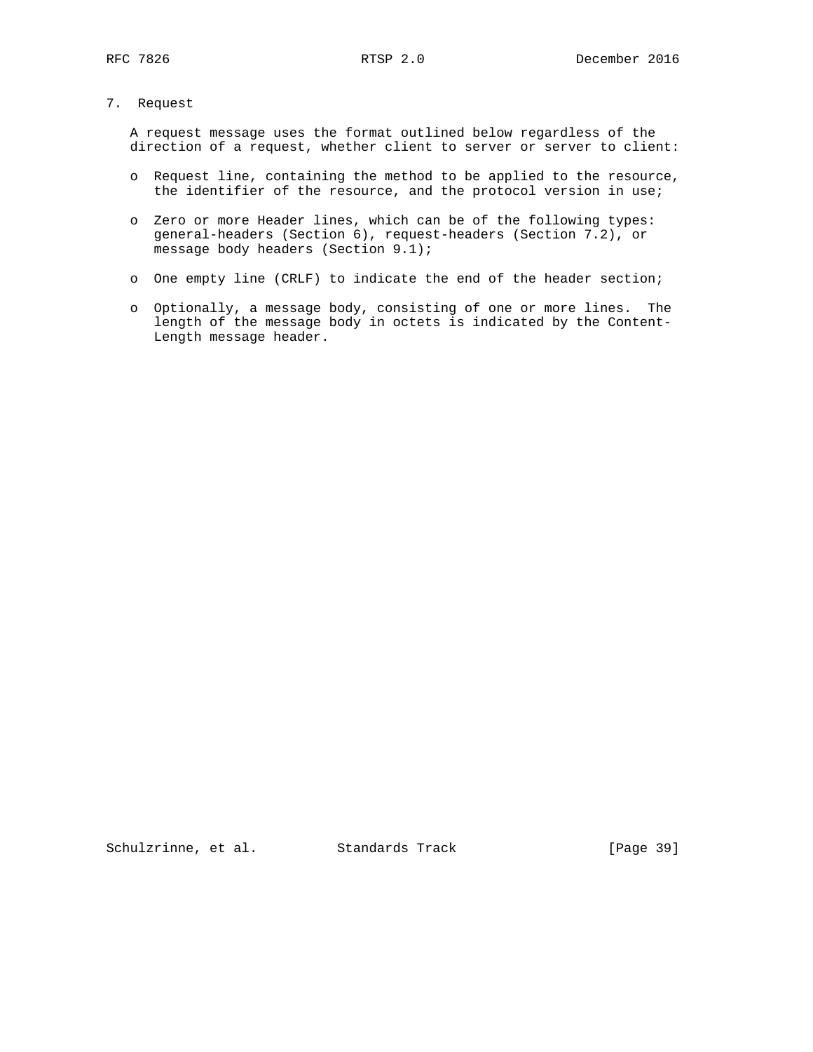# 7. Request

A request message uses the format outlined below regardless of the direction of a request, whether client to server or server to client:

- Request line, containing the method to be applied to the resource, the identifier of the resource, and the protocol version in use;
- Zero or more Header lines, which can be of the following types: general-headers (Section 6), request-headers (Section 7.2), or message body headers (Section 9.1);
- One empty line (CRLF) to indicate the end of the header section;
- Optionally, a message body, consisting of one or more lines. The length of the message body in octets is indicated by the Content-Length message header.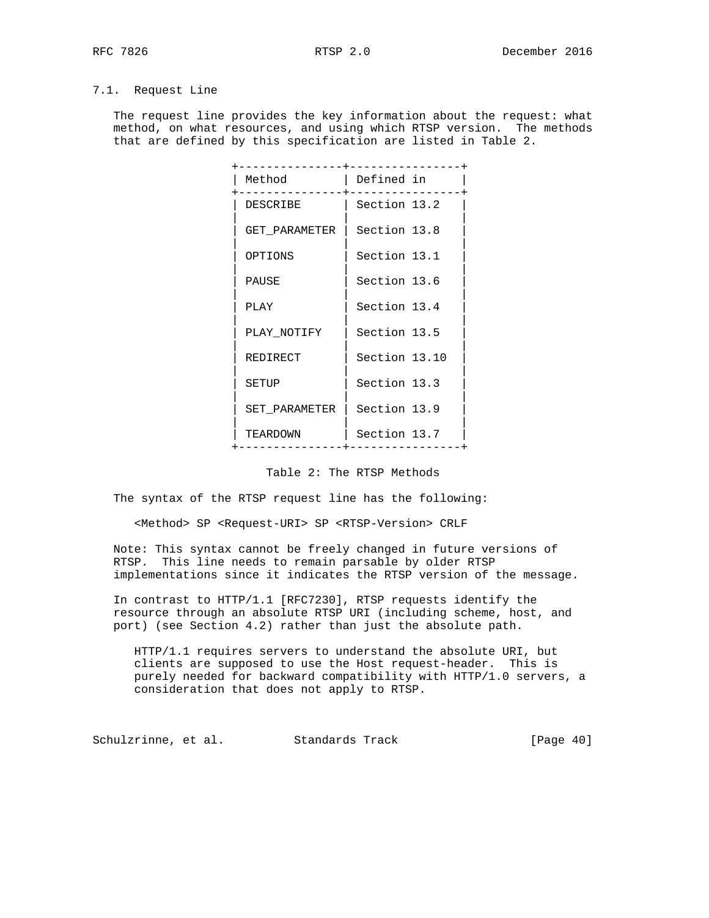## 7.1. Request Line

The request line provides the key information about the request: what method, on what resources, and using which RTSP version. The methods that are defined by this specification are listed in Table 2.

| Method | Defined in |
|---|---|
| DESCRIBE | Section 13.2 |
| GET_PARAMETER | Section 13.8 |
| OPTIONS | Section 13.1 |
| PAUSE | Section 13.6 |
| PLAY | Section 13.4 |
| PLAY_NOTIFY | Section 13.5 |
| REDIRECT | Section 13.10 |
| SETUP | Section 13.3 |
| SET_PARAMETER | Section 13.9 |
| TEARDOWN | Section 13.7 |

Table 2: The RTSP Methods

The syntax of the RTSP request line has the following:

```
<Method> SP <Request-URI> SP <RTSP-Version> CRLF
```

Note: This syntax cannot be freely changed in future versions of RTSP. This line needs to remain parsable by older RTSP implementations since it indicates the RTSP version of the message.

In contrast to HTTP/1.1 [RFC7230], RTSP requests identify the resource through an absolute RTSP URI (including scheme, host, and port) (see Section 4.2) rather than just the absolute path.

> HTTP/1.1 requires servers to understand the absolute URI, but clients are supposed to use the Host request-header. This is purely needed for backward compatibility with HTTP/1.0 servers, a consideration that does not apply to RTSP.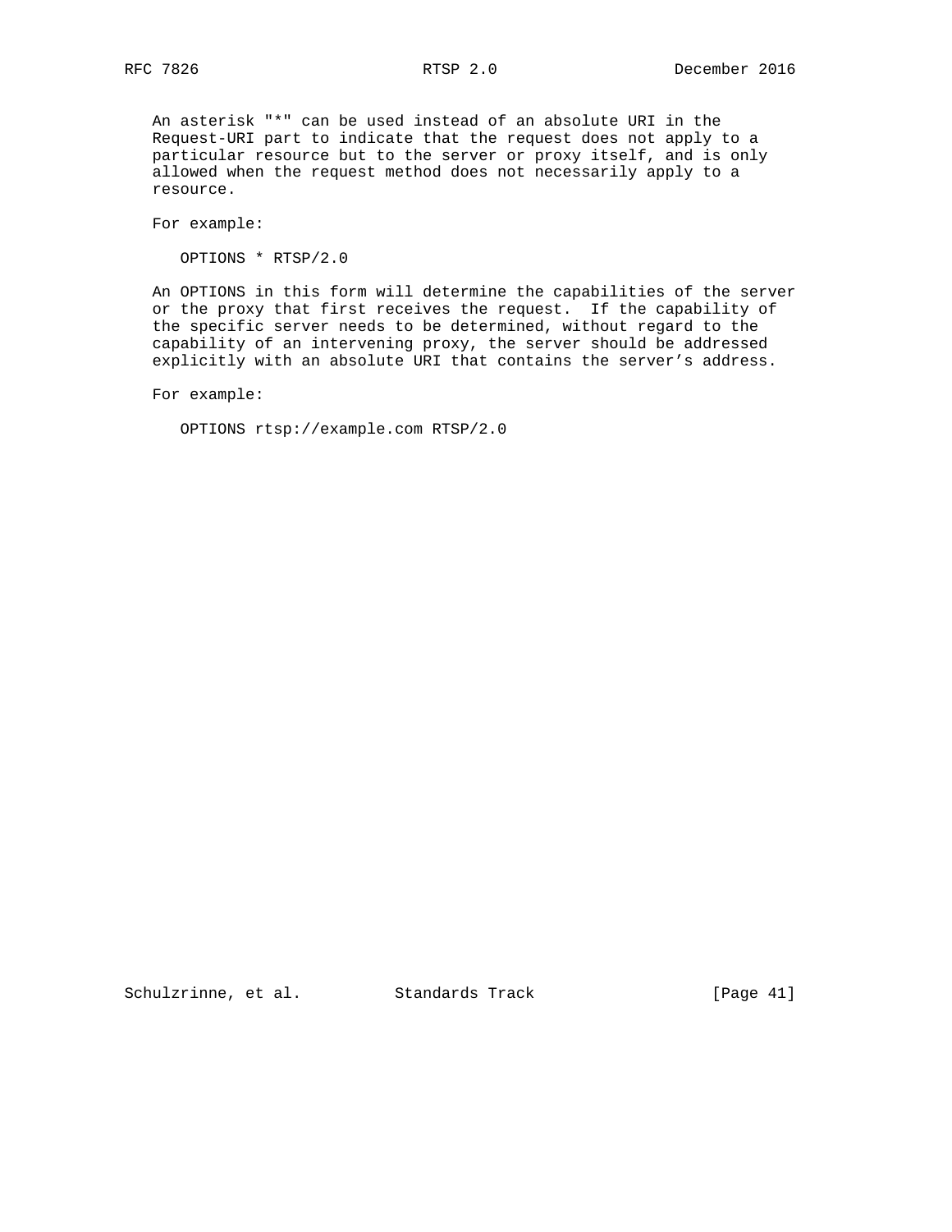An asterisk "*" can be used instead of an absolute URI in the Request-URI part to indicate that the request does not apply to a particular resource but to the server or proxy itself, and is only allowed when the request method does not necessarily apply to a resource.

For example:

```
OPTIONS * RTSP/2.0
```

An OPTIONS in this form will determine the capabilities of the server or the proxy that first receives the request. If the capability of the specific server needs to be determined, without regard to the capability of an intervening proxy, the server should be addressed explicitly with an absolute URI that contains the server's address.

For example:

```
OPTIONS rtsp://example.com RTSP/2.0
```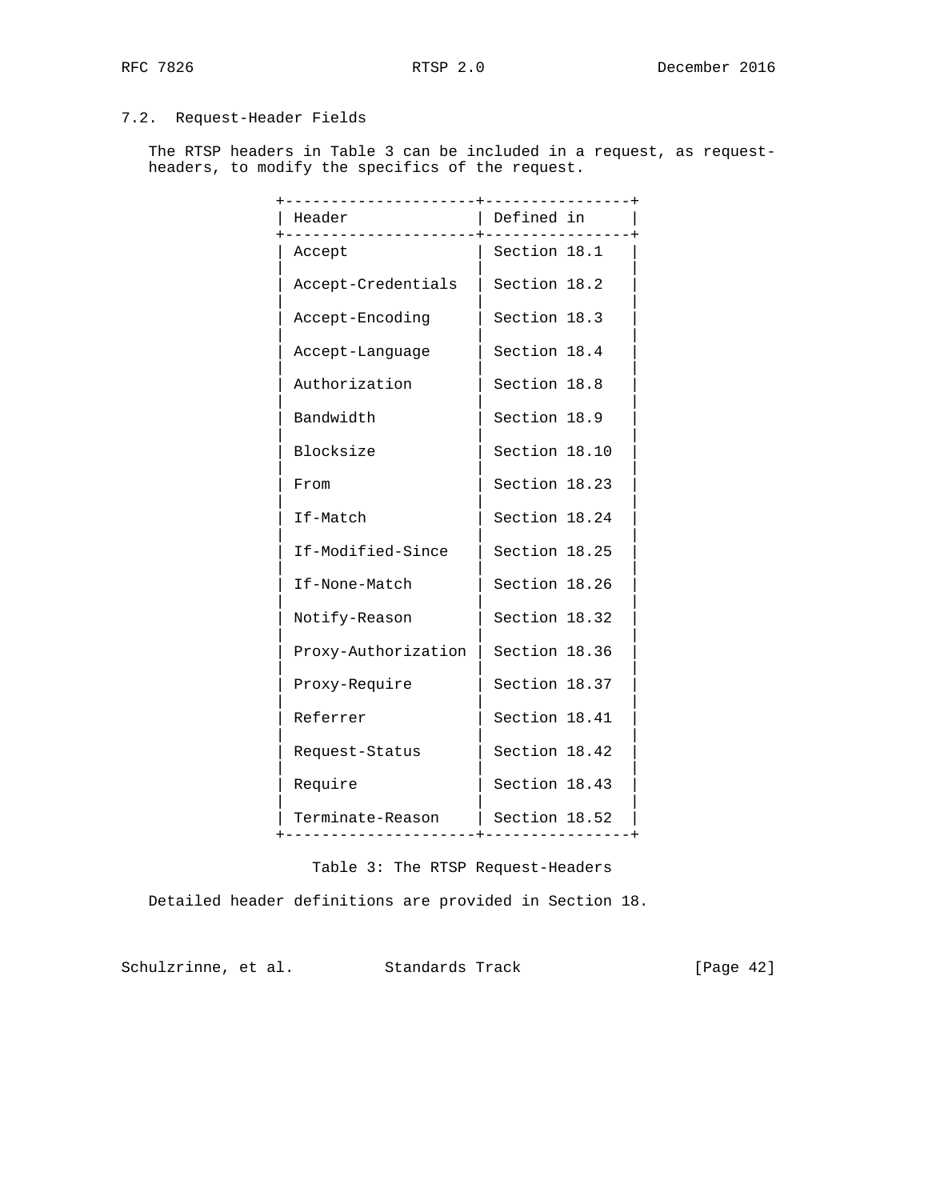## 7.2. Request-Header Fields

The RTSP headers in Table 3 can be included in a request, as request-headers, to modify the specifics of the request.

| Header | Defined in |
|---|---|
| Accept | Section 18.1 |
| Accept-Credentials | Section 18.2 |
| Accept-Encoding | Section 18.3 |
| Accept-Language | Section 18.4 |
| Authorization | Section 18.8 |
| Bandwidth | Section 18.9 |
| Blocksize | Section 18.10 |
| From | Section 18.23 |
| If-Match | Section 18.24 |
| If-Modified-Since | Section 18.25 |
| If-None-Match | Section 18.26 |
| Notify-Reason | Section 18.32 |
| Proxy-Authorization | Section 18.36 |
| Proxy-Require | Section 18.37 |
| Referrer | Section 18.41 |
| Request-Status | Section 18.42 |
| Require | Section 18.43 |
| Terminate-Reason | Section 18.52 |

Table 3: The RTSP Request-Headers

Detailed header definitions are provided in Section 18.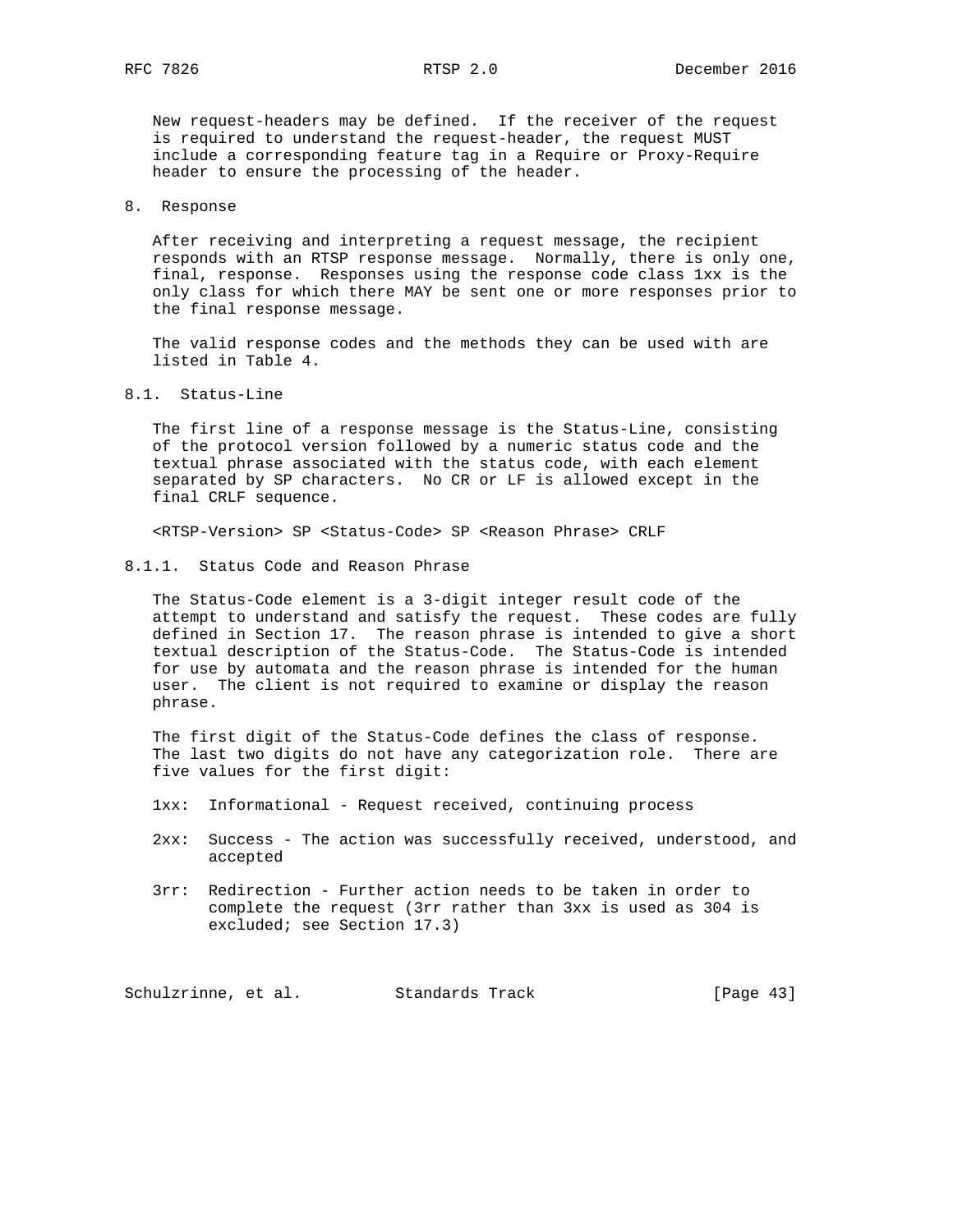New request-headers may be defined. If the receiver of the request is required to understand the request-header, the request MUST include a corresponding feature tag in a Require or Proxy-Require header to ensure the processing of the header.

# 8. Response

After receiving and interpreting a request message, the recipient responds with an RTSP response message. Normally, there is only one, final, response. Responses using the response code class 1xx is the only class for which there MAY be sent one or more responses prior to the final response message.

The valid response codes and the methods they can be used with are listed in Table 4.

## 8.1. Status-Line

The first line of a response message is the Status-Line, consisting of the protocol version followed by a numeric status code and the textual phrase associated with the status code, with each element separated by SP characters. No CR or LF is allowed except in the final CRLF sequence.

```
<RTSP-Version> SP <Status-Code> SP <Reason Phrase> CRLF
```

### 8.1.1. Status Code and Reason Phrase

The Status-Code element is a 3-digit integer result code of the attempt to understand and satisfy the request. These codes are fully defined in Section 17. The reason phrase is intended to give a short textual description of the Status-Code. The Status-Code is intended for use by automata and the reason phrase is intended for the human user. The client is not required to examine or display the reason phrase.

The first digit of the Status-Code defines the class of response. The last two digits do not have any categorization role. There are five values for the first digit:

1xx: Informational - Request received, continuing process

2xx: Success - The action was successfully received, understood, and accepted

3rr: Redirection - Further action needs to be taken in order to complete the request (3rr rather than 3xx is used as 304 is excluded; see Section 17.3)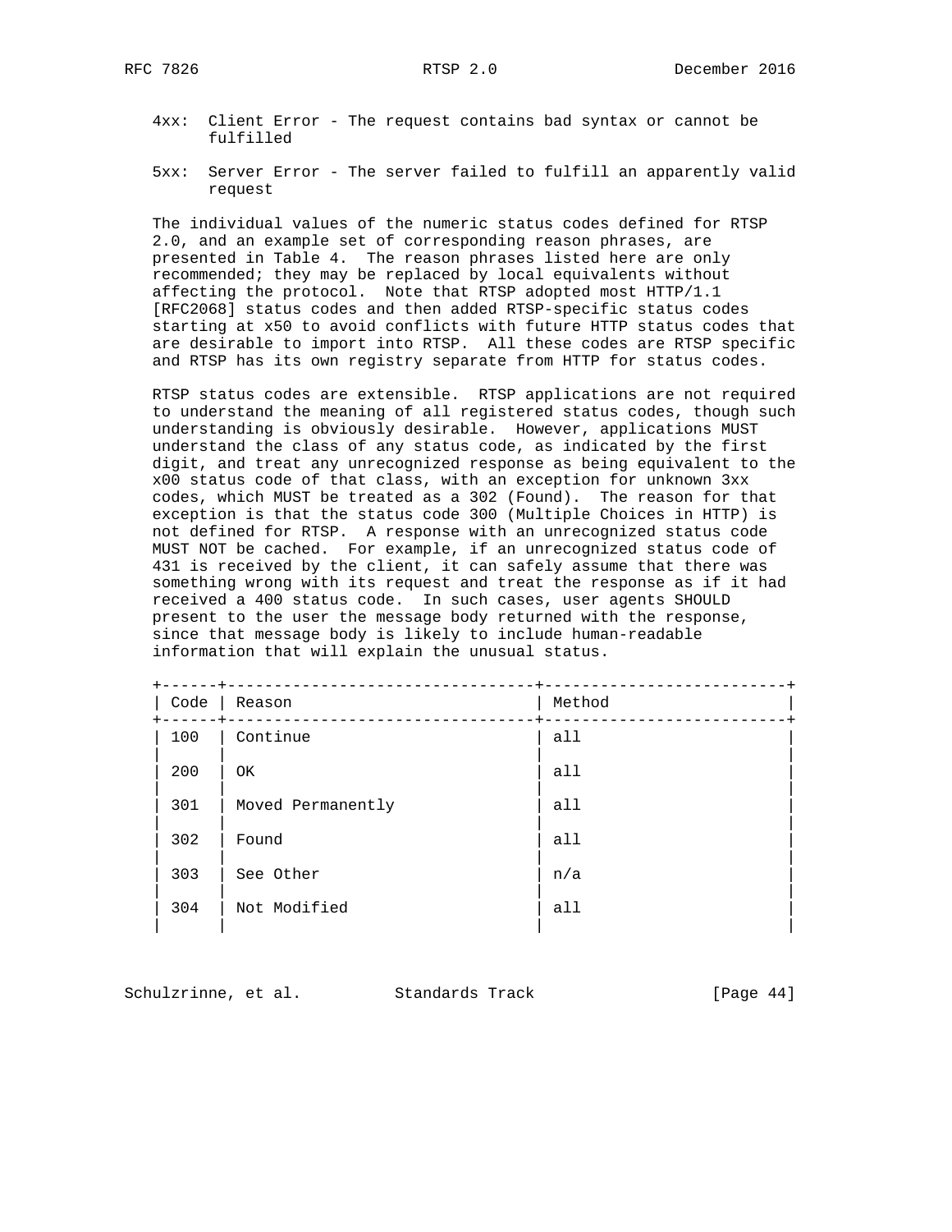4xx: Client Error - The request contains bad syntax or cannot be fulfilled

5xx: Server Error - The server failed to fulfill an apparently valid request

The individual values of the numeric status codes defined for RTSP 2.0, and an example set of corresponding reason phrases, are presented in Table 4. The reason phrases listed here are only recommended; they may be replaced by local equivalents without affecting the protocol. Note that RTSP adopted most HTTP/1.1 [RFC2068] status codes and then added RTSP-specific status codes starting at x50 to avoid conflicts with future HTTP status codes that are desirable to import into RTSP. All these codes are RTSP specific and RTSP has its own registry separate from HTTP for status codes.

RTSP status codes are extensible. RTSP applications are not required to understand the meaning of all registered status codes, though such understanding is obviously desirable. However, applications MUST understand the class of any status code, as indicated by the first digit, and treat any unrecognized response as being equivalent to the x00 status code of that class, with an exception for unknown 3xx codes, which MUST be treated as a 302 (Found). The reason for that exception is that the status code 300 (Multiple Choices in HTTP) is not defined for RTSP. A response with an unrecognized status code MUST NOT be cached. For example, if an unrecognized status code of 431 is received by the client, it can safely assume that there was something wrong with its request and treat the response as if it had received a 400 status code. In such cases, user agents SHOULD present to the user the message body returned with the response, since that message body is likely to include human-readable information that will explain the unusual status.

| Code | Reason | Method |
|---|---|---|
| 100 | Continue | all |
| 200 | OK | all |
| 301 | Moved Permanently | all |
| 302 | Found | all |
| 303 | See Other | n/a |
| 304 | Not Modified | all |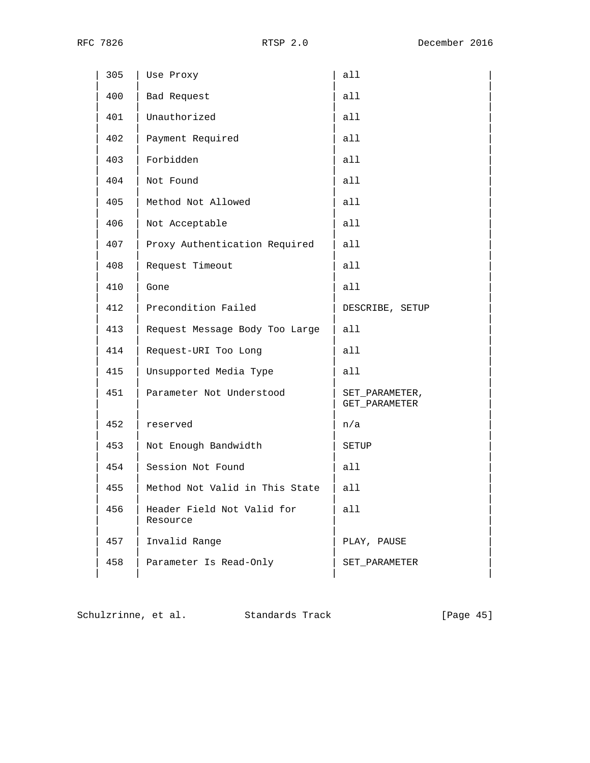| | | |
|---|---|---|
| 305 | Use Proxy | all |
| 400 | Bad Request | all |
| 401 | Unauthorized | all |
| 402 | Payment Required | all |
| 403 | Forbidden | all |
| 404 | Not Found | all |
| 405 | Method Not Allowed | all |
| 406 | Not Acceptable | all |
| 407 | Proxy Authentication Required | all |
| 408 | Request Timeout | all |
| 410 | Gone | all |
| 412 | Precondition Failed | DESCRIBE, SETUP |
| 413 | Request Message Body Too Large | all |
| 414 | Request-URI Too Long | all |
| 415 | Unsupported Media Type | all |
| 451 | Parameter Not Understood | SET_PARAMETER, GET_PARAMETER |
| 452 | reserved | n/a |
| 453 | Not Enough Bandwidth | SETUP |
| 454 | Session Not Found | all |
| 455 | Method Not Valid in This State | all |
| 456 | Header Field Not Valid for Resource | all |
| 457 | Invalid Range | PLAY, PAUSE |
| 458 | Parameter Is Read-Only | SET_PARAMETER |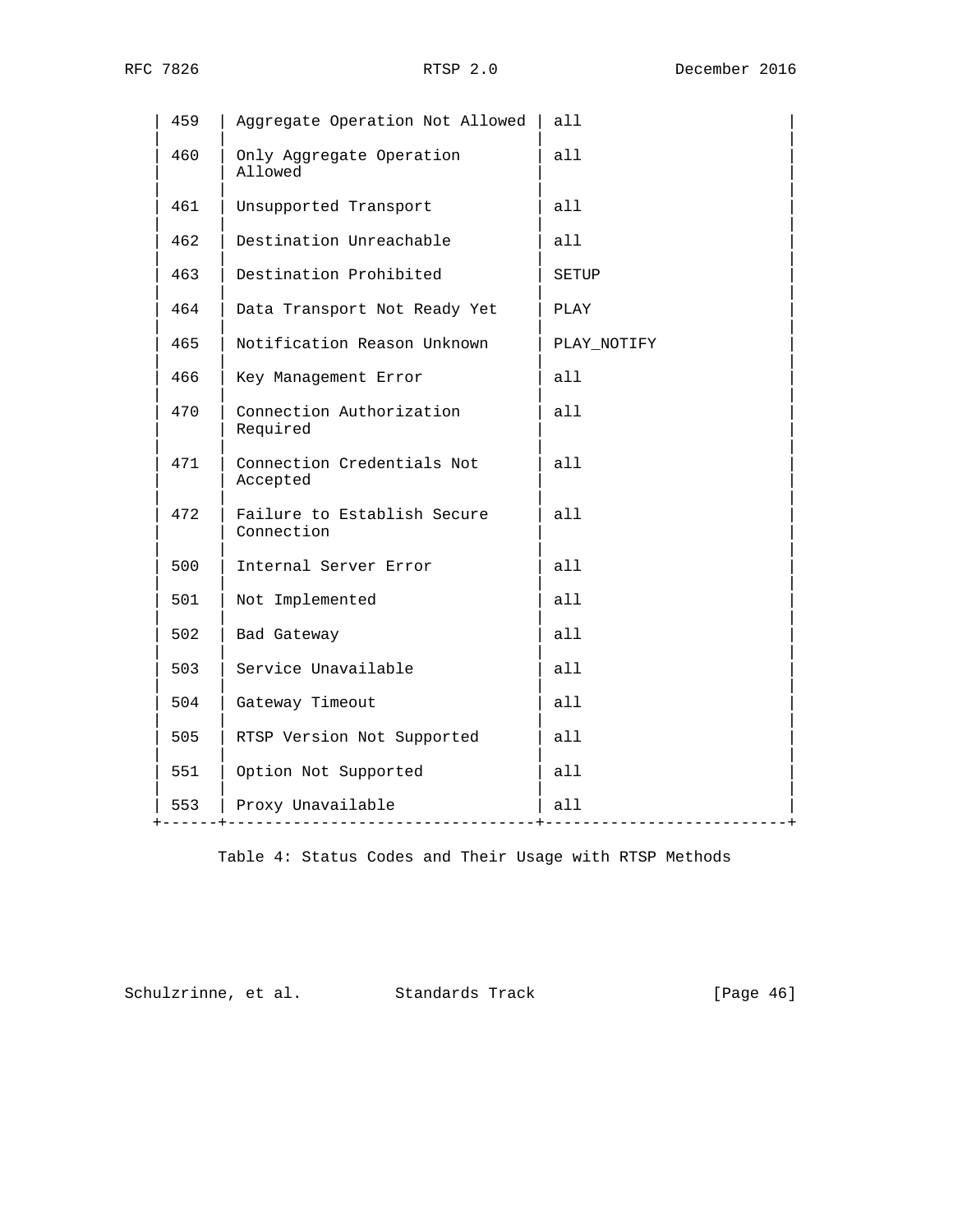| | | |
|---|---|---|
| 459 | Aggregate Operation Not Allowed | all |
| 460 | Only Aggregate Operation Allowed | all |
| 461 | Unsupported Transport | all |
| 462 | Destination Unreachable | all |
| 463 | Destination Prohibited | SETUP |
| 464 | Data Transport Not Ready Yet | PLAY |
| 465 | Notification Reason Unknown | PLAY_NOTIFY |
| 466 | Key Management Error | all |
| 470 | Connection Authorization Required | all |
| 471 | Connection Credentials Not Accepted | all |
| 472 | Failure to Establish Secure Connection | all |
| 500 | Internal Server Error | all |
| 501 | Not Implemented | all |
| 502 | Bad Gateway | all |
| 503 | Service Unavailable | all |
| 504 | Gateway Timeout | all |
| 505 | RTSP Version Not Supported | all |
| 551 | Option Not Supported | all |
| 553 | Proxy Unavailable | all |

Table 4: Status Codes and Their Usage with RTSP Methods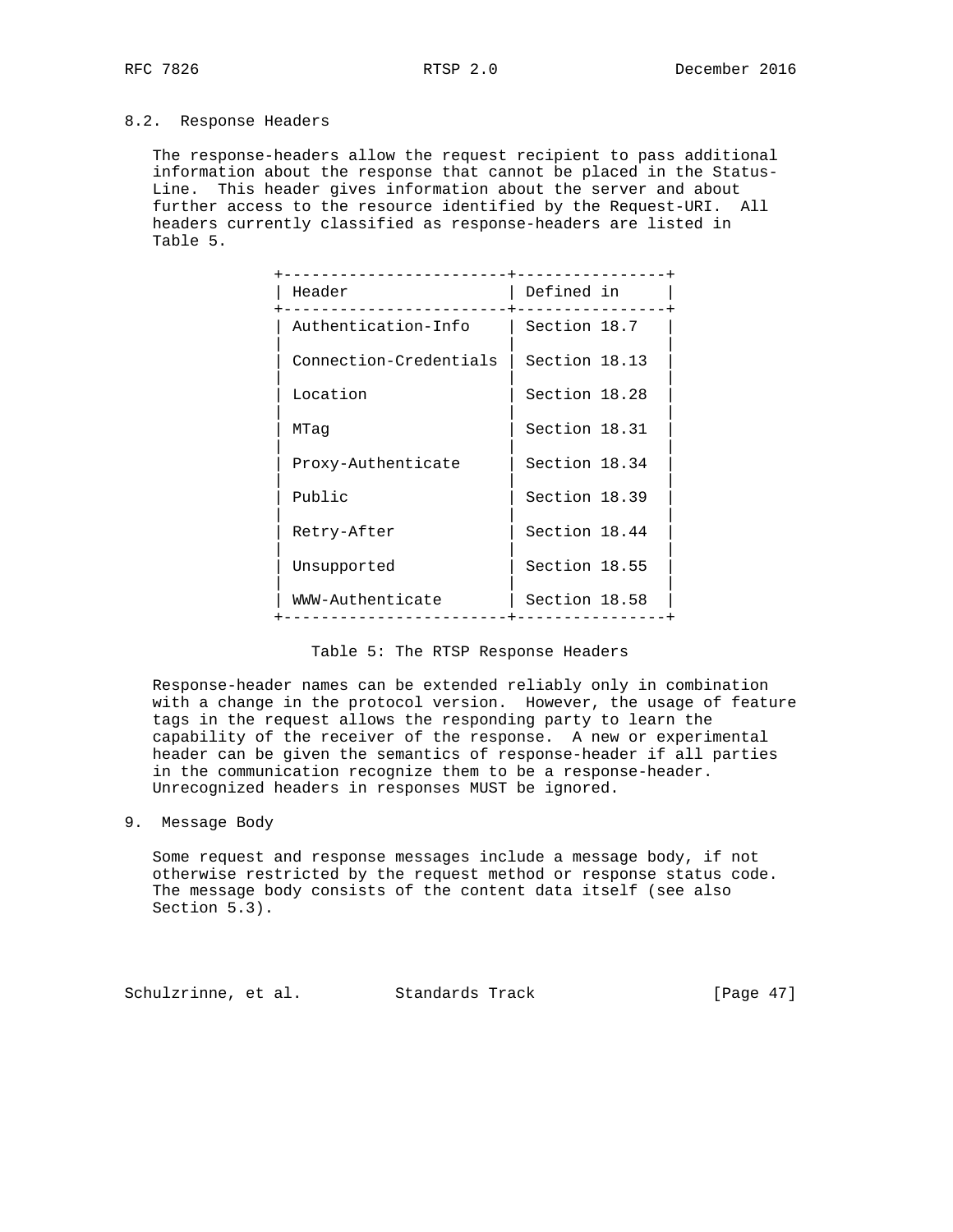## 8.2. Response Headers

The response-headers allow the request recipient to pass additional information about the response that cannot be placed in the Status-Line. This header gives information about the server and about further access to the resource identified by the Request-URI. All headers currently classified as response-headers are listed in Table 5.

| Header | Defined in |
|---|---|
| Authentication-Info | Section 18.7 |
| Connection-Credentials | Section 18.13 |
| Location | Section 18.28 |
| MTag | Section 18.31 |
| Proxy-Authenticate | Section 18.34 |
| Public | Section 18.39 |
| Retry-After | Section 18.44 |
| Unsupported | Section 18.55 |
| WWW-Authenticate | Section 18.58 |

Table 5: The RTSP Response Headers

Response-header names can be extended reliably only in combination with a change in the protocol version. However, the usage of feature tags in the request allows the responding party to learn the capability of the receiver of the response. A new or experimental header can be given the semantics of response-header if all parties in the communication recognize them to be a response-header. Unrecognized headers in responses MUST be ignored.

# 9. Message Body

Some request and response messages include a message body, if not otherwise restricted by the request method or response status code. The message body consists of the content data itself (see also Section 5.3).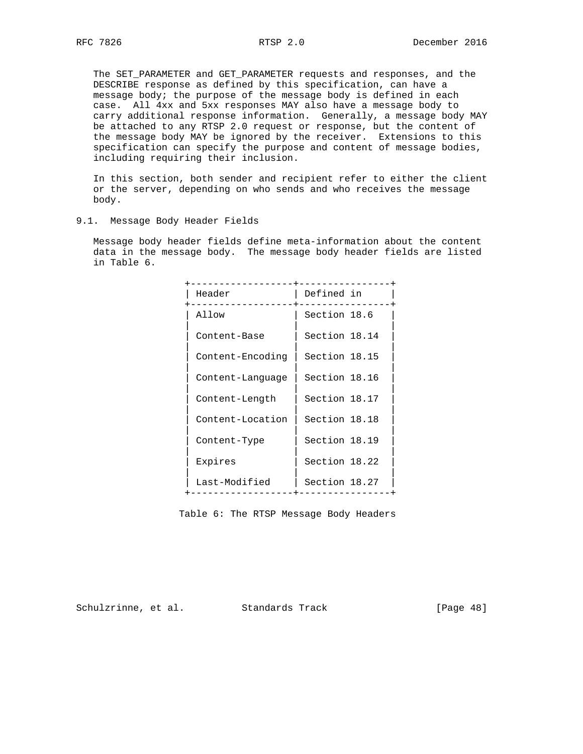The SET_PARAMETER and GET_PARAMETER requests and responses, and the DESCRIBE response as defined by this specification, can have a message body; the purpose of the message body is defined in each case. All 4xx and 5xx responses MAY also have a message body to carry additional response information. Generally, a message body MAY be attached to any RTSP 2.0 request or response, but the content of the message body MAY be ignored by the receiver. Extensions to this specification can specify the purpose and content of message bodies, including requiring their inclusion.

In this section, both sender and recipient refer to either the client or the server, depending on who sends and who receives the message body.

## 9.1. Message Body Header Fields

Message body header fields define meta-information about the content data in the message body. The message body header fields are listed in Table 6.

| Header | Defined in |
|---|---|
| Allow | Section 18.6 |
| Content-Base | Section 18.14 |
| Content-Encoding | Section 18.15 |
| Content-Language | Section 18.16 |
| Content-Length | Section 18.17 |
| Content-Location | Section 18.18 |
| Content-Type | Section 18.19 |
| Expires | Section 18.22 |
| Last-Modified | Section 18.27 |

Table 6: The RTSP Message Body Headers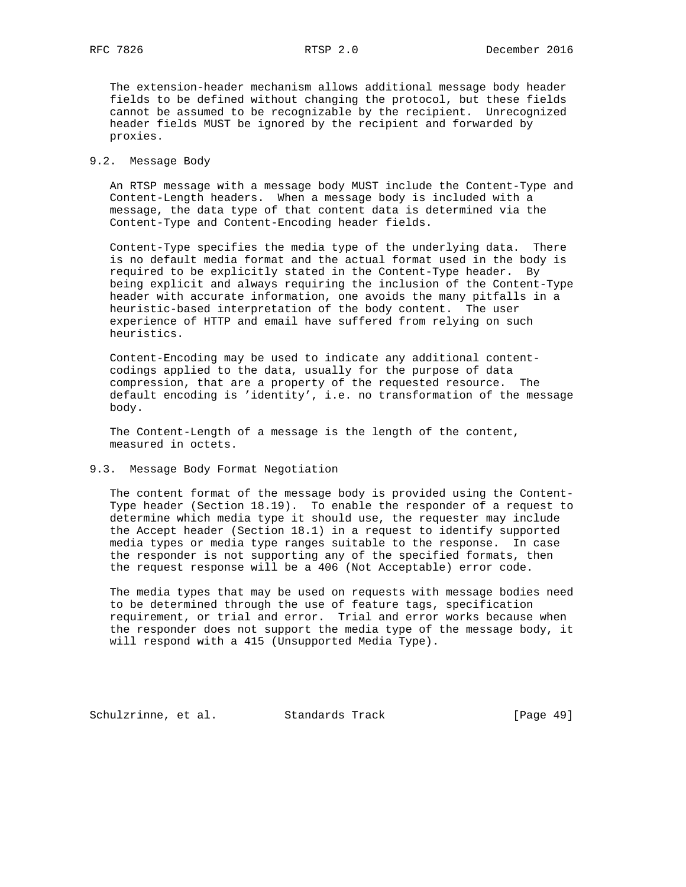The extension-header mechanism allows additional message body header fields to be defined without changing the protocol, but these fields cannot be assumed to be recognizable by the recipient. Unrecognized header fields MUST be ignored by the recipient and forwarded by proxies.

## 9.2. Message Body

An RTSP message with a message body MUST include the Content-Type and Content-Length headers. When a message body is included with a message, the data type of that content data is determined via the Content-Type and Content-Encoding header fields.

Content-Type specifies the media type of the underlying data. There is no default media format and the actual format used in the body is required to be explicitly stated in the Content-Type header. By being explicit and always requiring the inclusion of the Content-Type header with accurate information, one avoids the many pitfalls in a heuristic-based interpretation of the body content. The user experience of HTTP and email have suffered from relying on such heuristics.

Content-Encoding may be used to indicate any additional content-codings applied to the data, usually for the purpose of data compression, that are a property of the requested resource. The default encoding is 'identity', i.e. no transformation of the message body.

The Content-Length of a message is the length of the content, measured in octets.

## 9.3. Message Body Format Negotiation

The content format of the message body is provided using the Content-Type header (Section 18.19). To enable the responder of a request to determine which media type it should use, the requester may include the Accept header (Section 18.1) in a request to identify supported media types or media type ranges suitable to the response. In case the responder is not supporting any of the specified formats, then the request response will be a 406 (Not Acceptable) error code.

The media types that may be used on requests with message bodies need to be determined through the use of feature tags, specification requirement, or trial and error. Trial and error works because when the responder does not support the media type of the message body, it will respond with a 415 (Unsupported Media Type).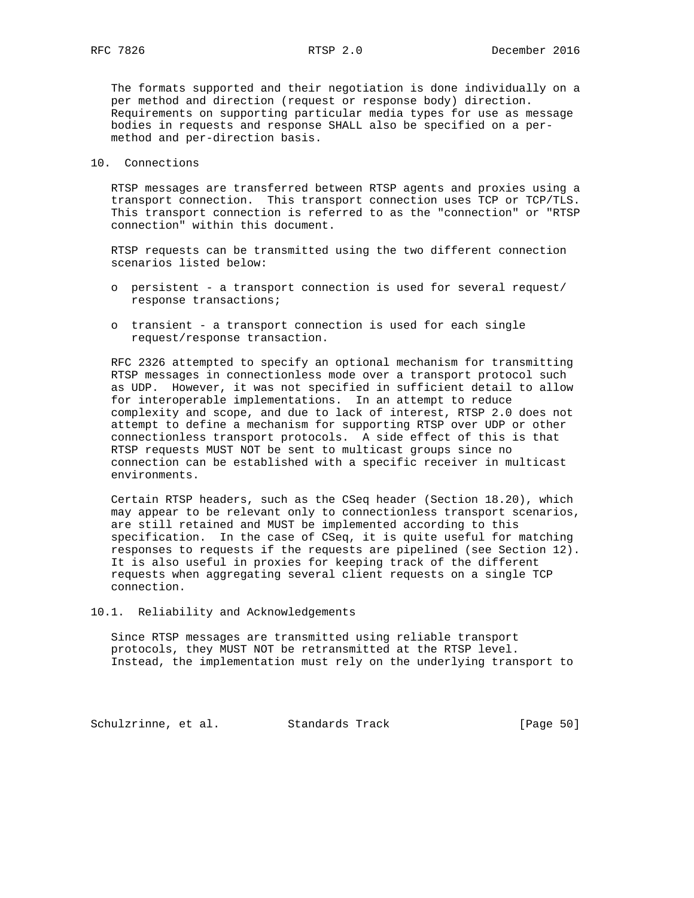The formats supported and their negotiation is done individually on a per method and direction (request or response body) direction. Requirements on supporting particular media types for use as message bodies in requests and response SHALL also be specified on a per-method and per-direction basis.

## 10. Connections

RTSP messages are transferred between RTSP agents and proxies using a transport connection. This transport connection uses TCP or TCP/TLS. This transport connection is referred to as the "connection" or "RTSP connection" within this document.

RTSP requests can be transmitted using the two different connection scenarios listed below:

- persistent - a transport connection is used for several request/response transactions;
- transient - a transport connection is used for each single request/response transaction.

RFC 2326 attempted to specify an optional mechanism for transmitting RTSP messages in connectionless mode over a transport protocol such as UDP. However, it was not specified in sufficient detail to allow for interoperable implementations. In an attempt to reduce complexity and scope, and due to lack of interest, RTSP 2.0 does not attempt to define a mechanism for supporting RTSP over UDP or other connectionless transport protocols. A side effect of this is that RTSP requests MUST NOT be sent to multicast groups since no connection can be established with a specific receiver in multicast environments.

Certain RTSP headers, such as the CSeq header (Section 18.20), which may appear to be relevant only to connectionless transport scenarios, are still retained and MUST be implemented according to this specification. In the case of CSeq, it is quite useful for matching responses to requests if the requests are pipelined (see Section 12). It is also useful in proxies for keeping track of the different requests when aggregating several client requests on a single TCP connection.

### 10.1. Reliability and Acknowledgements

Since RTSP messages are transmitted using reliable transport protocols, they MUST NOT be retransmitted at the RTSP level. Instead, the implementation must rely on the underlying transport to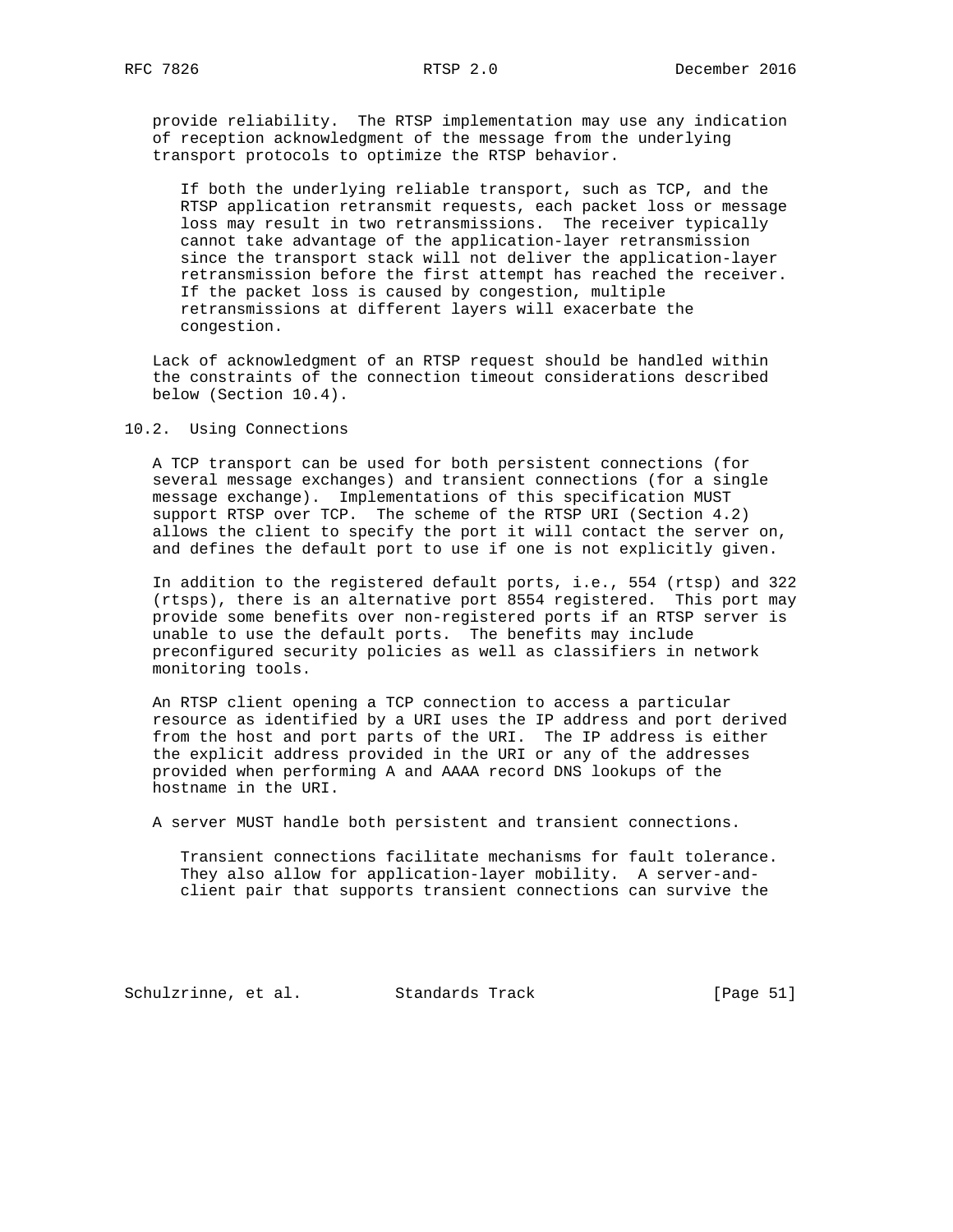provide reliability. The RTSP implementation may use any indication of reception acknowledgment of the message from the underlying transport protocols to optimize the RTSP behavior.

> If both the underlying reliable transport, such as TCP, and the RTSP application retransmit requests, each packet loss or message loss may result in two retransmissions. The receiver typically cannot take advantage of the application-layer retransmission since the transport stack will not deliver the application-layer retransmission before the first attempt has reached the receiver. If the packet loss is caused by congestion, multiple retransmissions at different layers will exacerbate the congestion.

Lack of acknowledgment of an RTSP request should be handled within the constraints of the connection timeout considerations described below (Section 10.4).

## 10.2. Using Connections

A TCP transport can be used for both persistent connections (for several message exchanges) and transient connections (for a single message exchange). Implementations of this specification MUST support RTSP over TCP. The scheme of the RTSP URI (Section 4.2) allows the client to specify the port it will contact the server on, and defines the default port to use if one is not explicitly given.

In addition to the registered default ports, i.e., 554 (rtsp) and 322 (rtsps), there is an alternative port 8554 registered. This port may provide some benefits over non-registered ports if an RTSP server is unable to use the default ports. The benefits may include preconfigured security policies as well as classifiers in network monitoring tools.

An RTSP client opening a TCP connection to access a particular resource as identified by a URI uses the IP address and port derived from the host and port parts of the URI. The IP address is either the explicit address provided in the URI or any of the addresses provided when performing A and AAAA record DNS lookups of the hostname in the URI.

A server MUST handle both persistent and transient connections.

> Transient connections facilitate mechanisms for fault tolerance. They also allow for application-layer mobility. A server-and-client pair that supports transient connections can survive the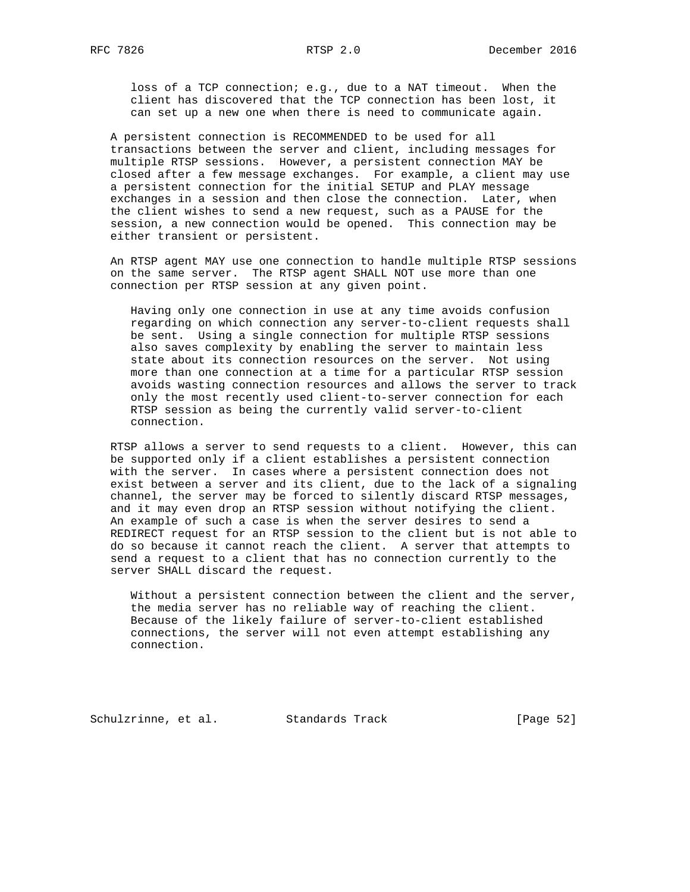loss of a TCP connection; e.g., due to a NAT timeout. When the client has discovered that the TCP connection has been lost, it can set up a new one when there is need to communicate again.

A persistent connection is RECOMMENDED to be used for all transactions between the server and client, including messages for multiple RTSP sessions. However, a persistent connection MAY be closed after a few message exchanges. For example, a client may use a persistent connection for the initial SETUP and PLAY message exchanges in a session and then close the connection. Later, when the client wishes to send a new request, such as a PAUSE for the session, a new connection would be opened. This connection may be either transient or persistent.

An RTSP agent MAY use one connection to handle multiple RTSP sessions on the same server. The RTSP agent SHALL NOT use more than one connection per RTSP session at any given point.

Having only one connection in use at any time avoids confusion regarding on which connection any server-to-client requests shall be sent. Using a single connection for multiple RTSP sessions also saves complexity by enabling the server to maintain less state about its connection resources on the server. Not using more than one connection at a time for a particular RTSP session avoids wasting connection resources and allows the server to track only the most recently used client-to-server connection for each RTSP session as being the currently valid server-to-client connection.

RTSP allows a server to send requests to a client. However, this can be supported only if a client establishes a persistent connection with the server. In cases where a persistent connection does not exist between a server and its client, due to the lack of a signaling channel, the server may be forced to silently discard RTSP messages, and it may even drop an RTSP session without notifying the client. An example of such a case is when the server desires to send a REDIRECT request for an RTSP session to the client but is not able to do so because it cannot reach the client. A server that attempts to send a request to a client that has no connection currently to the server SHALL discard the request.

Without a persistent connection between the client and the server, the media server has no reliable way of reaching the client. Because of the likely failure of server-to-client established connections, the server will not even attempt establishing any connection.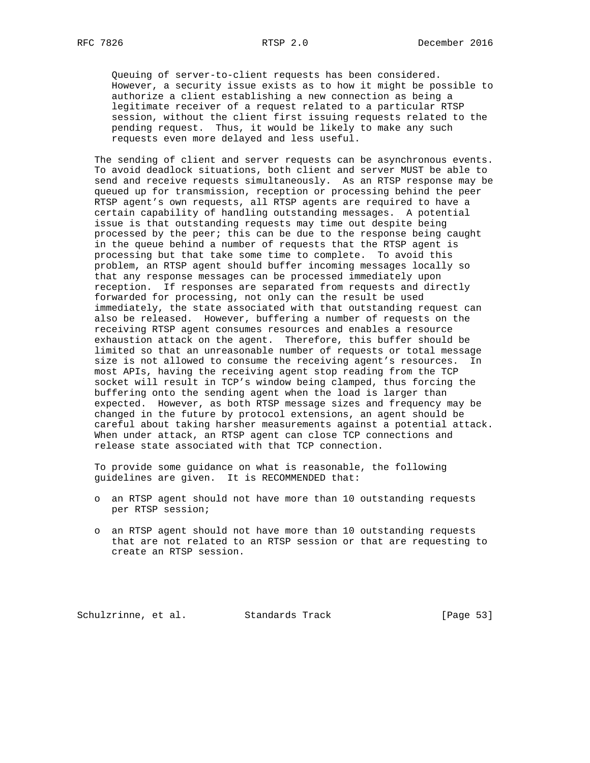Queuing of server-to-client requests has been considered. However, a security issue exists as to how it might be possible to authorize a client establishing a new connection as being a legitimate receiver of a request related to a particular RTSP session, without the client first issuing requests related to the pending request. Thus, it would be likely to make any such requests even more delayed and less useful.

The sending of client and server requests can be asynchronous events. To avoid deadlock situations, both client and server MUST be able to send and receive requests simultaneously. As an RTSP response may be queued up for transmission, reception or processing behind the peer RTSP agent's own requests, all RTSP agents are required to have a certain capability of handling outstanding messages. A potential issue is that outstanding requests may time out despite being processed by the peer; this can be due to the response being caught in the queue behind a number of requests that the RTSP agent is processing but that take some time to complete. To avoid this problem, an RTSP agent should buffer incoming messages locally so that any response messages can be processed immediately upon reception. If responses are separated from requests and directly forwarded for processing, not only can the result be used immediately, the state associated with that outstanding request can also be released. However, buffering a number of requests on the receiving RTSP agent consumes resources and enables a resource exhaustion attack on the agent. Therefore, this buffer should be limited so that an unreasonable number of requests or total message size is not allowed to consume the receiving agent's resources. In most APIs, having the receiving agent stop reading from the TCP socket will result in TCP's window being clamped, thus forcing the buffering onto the sending agent when the load is larger than expected. However, as both RTSP message sizes and frequency may be changed in the future by protocol extensions, an agent should be careful about taking harsher measurements against a potential attack. When under attack, an RTSP agent can close TCP connections and release state associated with that TCP connection.

To provide some guidance on what is reasonable, the following guidelines are given. It is RECOMMENDED that:

- an RTSP agent should not have more than 10 outstanding requests per RTSP session;
- an RTSP agent should not have more than 10 outstanding requests that are not related to an RTSP session or that are requesting to create an RTSP session.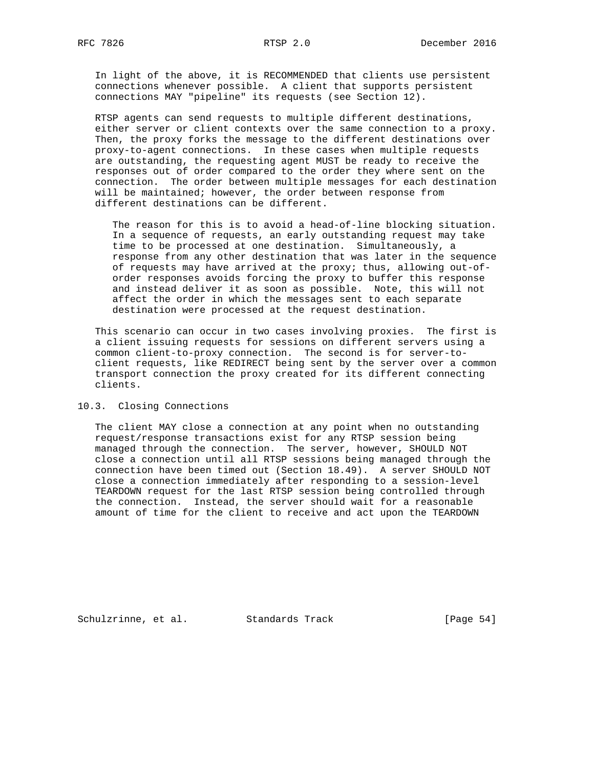In light of the above, it is RECOMMENDED that clients use persistent connections whenever possible. A client that supports persistent connections MAY "pipeline" its requests (see Section 12).

RTSP agents can send requests to multiple different destinations, either server or client contexts over the same connection to a proxy. Then, the proxy forks the message to the different destinations over proxy-to-agent connections. In these cases when multiple requests are outstanding, the requesting agent MUST be ready to receive the responses out of order compared to the order they where sent on the connection. The order between multiple messages for each destination will be maintained; however, the order between response from different destinations can be different.

> The reason for this is to avoid a head-of-line blocking situation. In a sequence of requests, an early outstanding request may take time to be processed at one destination. Simultaneously, a response from any other destination that was later in the sequence of requests may have arrived at the proxy; thus, allowing out-of-order responses avoids forcing the proxy to buffer this response and instead deliver it as soon as possible. Note, this will not affect the order in which the messages sent to each separate destination were processed at the request destination.

This scenario can occur in two cases involving proxies. The first is a client issuing requests for sessions on different servers using a common client-to-proxy connection. The second is for server-to-client requests, like REDIRECT being sent by the server over a common transport connection the proxy created for its different connecting clients.

## 10.3. Closing Connections

The client MAY close a connection at any point when no outstanding request/response transactions exist for any RTSP session being managed through the connection. The server, however, SHOULD NOT close a connection until all RTSP sessions being managed through the connection have been timed out (Section 18.49). A server SHOULD NOT close a connection immediately after responding to a session-level TEARDOWN request for the last RTSP session being controlled through the connection. Instead, the server should wait for a reasonable amount of time for the client to receive and act upon the TEARDOWN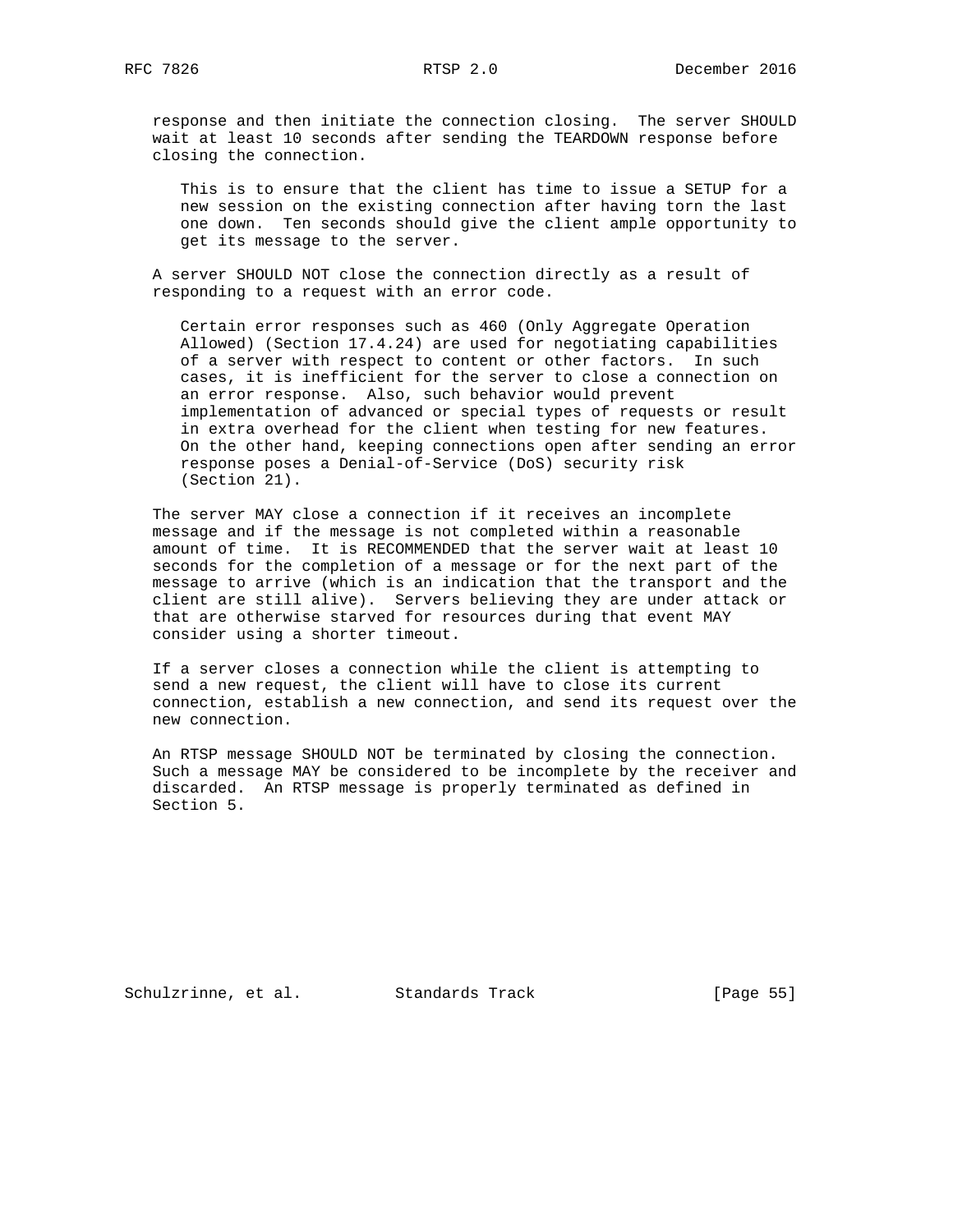response and then initiate the connection closing. The server SHOULD wait at least 10 seconds after sending the TEARDOWN response before closing the connection.

> This is to ensure that the client has time to issue a SETUP for a new session on the existing connection after having torn the last one down. Ten seconds should give the client ample opportunity to get its message to the server.

A server SHOULD NOT close the connection directly as a result of responding to a request with an error code.

> Certain error responses such as 460 (Only Aggregate Operation Allowed) (Section 17.4.24) are used for negotiating capabilities of a server with respect to content or other factors. In such cases, it is inefficient for the server to close a connection on an error response. Also, such behavior would prevent implementation of advanced or special types of requests or result in extra overhead for the client when testing for new features. On the other hand, keeping connections open after sending an error response poses a Denial-of-Service (DoS) security risk (Section 21).

The server MAY close a connection if it receives an incomplete message and if the message is not completed within a reasonable amount of time. It is RECOMMENDED that the server wait at least 10 seconds for the completion of a message or for the next part of the message to arrive (which is an indication that the transport and the client are still alive). Servers believing they are under attack or that are otherwise starved for resources during that event MAY consider using a shorter timeout.

If a server closes a connection while the client is attempting to send a new request, the client will have to close its current connection, establish a new connection, and send its request over the new connection.

An RTSP message SHOULD NOT be terminated by closing the connection. Such a message MAY be considered to be incomplete by the receiver and discarded. An RTSP message is properly terminated as defined in Section 5.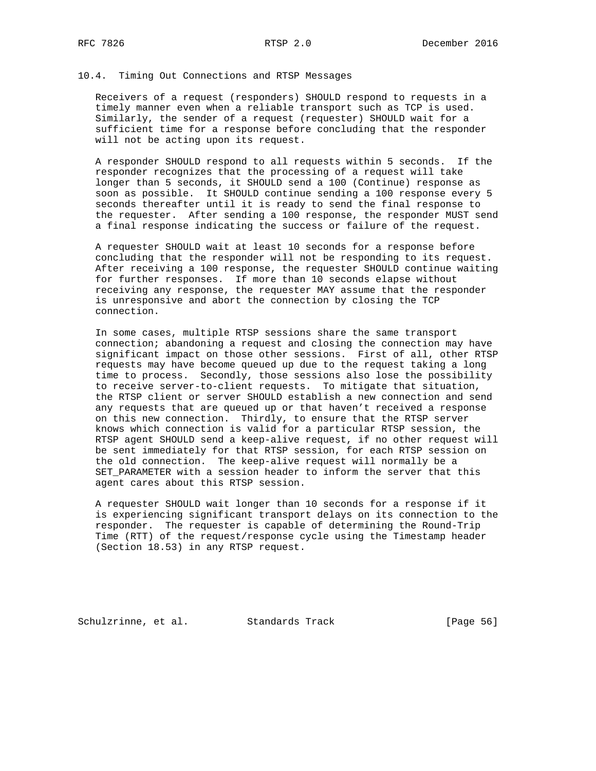## 10.4. Timing Out Connections and RTSP Messages

Receivers of a request (responders) SHOULD respond to requests in a timely manner even when a reliable transport such as TCP is used. Similarly, the sender of a request (requester) SHOULD wait for a sufficient time for a response before concluding that the responder will not be acting upon its request.

A responder SHOULD respond to all requests within 5 seconds. If the responder recognizes that the processing of a request will take longer than 5 seconds, it SHOULD send a 100 (Continue) response as soon as possible. It SHOULD continue sending a 100 response every 5 seconds thereafter until it is ready to send the final response to the requester. After sending a 100 response, the responder MUST send a final response indicating the success or failure of the request.

A requester SHOULD wait at least 10 seconds for a response before concluding that the responder will not be responding to its request. After receiving a 100 response, the requester SHOULD continue waiting for further responses. If more than 10 seconds elapse without receiving any response, the requester MAY assume that the responder is unresponsive and abort the connection by closing the TCP connection.

In some cases, multiple RTSP sessions share the same transport connection; abandoning a request and closing the connection may have significant impact on those other sessions. First of all, other RTSP requests may have become queued up due to the request taking a long time to process. Secondly, those sessions also lose the possibility to receive server-to-client requests. To mitigate that situation, the RTSP client or server SHOULD establish a new connection and send any requests that are queued up or that haven't received a response on this new connection. Thirdly, to ensure that the RTSP server knows which connection is valid for a particular RTSP session, the RTSP agent SHOULD send a keep-alive request, if no other request will be sent immediately for that RTSP session, for each RTSP session on the old connection. The keep-alive request will normally be a SET_PARAMETER with a session header to inform the server that this agent cares about this RTSP session.

A requester SHOULD wait longer than 10 seconds for a response if it is experiencing significant transport delays on its connection to the responder. The requester is capable of determining the Round-Trip Time (RTT) of the request/response cycle using the Timestamp header (Section 18.53) in any RTSP request.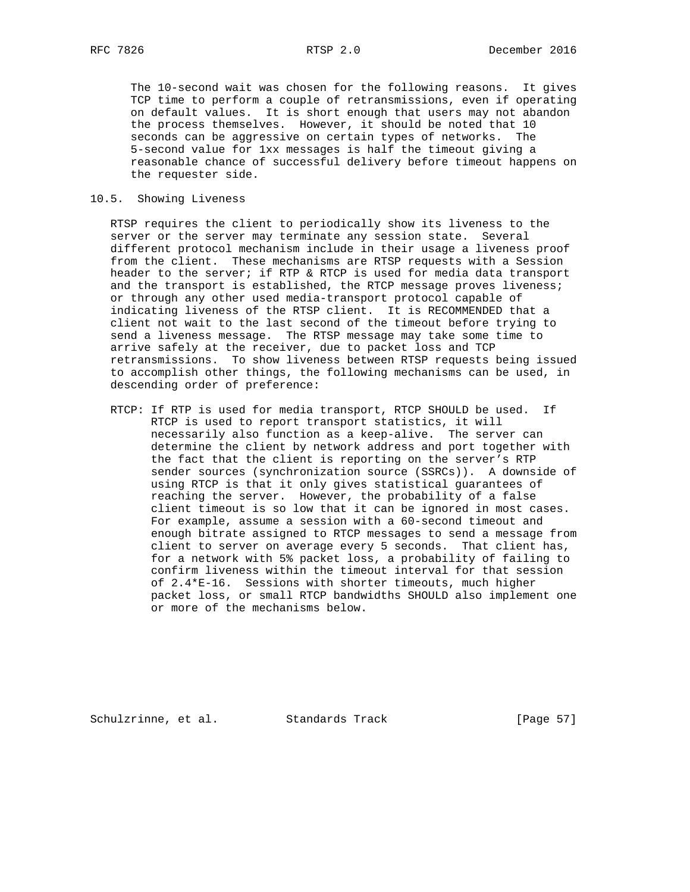The 10-second wait was chosen for the following reasons. It gives TCP time to perform a couple of retransmissions, even if operating on default values. It is short enough that users may not abandon the process themselves. However, it should be noted that 10 seconds can be aggressive on certain types of networks. The 5-second value for 1xx messages is half the timeout giving a reasonable chance of successful delivery before timeout happens on the requester side.

## 10.5. Showing Liveness

RTSP requires the client to periodically show its liveness to the server or the server may terminate any session state. Several different protocol mechanism include in their usage a liveness proof from the client. These mechanisms are RTSP requests with a Session header to the server; if RTP & RTCP is used for media data transport and the transport is established, the RTCP message proves liveness; or through any other used media-transport protocol capable of indicating liveness of the RTSP client. It is RECOMMENDED that a client not wait to the last second of the timeout before trying to send a liveness message. The RTSP message may take some time to arrive safely at the receiver, due to packet loss and TCP retransmissions. To show liveness between RTSP requests being issued to accomplish other things, the following mechanisms can be used, in descending order of preference:

RTCP: If RTP is used for media transport, RTCP SHOULD be used. If RTCP is used to report transport statistics, it will necessarily also function as a keep-alive. The server can determine the client by network address and port together with the fact that the client is reporting on the server's RTP sender sources (synchronization source (SSRCs)). A downside of using RTCP is that it only gives statistical guarantees of reaching the server. However, the probability of a false client timeout is so low that it can be ignored in most cases. For example, assume a session with a 60-second timeout and enough bitrate assigned to RTCP messages to send a message from client to server on average every 5 seconds. That client has, for a network with 5% packet loss, a probability of failing to confirm liveness within the timeout interval for that session of 2.4*E-16. Sessions with shorter timeouts, much higher packet loss, or small RTCP bandwidths SHOULD also implement one or more of the mechanisms below.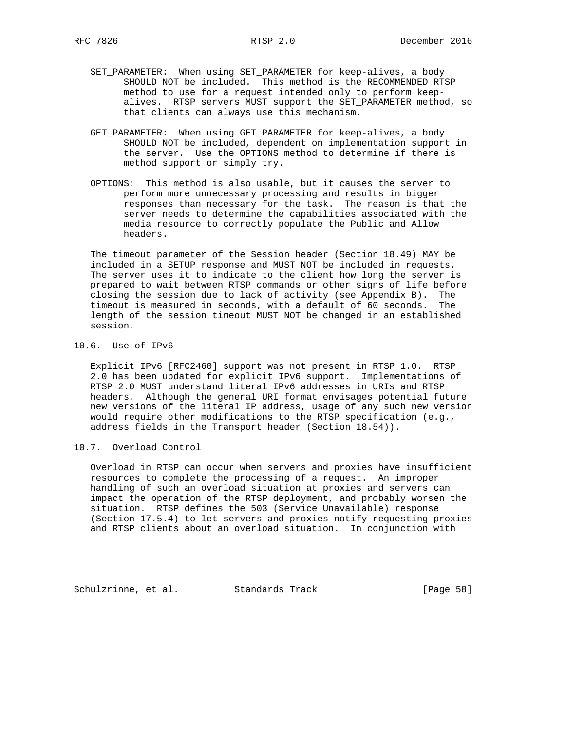SET_PARAMETER: When using SET_PARAMETER for keep-alives, a body SHOULD NOT be included. This method is the RECOMMENDED RTSP method to use for a request intended only to perform keep-alives. RTSP servers MUST support the SET_PARAMETER method, so that clients can always use this mechanism.

GET_PARAMETER: When using GET_PARAMETER for keep-alives, a body SHOULD NOT be included, dependent on implementation support in the server. Use the OPTIONS method to determine if there is method support or simply try.

OPTIONS: This method is also usable, but it causes the server to perform more unnecessary processing and results in bigger responses than necessary for the task. The reason is that the server needs to determine the capabilities associated with the media resource to correctly populate the Public and Allow headers.

The timeout parameter of the Session header (Section 18.49) MAY be included in a SETUP response and MUST NOT be included in requests. The server uses it to indicate to the client how long the server is prepared to wait between RTSP commands or other signs of life before closing the session due to lack of activity (see Appendix B). The timeout is measured in seconds, with a default of 60 seconds. The length of the session timeout MUST NOT be changed in an established session.

## 10.6. Use of IPv6

Explicit IPv6 [RFC2460] support was not present in RTSP 1.0. RTSP 2.0 has been updated for explicit IPv6 support. Implementations of RTSP 2.0 MUST understand literal IPv6 addresses in URIs and RTSP headers. Although the general URI format envisages potential future new versions of the literal IP address, usage of any such new version would require other modifications to the RTSP specification (e.g., address fields in the Transport header (Section 18.54)).

## 10.7. Overload Control

Overload in RTSP can occur when servers and proxies have insufficient resources to complete the processing of a request. An improper handling of such an overload situation at proxies and servers can impact the operation of the RTSP deployment, and probably worsen the situation. RTSP defines the 503 (Service Unavailable) response (Section 17.5.4) to let servers and proxies notify requesting proxies and RTSP clients about an overload situation. In conjunction with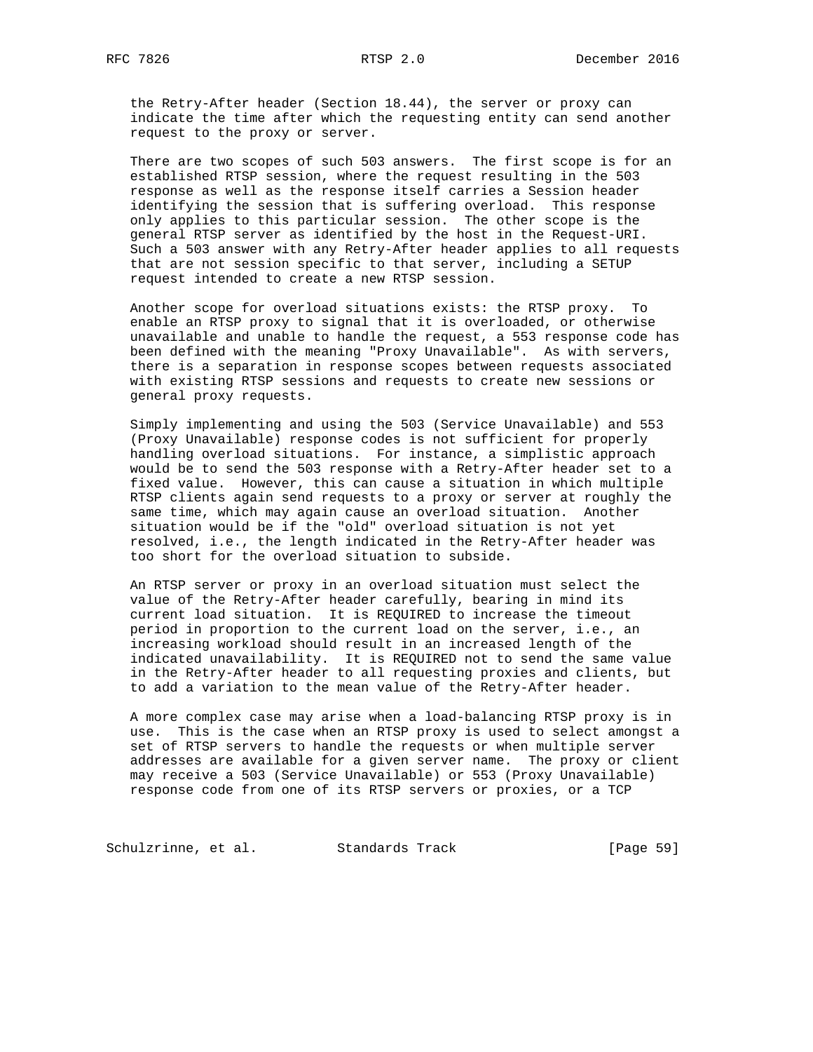the Retry-After header (Section 18.44), the server or proxy can indicate the time after which the requesting entity can send another request to the proxy or server.

There are two scopes of such 503 answers. The first scope is for an established RTSP session, where the request resulting in the 503 response as well as the response itself carries a Session header identifying the session that is suffering overload. This response only applies to this particular session. The other scope is the general RTSP server as identified by the host in the Request-URI. Such a 503 answer with any Retry-After header applies to all requests that are not session specific to that server, including a SETUP request intended to create a new RTSP session.

Another scope for overload situations exists: the RTSP proxy. To enable an RTSP proxy to signal that it is overloaded, or otherwise unavailable and unable to handle the request, a 553 response code has been defined with the meaning "Proxy Unavailable". As with servers, there is a separation in response scopes between requests associated with existing RTSP sessions and requests to create new sessions or general proxy requests.

Simply implementing and using the 503 (Service Unavailable) and 553 (Proxy Unavailable) response codes is not sufficient for properly handling overload situations. For instance, a simplistic approach would be to send the 503 response with a Retry-After header set to a fixed value. However, this can cause a situation in which multiple RTSP clients again send requests to a proxy or server at roughly the same time, which may again cause an overload situation. Another situation would be if the "old" overload situation is not yet resolved, i.e., the length indicated in the Retry-After header was too short for the overload situation to subside.

An RTSP server or proxy in an overload situation must select the value of the Retry-After header carefully, bearing in mind its current load situation. It is REQUIRED to increase the timeout period in proportion to the current load on the server, i.e., an increasing workload should result in an increased length of the indicated unavailability. It is REQUIRED not to send the same value in the Retry-After header to all requesting proxies and clients, but to add a variation to the mean value of the Retry-After header.

A more complex case may arise when a load-balancing RTSP proxy is in use. This is the case when an RTSP proxy is used to select amongst a set of RTSP servers to handle the requests or when multiple server addresses are available for a given server name. The proxy or client may receive a 503 (Service Unavailable) or 553 (Proxy Unavailable) response code from one of its RTSP servers or proxies, or a TCP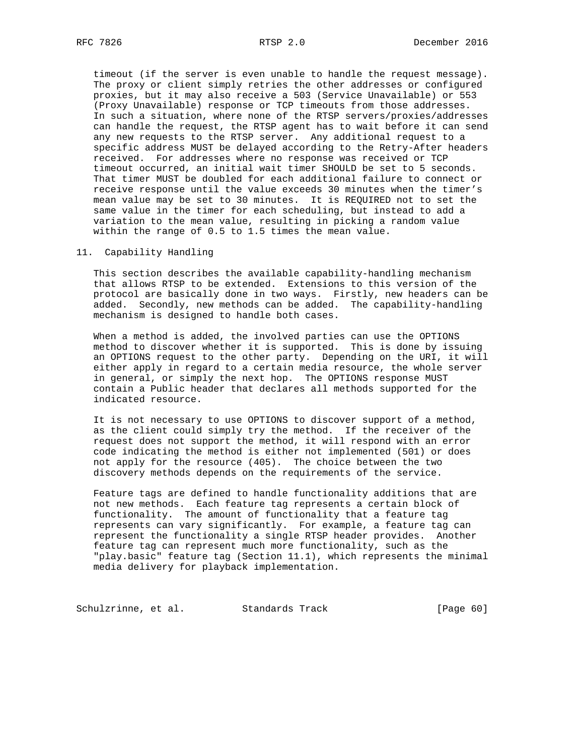timeout (if the server is even unable to handle the request message). The proxy or client simply retries the other addresses or configured proxies, but it may also receive a 503 (Service Unavailable) or 553 (Proxy Unavailable) response or TCP timeouts from those addresses. In such a situation, where none of the RTSP servers/proxies/addresses can handle the request, the RTSP agent has to wait before it can send any new requests to the RTSP server. Any additional request to a specific address MUST be delayed according to the Retry-After headers received. For addresses where no response was received or TCP timeout occurred, an initial wait timer SHOULD be set to 5 seconds. That timer MUST be doubled for each additional failure to connect or receive response until the value exceeds 30 minutes when the timer's mean value may be set to 30 minutes. It is REQUIRED not to set the same value in the timer for each scheduling, but instead to add a variation to the mean value, resulting in picking a random value within the range of 0.5 to 1.5 times the mean value.

## 11. Capability Handling

This section describes the available capability-handling mechanism that allows RTSP to be extended. Extensions to this version of the protocol are basically done in two ways. Firstly, new headers can be added. Secondly, new methods can be added. The capability-handling mechanism is designed to handle both cases.

When a method is added, the involved parties can use the OPTIONS method to discover whether it is supported. This is done by issuing an OPTIONS request to the other party. Depending on the URI, it will either apply in regard to a certain media resource, the whole server in general, or simply the next hop. The OPTIONS response MUST contain a Public header that declares all methods supported for the indicated resource.

It is not necessary to use OPTIONS to discover support of a method, as the client could simply try the method. If the receiver of the request does not support the method, it will respond with an error code indicating the method is either not implemented (501) or does not apply for the resource (405). The choice between the two discovery methods depends on the requirements of the service.

Feature tags are defined to handle functionality additions that are not new methods. Each feature tag represents a certain block of functionality. The amount of functionality that a feature tag represents can vary significantly. For example, a feature tag can represent the functionality a single RTSP header provides. Another feature tag can represent much more functionality, such as the "play.basic" feature tag (Section 11.1), which represents the minimal media delivery for playback implementation.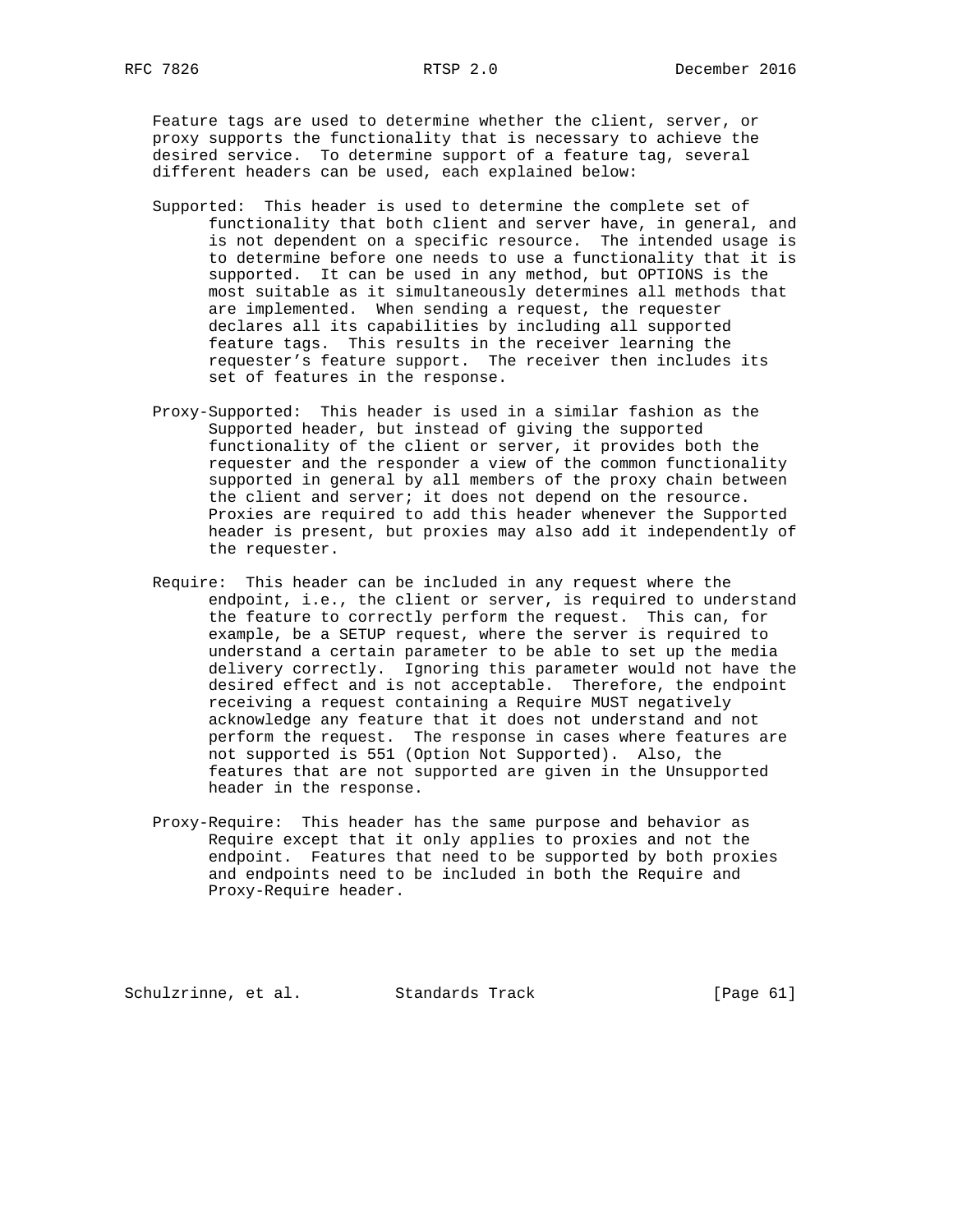Feature tags are used to determine whether the client, server, or proxy supports the functionality that is necessary to achieve the desired service. To determine support of a feature tag, several different headers can be used, each explained below:

Supported: This header is used to determine the complete set of functionality that both client and server have, in general, and is not dependent on a specific resource. The intended usage is to determine before one needs to use a functionality that it is supported. It can be used in any method, but OPTIONS is the most suitable as it simultaneously determines all methods that are implemented. When sending a request, the requester declares all its capabilities by including all supported feature tags. This results in the receiver learning the requester's feature support. The receiver then includes its set of features in the response.

Proxy-Supported: This header is used in a similar fashion as the Supported header, but instead of giving the supported functionality of the client or server, it provides both the requester and the responder a view of the common functionality supported in general by all members of the proxy chain between the client and server; it does not depend on the resource. Proxies are required to add this header whenever the Supported header is present, but proxies may also add it independently of the requester.

Require: This header can be included in any request where the endpoint, i.e., the client or server, is required to understand the feature to correctly perform the request. This can, for example, be a SETUP request, where the server is required to understand a certain parameter to be able to set up the media delivery correctly. Ignoring this parameter would not have the desired effect and is not acceptable. Therefore, the endpoint receiving a request containing a Require MUST negatively acknowledge any feature that it does not understand and not perform the request. The response in cases where features are not supported is 551 (Option Not Supported). Also, the features that are not supported are given in the Unsupported header in the response.

Proxy-Require: This header has the same purpose and behavior as Require except that it only applies to proxies and not the endpoint. Features that need to be supported by both proxies and endpoints need to be included in both the Require and Proxy-Require header.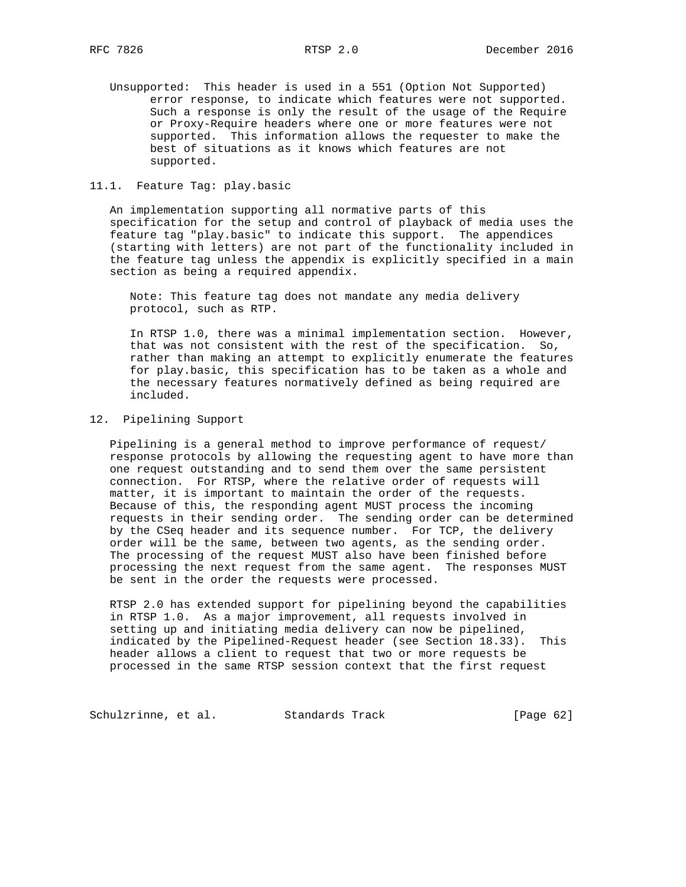Unsupported: This header is used in a 551 (Option Not Supported) error response, to indicate which features were not supported. Such a response is only the result of the usage of the Require or Proxy-Require headers where one or more features were not supported. This information allows the requester to make the best of situations as it knows which features are not supported.

### 11.1. Feature Tag: play.basic

An implementation supporting all normative parts of this specification for the setup and control of playback of media uses the feature tag "play.basic" to indicate this support. The appendices (starting with letters) are not part of the functionality included in the feature tag unless the appendix is explicitly specified in a main section as being a required appendix.

> Note: This feature tag does not mandate any media delivery protocol, such as RTP.
>
> In RTSP 1.0, there was a minimal implementation section. However, that was not consistent with the rest of the specification. So, rather than making an attempt to explicitly enumerate the features for play.basic, this specification has to be taken as a whole and the necessary features normatively defined as being required are included.

## 12. Pipelining Support

Pipelining is a general method to improve performance of request/response protocols by allowing the requesting agent to have more than one request outstanding and to send them over the same persistent connection. For RTSP, where the relative order of requests will matter, it is important to maintain the order of the requests. Because of this, the responding agent MUST process the incoming requests in their sending order. The sending order can be determined by the CSeq header and its sequence number. For TCP, the delivery order will be the same, between two agents, as the sending order. The processing of the request MUST also have been finished before processing the next request from the same agent. The responses MUST be sent in the order the requests were processed.

RTSP 2.0 has extended support for pipelining beyond the capabilities in RTSP 1.0. As a major improvement, all requests involved in setting up and initiating media delivery can now be pipelined, indicated by the Pipelined-Request header (see Section 18.33). This header allows a client to request that two or more requests be processed in the same RTSP session context that the first request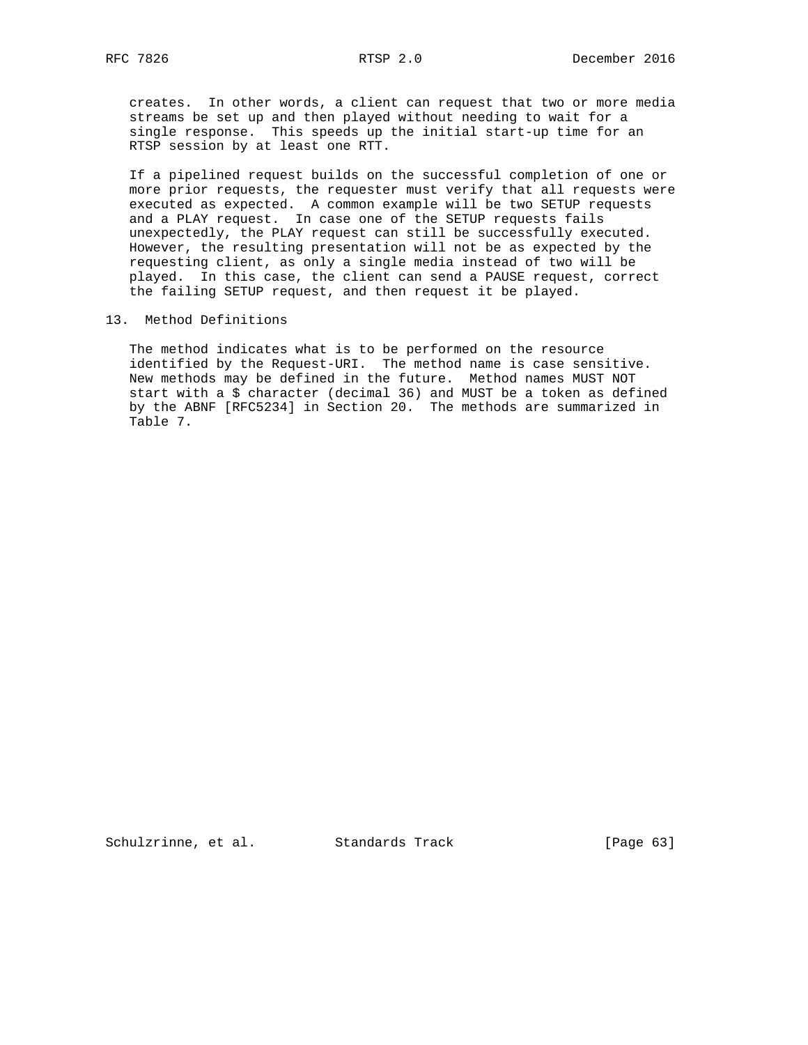creates. In other words, a client can request that two or more media streams be set up and then played without needing to wait for a single response. This speeds up the initial start-up time for an RTSP session by at least one RTT.

If a pipelined request builds on the successful completion of one or more prior requests, the requester must verify that all requests were executed as expected. A common example will be two SETUP requests and a PLAY request. In case one of the SETUP requests fails unexpectedly, the PLAY request can still be successfully executed. However, the resulting presentation will not be as expected by the requesting client, as only a single media instead of two will be played. In this case, the client can send a PAUSE request, correct the failing SETUP request, and then request it be played.

## 13. Method Definitions

The method indicates what is to be performed on the resource identified by the Request-URI. The method name is case sensitive. New methods may be defined in the future. Method names MUST NOT start with a $ character (decimal 36) and MUST be a token as defined by the ABNF [RFC5234] in Section 20. The methods are summarized in Table 7.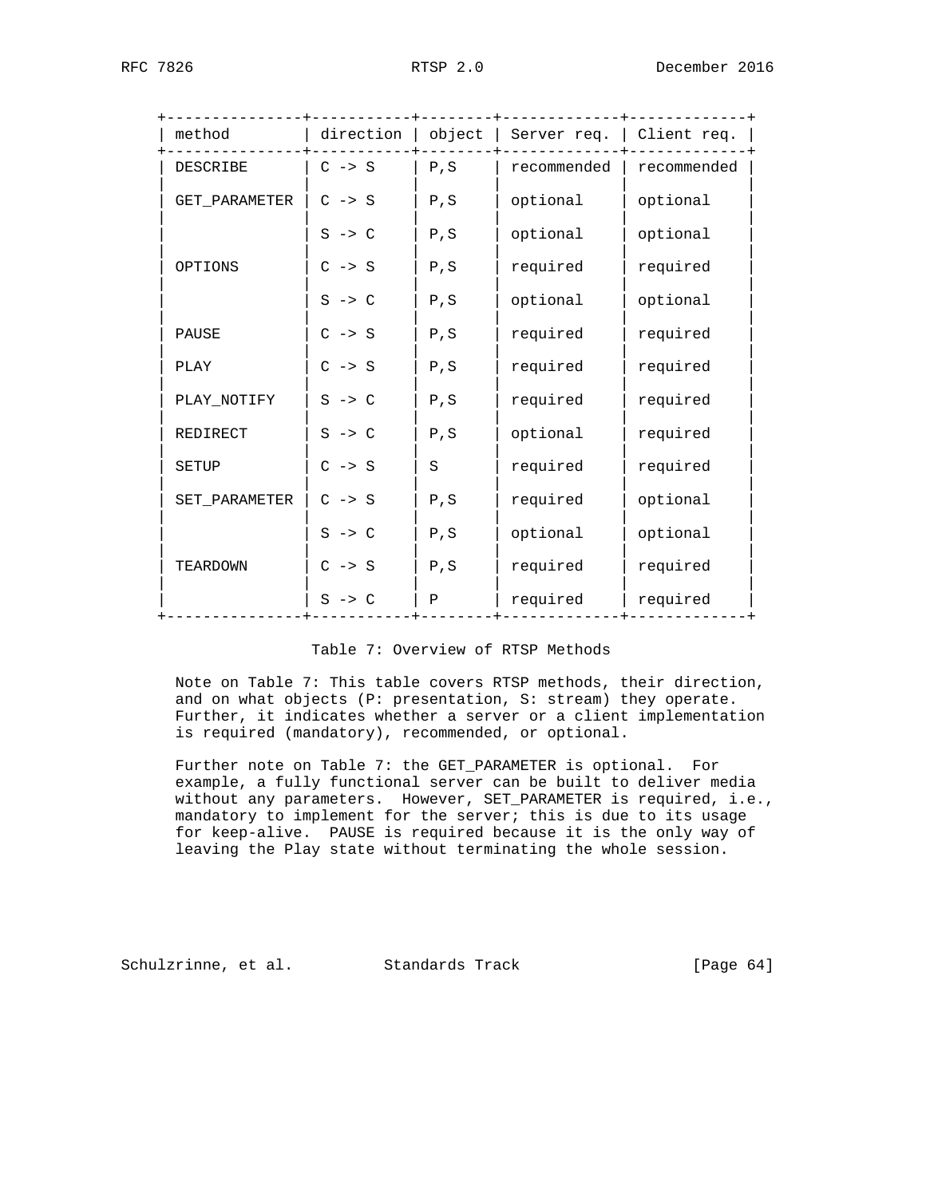| method | direction | object | Server req. | Client req. |
|---|---|---|---|---|
| DESCRIBE | C -> S | P,S | recommended | recommended |
| GET_PARAMETER | C -> S | P,S | optional | optional |
| | S -> C | P,S | optional | optional |
| OPTIONS | C -> S | P,S | required | required |
| | S -> C | P,S | optional | optional |
| PAUSE | C -> S | P,S | required | required |
| PLAY | C -> S | P,S | required | required |
| PLAY_NOTIFY | S -> C | P,S | required | required |
| REDIRECT | S -> C | P,S | optional | required |
| SETUP | C -> S | S | required | required |
| SET_PARAMETER | C -> S | P,S | required | optional |
| | S -> C | P,S | optional | optional |
| TEARDOWN | C -> S | P,S | required | required |
| | S -> C | P | required | required |

Table 7: Overview of RTSP Methods

Note on Table 7: This table covers RTSP methods, their direction, and on what objects (P: presentation, S: stream) they operate. Further, it indicates whether a server or a client implementation is required (mandatory), recommended, or optional.

Further note on Table 7: the GET_PARAMETER is optional. For example, a fully functional server can be built to deliver media without any parameters. However, SET_PARAMETER is required, i.e., mandatory to implement for the server; this is due to its usage for keep-alive. PAUSE is required because it is the only way of leaving the Play state without terminating the whole session.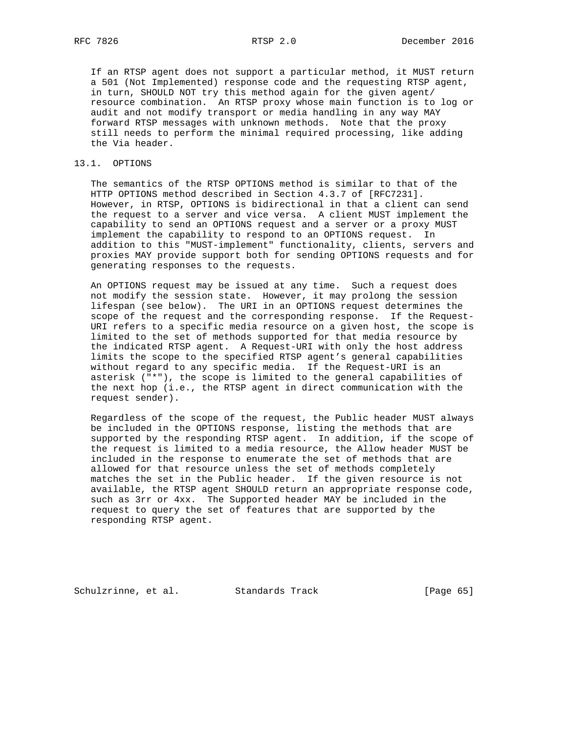If an RTSP agent does not support a particular method, it MUST return a 501 (Not Implemented) response code and the requesting RTSP agent, in turn, SHOULD NOT try this method again for the given agent/resource combination. An RTSP proxy whose main function is to log or audit and not modify transport or media handling in any way MAY forward RTSP messages with unknown methods. Note that the proxy still needs to perform the minimal required processing, like adding the Via header.

## 13.1. OPTIONS

The semantics of the RTSP OPTIONS method is similar to that of the HTTP OPTIONS method described in Section 4.3.7 of [RFC7231]. However, in RTSP, OPTIONS is bidirectional in that a client can send the request to a server and vice versa. A client MUST implement the capability to send an OPTIONS request and a server or a proxy MUST implement the capability to respond to an OPTIONS request. In addition to this "MUST-implement" functionality, clients, servers and proxies MAY provide support both for sending OPTIONS requests and for generating responses to the requests.

An OPTIONS request may be issued at any time. Such a request does not modify the session state. However, it may prolong the session lifespan (see below). The URI in an OPTIONS request determines the scope of the request and the corresponding response. If the Request-URI refers to a specific media resource on a given host, the scope is limited to the set of methods supported for that media resource by the indicated RTSP agent. A Request-URI with only the host address limits the scope to the specified RTSP agent's general capabilities without regard to any specific media. If the Request-URI is an asterisk ("*"), the scope is limited to the general capabilities of the next hop (i.e., the RTSP agent in direct communication with the request sender).

Regardless of the scope of the request, the Public header MUST always be included in the OPTIONS response, listing the methods that are supported by the responding RTSP agent. In addition, if the scope of the request is limited to a media resource, the Allow header MUST be included in the response to enumerate the set of methods that are allowed for that resource unless the set of methods completely matches the set in the Public header. If the given resource is not available, the RTSP agent SHOULD return an appropriate response code, such as 3rr or 4xx. The Supported header MAY be included in the request to query the set of features that are supported by the responding RTSP agent.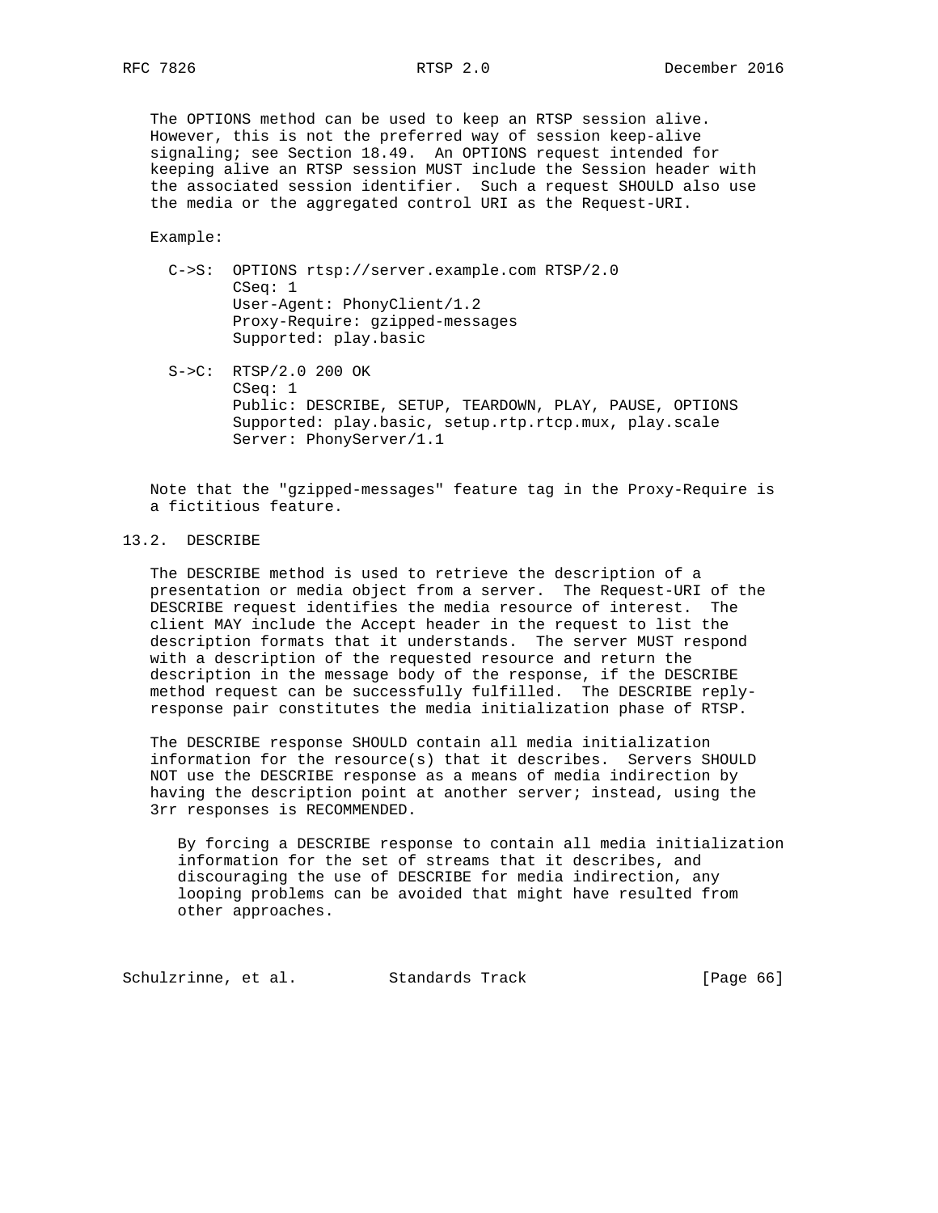The OPTIONS method can be used to keep an RTSP session alive. However, this is not the preferred way of session keep-alive signaling; see Section 18.49. An OPTIONS request intended for keeping alive an RTSP session MUST include the Session header with the associated session identifier. Such a request SHOULD also use the media or the aggregated control URI as the Request-URI.

Example:

```
C->S:  OPTIONS rtsp://server.example.com RTSP/2.0
       CSeq: 1
       User-Agent: PhonyClient/1.2
       Proxy-Require: gzipped-messages
       Supported: play.basic

S->C:  RTSP/2.0 200 OK
       CSeq: 1
       Public: DESCRIBE, SETUP, TEARDOWN, PLAY, PAUSE, OPTIONS
       Supported: play.basic, setup.rtp.rtcp.mux, play.scale
       Server: PhonyServer/1.1
```

Note that the "gzipped-messages" feature tag in the Proxy-Require is a fictitious feature.

## 13.2. DESCRIBE

The DESCRIBE method is used to retrieve the description of a presentation or media object from a server. The Request-URI of the DESCRIBE request identifies the media resource of interest. The client MAY include the Accept header in the request to list the description formats that it understands. The server MUST respond with a description of the requested resource and return the description in the message body of the response, if the DESCRIBE method request can be successfully fulfilled. The DESCRIBE reply-response pair constitutes the media initialization phase of RTSP.

The DESCRIBE response SHOULD contain all media initialization information for the resource(s) that it describes. Servers SHOULD NOT use the DESCRIBE response as a means of media indirection by having the description point at another server; instead, using the 3rr responses is RECOMMENDED.

> By forcing a DESCRIBE response to contain all media initialization information for the set of streams that it describes, and discouraging the use of DESCRIBE for media indirection, any looping problems can be avoided that might have resulted from other approaches.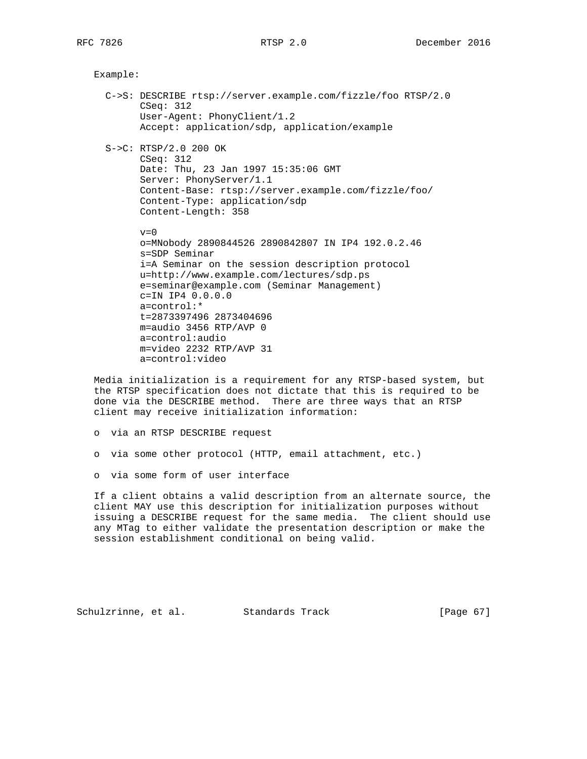Example:

```
C->S: DESCRIBE rtsp://server.example.com/fizzle/foo RTSP/2.0
      CSeq: 312
      User-Agent: PhonyClient/1.2
      Accept: application/sdp, application/example

S->C: RTSP/2.0 200 OK
      CSeq: 312
      Date: Thu, 23 Jan 1997 15:35:06 GMT
      Server: PhonyServer/1.1
      Content-Base: rtsp://server.example.com/fizzle/foo/
      Content-Type: application/sdp
      Content-Length: 358

      v=0
      o=MNobody 2890844526 2890842807 IN IP4 192.0.2.46
      s=SDP Seminar
      i=A Seminar on the session description protocol
      u=http://www.example.com/lectures/sdp.ps
      e=seminar@example.com (Seminar Management)
      c=IN IP4 0.0.0.0
      a=control:*
      t=2873397496 2873404696
      m=audio 3456 RTP/AVP 0
      a=control:audio
      m=video 2232 RTP/AVP 31
      a=control:video
```

Media initialization is a requirement for any RTSP-based system, but the RTSP specification does not dictate that this is required to be done via the DESCRIBE method. There are three ways that an RTSP client may receive initialization information:

- via an RTSP DESCRIBE request
- via some other protocol (HTTP, email attachment, etc.)
- via some form of user interface

If a client obtains a valid description from an alternate source, the client MAY use this description for initialization purposes without issuing a DESCRIBE request for the same media. The client should use any MTag to either validate the presentation description or make the session establishment conditional on being valid.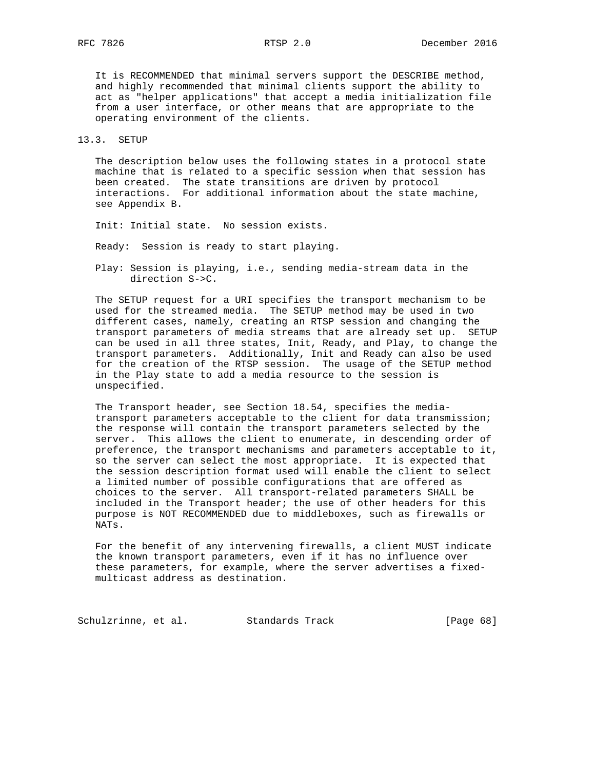It is RECOMMENDED that minimal servers support the DESCRIBE method, and highly recommended that minimal clients support the ability to act as "helper applications" that accept a media initialization file from a user interface, or other means that are appropriate to the operating environment of the clients.

## 13.3. SETUP

The description below uses the following states in a protocol state machine that is related to a specific session when that session has been created. The state transitions are driven by protocol interactions. For additional information about the state machine, see Appendix B.

Init: Initial state. No session exists.

Ready: Session is ready to start playing.

Play: Session is playing, i.e., sending media-stream data in the direction S->C.

The SETUP request for a URI specifies the transport mechanism to be used for the streamed media. The SETUP method may be used in two different cases, namely, creating an RTSP session and changing the transport parameters of media streams that are already set up. SETUP can be used in all three states, Init, Ready, and Play, to change the transport parameters. Additionally, Init and Ready can also be used for the creation of the RTSP session. The usage of the SETUP method in the Play state to add a media resource to the session is unspecified.

The Transport header, see Section 18.54, specifies the media-transport parameters acceptable to the client for data transmission; the response will contain the transport parameters selected by the server. This allows the client to enumerate, in descending order of preference, the transport mechanisms and parameters acceptable to it, so the server can select the most appropriate. It is expected that the session description format used will enable the client to select a limited number of possible configurations that are offered as choices to the server. All transport-related parameters SHALL be included in the Transport header; the use of other headers for this purpose is NOT RECOMMENDED due to middleboxes, such as firewalls or NATs.

For the benefit of any intervening firewalls, a client MUST indicate the known transport parameters, even if it has no influence over these parameters, for example, where the server advertises a fixed-multicast address as destination.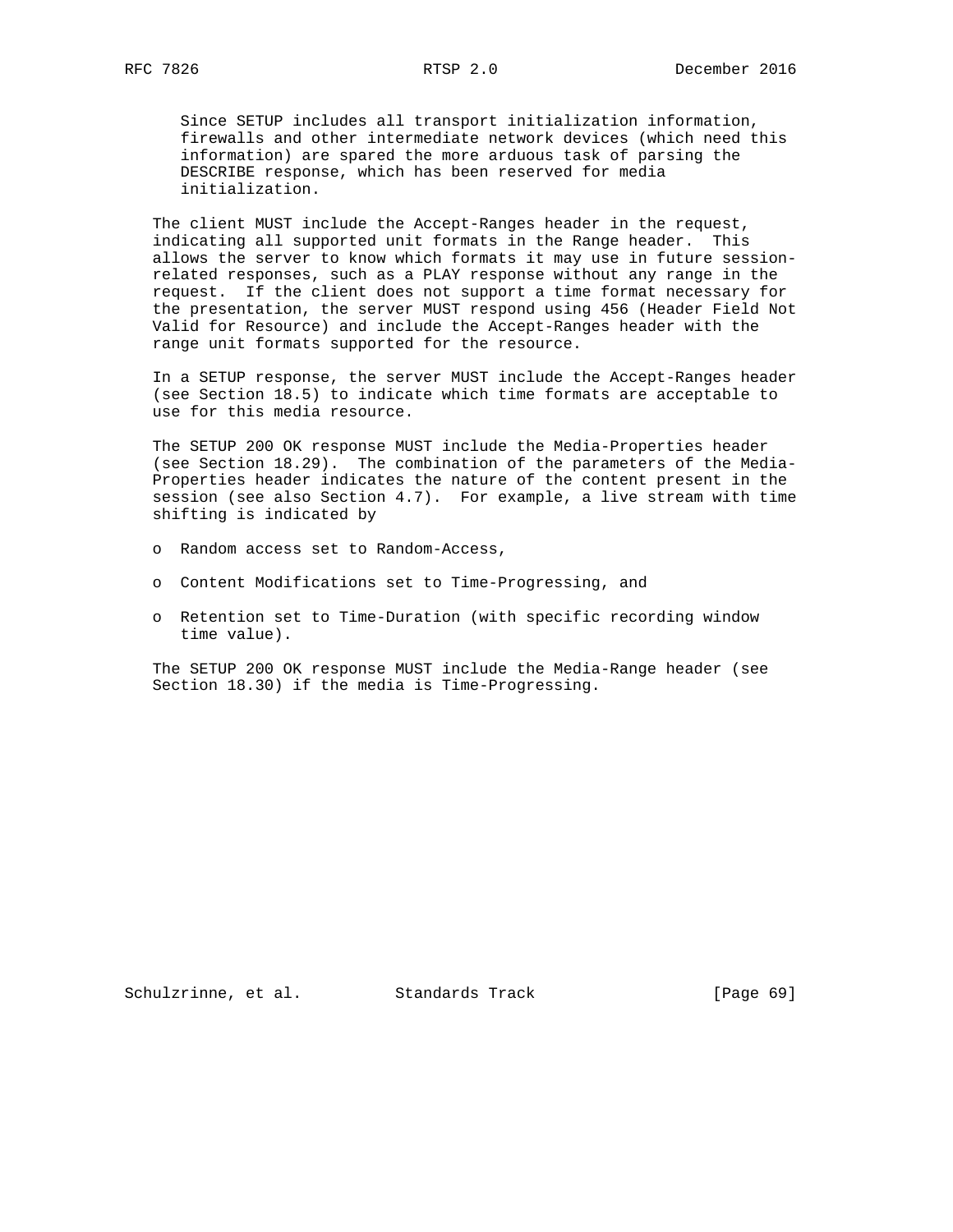Since SETUP includes all transport initialization information, firewalls and other intermediate network devices (which need this information) are spared the more arduous task of parsing the DESCRIBE response, which has been reserved for media initialization.

The client MUST include the Accept-Ranges header in the request, indicating all supported unit formats in the Range header. This allows the server to know which formats it may use in future session-related responses, such as a PLAY response without any range in the request. If the client does not support a time format necessary for the presentation, the server MUST respond using 456 (Header Field Not Valid for Resource) and include the Accept-Ranges header with the range unit formats supported for the resource.

In a SETUP response, the server MUST include the Accept-Ranges header (see Section 18.5) to indicate which time formats are acceptable to use for this media resource.

The SETUP 200 OK response MUST include the Media-Properties header (see Section 18.29). The combination of the parameters of the Media-Properties header indicates the nature of the content present in the session (see also Section 4.7). For example, a live stream with time shifting is indicated by

- Random access set to Random-Access,
- Content Modifications set to Time-Progressing, and
- Retention set to Time-Duration (with specific recording window time value).

The SETUP 200 OK response MUST include the Media-Range header (see Section 18.30) if the media is Time-Progressing.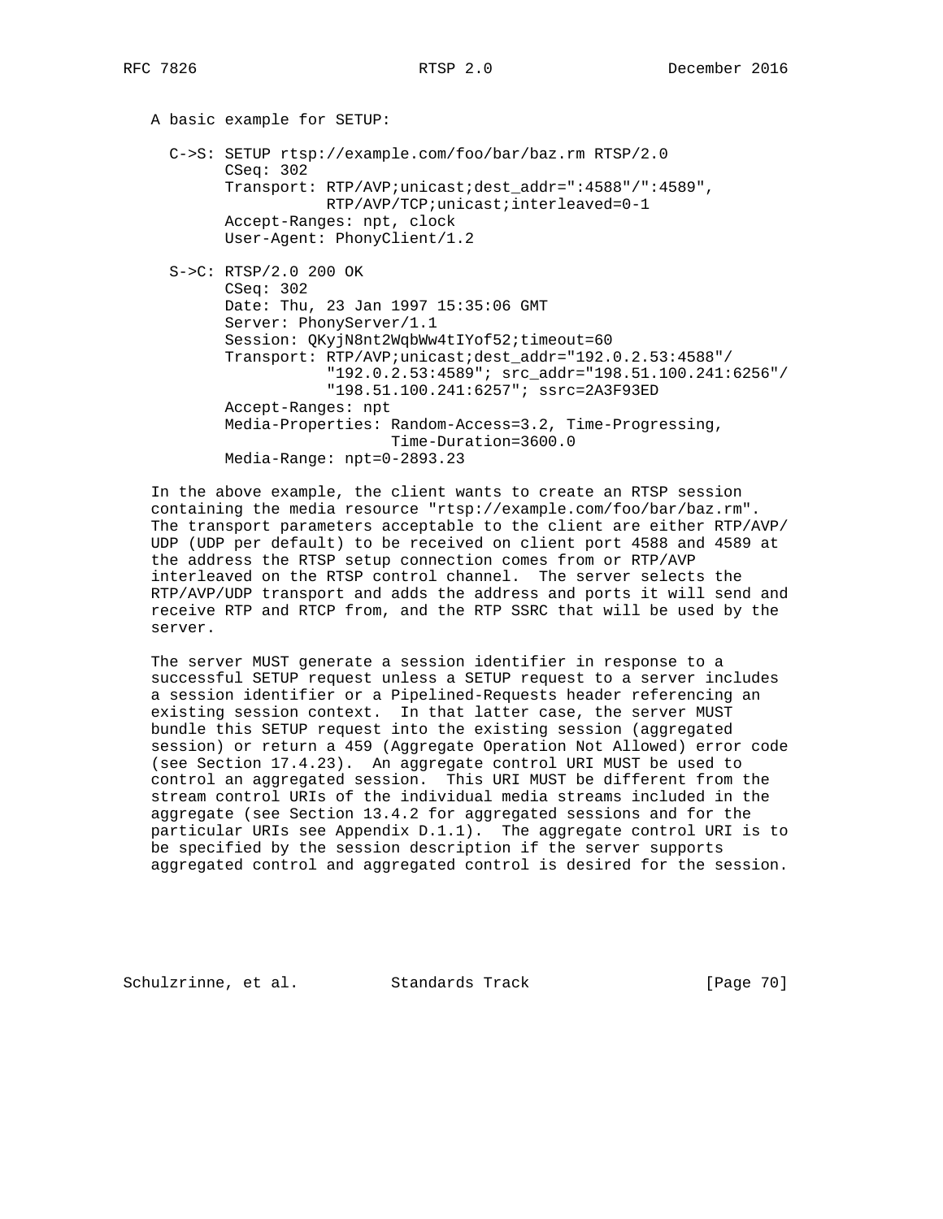A basic example for SETUP:

```
C->S: SETUP rtsp://example.com/foo/bar/baz.rm RTSP/2.0
      CSeq: 302
      Transport: RTP/AVP;unicast;dest_addr=":4588"/":4589",
                 RTP/AVP/TCP;unicast;interleaved=0-1
      Accept-Ranges: npt, clock
      User-Agent: PhonyClient/1.2

S->C: RTSP/2.0 200 OK
      CSeq: 302
      Date: Thu, 23 Jan 1997 15:35:06 GMT
      Server: PhonyServer/1.1
      Session: QKyjN8nt2WqbWw4tIYof52;timeout=60
      Transport: RTP/AVP;unicast;dest_addr="192.0.2.53:4588"/
                 "192.0.2.53:4589"; src_addr="198.51.100.241:6256"/
                 "198.51.100.241:6257"; ssrc=2A3F93ED
      Accept-Ranges: npt
      Media-Properties: Random-Access=3.2, Time-Progressing,
                        Time-Duration=3600.0
      Media-Range: npt=0-2893.23
```

In the above example, the client wants to create an RTSP session containing the media resource "rtsp://example.com/foo/bar/baz.rm". The transport parameters acceptable to the client are either RTP/AVP/UDP (UDP per default) to be received on client port 4588 and 4589 at the address the RTSP setup connection comes from or RTP/AVP interleaved on the RTSP control channel. The server selects the RTP/AVP/UDP transport and adds the address and ports it will send and receive RTP and RTCP from, and the RTP SSRC that will be used by the server.

The server MUST generate a session identifier in response to a successful SETUP request unless a SETUP request to a server includes a session identifier or a Pipelined-Requests header referencing an existing session context. In that latter case, the server MUST bundle this SETUP request into the existing session (aggregated session) or return a 459 (Aggregate Operation Not Allowed) error code (see Section 17.4.23). An aggregate control URI MUST be used to control an aggregated session. This URI MUST be different from the stream control URIs of the individual media streams included in the aggregate (see Section 13.4.2 for aggregated sessions and for the particular URIs see Appendix D.1.1). The aggregate control URI is to be specified by the session description if the server supports aggregated control and aggregated control is desired for the session.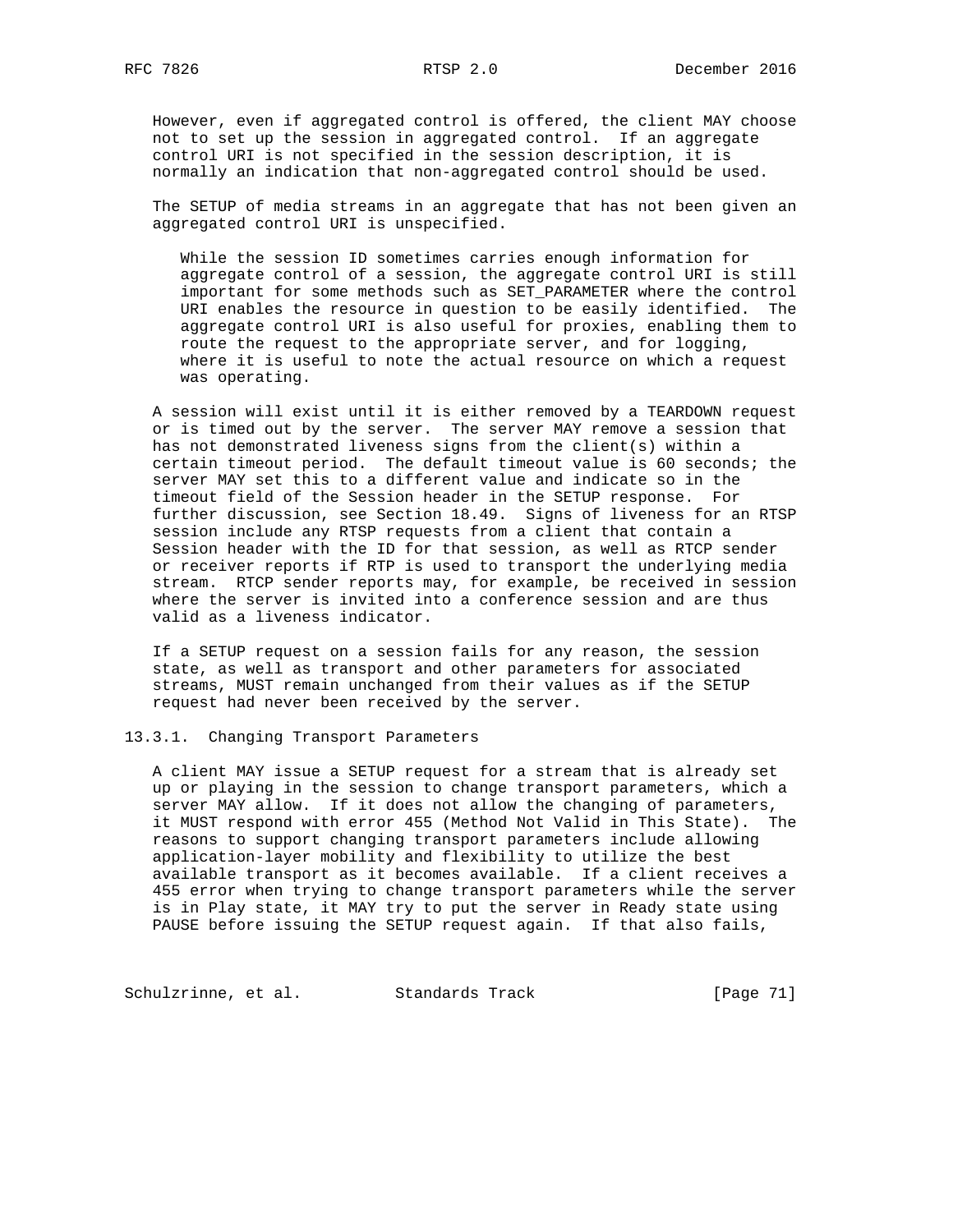However, even if aggregated control is offered, the client MAY choose not to set up the session in aggregated control. If an aggregate control URI is not specified in the session description, it is normally an indication that non-aggregated control should be used.

The SETUP of media streams in an aggregate that has not been given an aggregated control URI is unspecified.

> While the session ID sometimes carries enough information for aggregate control of a session, the aggregate control URI is still important for some methods such as SET_PARAMETER where the control URI enables the resource in question to be easily identified. The aggregate control URI is also useful for proxies, enabling them to route the request to the appropriate server, and for logging, where it is useful to note the actual resource on which a request was operating.

A session will exist until it is either removed by a TEARDOWN request or is timed out by the server. The server MAY remove a session that has not demonstrated liveness signs from the client(s) within a certain timeout period. The default timeout value is 60 seconds; the server MAY set this to a different value and indicate so in the timeout field of the Session header in the SETUP response. For further discussion, see Section 18.49. Signs of liveness for an RTSP session include any RTSP requests from a client that contain a Session header with the ID for that session, as well as RTCP sender or receiver reports if RTP is used to transport the underlying media stream. RTCP sender reports may, for example, be received in session where the server is invited into a conference session and are thus valid as a liveness indicator.

If a SETUP request on a session fails for any reason, the session state, as well as transport and other parameters for associated streams, MUST remain unchanged from their values as if the SETUP request had never been received by the server.

### 13.3.1. Changing Transport Parameters

A client MAY issue a SETUP request for a stream that is already set up or playing in the session to change transport parameters, which a server MAY allow. If it does not allow the changing of parameters, it MUST respond with error 455 (Method Not Valid in This State). The reasons to support changing transport parameters include allowing application-layer mobility and flexibility to utilize the best available transport as it becomes available. If a client receives a 455 error when trying to change transport parameters while the server is in Play state, it MAY try to put the server in Ready state using PAUSE before issuing the SETUP request again. If that also fails,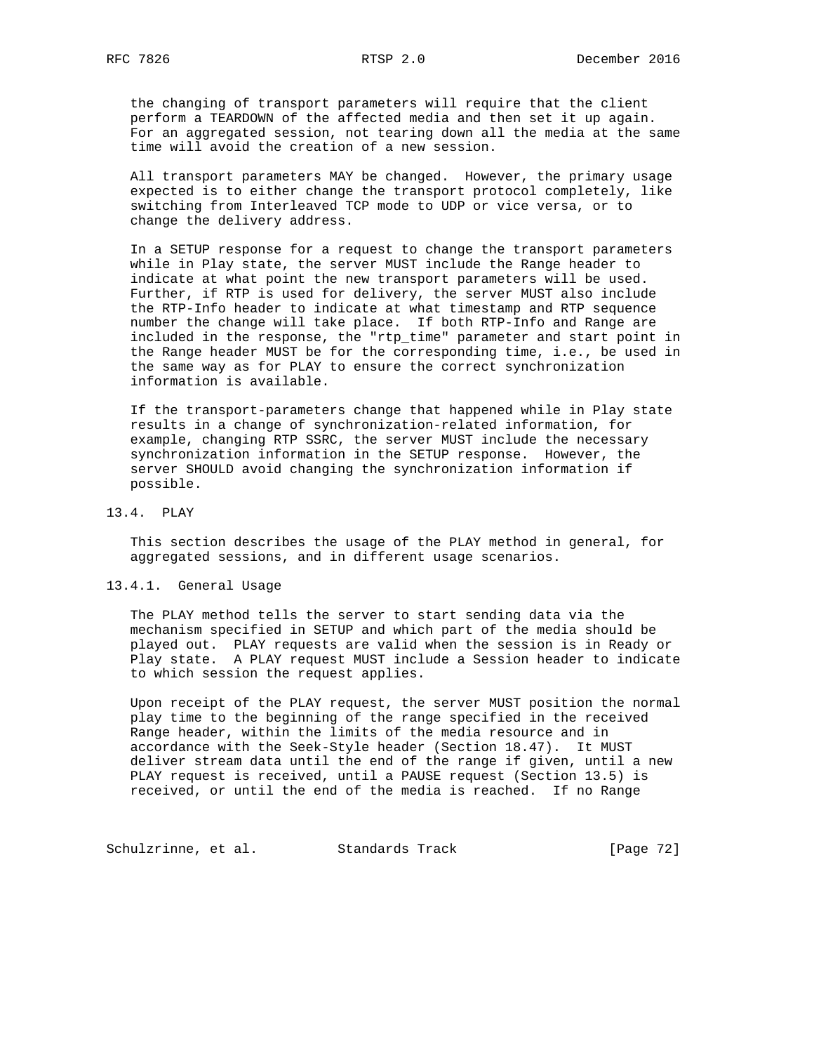the changing of transport parameters will require that the client perform a TEARDOWN of the affected media and then set it up again. For an aggregated session, not tearing down all the media at the same time will avoid the creation of a new session.

All transport parameters MAY be changed. However, the primary usage expected is to either change the transport protocol completely, like switching from Interleaved TCP mode to UDP or vice versa, or to change the delivery address.

In a SETUP response for a request to change the transport parameters while in Play state, the server MUST include the Range header to indicate at what point the new transport parameters will be used. Further, if RTP is used for delivery, the server MUST also include the RTP-Info header to indicate at what timestamp and RTP sequence number the change will take place. If both RTP-Info and Range are included in the response, the "rtp_time" parameter and start point in the Range header MUST be for the corresponding time, i.e., be used in the same way as for PLAY to ensure the correct synchronization information is available.

If the transport-parameters change that happened while in Play state results in a change of synchronization-related information, for example, changing RTP SSRC, the server MUST include the necessary synchronization information in the SETUP response. However, the server SHOULD avoid changing the synchronization information if possible.

## 13.4. PLAY

This section describes the usage of the PLAY method in general, for aggregated sessions, and in different usage scenarios.

### 13.4.1. General Usage

The PLAY method tells the server to start sending data via the mechanism specified in SETUP and which part of the media should be played out. PLAY requests are valid when the session is in Ready or Play state. A PLAY request MUST include a Session header to indicate to which session the request applies.

Upon receipt of the PLAY request, the server MUST position the normal play time to the beginning of the range specified in the received Range header, within the limits of the media resource and in accordance with the Seek-Style header (Section 18.47). It MUST deliver stream data until the end of the range if given, until a new PLAY request is received, until a PAUSE request (Section 13.5) is received, or until the end of the media is reached. If no Range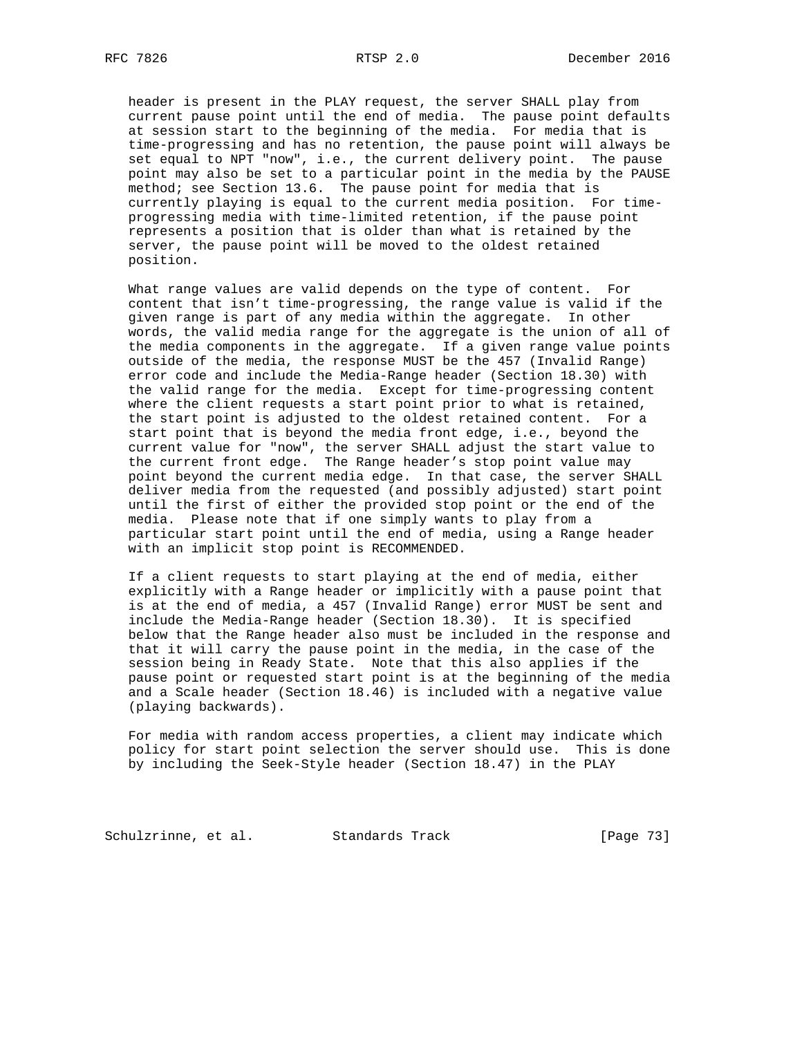header is present in the PLAY request, the server SHALL play from current pause point until the end of media. The pause point defaults at session start to the beginning of the media. For media that is time-progressing and has no retention, the pause point will always be set equal to NPT "now", i.e., the current delivery point. The pause point may also be set to a particular point in the media by the PAUSE method; see Section 13.6. The pause point for media that is currently playing is equal to the current media position. For time-progressing media with time-limited retention, if the pause point represents a position that is older than what is retained by the server, the pause point will be moved to the oldest retained position.

What range values are valid depends on the type of content. For content that isn't time-progressing, the range value is valid if the given range is part of any media within the aggregate. In other words, the valid media range for the aggregate is the union of all of the media components in the aggregate. If a given range value points outside of the media, the response MUST be the 457 (Invalid Range) error code and include the Media-Range header (Section 18.30) with the valid range for the media. Except for time-progressing content where the client requests a start point prior to what is retained, the start point is adjusted to the oldest retained content. For a start point that is beyond the media front edge, i.e., beyond the current value for "now", the server SHALL adjust the start value to the current front edge. The Range header's stop point value may point beyond the current media edge. In that case, the server SHALL deliver media from the requested (and possibly adjusted) start point until the first of either the provided stop point or the end of the media. Please note that if one simply wants to play from a particular start point until the end of media, using a Range header with an implicit stop point is RECOMMENDED.

If a client requests to start playing at the end of media, either explicitly with a Range header or implicitly with a pause point that is at the end of media, a 457 (Invalid Range) error MUST be sent and include the Media-Range header (Section 18.30). It is specified below that the Range header also must be included in the response and that it will carry the pause point in the media, in the case of the session being in Ready State. Note that this also applies if the pause point or requested start point is at the beginning of the media and a Scale header (Section 18.46) is included with a negative value (playing backwards).

For media with random access properties, a client may indicate which policy for start point selection the server should use. This is done by including the Seek-Style header (Section 18.47) in the PLAY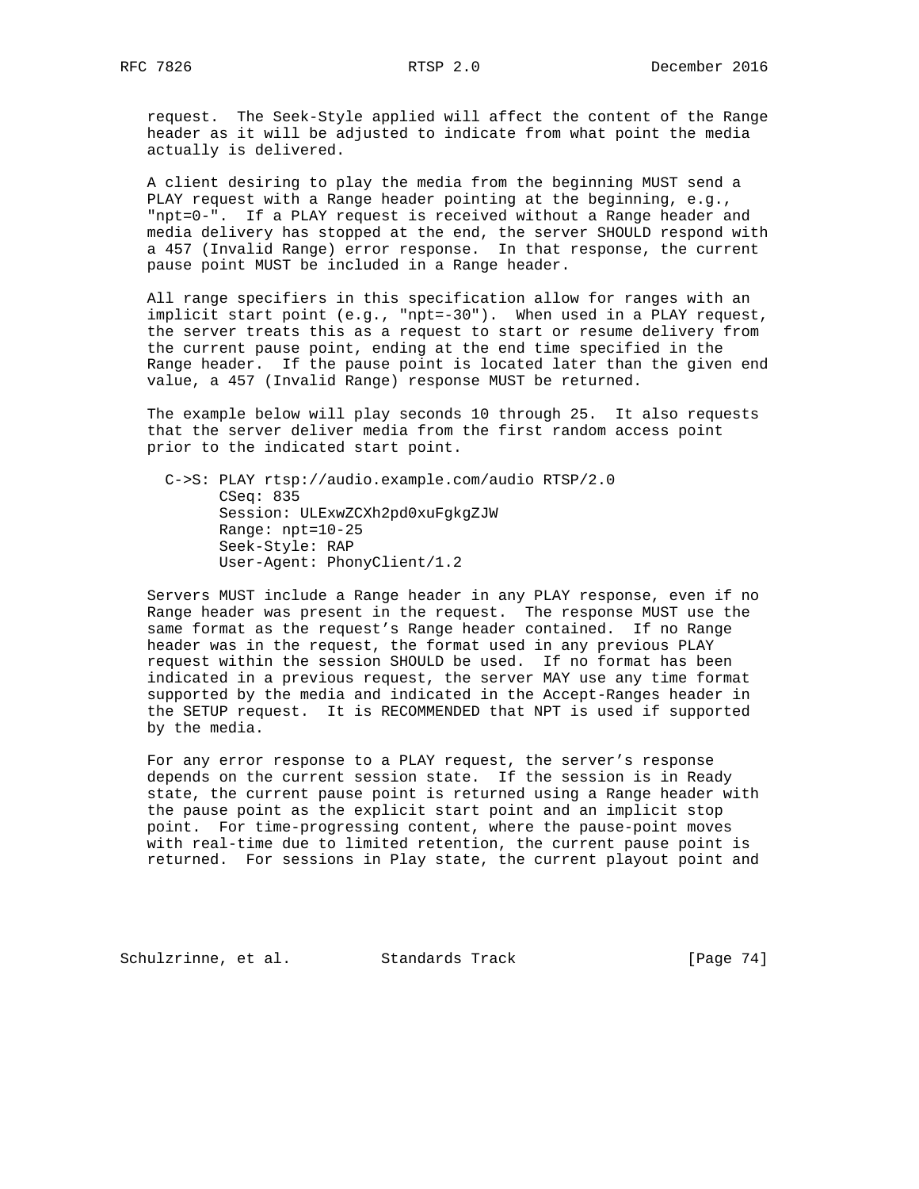request. The Seek-Style applied will affect the content of the Range header as it will be adjusted to indicate from what point the media actually is delivered.

A client desiring to play the media from the beginning MUST send a PLAY request with a Range header pointing at the beginning, e.g., "npt=0-". If a PLAY request is received without a Range header and media delivery has stopped at the end, the server SHOULD respond with a 457 (Invalid Range) error response. In that response, the current pause point MUST be included in a Range header.

All range specifiers in this specification allow for ranges with an implicit start point (e.g., "npt=-30"). When used in a PLAY request, the server treats this as a request to start or resume delivery from the current pause point, ending at the end time specified in the Range header. If the pause point is located later than the given end value, a 457 (Invalid Range) response MUST be returned.

The example below will play seconds 10 through 25. It also requests that the server deliver media from the first random access point prior to the indicated start point.

```
C->S: PLAY rtsp://audio.example.com/audio RTSP/2.0
      CSeq: 835
      Session: ULExwZCXh2pd0xuFgkgZJW
      Range: npt=10-25
      Seek-Style: RAP
      User-Agent: PhonyClient/1.2
```

Servers MUST include a Range header in any PLAY response, even if no Range header was present in the request. The response MUST use the same format as the request's Range header contained. If no Range header was in the request, the format used in any previous PLAY request within the session SHOULD be used. If no format has been indicated in a previous request, the server MAY use any time format supported by the media and indicated in the Accept-Ranges header in the SETUP request. It is RECOMMENDED that NPT is used if supported by the media.

For any error response to a PLAY request, the server's response depends on the current session state. If the session is in Ready state, the current pause point is returned using a Range header with the pause point as the explicit start point and an implicit stop point. For time-progressing content, where the pause-point moves with real-time due to limited retention, the current pause point is returned. For sessions in Play state, the current playout point and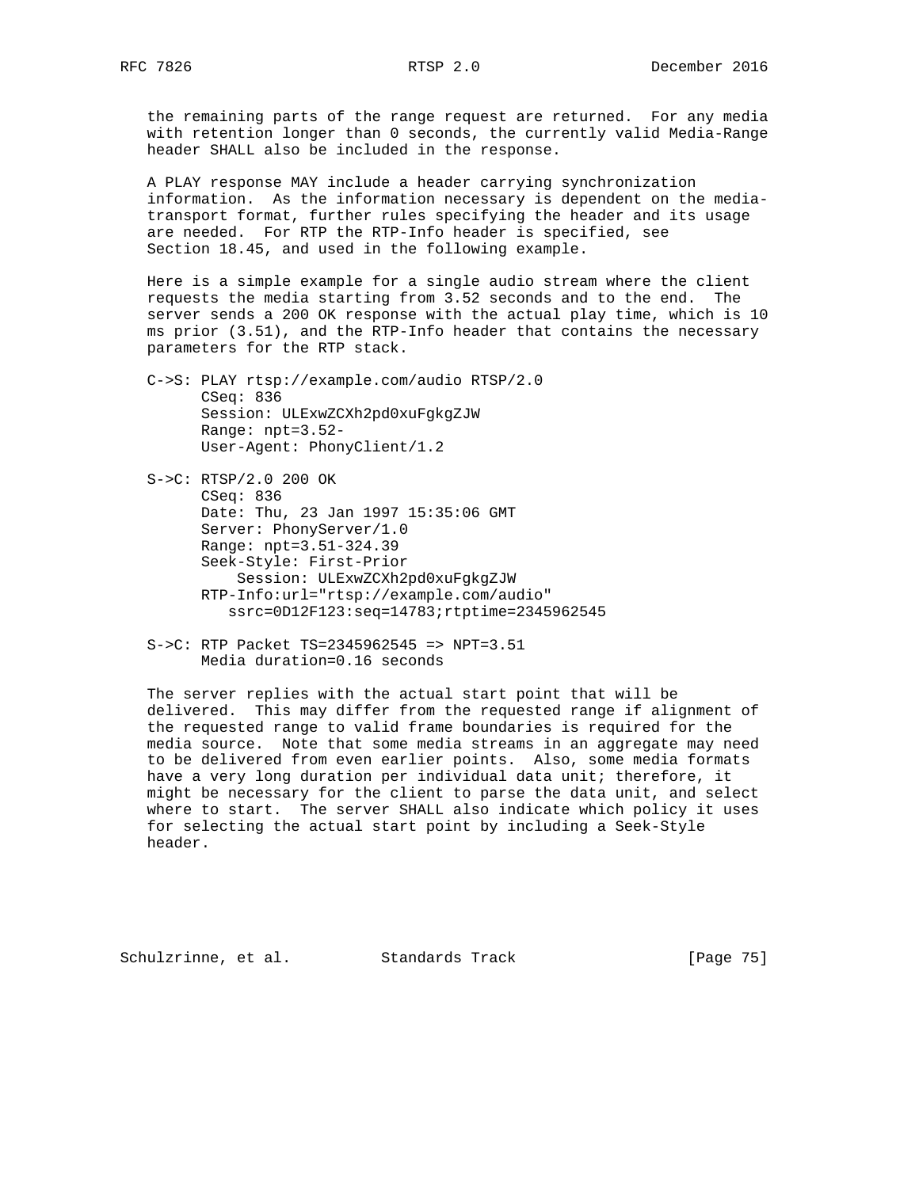the remaining parts of the range request are returned. For any media with retention longer than 0 seconds, the currently valid Media-Range header SHALL also be included in the response.

A PLAY response MAY include a header carrying synchronization information. As the information necessary is dependent on the media-transport format, further rules specifying the header and its usage are needed. For RTP the RTP-Info header is specified, see Section 18.45, and used in the following example.

Here is a simple example for a single audio stream where the client requests the media starting from 3.52 seconds and to the end. The server sends a 200 OK response with the actual play time, which is 10 ms prior (3.51), and the RTP-Info header that contains the necessary parameters for the RTP stack.

```
C->S: PLAY rtsp://example.com/audio RTSP/2.0
      CSeq: 836
      Session: ULExwZCXh2pd0xuFgkgZJW
      Range: npt=3.52-
      User-Agent: PhonyClient/1.2

S->C: RTSP/2.0 200 OK
      CSeq: 836
      Date: Thu, 23 Jan 1997 15:35:06 GMT
      Server: PhonyServer/1.0
      Range: npt=3.51-324.39
      Seek-Style: First-Prior
          Session: ULExwZCXh2pd0xuFgkgZJW
      RTP-Info:url="rtsp://example.com/audio"
         ssrc=0D12F123:seq=14783;rtptime=2345962545

S->C: RTP Packet TS=2345962545 => NPT=3.51
      Media duration=0.16 seconds
```

The server replies with the actual start point that will be delivered. This may differ from the requested range if alignment of the requested range to valid frame boundaries is required for the media source. Note that some media streams in an aggregate may need to be delivered from even earlier points. Also, some media formats have a very long duration per individual data unit; therefore, it might be necessary for the client to parse the data unit, and select where to start. The server SHALL also indicate which policy it uses for selecting the actual start point by including a Seek-Style header.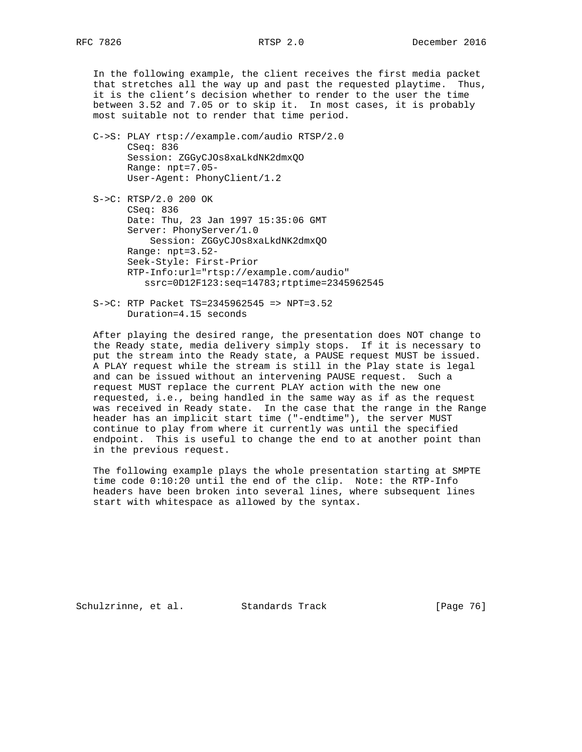In the following example, the client receives the first media packet that stretches all the way up and past the requested playtime. Thus, it is the client's decision whether to render to the user the time between 3.52 and 7.05 or to skip it. In most cases, it is probably most suitable not to render that time period.

```
C->S: PLAY rtsp://example.com/audio RTSP/2.0
      CSeq: 836
      Session: ZGGyCJOs8xaLkdNK2dmxQO
      Range: npt=7.05-
      User-Agent: PhonyClient/1.2

S->C: RTSP/2.0 200 OK
      CSeq: 836
      Date: Thu, 23 Jan 1997 15:35:06 GMT
      Server: PhonyServer/1.0
          Session: ZGGyCJOs8xaLkdNK2dmxQO
      Range: npt=3.52-
      Seek-Style: First-Prior
      RTP-Info:url="rtsp://example.com/audio"
         ssrc=0D12F123:seq=14783;rtptime=2345962545

S->C: RTP Packet TS=2345962545 => NPT=3.52
      Duration=4.15 seconds
```

After playing the desired range, the presentation does NOT change to the Ready state, media delivery simply stops. If it is necessary to put the stream into the Ready state, a PAUSE request MUST be issued. A PLAY request while the stream is still in the Play state is legal and can be issued without an intervening PAUSE request. Such a request MUST replace the current PLAY action with the new one requested, i.e., being handled in the same way as if as the request was received in Ready state. In the case that the range in the Range header has an implicit start time ("-endtime"), the server MUST continue to play from where it currently was until the specified endpoint. This is useful to change the end to at another point than in the previous request.

The following example plays the whole presentation starting at SMPTE time code 0:10:20 until the end of the clip. Note: the RTP-Info headers have been broken into several lines, where subsequent lines start with whitespace as allowed by the syntax.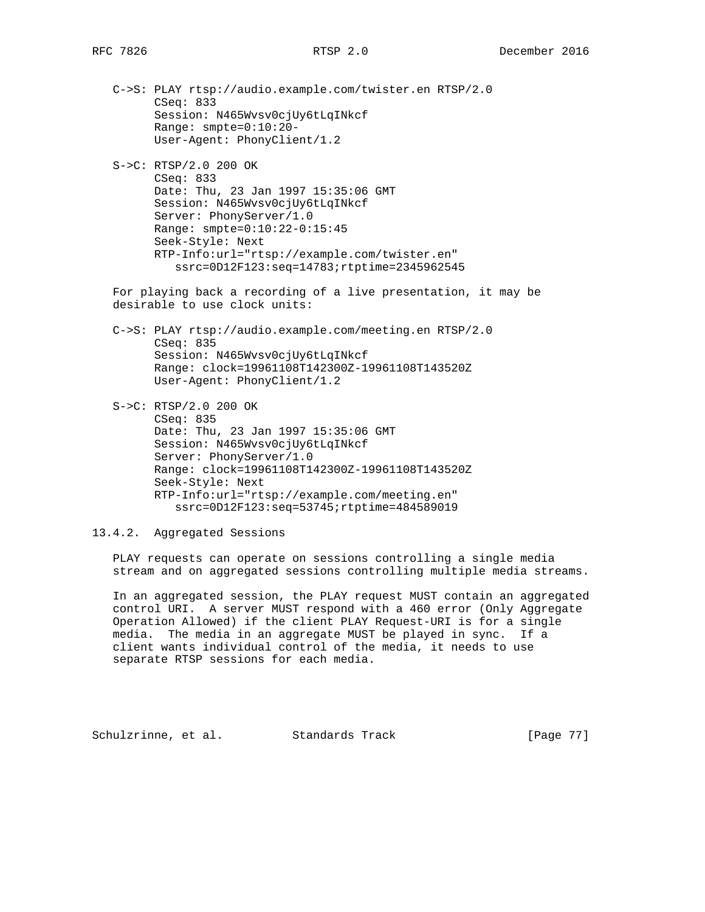```
C->S: PLAY rtsp://audio.example.com/twister.en RTSP/2.0
      CSeq: 833
      Session: N465Wvsv0cjUy6tLqINkcf
      Range: smpte=0:10:20-
      User-Agent: PhonyClient/1.2

S->C: RTSP/2.0 200 OK
      CSeq: 833
      Date: Thu, 23 Jan 1997 15:35:06 GMT
      Session: N465Wvsv0cjUy6tLqINkcf
      Server: PhonyServer/1.0
      Range: smpte=0:10:22-0:15:45
      Seek-Style: Next
      RTP-Info:url="rtsp://example.com/twister.en"
         ssrc=0D12F123:seq=14783;rtptime=2345962545
```

For playing back a recording of a live presentation, it may be desirable to use clock units:

```
C->S: PLAY rtsp://audio.example.com/meeting.en RTSP/2.0
      CSeq: 835
      Session: N465Wvsv0cjUy6tLqINkcf
      Range: clock=19961108T142300Z-19961108T143520Z
      User-Agent: PhonyClient/1.2

S->C: RTSP/2.0 200 OK
      CSeq: 835
      Date: Thu, 23 Jan 1997 15:35:06 GMT
      Session: N465Wvsv0cjUy6tLqINkcf
      Server: PhonyServer/1.0
      Range: clock=19961108T142300Z-19961108T143520Z
      Seek-Style: Next
      RTP-Info:url="rtsp://example.com/meeting.en"
         ssrc=0D12F123:seq=53745;rtptime=484589019
```

### 13.4.2. Aggregated Sessions

PLAY requests can operate on sessions controlling a single media stream and on aggregated sessions controlling multiple media streams.

In an aggregated session, the PLAY request MUST contain an aggregated control URI. A server MUST respond with a 460 error (Only Aggregate Operation Allowed) if the client PLAY Request-URI is for a single media. The media in an aggregate MUST be played in sync. If a client wants individual control of the media, it needs to use separate RTSP sessions for each media.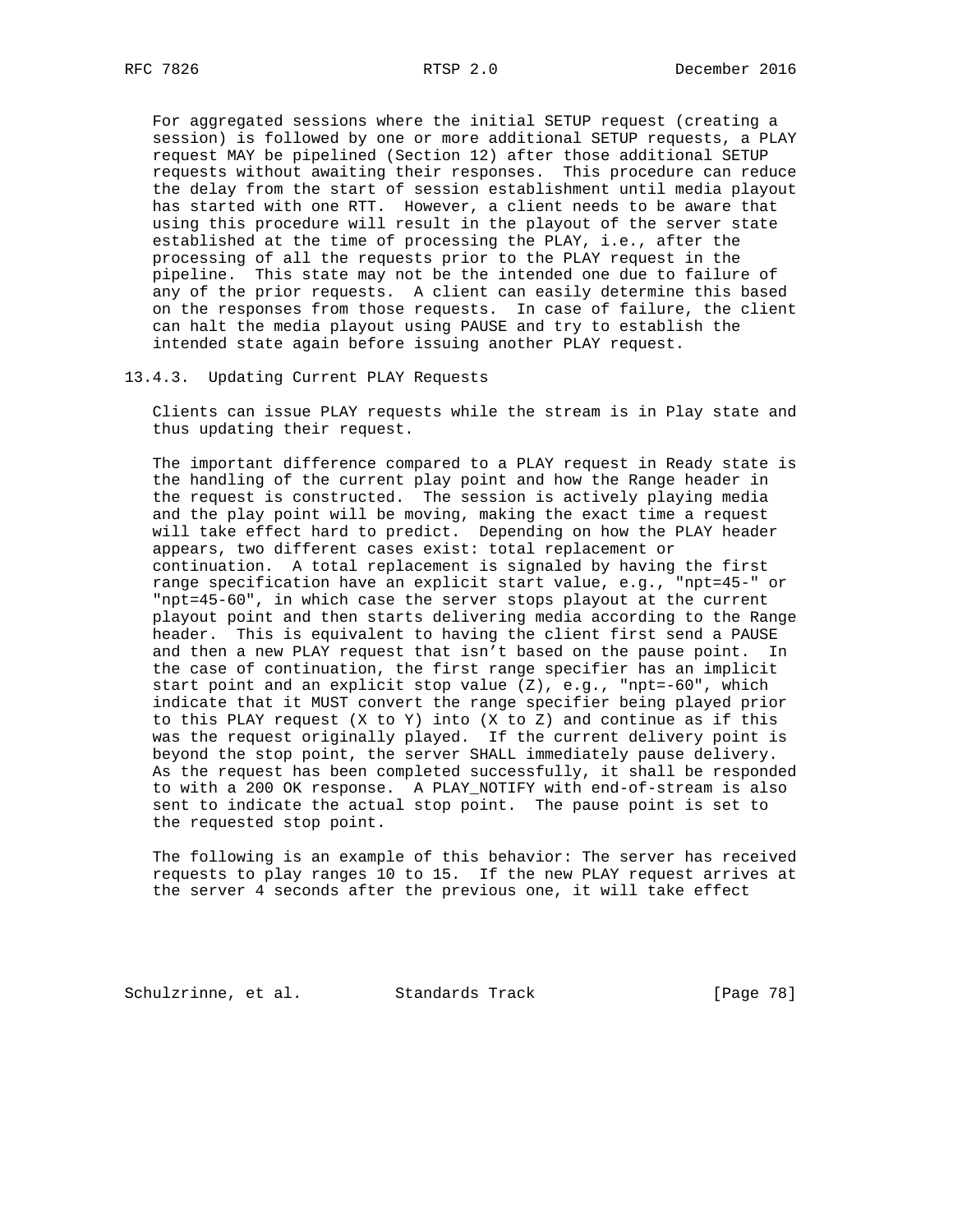For aggregated sessions where the initial SETUP request (creating a session) is followed by one or more additional SETUP requests, a PLAY request MAY be pipelined (Section 12) after those additional SETUP requests without awaiting their responses. This procedure can reduce the delay from the start of session establishment until media playout has started with one RTT. However, a client needs to be aware that using this procedure will result in the playout of the server state established at the time of processing the PLAY, i.e., after the processing of all the requests prior to the PLAY request in the pipeline. This state may not be the intended one due to failure of any of the prior requests. A client can easily determine this based on the responses from those requests. In case of failure, the client can halt the media playout using PAUSE and try to establish the intended state again before issuing another PLAY request.

### 13.4.3. Updating Current PLAY Requests

Clients can issue PLAY requests while the stream is in Play state and thus updating their request.

The important difference compared to a PLAY request in Ready state is the handling of the current play point and how the Range header in the request is constructed. The session is actively playing media and the play point will be moving, making the exact time a request will take effect hard to predict. Depending on how the PLAY header appears, two different cases exist: total replacement or continuation. A total replacement is signaled by having the first range specification have an explicit start value, e.g., "npt=45-" or "npt=45-60", in which case the server stops playout at the current playout point and then starts delivering media according to the Range header. This is equivalent to having the client first send a PAUSE and then a new PLAY request that isn't based on the pause point. In the case of continuation, the first range specifier has an implicit start point and an explicit stop value (Z), e.g., "npt=-60", which indicate that it MUST convert the range specifier being played prior to this PLAY request (X to Y) into (X to Z) and continue as if this was the request originally played. If the current delivery point is beyond the stop point, the server SHALL immediately pause delivery. As the request has been completed successfully, it shall be responded to with a 200 OK response. A PLAY_NOTIFY with end-of-stream is also sent to indicate the actual stop point. The pause point is set to the requested stop point.

The following is an example of this behavior: The server has received requests to play ranges 10 to 15. If the new PLAY request arrives at the server 4 seconds after the previous one, it will take effect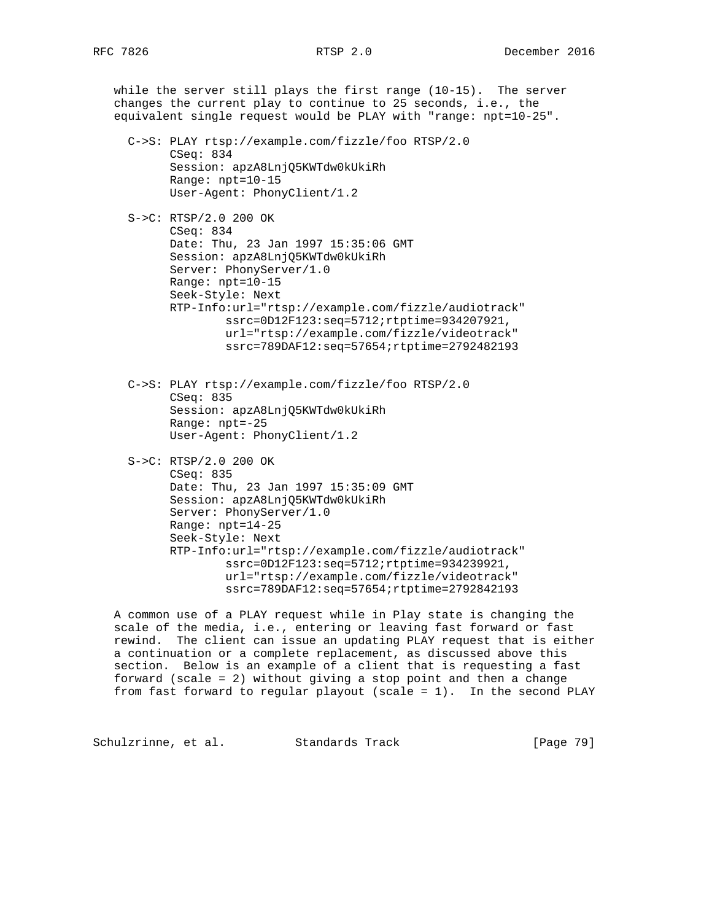while the server still plays the first range (10-15). The server changes the current play to continue to 25 seconds, i.e., the equivalent single request would be PLAY with "range: npt=10-25".

```
C->S: PLAY rtsp://example.com/fizzle/foo RTSP/2.0
      CSeq: 834
      Session: apzA8LnjQ5KWTdw0kUkiRh
      Range: npt=10-15
      User-Agent: PhonyClient/1.2

S->C: RTSP/2.0 200 OK
      CSeq: 834
      Date: Thu, 23 Jan 1997 15:35:06 GMT
      Session: apzA8LnjQ5KWTdw0kUkiRh
      Server: PhonyServer/1.0
      Range: npt=10-15
      Seek-Style: Next
      RTP-Info:url="rtsp://example.com/fizzle/audiotrack"
              ssrc=0D12F123:seq=5712;rtptime=934207921,
              url="rtsp://example.com/fizzle/videotrack"
              ssrc=789DAF12:seq=57654;rtptime=2792482193


C->S: PLAY rtsp://example.com/fizzle/foo RTSP/2.0
      CSeq: 835
      Session: apzA8LnjQ5KWTdw0kUkiRh
      Range: npt=-25
      User-Agent: PhonyClient/1.2

S->C: RTSP/2.0 200 OK
      CSeq: 835
      Date: Thu, 23 Jan 1997 15:35:09 GMT
      Session: apzA8LnjQ5KWTdw0kUkiRh
      Server: PhonyServer/1.0
      Range: npt=14-25
      Seek-Style: Next
      RTP-Info:url="rtsp://example.com/fizzle/audiotrack"
              ssrc=0D12F123:seq=5712;rtptime=934239921,
              url="rtsp://example.com/fizzle/videotrack"
              ssrc=789DAF12:seq=57654;rtptime=2792842193
```

A common use of a PLAY request while in Play state is changing the scale of the media, i.e., entering or leaving fast forward or fast rewind. The client can issue an updating PLAY request that is either a continuation or a complete replacement, as discussed above this section. Below is an example of a client that is requesting a fast forward (scale = 2) without giving a stop point and then a change from fast forward to regular playout (scale = 1). In the second PLAY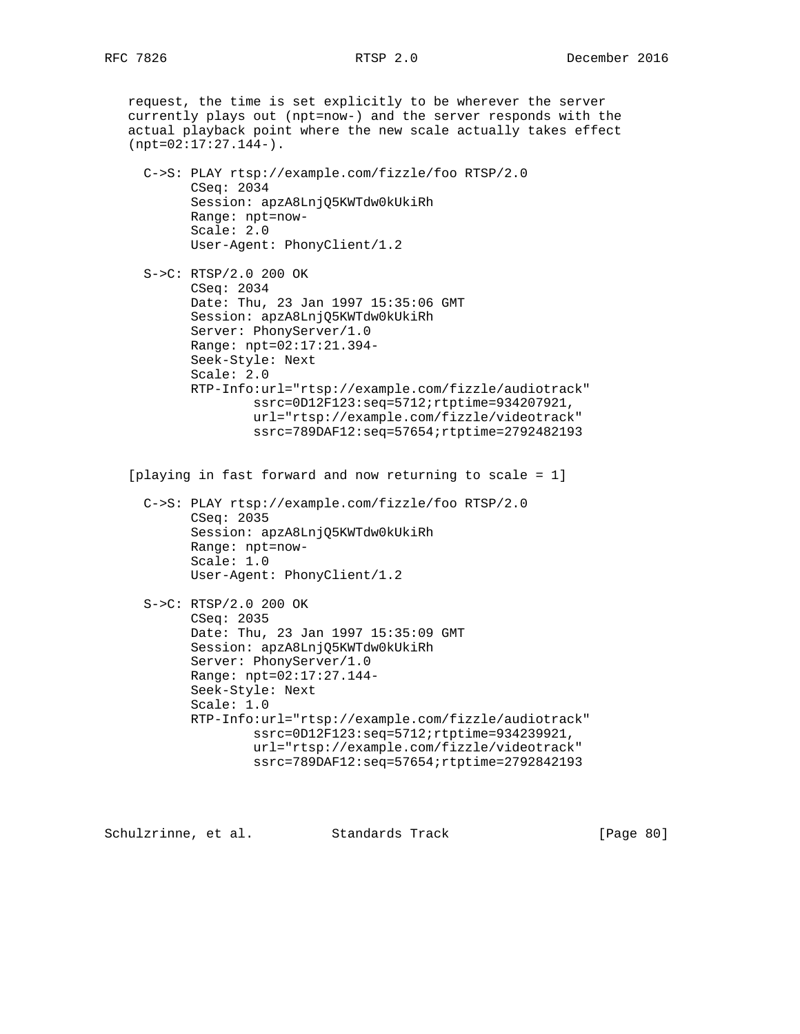request, the time is set explicitly to be wherever the server currently plays out (npt=now-) and the server responds with the actual playback point where the new scale actually takes effect (npt=02:17:27.144-).

```
C->S: PLAY rtsp://example.com/fizzle/foo RTSP/2.0
      CSeq: 2034
      Session: apzA8LnjQ5KWTdw0kUkiRh
      Range: npt=now-
      Scale: 2.0
      User-Agent: PhonyClient/1.2

S->C: RTSP/2.0 200 OK
      CSeq: 2034
      Date: Thu, 23 Jan 1997 15:35:06 GMT
      Session: apzA8LnjQ5KWTdw0kUkiRh
      Server: PhonyServer/1.0
      Range: npt=02:17:21.394-
      Seek-Style: Next
      Scale: 2.0
      RTP-Info:url="rtsp://example.com/fizzle/audiotrack"
              ssrc=0D12F123:seq=5712;rtptime=934207921,
              url="rtsp://example.com/fizzle/videotrack"
              ssrc=789DAF12:seq=57654;rtptime=2792482193
```

[playing in fast forward and now returning to scale = 1]

```
C->S: PLAY rtsp://example.com/fizzle/foo RTSP/2.0
      CSeq: 2035
      Session: apzA8LnjQ5KWTdw0kUkiRh
      Range: npt=now-
      Scale: 1.0
      User-Agent: PhonyClient/1.2

S->C: RTSP/2.0 200 OK
      CSeq: 2035
      Date: Thu, 23 Jan 1997 15:35:09 GMT
      Session: apzA8LnjQ5KWTdw0kUkiRh
      Server: PhonyServer/1.0
      Range: npt=02:17:27.144-
      Seek-Style: Next
      Scale: 1.0
      RTP-Info:url="rtsp://example.com/fizzle/audiotrack"
              ssrc=0D12F123:seq=5712;rtptime=934239921,
              url="rtsp://example.com/fizzle/videotrack"
              ssrc=789DAF12:seq=57654;rtptime=2792842193
```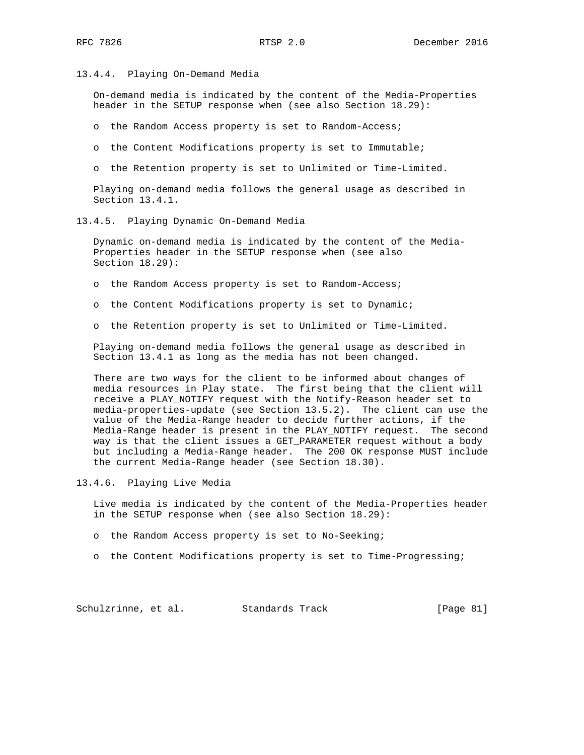### 13.4.4. Playing On-Demand Media

On-demand media is indicated by the content of the Media-Properties header in the SETUP response when (see also Section 18.29):

- the Random Access property is set to Random-Access;
- the Content Modifications property is set to Immutable;
- the Retention property is set to Unlimited or Time-Limited.

Playing on-demand media follows the general usage as described in Section 13.4.1.

### 13.4.5. Playing Dynamic On-Demand Media

Dynamic on-demand media is indicated by the content of the Media-Properties header in the SETUP response when (see also Section 18.29):

- the Random Access property is set to Random-Access;
- the Content Modifications property is set to Dynamic;
- the Retention property is set to Unlimited or Time-Limited.

Playing on-demand media follows the general usage as described in Section 13.4.1 as long as the media has not been changed.

There are two ways for the client to be informed about changes of media resources in Play state. The first being that the client will receive a PLAY_NOTIFY request with the Notify-Reason header set to media-properties-update (see Section 13.5.2). The client can use the value of the Media-Range header to decide further actions, if the Media-Range header is present in the PLAY_NOTIFY request. The second way is that the client issues a GET_PARAMETER request without a body but including a Media-Range header. The 200 OK response MUST include the current Media-Range header (see Section 18.30).

### 13.4.6. Playing Live Media

Live media is indicated by the content of the Media-Properties header in the SETUP response when (see also Section 18.29):

- the Random Access property is set to No-Seeking;
- the Content Modifications property is set to Time-Progressing;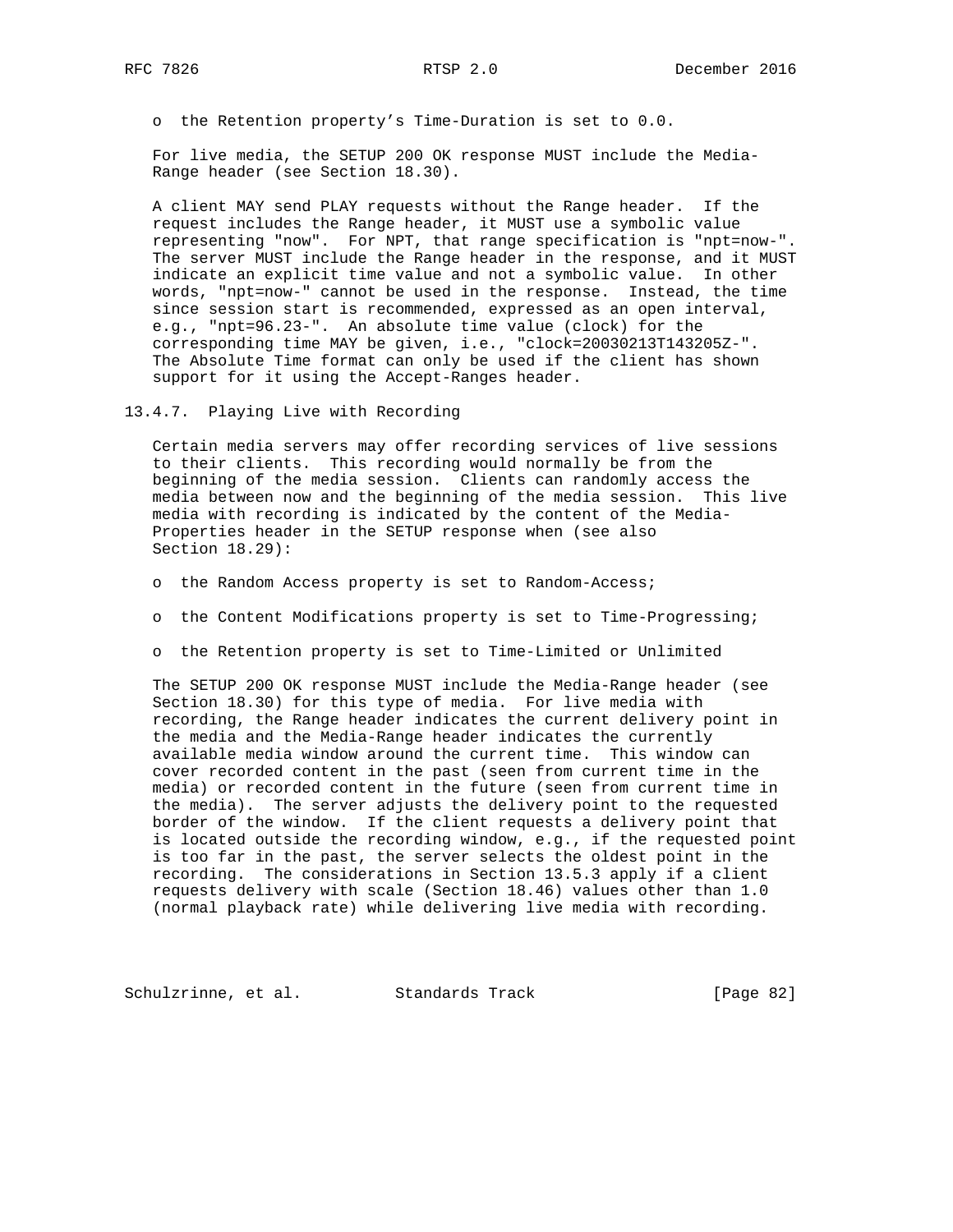- the Retention property's Time-Duration is set to 0.0.

For live media, the SETUP 200 OK response MUST include the Media-Range header (see Section 18.30).

A client MAY send PLAY requests without the Range header. If the request includes the Range header, it MUST use a symbolic value representing "now". For NPT, that range specification is "npt=now-". The server MUST include the Range header in the response, and it MUST indicate an explicit time value and not a symbolic value. In other words, "npt=now-" cannot be used in the response. Instead, the time since session start is recommended, expressed as an open interval, e.g., "npt=96.23-". An absolute time value (clock) for the corresponding time MAY be given, i.e., "clock=20030213T143205Z-". The Absolute Time format can only be used if the client has shown support for it using the Accept-Ranges header.

### 13.4.7. Playing Live with Recording

Certain media servers may offer recording services of live sessions to their clients. This recording would normally be from the beginning of the media session. Clients can randomly access the media between now and the beginning of the media session. This live media with recording is indicated by the content of the Media-Properties header in the SETUP response when (see also Section 18.29):

- the Random Access property is set to Random-Access;
- the Content Modifications property is set to Time-Progressing;
- the Retention property is set to Time-Limited or Unlimited

The SETUP 200 OK response MUST include the Media-Range header (see Section 18.30) for this type of media. For live media with recording, the Range header indicates the current delivery point in the media and the Media-Range header indicates the currently available media window around the current time. This window can cover recorded content in the past (seen from current time in the media) or recorded content in the future (seen from current time in the media). The server adjusts the delivery point to the requested border of the window. If the client requests a delivery point that is located outside the recording window, e.g., if the requested point is too far in the past, the server selects the oldest point in the recording. The considerations in Section 13.5.3 apply if a client requests delivery with scale (Section 18.46) values other than 1.0 (normal playback rate) while delivering live media with recording.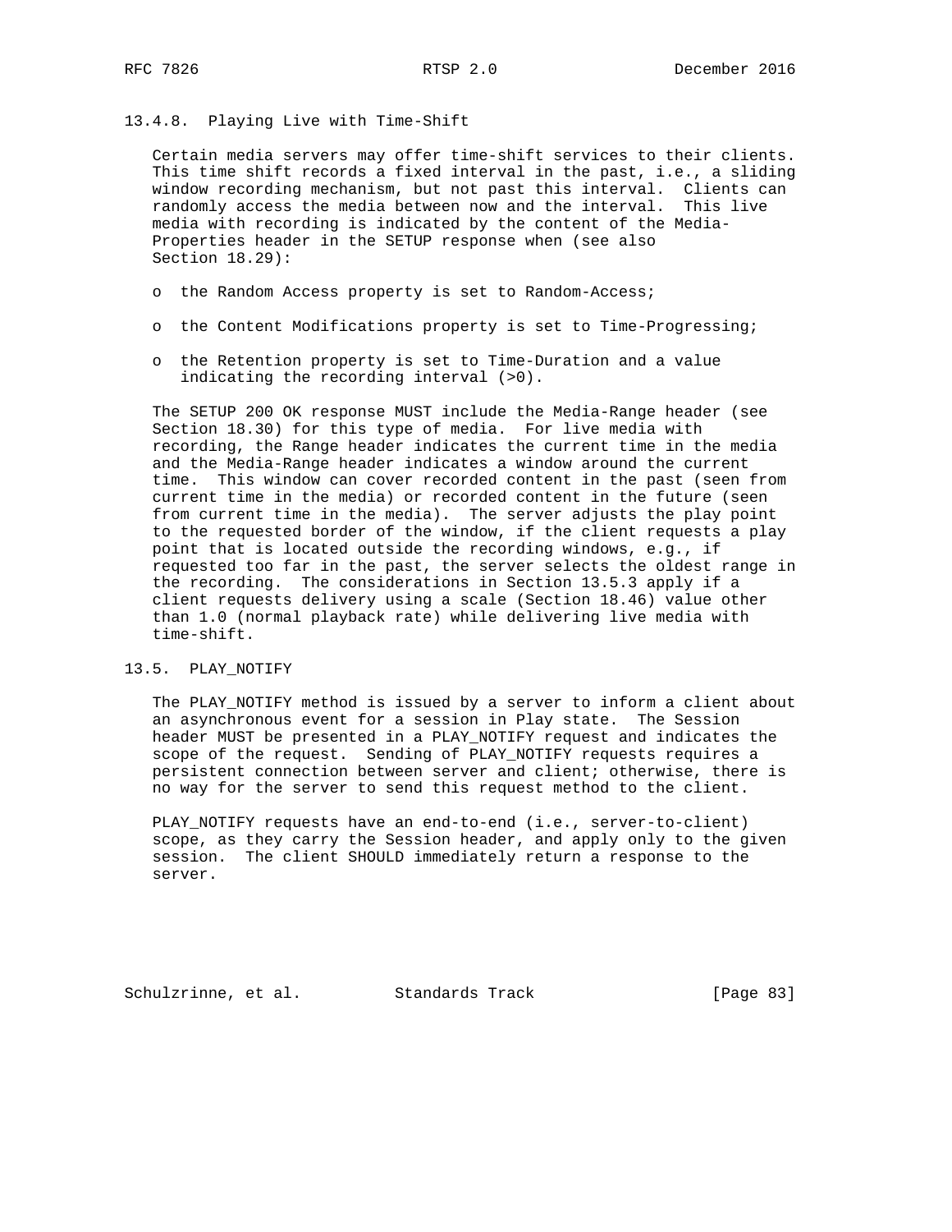### 13.4.8. Playing Live with Time-Shift

Certain media servers may offer time-shift services to their clients. This time shift records a fixed interval in the past, i.e., a sliding window recording mechanism, but not past this interval. Clients can randomly access the media between now and the interval. This live media with recording is indicated by the content of the Media-Properties header in the SETUP response when (see also Section 18.29):

- the Random Access property is set to Random-Access;
- the Content Modifications property is set to Time-Progressing;
- the Retention property is set to Time-Duration and a value indicating the recording interval (>0).

The SETUP 200 OK response MUST include the Media-Range header (see Section 18.30) for this type of media. For live media with recording, the Range header indicates the current time in the media and the Media-Range header indicates a window around the current time. This window can cover recorded content in the past (seen from current time in the media) or recorded content in the future (seen from current time in the media). The server adjusts the play point to the requested border of the window, if the client requests a play point that is located outside the recording windows, e.g., if requested too far in the past, the server selects the oldest range in the recording. The considerations in Section 13.5.3 apply if a client requests delivery using a scale (Section 18.46) value other than 1.0 (normal playback rate) while delivering live media with time-shift.

## 13.5. PLAY_NOTIFY

The PLAY_NOTIFY method is issued by a server to inform a client about an asynchronous event for a session in Play state. The Session header MUST be presented in a PLAY_NOTIFY request and indicates the scope of the request. Sending of PLAY_NOTIFY requests requires a persistent connection between server and client; otherwise, there is no way for the server to send this request method to the client.

PLAY_NOTIFY requests have an end-to-end (i.e., server-to-client) scope, as they carry the Session header, and apply only to the given session. The client SHOULD immediately return a response to the server.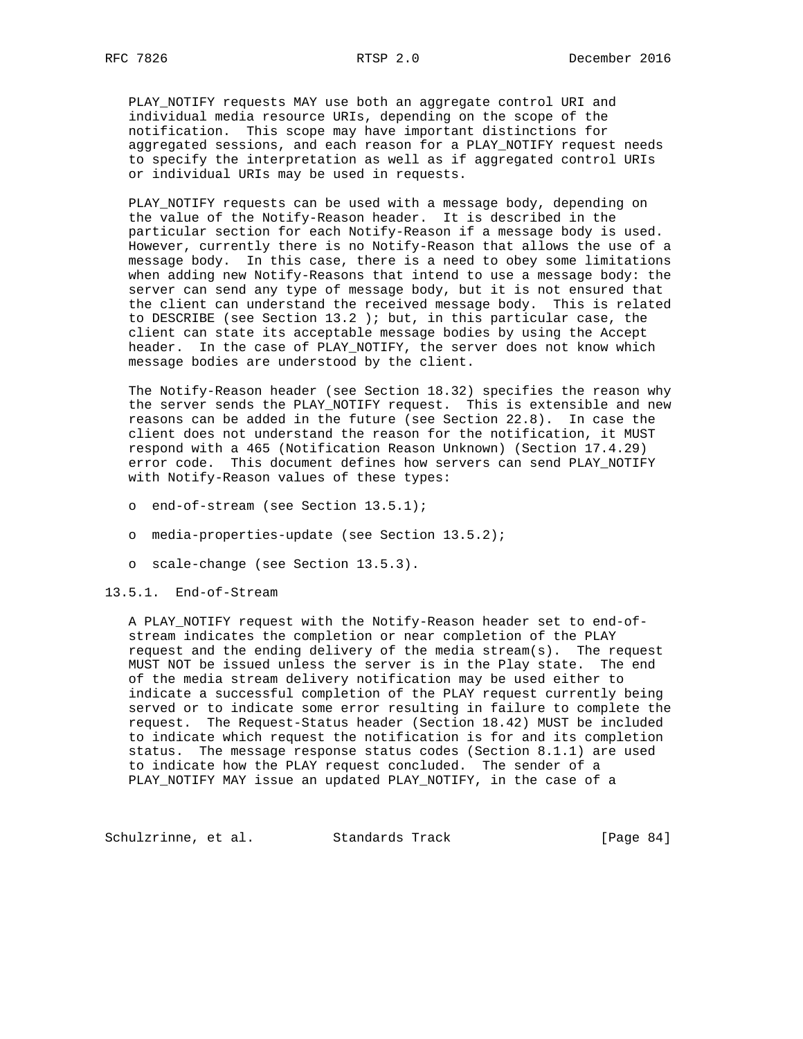PLAY_NOTIFY requests MAY use both an aggregate control URI and individual media resource URIs, depending on the scope of the notification. This scope may have important distinctions for aggregated sessions, and each reason for a PLAY_NOTIFY request needs to specify the interpretation as well as if aggregated control URIs or individual URIs may be used in requests.

PLAY_NOTIFY requests can be used with a message body, depending on the value of the Notify-Reason header. It is described in the particular section for each Notify-Reason if a message body is used. However, currently there is no Notify-Reason that allows the use of a message body. In this case, there is a need to obey some limitations when adding new Notify-Reasons that intend to use a message body: the server can send any type of message body, but it is not ensured that the client can understand the received message body. This is related to DESCRIBE (see Section 13.2 ); but, in this particular case, the client can state its acceptable message bodies by using the Accept header. In the case of PLAY_NOTIFY, the server does not know which message bodies are understood by the client.

The Notify-Reason header (see Section 18.32) specifies the reason why the server sends the PLAY_NOTIFY request. This is extensible and new reasons can be added in the future (see Section 22.8). In case the client does not understand the reason for the notification, it MUST respond with a 465 (Notification Reason Unknown) (Section 17.4.29) error code. This document defines how servers can send PLAY_NOTIFY with Notify-Reason values of these types:

- end-of-stream (see Section 13.5.1);
- media-properties-update (see Section 13.5.2);
- scale-change (see Section 13.5.3).

### 13.5.1. End-of-Stream

A PLAY_NOTIFY request with the Notify-Reason header set to end-of-stream indicates the completion or near completion of the PLAY request and the ending delivery of the media stream(s). The request MUST NOT be issued unless the server is in the Play state. The end of the media stream delivery notification may be used either to indicate a successful completion of the PLAY request currently being served or to indicate some error resulting in failure to complete the request. The Request-Status header (Section 18.42) MUST be included to indicate which request the notification is for and its completion status. The message response status codes (Section 8.1.1) are used to indicate how the PLAY request concluded. The sender of a PLAY_NOTIFY MAY issue an updated PLAY_NOTIFY, in the case of a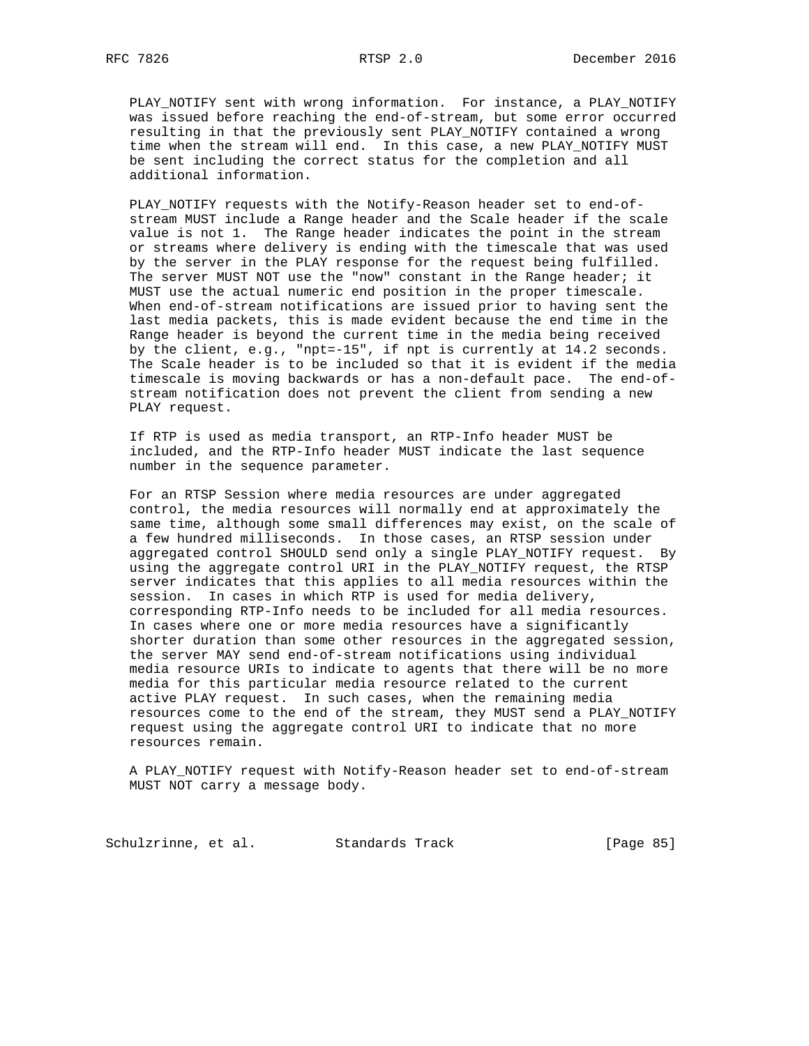PLAY_NOTIFY sent with wrong information. For instance, a PLAY_NOTIFY was issued before reaching the end-of-stream, but some error occurred resulting in that the previously sent PLAY_NOTIFY contained a wrong time when the stream will end. In this case, a new PLAY_NOTIFY MUST be sent including the correct status for the completion and all additional information.

PLAY_NOTIFY requests with the Notify-Reason header set to end-of-stream MUST include a Range header and the Scale header if the scale value is not 1. The Range header indicates the point in the stream or streams where delivery is ending with the timescale that was used by the server in the PLAY response for the request being fulfilled. The server MUST NOT use the "now" constant in the Range header; it MUST use the actual numeric end position in the proper timescale. When end-of-stream notifications are issued prior to having sent the last media packets, this is made evident because the end time in the Range header is beyond the current time in the media being received by the client, e.g., "npt=-15", if npt is currently at 14.2 seconds. The Scale header is to be included so that it is evident if the media timescale is moving backwards or has a non-default pace. The end-of-stream notification does not prevent the client from sending a new PLAY request.

If RTP is used as media transport, an RTP-Info header MUST be included, and the RTP-Info header MUST indicate the last sequence number in the sequence parameter.

For an RTSP Session where media resources are under aggregated control, the media resources will normally end at approximately the same time, although some small differences may exist, on the scale of a few hundred milliseconds. In those cases, an RTSP session under aggregated control SHOULD send only a single PLAY_NOTIFY request. By using the aggregate control URI in the PLAY_NOTIFY request, the RTSP server indicates that this applies to all media resources within the session. In cases in which RTP is used for media delivery, corresponding RTP-Info needs to be included for all media resources. In cases where one or more media resources have a significantly shorter duration than some other resources in the aggregated session, the server MAY send end-of-stream notifications using individual media resource URIs to indicate to agents that there will be no more media for this particular media resource related to the current active PLAY request. In such cases, when the remaining media resources come to the end of the stream, they MUST send a PLAY_NOTIFY request using the aggregate control URI to indicate that no more resources remain.

A PLAY_NOTIFY request with Notify-Reason header set to end-of-stream MUST NOT carry a message body.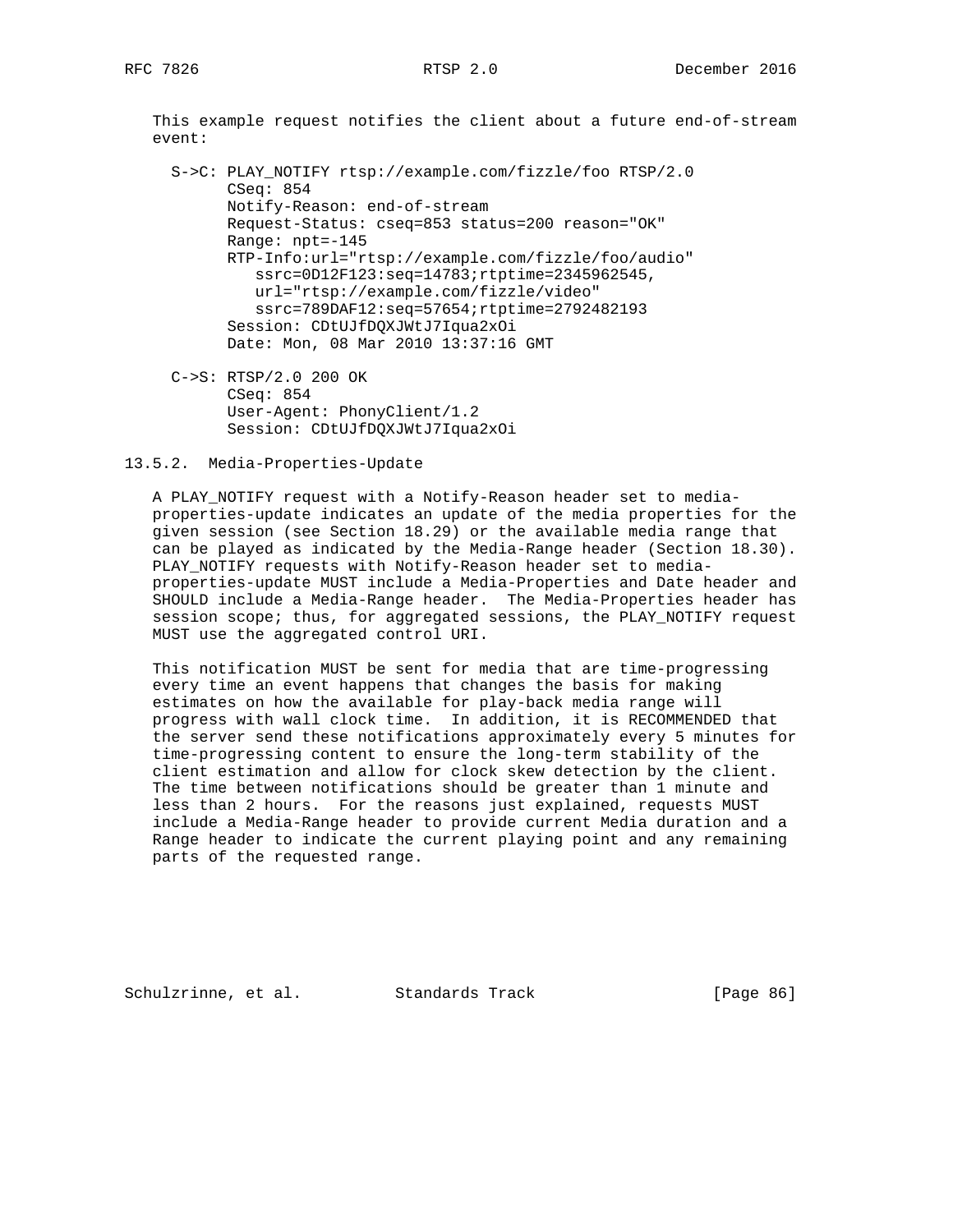This example request notifies the client about a future end-of-stream event:

```
  S->C: PLAY_NOTIFY rtsp://example.com/fizzle/foo RTSP/2.0
        CSeq: 854
        Notify-Reason: end-of-stream
        Request-Status: cseq=853 status=200 reason="OK"
        Range: npt=-145
        RTP-Info:url="rtsp://example.com/fizzle/foo/audio"
           ssrc=0D12F123:seq=14783;rtptime=2345962545,
           url="rtsp://example.com/fizzle/video"
           ssrc=789DAF12:seq=57654;rtptime=2792482193
        Session: CDtUJfDQXJWtJ7Iqua2xOi
        Date: Mon, 08 Mar 2010 13:37:16 GMT

  C->S: RTSP/2.0 200 OK
        CSeq: 854
        User-Agent: PhonyClient/1.2
        Session: CDtUJfDQXJWtJ7Iqua2xOi
```

### 13.5.2. Media-Properties-Update

A PLAY_NOTIFY request with a Notify-Reason header set to media-properties-update indicates an update of the media properties for the given session (see Section 18.29) or the available media range that can be played as indicated by the Media-Range header (Section 18.30). PLAY_NOTIFY requests with Notify-Reason header set to media-properties-update MUST include a Media-Properties and Date header and SHOULD include a Media-Range header. The Media-Properties header has session scope; thus, for aggregated sessions, the PLAY_NOTIFY request MUST use the aggregated control URI.

This notification MUST be sent for media that are time-progressing every time an event happens that changes the basis for making estimates on how the available for play-back media range will progress with wall clock time. In addition, it is RECOMMENDED that the server send these notifications approximately every 5 minutes for time-progressing content to ensure the long-term stability of the client estimation and allow for clock skew detection by the client. The time between notifications should be greater than 1 minute and less than 2 hours. For the reasons just explained, requests MUST include a Media-Range header to provide current Media duration and a Range header to indicate the current playing point and any remaining parts of the requested range.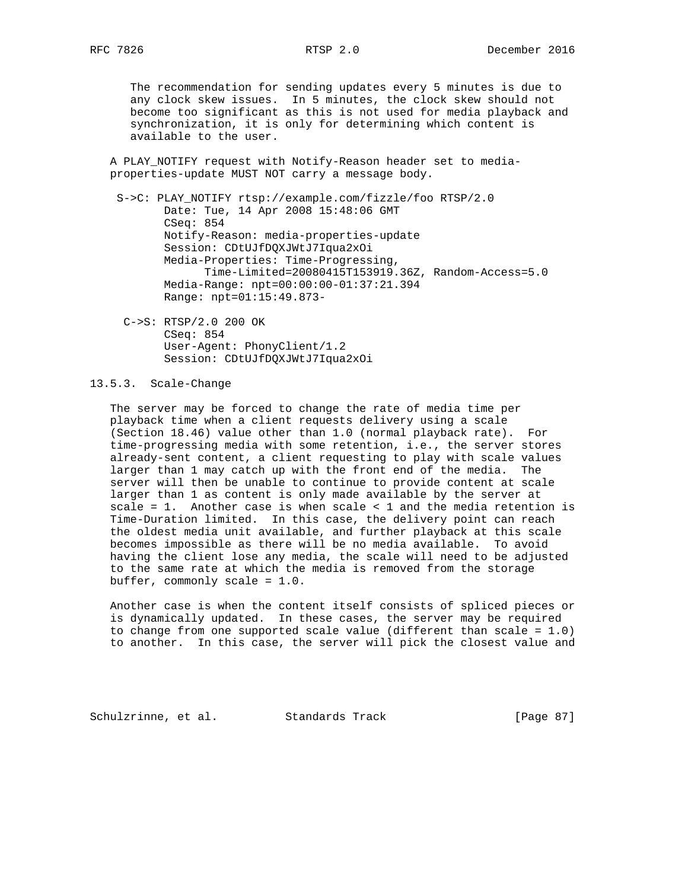The recommendation for sending updates every 5 minutes is due to any clock skew issues. In 5 minutes, the clock skew should not become too significant as this is not used for media playback and synchronization, it is only for determining which content is available to the user.

A PLAY_NOTIFY request with Notify-Reason header set to media-properties-update MUST NOT carry a message body.

```
 S->C: PLAY_NOTIFY rtsp://example.com/fizzle/foo RTSP/2.0
       Date: Tue, 14 Apr 2008 15:48:06 GMT
       CSeq: 854
       Notify-Reason: media-properties-update
       Session: CDtUJfDQXJWtJ7Iqua2xOi
       Media-Properties: Time-Progressing,
             Time-Limited=20080415T153919.36Z, Random-Access=5.0
       Media-Range: npt=00:00:00-01:37:21.394
       Range: npt=01:15:49.873-

  C->S: RTSP/2.0 200 OK
       CSeq: 854
       User-Agent: PhonyClient/1.2
       Session: CDtUJfDQXJWtJ7Iqua2xOi
```

### 13.5.3. Scale-Change

The server may be forced to change the rate of media time per playback time when a client requests delivery using a scale (Section 18.46) value other than 1.0 (normal playback rate). For time-progressing media with some retention, i.e., the server stores already-sent content, a client requesting to play with scale values larger than 1 may catch up with the front end of the media. The server will then be unable to continue to provide content at scale larger than 1 as content is only made available by the server at scale = 1. Another case is when scale < 1 and the media retention is Time-Duration limited. In this case, the delivery point can reach the oldest media unit available, and further playback at this scale becomes impossible as there will be no media available. To avoid having the client lose any media, the scale will need to be adjusted to the same rate at which the media is removed from the storage buffer, commonly scale = 1.0.

Another case is when the content itself consists of spliced pieces or is dynamically updated. In these cases, the server may be required to change from one supported scale value (different than scale = 1.0) to another. In this case, the server will pick the closest value and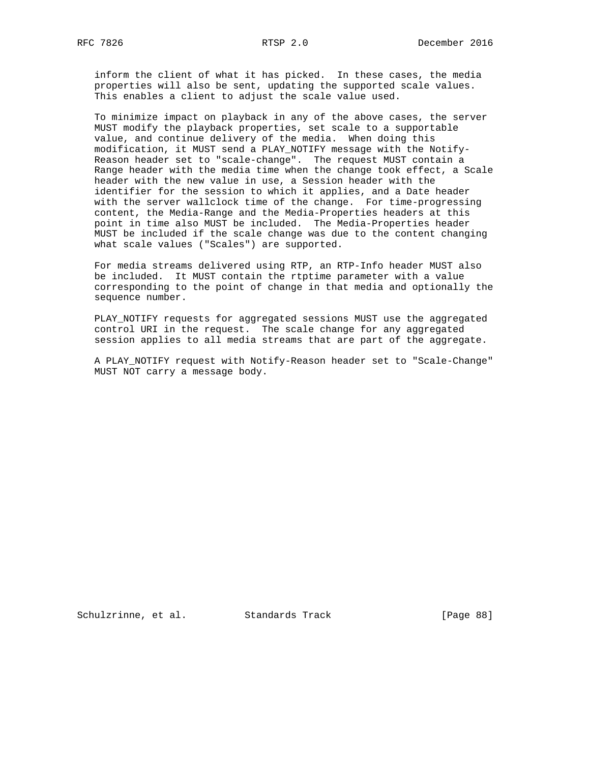inform the client of what it has picked. In these cases, the media properties will also be sent, updating the supported scale values. This enables a client to adjust the scale value used.

To minimize impact on playback in any of the above cases, the server MUST modify the playback properties, set scale to a supportable value, and continue delivery of the media. When doing this modification, it MUST send a PLAY_NOTIFY message with the Notify-Reason header set to "scale-change". The request MUST contain a Range header with the media time when the change took effect, a Scale header with the new value in use, a Session header with the identifier for the session to which it applies, and a Date header with the server wallclock time of the change. For time-progressing content, the Media-Range and the Media-Properties headers at this point in time also MUST be included. The Media-Properties header MUST be included if the scale change was due to the content changing what scale values ("Scales") are supported.

For media streams delivered using RTP, an RTP-Info header MUST also be included. It MUST contain the rtptime parameter with a value corresponding to the point of change in that media and optionally the sequence number.

PLAY_NOTIFY requests for aggregated sessions MUST use the aggregated control URI in the request. The scale change for any aggregated session applies to all media streams that are part of the aggregate.

A PLAY_NOTIFY request with Notify-Reason header set to "Scale-Change" MUST NOT carry a message body.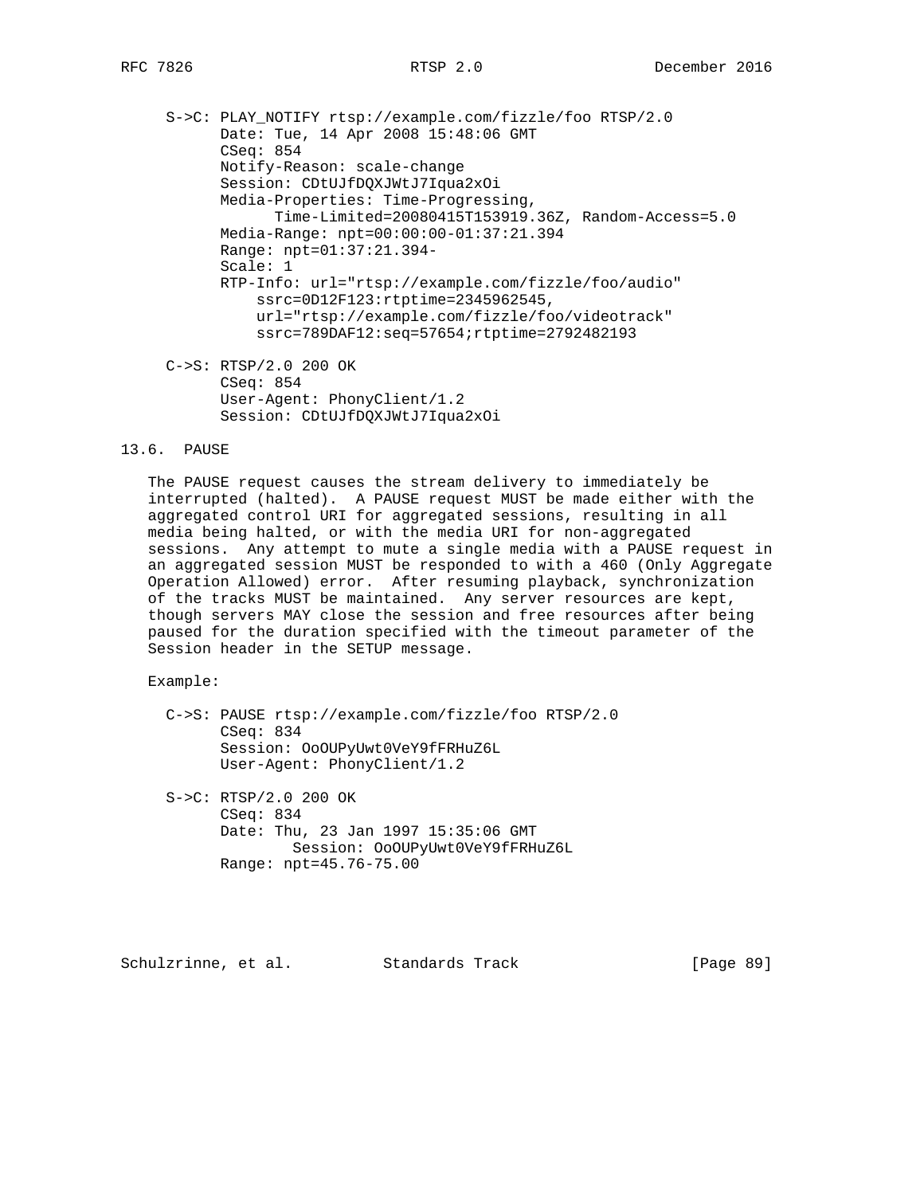```
S->C: PLAY_NOTIFY rtsp://example.com/fizzle/foo RTSP/2.0
      Date: Tue, 14 Apr 2008 15:48:06 GMT
      CSeq: 854
      Notify-Reason: scale-change
      Session: CDtUJfDQXJWtJ7Iqua2xOi
      Media-Properties: Time-Progressing,
            Time-Limited=20080415T153919.36Z, Random-Access=5.0
      Media-Range: npt=00:00:00-01:37:21.394
      Range: npt=01:37:21.394-
      Scale: 1
      RTP-Info: url="rtsp://example.com/fizzle/foo/audio"
          ssrc=0D12F123:rtptime=2345962545,
          url="rtsp://example.com/fizzle/foo/videotrack"
          ssrc=789DAF12:seq=57654;rtptime=2792482193

C->S: RTSP/2.0 200 OK
      CSeq: 854
      User-Agent: PhonyClient/1.2
      Session: CDtUJfDQXJWtJ7Iqua2xOi
```

## 13.6. PAUSE

The PAUSE request causes the stream delivery to immediately be interrupted (halted). A PAUSE request MUST be made either with the aggregated control URI for aggregated sessions, resulting in all media being halted, or with the media URI for non-aggregated sessions. Any attempt to mute a single media with a PAUSE request in an aggregated session MUST be responded to with a 460 (Only Aggregate Operation Allowed) error. After resuming playback, synchronization of the tracks MUST be maintained. Any server resources are kept, though servers MAY close the session and free resources after being paused for the duration specified with the timeout parameter of the Session header in the SETUP message.

Example:

```
C->S: PAUSE rtsp://example.com/fizzle/foo RTSP/2.0
      CSeq: 834
      Session: OoOUPyUwt0VeY9fFRHuZ6L
      User-Agent: PhonyClient/1.2

S->C: RTSP/2.0 200 OK
      CSeq: 834
      Date: Thu, 23 Jan 1997 15:35:06 GMT
            Session: OoOUPyUwt0VeY9fFRHuZ6L
      Range: npt=45.76-75.00
```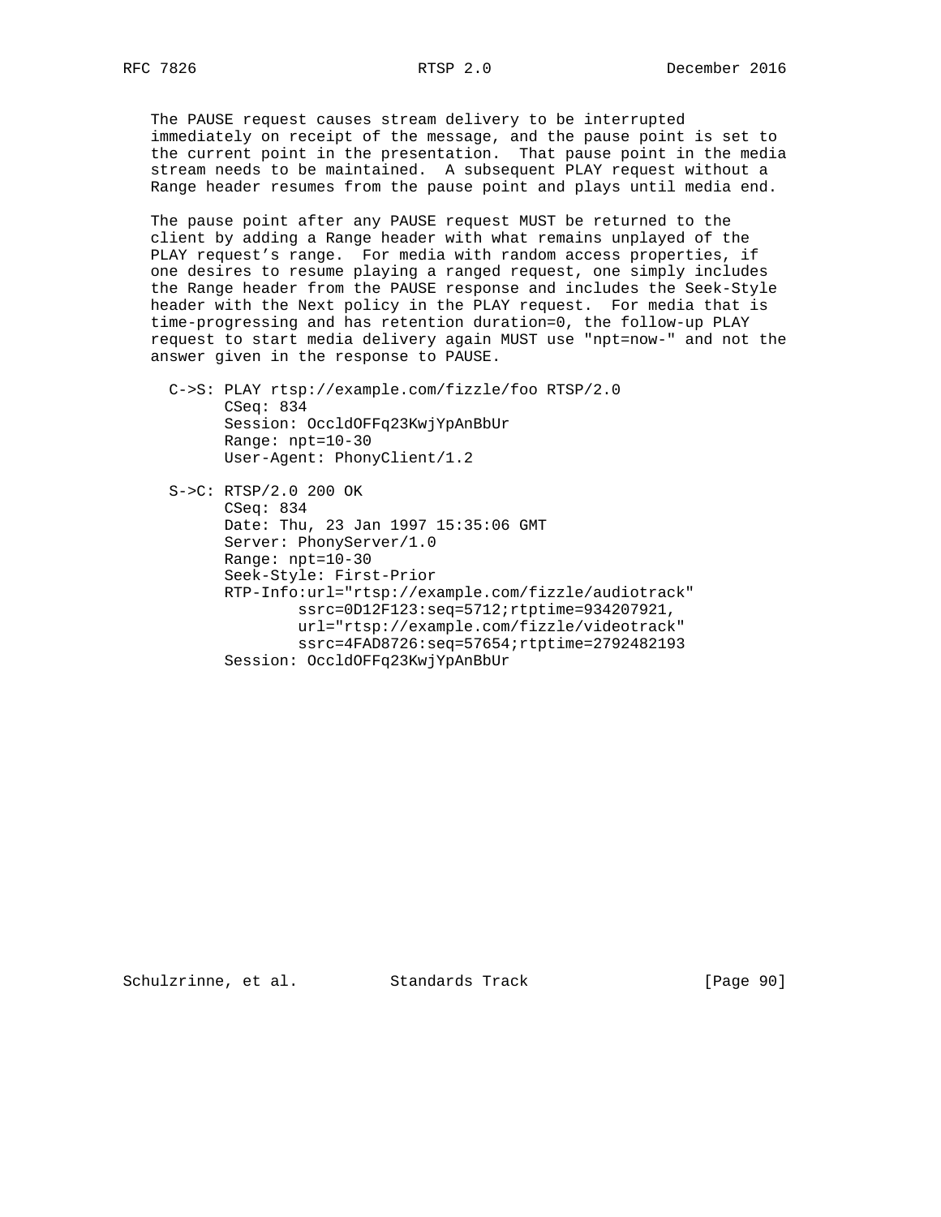The PAUSE request causes stream delivery to be interrupted immediately on receipt of the message, and the pause point is set to the current point in the presentation. That pause point in the media stream needs to be maintained. A subsequent PLAY request without a Range header resumes from the pause point and plays until media end.

The pause point after any PAUSE request MUST be returned to the client by adding a Range header with what remains unplayed of the PLAY request's range. For media with random access properties, if one desires to resume playing a ranged request, one simply includes the Range header from the PAUSE response and includes the Seek-Style header with the Next policy in the PLAY request. For media that is time-progressing and has retention duration=0, the follow-up PLAY request to start media delivery again MUST use "npt=now-" and not the answer given in the response to PAUSE.

```
C->S: PLAY rtsp://example.com/fizzle/foo RTSP/2.0
      CSeq: 834
      Session: OccldOFFq23KwjYpAnBbUr
      Range: npt=10-30
      User-Agent: PhonyClient/1.2

S->C: RTSP/2.0 200 OK
      CSeq: 834
      Date: Thu, 23 Jan 1997 15:35:06 GMT
      Server: PhonyServer/1.0
      Range: npt=10-30
      Seek-Style: First-Prior
      RTP-Info:url="rtsp://example.com/fizzle/audiotrack"
              ssrc=0D12F123:seq=5712;rtptime=934207921,
              url="rtsp://example.com/fizzle/videotrack"
              ssrc=4FAD8726:seq=57654;rtptime=2792482193
      Session: OccldOFFq23KwjYpAnBbUr
```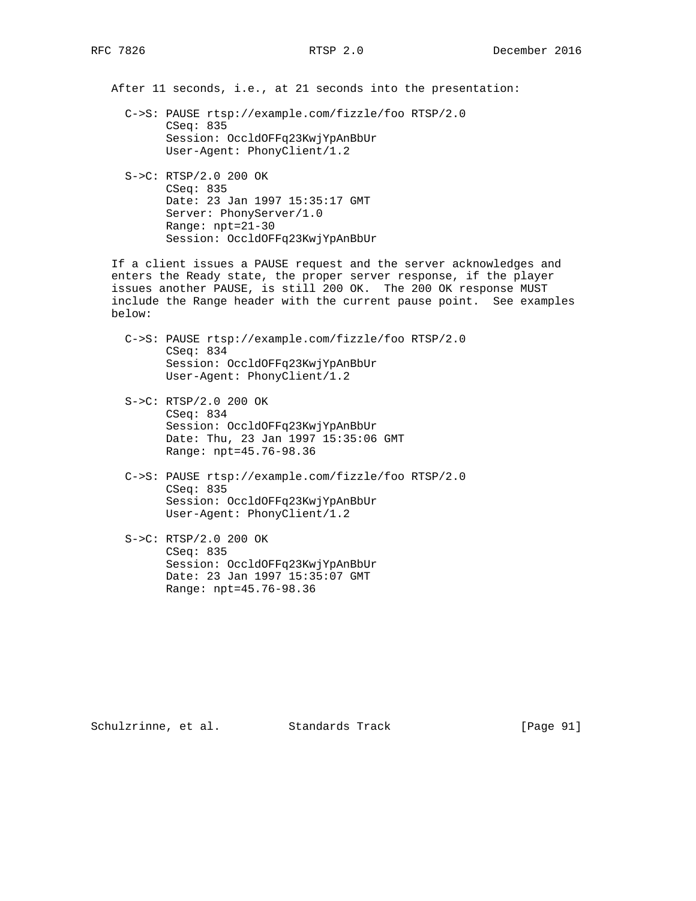After 11 seconds, i.e., at 21 seconds into the presentation:

```
C->S: PAUSE rtsp://example.com/fizzle/foo RTSP/2.0
      CSeq: 835
      Session: OccldOFFq23KwjYpAnBbUr
      User-Agent: PhonyClient/1.2

S->C: RTSP/2.0 200 OK
      CSeq: 835
      Date: 23 Jan 1997 15:35:17 GMT
      Server: PhonyServer/1.0
      Range: npt=21-30
      Session: OccldOFFq23KwjYpAnBbUr
```

If a client issues a PAUSE request and the server acknowledges and enters the Ready state, the proper server response, if the player issues another PAUSE, is still 200 OK. The 200 OK response MUST include the Range header with the current pause point. See examples below:

```
C->S: PAUSE rtsp://example.com/fizzle/foo RTSP/2.0
      CSeq: 834
      Session: OccldOFFq23KwjYpAnBbUr
      User-Agent: PhonyClient/1.2

S->C: RTSP/2.0 200 OK
      CSeq: 834
      Session: OccldOFFq23KwjYpAnBbUr
      Date: Thu, 23 Jan 1997 15:35:06 GMT
      Range: npt=45.76-98.36

C->S: PAUSE rtsp://example.com/fizzle/foo RTSP/2.0
      CSeq: 835
      Session: OccldOFFq23KwjYpAnBbUr
      User-Agent: PhonyClient/1.2

S->C: RTSP/2.0 200 OK
      CSeq: 835
      Session: OccldOFFq23KwjYpAnBbUr
      Date: 23 Jan 1997 15:35:07 GMT
      Range: npt=45.76-98.36
```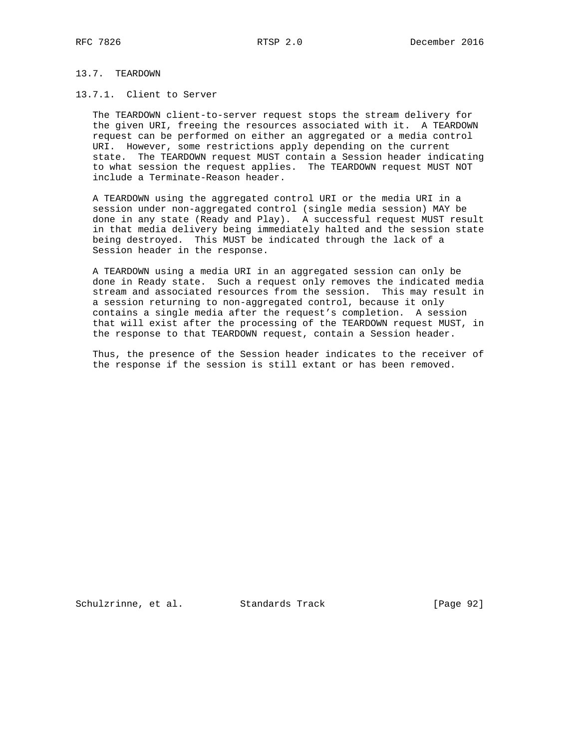## 13.7. TEARDOWN

### 13.7.1. Client to Server

The TEARDOWN client-to-server request stops the stream delivery for the given URI, freeing the resources associated with it. A TEARDOWN request can be performed on either an aggregated or a media control URI. However, some restrictions apply depending on the current state. The TEARDOWN request MUST contain a Session header indicating to what session the request applies. The TEARDOWN request MUST NOT include a Terminate-Reason header.

A TEARDOWN using the aggregated control URI or the media URI in a session under non-aggregated control (single media session) MAY be done in any state (Ready and Play). A successful request MUST result in that media delivery being immediately halted and the session state being destroyed. This MUST be indicated through the lack of a Session header in the response.

A TEARDOWN using a media URI in an aggregated session can only be done in Ready state. Such a request only removes the indicated media stream and associated resources from the session. This may result in a session returning to non-aggregated control, because it only contains a single media after the request's completion. A session that will exist after the processing of the TEARDOWN request MUST, in the response to that TEARDOWN request, contain a Session header.

Thus, the presence of the Session header indicates to the receiver of the response if the session is still extant or has been removed.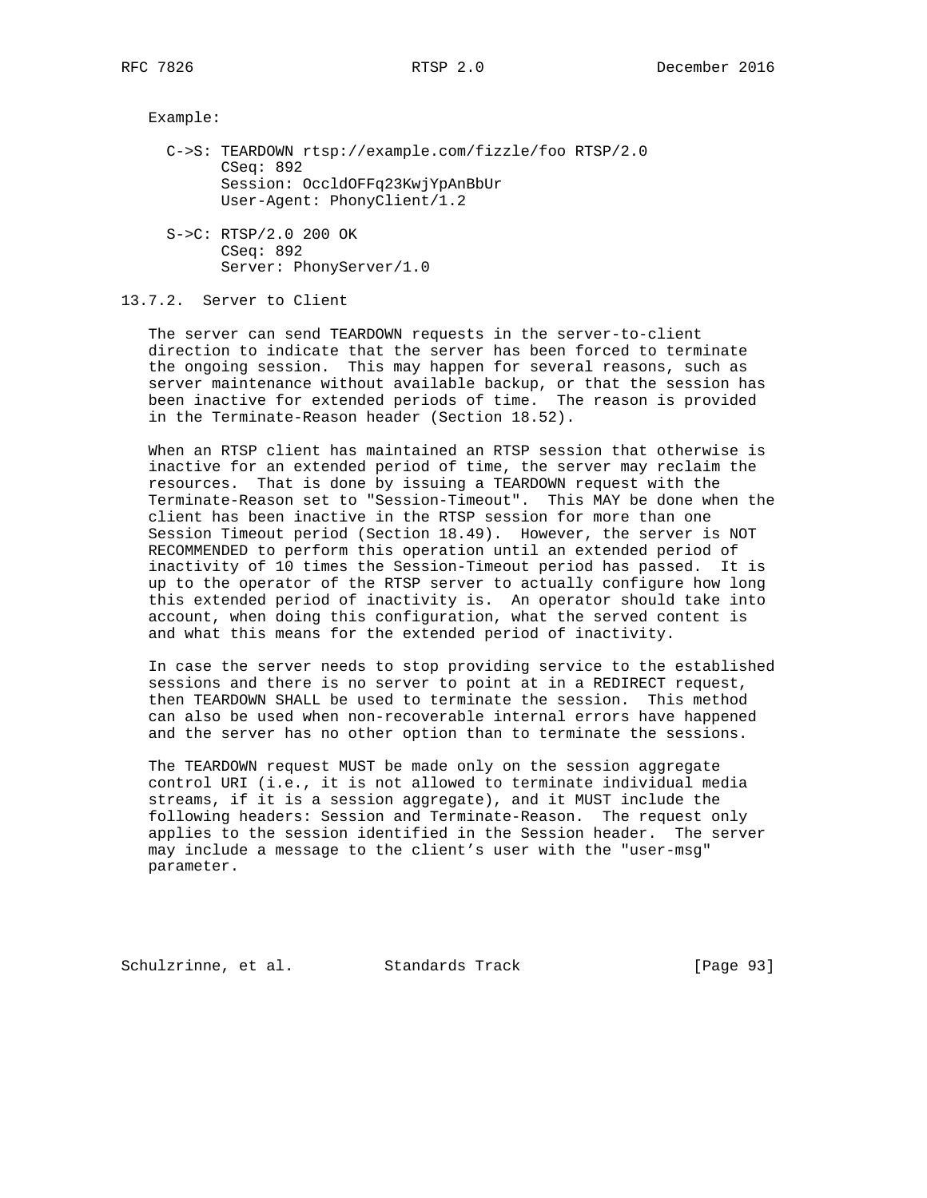Example:

```
C->S: TEARDOWN rtsp://example.com/fizzle/foo RTSP/2.0
      CSeq: 892
      Session: OccldOFFq23KwjYpAnBbUr
      User-Agent: PhonyClient/1.2

S->C: RTSP/2.0 200 OK
      CSeq: 892
      Server: PhonyServer/1.0
```

### 13.7.2. Server to Client

The server can send TEARDOWN requests in the server-to-client direction to indicate that the server has been forced to terminate the ongoing session. This may happen for several reasons, such as server maintenance without available backup, or that the session has been inactive for extended periods of time. The reason is provided in the Terminate-Reason header (Section 18.52).

When an RTSP client has maintained an RTSP session that otherwise is inactive for an extended period of time, the server may reclaim the resources. That is done by issuing a TEARDOWN request with the Terminate-Reason set to "Session-Timeout". This MAY be done when the client has been inactive in the RTSP session for more than one Session Timeout period (Section 18.49). However, the server is NOT RECOMMENDED to perform this operation until an extended period of inactivity of 10 times the Session-Timeout period has passed. It is up to the operator of the RTSP server to actually configure how long this extended period of inactivity is. An operator should take into account, when doing this configuration, what the served content is and what this means for the extended period of inactivity.

In case the server needs to stop providing service to the established sessions and there is no server to point at in a REDIRECT request, then TEARDOWN SHALL be used to terminate the session. This method can also be used when non-recoverable internal errors have happened and the server has no other option than to terminate the sessions.

The TEARDOWN request MUST be made only on the session aggregate control URI (i.e., it is not allowed to terminate individual media streams, if it is a session aggregate), and it MUST include the following headers: Session and Terminate-Reason. The request only applies to the session identified in the Session header. The server may include a message to the client's user with the "user-msg" parameter.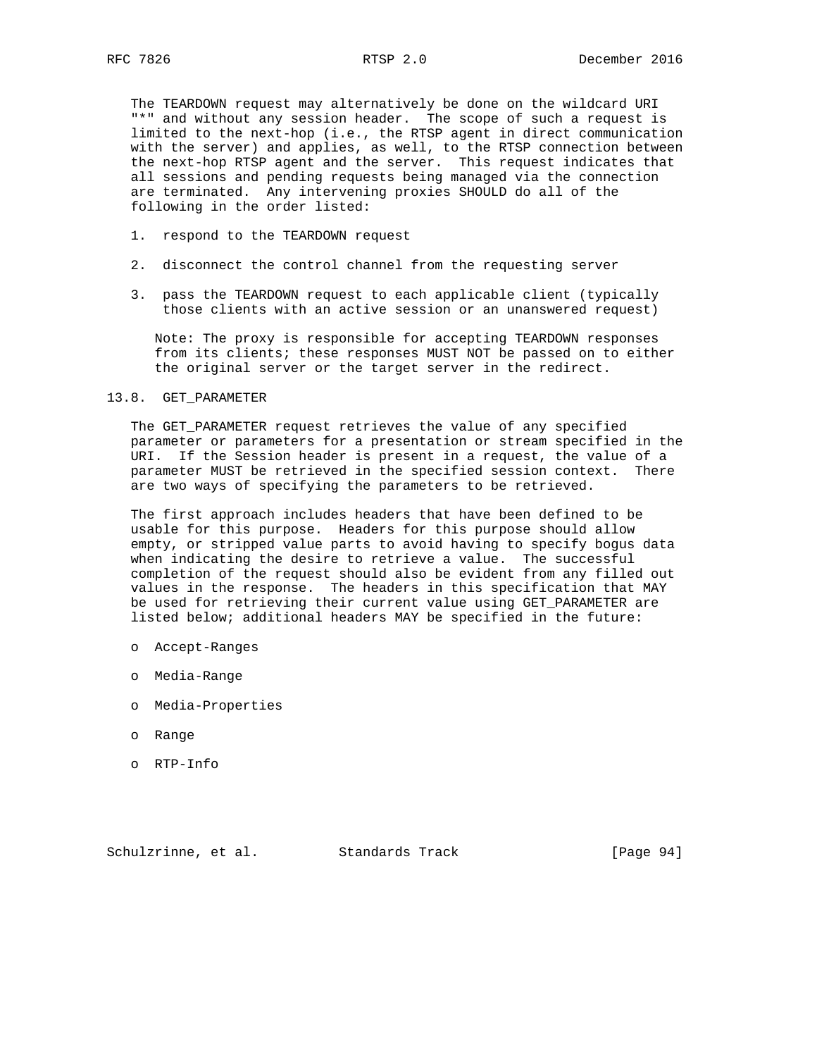The TEARDOWN request may alternatively be done on the wildcard URI "*" and without any session header. The scope of such a request is limited to the next-hop (i.e., the RTSP agent in direct communication with the server) and applies, as well, to the RTSP connection between the next-hop RTSP agent and the server. This request indicates that all sessions and pending requests being managed via the connection are terminated. Any intervening proxies SHOULD do all of the following in the order listed:

1. respond to the TEARDOWN request
2. disconnect the control channel from the requesting server
3. pass the TEARDOWN request to each applicable client (typically those clients with an active session or an unanswered request)

   Note: The proxy is responsible for accepting TEARDOWN responses from its clients; these responses MUST NOT be passed on to either the original server or the target server in the redirect.

## 13.8. GET_PARAMETER

The GET_PARAMETER request retrieves the value of any specified parameter or parameters for a presentation or stream specified in the URI. If the Session header is present in a request, the value of a parameter MUST be retrieved in the specified session context. There are two ways of specifying the parameters to be retrieved.

The first approach includes headers that have been defined to be usable for this purpose. Headers for this purpose should allow empty, or stripped value parts to avoid having to specify bogus data when indicating the desire to retrieve a value. The successful completion of the request should also be evident from any filled out values in the response. The headers in this specification that MAY be used for retrieving their current value using GET_PARAMETER are listed below; additional headers MAY be specified in the future:

- Accept-Ranges
- Media-Range
- Media-Properties
- Range
- RTP-Info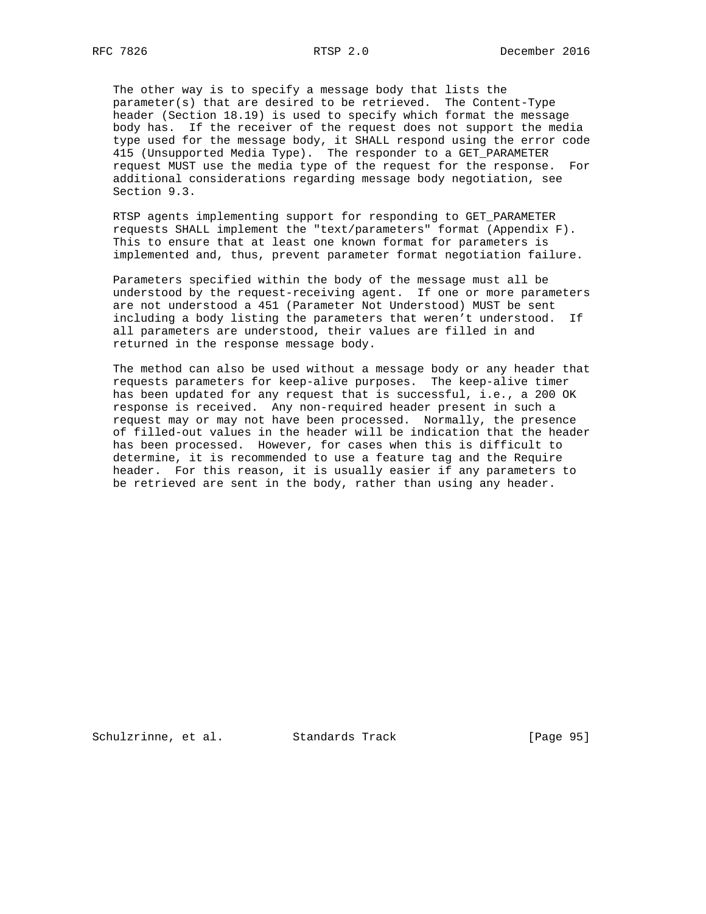The other way is to specify a message body that lists the parameter(s) that are desired to be retrieved. The Content-Type header (Section 18.19) is used to specify which format the message body has. If the receiver of the request does not support the media type used for the message body, it SHALL respond using the error code 415 (Unsupported Media Type). The responder to a GET_PARAMETER request MUST use the media type of the request for the response. For additional considerations regarding message body negotiation, see Section 9.3.

RTSP agents implementing support for responding to GET_PARAMETER requests SHALL implement the "text/parameters" format (Appendix F). This to ensure that at least one known format for parameters is implemented and, thus, prevent parameter format negotiation failure.

Parameters specified within the body of the message must all be understood by the request-receiving agent. If one or more parameters are not understood a 451 (Parameter Not Understood) MUST be sent including a body listing the parameters that weren't understood. If all parameters are understood, their values are filled in and returned in the response message body.

The method can also be used without a message body or any header that requests parameters for keep-alive purposes. The keep-alive timer has been updated for any request that is successful, i.e., a 200 OK response is received. Any non-required header present in such a request may or may not have been processed. Normally, the presence of filled-out values in the header will be indication that the header has been processed. However, for cases when this is difficult to determine, it is recommended to use a feature tag and the Require header. For this reason, it is usually easier if any parameters to be retrieved are sent in the body, rather than using any header.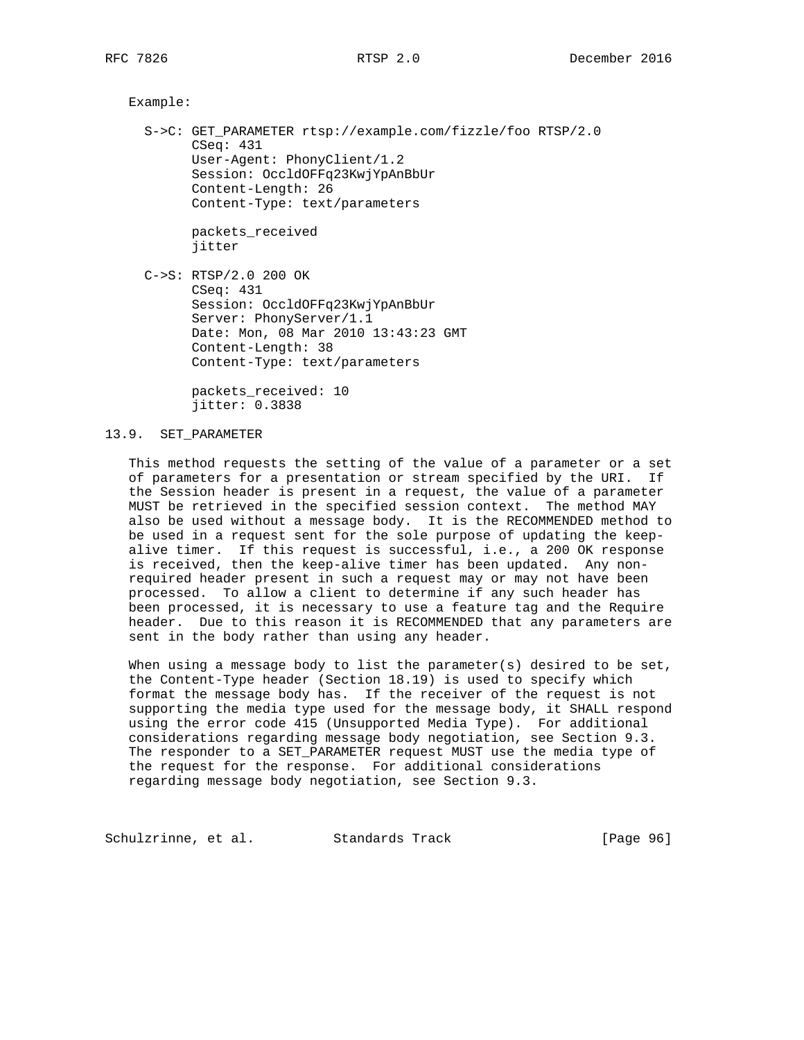Example:

```
S->C: GET_PARAMETER rtsp://example.com/fizzle/foo RTSP/2.0
      CSeq: 431
      User-Agent: PhonyClient/1.2
      Session: OccldOFFq23KwjYpAnBbUr
      Content-Length: 26
      Content-Type: text/parameters

      packets_received
      jitter

C->S: RTSP/2.0 200 OK
      CSeq: 431
      Session: OccldOFFq23KwjYpAnBbUr
      Server: PhonyServer/1.1
      Date: Mon, 08 Mar 2010 13:43:23 GMT
      Content-Length: 38
      Content-Type: text/parameters

      packets_received: 10
      jitter: 0.3838
```

## 13.9. SET_PARAMETER

This method requests the setting of the value of a parameter or a set of parameters for a presentation or stream specified by the URI. If the Session header is present in a request, the value of a parameter MUST be retrieved in the specified session context. The method MAY also be used without a message body. It is the RECOMMENDED method to be used in a request sent for the sole purpose of updating the keep-alive timer. If this request is successful, i.e., a 200 OK response is received, then the keep-alive timer has been updated. Any non-required header present in such a request may or may not have been processed. To allow a client to determine if any such header has been processed, it is necessary to use a feature tag and the Require header. Due to this reason it is RECOMMENDED that any parameters are sent in the body rather than using any header.

When using a message body to list the parameter(s) desired to be set, the Content-Type header (Section 18.19) is used to specify which format the message body has. If the receiver of the request is not supporting the media type used for the message body, it SHALL respond using the error code 415 (Unsupported Media Type). For additional considerations regarding message body negotiation, see Section 9.3. The responder to a SET_PARAMETER request MUST use the media type of the request for the response. For additional considerations regarding message body negotiation, see Section 9.3.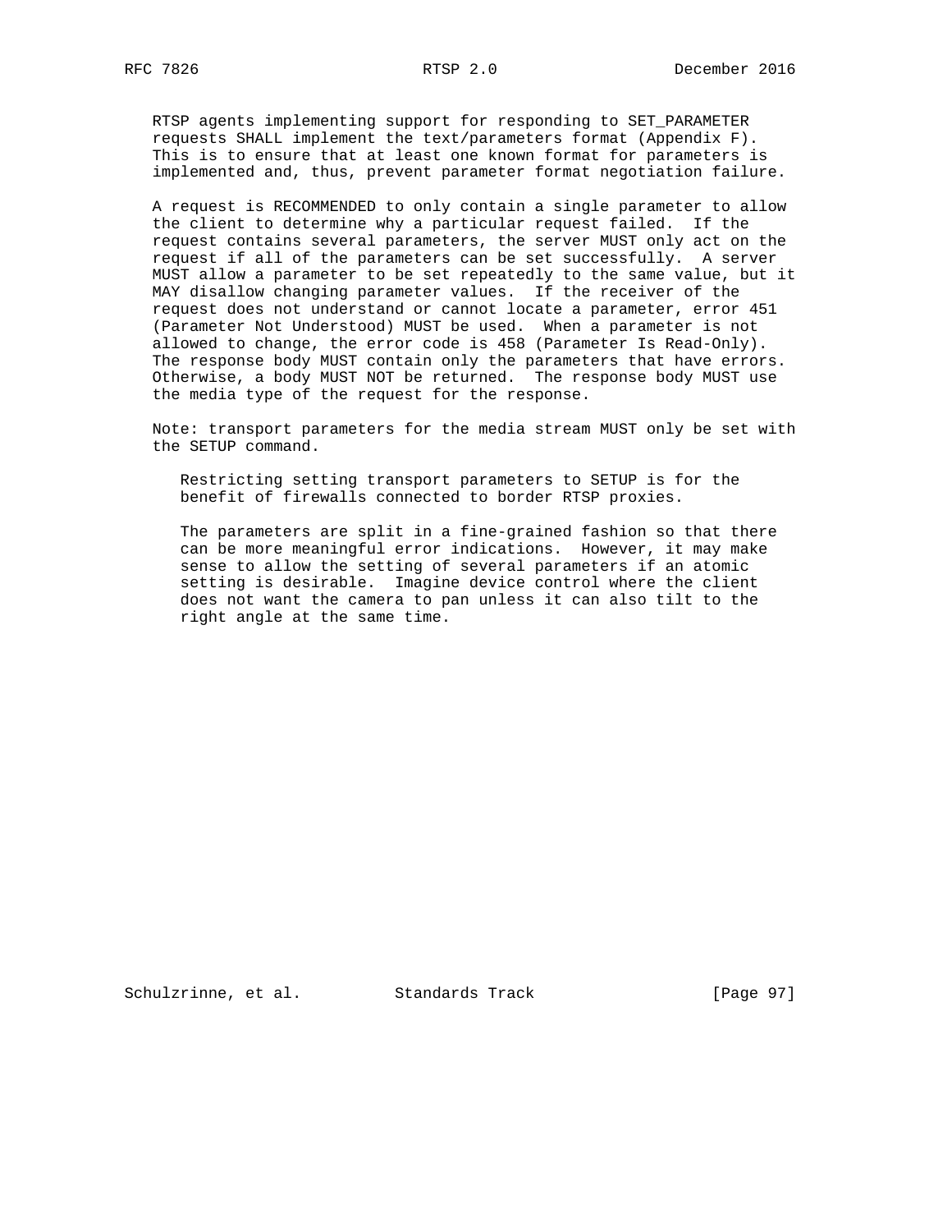RTSP agents implementing support for responding to SET_PARAMETER requests SHALL implement the text/parameters format (Appendix F). This is to ensure that at least one known format for parameters is implemented and, thus, prevent parameter format negotiation failure.

A request is RECOMMENDED to only contain a single parameter to allow the client to determine why a particular request failed. If the request contains several parameters, the server MUST only act on the request if all of the parameters can be set successfully. A server MUST allow a parameter to be set repeatedly to the same value, but it MAY disallow changing parameter values. If the receiver of the request does not understand or cannot locate a parameter, error 451 (Parameter Not Understood) MUST be used. When a parameter is not allowed to change, the error code is 458 (Parameter Is Read-Only). The response body MUST contain only the parameters that have errors. Otherwise, a body MUST NOT be returned. The response body MUST use the media type of the request for the response.

Note: transport parameters for the media stream MUST only be set with the SETUP command.

> Restricting setting transport parameters to SETUP is for the benefit of firewalls connected to border RTSP proxies.
>
> The parameters are split in a fine-grained fashion so that there can be more meaningful error indications. However, it may make sense to allow the setting of several parameters if an atomic setting is desirable. Imagine device control where the client does not want the camera to pan unless it can also tilt to the right angle at the same time.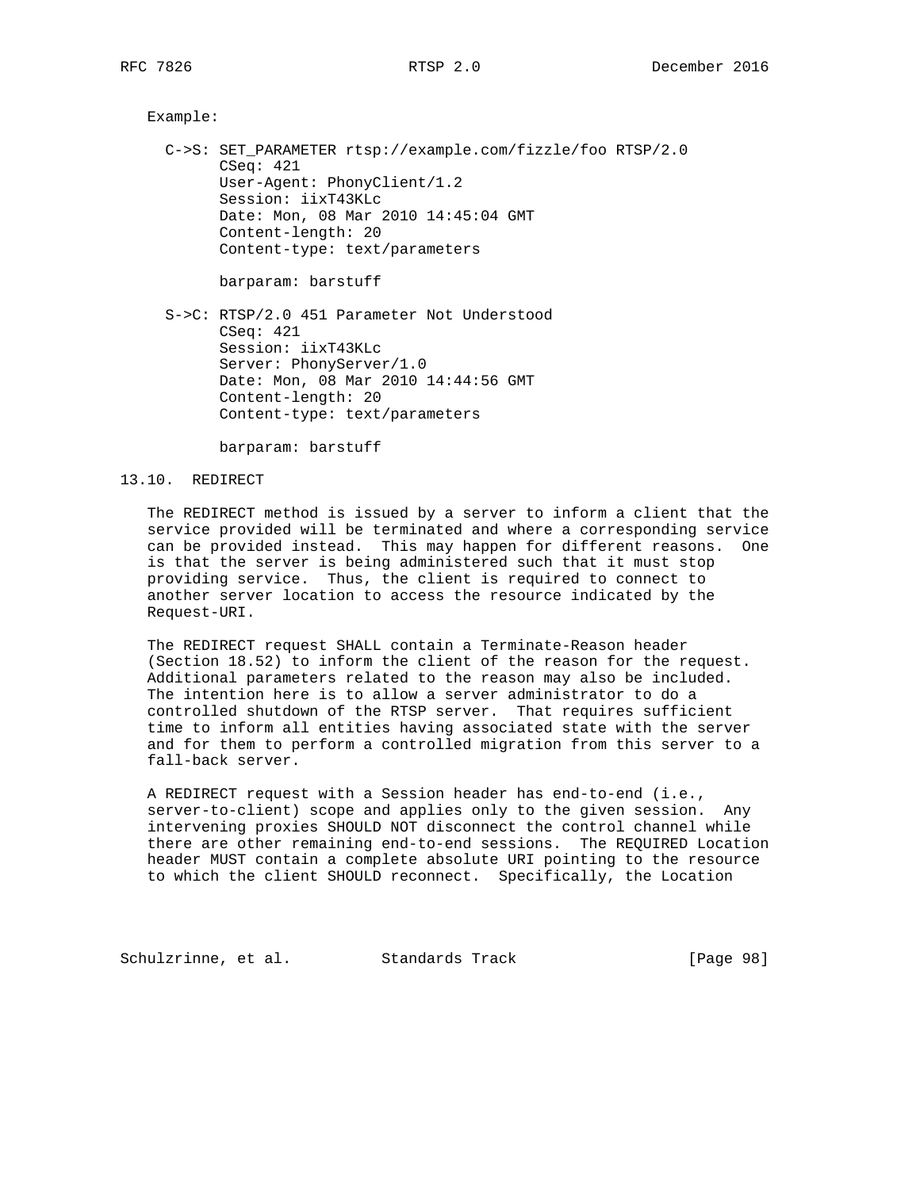Example:

```
C->S: SET_PARAMETER rtsp://example.com/fizzle/foo RTSP/2.0
      CSeq: 421
      User-Agent: PhonyClient/1.2
      Session: iixT43KLc
      Date: Mon, 08 Mar 2010 14:45:04 GMT
      Content-length: 20
      Content-type: text/parameters

      barparam: barstuff

S->C: RTSP/2.0 451 Parameter Not Understood
      CSeq: 421
      Session: iixT43KLc
      Server: PhonyServer/1.0
      Date: Mon, 08 Mar 2010 14:44:56 GMT
      Content-length: 20
      Content-type: text/parameters

      barparam: barstuff
```

## 13.10. REDIRECT

The REDIRECT method is issued by a server to inform a client that the service provided will be terminated and where a corresponding service can be provided instead. This may happen for different reasons. One is that the server is being administered such that it must stop providing service. Thus, the client is required to connect to another server location to access the resource indicated by the Request-URI.

The REDIRECT request SHALL contain a Terminate-Reason header (Section 18.52) to inform the client of the reason for the request. Additional parameters related to the reason may also be included. The intention here is to allow a server administrator to do a controlled shutdown of the RTSP server. That requires sufficient time to inform all entities having associated state with the server and for them to perform a controlled migration from this server to a fall-back server.

A REDIRECT request with a Session header has end-to-end (i.e., server-to-client) scope and applies only to the given session. Any intervening proxies SHOULD NOT disconnect the control channel while there are other remaining end-to-end sessions. The REQUIRED Location header MUST contain a complete absolute URI pointing to the resource to which the client SHOULD reconnect. Specifically, the Location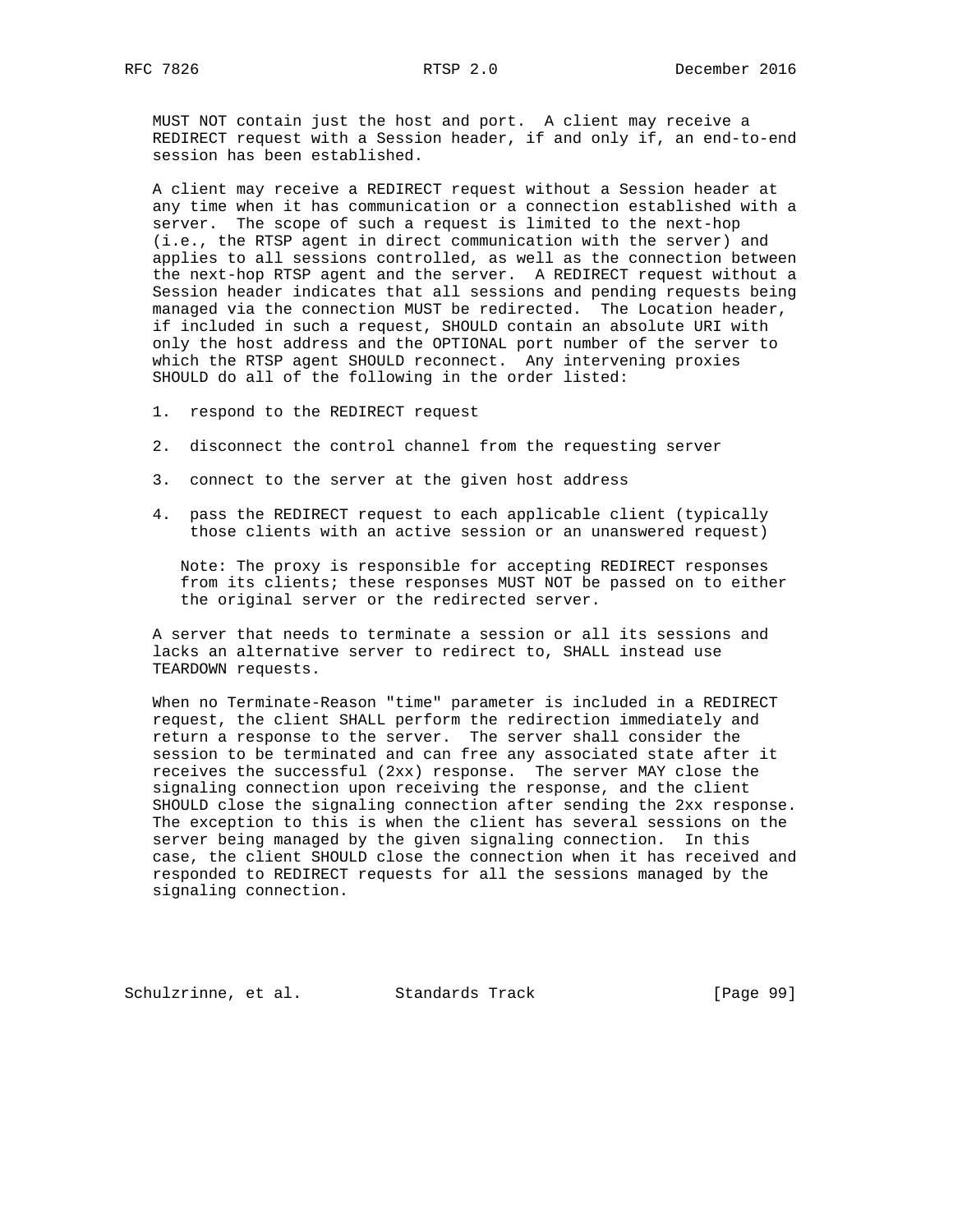MUST NOT contain just the host and port. A client may receive a REDIRECT request with a Session header, if and only if, an end-to-end session has been established.

A client may receive a REDIRECT request without a Session header at any time when it has communication or a connection established with a server. The scope of such a request is limited to the next-hop (i.e., the RTSP agent in direct communication with the server) and applies to all sessions controlled, as well as the connection between the next-hop RTSP agent and the server. A REDIRECT request without a Session header indicates that all sessions and pending requests being managed via the connection MUST be redirected. The Location header, if included in such a request, SHOULD contain an absolute URI with only the host address and the OPTIONAL port number of the server to which the RTSP agent SHOULD reconnect. Any intervening proxies SHOULD do all of the following in the order listed:

1. respond to the REDIRECT request

2. disconnect the control channel from the requesting server

3. connect to the server at the given host address

4. pass the REDIRECT request to each applicable client (typically those clients with an active session or an unanswered request)

   Note: The proxy is responsible for accepting REDIRECT responses from its clients; these responses MUST NOT be passed on to either the original server or the redirected server.

A server that needs to terminate a session or all its sessions and lacks an alternative server to redirect to, SHALL instead use TEARDOWN requests.

When no Terminate-Reason "time" parameter is included in a REDIRECT request, the client SHALL perform the redirection immediately and return a response to the server. The server shall consider the session to be terminated and can free any associated state after it receives the successful (2xx) response. The server MAY close the signaling connection upon receiving the response, and the client SHOULD close the signaling connection after sending the 2xx response. The exception to this is when the client has several sessions on the server being managed by the given signaling connection. In this case, the client SHOULD close the connection when it has received and responded to REDIRECT requests for all the sessions managed by the signaling connection.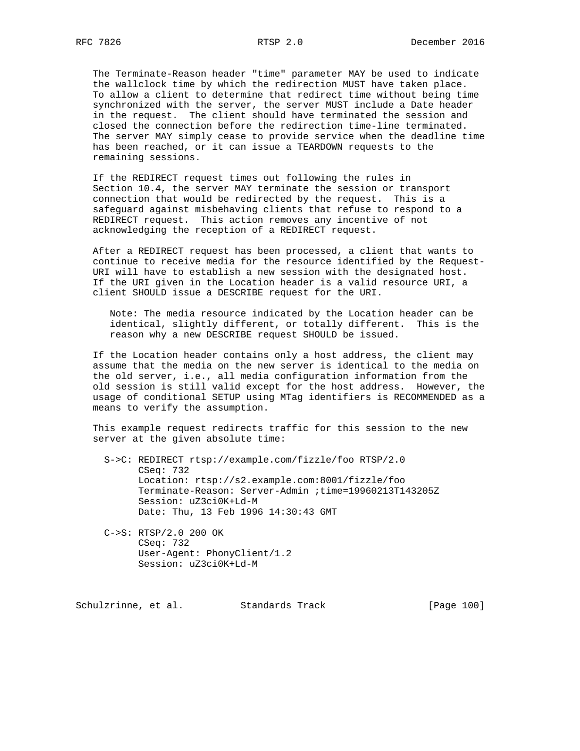The Terminate-Reason header "time" parameter MAY be used to indicate the wallclock time by which the redirection MUST have taken place. To allow a client to determine that redirect time without being time synchronized with the server, the server MUST include a Date header in the request. The client should have terminated the session and closed the connection before the redirection time-line terminated. The server MAY simply cease to provide service when the deadline time has been reached, or it can issue a TEARDOWN requests to the remaining sessions.

If the REDIRECT request times out following the rules in Section 10.4, the server MAY terminate the session or transport connection that would be redirected by the request. This is a safeguard against misbehaving clients that refuse to respond to a REDIRECT request. This action removes any incentive of not acknowledging the reception of a REDIRECT request.

After a REDIRECT request has been processed, a client that wants to continue to receive media for the resource identified by the Request-URI will have to establish a new session with the designated host. If the URI given in the Location header is a valid resource URI, a client SHOULD issue a DESCRIBE request for the URI.

> Note: The media resource indicated by the Location header can be identical, slightly different, or totally different. This is the reason why a new DESCRIBE request SHOULD be issued.

If the Location header contains only a host address, the client may assume that the media on the new server is identical to the media on the old server, i.e., all media configuration information from the old session is still valid except for the host address. However, the usage of conditional SETUP using MTag identifiers is RECOMMENDED as a means to verify the assumption.

This example request redirects traffic for this session to the new server at the given absolute time:

```
S->C: REDIRECT rtsp://example.com/fizzle/foo RTSP/2.0
      CSeq: 732
      Location: rtsp://s2.example.com:8001/fizzle/foo
      Terminate-Reason: Server-Admin ;time=19960213T143205Z
      Session: uZ3ci0K+Ld-M
      Date: Thu, 13 Feb 1996 14:30:43 GMT

C->S: RTSP/2.0 200 OK
      CSeq: 732
      User-Agent: PhonyClient/1.2
      Session: uZ3ci0K+Ld-M
```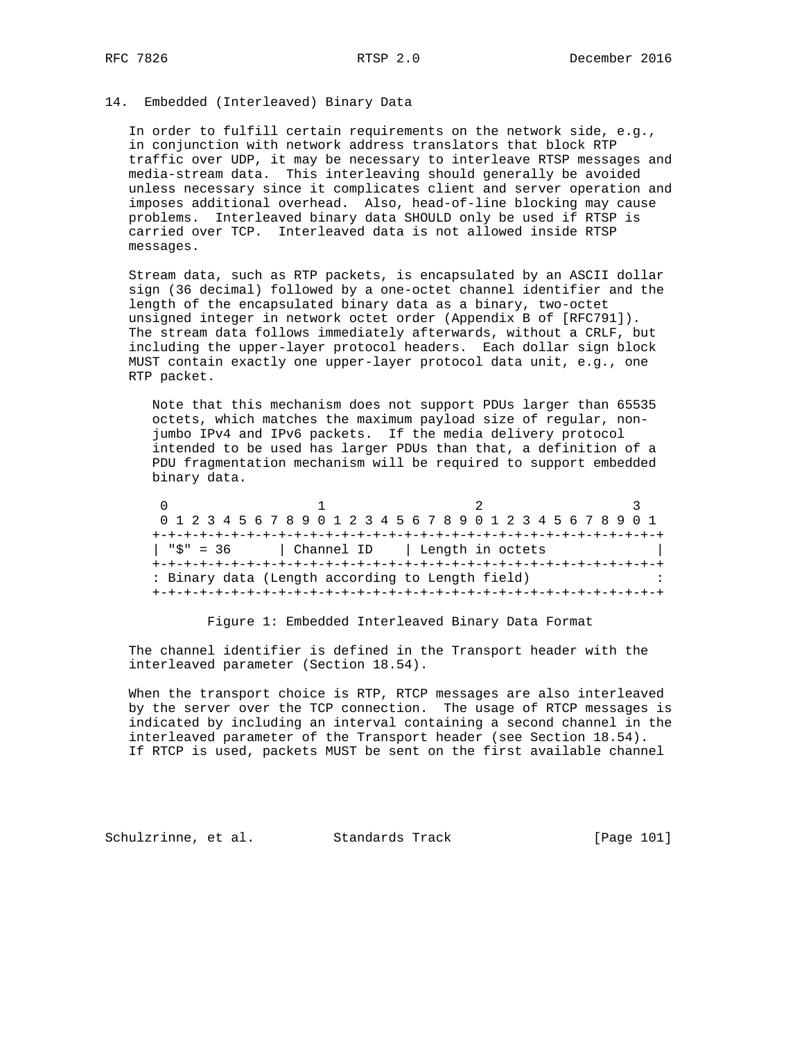## 14. Embedded (Interleaved) Binary Data

In order to fulfill certain requirements on the network side, e.g., in conjunction with network address translators that block RTP traffic over UDP, it may be necessary to interleave RTSP messages and media-stream data. This interleaving should generally be avoided unless necessary since it complicates client and server operation and imposes additional overhead. Also, head-of-line blocking may cause problems. Interleaved binary data SHOULD only be used if RTSP is carried over TCP. Interleaved data is not allowed inside RTSP messages.

Stream data, such as RTP packets, is encapsulated by an ASCII dollar sign (36 decimal) followed by a one-octet channel identifier and the length of the encapsulated binary data as a binary, two-octet unsigned integer in network octet order (Appendix B of [RFC791]). The stream data follows immediately afterwards, without a CRLF, but including the upper-layer protocol headers. Each dollar sign block MUST contain exactly one upper-layer protocol data unit, e.g., one RTP packet.

> Note that this mechanism does not support PDUs larger than 65535 octets, which matches the maximum payload size of regular, non-jumbo IPv4 and IPv6 packets. If the media delivery protocol intended to be used has larger PDUs than that, a definition of a PDU fragmentation mechanism will be required to support embedded binary data.

```
 0                   1                   2                   3
 0 1 2 3 4 5 6 7 8 9 0 1 2 3 4 5 6 7 8 9 0 1 2 3 4 5 6 7 8 9 0 1
+-+-+-+-+-+-+-+-+-+-+-+-+-+-+-+-+-+-+-+-+-+-+-+-+-+-+-+-+-+-+-+-+
| "$" = 36      | Channel ID    | Length in octets              |
+-+-+-+-+-+-+-+-+-+-+-+-+-+-+-+-+-+-+-+-+-+-+-+-+-+-+-+-+-+-+-+-+
: Binary data (Length according to Length field)                :
+-+-+-+-+-+-+-+-+-+-+-+-+-+-+-+-+-+-+-+-+-+-+-+-+-+-+-+-+-+-+-+-+
```

Figure 1: Embedded Interleaved Binary Data Format

The channel identifier is defined in the Transport header with the interleaved parameter (Section 18.54).

When the transport choice is RTP, RTCP messages are also interleaved by the server over the TCP connection. The usage of RTCP messages is indicated by including an interval containing a second channel in the interleaved parameter of the Transport header (see Section 18.54). If RTCP is used, packets MUST be sent on the first available channel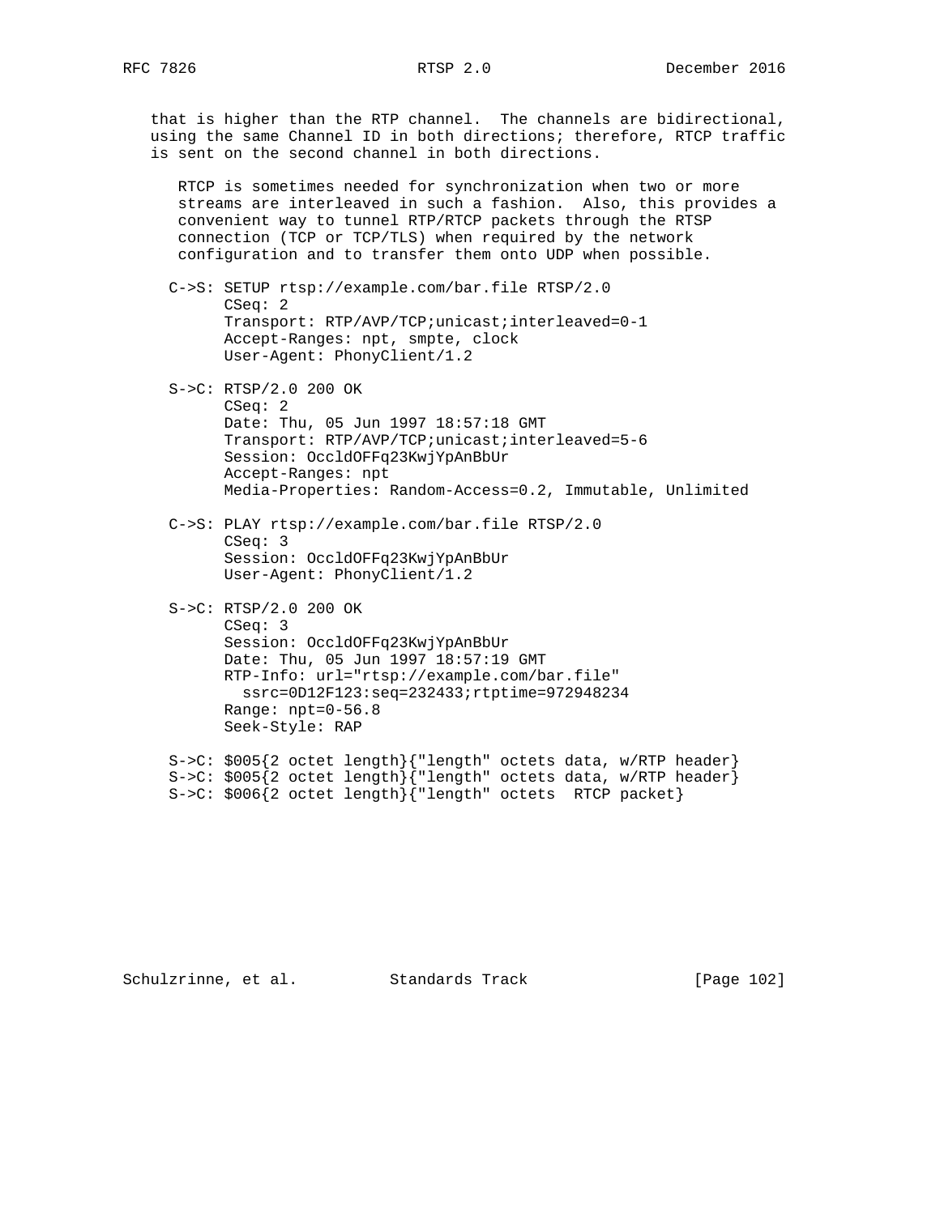that is higher than the RTP channel. The channels are bidirectional, using the same Channel ID in both directions; therefore, RTCP traffic is sent on the second channel in both directions.

RTCP is sometimes needed for synchronization when two or more streams are interleaved in such a fashion. Also, this provides a convenient way to tunnel RTP/RTCP packets through the RTSP connection (TCP or TCP/TLS) when required by the network configuration and to transfer them onto UDP when possible.

```
C->S: SETUP rtsp://example.com/bar.file RTSP/2.0
      CSeq: 2
      Transport: RTP/AVP/TCP;unicast;interleaved=0-1
      Accept-Ranges: npt, smpte, clock
      User-Agent: PhonyClient/1.2

S->C: RTSP/2.0 200 OK
      CSeq: 2
      Date: Thu, 05 Jun 1997 18:57:18 GMT
      Transport: RTP/AVP/TCP;unicast;interleaved=5-6
      Session: OccldOFFq23KwjYpAnBbUr
      Accept-Ranges: npt
      Media-Properties: Random-Access=0.2, Immutable, Unlimited

C->S: PLAY rtsp://example.com/bar.file RTSP/2.0
      CSeq: 3
      Session: OccldOFFq23KwjYpAnBbUr
      User-Agent: PhonyClient/1.2

S->C: RTSP/2.0 200 OK
      CSeq: 3
      Session: OccldOFFq23KwjYpAnBbUr
      Date: Thu, 05 Jun 1997 18:57:19 GMT
      RTP-Info: url="rtsp://example.com/bar.file"
        ssrc=0D12F123:seq=232433;rtptime=972948234
      Range: npt=0-56.8
      Seek-Style: RAP

S->C: $005{2 octet length}{"length" octets data, w/RTP header}
S->C: $005{2 octet length}{"length" octets data, w/RTP header}
S->C: $006{2 octet length}{"length" octets  RTCP packet}
```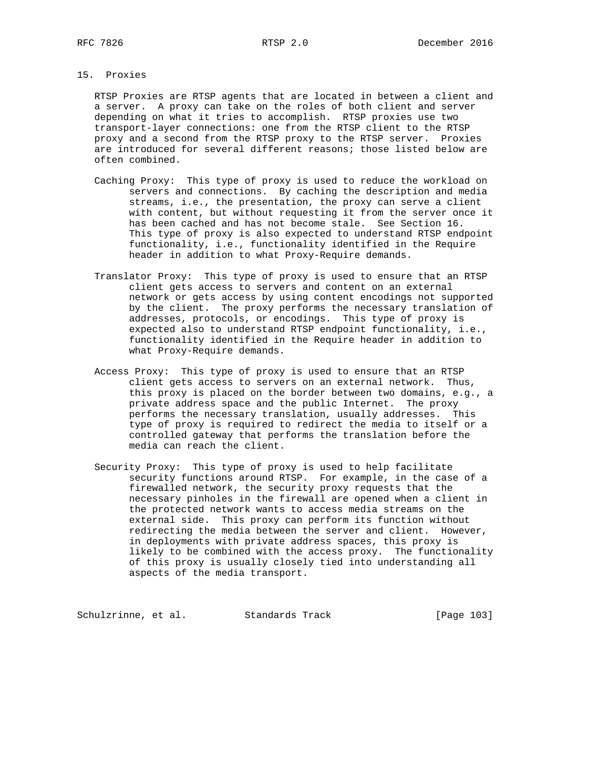## 15. Proxies

RTSP Proxies are RTSP agents that are located in between a client and a server. A proxy can take on the roles of both client and server depending on what it tries to accomplish. RTSP proxies use two transport-layer connections: one from the RTSP client to the RTSP proxy and a second from the RTSP proxy to the RTSP server. Proxies are introduced for several different reasons; those listed below are often combined.

Caching Proxy: This type of proxy is used to reduce the workload on servers and connections. By caching the description and media streams, i.e., the presentation, the proxy can serve a client with content, but without requesting it from the server once it has been cached and has not become stale. See Section 16. This type of proxy is also expected to understand RTSP endpoint functionality, i.e., functionality identified in the Require header in addition to what Proxy-Require demands.

Translator Proxy: This type of proxy is used to ensure that an RTSP client gets access to servers and content on an external network or gets access by using content encodings not supported by the client. The proxy performs the necessary translation of addresses, protocols, or encodings. This type of proxy is expected also to understand RTSP endpoint functionality, i.e., functionality identified in the Require header in addition to what Proxy-Require demands.

Access Proxy: This type of proxy is used to ensure that an RTSP client gets access to servers on an external network. Thus, this proxy is placed on the border between two domains, e.g., a private address space and the public Internet. The proxy performs the necessary translation, usually addresses. This type of proxy is required to redirect the media to itself or a controlled gateway that performs the translation before the media can reach the client.

Security Proxy: This type of proxy is used to help facilitate security functions around RTSP. For example, in the case of a firewalled network, the security proxy requests that the necessary pinholes in the firewall are opened when a client in the protected network wants to access media streams on the external side. This proxy can perform its function without redirecting the media between the server and client. However, in deployments with private address spaces, this proxy is likely to be combined with the access proxy. The functionality of this proxy is usually closely tied into understanding all aspects of the media transport.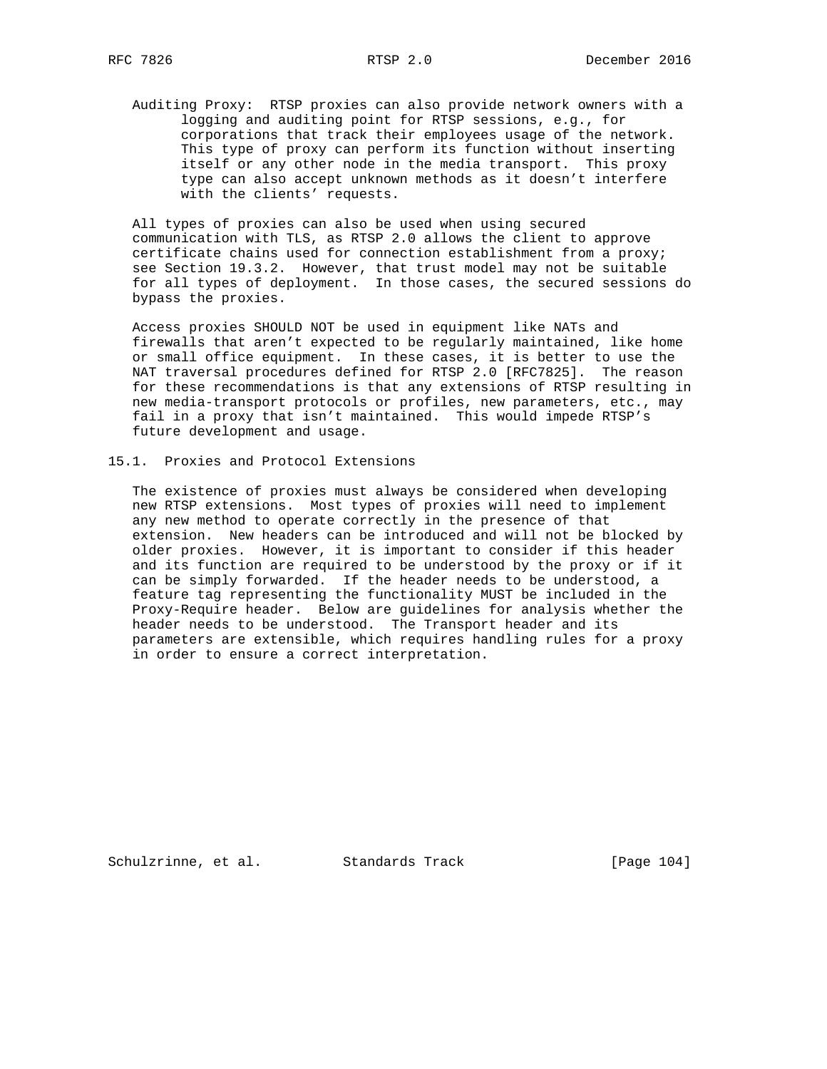Auditing Proxy: RTSP proxies can also provide network owners with a logging and auditing point for RTSP sessions, e.g., for corporations that track their employees usage of the network. This type of proxy can perform its function without inserting itself or any other node in the media transport. This proxy type can also accept unknown methods as it doesn't interfere with the clients' requests.

All types of proxies can also be used when using secured communication with TLS, as RTSP 2.0 allows the client to approve certificate chains used for connection establishment from a proxy; see Section 19.3.2. However, that trust model may not be suitable for all types of deployment. In those cases, the secured sessions do bypass the proxies.

Access proxies SHOULD NOT be used in equipment like NATs and firewalls that aren't expected to be regularly maintained, like home or small office equipment. In these cases, it is better to use the NAT traversal procedures defined for RTSP 2.0 [RFC7825]. The reason for these recommendations is that any extensions of RTSP resulting in new media-transport protocols or profiles, new parameters, etc., may fail in a proxy that isn't maintained. This would impede RTSP's future development and usage.

## 15.1. Proxies and Protocol Extensions

The existence of proxies must always be considered when developing new RTSP extensions. Most types of proxies will need to implement any new method to operate correctly in the presence of that extension. New headers can be introduced and will not be blocked by older proxies. However, it is important to consider if this header and its function are required to be understood by the proxy or if it can be simply forwarded. If the header needs to be understood, a feature tag representing the functionality MUST be included in the Proxy-Require header. Below are guidelines for analysis whether the header needs to be understood. The Transport header and its parameters are extensible, which requires handling rules for a proxy in order to ensure a correct interpretation.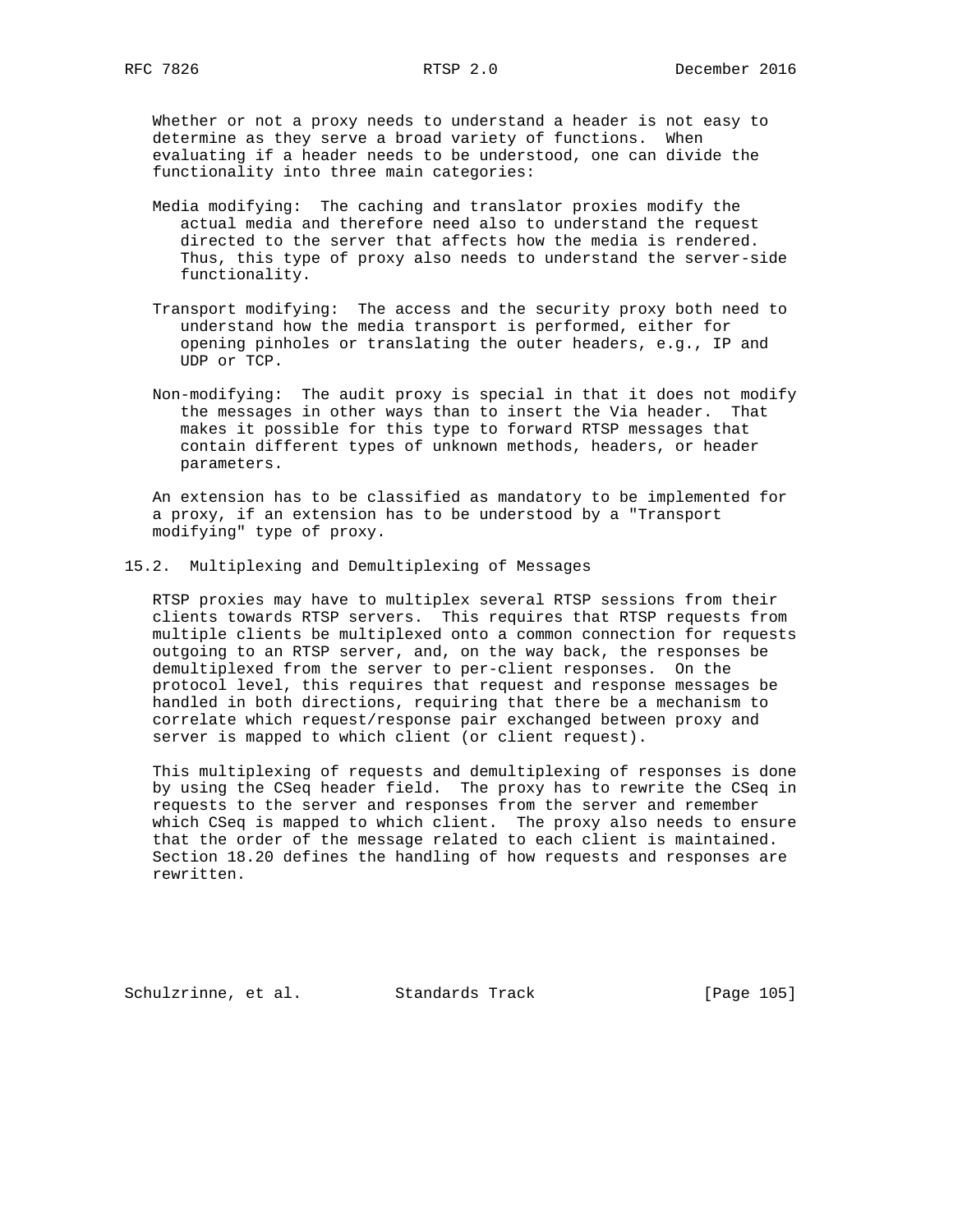Whether or not a proxy needs to understand a header is not easy to determine as they serve a broad variety of functions. When evaluating if a header needs to be understood, one can divide the functionality into three main categories:

Media modifying: The caching and translator proxies modify the actual media and therefore need also to understand the request directed to the server that affects how the media is rendered. Thus, this type of proxy also needs to understand the server-side functionality.

Transport modifying: The access and the security proxy both need to understand how the media transport is performed, either for opening pinholes or translating the outer headers, e.g., IP and UDP or TCP.

Non-modifying: The audit proxy is special in that it does not modify the messages in other ways than to insert the Via header. That makes it possible for this type to forward RTSP messages that contain different types of unknown methods, headers, or header parameters.

An extension has to be classified as mandatory to be implemented for a proxy, if an extension has to be understood by a "Transport modifying" type of proxy.

## 15.2. Multiplexing and Demultiplexing of Messages

RTSP proxies may have to multiplex several RTSP sessions from their clients towards RTSP servers. This requires that RTSP requests from multiple clients be multiplexed onto a common connection for requests outgoing to an RTSP server, and, on the way back, the responses be demultiplexed from the server to per-client responses. On the protocol level, this requires that request and response messages be handled in both directions, requiring that there be a mechanism to correlate which request/response pair exchanged between proxy and server is mapped to which client (or client request).

This multiplexing of requests and demultiplexing of responses is done by using the CSeq header field. The proxy has to rewrite the CSeq in requests to the server and responses from the server and remember which CSeq is mapped to which client. The proxy also needs to ensure that the order of the message related to each client is maintained. Section 18.20 defines the handling of how requests and responses are rewritten.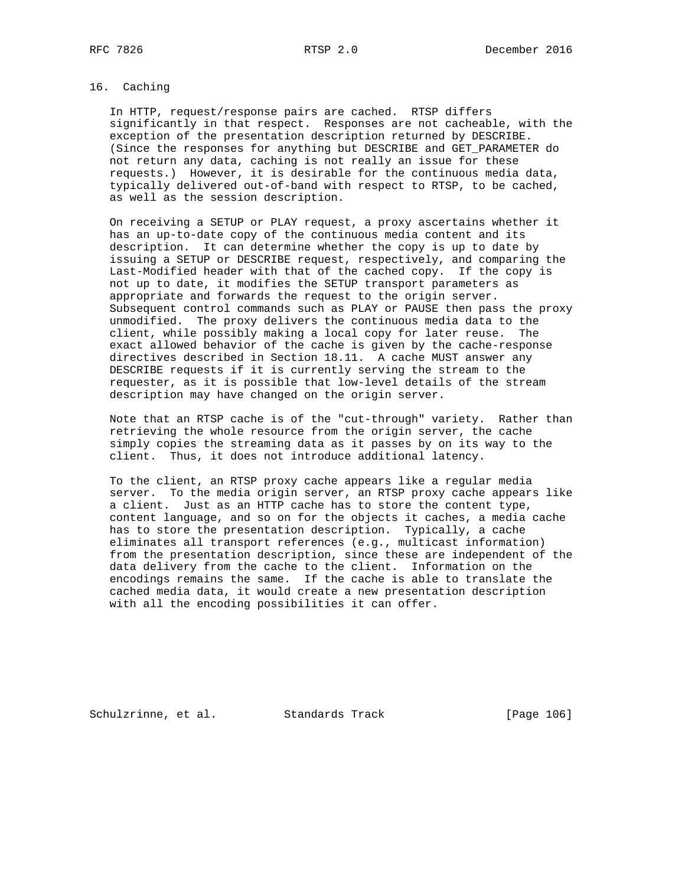# 16. Caching

In HTTP, request/response pairs are cached. RTSP differs significantly in that respect. Responses are not cacheable, with the exception of the presentation description returned by DESCRIBE. (Since the responses for anything but DESCRIBE and GET_PARAMETER do not return any data, caching is not really an issue for these requests.) However, it is desirable for the continuous media data, typically delivered out-of-band with respect to RTSP, to be cached, as well as the session description.

On receiving a SETUP or PLAY request, a proxy ascertains whether it has an up-to-date copy of the continuous media content and its description. It can determine whether the copy is up to date by issuing a SETUP or DESCRIBE request, respectively, and comparing the Last-Modified header with that of the cached copy. If the copy is not up to date, it modifies the SETUP transport parameters as appropriate and forwards the request to the origin server. Subsequent control commands such as PLAY or PAUSE then pass the proxy unmodified. The proxy delivers the continuous media data to the client, while possibly making a local copy for later reuse. The exact allowed behavior of the cache is given by the cache-response directives described in Section 18.11. A cache MUST answer any DESCRIBE requests if it is currently serving the stream to the requester, as it is possible that low-level details of the stream description may have changed on the origin server.

Note that an RTSP cache is of the "cut-through" variety. Rather than retrieving the whole resource from the origin server, the cache simply copies the streaming data as it passes by on its way to the client. Thus, it does not introduce additional latency.

To the client, an RTSP proxy cache appears like a regular media server. To the media origin server, an RTSP proxy cache appears like a client. Just as an HTTP cache has to store the content type, content language, and so on for the objects it caches, a media cache has to store the presentation description. Typically, a cache eliminates all transport references (e.g., multicast information) from the presentation description, since these are independent of the data delivery from the cache to the client. Information on the encodings remains the same. If the cache is able to translate the cached media data, it would create a new presentation description with all the encoding possibilities it can offer.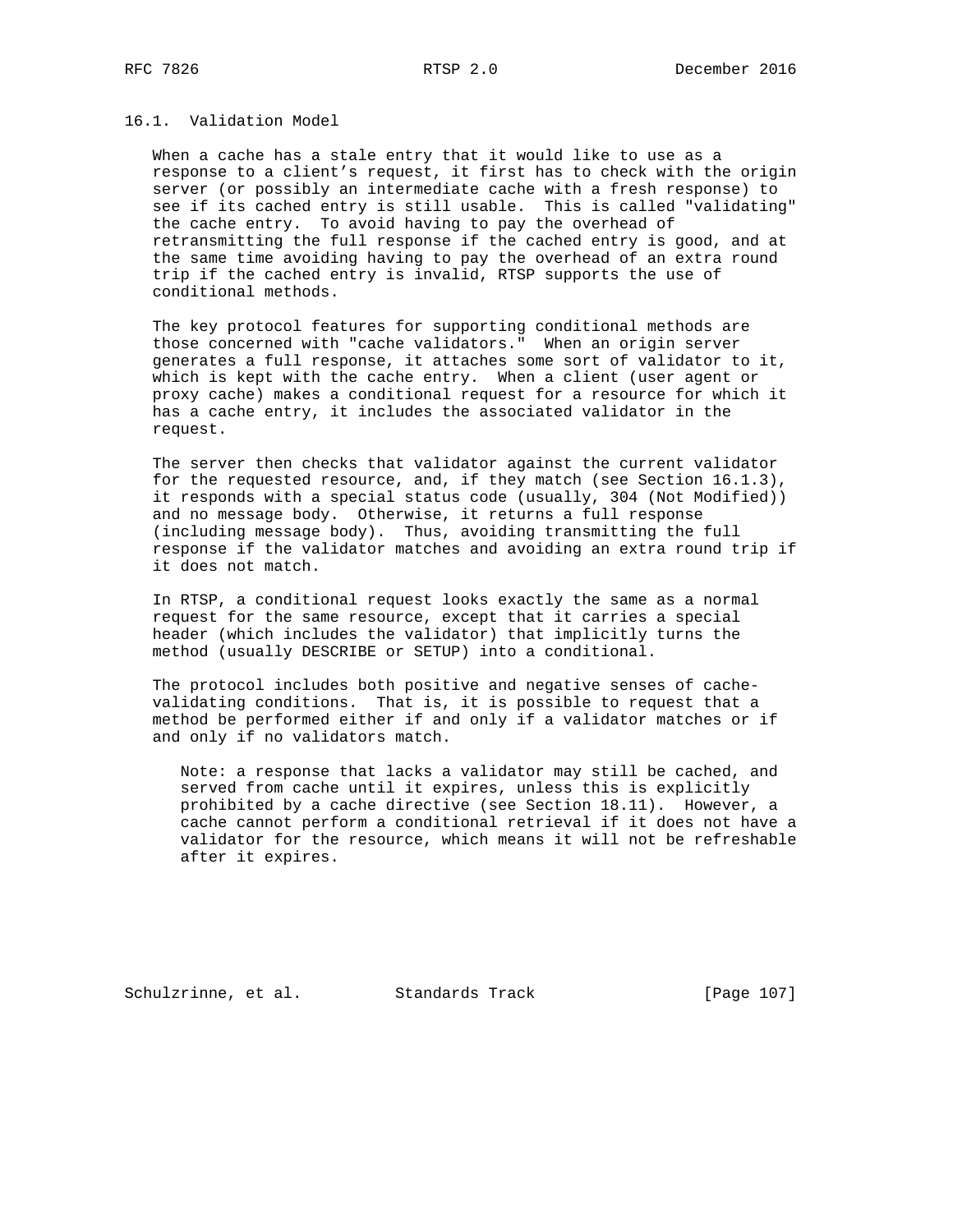### 16.1. Validation Model

When a cache has a stale entry that it would like to use as a response to a client's request, it first has to check with the origin server (or possibly an intermediate cache with a fresh response) to see if its cached entry is still usable. This is called "validating" the cache entry. To avoid having to pay the overhead of retransmitting the full response if the cached entry is good, and at the same time avoiding having to pay the overhead of an extra round trip if the cached entry is invalid, RTSP supports the use of conditional methods.

The key protocol features for supporting conditional methods are those concerned with "cache validators." When an origin server generates a full response, it attaches some sort of validator to it, which is kept with the cache entry. When a client (user agent or proxy cache) makes a conditional request for a resource for which it has a cache entry, it includes the associated validator in the request.

The server then checks that validator against the current validator for the requested resource, and, if they match (see Section 16.1.3), it responds with a special status code (usually, 304 (Not Modified)) and no message body. Otherwise, it returns a full response (including message body). Thus, avoiding transmitting the full response if the validator matches and avoiding an extra round trip if it does not match.

In RTSP, a conditional request looks exactly the same as a normal request for the same resource, except that it carries a special header (which includes the validator) that implicitly turns the method (usually DESCRIBE or SETUP) into a conditional.

The protocol includes both positive and negative senses of cache-validating conditions. That is, it is possible to request that a method be performed either if and only if a validator matches or if and only if no validators match.

> Note: a response that lacks a validator may still be cached, and served from cache until it expires, unless this is explicitly prohibited by a cache directive (see Section 18.11). However, a cache cannot perform a conditional retrieval if it does not have a validator for the resource, which means it will not be refreshable after it expires.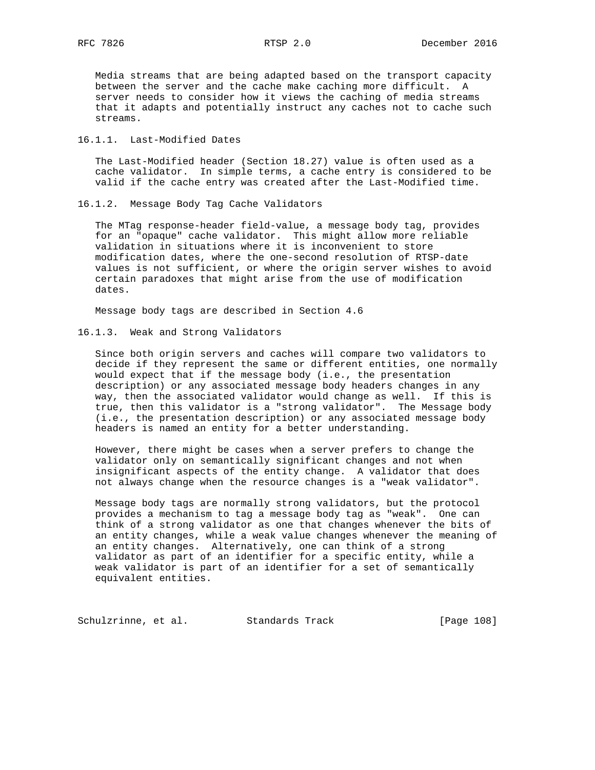Media streams that are being adapted based on the transport capacity between the server and the cache make caching more difficult. A server needs to consider how it views the caching of media streams that it adapts and potentially instruct any caches not to cache such streams.

### 16.1.1. Last-Modified Dates

The Last-Modified header (Section 18.27) value is often used as a cache validator. In simple terms, a cache entry is considered to be valid if the cache entry was created after the Last-Modified time.

### 16.1.2. Message Body Tag Cache Validators

The MTag response-header field-value, a message body tag, provides for an "opaque" cache validator. This might allow more reliable validation in situations where it is inconvenient to store modification dates, where the one-second resolution of RTSP-date values is not sufficient, or where the origin server wishes to avoid certain paradoxes that might arise from the use of modification dates.

Message body tags are described in Section 4.6

### 16.1.3. Weak and Strong Validators

Since both origin servers and caches will compare two validators to decide if they represent the same or different entities, one normally would expect that if the message body (i.e., the presentation description) or any associated message body headers changes in any way, then the associated validator would change as well. If this is true, then this validator is a "strong validator". The Message body (i.e., the presentation description) or any associated message body headers is named an entity for a better understanding.

However, there might be cases when a server prefers to change the validator only on semantically significant changes and not when insignificant aspects of the entity change. A validator that does not always change when the resource changes is a "weak validator".

Message body tags are normally strong validators, but the protocol provides a mechanism to tag a message body tag as "weak". One can think of a strong validator as one that changes whenever the bits of an entity changes, while a weak value changes whenever the meaning of an entity changes. Alternatively, one can think of a strong validator as part of an identifier for a specific entity, while a weak validator is part of an identifier for a set of semantically equivalent entities.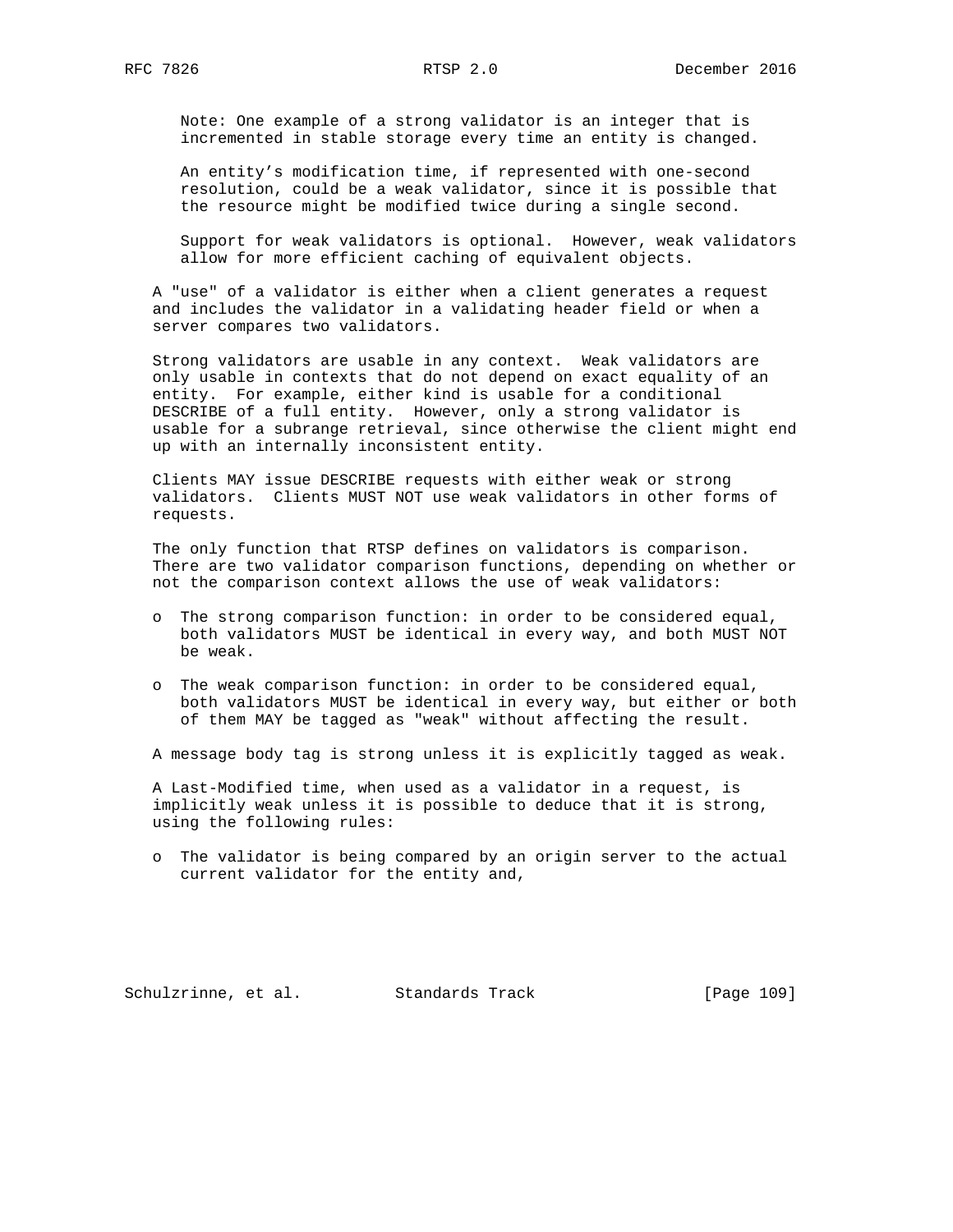Note: One example of a strong validator is an integer that is incremented in stable storage every time an entity is changed.

An entity's modification time, if represented with one-second resolution, could be a weak validator, since it is possible that the resource might be modified twice during a single second.

Support for weak validators is optional. However, weak validators allow for more efficient caching of equivalent objects.

A "use" of a validator is either when a client generates a request and includes the validator in a validating header field or when a server compares two validators.

Strong validators are usable in any context. Weak validators are only usable in contexts that do not depend on exact equality of an entity. For example, either kind is usable for a conditional DESCRIBE of a full entity. However, only a strong validator is usable for a subrange retrieval, since otherwise the client might end up with an internally inconsistent entity.

Clients MAY issue DESCRIBE requests with either weak or strong validators. Clients MUST NOT use weak validators in other forms of requests.

The only function that RTSP defines on validators is comparison. There are two validator comparison functions, depending on whether or not the comparison context allows the use of weak validators:

- The strong comparison function: in order to be considered equal, both validators MUST be identical in every way, and both MUST NOT be weak.
- The weak comparison function: in order to be considered equal, both validators MUST be identical in every way, but either or both of them MAY be tagged as "weak" without affecting the result.

A message body tag is strong unless it is explicitly tagged as weak.

A Last-Modified time, when used as a validator in a request, is implicitly weak unless it is possible to deduce that it is strong, using the following rules:

- The validator is being compared by an origin server to the actual current validator for the entity and,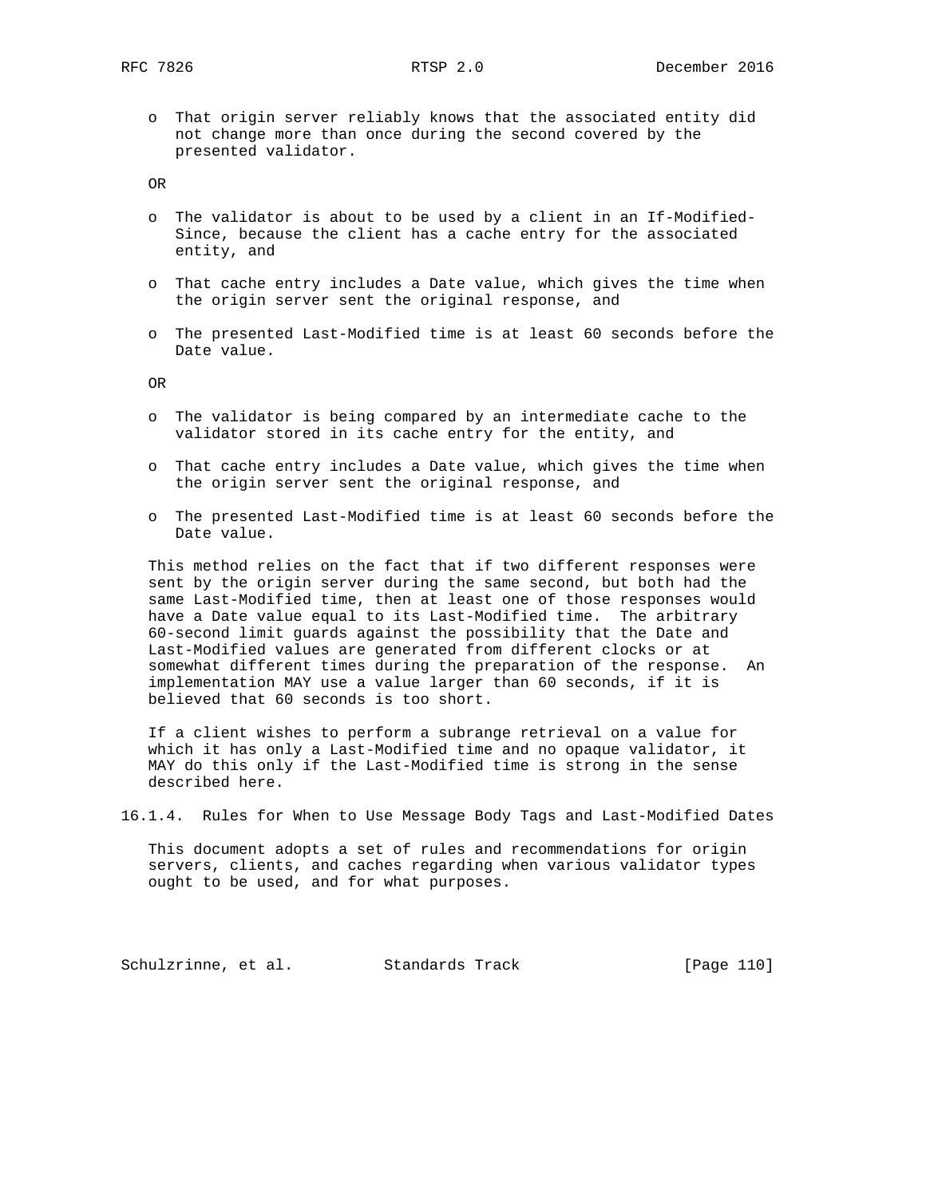- That origin server reliably knows that the associated entity did not change more than once during the second covered by the presented validator.

OR

- The validator is about to be used by a client in an If-Modified-Since, because the client has a cache entry for the associated entity, and
- That cache entry includes a Date value, which gives the time when the origin server sent the original response, and
- The presented Last-Modified time is at least 60 seconds before the Date value.

OR

- The validator is being compared by an intermediate cache to the validator stored in its cache entry for the entity, and
- That cache entry includes a Date value, which gives the time when the origin server sent the original response, and
- The presented Last-Modified time is at least 60 seconds before the Date value.

This method relies on the fact that if two different responses were sent by the origin server during the same second, but both had the same Last-Modified time, then at least one of those responses would have a Date value equal to its Last-Modified time. The arbitrary 60-second limit guards against the possibility that the Date and Last-Modified values are generated from different clocks or at somewhat different times during the preparation of the response. An implementation MAY use a value larger than 60 seconds, if it is believed that 60 seconds is too short.

If a client wishes to perform a subrange retrieval on a value for which it has only a Last-Modified time and no opaque validator, it MAY do this only if the Last-Modified time is strong in the sense described here.

### 16.1.4. Rules for When to Use Message Body Tags and Last-Modified Dates

This document adopts a set of rules and recommendations for origin servers, clients, and caches regarding when various validator types ought to be used, and for what purposes.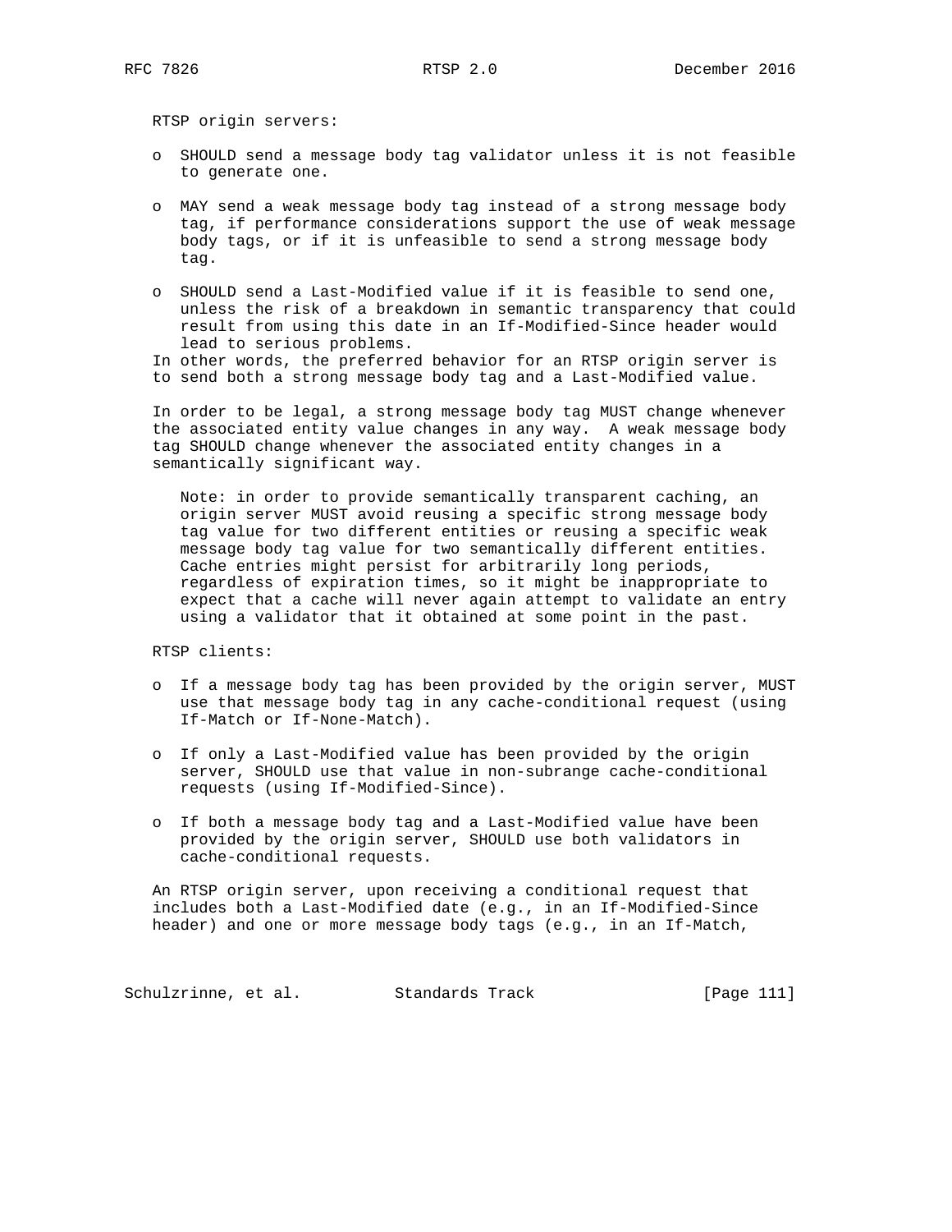RTSP origin servers:

- SHOULD send a message body tag validator unless it is not feasible to generate one.
- MAY send a weak message body tag instead of a strong message body tag, if performance considerations support the use of weak message body tags, or if it is unfeasible to send a strong message body tag.
- SHOULD send a Last-Modified value if it is feasible to send one, unless the risk of a breakdown in semantic transparency that could result from using this date in an If-Modified-Since header would lead to serious problems.

In other words, the preferred behavior for an RTSP origin server is to send both a strong message body tag and a Last-Modified value.

In order to be legal, a strong message body tag MUST change whenever the associated entity value changes in any way. A weak message body tag SHOULD change whenever the associated entity changes in a semantically significant way.

> Note: in order to provide semantically transparent caching, an origin server MUST avoid reusing a specific strong message body tag value for two different entities or reusing a specific weak message body tag value for two semantically different entities. Cache entries might persist for arbitrarily long periods, regardless of expiration times, so it might be inappropriate to expect that a cache will never again attempt to validate an entry using a validator that it obtained at some point in the past.

RTSP clients:

- If a message body tag has been provided by the origin server, MUST use that message body tag in any cache-conditional request (using If-Match or If-None-Match).
- If only a Last-Modified value has been provided by the origin server, SHOULD use that value in non-subrange cache-conditional requests (using If-Modified-Since).
- If both a message body tag and a Last-Modified value have been provided by the origin server, SHOULD use both validators in cache-conditional requests.

An RTSP origin server, upon receiving a conditional request that includes both a Last-Modified date (e.g., in an If-Modified-Since header) and one or more message body tags (e.g., in an If-Match,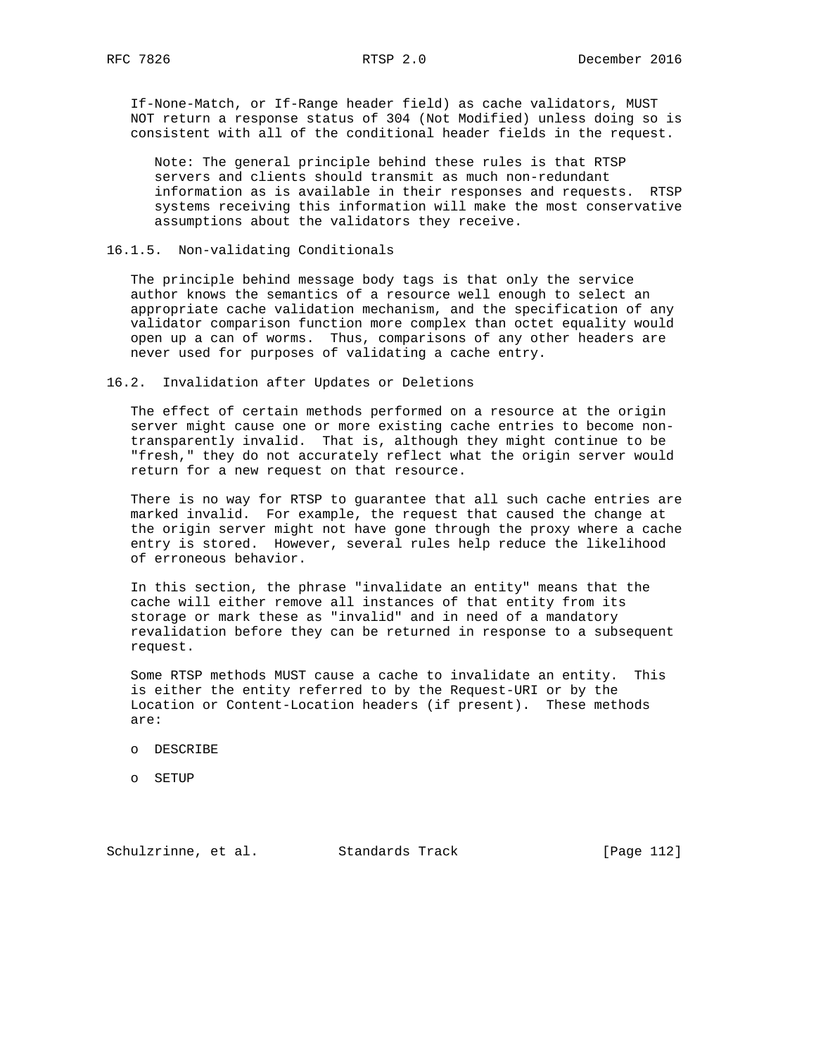If-None-Match, or If-Range header field) as cache validators, MUST NOT return a response status of 304 (Not Modified) unless doing so is consistent with all of the conditional header fields in the request.

> Note: The general principle behind these rules is that RTSP servers and clients should transmit as much non-redundant information as is available in their responses and requests. RTSP systems receiving this information will make the most conservative assumptions about the validators they receive.

### 16.1.5. Non-validating Conditionals

The principle behind message body tags is that only the service author knows the semantics of a resource well enough to select an appropriate cache validation mechanism, and the specification of any validator comparison function more complex than octet equality would open up a can of worms. Thus, comparisons of any other headers are never used for purposes of validating a cache entry.

## 16.2. Invalidation after Updates or Deletions

The effect of certain methods performed on a resource at the origin server might cause one or more existing cache entries to become non-transparently invalid. That is, although they might continue to be "fresh," they do not accurately reflect what the origin server would return for a new request on that resource.

There is no way for RTSP to guarantee that all such cache entries are marked invalid. For example, the request that caused the change at the origin server might not have gone through the proxy where a cache entry is stored. However, several rules help reduce the likelihood of erroneous behavior.

In this section, the phrase "invalidate an entity" means that the cache will either remove all instances of that entity from its storage or mark these as "invalid" and in need of a mandatory revalidation before they can be returned in response to a subsequent request.

Some RTSP methods MUST cause a cache to invalidate an entity. This is either the entity referred to by the Request-URI or by the Location or Content-Location headers (if present). These methods are:

- DESCRIBE
- SETUP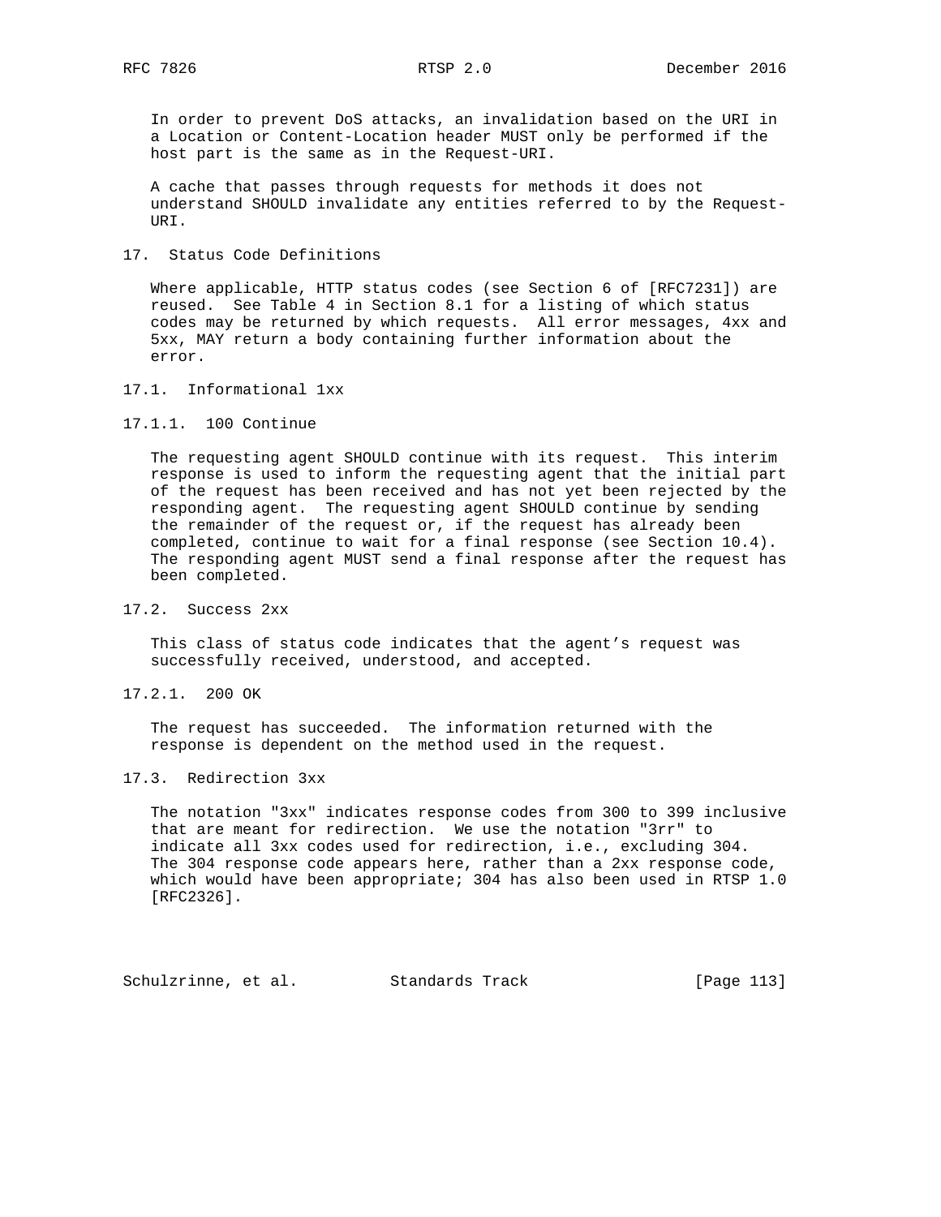In order to prevent DoS attacks, an invalidation based on the URI in a Location or Content-Location header MUST only be performed if the host part is the same as in the Request-URI.

A cache that passes through requests for methods it does not understand SHOULD invalidate any entities referred to by the Request-URI.

# 17. Status Code Definitions

Where applicable, HTTP status codes (see Section 6 of [RFC7231]) are reused. See Table 4 in Section 8.1 for a listing of which status codes may be returned by which requests. All error messages, 4xx and 5xx, MAY return a body containing further information about the error.

## 17.1. Informational 1xx

### 17.1.1. 100 Continue

The requesting agent SHOULD continue with its request. This interim response is used to inform the requesting agent that the initial part of the request has been received and has not yet been rejected by the responding agent. The requesting agent SHOULD continue by sending the remainder of the request or, if the request has already been completed, continue to wait for a final response (see Section 10.4). The responding agent MUST send a final response after the request has been completed.

## 17.2. Success 2xx

This class of status code indicates that the agent's request was successfully received, understood, and accepted.

### 17.2.1. 200 OK

The request has succeeded. The information returned with the response is dependent on the method used in the request.

## 17.3. Redirection 3xx

The notation "3xx" indicates response codes from 300 to 399 inclusive that are meant for redirection. We use the notation "3rr" to indicate all 3xx codes used for redirection, i.e., excluding 304. The 304 response code appears here, rather than a 2xx response code, which would have been appropriate; 304 has also been used in RTSP 1.0 [RFC2326].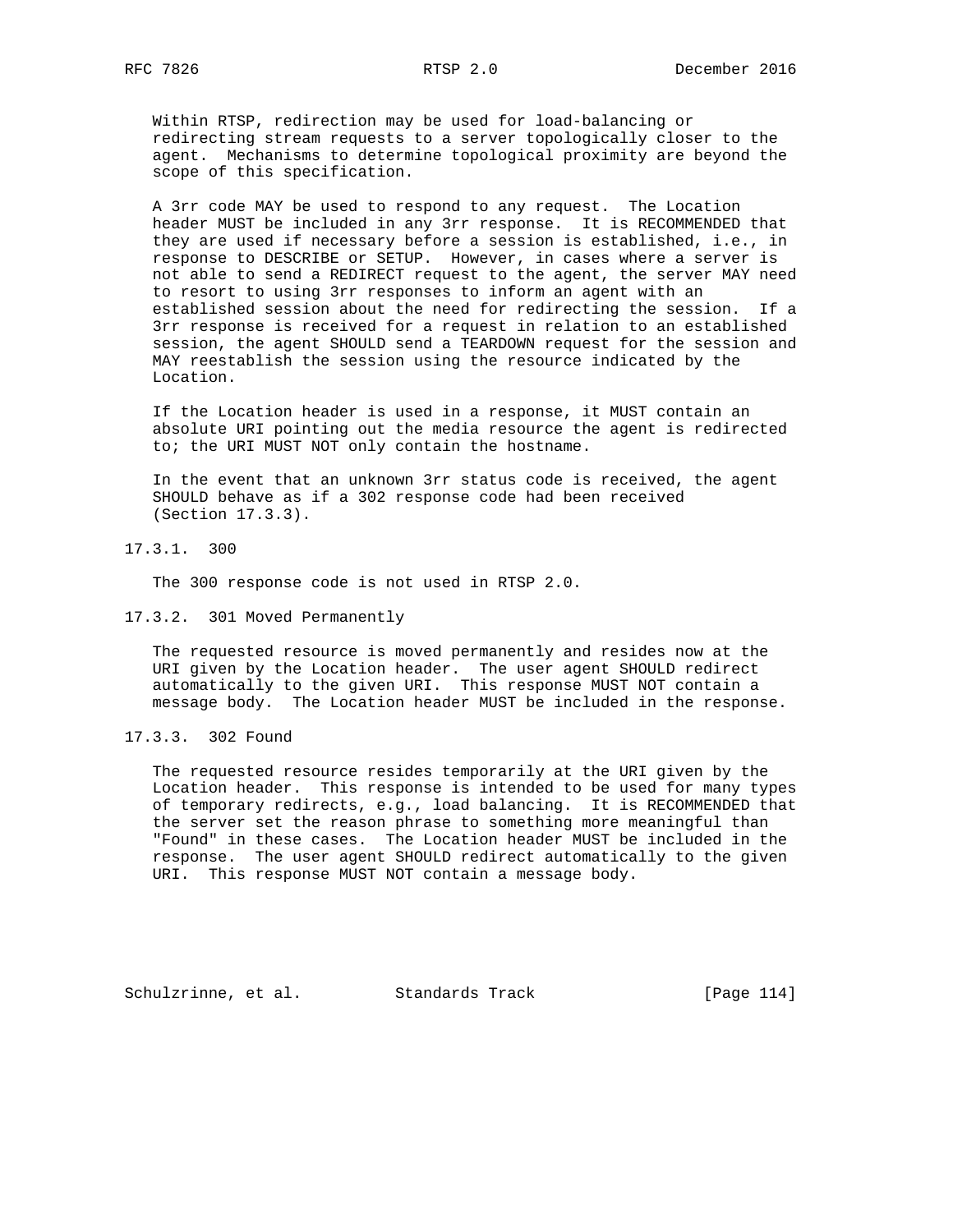Within RTSP, redirection may be used for load-balancing or redirecting stream requests to a server topologically closer to the agent. Mechanisms to determine topological proximity are beyond the scope of this specification.

A 3rr code MAY be used to respond to any request. The Location header MUST be included in any 3rr response. It is RECOMMENDED that they are used if necessary before a session is established, i.e., in response to DESCRIBE or SETUP. However, in cases where a server is not able to send a REDIRECT request to the agent, the server MAY need to resort to using 3rr responses to inform an agent with an established session about the need for redirecting the session. If a 3rr response is received for a request in relation to an established session, the agent SHOULD send a TEARDOWN request for the session and MAY reestablish the session using the resource indicated by the Location.

If the Location header is used in a response, it MUST contain an absolute URI pointing out the media resource the agent is redirected to; the URI MUST NOT only contain the hostname.

In the event that an unknown 3rr status code is received, the agent SHOULD behave as if a 302 response code had been received (Section 17.3.3).

### 17.3.1. 300

The 300 response code is not used in RTSP 2.0.

### 17.3.2. 301 Moved Permanently

The requested resource is moved permanently and resides now at the URI given by the Location header. The user agent SHOULD redirect automatically to the given URI. This response MUST NOT contain a message body. The Location header MUST be included in the response.

### 17.3.3. 302 Found

The requested resource resides temporarily at the URI given by the Location header. This response is intended to be used for many types of temporary redirects, e.g., load balancing. It is RECOMMENDED that the server set the reason phrase to something more meaningful than "Found" in these cases. The Location header MUST be included in the response. The user agent SHOULD redirect automatically to the given URI. This response MUST NOT contain a message body.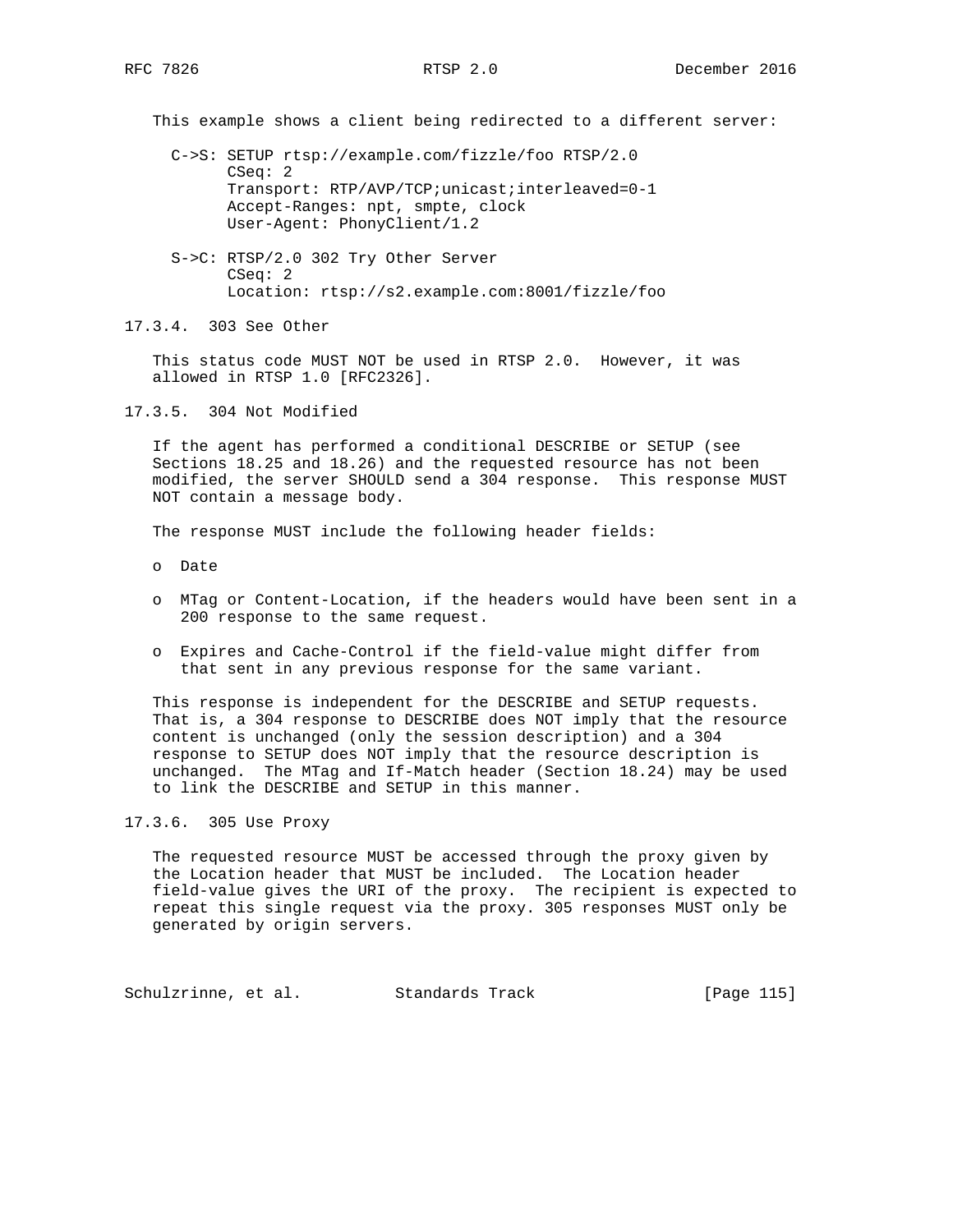This example shows a client being redirected to a different server:

```
C->S: SETUP rtsp://example.com/fizzle/foo RTSP/2.0
      CSeq: 2
      Transport: RTP/AVP/TCP;unicast;interleaved=0-1
      Accept-Ranges: npt, smpte, clock
      User-Agent: PhonyClient/1.2

S->C: RTSP/2.0 302 Try Other Server
      CSeq: 2
      Location: rtsp://s2.example.com:8001/fizzle/foo
```

### 17.3.4. 303 See Other

This status code MUST NOT be used in RTSP 2.0. However, it was allowed in RTSP 1.0 [RFC2326].

### 17.3.5. 304 Not Modified

If the agent has performed a conditional DESCRIBE or SETUP (see Sections 18.25 and 18.26) and the requested resource has not been modified, the server SHOULD send a 304 response. This response MUST NOT contain a message body.

The response MUST include the following header fields:

- Date
- MTag or Content-Location, if the headers would have been sent in a 200 response to the same request.
- Expires and Cache-Control if the field-value might differ from that sent in any previous response for the same variant.

This response is independent for the DESCRIBE and SETUP requests. That is, a 304 response to DESCRIBE does NOT imply that the resource content is unchanged (only the session description) and a 304 response to SETUP does NOT imply that the resource description is unchanged. The MTag and If-Match header (Section 18.24) may be used to link the DESCRIBE and SETUP in this manner.

### 17.3.6. 305 Use Proxy

The requested resource MUST be accessed through the proxy given by the Location header that MUST be included. The Location header field-value gives the URI of the proxy. The recipient is expected to repeat this single request via the proxy. 305 responses MUST only be generated by origin servers.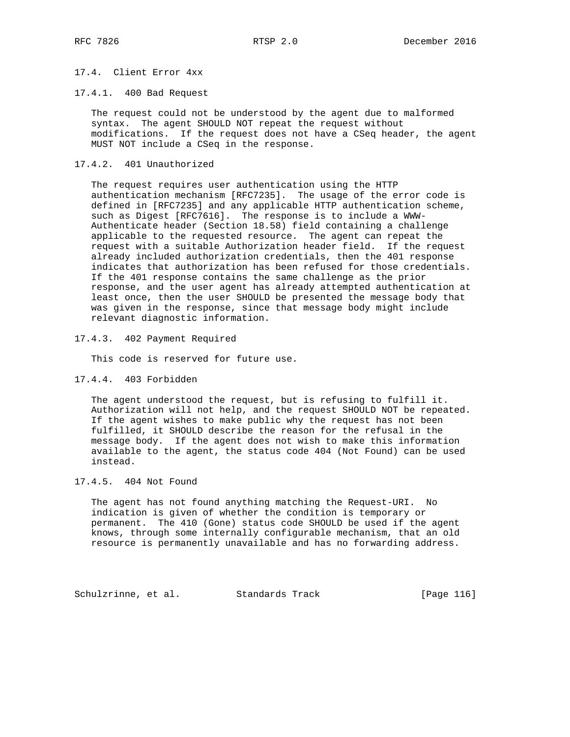### 17.4. Client Error 4xx

#### 17.4.1. 400 Bad Request

The request could not be understood by the agent due to malformed syntax. The agent SHOULD NOT repeat the request without modifications. If the request does not have a CSeq header, the agent MUST NOT include a CSeq in the response.

#### 17.4.2. 401 Unauthorized

The request requires user authentication using the HTTP authentication mechanism [RFC7235]. The usage of the error code is defined in [RFC7235] and any applicable HTTP authentication scheme, such as Digest [RFC7616]. The response is to include a WWW-Authenticate header (Section 18.58) field containing a challenge applicable to the requested resource. The agent can repeat the request with a suitable Authorization header field. If the request already included authorization credentials, then the 401 response indicates that authorization has been refused for those credentials. If the 401 response contains the same challenge as the prior response, and the user agent has already attempted authentication at least once, then the user SHOULD be presented the message body that was given in the response, since that message body might include relevant diagnostic information.

#### 17.4.3. 402 Payment Required

This code is reserved for future use.

#### 17.4.4. 403 Forbidden

The agent understood the request, but is refusing to fulfill it. Authorization will not help, and the request SHOULD NOT be repeated. If the agent wishes to make public why the request has not been fulfilled, it SHOULD describe the reason for the refusal in the message body. If the agent does not wish to make this information available to the agent, the status code 404 (Not Found) can be used instead.

#### 17.4.5. 404 Not Found

The agent has not found anything matching the Request-URI. No indication is given of whether the condition is temporary or permanent. The 410 (Gone) status code SHOULD be used if the agent knows, through some internally configurable mechanism, that an old resource is permanently unavailable and has no forwarding address.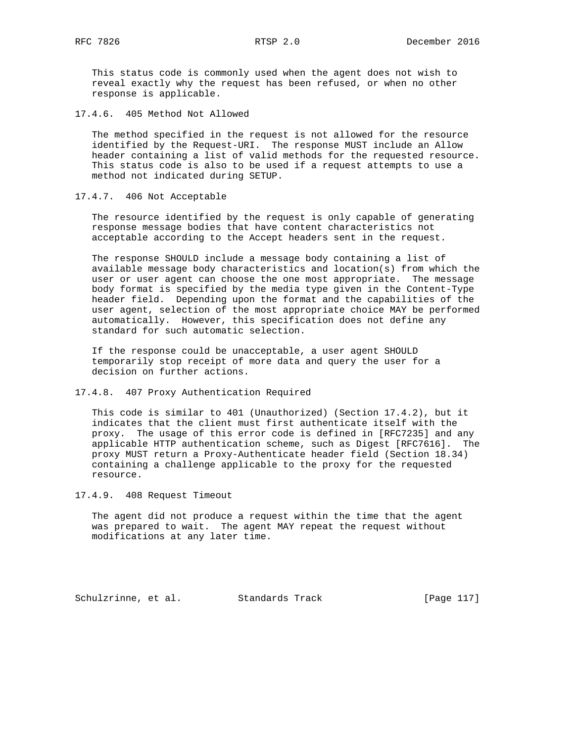This status code is commonly used when the agent does not wish to reveal exactly why the request has been refused, or when no other response is applicable.

#### 17.4.6. 405 Method Not Allowed

The method specified in the request is not allowed for the resource identified by the Request-URI. The response MUST include an Allow header containing a list of valid methods for the requested resource. This status code is also to be used if a request attempts to use a method not indicated during SETUP.

#### 17.4.7. 406 Not Acceptable

The resource identified by the request is only capable of generating response message bodies that have content characteristics not acceptable according to the Accept headers sent in the request.

The response SHOULD include a message body containing a list of available message body characteristics and location(s) from which the user or user agent can choose the one most appropriate. The message body format is specified by the media type given in the Content-Type header field. Depending upon the format and the capabilities of the user agent, selection of the most appropriate choice MAY be performed automatically. However, this specification does not define any standard for such automatic selection.

If the response could be unacceptable, a user agent SHOULD temporarily stop receipt of more data and query the user for a decision on further actions.

#### 17.4.8. 407 Proxy Authentication Required

This code is similar to 401 (Unauthorized) (Section 17.4.2), but it indicates that the client must first authenticate itself with the proxy. The usage of this error code is defined in [RFC7235] and any applicable HTTP authentication scheme, such as Digest [RFC7616]. The proxy MUST return a Proxy-Authenticate header field (Section 18.34) containing a challenge applicable to the proxy for the requested resource.

#### 17.4.9. 408 Request Timeout

The agent did not produce a request within the time that the agent was prepared to wait. The agent MAY repeat the request without modifications at any later time.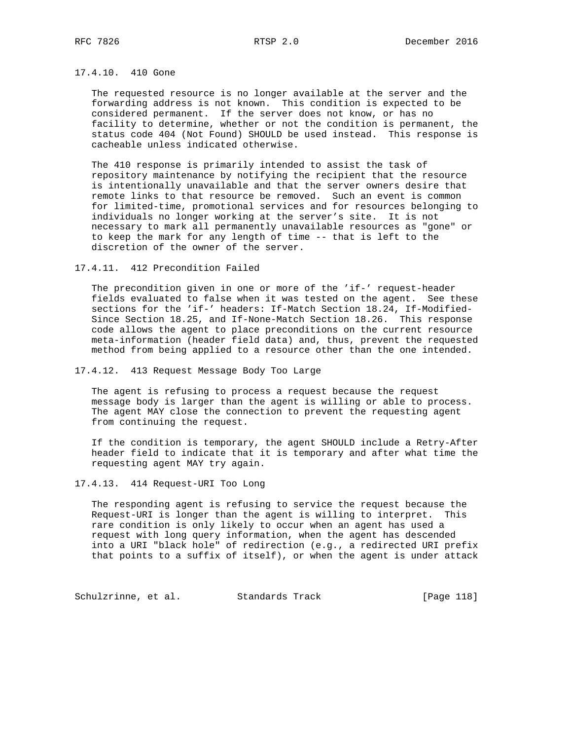#### 17.4.10. 410 Gone

The requested resource is no longer available at the server and the forwarding address is not known. This condition is expected to be considered permanent. If the server does not know, or has no facility to determine, whether or not the condition is permanent, the status code 404 (Not Found) SHOULD be used instead. This response is cacheable unless indicated otherwise.

The 410 response is primarily intended to assist the task of repository maintenance by notifying the recipient that the resource is intentionally unavailable and that the server owners desire that remote links to that resource be removed. Such an event is common for limited-time, promotional services and for resources belonging to individuals no longer working at the server's site. It is not necessary to mark all permanently unavailable resources as "gone" or to keep the mark for any length of time -- that is left to the discretion of the owner of the server.

#### 17.4.11. 412 Precondition Failed

The precondition given in one or more of the 'if-' request-header fields evaluated to false when it was tested on the agent. See these sections for the 'if-' headers: If-Match Section 18.24, If-Modified-Since Section 18.25, and If-None-Match Section 18.26. This response code allows the agent to place preconditions on the current resource meta-information (header field data) and, thus, prevent the requested method from being applied to a resource other than the one intended.

#### 17.4.12. 413 Request Message Body Too Large

The agent is refusing to process a request because the request message body is larger than the agent is willing or able to process. The agent MAY close the connection to prevent the requesting agent from continuing the request.

If the condition is temporary, the agent SHOULD include a Retry-After header field to indicate that it is temporary and after what time the requesting agent MAY try again.

#### 17.4.13. 414 Request-URI Too Long

The responding agent is refusing to service the request because the Request-URI is longer than the agent is willing to interpret. This rare condition is only likely to occur when an agent has used a request with long query information, when the agent has descended into a URI "black hole" of redirection (e.g., a redirected URI prefix that points to a suffix of itself), or when the agent is under attack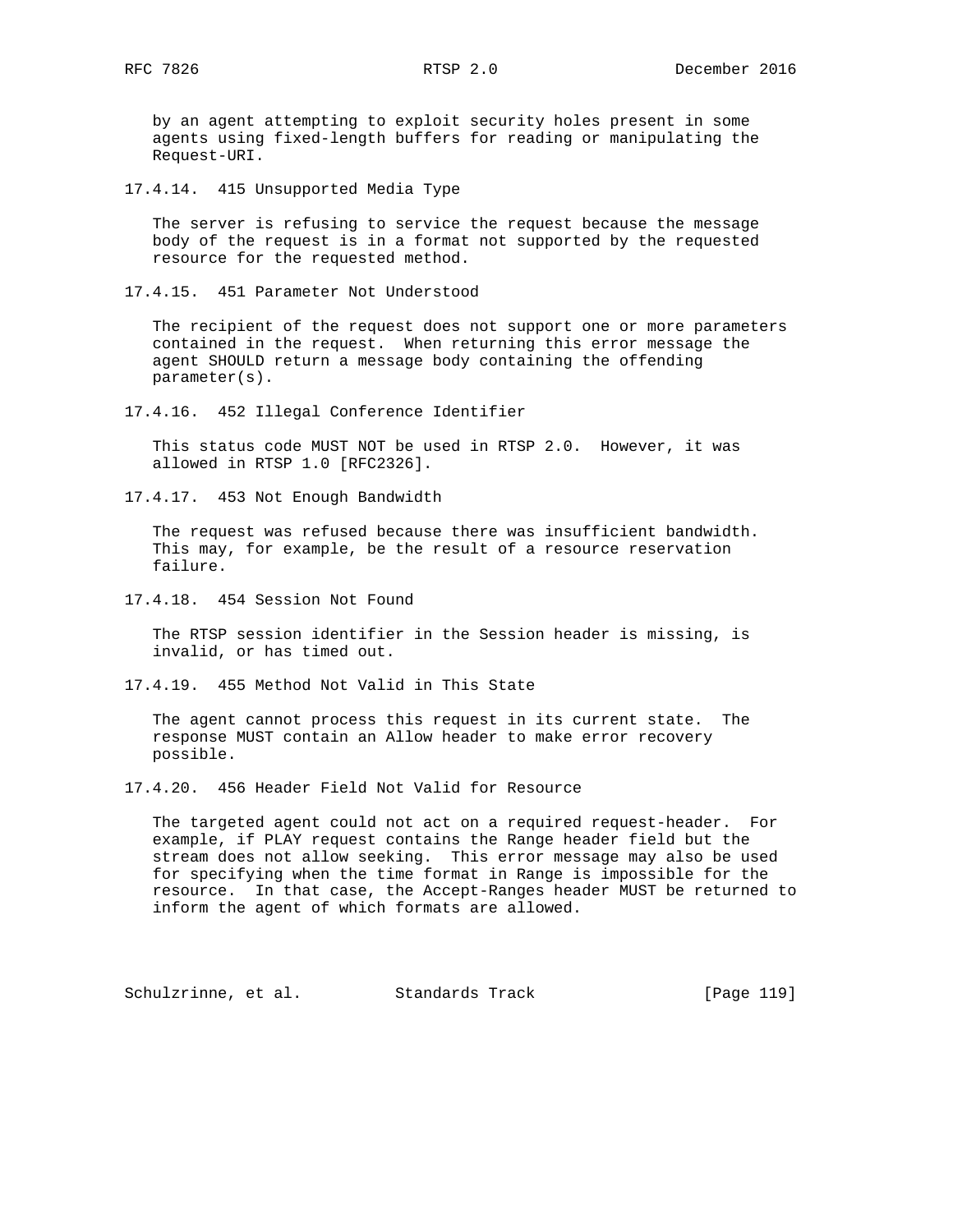by an agent attempting to exploit security holes present in some agents using fixed-length buffers for reading or manipulating the Request-URI.

#### 17.4.14. 415 Unsupported Media Type

The server is refusing to service the request because the message body of the request is in a format not supported by the requested resource for the requested method.

#### 17.4.15. 451 Parameter Not Understood

The recipient of the request does not support one or more parameters contained in the request. When returning this error message the agent SHOULD return a message body containing the offending parameter(s).

#### 17.4.16. 452 Illegal Conference Identifier

This status code MUST NOT be used in RTSP 2.0. However, it was allowed in RTSP 1.0 [RFC2326].

#### 17.4.17. 453 Not Enough Bandwidth

The request was refused because there was insufficient bandwidth. This may, for example, be the result of a resource reservation failure.

#### 17.4.18. 454 Session Not Found

The RTSP session identifier in the Session header is missing, is invalid, or has timed out.

#### 17.4.19. 455 Method Not Valid in This State

The agent cannot process this request in its current state. The response MUST contain an Allow header to make error recovery possible.

#### 17.4.20. 456 Header Field Not Valid for Resource

The targeted agent could not act on a required request-header. For example, if PLAY request contains the Range header field but the stream does not allow seeking. This error message may also be used for specifying when the time format in Range is impossible for the resource. In that case, the Accept-Ranges header MUST be returned to inform the agent of which formats are allowed.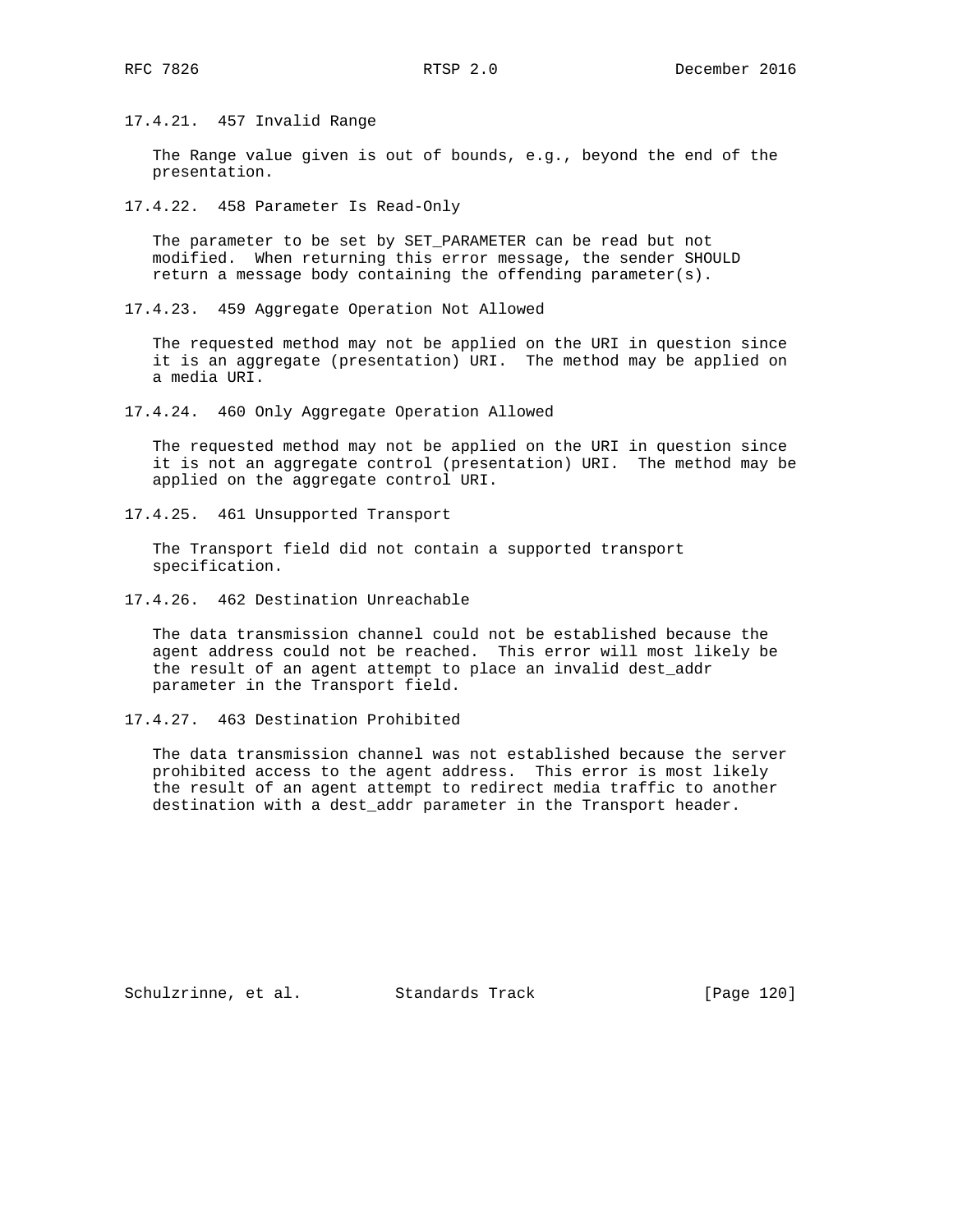#### 17.4.21. 457 Invalid Range

The Range value given is out of bounds, e.g., beyond the end of the presentation.

#### 17.4.22. 458 Parameter Is Read-Only

The parameter to be set by SET_PARAMETER can be read but not modified. When returning this error message, the sender SHOULD return a message body containing the offending parameter(s).

#### 17.4.23. 459 Aggregate Operation Not Allowed

The requested method may not be applied on the URI in question since it is an aggregate (presentation) URI. The method may be applied on a media URI.

#### 17.4.24. 460 Only Aggregate Operation Allowed

The requested method may not be applied on the URI in question since it is not an aggregate control (presentation) URI. The method may be applied on the aggregate control URI.

#### 17.4.25. 461 Unsupported Transport

The Transport field did not contain a supported transport specification.

#### 17.4.26. 462 Destination Unreachable

The data transmission channel could not be established because the agent address could not be reached. This error will most likely be the result of an agent attempt to place an invalid dest_addr parameter in the Transport field.

#### 17.4.27. 463 Destination Prohibited

The data transmission channel was not established because the server prohibited access to the agent address. This error is most likely the result of an agent attempt to redirect media traffic to another destination with a dest_addr parameter in the Transport header.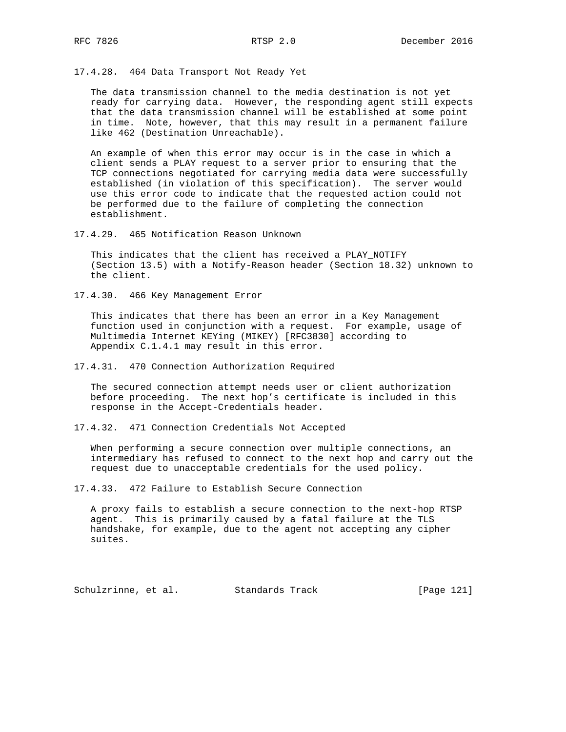#### 17.4.28. 464 Data Transport Not Ready Yet

The data transmission channel to the media destination is not yet ready for carrying data. However, the responding agent still expects that the data transmission channel will be established at some point in time. Note, however, that this may result in a permanent failure like 462 (Destination Unreachable).

An example of when this error may occur is in the case in which a client sends a PLAY request to a server prior to ensuring that the TCP connections negotiated for carrying media data were successfully established (in violation of this specification). The server would use this error code to indicate that the requested action could not be performed due to the failure of completing the connection establishment.

#### 17.4.29. 465 Notification Reason Unknown

This indicates that the client has received a PLAY_NOTIFY (Section 13.5) with a Notify-Reason header (Section 18.32) unknown to the client.

#### 17.4.30. 466 Key Management Error

This indicates that there has been an error in a Key Management function used in conjunction with a request. For example, usage of Multimedia Internet KEYing (MIKEY) [RFC3830] according to Appendix C.1.4.1 may result in this error.

#### 17.4.31. 470 Connection Authorization Required

The secured connection attempt needs user or client authorization before proceeding. The next hop's certificate is included in this response in the Accept-Credentials header.

#### 17.4.32. 471 Connection Credentials Not Accepted

When performing a secure connection over multiple connections, an intermediary has refused to connect to the next hop and carry out the request due to unacceptable credentials for the used policy.

#### 17.4.33. 472 Failure to Establish Secure Connection

A proxy fails to establish a secure connection to the next-hop RTSP agent. This is primarily caused by a fatal failure at the TLS handshake, for example, due to the agent not accepting any cipher suites.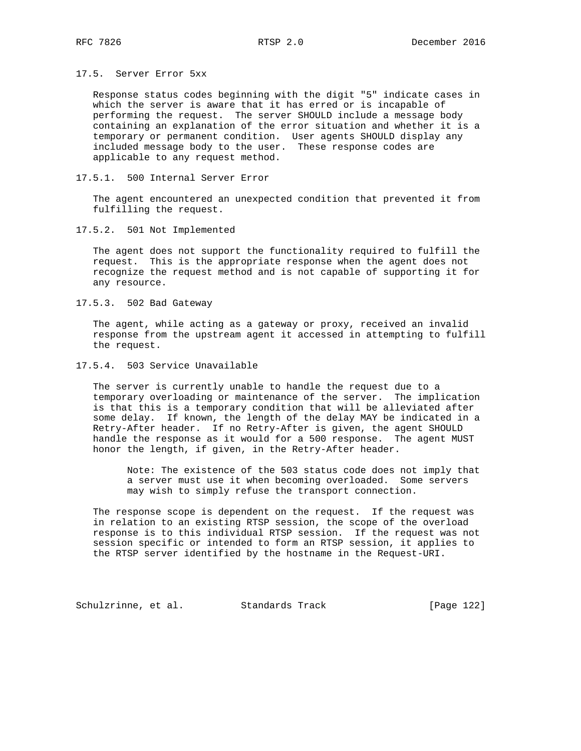### 17.5. Server Error 5xx

Response status codes beginning with the digit "5" indicate cases in which the server is aware that it has erred or is incapable of performing the request. The server SHOULD include a message body containing an explanation of the error situation and whether it is a temporary or permanent condition. User agents SHOULD display any included message body to the user. These response codes are applicable to any request method.

#### 17.5.1. 500 Internal Server Error

The agent encountered an unexpected condition that prevented it from fulfilling the request.

#### 17.5.2. 501 Not Implemented

The agent does not support the functionality required to fulfill the request. This is the appropriate response when the agent does not recognize the request method and is not capable of supporting it for any resource.

#### 17.5.3. 502 Bad Gateway

The agent, while acting as a gateway or proxy, received an invalid response from the upstream agent it accessed in attempting to fulfill the request.

#### 17.5.4. 503 Service Unavailable

The server is currently unable to handle the request due to a temporary overloading or maintenance of the server. The implication is that this is a temporary condition that will be alleviated after some delay. If known, the length of the delay MAY be indicated in a Retry-After header. If no Retry-After is given, the agent SHOULD handle the response as it would for a 500 response. The agent MUST honor the length, if given, in the Retry-After header.

> Note: The existence of the 503 status code does not imply that a server must use it when becoming overloaded. Some servers may wish to simply refuse the transport connection.

The response scope is dependent on the request. If the request was in relation to an existing RTSP session, the scope of the overload response is to this individual RTSP session. If the request was not session specific or intended to form an RTSP session, it applies to the RTSP server identified by the hostname in the Request-URI.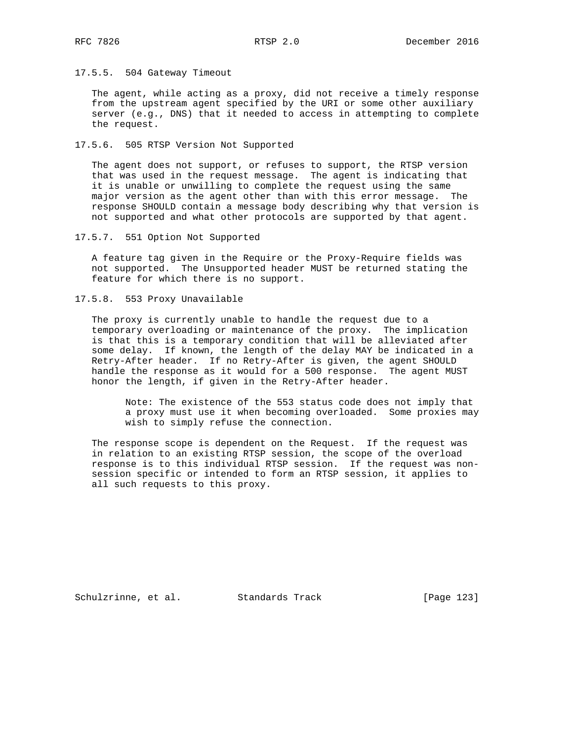### 17.5.5. 504 Gateway Timeout

The agent, while acting as a proxy, did not receive a timely response from the upstream agent specified by the URI or some other auxiliary server (e.g., DNS) that it needed to access in attempting to complete the request.

### 17.5.6. 505 RTSP Version Not Supported

The agent does not support, or refuses to support, the RTSP version that was used in the request message. The agent is indicating that it is unable or unwilling to complete the request using the same major version as the agent other than with this error message. The response SHOULD contain a message body describing why that version is not supported and what other protocols are supported by that agent.

### 17.5.7. 551 Option Not Supported

A feature tag given in the Require or the Proxy-Require fields was not supported. The Unsupported header MUST be returned stating the feature for which there is no support.

### 17.5.8. 553 Proxy Unavailable

The proxy is currently unable to handle the request due to a temporary overloading or maintenance of the proxy. The implication is that this is a temporary condition that will be alleviated after some delay. If known, the length of the delay MAY be indicated in a Retry-After header. If no Retry-After is given, the agent SHOULD handle the response as it would for a 500 response. The agent MUST honor the length, if given in the Retry-After header.

> Note: The existence of the 553 status code does not imply that a proxy must use it when becoming overloaded. Some proxies may wish to simply refuse the connection.

The response scope is dependent on the Request. If the request was in relation to an existing RTSP session, the scope of the overload response is to this individual RTSP session. If the request was non-session specific or intended to form an RTSP session, it applies to all such requests to this proxy.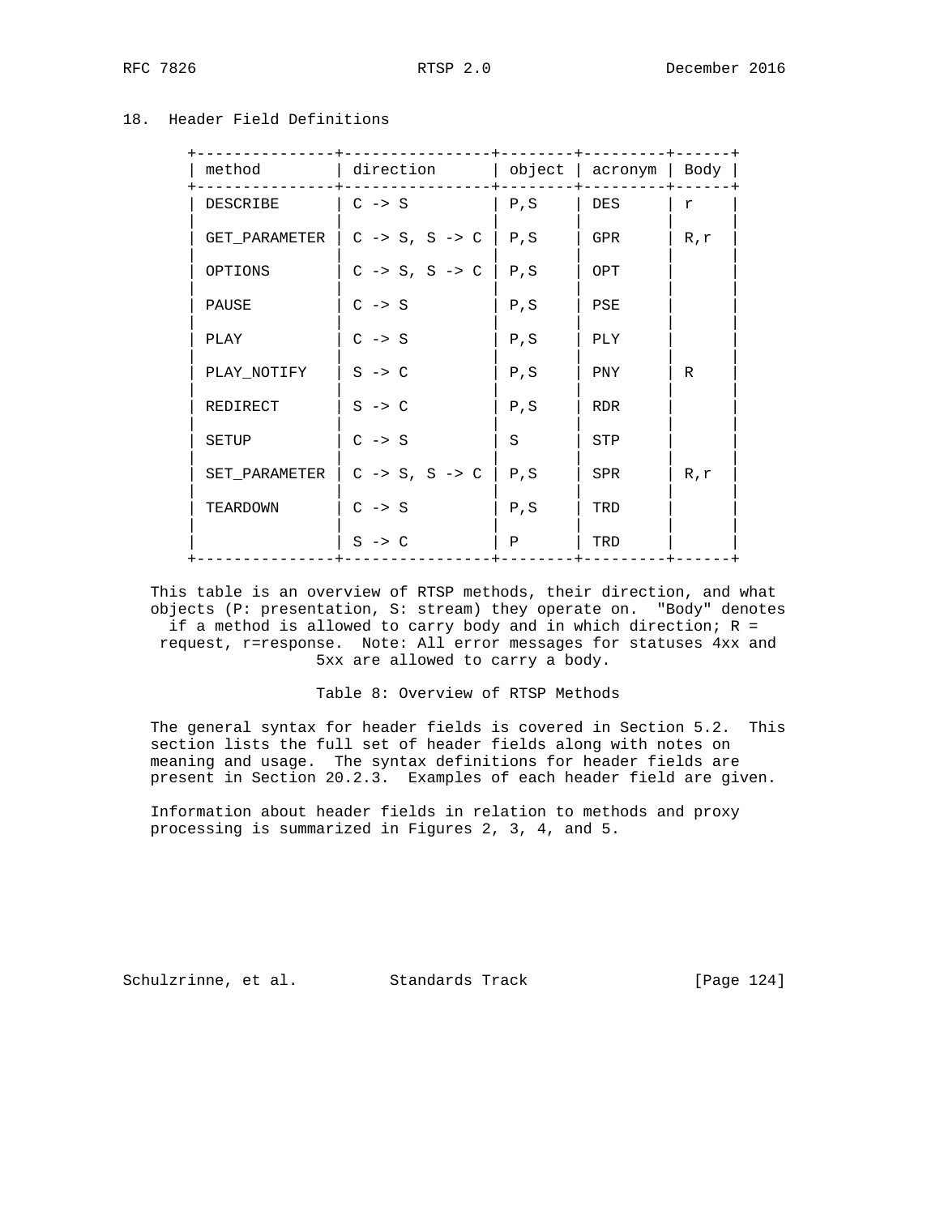# 18. Header Field Definitions

| method | direction | object | acronym | Body |
|---|---|---|---|---|
| DESCRIBE | C -> S | P,S | DES | r |
| GET_PARAMETER | C -> S, S -> C | P,S | GPR | R,r |
| OPTIONS | C -> S, S -> C | P,S | OPT | |
| PAUSE | C -> S | P,S | PSE | |
| PLAY | C -> S | P,S | PLY | |
| PLAY_NOTIFY | S -> C | P,S | PNY | R |
| REDIRECT | S -> C | P,S | RDR | |
| SETUP | C -> S | S | STP | |
| SET_PARAMETER | C -> S, S -> C | P,S | SPR | R,r |
| TEARDOWN | C -> S | P,S | TRD | |
| | S -> C | P | TRD | |

This table is an overview of RTSP methods, their direction, and what objects (P: presentation, S: stream) they operate on. "Body" denotes if a method is allowed to carry body and in which direction; R = request, r=response. Note: All error messages for statuses 4xx and 5xx are allowed to carry a body.

Table 8: Overview of RTSP Methods

The general syntax for header fields is covered in Section 5.2. This section lists the full set of header fields along with notes on meaning and usage. The syntax definitions for header fields are present in Section 20.2.3. Examples of each header field are given.

Information about header fields in relation to methods and proxy processing is summarized in Figures 2, 3, 4, and 5.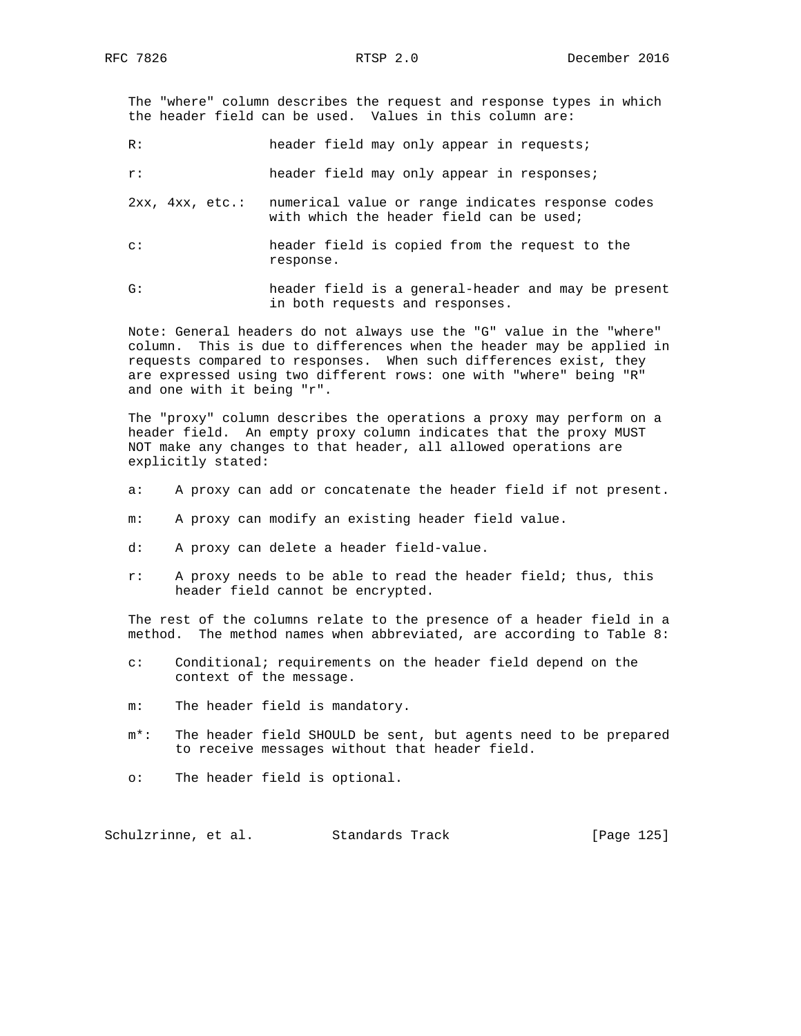The "where" column describes the request and response types in which the header field can be used. Values in this column are:

- R: header field may only appear in requests;
- r: header field may only appear in responses;
- 2xx, 4xx, etc.: numerical value or range indicates response codes with which the header field can be used;
- c: header field is copied from the request to the response.
- G: header field is a general-header and may be present in both requests and responses.

Note: General headers do not always use the "G" value in the "where" column. This is due to differences when the header may be applied in requests compared to responses. When such differences exist, they are expressed using two different rows: one with "where" being "R" and one with it being "r".

The "proxy" column describes the operations a proxy may perform on a header field. An empty proxy column indicates that the proxy MUST NOT make any changes to that header, all allowed operations are explicitly stated:

- a: A proxy can add or concatenate the header field if not present.
- m: A proxy can modify an existing header field value.
- d: A proxy can delete a header field-value.
- r: A proxy needs to be able to read the header field; thus, this header field cannot be encrypted.

The rest of the columns relate to the presence of a header field in a method. The method names when abbreviated, are according to Table 8:

- c: Conditional; requirements on the header field depend on the context of the message.
- m: The header field is mandatory.
- m*: The header field SHOULD be sent, but agents need to be prepared to receive messages without that header field.
- o: The header field is optional.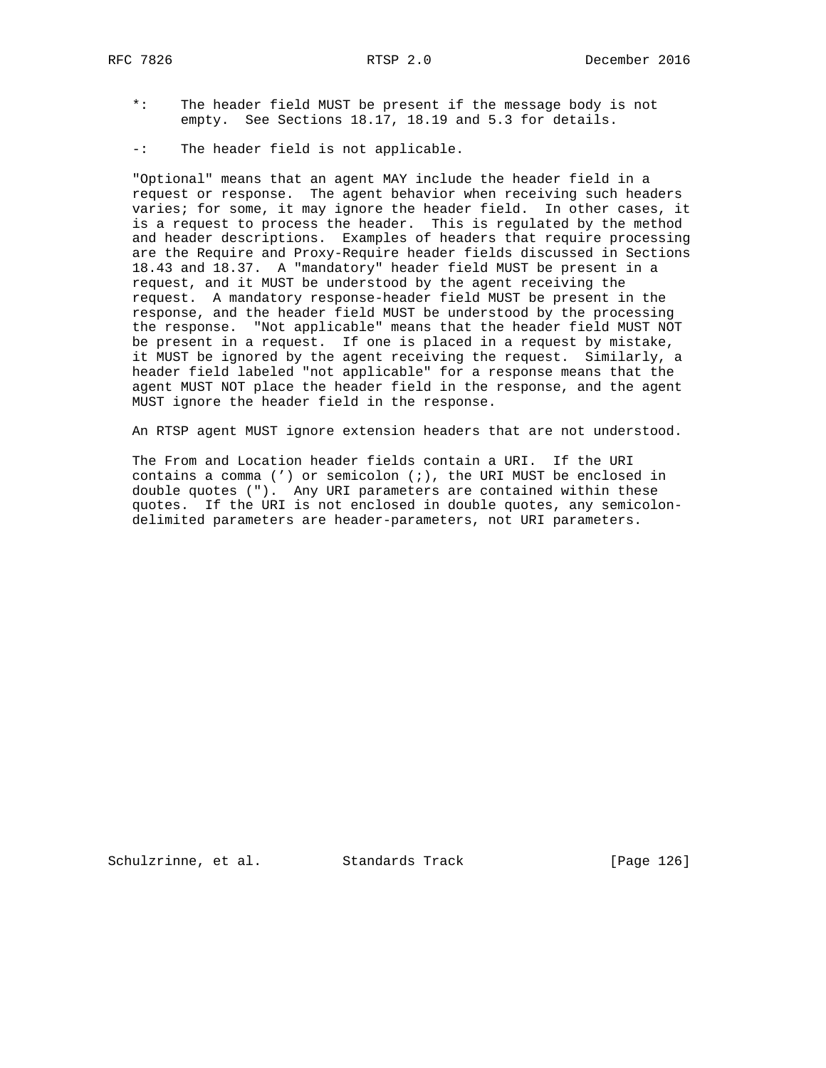*: The header field MUST be present if the message body is not empty. See Sections 18.17, 18.19 and 5.3 for details.

-: The header field is not applicable.

"Optional" means that an agent MAY include the header field in a request or response. The agent behavior when receiving such headers varies; for some, it may ignore the header field. In other cases, it is a request to process the header. This is regulated by the method and header descriptions. Examples of headers that require processing are the Require and Proxy-Require header fields discussed in Sections 18.43 and 18.37. A "mandatory" header field MUST be present in a request, and it MUST be understood by the agent receiving the request. A mandatory response-header field MUST be present in the response, and the header field MUST be understood by the processing the response. "Not applicable" means that the header field MUST NOT be present in a request. If one is placed in a request by mistake, it MUST be ignored by the agent receiving the request. Similarly, a header field labeled "not applicable" for a response means that the agent MUST NOT place the header field in the response, and the agent MUST ignore the header field in the response.

An RTSP agent MUST ignore extension headers that are not understood.

The From and Location header fields contain a URI. If the URI contains a comma (’) or semicolon (;), the URI MUST be enclosed in double quotes ("). Any URI parameters are contained within these quotes. If the URI is not enclosed in double quotes, any semicolon-delimited parameters are header-parameters, not URI parameters.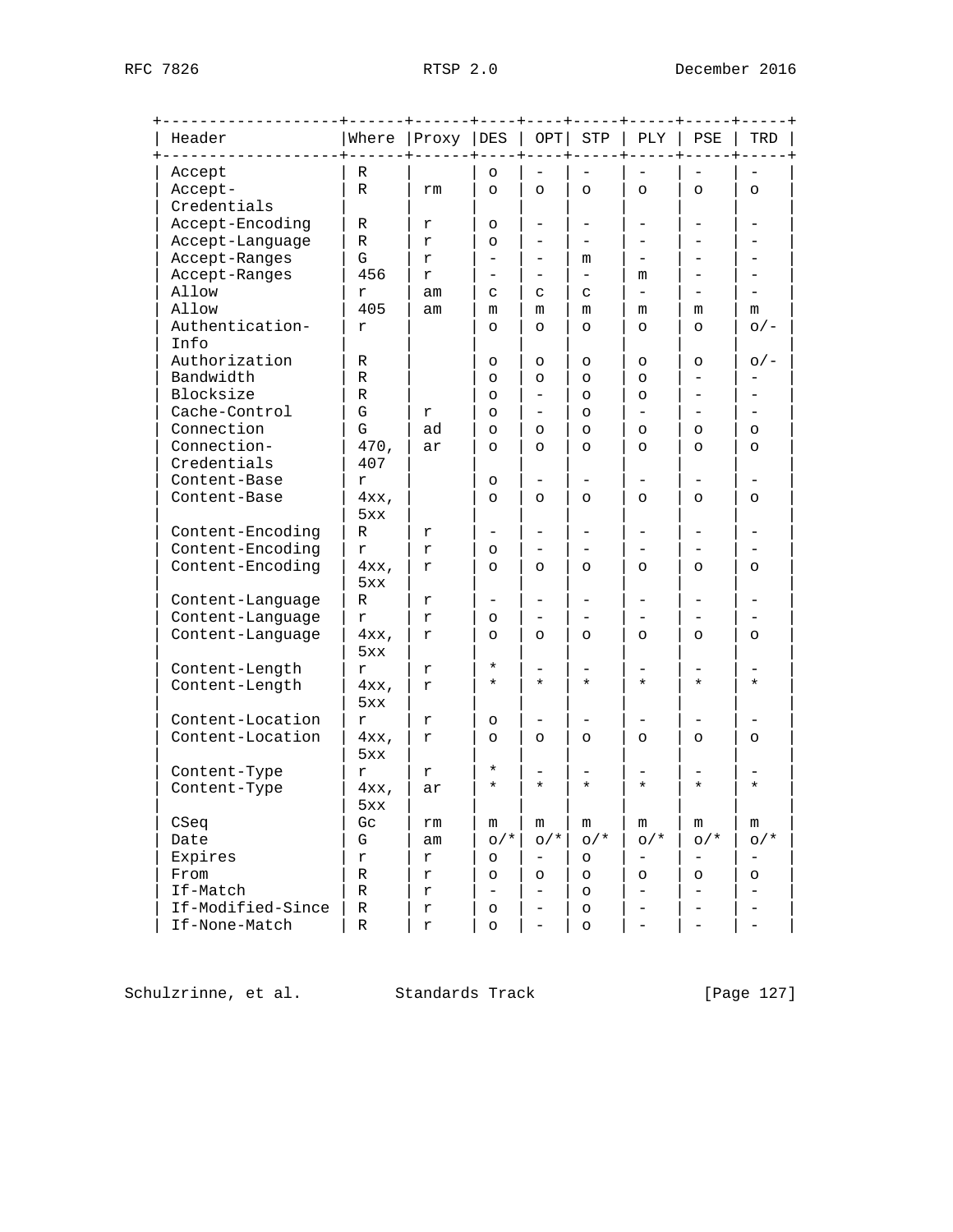| Header | Where | Proxy | DES | OPT | STP | PLY | PSE | TRD |
|---|---|---|---|---|---|---|---|---|
| Accept | R | | o | - | - | - | - | - |
| Accept-Credentials | R | rm | o | o | o | o | o | o |
| Accept-Encoding | R | r | o | - | - | - | - | - |
| Accept-Language | R | r | o | - | - | - | - | - |
| Accept-Ranges | G | r | - | - | m | - | - | - |
| Accept-Ranges | 456 | r | - | - | - | m | - | - |
| Allow | r | am | c | c | c | - | - | - |
| Allow | 405 | am | m | m | m | m | m | m |
| Authentication-Info | r | | o | o | o | o | o | o/- |
| Authorization | R | | o | o | o | o | o | o/- |
| Bandwidth | R | | o | o | o | o | - | - |
| Blocksize | R | | o | - | o | o | - | - |
| Cache-Control | G | r | o | - | o | - | - | - |
| Connection | G | ad | o | o | o | o | o | o |
| Connection-Credentials | 470, 407 | ar | o | o | o | o | o | o |
| Content-Base | r | | o | - | - | - | - | - |
| Content-Base | 4xx, 5xx | | o | o | o | o | o | o |
| Content-Encoding | R | r | - | - | - | - | - | - |
| Content-Encoding | r | r | o | - | - | - | - | - |
| Content-Encoding | 4xx, 5xx | r | o | o | o | o | o | o |
| Content-Language | R | r | - | - | - | - | - | - |
| Content-Language | r | r | o | - | - | - | - | - |
| Content-Language | 4xx, 5xx | r | o | o | o | o | o | o |
| Content-Length | r | r | * | - | - | - | - | - |
| Content-Length | 4xx, 5xx | r | * | * | * | * | * | * |
| Content-Location | r | r | o | - | - | - | - | - |
| Content-Location | 4xx, 5xx | r | o | o | o | o | o | o |
| Content-Type | r | r | * | - | - | - | - | - |
| Content-Type | 4xx, 5xx | ar | * | * | * | * | * | * |
| CSeq | Gc | rm | m | m | m | m | m | m |
| Date | G | am | o/* | o/* | o/* | o/* | o/* | o/* |
| Expires | r | r | o | - | o | - | - | - |
| From | R | r | o | o | o | o | o | o |
| If-Match | R | r | - | - | o | - | - | - |
| If-Modified-Since | R | r | o | - | o | - | - | - |
| If-None-Match | R | r | o | - | o | - | - | - |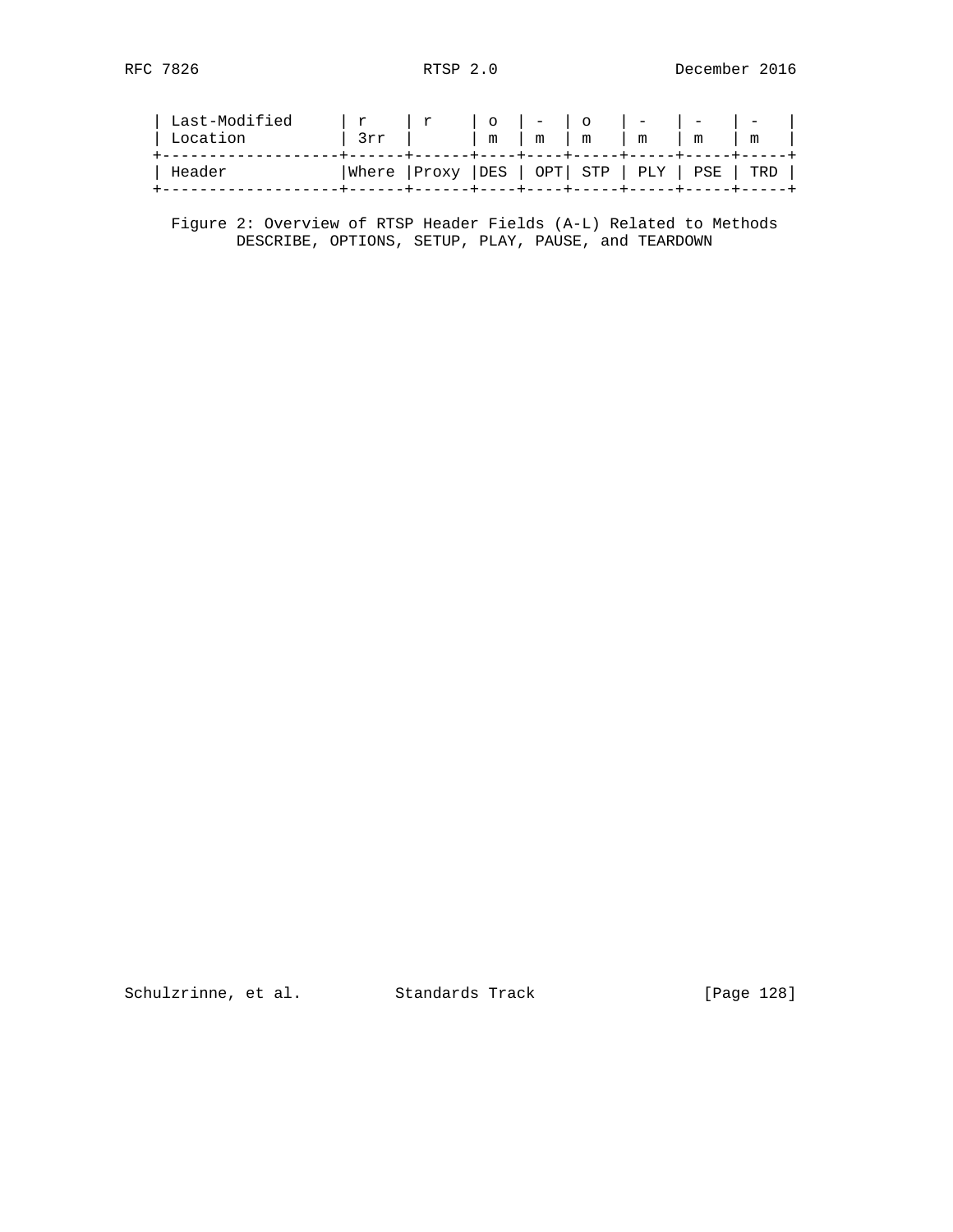| Header | Where | Proxy | DES | OPT | STP | PLY | PSE | TRD |
|---|---|---|---|---|---|---|---|---|
| Last-Modified | r | r | o | - | o | - | - | - |
| Location | 3rr | | m | m | m | m | m | m |

Figure 2: Overview of RTSP Header Fields (A-L) Related to Methods DESCRIBE, OPTIONS, SETUP, PLAY, PAUSE, and TEARDOWN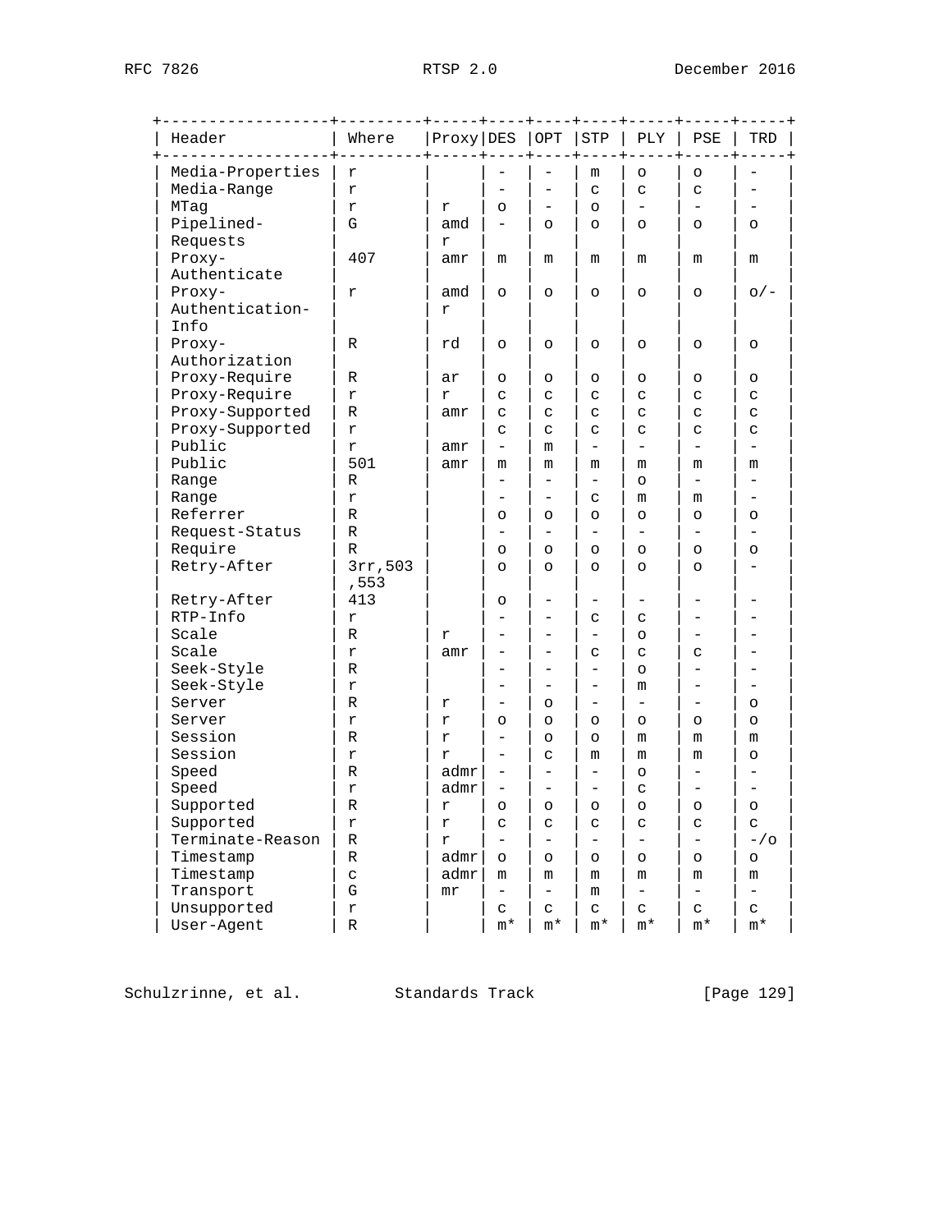| Header | Where | Proxy | DES | OPT | STP | PLY | PSE | TRD |
|---|---|---|---|---|---|---|---|---|
| Media-Properties | r | | - | - | m | o | o | - |
| Media-Range | r | | - | - | c | c | c | - |
| MTag | r | r | o | - | o | - | - | - |
| Pipelined-Requests | G | amdr | - | o | o | o | o | o |
| Proxy-Authenticate | 407 | amr | m | m | m | m | m | m |
| Proxy-Authentication-Info | r | amdr | o | o | o | o | o | o/- |
| Proxy-Authorization | R | rd | o | o | o | o | o | o |
| Proxy-Require | R | ar | o | o | o | o | o | o |
| Proxy-Require | r | r | c | c | c | c | c | c |
| Proxy-Supported | R | amr | c | c | c | c | c | c |
| Proxy-Supported | r | | c | c | c | c | c | c |
| Public | r | amr | - | m | - | - | - | - |
| Public | 501 | amr | m | m | m | m | m | m |
| Range | R | | - | - | - | o | - | - |
| Range | r | | - | - | c | m | m | - |
| Referrer | R | | o | o | o | o | o | o |
| Request-Status | R | | - | - | - | - | - | - |
| Require | R | | o | o | o | o | o | o |
| Retry-After | 3rr,503,553 | | o | o | o | o | o | - |
| Retry-After | 413 | | o | - | - | - | - | - |
| RTP-Info | r | | - | - | c | c | - | - |
| Scale | R | r | - | - | - | o | - | - |
| Scale | r | amr | - | - | c | c | c | - |
| Seek-Style | R | | - | - | - | o | - | - |
| Seek-Style | r | | - | - | - | m | - | - |
| Server | R | r | - | o | - | - | - | o |
| Server | r | r | o | o | o | o | o | o |
| Session | R | r | - | o | o | m | m | m |
| Session | r | r | - | c | m | m | m | o |
| Speed | R | admr | - | - | - | o | - | - |
| Speed | r | admr | - | - | - | c | - | - |
| Supported | R | r | o | o | o | o | o | o |
| Supported | r | r | c | c | c | c | c | c |
| Terminate-Reason | R | r | - | - | - | - | - | -/o |
| Timestamp | R | admr | o | o | o | o | o | o |
| Timestamp | c | admr | m | m | m | m | m | m |
| Transport | G | mr | - | - | m | - | - | - |
| Unsupported | r | | c | c | c | c | c | c |
| User-Agent | R | | m* | m* | m* | m* | m* | m* |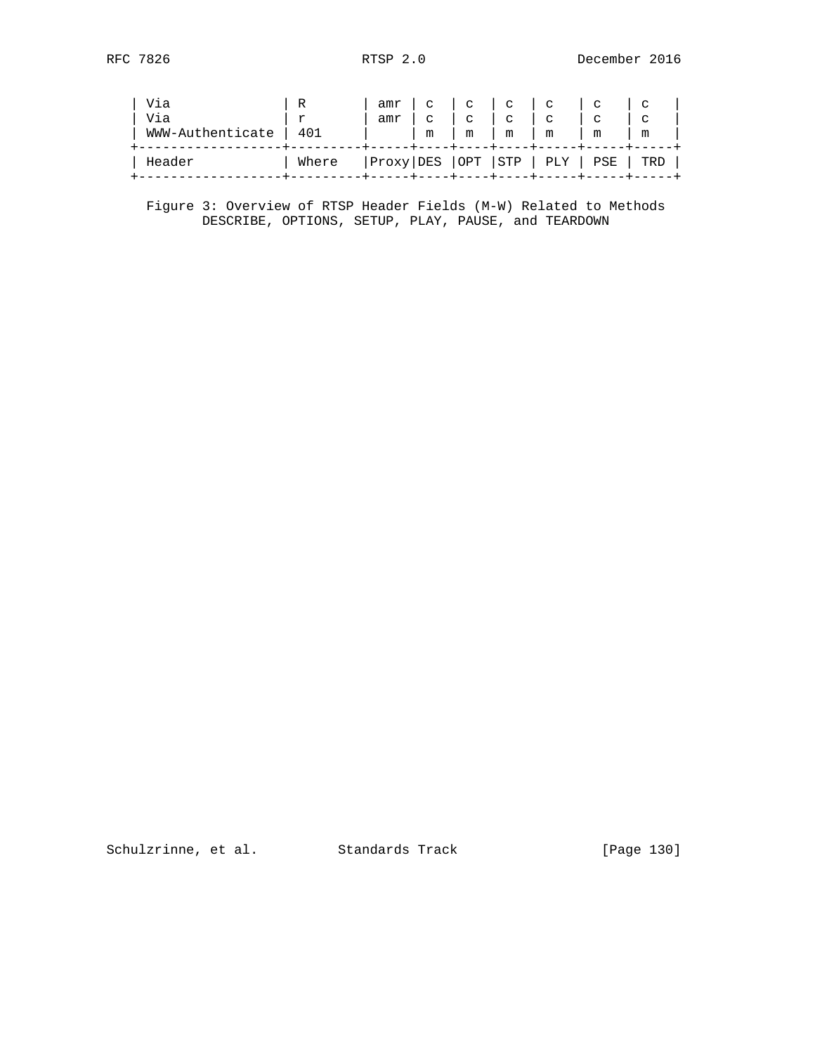| Header | Where | Proxy | DES | OPT | STP | PLY | PSE | TRD |
|---|---|---|---|---|---|---|---|---|
| Via | R | amr | c | c | c | c | c | c |
| Via | r | amr | c | c | c | c | c | c |
| WWW-Authenticate | 401 | | m | m | m | m | m | m |

Figure 3: Overview of RTSP Header Fields (M-W) Related to Methods DESCRIBE, OPTIONS, SETUP, PLAY, PAUSE, and TEARDOWN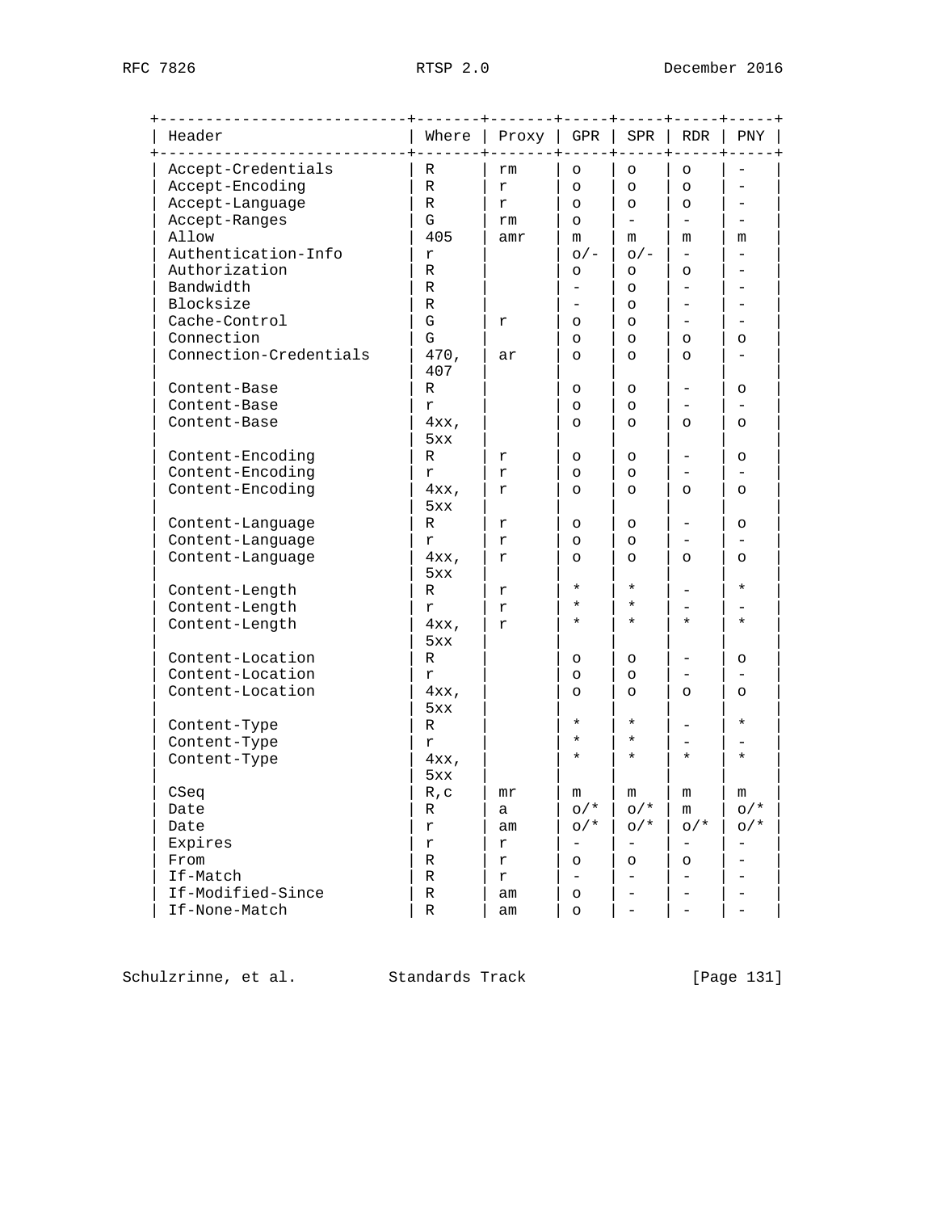| Header | Where | Proxy | GPR | SPR | RDR | PNY |
|---|---|---|---|---|---|---|
| Accept-Credentials | R | rm | o | o | o | - |
| Accept-Encoding | R | r | o | o | o | - |
| Accept-Language | R | r | o | o | o | - |
| Accept-Ranges | G | rm | o | - | - | - |
| Allow | 405 | amr | m | m | m | m |
| Authentication-Info | r | | o/- | o/- | - | - |
| Authorization | R | | o | o | o | - |
| Bandwidth | R | | - | o | - | - |
| Blocksize | R | | - | o | - | - |
| Cache-Control | G | r | o | o | - | - |
| Connection | G | | o | o | o | o |
| Connection-Credentials | 470, 407 | ar | o | o | o | - |
| Content-Base | R | | o | o | - | o |
| Content-Base | r | | o | o | - | - |
| Content-Base | 4xx, 5xx | | o | o | o | o |
| Content-Encoding | R | r | o | o | - | o |
| Content-Encoding | r | r | o | o | - | - |
| Content-Encoding | 4xx, 5xx | r | o | o | o | o |
| Content-Language | R | r | o | o | - | o |
| Content-Language | r | r | o | o | - | - |
| Content-Language | 4xx, 5xx | r | o | o | o | o |
| Content-Length | R | r | * | * | - | * |
| Content-Length | r | r | * | * | - | - |
| Content-Length | 4xx, 5xx | r | * | * | * | * |
| Content-Location | R | | o | o | - | o |
| Content-Location | r | | o | o | - | - |
| Content-Location | 4xx, 5xx | | o | o | o | o |
| Content-Type | R | | * | * | - | * |
| Content-Type | r | | * | * | - | - |
| Content-Type | 4xx, 5xx | | * | * | * | * |
| CSeq | R,c | mr | m | m | m | m |
| Date | R | a | o/* | o/* | m | o/* |
| Date | r | am | o/* | o/* | o/* | o/* |
| Expires | r | r | - | - | - | - |
| From | R | r | o | o | o | - |
| If-Match | R | r | - | - | - | - |
| If-Modified-Since | R | am | o | - | - | - |
| If-None-Match | R | am | o | - | - | - |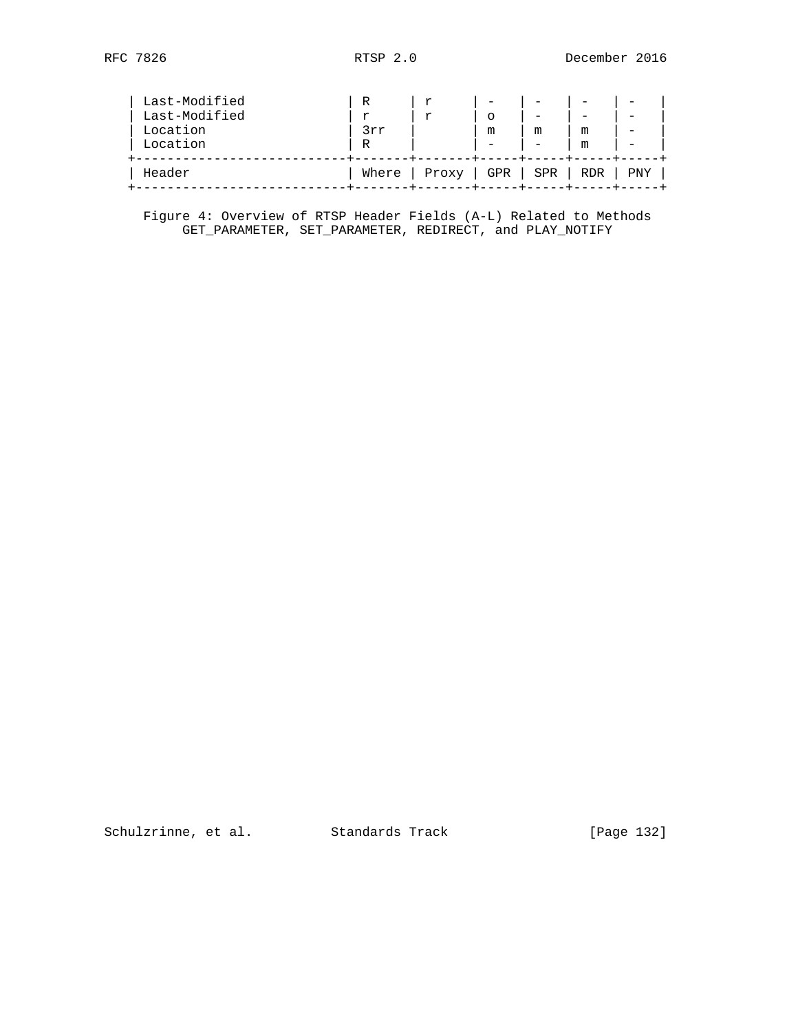| Header | Where | Proxy | GPR | SPR | RDR | PNY |
|---|---|---|---|---|---|---|
| Last-Modified | R | r | - | - | - | - |
| Last-Modified | r | r | o | - | - | - |
| Location | 3rr | | m | m | m | - |
| Location | R | | - | - | m | - |

Figure 4: Overview of RTSP Header Fields (A-L) Related to Methods GET_PARAMETER, SET_PARAMETER, REDIRECT, and PLAY_NOTIFY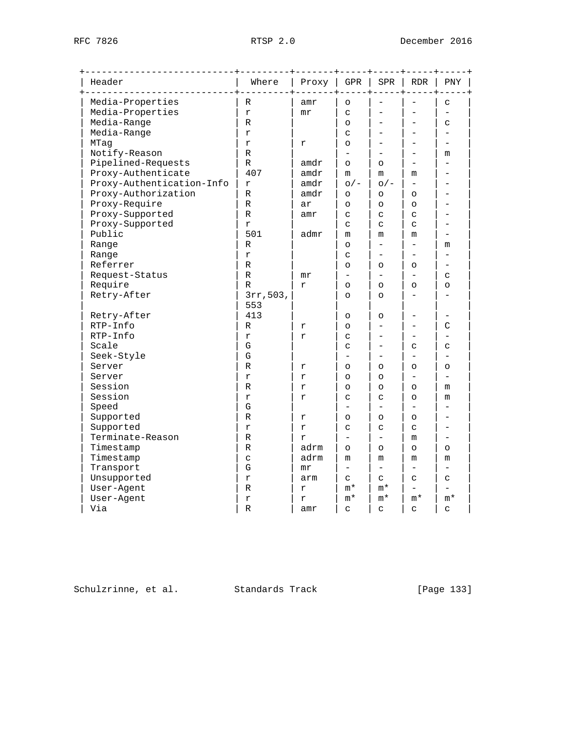| Header | Where | Proxy | GPR | SPR | RDR | PNY |
|---|---|---|---|---|---|---|
| Media-Properties | R | amr | o | - | - | c |
| Media-Properties | r | mr | c | - | - | - |
| Media-Range | R | | o | - | - | c |
| Media-Range | r | | c | - | - | - |
| MTag | r | r | o | - | - | - |
| Notify-Reason | R | | - | - | - | m |
| Pipelined-Requests | R | amdr | o | o | - | - |
| Proxy-Authenticate | 407 | amdr | m | m | m | - |
| Proxy-Authentication-Info | r | amdr | o/- | o/- | - | - |
| Proxy-Authorization | R | amdr | o | o | o | - |
| Proxy-Require | R | ar | o | o | o | - |
| Proxy-Supported | R | amr | c | c | c | - |
| Proxy-Supported | r | | c | c | c | - |
| Public | 501 | admr | m | m | m | - |
| Range | R | | o | - | - | m |
| Range | r | | c | - | - | - |
| Referrer | R | | o | o | o | - |
| Request-Status | R | mr | - | - | - | c |
| Require | R | r | o | o | o | o |
| Retry-After | 3rr,503, 553 | | o | o | - | - |
| Retry-After | 413 | | o | o | - | - |
| RTP-Info | R | r | o | - | - | C |
| RTP-Info | r | r | c | - | - | - |
| Scale | G | | c | - | c | c |
| Seek-Style | G | | - | - | - | - |
| Server | R | r | o | o | o | o |
| Server | r | r | o | o | - | - |
| Session | R | r | o | o | o | m |
| Session | r | r | c | c | o | m |
| Speed | G | | - | - | - | - |
| Supported | R | r | o | o | o | - |
| Supported | r | r | c | c | c | - |
| Terminate-Reason | R | r | - | - | m | - |
| Timestamp | R | adrm | o | o | o | o |
| Timestamp | c | adrm | m | m | m | m |
| Transport | G | mr | - | - | - | - |
| Unsupported | r | arm | c | c | c | c |
| User-Agent | R | r | m* | m* | - | - |
| User-Agent | r | r | m* | m* | m* | m* |
| Via | R | amr | c | c | c | c |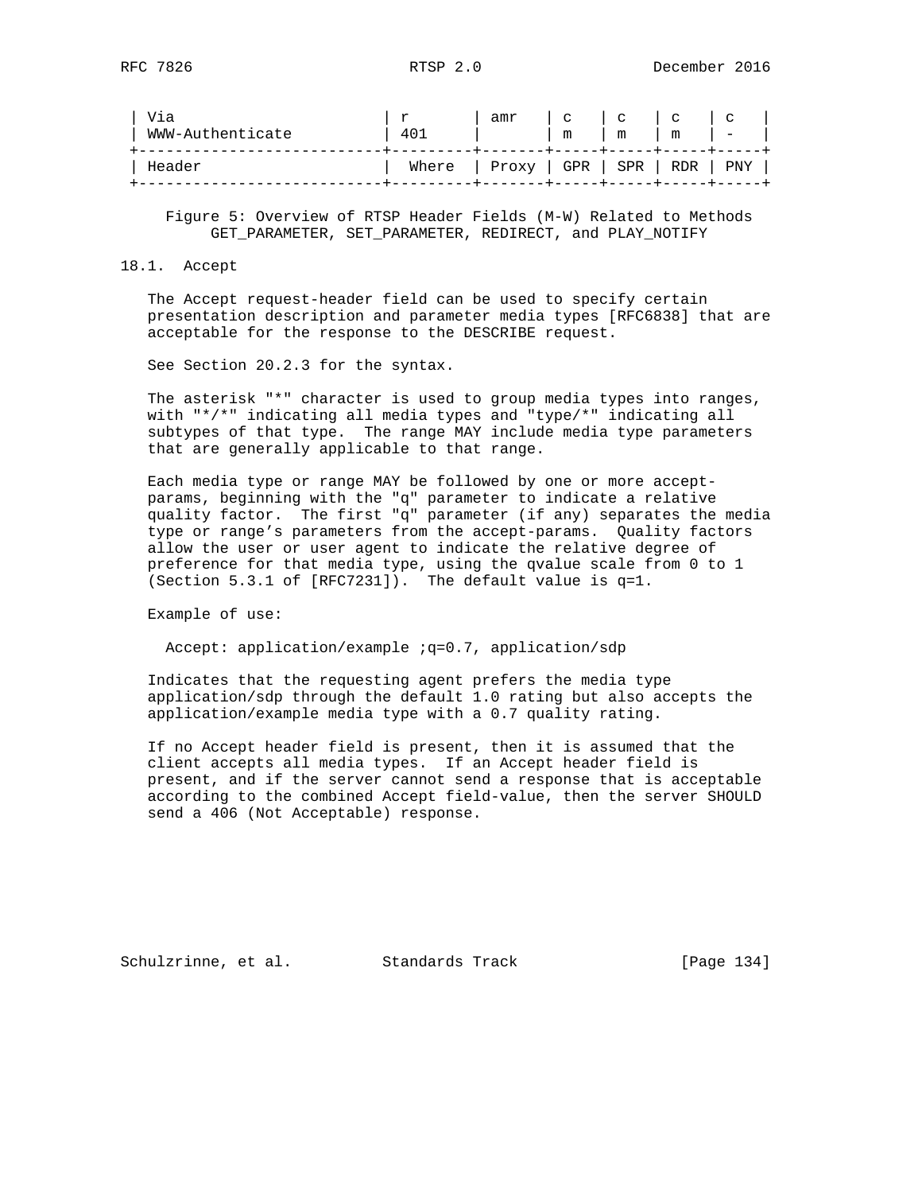| Header | Where | Proxy | GPR | SPR | RDR | PNY |
|---|---|---|---|---|---|---|
| Via | r | amr | c | c | c | c |
| WWW-Authenticate | 401 | | m | m | m | - |

Figure 5: Overview of RTSP Header Fields (M-W) Related to Methods GET_PARAMETER, SET_PARAMETER, REDIRECT, and PLAY_NOTIFY

### 18.1. Accept

The Accept request-header field can be used to specify certain presentation description and parameter media types [RFC6838] that are acceptable for the response to the DESCRIBE request.

See Section 20.2.3 for the syntax.

The asterisk "*" character is used to group media types into ranges, with "*/*" indicating all media types and "type/*" indicating all subtypes of that type. The range MAY include media type parameters that are generally applicable to that range.

Each media type or range MAY be followed by one or more accept-params, beginning with the "q" parameter to indicate a relative quality factor. The first "q" parameter (if any) separates the media type or range's parameters from the accept-params. Quality factors allow the user or user agent to indicate the relative degree of preference for that media type, using the qvalue scale from 0 to 1 (Section 5.3.1 of [RFC7231]). The default value is q=1.

Example of use:

```
Accept: application/example ;q=0.7, application/sdp
```

Indicates that the requesting agent prefers the media type application/sdp through the default 1.0 rating but also accepts the application/example media type with a 0.7 quality rating.

If no Accept header field is present, then it is assumed that the client accepts all media types. If an Accept header field is present, and if the server cannot send a response that is acceptable according to the combined Accept field-value, then the server SHOULD send a 406 (Not Acceptable) response.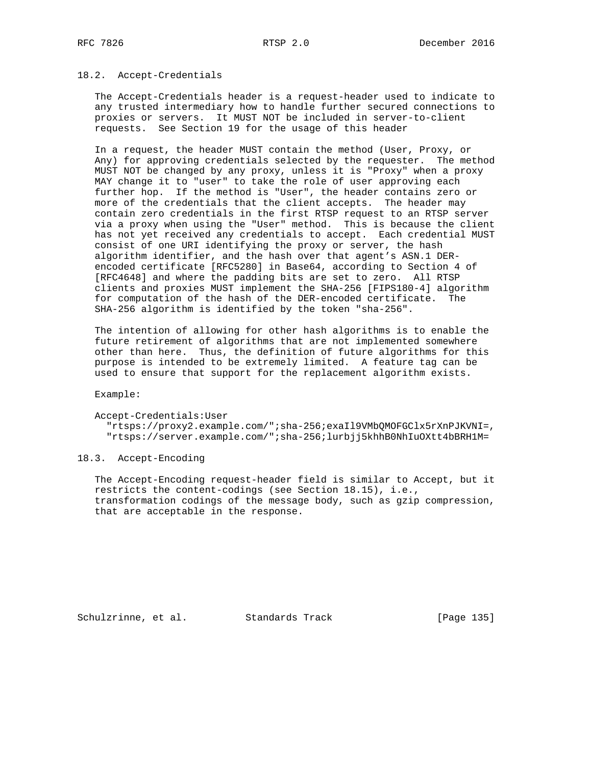### 18.2. Accept-Credentials

The Accept-Credentials header is a request-header used to indicate to any trusted intermediary how to handle further secured connections to proxies or servers. It MUST NOT be included in server-to-client requests. See Section 19 for the usage of this header

In a request, the header MUST contain the method (User, Proxy, or Any) for approving credentials selected by the requester. The method MUST NOT be changed by any proxy, unless it is "Proxy" when a proxy MAY change it to "user" to take the role of user approving each further hop. If the method is "User", the header contains zero or more of the credentials that the client accepts. The header may contain zero credentials in the first RTSP request to an RTSP server via a proxy when using the "User" method. This is because the client has not yet received any credentials to accept. Each credential MUST consist of one URI identifying the proxy or server, the hash algorithm identifier, and the hash over that agent's ASN.1 DER-encoded certificate [RFC5280] in Base64, according to Section 4 of [RFC4648] and where the padding bits are set to zero. All RTSP clients and proxies MUST implement the SHA-256 [FIPS180-4] algorithm for computation of the hash of the DER-encoded certificate. The SHA-256 algorithm is identified by the token "sha-256".

The intention of allowing for other hash algorithms is to enable the future retirement of algorithms that are not implemented somewhere other than here. Thus, the definition of future algorithms for this purpose is intended to be extremely limited. A feature tag can be used to ensure that support for the replacement algorithm exists.

Example:

```
Accept-Credentials:User
  "rtsps://proxy2.example.com/";sha-256;exaIl9VMbQMOFGClx5rXnPJKVNI=,
  "rtsps://server.example.com/";sha-256;lurbjj5khhB0NhIuOXtt4bBRH1M=
```

### 18.3. Accept-Encoding

The Accept-Encoding request-header field is similar to Accept, but it restricts the content-codings (see Section 18.15), i.e., transformation codings of the message body, such as gzip compression, that are acceptable in the response.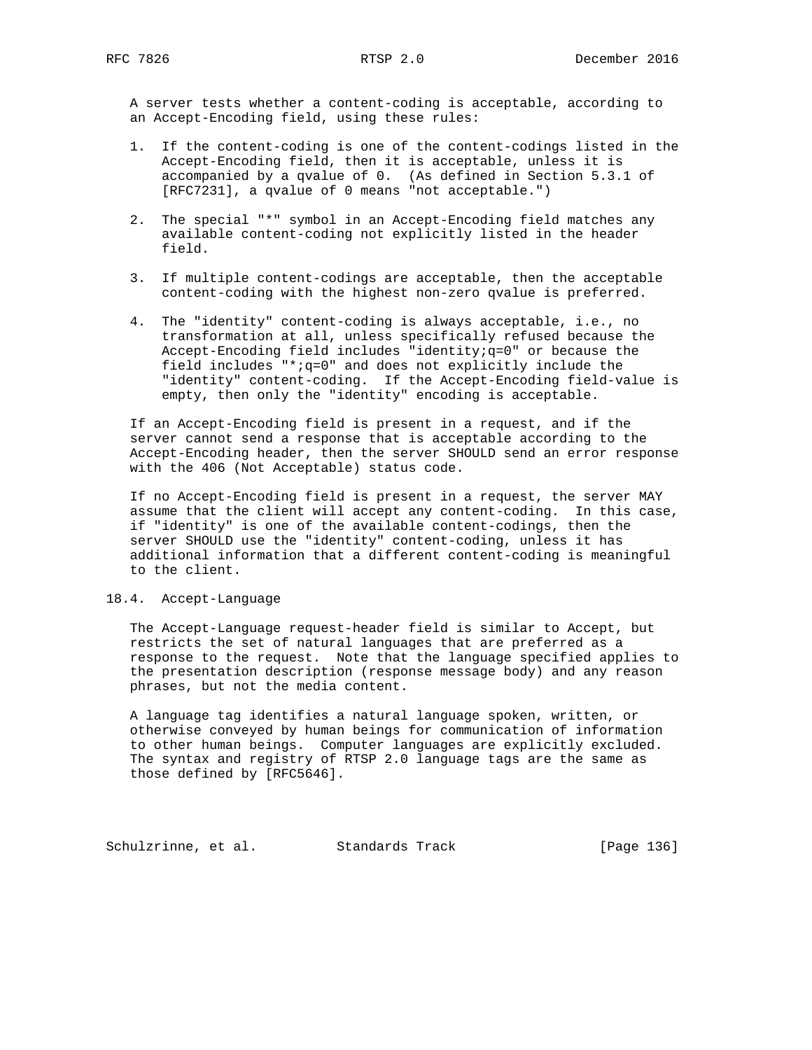A server tests whether a content-coding is acceptable, according to an Accept-Encoding field, using these rules:

1. If the content-coding is one of the content-codings listed in the Accept-Encoding field, then it is acceptable, unless it is accompanied by a qvalue of 0. (As defined in Section 5.3.1 of [RFC7231], a qvalue of 0 means "not acceptable.")

2. The special "*" symbol in an Accept-Encoding field matches any available content-coding not explicitly listed in the header field.

3. If multiple content-codings are acceptable, then the acceptable content-coding with the highest non-zero qvalue is preferred.

4. The "identity" content-coding is always acceptable, i.e., no transformation at all, unless specifically refused because the Accept-Encoding field includes "identity;q=0" or because the field includes "*;q=0" and does not explicitly include the "identity" content-coding. If the Accept-Encoding field-value is empty, then only the "identity" encoding is acceptable.

If an Accept-Encoding field is present in a request, and if the server cannot send a response that is acceptable according to the Accept-Encoding header, then the server SHOULD send an error response with the 406 (Not Acceptable) status code.

If no Accept-Encoding field is present in a request, the server MAY assume that the client will accept any content-coding. In this case, if "identity" is one of the available content-codings, then the server SHOULD use the "identity" content-coding, unless it has additional information that a different content-coding is meaningful to the client.

## 18.4. Accept-Language

The Accept-Language request-header field is similar to Accept, but restricts the set of natural languages that are preferred as a response to the request. Note that the language specified applies to the presentation description (response message body) and any reason phrases, but not the media content.

A language tag identifies a natural language spoken, written, or otherwise conveyed by human beings for communication of information to other human beings. Computer languages are explicitly excluded. The syntax and registry of RTSP 2.0 language tags are the same as those defined by [RFC5646].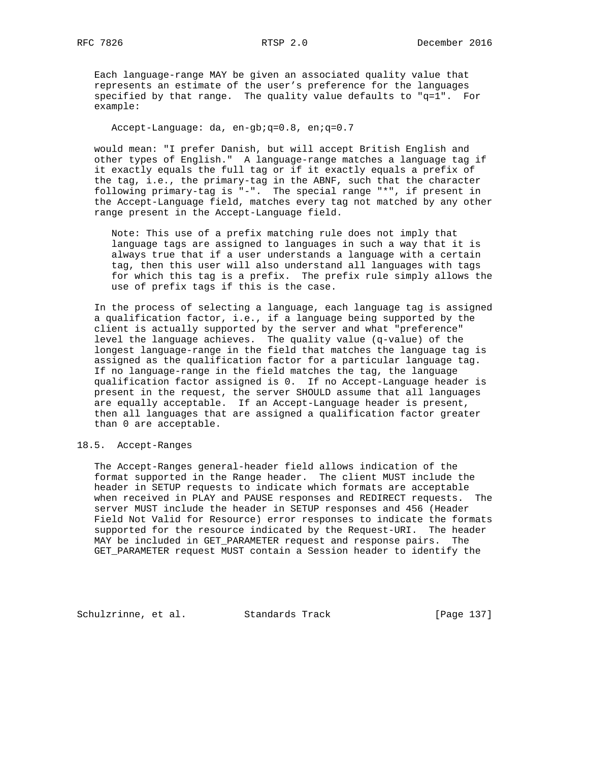Each language-range MAY be given an associated quality value that represents an estimate of the user's preference for the languages specified by that range. The quality value defaults to "q=1". For example:

```
Accept-Language: da, en-gb;q=0.8, en;q=0.7
```

would mean: "I prefer Danish, but will accept British English and other types of English." A language-range matches a language tag if it exactly equals the full tag or if it exactly equals a prefix of the tag, i.e., the primary-tag in the ABNF, such that the character following primary-tag is "-". The special range "*", if present in the Accept-Language field, matches every tag not matched by any other range present in the Accept-Language field.

> Note: This use of a prefix matching rule does not imply that language tags are assigned to languages in such a way that it is always true that if a user understands a language with a certain tag, then this user will also understand all languages with tags for which this tag is a prefix. The prefix rule simply allows the use of prefix tags if this is the case.

In the process of selecting a language, each language tag is assigned a qualification factor, i.e., if a language being supported by the client is actually supported by the server and what "preference" level the language achieves. The quality value (q-value) of the longest language-range in the field that matches the language tag is assigned as the qualification factor for a particular language tag. If no language-range in the field matches the tag, the language qualification factor assigned is 0. If no Accept-Language header is present in the request, the server SHOULD assume that all languages are equally acceptable. If an Accept-Language header is present, then all languages that are assigned a qualification factor greater than 0 are acceptable.

## 18.5. Accept-Ranges

The Accept-Ranges general-header field allows indication of the format supported in the Range header. The client MUST include the header in SETUP requests to indicate which formats are acceptable when received in PLAY and PAUSE responses and REDIRECT requests. The server MUST include the header in SETUP responses and 456 (Header Field Not Valid for Resource) error responses to indicate the formats supported for the resource indicated by the Request-URI. The header MAY be included in GET_PARAMETER request and response pairs. The GET_PARAMETER request MUST contain a Session header to identify the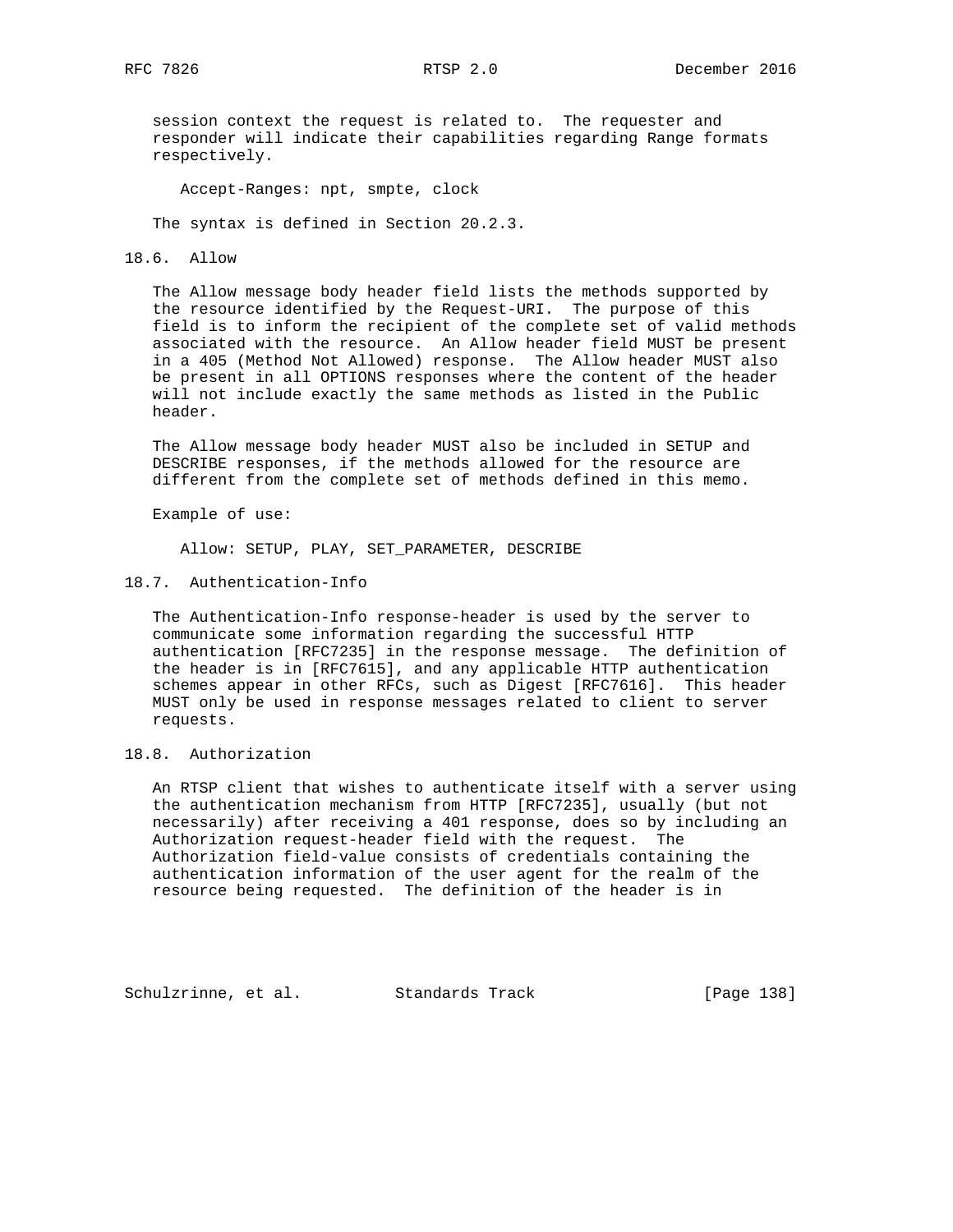session context the request is related to. The requester and responder will indicate their capabilities regarding Range formats respectively.

```
Accept-Ranges: npt, smpte, clock
```

The syntax is defined in Section 20.2.3.

### 18.6. Allow

The Allow message body header field lists the methods supported by the resource identified by the Request-URI. The purpose of this field is to inform the recipient of the complete set of valid methods associated with the resource. An Allow header field MUST be present in a 405 (Method Not Allowed) response. The Allow header MUST also be present in all OPTIONS responses where the content of the header will not include exactly the same methods as listed in the Public header.

The Allow message body header MUST also be included in SETUP and DESCRIBE responses, if the methods allowed for the resource are different from the complete set of methods defined in this memo.

Example of use:

```
Allow: SETUP, PLAY, SET_PARAMETER, DESCRIBE
```

### 18.7. Authentication-Info

The Authentication-Info response-header is used by the server to communicate some information regarding the successful HTTP authentication [RFC7235] in the response message. The definition of the header is in [RFC7615], and any applicable HTTP authentication schemes appear in other RFCs, such as Digest [RFC7616]. This header MUST only be used in response messages related to client to server requests.

### 18.8. Authorization

An RTSP client that wishes to authenticate itself with a server using the authentication mechanism from HTTP [RFC7235], usually (but not necessarily) after receiving a 401 response, does so by including an Authorization request-header field with the request. The Authorization field-value consists of credentials containing the authentication information of the user agent for the realm of the resource being requested. The definition of the header is in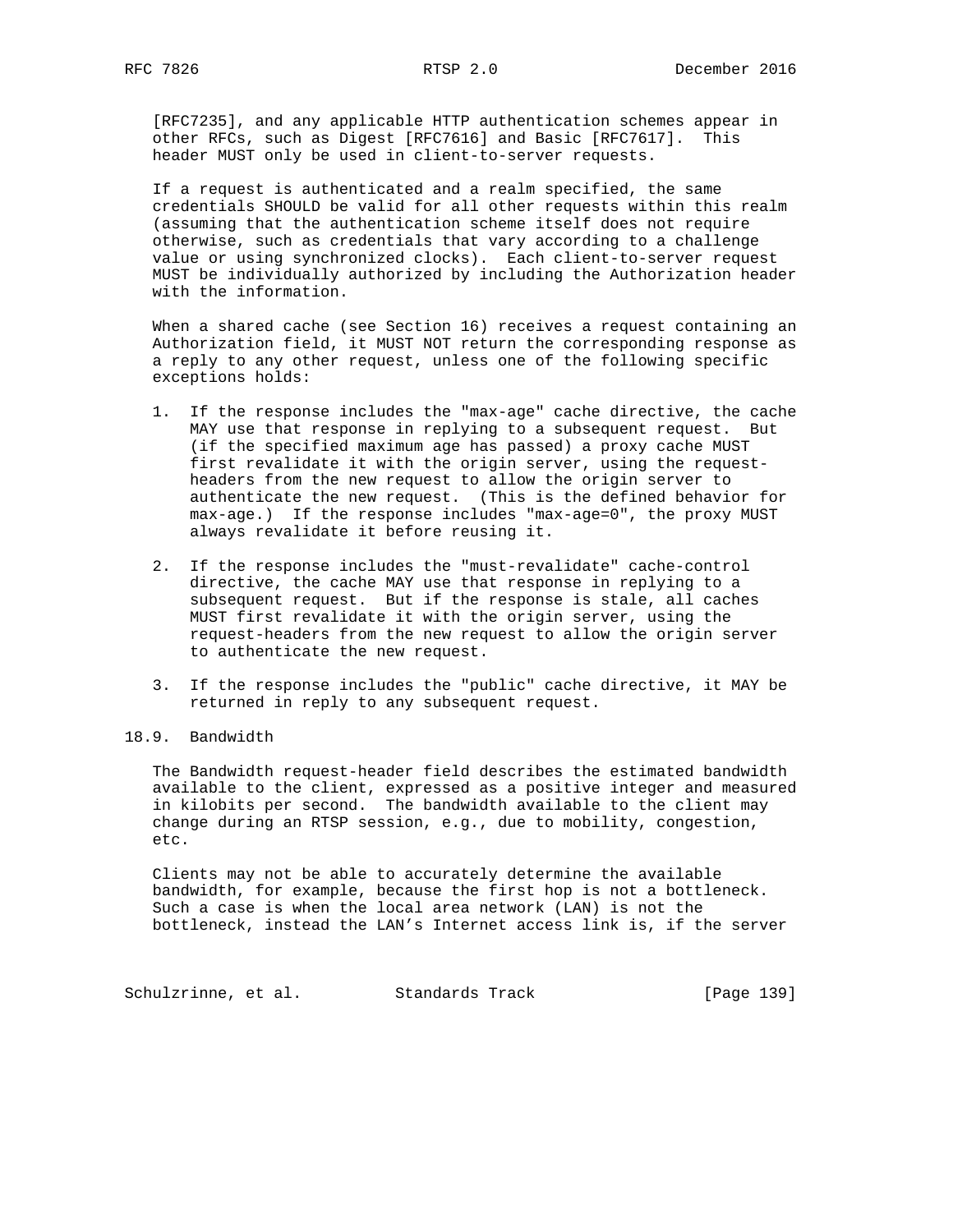[RFC7235], and any applicable HTTP authentication schemes appear in other RFCs, such as Digest [RFC7616] and Basic [RFC7617]. This header MUST only be used in client-to-server requests.

If a request is authenticated and a realm specified, the same credentials SHOULD be valid for all other requests within this realm (assuming that the authentication scheme itself does not require otherwise, such as credentials that vary according to a challenge value or using synchronized clocks). Each client-to-server request MUST be individually authorized by including the Authorization header with the information.

When a shared cache (see Section 16) receives a request containing an Authorization field, it MUST NOT return the corresponding response as a reply to any other request, unless one of the following specific exceptions holds:

1. If the response includes the "max-age" cache directive, the cache MAY use that response in replying to a subsequent request. But (if the specified maximum age has passed) a proxy cache MUST first revalidate it with the origin server, using the request-headers from the new request to allow the origin server to authenticate the new request. (This is the defined behavior for max-age.) If the response includes "max-age=0", the proxy MUST always revalidate it before reusing it.

2. If the response includes the "must-revalidate" cache-control directive, the cache MAY use that response in replying to a subsequent request. But if the response is stale, all caches MUST first revalidate it with the origin server, using the request-headers from the new request to allow the origin server to authenticate the new request.

3. If the response includes the "public" cache directive, it MAY be returned in reply to any subsequent request.

## 18.9. Bandwidth

The Bandwidth request-header field describes the estimated bandwidth available to the client, expressed as a positive integer and measured in kilobits per second. The bandwidth available to the client may change during an RTSP session, e.g., due to mobility, congestion, etc.

Clients may not be able to accurately determine the available bandwidth, for example, because the first hop is not a bottleneck. Such a case is when the local area network (LAN) is not the bottleneck, instead the LAN's Internet access link is, if the server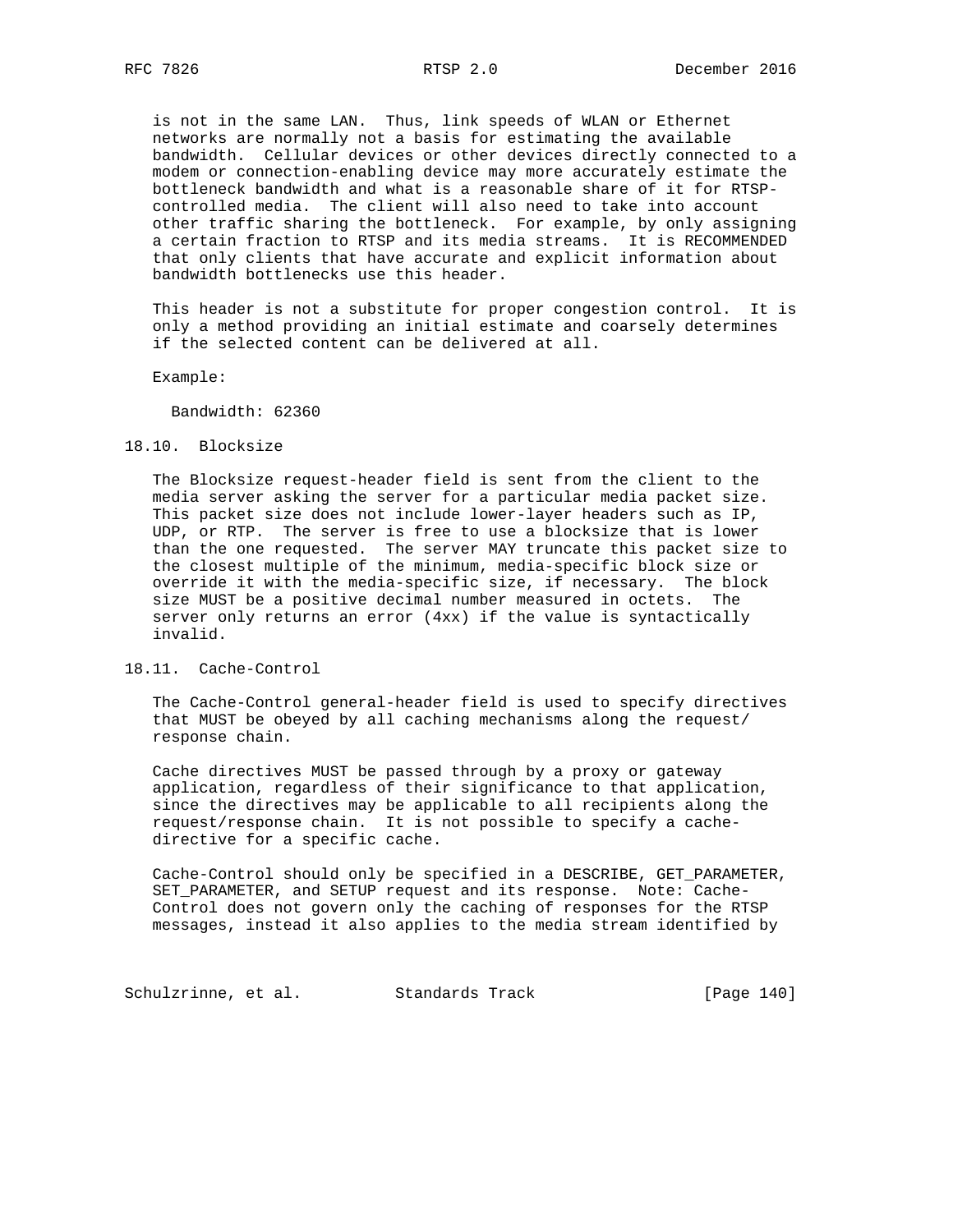is not in the same LAN. Thus, link speeds of WLAN or Ethernet networks are normally not a basis for estimating the available bandwidth. Cellular devices or other devices directly connected to a modem or connection-enabling device may more accurately estimate the bottleneck bandwidth and what is a reasonable share of it for RTSP-controlled media. The client will also need to take into account other traffic sharing the bottleneck. For example, by only assigning a certain fraction to RTSP and its media streams. It is RECOMMENDED that only clients that have accurate and explicit information about bandwidth bottlenecks use this header.

This header is not a substitute for proper congestion control. It is only a method providing an initial estimate and coarsely determines if the selected content can be delivered at all.

Example:

```
Bandwidth: 62360
```

## 18.10. Blocksize

The Blocksize request-header field is sent from the client to the media server asking the server for a particular media packet size. This packet size does not include lower-layer headers such as IP, UDP, or RTP. The server is free to use a blocksize that is lower than the one requested. The server MAY truncate this packet size to the closest multiple of the minimum, media-specific block size or override it with the media-specific size, if necessary. The block size MUST be a positive decimal number measured in octets. The server only returns an error (4xx) if the value is syntactically invalid.

## 18.11. Cache-Control

The Cache-Control general-header field is used to specify directives that MUST be obeyed by all caching mechanisms along the request/response chain.

Cache directives MUST be passed through by a proxy or gateway application, regardless of their significance to that application, since the directives may be applicable to all recipients along the request/response chain. It is not possible to specify a cache-directive for a specific cache.

Cache-Control should only be specified in a DESCRIBE, GET_PARAMETER, SET_PARAMETER, and SETUP request and its response. Note: Cache-Control does not govern only the caching of responses for the RTSP messages, instead it also applies to the media stream identified by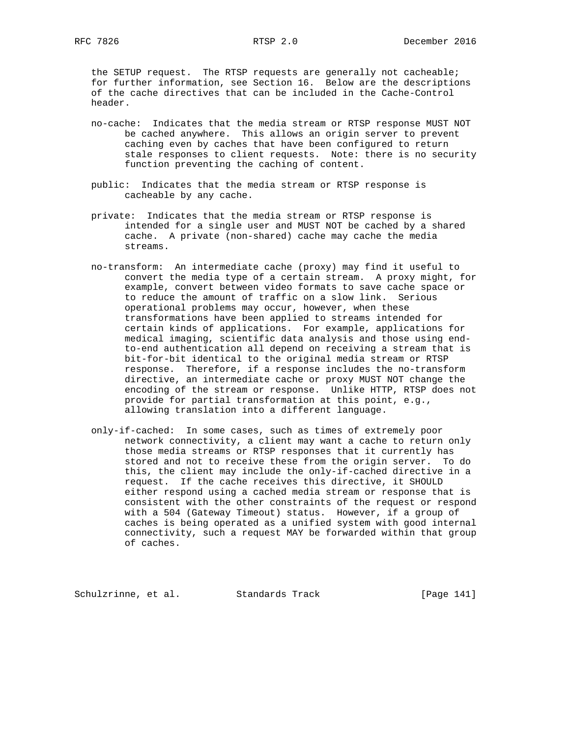the SETUP request. The RTSP requests are generally not cacheable; for further information, see Section 16. Below are the descriptions of the cache directives that can be included in the Cache-Control header.

no-cache: Indicates that the media stream or RTSP response MUST NOT be cached anywhere. This allows an origin server to prevent caching even by caches that have been configured to return stale responses to client requests. Note: there is no security function preventing the caching of content.

public: Indicates that the media stream or RTSP response is cacheable by any cache.

private: Indicates that the media stream or RTSP response is intended for a single user and MUST NOT be cached by a shared cache. A private (non-shared) cache may cache the media streams.

no-transform: An intermediate cache (proxy) may find it useful to convert the media type of a certain stream. A proxy might, for example, convert between video formats to save cache space or to reduce the amount of traffic on a slow link. Serious operational problems may occur, however, when these transformations have been applied to streams intended for certain kinds of applications. For example, applications for medical imaging, scientific data analysis and those using end-to-end authentication all depend on receiving a stream that is bit-for-bit identical to the original media stream or RTSP response. Therefore, if a response includes the no-transform directive, an intermediate cache or proxy MUST NOT change the encoding of the stream or response. Unlike HTTP, RTSP does not provide for partial transformation at this point, e.g., allowing translation into a different language.

only-if-cached: In some cases, such as times of extremely poor network connectivity, a client may want a cache to return only those media streams or RTSP responses that it currently has stored and not to receive these from the origin server. To do this, the client may include the only-if-cached directive in a request. If the cache receives this directive, it SHOULD either respond using a cached media stream or response that is consistent with the other constraints of the request or respond with a 504 (Gateway Timeout) status. However, if a group of caches is being operated as a unified system with good internal connectivity, such a request MAY be forwarded within that group of caches.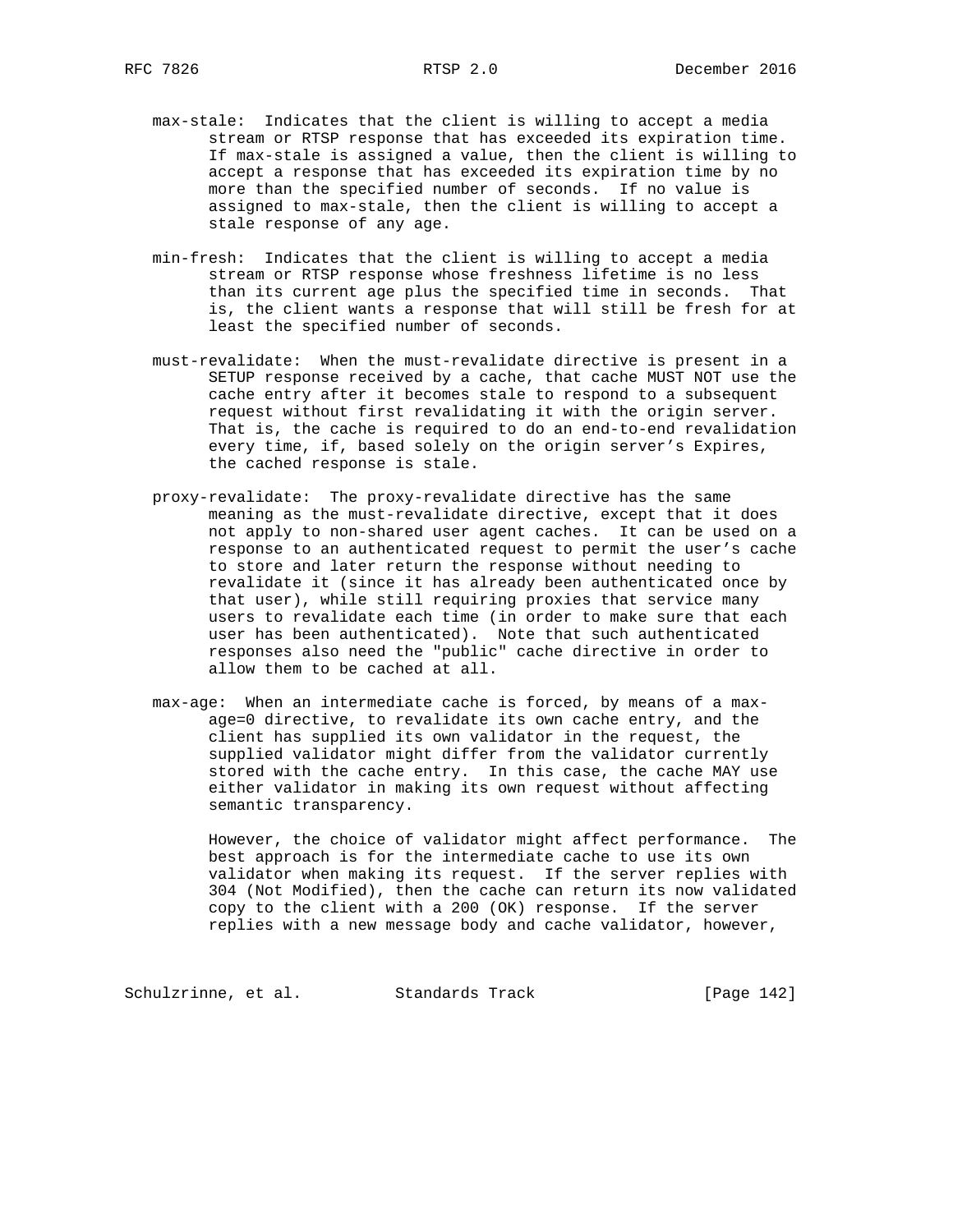max-stale: Indicates that the client is willing to accept a media stream or RTSP response that has exceeded its expiration time. If max-stale is assigned a value, then the client is willing to accept a response that has exceeded its expiration time by no more than the specified number of seconds. If no value is assigned to max-stale, then the client is willing to accept a stale response of any age.

min-fresh: Indicates that the client is willing to accept a media stream or RTSP response whose freshness lifetime is no less than its current age plus the specified time in seconds. That is, the client wants a response that will still be fresh for at least the specified number of seconds.

must-revalidate: When the must-revalidate directive is present in a SETUP response received by a cache, that cache MUST NOT use the cache entry after it becomes stale to respond to a subsequent request without first revalidating it with the origin server. That is, the cache is required to do an end-to-end revalidation every time, if, based solely on the origin server's Expires, the cached response is stale.

proxy-revalidate: The proxy-revalidate directive has the same meaning as the must-revalidate directive, except that it does not apply to non-shared user agent caches. It can be used on a response to an authenticated request to permit the user's cache to store and later return the response without needing to revalidate it (since it has already been authenticated once by that user), while still requiring proxies that service many users to revalidate each time (in order to make sure that each user has been authenticated). Note that such authenticated responses also need the "public" cache directive in order to allow them to be cached at all.

max-age: When an intermediate cache is forced, by means of a max-age=0 directive, to revalidate its own cache entry, and the client has supplied its own validator in the request, the supplied validator might differ from the validator currently stored with the cache entry. In this case, the cache MAY use either validator in making its own request without affecting semantic transparency.

However, the choice of validator might affect performance. The best approach is for the intermediate cache to use its own validator when making its request. If the server replies with 304 (Not Modified), then the cache can return its now validated copy to the client with a 200 (OK) response. If the server replies with a new message body and cache validator, however,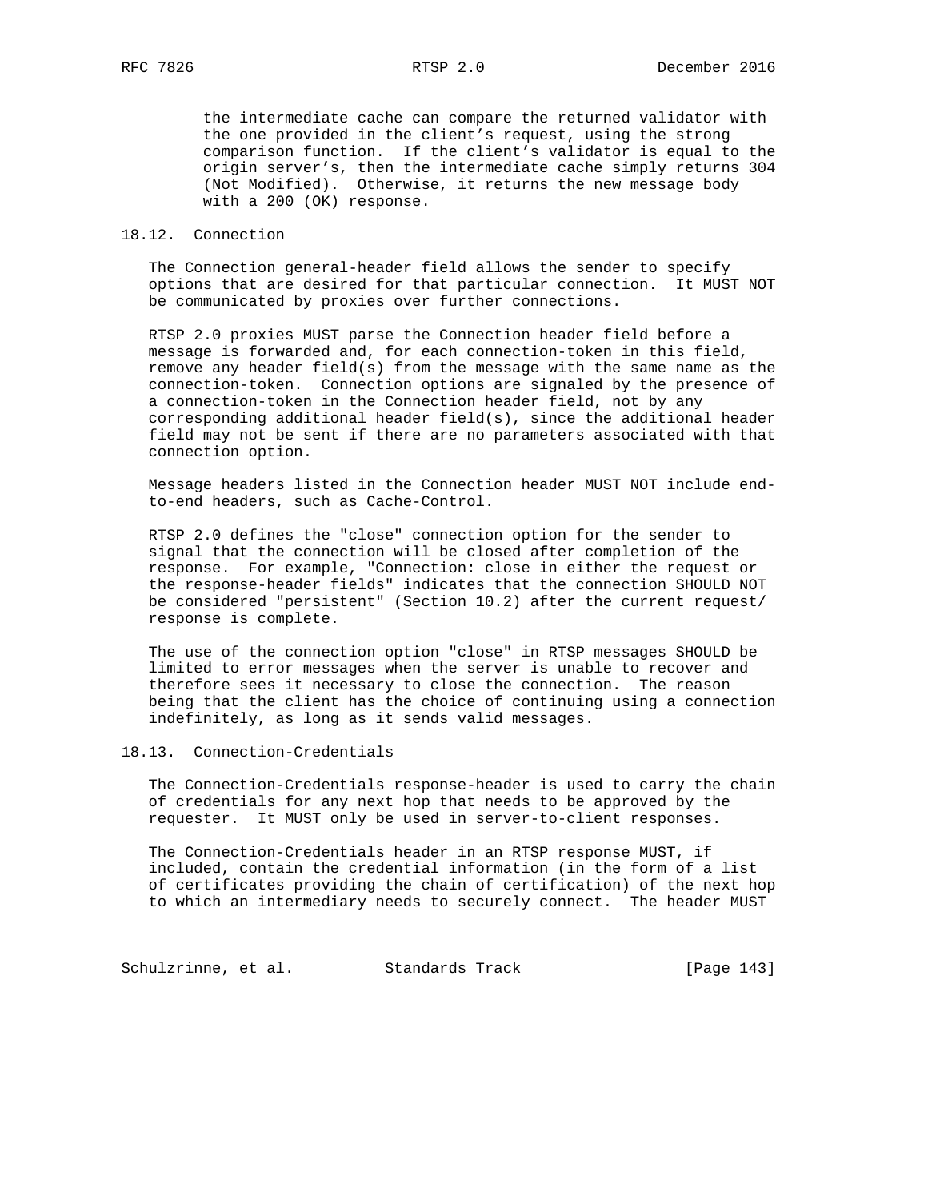the intermediate cache can compare the returned validator with the one provided in the client's request, using the strong comparison function. If the client's validator is equal to the origin server's, then the intermediate cache simply returns 304 (Not Modified). Otherwise, it returns the new message body with a 200 (OK) response.

## 18.12. Connection

The Connection general-header field allows the sender to specify options that are desired for that particular connection. It MUST NOT be communicated by proxies over further connections.

RTSP 2.0 proxies MUST parse the Connection header field before a message is forwarded and, for each connection-token in this field, remove any header field(s) from the message with the same name as the connection-token. Connection options are signaled by the presence of a connection-token in the Connection header field, not by any corresponding additional header field(s), since the additional header field may not be sent if there are no parameters associated with that connection option.

Message headers listed in the Connection header MUST NOT include end-to-end headers, such as Cache-Control.

RTSP 2.0 defines the "close" connection option for the sender to signal that the connection will be closed after completion of the response. For example, "Connection: close in either the request or the response-header fields" indicates that the connection SHOULD NOT be considered "persistent" (Section 10.2) after the current request/response is complete.

The use of the connection option "close" in RTSP messages SHOULD be limited to error messages when the server is unable to recover and therefore sees it necessary to close the connection. The reason being that the client has the choice of continuing using a connection indefinitely, as long as it sends valid messages.

## 18.13. Connection-Credentials

The Connection-Credentials response-header is used to carry the chain of credentials for any next hop that needs to be approved by the requester. It MUST only be used in server-to-client responses.

The Connection-Credentials header in an RTSP response MUST, if included, contain the credential information (in the form of a list of certificates providing the chain of certification) of the next hop to which an intermediary needs to securely connect. The header MUST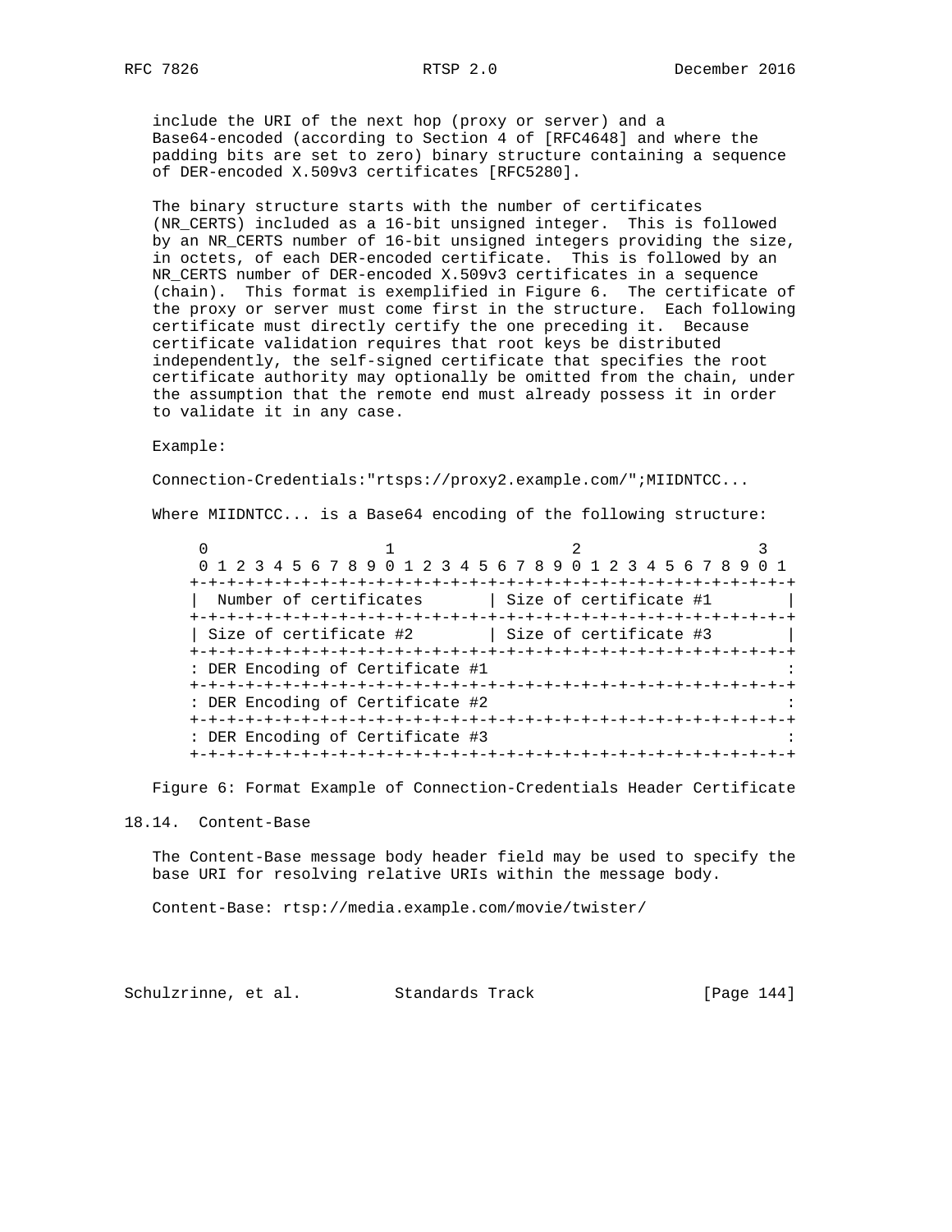include the URI of the next hop (proxy or server) and a Base64-encoded (according to Section 4 of [RFC4648] and where the padding bits are set to zero) binary structure containing a sequence of DER-encoded X.509v3 certificates [RFC5280].

The binary structure starts with the number of certificates (NR_CERTS) included as a 16-bit unsigned integer. This is followed by an NR_CERTS number of 16-bit unsigned integers providing the size, in octets, of each DER-encoded certificate. This is followed by an NR_CERTS number of DER-encoded X.509v3 certificates in a sequence (chain). This format is exemplified in Figure 6. The certificate of the proxy or server must come first in the structure. Each following certificate must directly certify the one preceding it. Because certificate validation requires that root keys be distributed independently, the self-signed certificate that specifies the root certificate authority may optionally be omitted from the chain, under the assumption that the remote end must already possess it in order to validate it in any case.

Example:

```
Connection-Credentials:"rtsps://proxy2.example.com/";MIIDNTCC...
```

Where MIIDNTCC... is a Base64 encoding of the following structure:

```
 0                   1                   2                   3
 0 1 2 3 4 5 6 7 8 9 0 1 2 3 4 5 6 7 8 9 0 1 2 3 4 5 6 7 8 9 0 1
+-+-+-+-+-+-+-+-+-+-+-+-+-+-+-+-+-+-+-+-+-+-+-+-+-+-+-+-+-+-+-+-+
|  Number of certificates       | Size of certificate #1        |
+-+-+-+-+-+-+-+-+-+-+-+-+-+-+-+-+-+-+-+-+-+-+-+-+-+-+-+-+-+-+-+-+
| Size of certificate #2        | Size of certificate #3        |
+-+-+-+-+-+-+-+-+-+-+-+-+-+-+-+-+-+-+-+-+-+-+-+-+-+-+-+-+-+-+-+-+
: DER Encoding of Certificate #1                                :
+-+-+-+-+-+-+-+-+-+-+-+-+-+-+-+-+-+-+-+-+-+-+-+-+-+-+-+-+-+-+-+-+
: DER Encoding of Certificate #2                                :
+-+-+-+-+-+-+-+-+-+-+-+-+-+-+-+-+-+-+-+-+-+-+-+-+-+-+-+-+-+-+-+-+
: DER Encoding of Certificate #3                                :
+-+-+-+-+-+-+-+-+-+-+-+-+-+-+-+-+-+-+-+-+-+-+-+-+-+-+-+-+-+-+-+-+
```

Figure 6: Format Example of Connection-Credentials Header Certificate

## 18.14. Content-Base

The Content-Base message body header field may be used to specify the base URI for resolving relative URIs within the message body.

```
Content-Base: rtsp://media.example.com/movie/twister/
```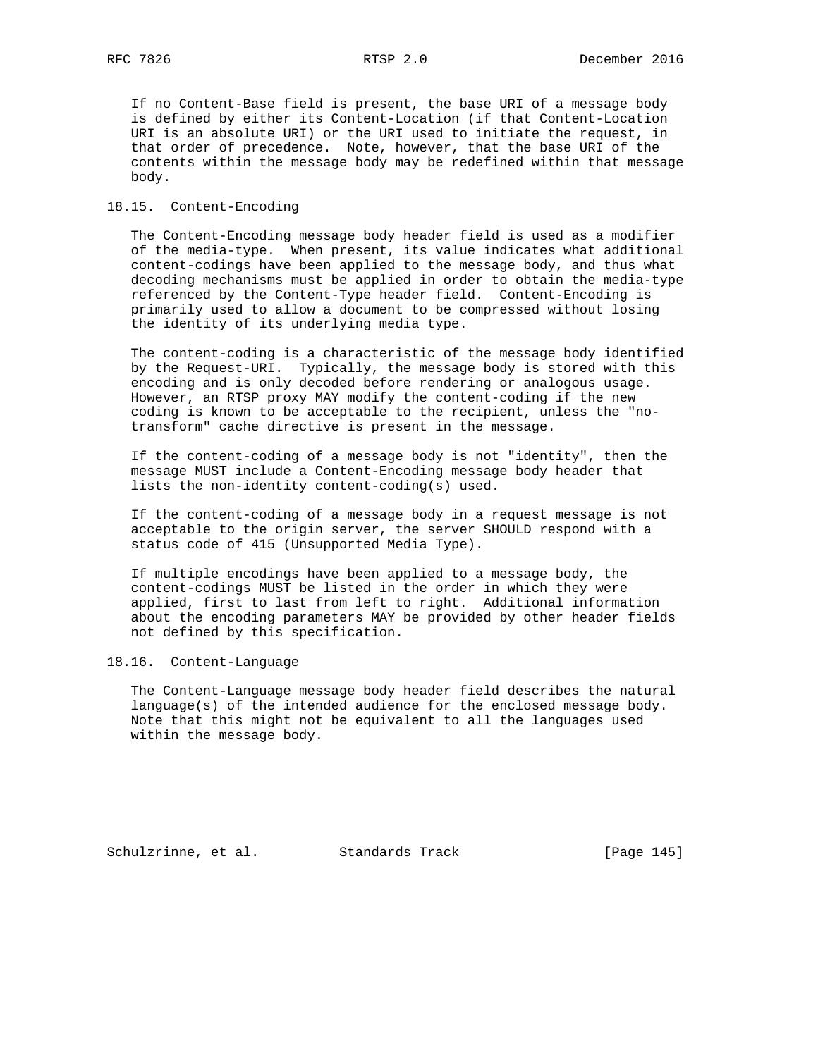If no Content-Base field is present, the base URI of a message body is defined by either its Content-Location (if that Content-Location URI is an absolute URI) or the URI used to initiate the request, in that order of precedence. Note, however, that the base URI of the contents within the message body may be redefined within that message body.

### 18.15. Content-Encoding

The Content-Encoding message body header field is used as a modifier of the media-type. When present, its value indicates what additional content-codings have been applied to the message body, and thus what decoding mechanisms must be applied in order to obtain the media-type referenced by the Content-Type header field. Content-Encoding is primarily used to allow a document to be compressed without losing the identity of its underlying media type.

The content-coding is a characteristic of the message body identified by the Request-URI. Typically, the message body is stored with this encoding and is only decoded before rendering or analogous usage. However, an RTSP proxy MAY modify the content-coding if the new coding is known to be acceptable to the recipient, unless the "no-transform" cache directive is present in the message.

If the content-coding of a message body is not "identity", then the message MUST include a Content-Encoding message body header that lists the non-identity content-coding(s) used.

If the content-coding of a message body in a request message is not acceptable to the origin server, the server SHOULD respond with a status code of 415 (Unsupported Media Type).

If multiple encodings have been applied to a message body, the content-codings MUST be listed in the order in which they were applied, first to last from left to right. Additional information about the encoding parameters MAY be provided by other header fields not defined by this specification.

### 18.16. Content-Language

The Content-Language message body header field describes the natural language(s) of the intended audience for the enclosed message body. Note that this might not be equivalent to all the languages used within the message body.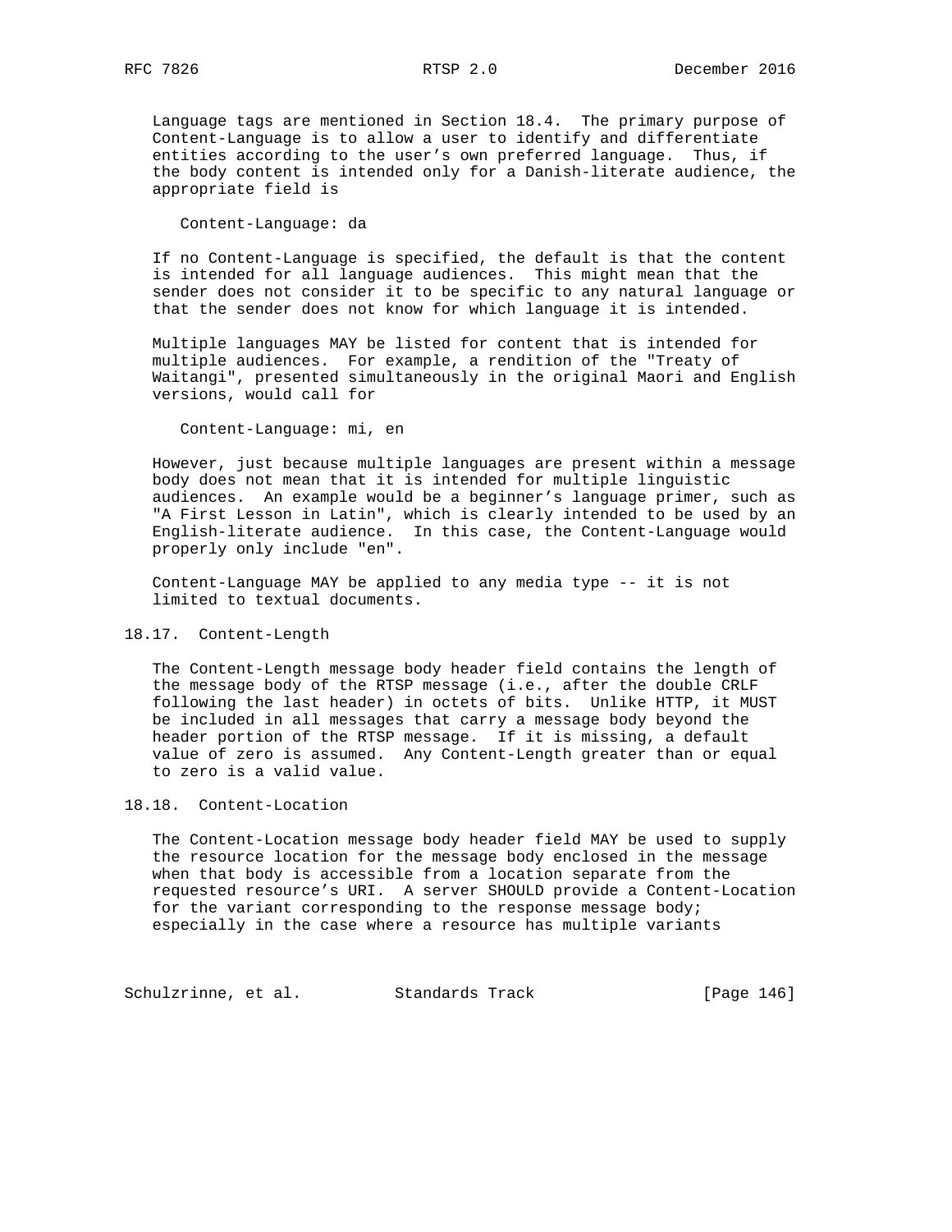Language tags are mentioned in Section 18.4. The primary purpose of Content-Language is to allow a user to identify and differentiate entities according to the user's own preferred language. Thus, if the body content is intended only for a Danish-literate audience, the appropriate field is

```
Content-Language: da
```

If no Content-Language is specified, the default is that the content is intended for all language audiences. This might mean that the sender does not consider it to be specific to any natural language or that the sender does not know for which language it is intended.

Multiple languages MAY be listed for content that is intended for multiple audiences. For example, a rendition of the "Treaty of Waitangi", presented simultaneously in the original Maori and English versions, would call for

```
Content-Language: mi, en
```

However, just because multiple languages are present within a message body does not mean that it is intended for multiple linguistic audiences. An example would be a beginner's language primer, such as "A First Lesson in Latin", which is clearly intended to be used by an English-literate audience. In this case, the Content-Language would properly only include "en".

Content-Language MAY be applied to any media type -- it is not limited to textual documents.

## 18.17. Content-Length

The Content-Length message body header field contains the length of the message body of the RTSP message (i.e., after the double CRLF following the last header) in octets of bits. Unlike HTTP, it MUST be included in all messages that carry a message body beyond the header portion of the RTSP message. If it is missing, a default value of zero is assumed. Any Content-Length greater than or equal to zero is a valid value.

## 18.18. Content-Location

The Content-Location message body header field MAY be used to supply the resource location for the message body enclosed in the message when that body is accessible from a location separate from the requested resource's URI. A server SHOULD provide a Content-Location for the variant corresponding to the response message body; especially in the case where a resource has multiple variants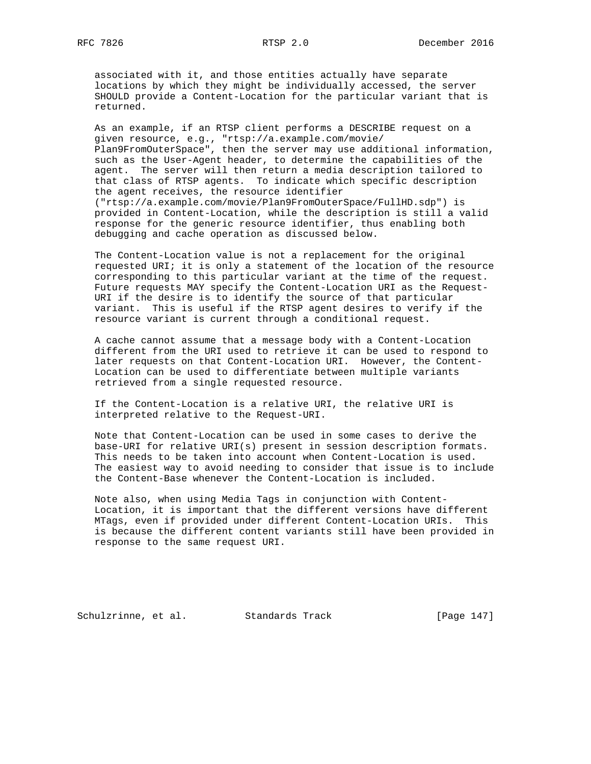associated with it, and those entities actually have separate locations by which they might be individually accessed, the server SHOULD provide a Content-Location for the particular variant that is returned.

As an example, if an RTSP client performs a DESCRIBE request on a given resource, e.g., "rtsp://a.example.com/movie/Plan9FromOuterSpace", then the server may use additional information, such as the User-Agent header, to determine the capabilities of the agent. The server will then return a media description tailored to that class of RTSP agents. To indicate which specific description the agent receives, the resource identifier ("rtsp://a.example.com/movie/Plan9FromOuterSpace/FullHD.sdp") is provided in Content-Location, while the description is still a valid response for the generic resource identifier, thus enabling both debugging and cache operation as discussed below.

The Content-Location value is not a replacement for the original requested URI; it is only a statement of the location of the resource corresponding to this particular variant at the time of the request. Future requests MAY specify the Content-Location URI as the Request-URI if the desire is to identify the source of that particular variant. This is useful if the RTSP agent desires to verify if the resource variant is current through a conditional request.

A cache cannot assume that a message body with a Content-Location different from the URI used to retrieve it can be used to respond to later requests on that Content-Location URI. However, the Content-Location can be used to differentiate between multiple variants retrieved from a single requested resource.

If the Content-Location is a relative URI, the relative URI is interpreted relative to the Request-URI.

Note that Content-Location can be used in some cases to derive the base-URI for relative URI(s) present in session description formats. This needs to be taken into account when Content-Location is used. The easiest way to avoid needing to consider that issue is to include the Content-Base whenever the Content-Location is included.

Note also, when using Media Tags in conjunction with Content-Location, it is important that the different versions have different MTags, even if provided under different Content-Location URIs. This is because the different content variants still have been provided in response to the same request URI.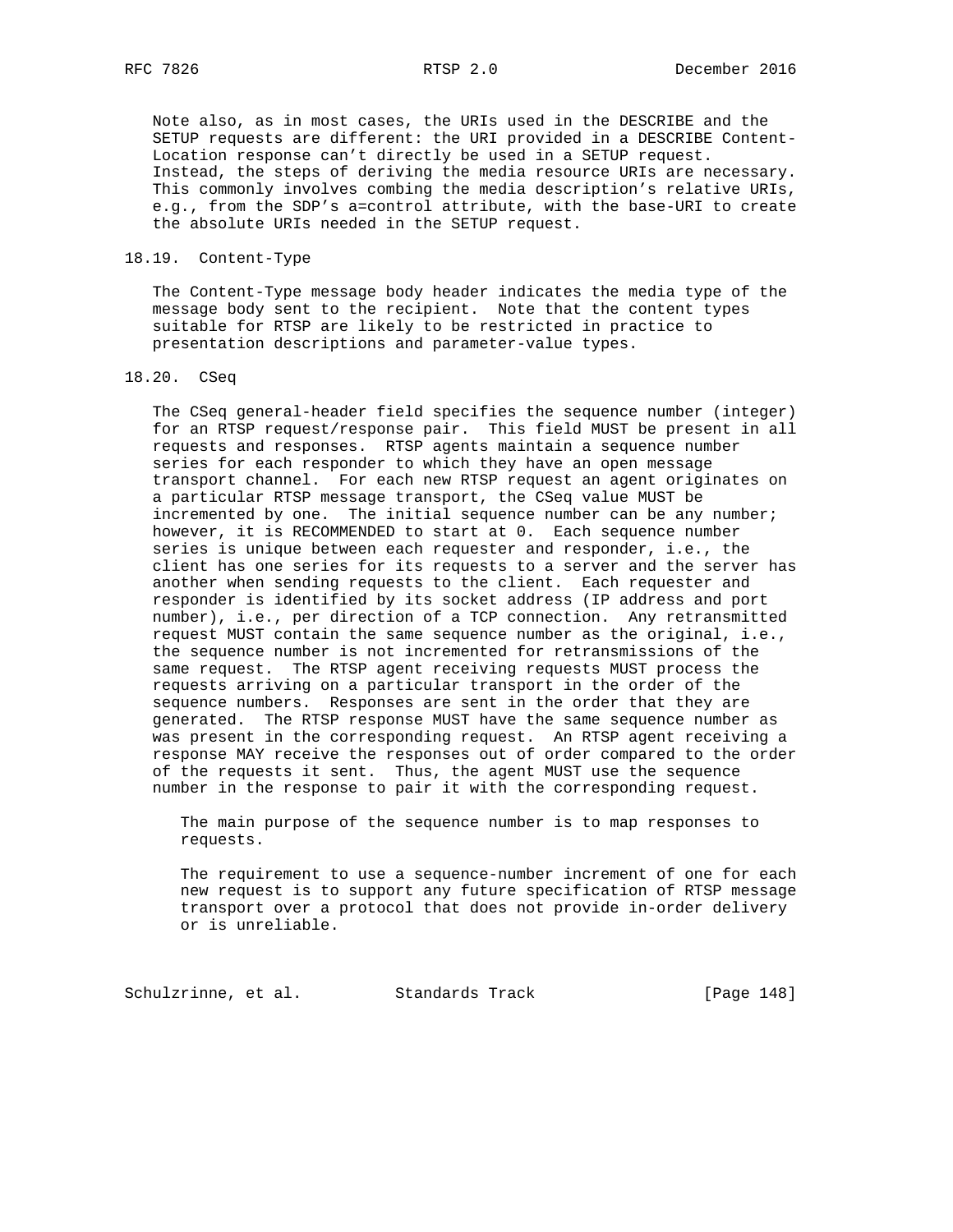Note also, as in most cases, the URIs used in the DESCRIBE and the SETUP requests are different: the URI provided in a DESCRIBE Content-Location response can't directly be used in a SETUP request. Instead, the steps of deriving the media resource URIs are necessary. This commonly involves combing the media description's relative URIs, e.g., from the SDP's a=control attribute, with the base-URI to create the absolute URIs needed in the SETUP request.

### 18.19. Content-Type

The Content-Type message body header indicates the media type of the message body sent to the recipient. Note that the content types suitable for RTSP are likely to be restricted in practice to presentation descriptions and parameter-value types.

### 18.20. CSeq

The CSeq general-header field specifies the sequence number (integer) for an RTSP request/response pair. This field MUST be present in all requests and responses. RTSP agents maintain a sequence number series for each responder to which they have an open message transport channel. For each new RTSP request an agent originates on a particular RTSP message transport, the CSeq value MUST be incremented by one. The initial sequence number can be any number; however, it is RECOMMENDED to start at 0. Each sequence number series is unique between each requester and responder, i.e., the client has one series for its requests to a server and the server has another when sending requests to the client. Each requester and responder is identified by its socket address (IP address and port number), i.e., per direction of a TCP connection. Any retransmitted request MUST contain the same sequence number as the original, i.e., the sequence number is not incremented for retransmissions of the same request. The RTSP agent receiving requests MUST process the requests arriving on a particular transport in the order of the sequence numbers. Responses are sent in the order that they are generated. The RTSP response MUST have the same sequence number as was present in the corresponding request. An RTSP agent receiving a response MAY receive the responses out of order compared to the order of the requests it sent. Thus, the agent MUST use the sequence number in the response to pair it with the corresponding request.

> The main purpose of the sequence number is to map responses to requests.
>
> The requirement to use a sequence-number increment of one for each new request is to support any future specification of RTSP message transport over a protocol that does not provide in-order delivery or is unreliable.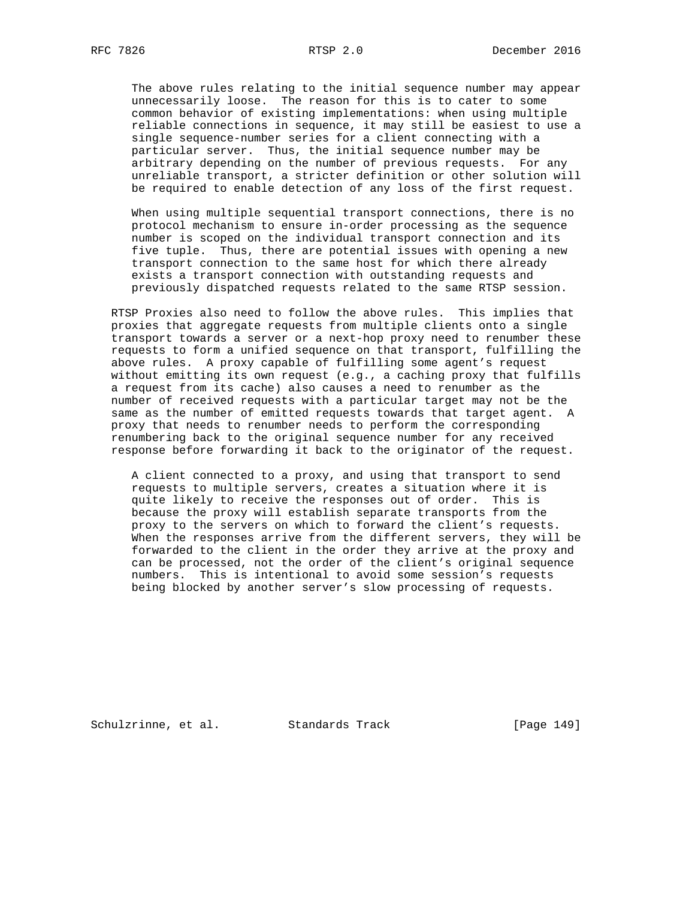The above rules relating to the initial sequence number may appear unnecessarily loose. The reason for this is to cater to some common behavior of existing implementations: when using multiple reliable connections in sequence, it may still be easiest to use a single sequence-number series for a client connecting with a particular server. Thus, the initial sequence number may be arbitrary depending on the number of previous requests. For any unreliable transport, a stricter definition or other solution will be required to enable detection of any loss of the first request.

When using multiple sequential transport connections, there is no protocol mechanism to ensure in-order processing as the sequence number is scoped on the individual transport connection and its five tuple. Thus, there are potential issues with opening a new transport connection to the same host for which there already exists a transport connection with outstanding requests and previously dispatched requests related to the same RTSP session.

RTSP Proxies also need to follow the above rules. This implies that proxies that aggregate requests from multiple clients onto a single transport towards a server or a next-hop proxy need to renumber these requests to form a unified sequence on that transport, fulfilling the above rules. A proxy capable of fulfilling some agent's request without emitting its own request (e.g., a caching proxy that fulfills a request from its cache) also causes a need to renumber as the number of received requests with a particular target may not be the same as the number of emitted requests towards that target agent. A proxy that needs to renumber needs to perform the corresponding renumbering back to the original sequence number for any received response before forwarding it back to the originator of the request.

A client connected to a proxy, and using that transport to send requests to multiple servers, creates a situation where it is quite likely to receive the responses out of order. This is because the proxy will establish separate transports from the proxy to the servers on which to forward the client's requests. When the responses arrive from the different servers, they will be forwarded to the client in the order they arrive at the proxy and can be processed, not the order of the client's original sequence numbers. This is intentional to avoid some session's requests being blocked by another server's slow processing of requests.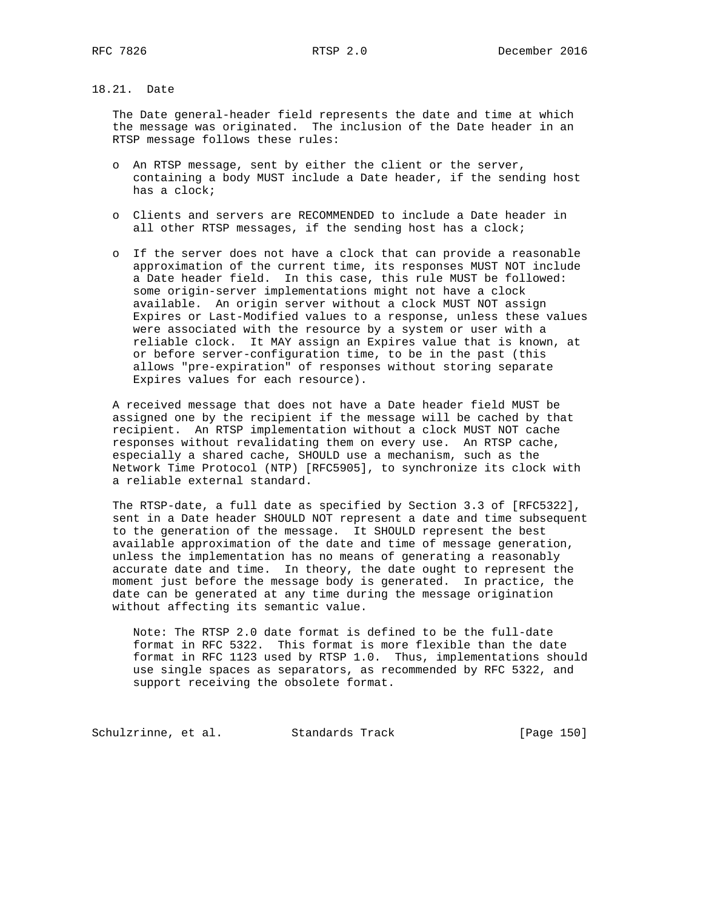### 18.21. Date

The Date general-header field represents the date and time at which the message was originated. The inclusion of the Date header in an RTSP message follows these rules:

- An RTSP message, sent by either the client or the server, containing a body MUST include a Date header, if the sending host has a clock;
- Clients and servers are RECOMMENDED to include a Date header in all other RTSP messages, if the sending host has a clock;
- If the server does not have a clock that can provide a reasonable approximation of the current time, its responses MUST NOT include a Date header field. In this case, this rule MUST be followed: some origin-server implementations might not have a clock available. An origin server without a clock MUST NOT assign Expires or Last-Modified values to a response, unless these values were associated with the resource by a system or user with a reliable clock. It MAY assign an Expires value that is known, at or before server-configuration time, to be in the past (this allows "pre-expiration" of responses without storing separate Expires values for each resource).

A received message that does not have a Date header field MUST be assigned one by the recipient if the message will be cached by that recipient. An RTSP implementation without a clock MUST NOT cache responses without revalidating them on every use. An RTSP cache, especially a shared cache, SHOULD use a mechanism, such as the Network Time Protocol (NTP) [RFC5905], to synchronize its clock with a reliable external standard.

The RTSP-date, a full date as specified by Section 3.3 of [RFC5322], sent in a Date header SHOULD NOT represent a date and time subsequent to the generation of the message. It SHOULD represent the best available approximation of the date and time of message generation, unless the implementation has no means of generating a reasonably accurate date and time. In theory, the date ought to represent the moment just before the message body is generated. In practice, the date can be generated at any time during the message origination without affecting its semantic value.

> Note: The RTSP 2.0 date format is defined to be the full-date format in RFC 5322. This format is more flexible than the date format in RFC 1123 used by RTSP 1.0. Thus, implementations should use single spaces as separators, as recommended by RFC 5322, and support receiving the obsolete format.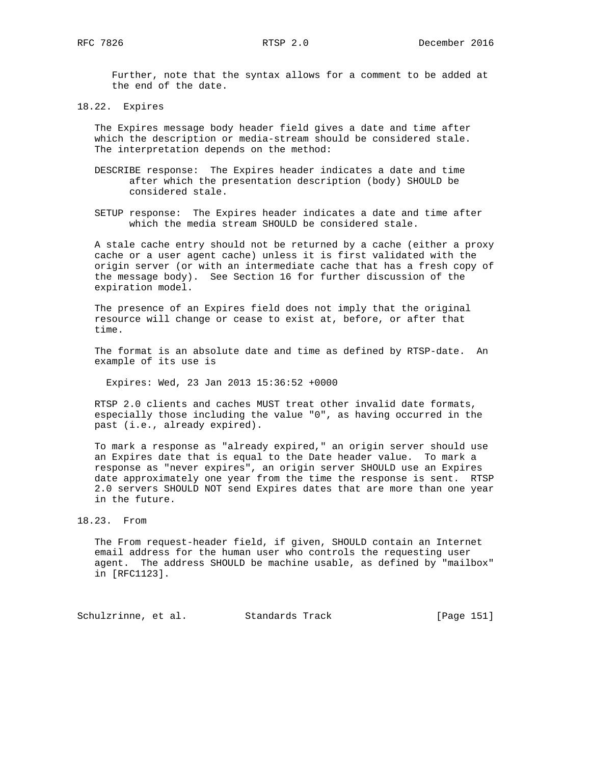Further, note that the syntax allows for a comment to be added at the end of the date.

## 18.22. Expires

The Expires message body header field gives a date and time after which the description or media-stream should be considered stale. The interpretation depends on the method:

DESCRIBE response: The Expires header indicates a date and time after which the presentation description (body) SHOULD be considered stale.

SETUP response: The Expires header indicates a date and time after which the media stream SHOULD be considered stale.

A stale cache entry should not be returned by a cache (either a proxy cache or a user agent cache) unless it is first validated with the origin server (or with an intermediate cache that has a fresh copy of the message body). See Section 16 for further discussion of the expiration model.

The presence of an Expires field does not imply that the original resource will change or cease to exist at, before, or after that time.

The format is an absolute date and time as defined by RTSP-date. An example of its use is

```
Expires: Wed, 23 Jan 2013 15:36:52 +0000
```

RTSP 2.0 clients and caches MUST treat other invalid date formats, especially those including the value "0", as having occurred in the past (i.e., already expired).

To mark a response as "already expired," an origin server should use an Expires date that is equal to the Date header value. To mark a response as "never expires", an origin server SHOULD use an Expires date approximately one year from the time the response is sent. RTSP 2.0 servers SHOULD NOT send Expires dates that are more than one year in the future.

## 18.23. From

The From request-header field, if given, SHOULD contain an Internet email address for the human user who controls the requesting user agent. The address SHOULD be machine usable, as defined by "mailbox" in [RFC1123].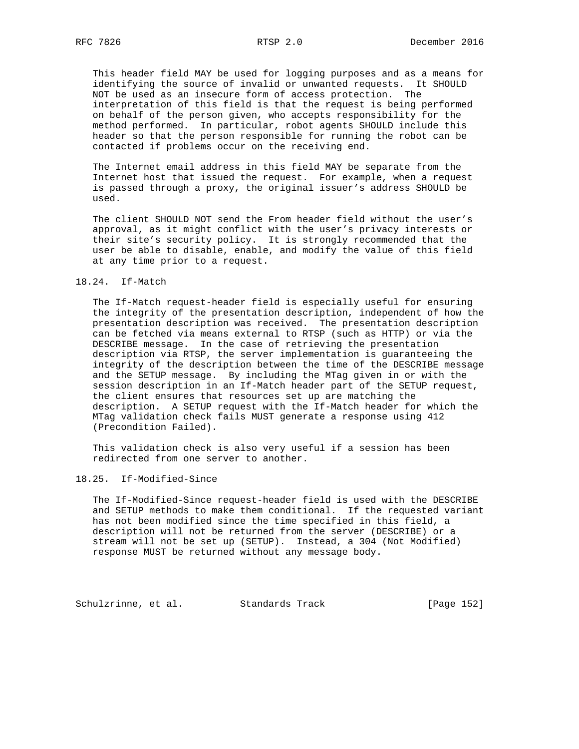This header field MAY be used for logging purposes and as a means for identifying the source of invalid or unwanted requests. It SHOULD NOT be used as an insecure form of access protection. The interpretation of this field is that the request is being performed on behalf of the person given, who accepts responsibility for the method performed. In particular, robot agents SHOULD include this header so that the person responsible for running the robot can be contacted if problems occur on the receiving end.

The Internet email address in this field MAY be separate from the Internet host that issued the request. For example, when a request is passed through a proxy, the original issuer's address SHOULD be used.

The client SHOULD NOT send the From header field without the user's approval, as it might conflict with the user's privacy interests or their site's security policy. It is strongly recommended that the user be able to disable, enable, and modify the value of this field at any time prior to a request.

## 18.24. If-Match

The If-Match request-header field is especially useful for ensuring the integrity of the presentation description, independent of how the presentation description was received. The presentation description can be fetched via means external to RTSP (such as HTTP) or via the DESCRIBE message. In the case of retrieving the presentation description via RTSP, the server implementation is guaranteeing the integrity of the description between the time of the DESCRIBE message and the SETUP message. By including the MTag given in or with the session description in an If-Match header part of the SETUP request, the client ensures that resources set up are matching the description. A SETUP request with the If-Match header for which the MTag validation check fails MUST generate a response using 412 (Precondition Failed).

This validation check is also very useful if a session has been redirected from one server to another.

## 18.25. If-Modified-Since

The If-Modified-Since request-header field is used with the DESCRIBE and SETUP methods to make them conditional. If the requested variant has not been modified since the time specified in this field, a description will not be returned from the server (DESCRIBE) or a stream will not be set up (SETUP). Instead, a 304 (Not Modified) response MUST be returned without any message body.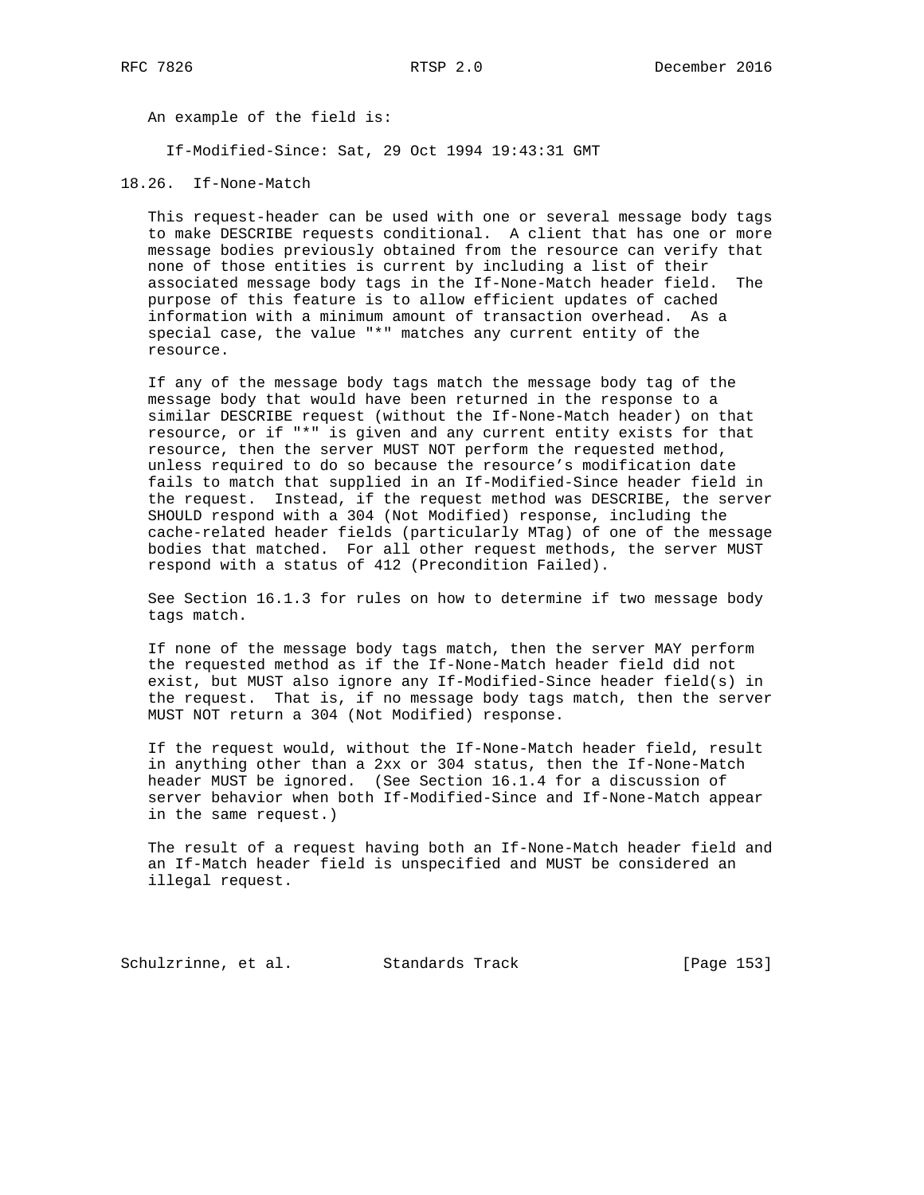An example of the field is:

```
If-Modified-Since: Sat, 29 Oct 1994 19:43:31 GMT
```

### 18.26. If-None-Match

This request-header can be used with one or several message body tags to make DESCRIBE requests conditional. A client that has one or more message bodies previously obtained from the resource can verify that none of those entities is current by including a list of their associated message body tags in the If-None-Match header field. The purpose of this feature is to allow efficient updates of cached information with a minimum amount of transaction overhead. As a special case, the value "*" matches any current entity of the resource.

If any of the message body tags match the message body tag of the message body that would have been returned in the response to a similar DESCRIBE request (without the If-None-Match header) on that resource, or if "*" is given and any current entity exists for that resource, then the server MUST NOT perform the requested method, unless required to do so because the resource's modification date fails to match that supplied in an If-Modified-Since header field in the request. Instead, if the request method was DESCRIBE, the server SHOULD respond with a 304 (Not Modified) response, including the cache-related header fields (particularly MTag) of one of the message bodies that matched. For all other request methods, the server MUST respond with a status of 412 (Precondition Failed).

See Section 16.1.3 for rules on how to determine if two message body tags match.

If none of the message body tags match, then the server MAY perform the requested method as if the If-None-Match header field did not exist, but MUST also ignore any If-Modified-Since header field(s) in the request. That is, if no message body tags match, then the server MUST NOT return a 304 (Not Modified) response.

If the request would, without the If-None-Match header field, result in anything other than a 2xx or 304 status, then the If-None-Match header MUST be ignored. (See Section 16.1.4 for a discussion of server behavior when both If-Modified-Since and If-None-Match appear in the same request.)

The result of a request having both an If-None-Match header field and an If-Match header field is unspecified and MUST be considered an illegal request.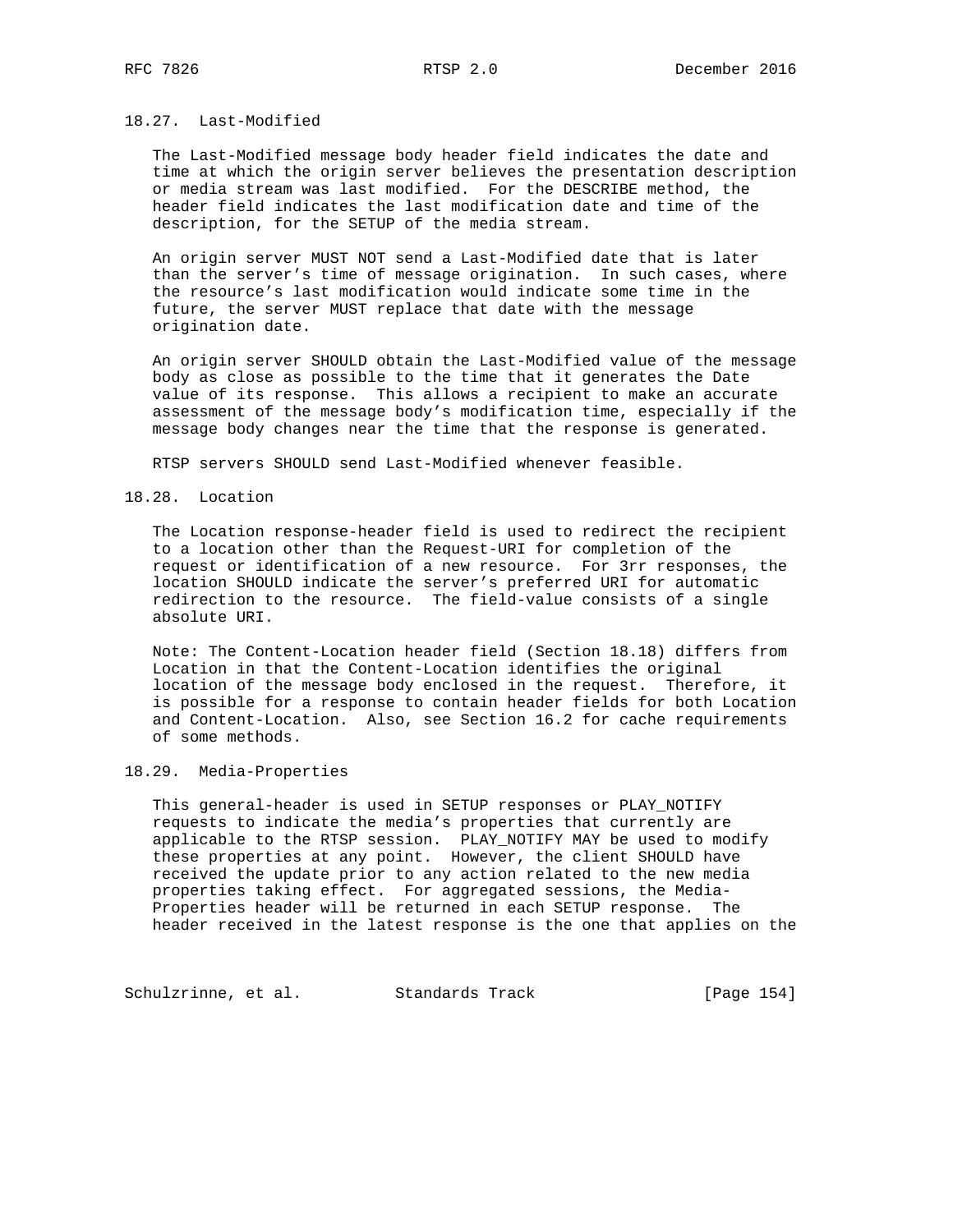### 18.27. Last-Modified

The Last-Modified message body header field indicates the date and time at which the origin server believes the presentation description or media stream was last modified. For the DESCRIBE method, the header field indicates the last modification date and time of the description, for the SETUP of the media stream.

An origin server MUST NOT send a Last-Modified date that is later than the server's time of message origination. In such cases, where the resource's last modification would indicate some time in the future, the server MUST replace that date with the message origination date.

An origin server SHOULD obtain the Last-Modified value of the message body as close as possible to the time that it generates the Date value of its response. This allows a recipient to make an accurate assessment of the message body's modification time, especially if the message body changes near the time that the response is generated.

RTSP servers SHOULD send Last-Modified whenever feasible.

### 18.28. Location

The Location response-header field is used to redirect the recipient to a location other than the Request-URI for completion of the request or identification of a new resource. For 3rr responses, the location SHOULD indicate the server's preferred URI for automatic redirection to the resource. The field-value consists of a single absolute URI.

Note: The Content-Location header field (Section 18.18) differs from Location in that the Content-Location identifies the original location of the message body enclosed in the request. Therefore, it is possible for a response to contain header fields for both Location and Content-Location. Also, see Section 16.2 for cache requirements of some methods.

### 18.29. Media-Properties

This general-header is used in SETUP responses or PLAY_NOTIFY requests to indicate the media's properties that currently are applicable to the RTSP session. PLAY_NOTIFY MAY be used to modify these properties at any point. However, the client SHOULD have received the update prior to any action related to the new media properties taking effect. For aggregated sessions, the Media-Properties header will be returned in each SETUP response. The header received in the latest response is the one that applies on the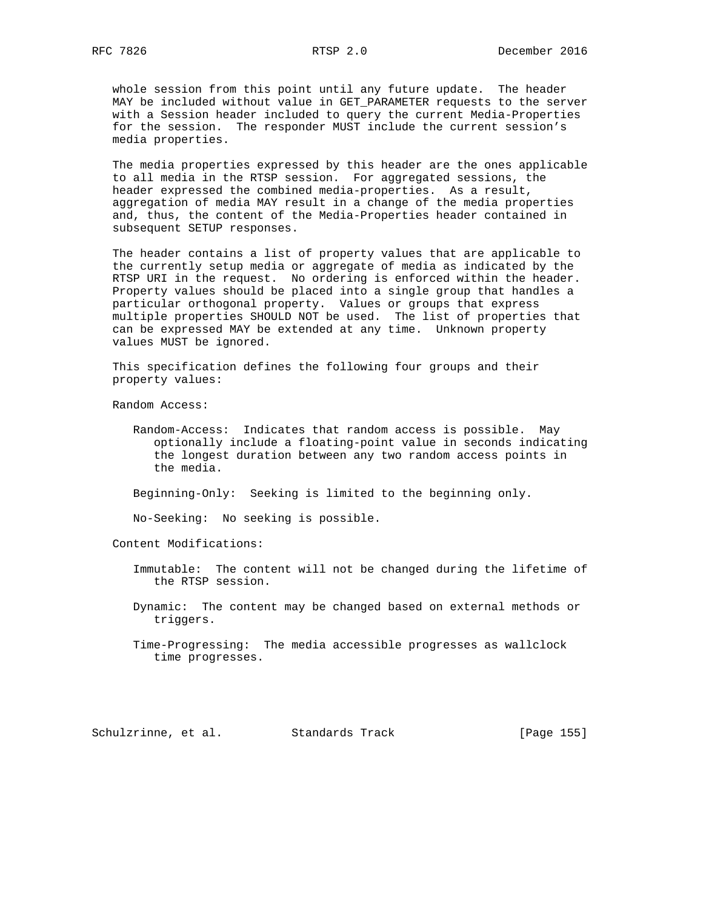whole session from this point until any future update. The header MAY be included without value in GET_PARAMETER requests to the server with a Session header included to query the current Media-Properties for the session. The responder MUST include the current session's media properties.

The media properties expressed by this header are the ones applicable to all media in the RTSP session. For aggregated sessions, the header expressed the combined media-properties. As a result, aggregation of media MAY result in a change of the media properties and, thus, the content of the Media-Properties header contained in subsequent SETUP responses.

The header contains a list of property values that are applicable to the currently setup media or aggregate of media as indicated by the RTSP URI in the request. No ordering is enforced within the header. Property values should be placed into a single group that handles a particular orthogonal property. Values or groups that express multiple properties SHOULD NOT be used. The list of properties that can be expressed MAY be extended at any time. Unknown property values MUST be ignored.

This specification defines the following four groups and their property values:

Random Access:

- Random-Access: Indicates that random access is possible. May optionally include a floating-point value in seconds indicating the longest duration between any two random access points in the media.

- Beginning-Only: Seeking is limited to the beginning only.

- No-Seeking: No seeking is possible.

Content Modifications:

- Immutable: The content will not be changed during the lifetime of the RTSP session.

- Dynamic: The content may be changed based on external methods or triggers.

- Time-Progressing: The media accessible progresses as wallclock time progresses.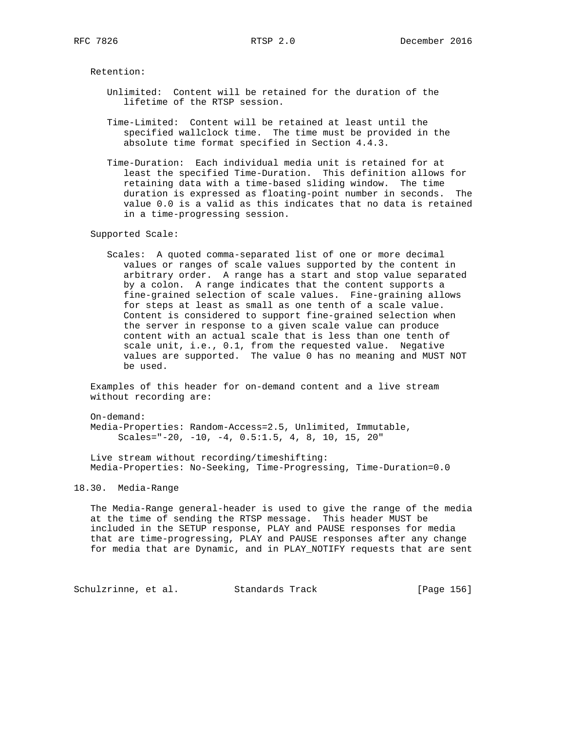Retention:

Unlimited: Content will be retained for the duration of the lifetime of the RTSP session.

Time-Limited: Content will be retained at least until the specified wallclock time. The time must be provided in the absolute time format specified in Section 4.4.3.

Time-Duration: Each individual media unit is retained for at least the specified Time-Duration. This definition allows for retaining data with a time-based sliding window. The time duration is expressed as floating-point number in seconds. The value 0.0 is a valid as this indicates that no data is retained in a time-progressing session.

Supported Scale:

Scales: A quoted comma-separated list of one or more decimal values or ranges of scale values supported by the content in arbitrary order. A range has a start and stop value separated by a colon. A range indicates that the content supports a fine-grained selection of scale values. Fine-graining allows for steps at least as small as one tenth of a scale value. Content is considered to support fine-grained selection when the server in response to a given scale value can produce content with an actual scale that is less than one tenth of scale unit, i.e., 0.1, from the requested value. Negative values are supported. The value 0 has no meaning and MUST NOT be used.

Examples of this header for on-demand content and a live stream without recording are:

On-demand:

```
Media-Properties: Random-Access=2.5, Unlimited, Immutable,
     Scales="-20, -10, -4, 0.5:1.5, 4, 8, 10, 15, 20"
```

Live stream without recording/timeshifting:

```
Media-Properties: No-Seeking, Time-Progressing, Time-Duration=0.0
```

## 18.30. Media-Range

The Media-Range general-header is used to give the range of the media at the time of sending the RTSP message. This header MUST be included in the SETUP response, PLAY and PAUSE responses for media that are time-progressing, PLAY and PAUSE responses after any change for media that are Dynamic, and in PLAY_NOTIFY requests that are sent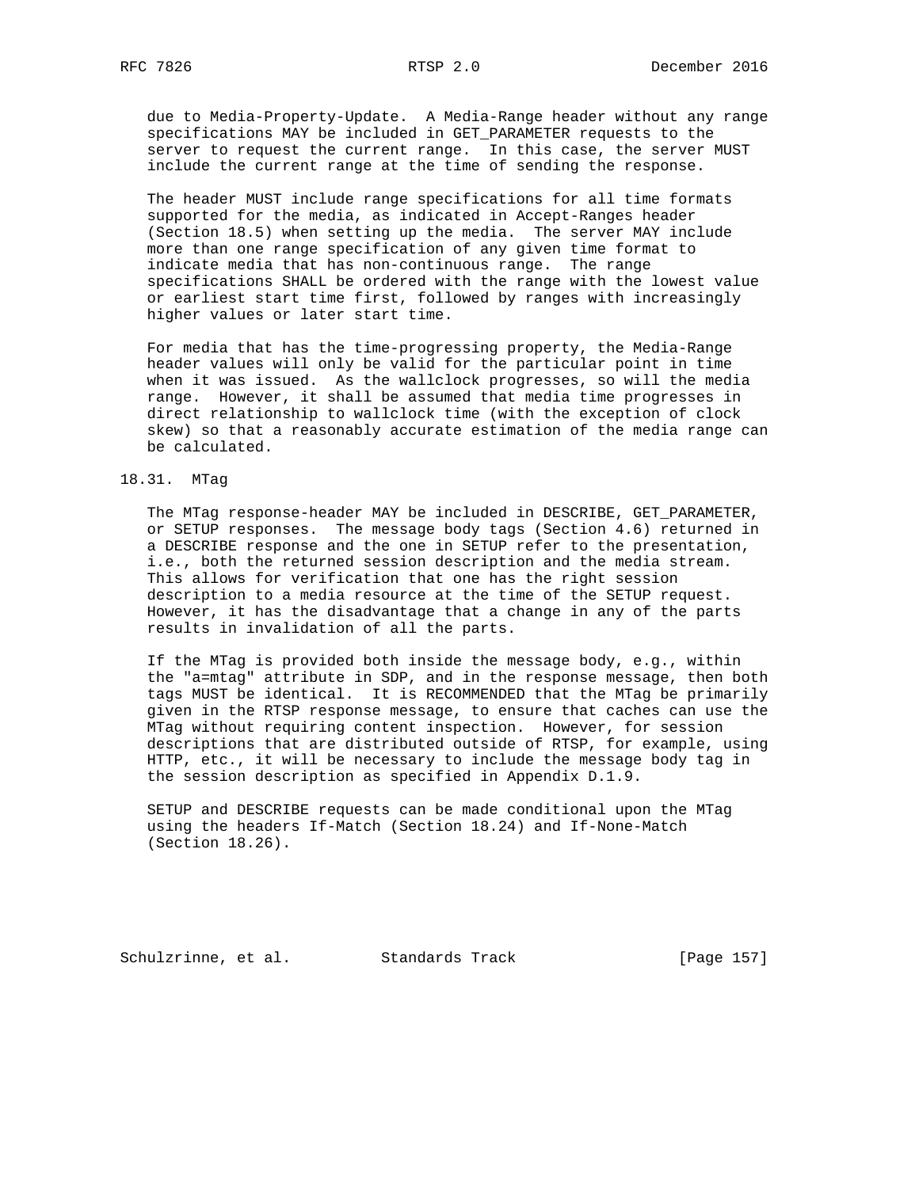due to Media-Property-Update. A Media-Range header without any range specifications MAY be included in GET_PARAMETER requests to the server to request the current range. In this case, the server MUST include the current range at the time of sending the response.

The header MUST include range specifications for all time formats supported for the media, as indicated in Accept-Ranges header (Section 18.5) when setting up the media. The server MAY include more than one range specification of any given time format to indicate media that has non-continuous range. The range specifications SHALL be ordered with the range with the lowest value or earliest start time first, followed by ranges with increasingly higher values or later start time.

For media that has the time-progressing property, the Media-Range header values will only be valid for the particular point in time when it was issued. As the wallclock progresses, so will the media range. However, it shall be assumed that media time progresses in direct relationship to wallclock time (with the exception of clock skew) so that a reasonably accurate estimation of the media range can be calculated.

## 18.31. MTag

The MTag response-header MAY be included in DESCRIBE, GET_PARAMETER, or SETUP responses. The message body tags (Section 4.6) returned in a DESCRIBE response and the one in SETUP refer to the presentation, i.e., both the returned session description and the media stream. This allows for verification that one has the right session description to a media resource at the time of the SETUP request. However, it has the disadvantage that a change in any of the parts results in invalidation of all the parts.

If the MTag is provided both inside the message body, e.g., within the "a=mtag" attribute in SDP, and in the response message, then both tags MUST be identical. It is RECOMMENDED that the MTag be primarily given in the RTSP response message, to ensure that caches can use the MTag without requiring content inspection. However, for session descriptions that are distributed outside of RTSP, for example, using HTTP, etc., it will be necessary to include the message body tag in the session description as specified in Appendix D.1.9.

SETUP and DESCRIBE requests can be made conditional upon the MTag using the headers If-Match (Section 18.24) and If-None-Match (Section 18.26).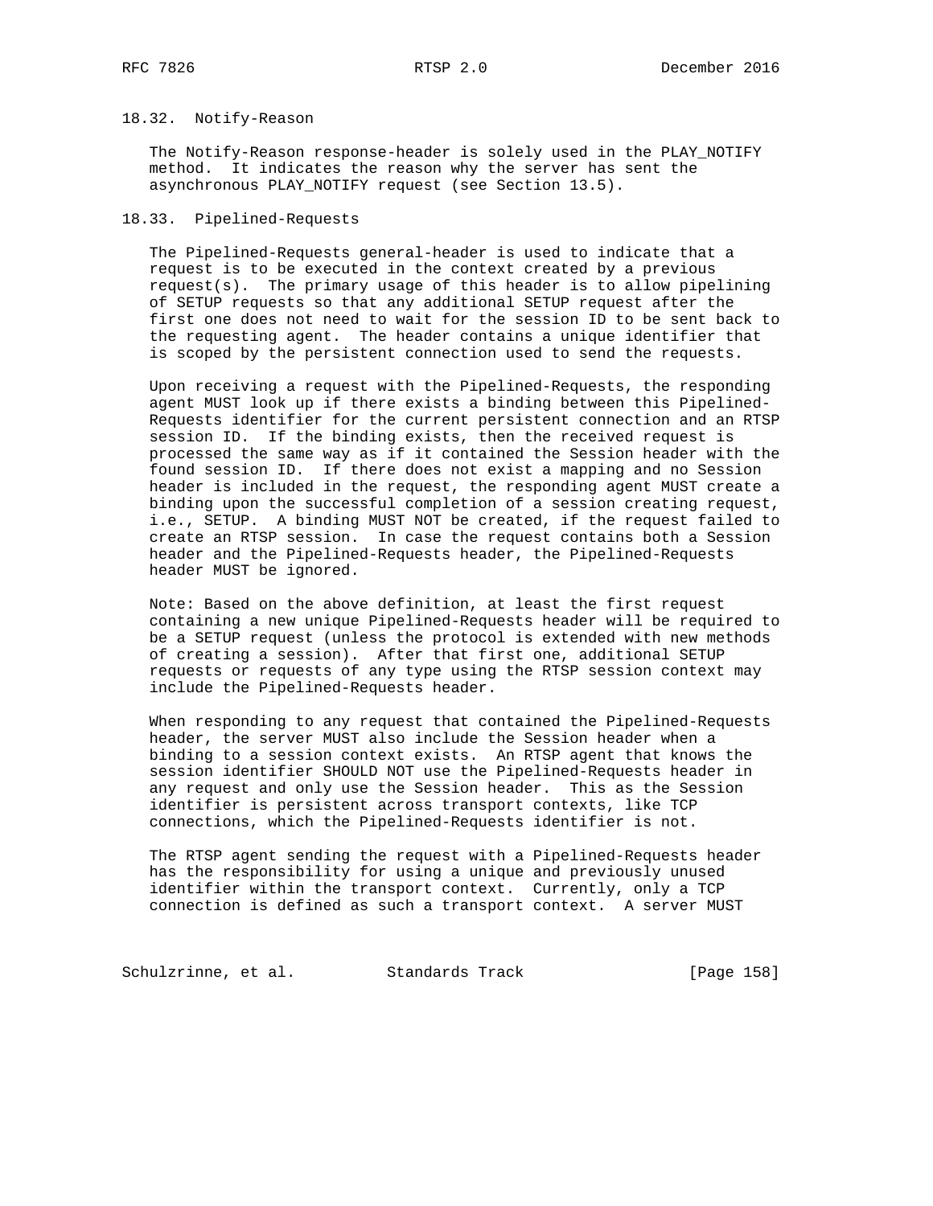### 18.32. Notify-Reason

The Notify-Reason response-header is solely used in the PLAY_NOTIFY method. It indicates the reason why the server has sent the asynchronous PLAY_NOTIFY request (see Section 13.5).

### 18.33. Pipelined-Requests

The Pipelined-Requests general-header is used to indicate that a request is to be executed in the context created by a previous request(s). The primary usage of this header is to allow pipelining of SETUP requests so that any additional SETUP request after the first one does not need to wait for the session ID to be sent back to the requesting agent. The header contains a unique identifier that is scoped by the persistent connection used to send the requests.

Upon receiving a request with the Pipelined-Requests, the responding agent MUST look up if there exists a binding between this Pipelined-Requests identifier for the current persistent connection and an RTSP session ID. If the binding exists, then the received request is processed the same way as if it contained the Session header with the found session ID. If there does not exist a mapping and no Session header is included in the request, the responding agent MUST create a binding upon the successful completion of a session creating request, i.e., SETUP. A binding MUST NOT be created, if the request failed to create an RTSP session. In case the request contains both a Session header and the Pipelined-Requests header, the Pipelined-Requests header MUST be ignored.

Note: Based on the above definition, at least the first request containing a new unique Pipelined-Requests header will be required to be a SETUP request (unless the protocol is extended with new methods of creating a session). After that first one, additional SETUP requests or requests of any type using the RTSP session context may include the Pipelined-Requests header.

When responding to any request that contained the Pipelined-Requests header, the server MUST also include the Session header when a binding to a session context exists. An RTSP agent that knows the session identifier SHOULD NOT use the Pipelined-Requests header in any request and only use the Session header. This as the Session identifier is persistent across transport contexts, like TCP connections, which the Pipelined-Requests identifier is not.

The RTSP agent sending the request with a Pipelined-Requests header has the responsibility for using a unique and previously unused identifier within the transport context. Currently, only a TCP connection is defined as such a transport context. A server MUST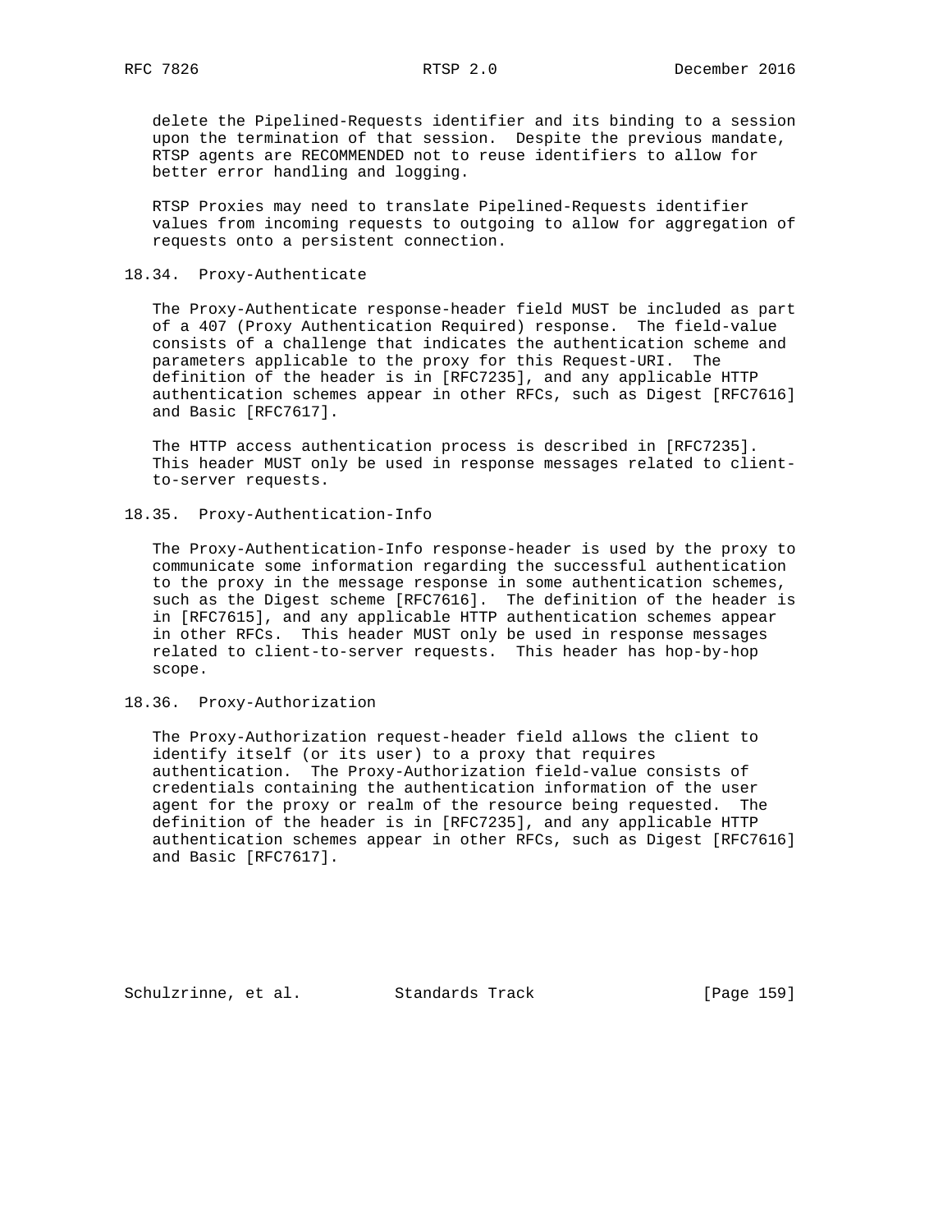delete the Pipelined-Requests identifier and its binding to a session upon the termination of that session. Despite the previous mandate, RTSP agents are RECOMMENDED not to reuse identifiers to allow for better error handling and logging.

RTSP Proxies may need to translate Pipelined-Requests identifier values from incoming requests to outgoing to allow for aggregation of requests onto a persistent connection.

### 18.34. Proxy-Authenticate

The Proxy-Authenticate response-header field MUST be included as part of a 407 (Proxy Authentication Required) response. The field-value consists of a challenge that indicates the authentication scheme and parameters applicable to the proxy for this Request-URI. The definition of the header is in [RFC7235], and any applicable HTTP authentication schemes appear in other RFCs, such as Digest [RFC7616] and Basic [RFC7617].

The HTTP access authentication process is described in [RFC7235]. This header MUST only be used in response messages related to client-to-server requests.

### 18.35. Proxy-Authentication-Info

The Proxy-Authentication-Info response-header is used by the proxy to communicate some information regarding the successful authentication to the proxy in the message response in some authentication schemes, such as the Digest scheme [RFC7616]. The definition of the header is in [RFC7615], and any applicable HTTP authentication schemes appear in other RFCs. This header MUST only be used in response messages related to client-to-server requests. This header has hop-by-hop scope.

### 18.36. Proxy-Authorization

The Proxy-Authorization request-header field allows the client to identify itself (or its user) to a proxy that requires authentication. The Proxy-Authorization field-value consists of credentials containing the authentication information of the user agent for the proxy or realm of the resource being requested. The definition of the header is in [RFC7235], and any applicable HTTP authentication schemes appear in other RFCs, such as Digest [RFC7616] and Basic [RFC7617].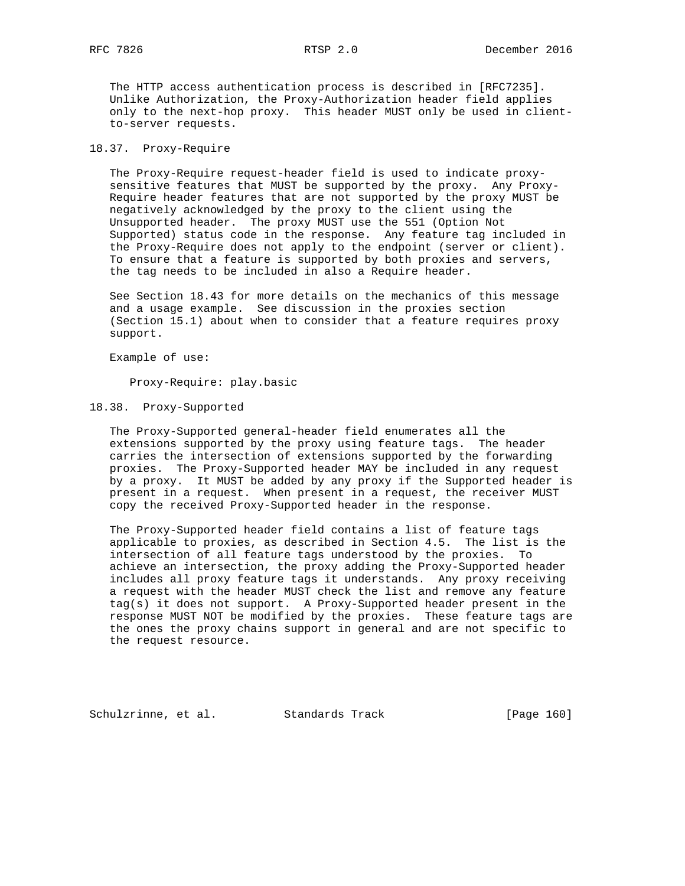The HTTP access authentication process is described in [RFC7235]. Unlike Authorization, the Proxy-Authorization header field applies only to the next-hop proxy. This header MUST only be used in client-to-server requests.

### 18.37. Proxy-Require

The Proxy-Require request-header field is used to indicate proxy-sensitive features that MUST be supported by the proxy. Any Proxy-Require header features that are not supported by the proxy MUST be negatively acknowledged by the proxy to the client using the Unsupported header. The proxy MUST use the 551 (Option Not Supported) status code in the response. Any feature tag included in the Proxy-Require does not apply to the endpoint (server or client). To ensure that a feature is supported by both proxies and servers, the tag needs to be included in also a Require header.

See Section 18.43 for more details on the mechanics of this message and a usage example. See discussion in the proxies section (Section 15.1) about when to consider that a feature requires proxy support.

Example of use:

```
Proxy-Require: play.basic
```

### 18.38. Proxy-Supported

The Proxy-Supported general-header field enumerates all the extensions supported by the proxy using feature tags. The header carries the intersection of extensions supported by the forwarding proxies. The Proxy-Supported header MAY be included in any request by a proxy. It MUST be added by any proxy if the Supported header is present in a request. When present in a request, the receiver MUST copy the received Proxy-Supported header in the response.

The Proxy-Supported header field contains a list of feature tags applicable to proxies, as described in Section 4.5. The list is the intersection of all feature tags understood by the proxies. To achieve an intersection, the proxy adding the Proxy-Supported header includes all proxy feature tags it understands. Any proxy receiving a request with the header MUST check the list and remove any feature tag(s) it does not support. A Proxy-Supported header present in the response MUST NOT be modified by the proxies. These feature tags are the ones the proxy chains support in general and are not specific to the request resource.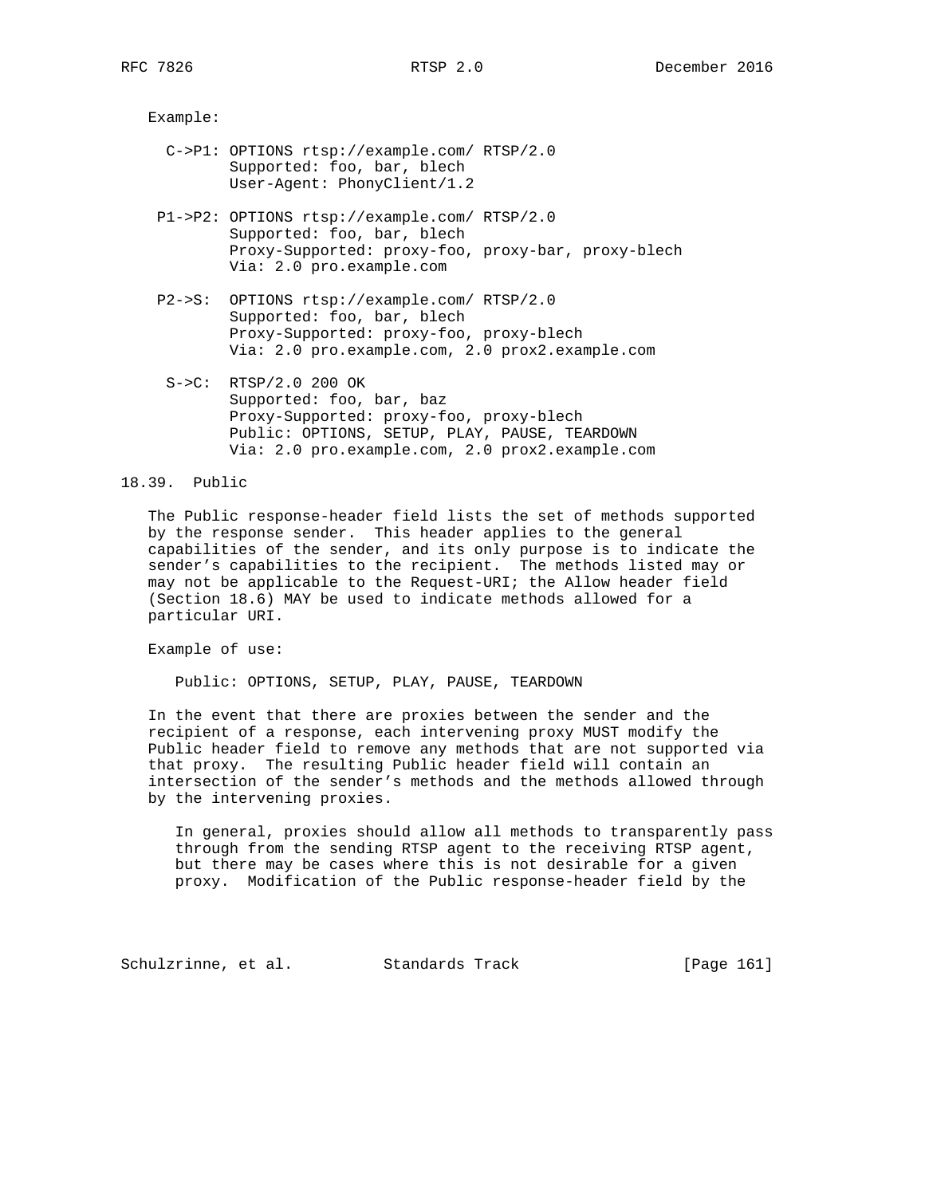Example:

```
  C->P1: OPTIONS rtsp://example.com/ RTSP/2.0
         Supported: foo, bar, blech
         User-Agent: PhonyClient/1.2

 P1->P2: OPTIONS rtsp://example.com/ RTSP/2.0
         Supported: foo, bar, blech
         Proxy-Supported: proxy-foo, proxy-bar, proxy-blech
         Via: 2.0 pro.example.com

 P2->S:  OPTIONS rtsp://example.com/ RTSP/2.0
         Supported: foo, bar, blech
         Proxy-Supported: proxy-foo, proxy-blech
         Via: 2.0 pro.example.com, 2.0 prox2.example.com

  S->C:  RTSP/2.0 200 OK
         Supported: foo, bar, baz
         Proxy-Supported: proxy-foo, proxy-blech
         Public: OPTIONS, SETUP, PLAY, PAUSE, TEARDOWN
         Via: 2.0 pro.example.com, 2.0 prox2.example.com
```

## 18.39. Public

The Public response-header field lists the set of methods supported by the response sender. This header applies to the general capabilities of the sender, and its only purpose is to indicate the sender's capabilities to the recipient. The methods listed may or may not be applicable to the Request-URI; the Allow header field (Section 18.6) MAY be used to indicate methods allowed for a particular URI.

Example of use:

```
Public: OPTIONS, SETUP, PLAY, PAUSE, TEARDOWN
```

In the event that there are proxies between the sender and the recipient of a response, each intervening proxy MUST modify the Public header field to remove any methods that are not supported via that proxy. The resulting Public header field will contain an intersection of the sender's methods and the methods allowed through by the intervening proxies.

> In general, proxies should allow all methods to transparently pass through from the sending RTSP agent to the receiving RTSP agent, but there may be cases where this is not desirable for a given proxy. Modification of the Public response-header field by the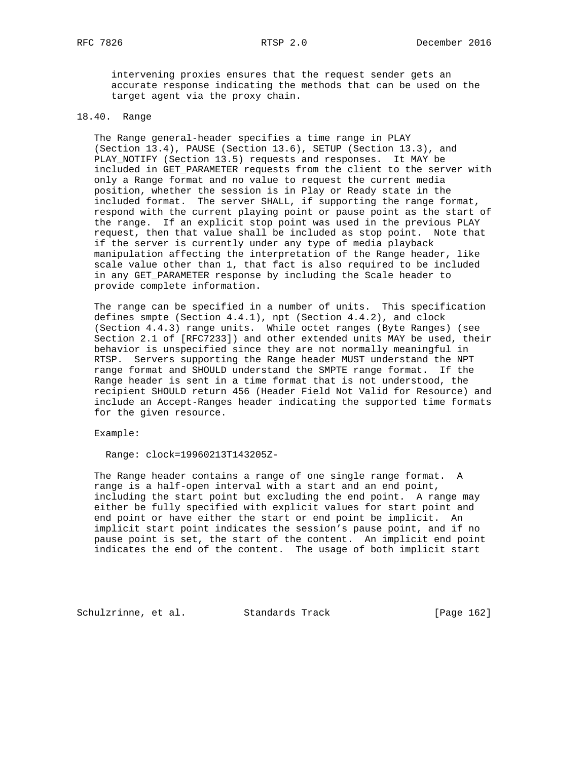intervening proxies ensures that the request sender gets an accurate response indicating the methods that can be used on the target agent via the proxy chain.

### 18.40. Range

The Range general-header specifies a time range in PLAY (Section 13.4), PAUSE (Section 13.6), SETUP (Section 13.3), and PLAY_NOTIFY (Section 13.5) requests and responses. It MAY be included in GET_PARAMETER requests from the client to the server with only a Range format and no value to request the current media position, whether the session is in Play or Ready state in the included format. The server SHALL, if supporting the range format, respond with the current playing point or pause point as the start of the range. If an explicit stop point was used in the previous PLAY request, then that value shall be included as stop point. Note that if the server is currently under any type of media playback manipulation affecting the interpretation of the Range header, like scale value other than 1, that fact is also required to be included in any GET_PARAMETER response by including the Scale header to provide complete information.

The range can be specified in a number of units. This specification defines smpte (Section 4.4.1), npt (Section 4.4.2), and clock (Section 4.4.3) range units. While octet ranges (Byte Ranges) (see Section 2.1 of [RFC7233]) and other extended units MAY be used, their behavior is unspecified since they are not normally meaningful in RTSP. Servers supporting the Range header MUST understand the NPT range format and SHOULD understand the SMPTE range format. If the Range header is sent in a time format that is not understood, the recipient SHOULD return 456 (Header Field Not Valid for Resource) and include an Accept-Ranges header indicating the supported time formats for the given resource.

Example:

```
Range: clock=19960213T143205Z-
```

The Range header contains a range of one single range format. A range is a half-open interval with a start and an end point, including the start point but excluding the end point. A range may either be fully specified with explicit values for start point and end point or have either the start or end point be implicit. An implicit start point indicates the session's pause point, and if no pause point is set, the start of the content. An implicit end point indicates the end of the content. The usage of both implicit start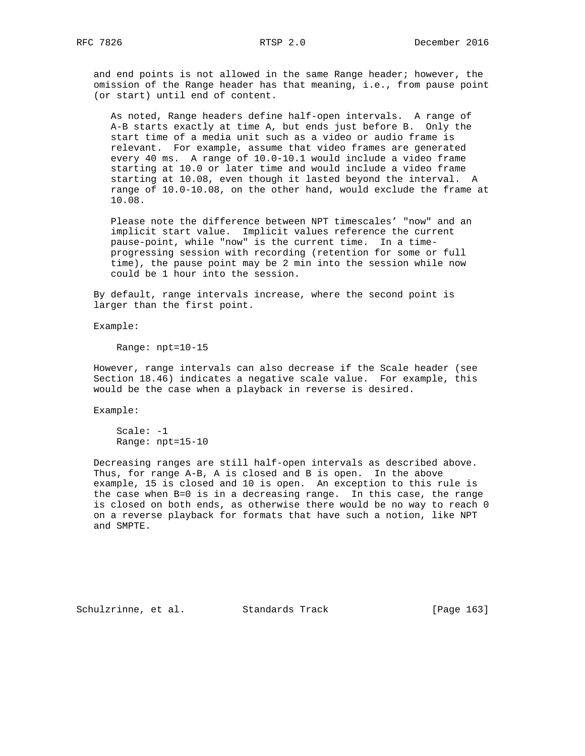and end points is not allowed in the same Range header; however, the omission of the Range header has that meaning, i.e., from pause point (or start) until end of content.

> As noted, Range headers define half-open intervals. A range of A-B starts exactly at time A, but ends just before B. Only the start time of a media unit such as a video or audio frame is relevant. For example, assume that video frames are generated every 40 ms. A range of 10.0-10.1 would include a video frame starting at 10.0 or later time and would include a video frame starting at 10.08, even though it lasted beyond the interval. A range of 10.0-10.08, on the other hand, would exclude the frame at 10.08.

> Please note the difference between NPT timescales' "now" and an implicit start value. Implicit values reference the current pause-point, while "now" is the current time. In a time-progressing session with recording (retention for some or full time), the pause point may be 2 min into the session while now could be 1 hour into the session.

By default, range intervals increase, where the second point is larger than the first point.

Example:

```
Range: npt=10-15
```

However, range intervals can also decrease if the Scale header (see Section 18.46) indicates a negative scale value. For example, this would be the case when a playback in reverse is desired.

Example:

```
Scale: -1
Range: npt=15-10
```

Decreasing ranges are still half-open intervals as described above. Thus, for range A-B, A is closed and B is open. In the above example, 15 is closed and 10 is open. An exception to this rule is the case when B=0 is in a decreasing range. In this case, the range is closed on both ends, as otherwise there would be no way to reach 0 on a reverse playback for formats that have such a notion, like NPT and SMPTE.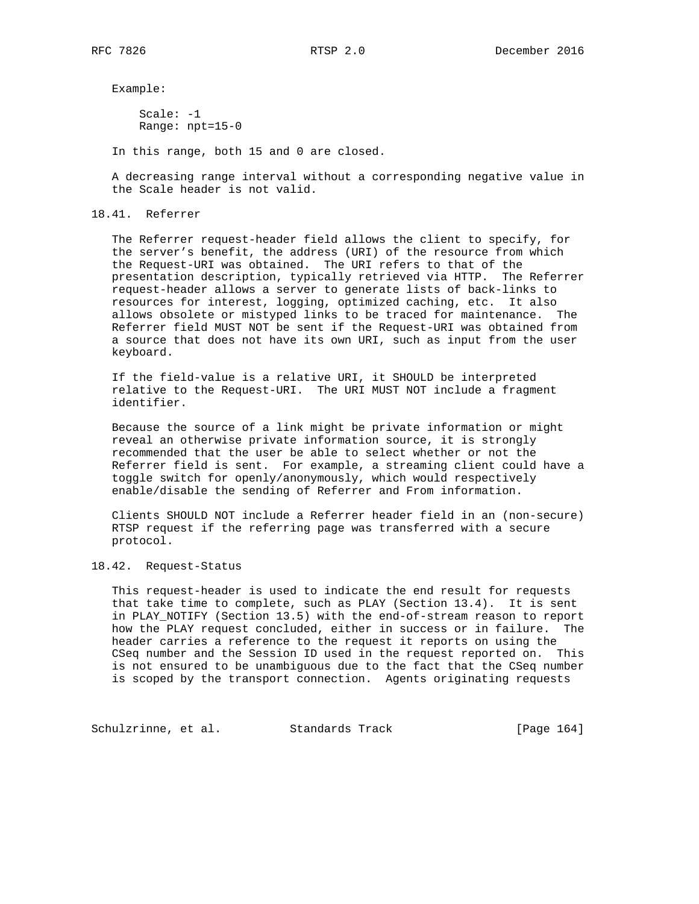Example:

```
Scale: -1
Range: npt=15-0
```

In this range, both 15 and 0 are closed.

A decreasing range interval without a corresponding negative value in the Scale header is not valid.

## 18.41. Referrer

The Referrer request-header field allows the client to specify, for the server's benefit, the address (URI) of the resource from which the Request-URI was obtained. The URI refers to that of the presentation description, typically retrieved via HTTP. The Referrer request-header allows a server to generate lists of back-links to resources for interest, logging, optimized caching, etc. It also allows obsolete or mistyped links to be traced for maintenance. The Referrer field MUST NOT be sent if the Request-URI was obtained from a source that does not have its own URI, such as input from the user keyboard.

If the field-value is a relative URI, it SHOULD be interpreted relative to the Request-URI. The URI MUST NOT include a fragment identifier.

Because the source of a link might be private information or might reveal an otherwise private information source, it is strongly recommended that the user be able to select whether or not the Referrer field is sent. For example, a streaming client could have a toggle switch for openly/anonymously, which would respectively enable/disable the sending of Referrer and From information.

Clients SHOULD NOT include a Referrer header field in an (non-secure) RTSP request if the referring page was transferred with a secure protocol.

## 18.42. Request-Status

This request-header is used to indicate the end result for requests that take time to complete, such as PLAY (Section 13.4). It is sent in PLAY_NOTIFY (Section 13.5) with the end-of-stream reason to report how the PLAY request concluded, either in success or in failure. The header carries a reference to the request it reports on using the CSeq number and the Session ID used in the request reported on. This is not ensured to be unambiguous due to the fact that the CSeq number is scoped by the transport connection. Agents originating requests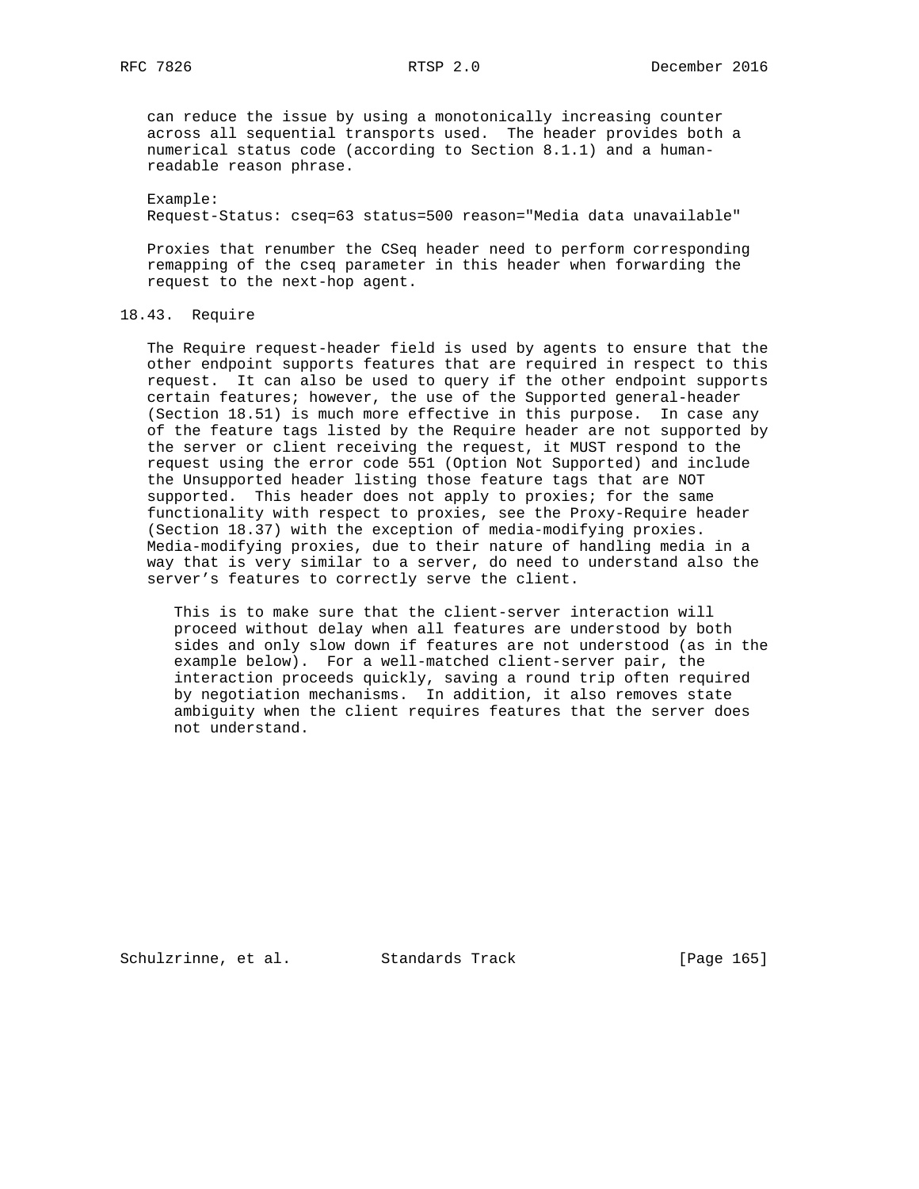can reduce the issue by using a monotonically increasing counter across all sequential transports used. The header provides both a numerical status code (according to Section 8.1.1) and a human-readable reason phrase.

Example:

```
Request-Status: cseq=63 status=500 reason="Media data unavailable"
```

Proxies that renumber the CSeq header need to perform corresponding remapping of the cseq parameter in this header when forwarding the request to the next-hop agent.

## 18.43. Require

The Require request-header field is used by agents to ensure that the other endpoint supports features that are required in respect to this request. It can also be used to query if the other endpoint supports certain features; however, the use of the Supported general-header (Section 18.51) is much more effective in this purpose. In case any of the feature tags listed by the Require header are not supported by the server or client receiving the request, it MUST respond to the request using the error code 551 (Option Not Supported) and include the Unsupported header listing those feature tags that are NOT supported. This header does not apply to proxies; for the same functionality with respect to proxies, see the Proxy-Require header (Section 18.37) with the exception of media-modifying proxies. Media-modifying proxies, due to their nature of handling media in a way that is very similar to a server, do need to understand also the server's features to correctly serve the client.

> This is to make sure that the client-server interaction will proceed without delay when all features are understood by both sides and only slow down if features are not understood (as in the example below). For a well-matched client-server pair, the interaction proceeds quickly, saving a round trip often required by negotiation mechanisms. In addition, it also removes state ambiguity when the client requires features that the server does not understand.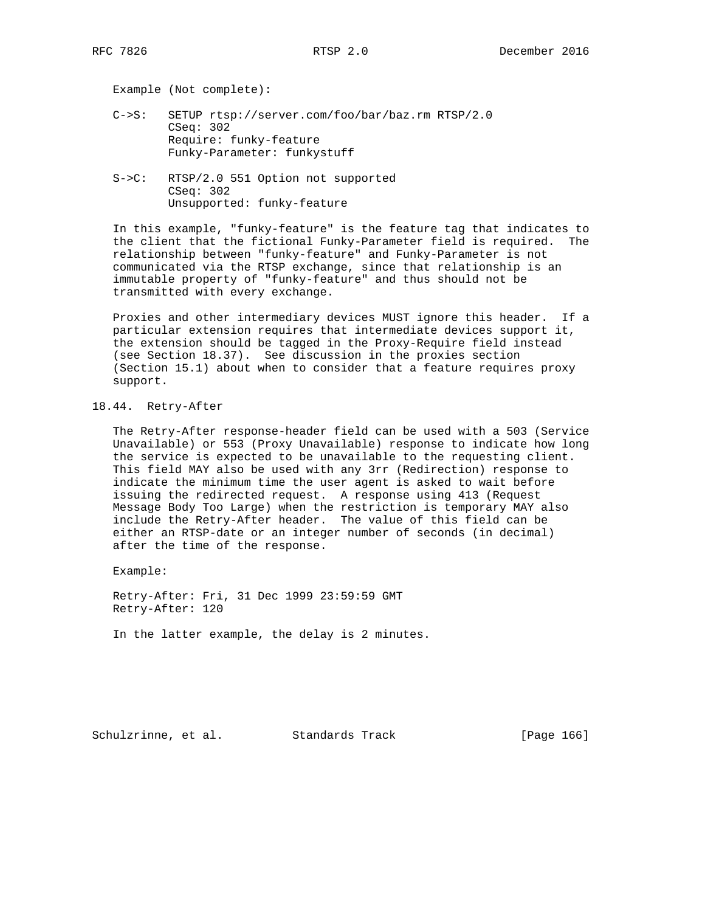Example (Not complete):

```
C->S:   SETUP rtsp://server.com/foo/bar/baz.rm RTSP/2.0
        CSeq: 302
        Require: funky-feature
        Funky-Parameter: funkystuff

S->C:   RTSP/2.0 551 Option not supported
        CSeq: 302
        Unsupported: funky-feature
```

In this example, "funky-feature" is the feature tag that indicates to the client that the fictional Funky-Parameter field is required. The relationship between "funky-feature" and Funky-Parameter is not communicated via the RTSP exchange, since that relationship is an immutable property of "funky-feature" and thus should not be transmitted with every exchange.

Proxies and other intermediary devices MUST ignore this header. If a particular extension requires that intermediate devices support it, the extension should be tagged in the Proxy-Require field instead (see Section 18.37). See discussion in the proxies section (Section 15.1) about when to consider that a feature requires proxy support.

## 18.44. Retry-After

The Retry-After response-header field can be used with a 503 (Service Unavailable) or 553 (Proxy Unavailable) response to indicate how long the service is expected to be unavailable to the requesting client. This field MAY also be used with any 3rr (Redirection) response to indicate the minimum time the user agent is asked to wait before issuing the redirected request. A response using 413 (Request Message Body Too Large) when the restriction is temporary MAY also include the Retry-After header. The value of this field can be either an RTSP-date or an integer number of seconds (in decimal) after the time of the response.

Example:

```
Retry-After: Fri, 31 Dec 1999 23:59:59 GMT
Retry-After: 120
```

In the latter example, the delay is 2 minutes.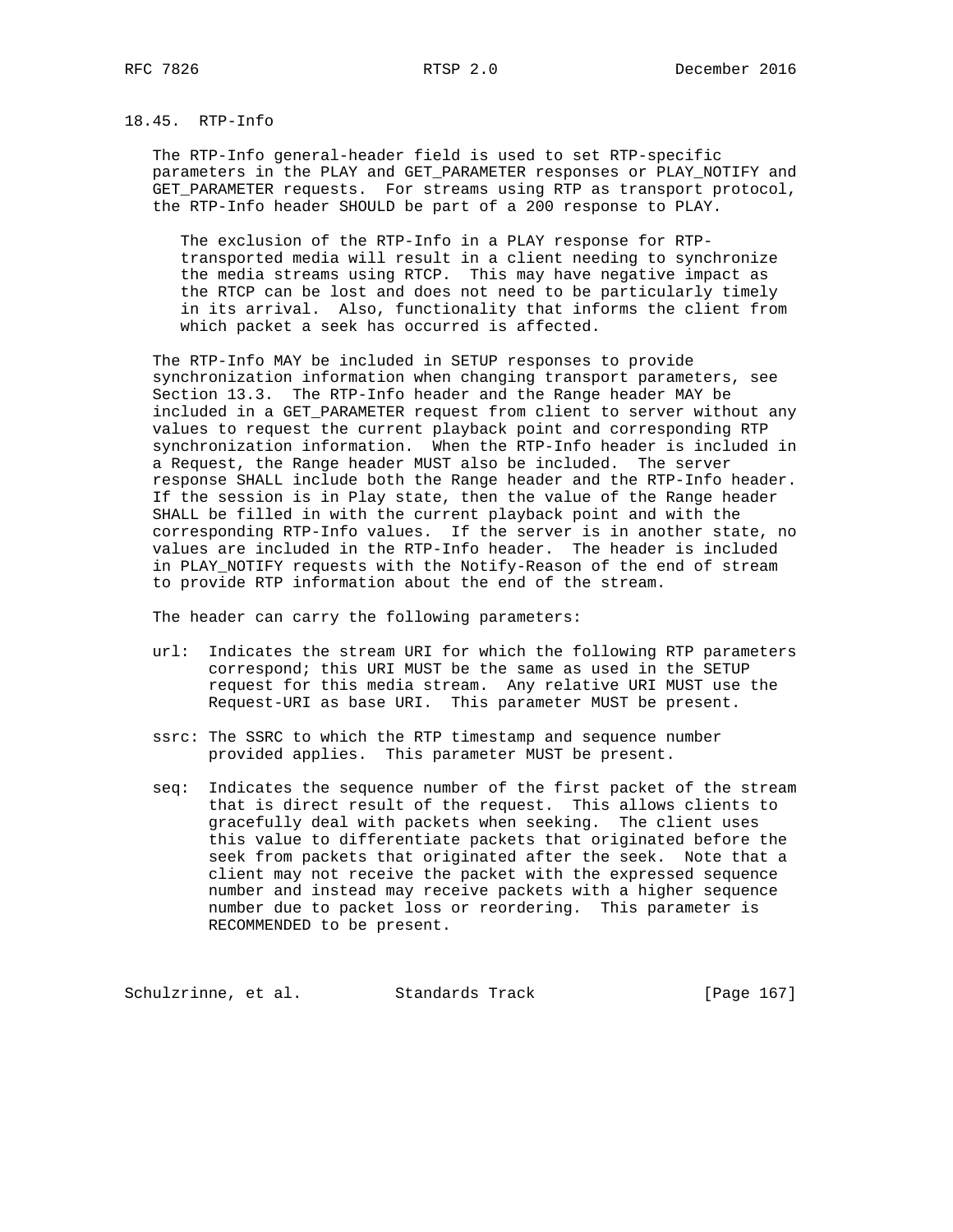### 18.45. RTP-Info

The RTP-Info general-header field is used to set RTP-specific parameters in the PLAY and GET_PARAMETER responses or PLAY_NOTIFY and GET_PARAMETER requests. For streams using RTP as transport protocol, the RTP-Info header SHOULD be part of a 200 response to PLAY.

> The exclusion of the RTP-Info in a PLAY response for RTP-transported media will result in a client needing to synchronize the media streams using RTCP. This may have negative impact as the RTCP can be lost and does not need to be particularly timely in its arrival. Also, functionality that informs the client from which packet a seek has occurred is affected.

The RTP-Info MAY be included in SETUP responses to provide synchronization information when changing transport parameters, see Section 13.3. The RTP-Info header and the Range header MAY be included in a GET_PARAMETER request from client to server without any values to request the current playback point and corresponding RTP synchronization information. When the RTP-Info header is included in a Request, the Range header MUST also be included. The server response SHALL include both the Range header and the RTP-Info header. If the session is in Play state, then the value of the Range header SHALL be filled in with the current playback point and with the corresponding RTP-Info values. If the server is in another state, no values are included in the RTP-Info header. The header is included in PLAY_NOTIFY requests with the Notify-Reason of the end of stream to provide RTP information about the end of the stream.

The header can carry the following parameters:

url: Indicates the stream URI for which the following RTP parameters correspond; this URI MUST be the same as used in the SETUP request for this media stream. Any relative URI MUST use the Request-URI as base URI. This parameter MUST be present.

ssrc: The SSRC to which the RTP timestamp and sequence number provided applies. This parameter MUST be present.

seq: Indicates the sequence number of the first packet of the stream that is direct result of the request. This allows clients to gracefully deal with packets when seeking. The client uses this value to differentiate packets that originated before the seek from packets that originated after the seek. Note that a client may not receive the packet with the expressed sequence number and instead may receive packets with a higher sequence number due to packet loss or reordering. This parameter is RECOMMENDED to be present.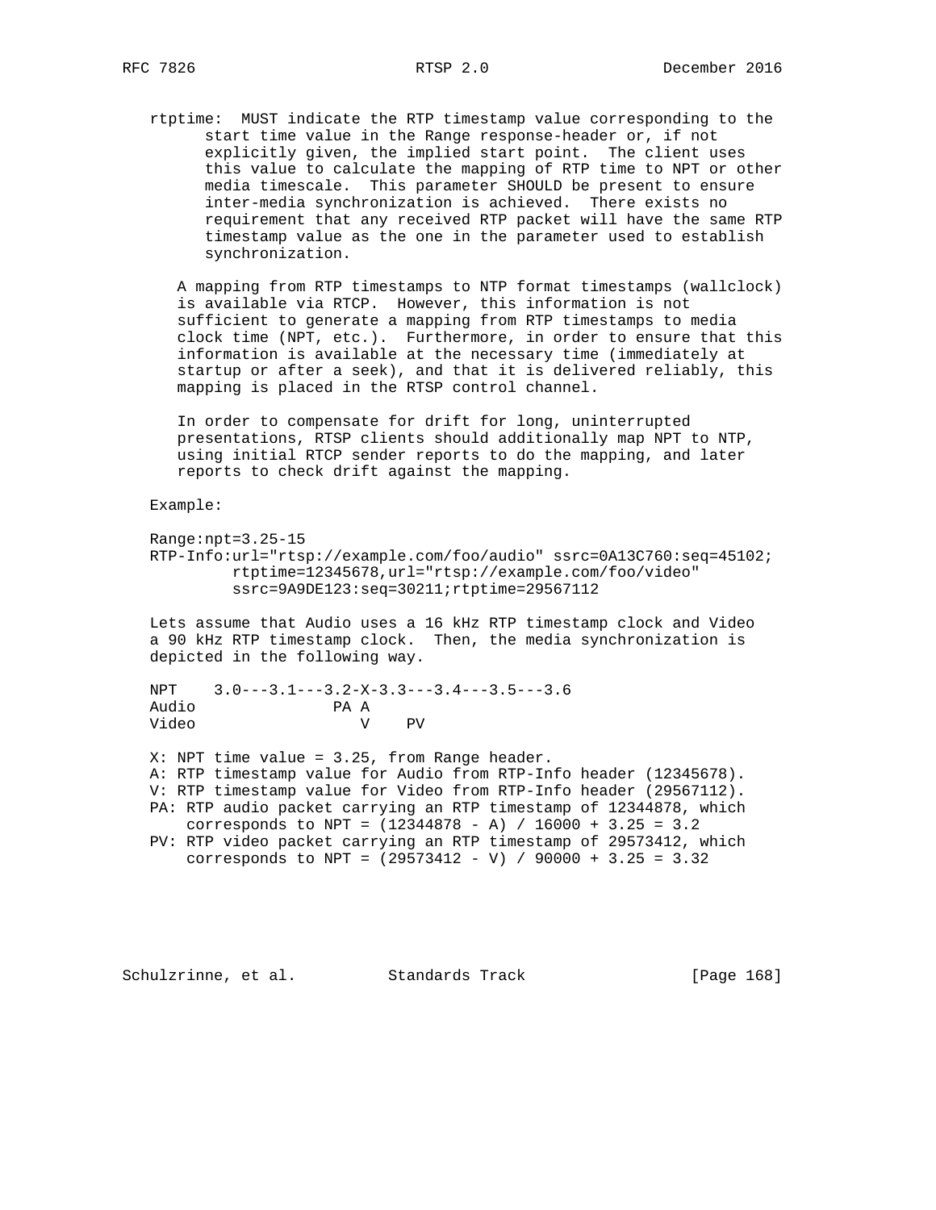rtptime: MUST indicate the RTP timestamp value corresponding to the start time value in the Range response-header or, if not explicitly given, the implied start point. The client uses this value to calculate the mapping of RTP time to NPT or other media timescale. This parameter SHOULD be present to ensure inter-media synchronization is achieved. There exists no requirement that any received RTP packet will have the same RTP timestamp value as the one in the parameter used to establish synchronization.

A mapping from RTP timestamps to NTP format timestamps (wallclock) is available via RTCP. However, this information is not sufficient to generate a mapping from RTP timestamps to media clock time (NPT, etc.). Furthermore, in order to ensure that this information is available at the necessary time (immediately at startup or after a seek), and that it is delivered reliably, this mapping is placed in the RTSP control channel.

In order to compensate for drift for long, uninterrupted presentations, RTSP clients should additionally map NPT to NTP, using initial RTCP sender reports to do the mapping, and later reports to check drift against the mapping.

Example:

```
Range:npt=3.25-15
RTP-Info:url="rtsp://example.com/foo/audio" ssrc=0A13C760:seq=45102;
         rtptime=12345678,url="rtsp://example.com/foo/video"
         ssrc=9A9DE123:seq=30211;rtptime=29567112
```

Lets assume that Audio uses a 16 kHz RTP timestamp clock and Video a 90 kHz RTP timestamp clock. Then, the media synchronization is depicted in the following way.

```
NPT    3.0---3.1---3.2-X-3.3---3.4---3.5---3.6
Audio               PA A
Video                  V    PV
```

X: NPT time value = 3.25, from Range header.
A: RTP timestamp value for Audio from RTP-Info header (12345678).
V: RTP timestamp value for Video from RTP-Info header (29567112).
PA: RTP audio packet carrying an RTP timestamp of 12344878, which corresponds to NPT = (12344878 - A) / 16000 + 3.25 = 3.2
PV: RTP video packet carrying an RTP timestamp of 29573412, which corresponds to NPT = (29573412 - V) / 90000 + 3.25 = 3.32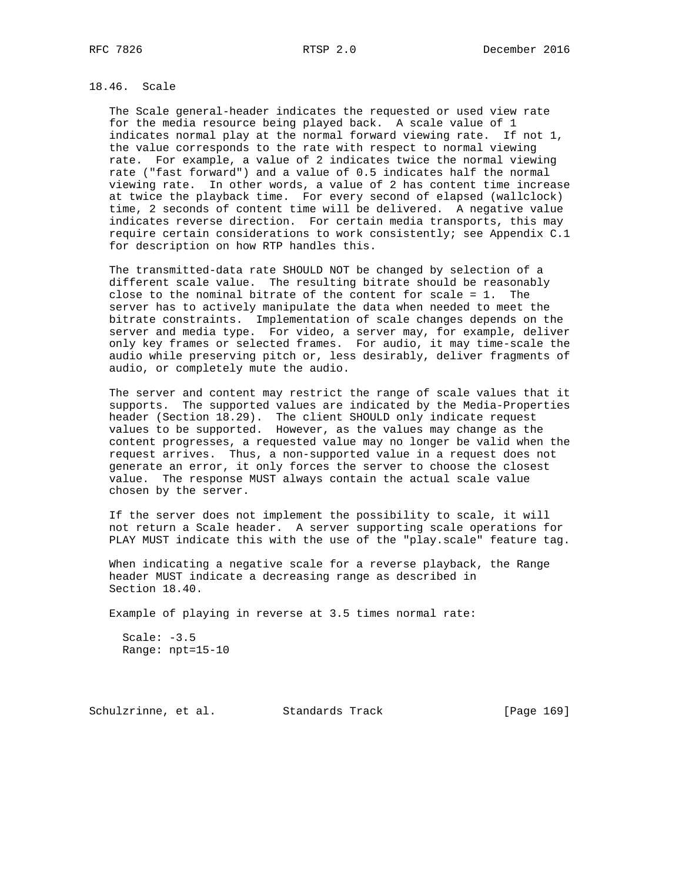## 18.46. Scale

The Scale general-header indicates the requested or used view rate for the media resource being played back. A scale value of 1 indicates normal play at the normal forward viewing rate. If not 1, the value corresponds to the rate with respect to normal viewing rate. For example, a value of 2 indicates twice the normal viewing rate ("fast forward") and a value of 0.5 indicates half the normal viewing rate. In other words, a value of 2 has content time increase at twice the playback time. For every second of elapsed (wallclock) time, 2 seconds of content time will be delivered. A negative value indicates reverse direction. For certain media transports, this may require certain considerations to work consistently; see Appendix C.1 for description on how RTP handles this.

The transmitted-data rate SHOULD NOT be changed by selection of a different scale value. The resulting bitrate should be reasonably close to the nominal bitrate of the content for scale = 1. The server has to actively manipulate the data when needed to meet the bitrate constraints. Implementation of scale changes depends on the server and media type. For video, a server may, for example, deliver only key frames or selected frames. For audio, it may time-scale the audio while preserving pitch or, less desirably, deliver fragments of audio, or completely mute the audio.

The server and content may restrict the range of scale values that it supports. The supported values are indicated by the Media-Properties header (Section 18.29). The client SHOULD only indicate request values to be supported. However, as the values may change as the content progresses, a requested value may no longer be valid when the request arrives. Thus, a non-supported value in a request does not generate an error, it only forces the server to choose the closest value. The response MUST always contain the actual scale value chosen by the server.

If the server does not implement the possibility to scale, it will not return a Scale header. A server supporting scale operations for PLAY MUST indicate this with the use of the "play.scale" feature tag.

When indicating a negative scale for a reverse playback, the Range header MUST indicate a decreasing range as described in Section 18.40.

Example of playing in reverse at 3.5 times normal rate:

```
Scale: -3.5
Range: npt=15-10
```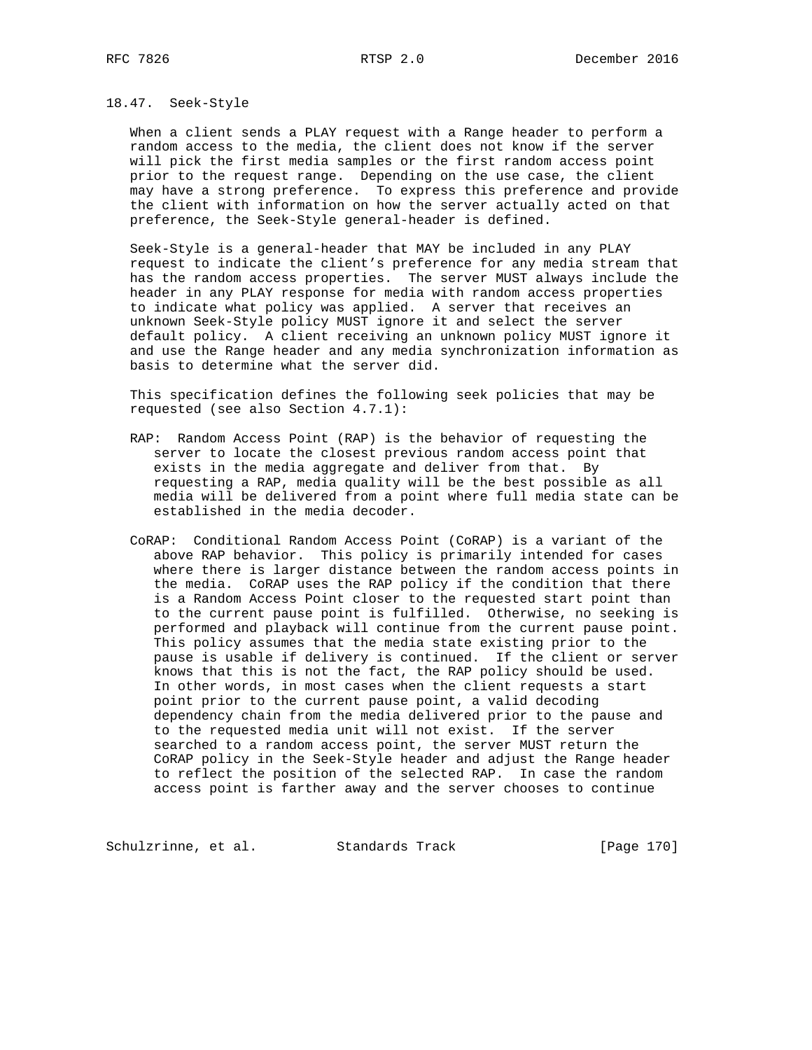### 18.47. Seek-Style

When a client sends a PLAY request with a Range header to perform a random access to the media, the client does not know if the server will pick the first media samples or the first random access point prior to the request range. Depending on the use case, the client may have a strong preference. To express this preference and provide the client with information on how the server actually acted on that preference, the Seek-Style general-header is defined.

Seek-Style is a general-header that MAY be included in any PLAY request to indicate the client's preference for any media stream that has the random access properties. The server MUST always include the header in any PLAY response for media with random access properties to indicate what policy was applied. A server that receives an unknown Seek-Style policy MUST ignore it and select the server default policy. A client receiving an unknown policy MUST ignore it and use the Range header and any media synchronization information as basis to determine what the server did.

This specification defines the following seek policies that may be requested (see also Section 4.7.1):

RAP: Random Access Point (RAP) is the behavior of requesting the server to locate the closest previous random access point that exists in the media aggregate and deliver from that. By requesting a RAP, media quality will be the best possible as all media will be delivered from a point where full media state can be established in the media decoder.

CoRAP: Conditional Random Access Point (CoRAP) is a variant of the above RAP behavior. This policy is primarily intended for cases where there is larger distance between the random access points in the media. CoRAP uses the RAP policy if the condition that there is a Random Access Point closer to the requested start point than to the current pause point is fulfilled. Otherwise, no seeking is performed and playback will continue from the current pause point. This policy assumes that the media state existing prior to the pause is usable if delivery is continued. If the client or server knows that this is not the fact, the RAP policy should be used. In other words, in most cases when the client requests a start point prior to the current pause point, a valid decoding dependency chain from the media delivered prior to the pause and to the requested media unit will not exist. If the server searched to a random access point, the server MUST return the CoRAP policy in the Seek-Style header and adjust the Range header to reflect the position of the selected RAP. In case the random access point is farther away and the server chooses to continue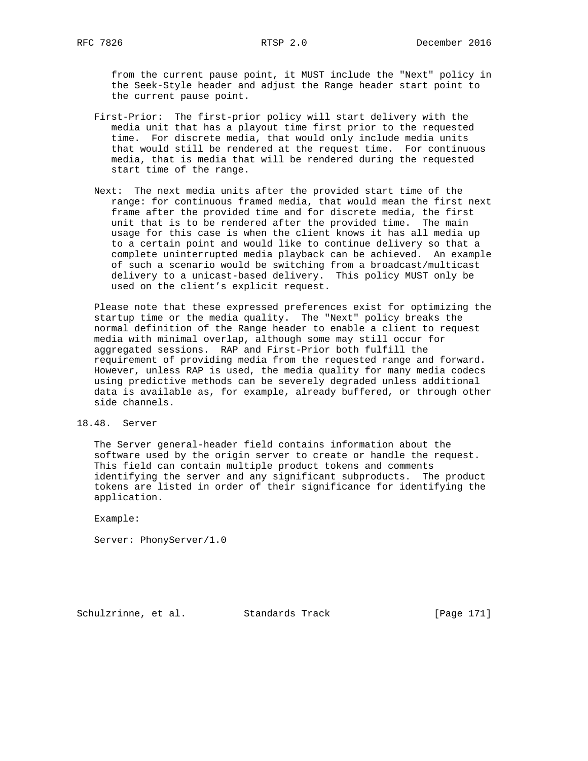from the current pause point, it MUST include the "Next" policy in the Seek-Style header and adjust the Range header start point to the current pause point.

First-Prior: The first-prior policy will start delivery with the media unit that has a playout time first prior to the requested time. For discrete media, that would only include media units that would still be rendered at the request time. For continuous media, that is media that will be rendered during the requested start time of the range.

Next: The next media units after the provided start time of the range: for continuous framed media, that would mean the first next frame after the provided time and for discrete media, the first unit that is to be rendered after the provided time. The main usage for this case is when the client knows it has all media up to a certain point and would like to continue delivery so that a complete uninterrupted media playback can be achieved. An example of such a scenario would be switching from a broadcast/multicast delivery to a unicast-based delivery. This policy MUST only be used on the client's explicit request.

Please note that these expressed preferences exist for optimizing the startup time or the media quality. The "Next" policy breaks the normal definition of the Range header to enable a client to request media with minimal overlap, although some may still occur for aggregated sessions. RAP and First-Prior both fulfill the requirement of providing media from the requested range and forward. However, unless RAP is used, the media quality for many media codecs using predictive methods can be severely degraded unless additional data is available as, for example, already buffered, or through other side channels.

## 18.48. Server

The Server general-header field contains information about the software used by the origin server to create or handle the request. This field can contain multiple product tokens and comments identifying the server and any significant subproducts. The product tokens are listed in order of their significance for identifying the application.

Example:

```
Server: PhonyServer/1.0
```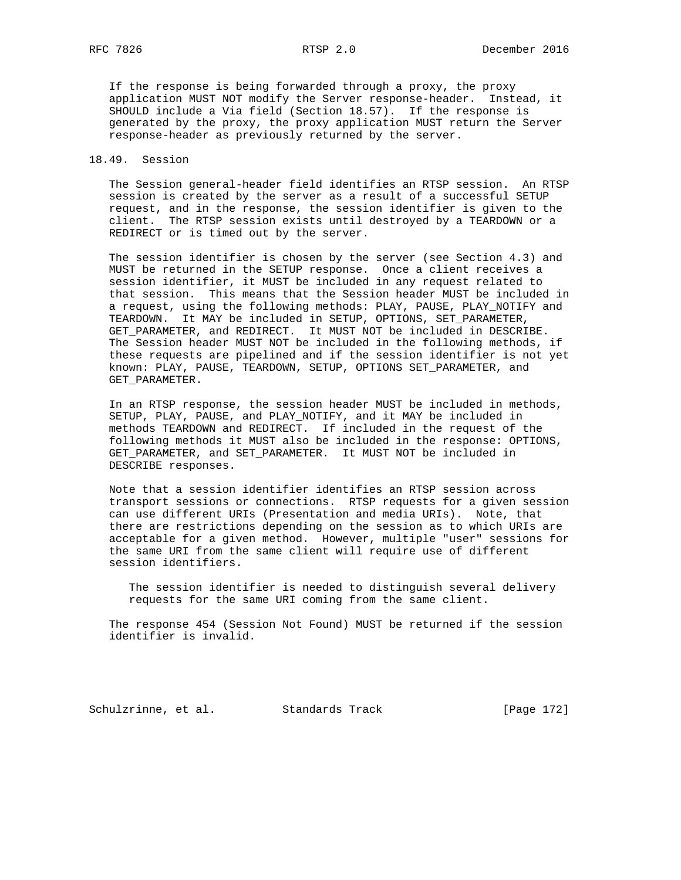If the response is being forwarded through a proxy, the proxy application MUST NOT modify the Server response-header. Instead, it SHOULD include a Via field (Section 18.57). If the response is generated by the proxy, the proxy application MUST return the Server response-header as previously returned by the server.

## 18.49. Session

The Session general-header field identifies an RTSP session. An RTSP session is created by the server as a result of a successful SETUP request, and in the response, the session identifier is given to the client. The RTSP session exists until destroyed by a TEARDOWN or a REDIRECT or is timed out by the server.

The session identifier is chosen by the server (see Section 4.3) and MUST be returned in the SETUP response. Once a client receives a session identifier, it MUST be included in any request related to that session. This means that the Session header MUST be included in a request, using the following methods: PLAY, PAUSE, PLAY_NOTIFY and TEARDOWN. It MAY be included in SETUP, OPTIONS, SET_PARAMETER, GET_PARAMETER, and REDIRECT. It MUST NOT be included in DESCRIBE. The Session header MUST NOT be included in the following methods, if these requests are pipelined and if the session identifier is not yet known: PLAY, PAUSE, TEARDOWN, SETUP, OPTIONS SET_PARAMETER, and GET_PARAMETER.

In an RTSP response, the session header MUST be included in methods, SETUP, PLAY, PAUSE, and PLAY_NOTIFY, and it MAY be included in methods TEARDOWN and REDIRECT. If included in the request of the following methods it MUST also be included in the response: OPTIONS, GET_PARAMETER, and SET_PARAMETER. It MUST NOT be included in DESCRIBE responses.

Note that a session identifier identifies an RTSP session across transport sessions or connections. RTSP requests for a given session can use different URIs (Presentation and media URIs). Note, that there are restrictions depending on the session as to which URIs are acceptable for a given method. However, multiple "user" sessions for the same URI from the same client will require use of different session identifiers.

> The session identifier is needed to distinguish several delivery requests for the same URI coming from the same client.

The response 454 (Session Not Found) MUST be returned if the session identifier is invalid.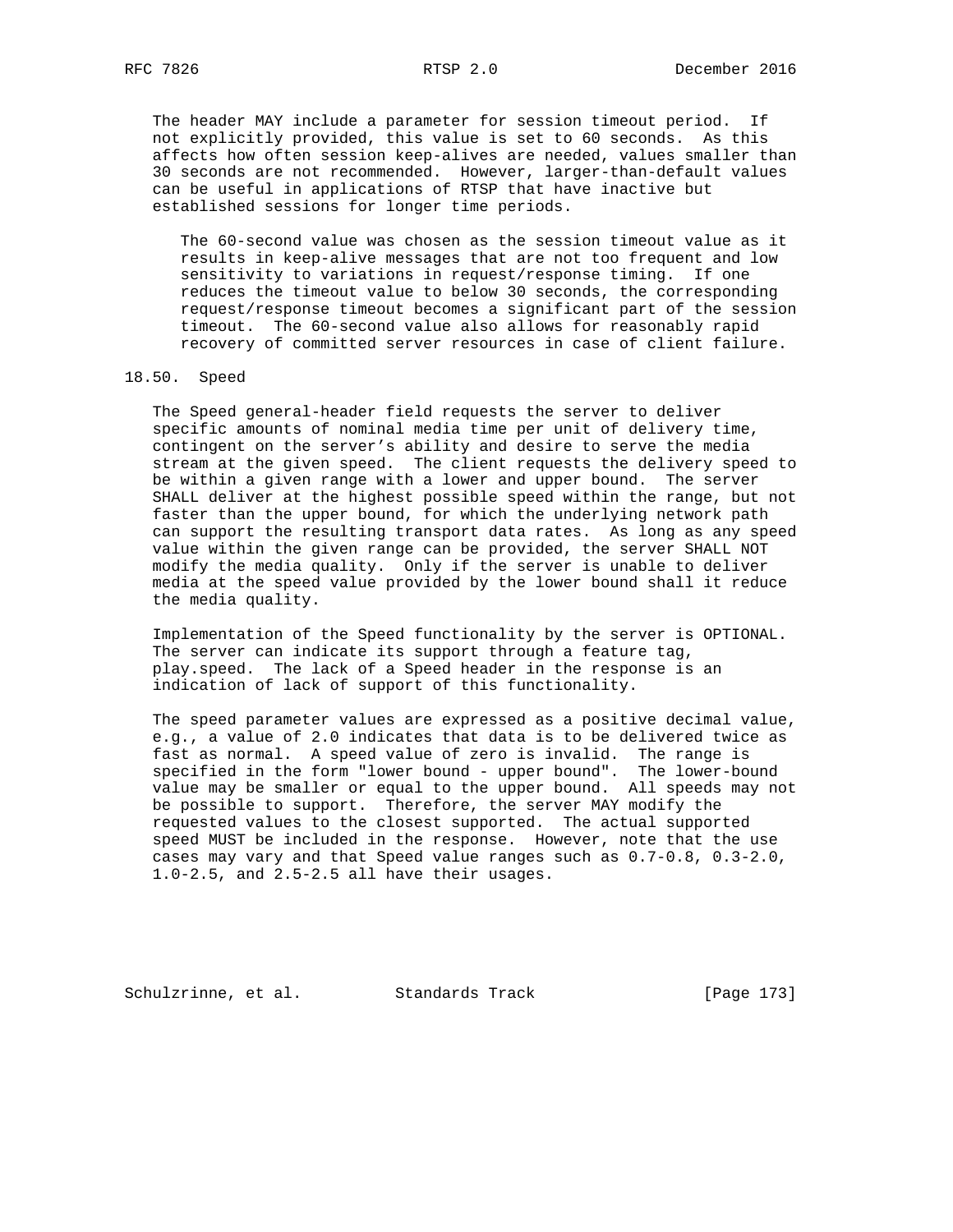The header MAY include a parameter for session timeout period. If not explicitly provided, this value is set to 60 seconds. As this affects how often session keep-alives are needed, values smaller than 30 seconds are not recommended. However, larger-than-default values can be useful in applications of RTSP that have inactive but established sessions for longer time periods.

> The 60-second value was chosen as the session timeout value as it results in keep-alive messages that are not too frequent and low sensitivity to variations in request/response timing. If one reduces the timeout value to below 30 seconds, the corresponding request/response timeout becomes a significant part of the session timeout. The 60-second value also allows for reasonably rapid recovery of committed server resources in case of client failure.

## 18.50. Speed

The Speed general-header field requests the server to deliver specific amounts of nominal media time per unit of delivery time, contingent on the server's ability and desire to serve the media stream at the given speed. The client requests the delivery speed to be within a given range with a lower and upper bound. The server SHALL deliver at the highest possible speed within the range, but not faster than the upper bound, for which the underlying network path can support the resulting transport data rates. As long as any speed value within the given range can be provided, the server SHALL NOT modify the media quality. Only if the server is unable to deliver media at the speed value provided by the lower bound shall it reduce the media quality.

Implementation of the Speed functionality by the server is OPTIONAL. The server can indicate its support through a feature tag, play.speed. The lack of a Speed header in the response is an indication of lack of support of this functionality.

The speed parameter values are expressed as a positive decimal value, e.g., a value of 2.0 indicates that data is to be delivered twice as fast as normal. A speed value of zero is invalid. The range is specified in the form "lower bound - upper bound". The lower-bound value may be smaller or equal to the upper bound. All speeds may not be possible to support. Therefore, the server MAY modify the requested values to the closest supported. The actual supported speed MUST be included in the response. However, note that the use cases may vary and that Speed value ranges such as 0.7-0.8, 0.3-2.0, 1.0-2.5, and 2.5-2.5 all have their usages.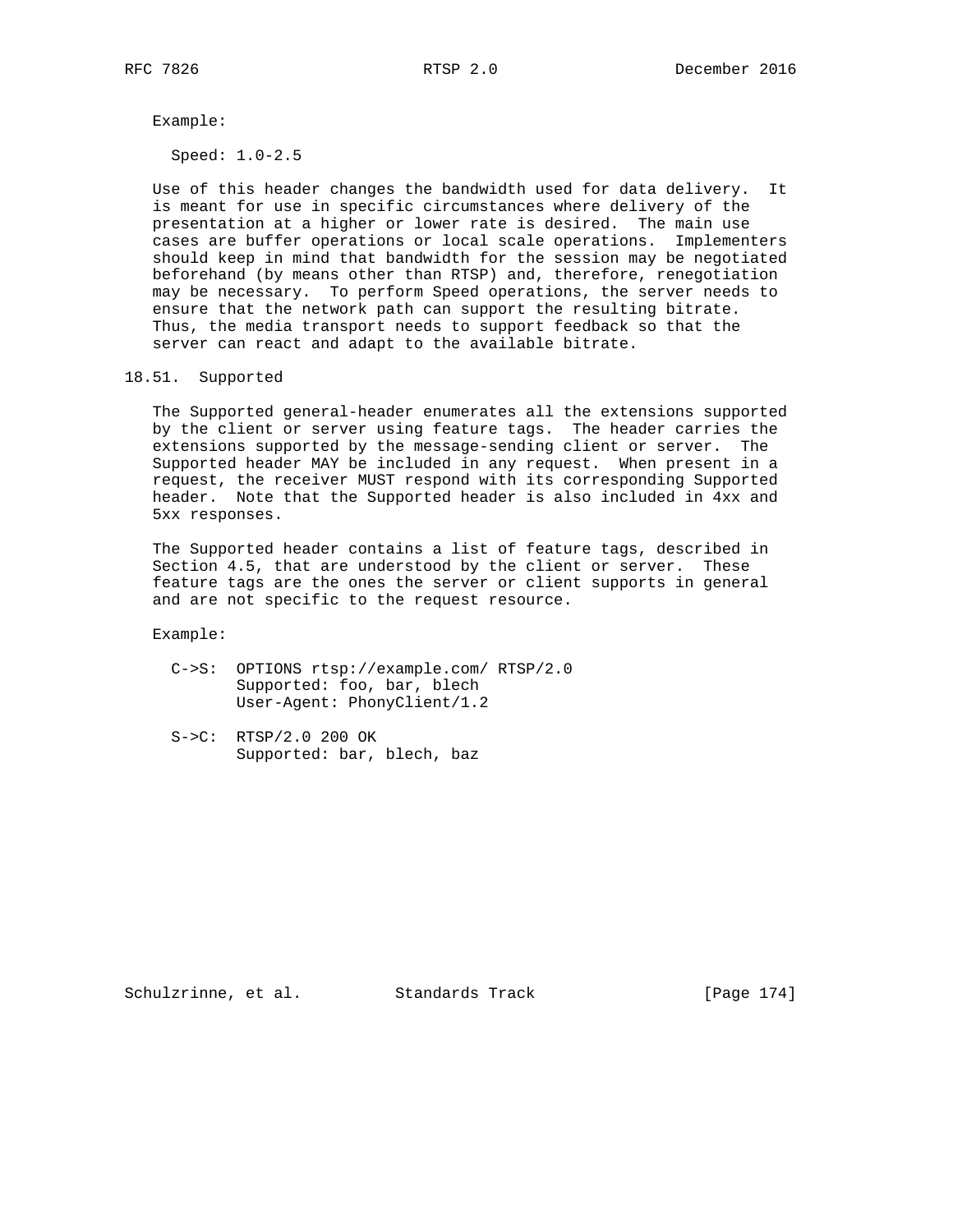Example:

```
Speed: 1.0-2.5
```

Use of this header changes the bandwidth used for data delivery. It is meant for use in specific circumstances where delivery of the presentation at a higher or lower rate is desired. The main use cases are buffer operations or local scale operations. Implementers should keep in mind that bandwidth for the session may be negotiated beforehand (by means other than RTSP) and, therefore, renegotiation may be necessary. To perform Speed operations, the server needs to ensure that the network path can support the resulting bitrate. Thus, the media transport needs to support feedback so that the server can react and adapt to the available bitrate.

## 18.51. Supported

The Supported general-header enumerates all the extensions supported by the client or server using feature tags. The header carries the extensions supported by the message-sending client or server. The Supported header MAY be included in any request. When present in a request, the receiver MUST respond with its corresponding Supported header. Note that the Supported header is also included in 4xx and 5xx responses.

The Supported header contains a list of feature tags, described in Section 4.5, that are understood by the client or server. These feature tags are the ones the server or client supports in general and are not specific to the request resource.

Example:

```
C->S:  OPTIONS rtsp://example.com/ RTSP/2.0
       Supported: foo, bar, blech
       User-Agent: PhonyClient/1.2

S->C:  RTSP/2.0 200 OK
       Supported: bar, blech, baz
```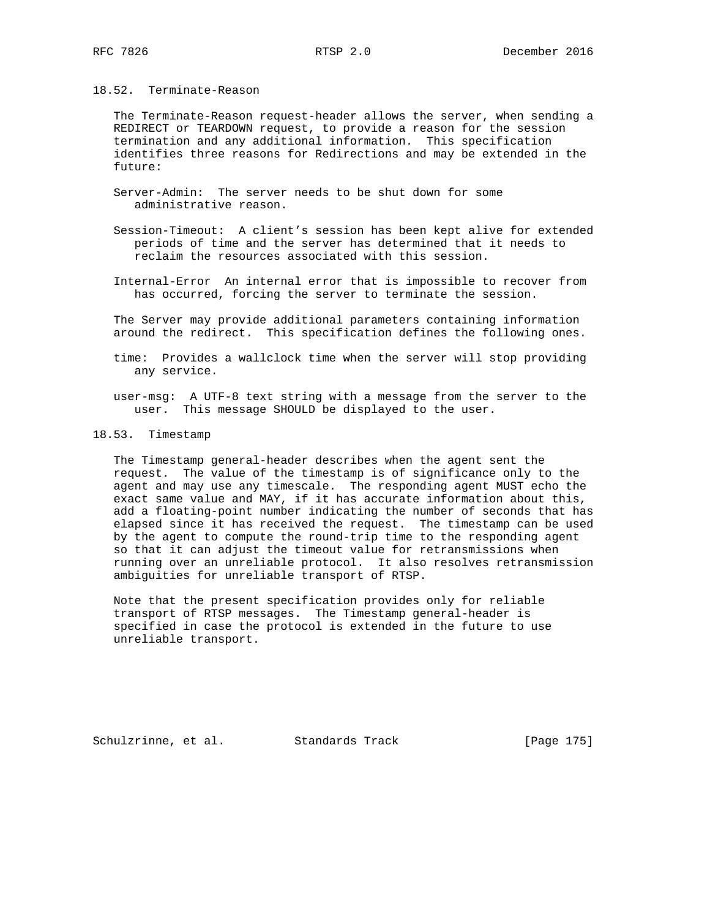### 18.52. Terminate-Reason

The Terminate-Reason request-header allows the server, when sending a REDIRECT or TEARDOWN request, to provide a reason for the session termination and any additional information. This specification identifies three reasons for Redirections and may be extended in the future:

Server-Admin: The server needs to be shut down for some administrative reason.

Session-Timeout: A client's session has been kept alive for extended periods of time and the server has determined that it needs to reclaim the resources associated with this session.

Internal-Error An internal error that is impossible to recover from has occurred, forcing the server to terminate the session.

The Server may provide additional parameters containing information around the redirect. This specification defines the following ones.

time: Provides a wallclock time when the server will stop providing any service.

user-msg: A UTF-8 text string with a message from the server to the user. This message SHOULD be displayed to the user.

### 18.53. Timestamp

The Timestamp general-header describes when the agent sent the request. The value of the timestamp is of significance only to the agent and may use any timescale. The responding agent MUST echo the exact same value and MAY, if it has accurate information about this, add a floating-point number indicating the number of seconds that has elapsed since it has received the request. The timestamp can be used by the agent to compute the round-trip time to the responding agent so that it can adjust the timeout value for retransmissions when running over an unreliable protocol. It also resolves retransmission ambiguities for unreliable transport of RTSP.

Note that the present specification provides only for reliable transport of RTSP messages. The Timestamp general-header is specified in case the protocol is extended in the future to use unreliable transport.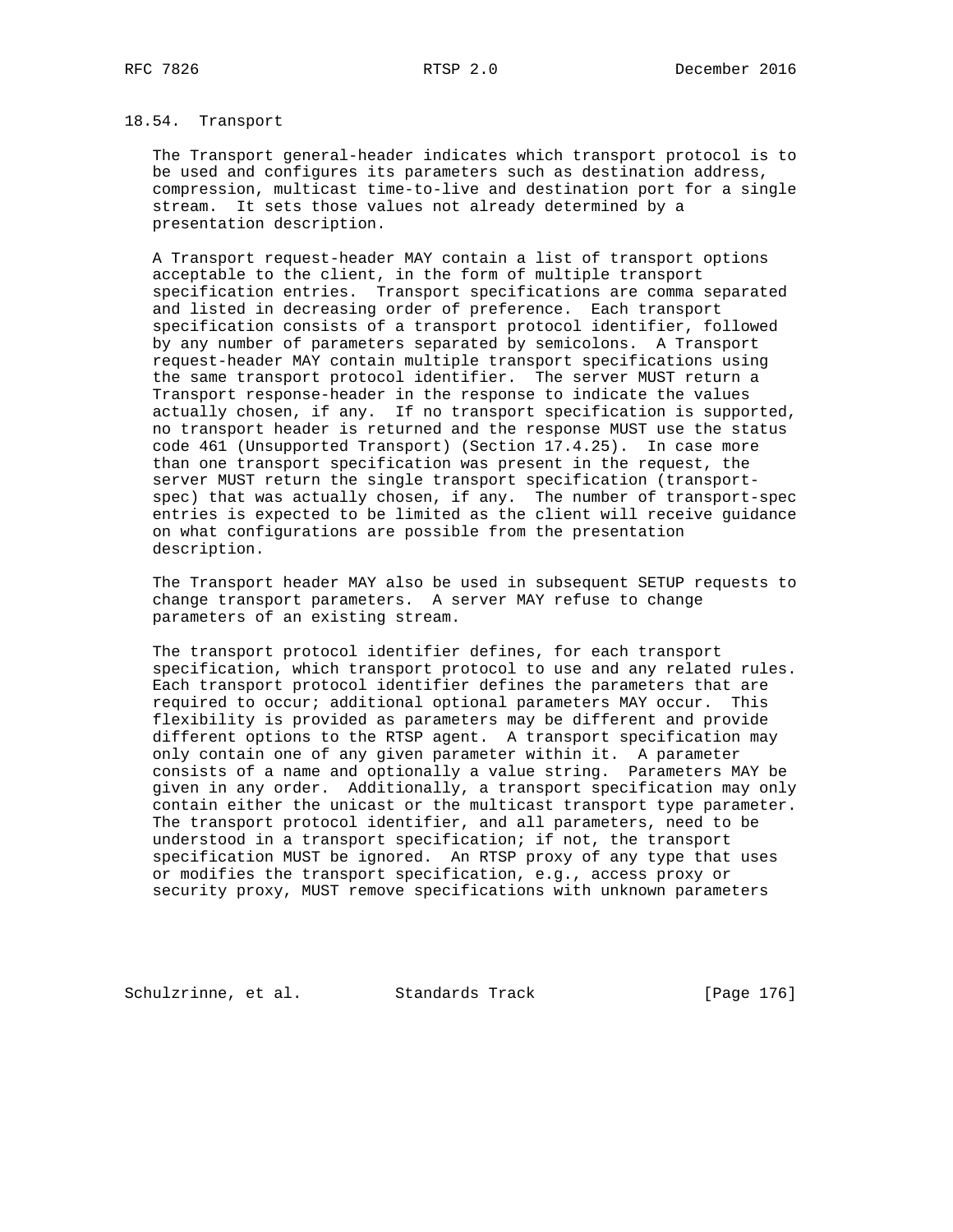## 18.54. Transport

The Transport general-header indicates which transport protocol is to be used and configures its parameters such as destination address, compression, multicast time-to-live and destination port for a single stream. It sets those values not already determined by a presentation description.

A Transport request-header MAY contain a list of transport options acceptable to the client, in the form of multiple transport specification entries. Transport specifications are comma separated and listed in decreasing order of preference. Each transport specification consists of a transport protocol identifier, followed by any number of parameters separated by semicolons. A Transport request-header MAY contain multiple transport specifications using the same transport protocol identifier. The server MUST return a Transport response-header in the response to indicate the values actually chosen, if any. If no transport specification is supported, no transport header is returned and the response MUST use the status code 461 (Unsupported Transport) (Section 17.4.25). In case more than one transport specification was present in the request, the server MUST return the single transport specification (transport-spec) that was actually chosen, if any. The number of transport-spec entries is expected to be limited as the client will receive guidance on what configurations are possible from the presentation description.

The Transport header MAY also be used in subsequent SETUP requests to change transport parameters. A server MAY refuse to change parameters of an existing stream.

The transport protocol identifier defines, for each transport specification, which transport protocol to use and any related rules. Each transport protocol identifier defines the parameters that are required to occur; additional optional parameters MAY occur. This flexibility is provided as parameters may be different and provide different options to the RTSP agent. A transport specification may only contain one of any given parameter within it. A parameter consists of a name and optionally a value string. Parameters MAY be given in any order. Additionally, a transport specification may only contain either the unicast or the multicast transport type parameter. The transport protocol identifier, and all parameters, need to be understood in a transport specification; if not, the transport specification MUST be ignored. An RTSP proxy of any type that uses or modifies the transport specification, e.g., access proxy or security proxy, MUST remove specifications with unknown parameters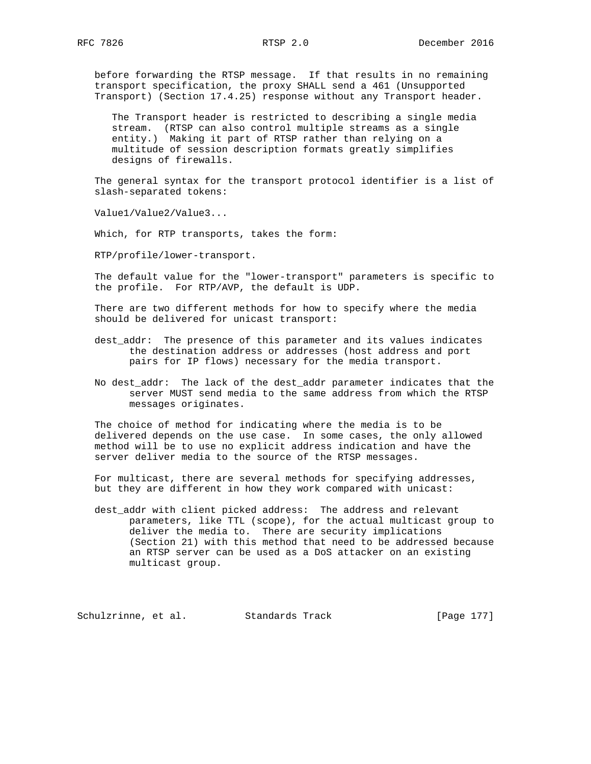before forwarding the RTSP message. If that results in no remaining transport specification, the proxy SHALL send a 461 (Unsupported Transport) (Section 17.4.25) response without any Transport header.

> The Transport header is restricted to describing a single media stream. (RTSP can also control multiple streams as a single entity.) Making it part of RTSP rather than relying on a multitude of session description formats greatly simplifies designs of firewalls.

The general syntax for the transport protocol identifier is a list of slash-separated tokens:

```
Value1/Value2/Value3...
```

Which, for RTP transports, takes the form:

```
RTP/profile/lower-transport.
```

The default value for the "lower-transport" parameters is specific to the profile. For RTP/AVP, the default is UDP.

There are two different methods for how to specify where the media should be delivered for unicast transport:

dest_addr: The presence of this parameter and its values indicates the destination address or addresses (host address and port pairs for IP flows) necessary for the media transport.

No dest_addr: The lack of the dest_addr parameter indicates that the server MUST send media to the same address from which the RTSP messages originates.

The choice of method for indicating where the media is to be delivered depends on the use case. In some cases, the only allowed method will be to use no explicit address indication and have the server deliver media to the source of the RTSP messages.

For multicast, there are several methods for specifying addresses, but they are different in how they work compared with unicast:

dest_addr with client picked address: The address and relevant parameters, like TTL (scope), for the actual multicast group to deliver the media to. There are security implications (Section 21) with this method that need to be addressed because an RTSP server can be used as a DoS attacker on an existing multicast group.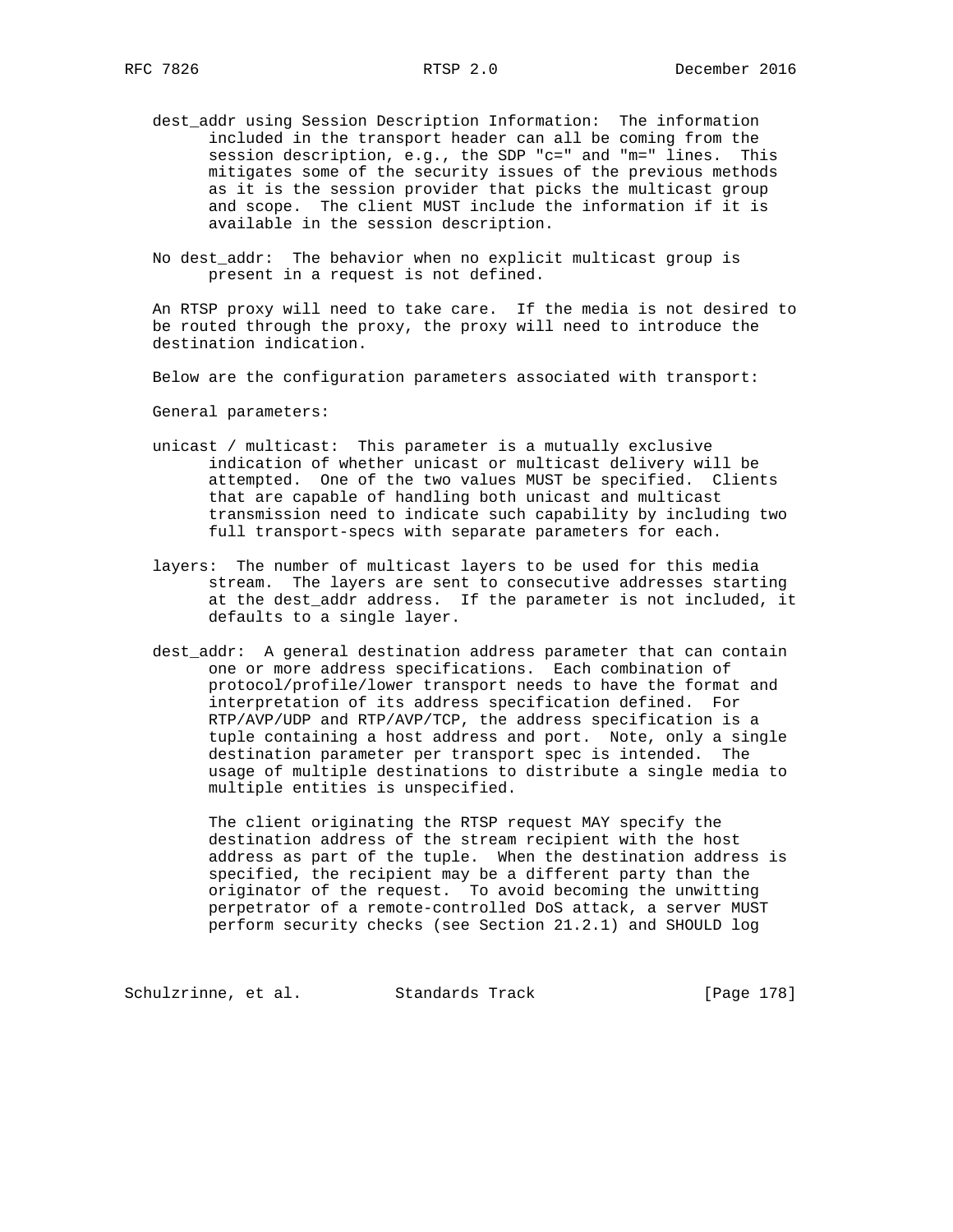dest_addr using Session Description Information: The information included in the transport header can all be coming from the session description, e.g., the SDP "c=" and "m=" lines. This mitigates some of the security issues of the previous methods as it is the session provider that picks the multicast group and scope. The client MUST include the information if it is available in the session description.

No dest_addr: The behavior when no explicit multicast group is present in a request is not defined.

An RTSP proxy will need to take care. If the media is not desired to be routed through the proxy, the proxy will need to introduce the destination indication.

Below are the configuration parameters associated with transport:

General parameters:

unicast / multicast: This parameter is a mutually exclusive indication of whether unicast or multicast delivery will be attempted. One of the two values MUST be specified. Clients that are capable of handling both unicast and multicast transmission need to indicate such capability by including two full transport-specs with separate parameters for each.

layers: The number of multicast layers to be used for this media stream. The layers are sent to consecutive addresses starting at the dest_addr address. If the parameter is not included, it defaults to a single layer.

dest_addr: A general destination address parameter that can contain one or more address specifications. Each combination of protocol/profile/lower transport needs to have the format and interpretation of its address specification defined. For RTP/AVP/UDP and RTP/AVP/TCP, the address specification is a tuple containing a host address and port. Note, only a single destination parameter per transport spec is intended. The usage of multiple destinations to distribute a single media to multiple entities is unspecified.

The client originating the RTSP request MAY specify the destination address of the stream recipient with the host address as part of the tuple. When the destination address is specified, the recipient may be a different party than the originator of the request. To avoid becoming the unwitting perpetrator of a remote-controlled DoS attack, a server MUST perform security checks (see Section 21.2.1) and SHOULD log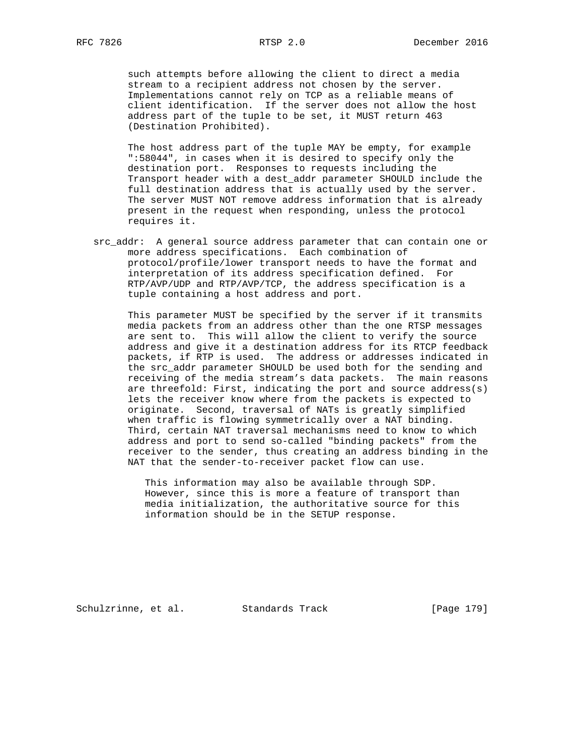such attempts before allowing the client to direct a media stream to a recipient address not chosen by the server. Implementations cannot rely on TCP as a reliable means of client identification. If the server does not allow the host address part of the tuple to be set, it MUST return 463 (Destination Prohibited).

The host address part of the tuple MAY be empty, for example ":58044", in cases when it is desired to specify only the destination port. Responses to requests including the Transport header with a dest_addr parameter SHOULD include the full destination address that is actually used by the server. The server MUST NOT remove address information that is already present in the request when responding, unless the protocol requires it.

src_addr: A general source address parameter that can contain one or more address specifications. Each combination of protocol/profile/lower transport needs to have the format and interpretation of its address specification defined. For RTP/AVP/UDP and RTP/AVP/TCP, the address specification is a tuple containing a host address and port.

This parameter MUST be specified by the server if it transmits media packets from an address other than the one RTSP messages are sent to. This will allow the client to verify the source address and give it a destination address for its RTCP feedback packets, if RTP is used. The address or addresses indicated in the src_addr parameter SHOULD be used both for the sending and receiving of the media stream's data packets. The main reasons are threefold: First, indicating the port and source address(s) lets the receiver know where from the packets is expected to originate. Second, traversal of NATs is greatly simplified when traffic is flowing symmetrically over a NAT binding. Third, certain NAT traversal mechanisms need to know to which address and port to send so-called "binding packets" from the receiver to the sender, thus creating an address binding in the NAT that the sender-to-receiver packet flow can use.

> This information may also be available through SDP. However, since this is more a feature of transport than media initialization, the authoritative source for this information should be in the SETUP response.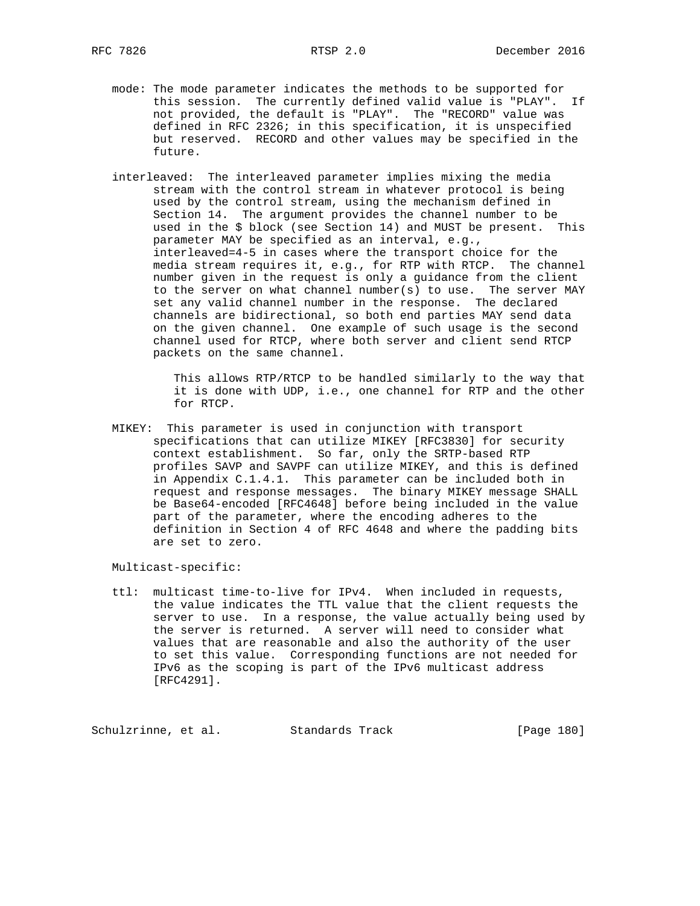mode: The mode parameter indicates the methods to be supported for this session. The currently defined valid value is "PLAY". If not provided, the default is "PLAY". The "RECORD" value was defined in RFC 2326; in this specification, it is unspecified but reserved. RECORD and other values may be specified in the future.

interleaved: The interleaved parameter implies mixing the media stream with the control stream in whatever protocol is being used by the control stream, using the mechanism defined in Section 14. The argument provides the channel number to be used in the $ block (see Section 14) and MUST be present. This parameter MAY be specified as an interval, e.g., interleaved=4-5 in cases where the transport choice for the media stream requires it, e.g., for RTP with RTCP. The channel number given in the request is only a guidance from the client to the server on what channel number(s) to use. The server MAY set any valid channel number in the response. The declared channels are bidirectional, so both end parties MAY send data on the given channel. One example of such usage is the second channel used for RTCP, where both server and client send RTCP packets on the same channel.

> This allows RTP/RTCP to be handled similarly to the way that it is done with UDP, i.e., one channel for RTP and the other for RTCP.

MIKEY: This parameter is used in conjunction with transport specifications that can utilize MIKEY [RFC3830] for security context establishment. So far, only the SRTP-based RTP profiles SAVP and SAVPF can utilize MIKEY, and this is defined in Appendix C.1.4.1. This parameter can be included both in request and response messages. The binary MIKEY message SHALL be Base64-encoded [RFC4648] before being included in the value part of the parameter, where the encoding adheres to the definition in Section 4 of RFC 4648 and where the padding bits are set to zero.

Multicast-specific:

ttl: multicast time-to-live for IPv4. When included in requests, the value indicates the TTL value that the client requests the server to use. In a response, the value actually being used by the server is returned. A server will need to consider what values that are reasonable and also the authority of the user to set this value. Corresponding functions are not needed for IPv6 as the scoping is part of the IPv6 multicast address [RFC4291].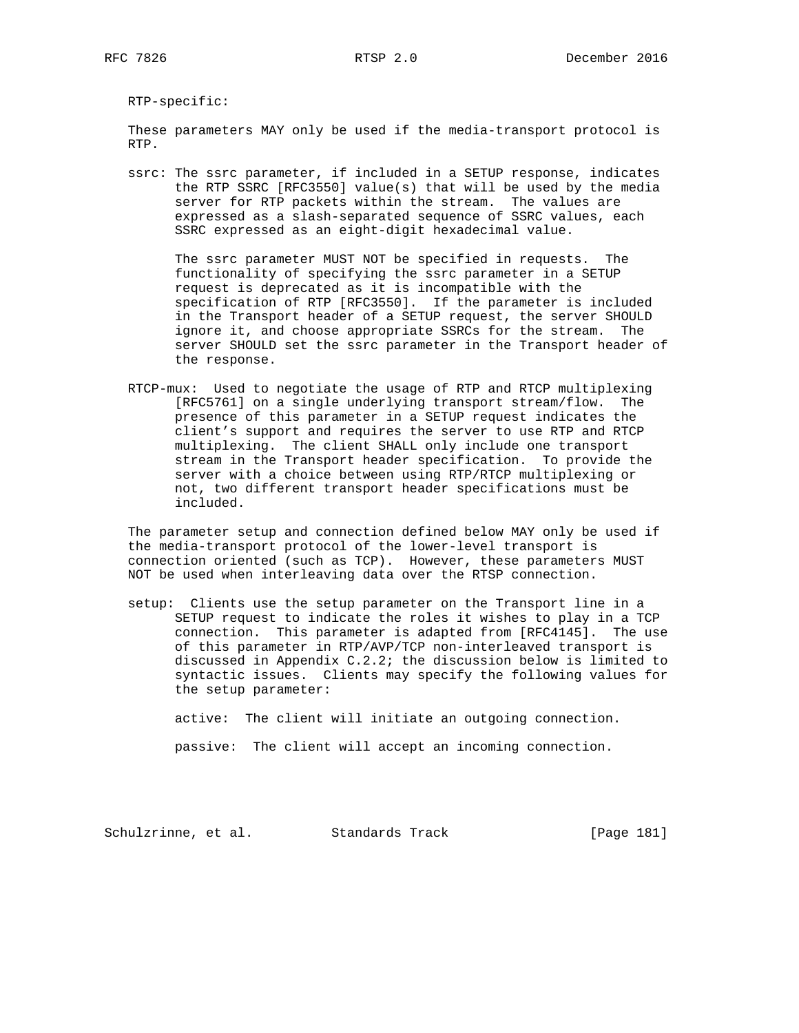RTP-specific:

These parameters MAY only be used if the media-transport protocol is RTP.

ssrc: The ssrc parameter, if included in a SETUP response, indicates the RTP SSRC [RFC3550] value(s) that will be used by the media server for RTP packets within the stream. The values are expressed as a slash-separated sequence of SSRC values, each SSRC expressed as an eight-digit hexadecimal value.

  The ssrc parameter MUST NOT be specified in requests. The functionality of specifying the ssrc parameter in a SETUP request is deprecated as it is incompatible with the specification of RTP [RFC3550]. If the parameter is included in the Transport header of a SETUP request, the server SHOULD ignore it, and choose appropriate SSRCs for the stream. The server SHOULD set the ssrc parameter in the Transport header of the response.

RTCP-mux: Used to negotiate the usage of RTP and RTCP multiplexing [RFC5761] on a single underlying transport stream/flow. The presence of this parameter in a SETUP request indicates the client's support and requires the server to use RTP and RTCP multiplexing. The client SHALL only include one transport stream in the Transport header specification. To provide the server with a choice between using RTP/RTCP multiplexing or not, two different transport header specifications must be included.

The parameter setup and connection defined below MAY only be used if the media-transport protocol of the lower-level transport is connection oriented (such as TCP). However, these parameters MUST NOT be used when interleaving data over the RTSP connection.

setup: Clients use the setup parameter on the Transport line in a SETUP request to indicate the roles it wishes to play in a TCP connection. This parameter is adapted from [RFC4145]. The use of this parameter in RTP/AVP/TCP non-interleaved transport is discussed in Appendix C.2.2; the discussion below is limited to syntactic issues. Clients may specify the following values for the setup parameter:

  active: The client will initiate an outgoing connection.

  passive: The client will accept an incoming connection.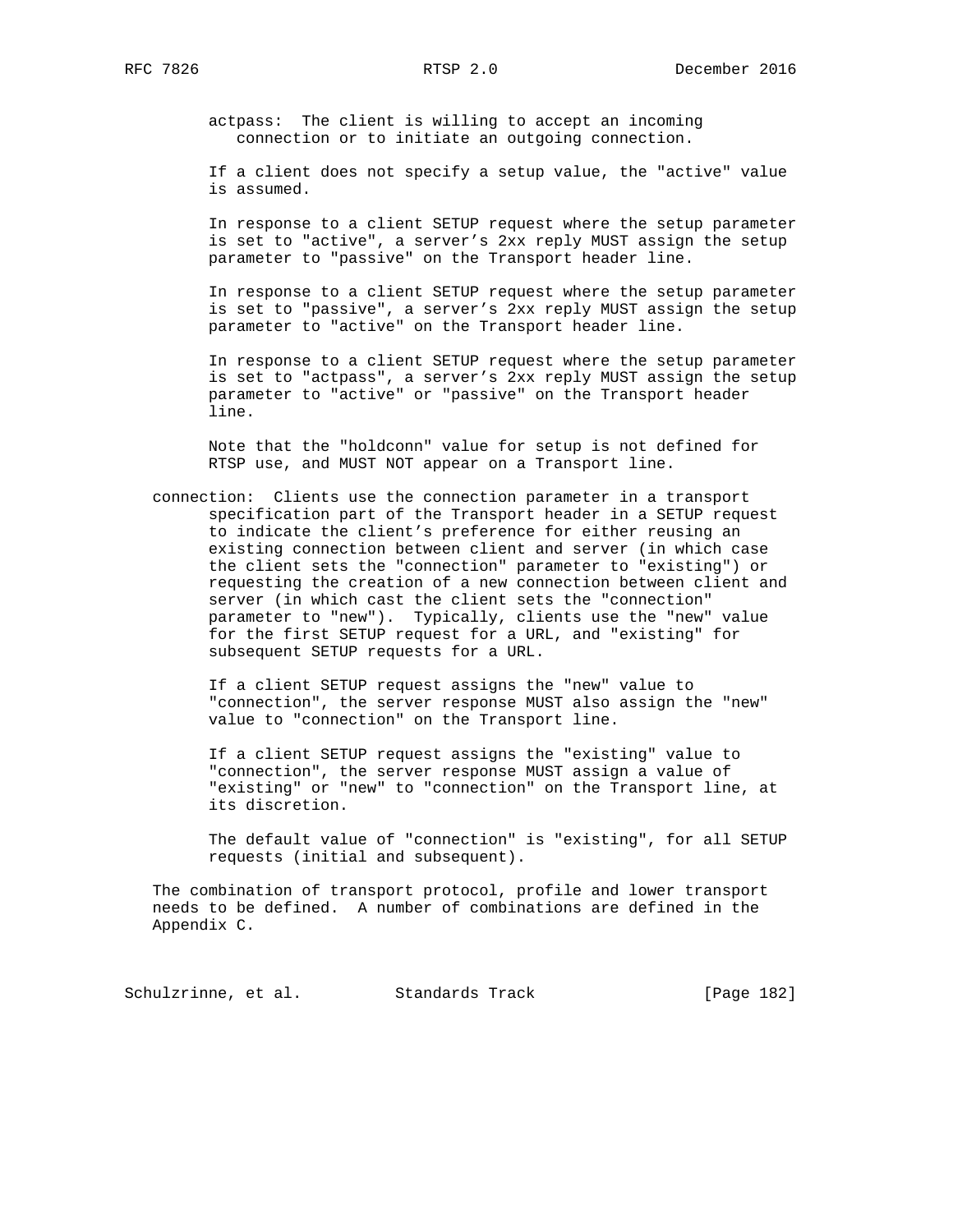actpass: The client is willing to accept an incoming connection or to initiate an outgoing connection.

If a client does not specify a setup value, the "active" value is assumed.

In response to a client SETUP request where the setup parameter is set to "active", a server's 2xx reply MUST assign the setup parameter to "passive" on the Transport header line.

In response to a client SETUP request where the setup parameter is set to "passive", a server's 2xx reply MUST assign the setup parameter to "active" on the Transport header line.

In response to a client SETUP request where the setup parameter is set to "actpass", a server's 2xx reply MUST assign the setup parameter to "active" or "passive" on the Transport header line.

Note that the "holdconn" value for setup is not defined for RTSP use, and MUST NOT appear on a Transport line.

connection: Clients use the connection parameter in a transport specification part of the Transport header in a SETUP request to indicate the client's preference for either reusing an existing connection between client and server (in which case the client sets the "connection" parameter to "existing") or requesting the creation of a new connection between client and server (in which cast the client sets the "connection" parameter to "new"). Typically, clients use the "new" value for the first SETUP request for a URL, and "existing" for subsequent SETUP requests for a URL.

If a client SETUP request assigns the "new" value to "connection", the server response MUST also assign the "new" value to "connection" on the Transport line.

If a client SETUP request assigns the "existing" value to "connection", the server response MUST assign a value of "existing" or "new" to "connection" on the Transport line, at its discretion.

The default value of "connection" is "existing", for all SETUP requests (initial and subsequent).

The combination of transport protocol, profile and lower transport needs to be defined. A number of combinations are defined in the Appendix C.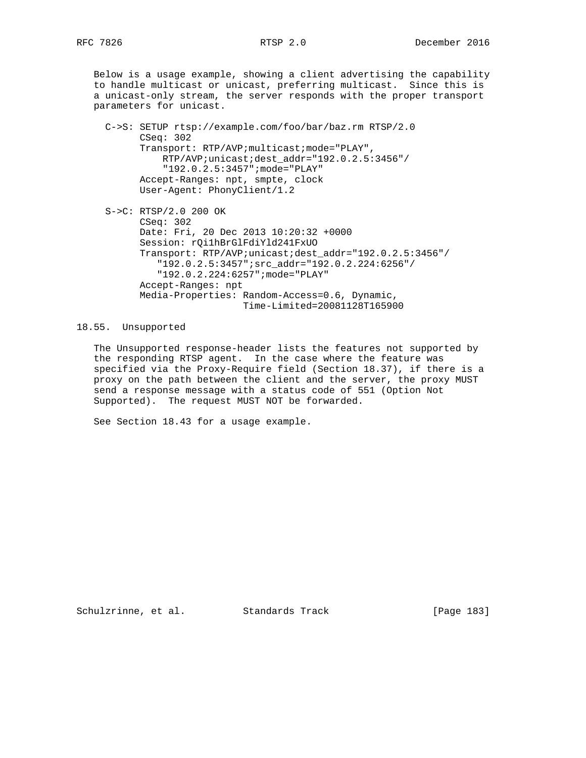Below is a usage example, showing a client advertising the capability to handle multicast or unicast, preferring multicast. Since this is a unicast-only stream, the server responds with the proper transport parameters for unicast.

```
C->S: SETUP rtsp://example.com/foo/bar/baz.rm RTSP/2.0
      CSeq: 302
      Transport: RTP/AVP;multicast;mode="PLAY",
          RTP/AVP;unicast;dest_addr="192.0.2.5:3456"/
          "192.0.2.5:3457";mode="PLAY"
      Accept-Ranges: npt, smpte, clock
      User-Agent: PhonyClient/1.2

S->C: RTSP/2.0 200 OK
      CSeq: 302
      Date: Fri, 20 Dec 2013 10:20:32 +0000
      Session: rQi1hBrGlFdiYld241FxUO
      Transport: RTP/AVP;unicast;dest_addr="192.0.2.5:3456"/
         "192.0.2.5:3457";src_addr="192.0.2.224:6256"/
         "192.0.2.224:6257";mode="PLAY"
      Accept-Ranges: npt
      Media-Properties: Random-Access=0.6, Dynamic,
                        Time-Limited=20081128T165900
```

### 18.55. Unsupported

The Unsupported response-header lists the features not supported by the responding RTSP agent. In the case where the feature was specified via the Proxy-Require field (Section 18.37), if there is a proxy on the path between the client and the server, the proxy MUST send a response message with a status code of 551 (Option Not Supported). The request MUST NOT be forwarded.

See Section 18.43 for a usage example.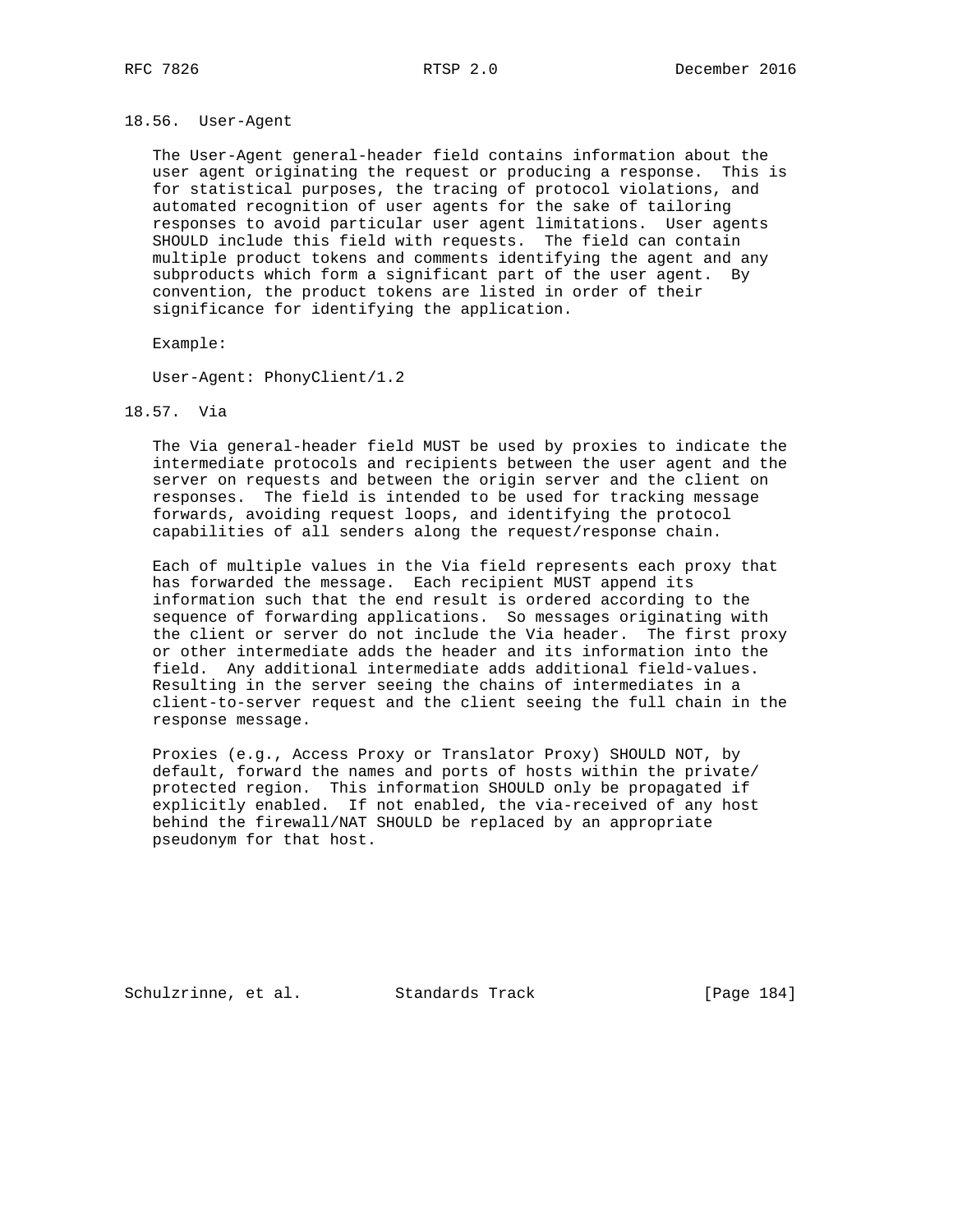### 18.56. User-Agent

The User-Agent general-header field contains information about the user agent originating the request or producing a response. This is for statistical purposes, the tracing of protocol violations, and automated recognition of user agents for the sake of tailoring responses to avoid particular user agent limitations. User agents SHOULD include this field with requests. The field can contain multiple product tokens and comments identifying the agent and any subproducts which form a significant part of the user agent. By convention, the product tokens are listed in order of their significance for identifying the application.

Example:

```
User-Agent: PhonyClient/1.2
```

### 18.57. Via

The Via general-header field MUST be used by proxies to indicate the intermediate protocols and recipients between the user agent and the server on requests and between the origin server and the client on responses. The field is intended to be used for tracking message forwards, avoiding request loops, and identifying the protocol capabilities of all senders along the request/response chain.

Each of multiple values in the Via field represents each proxy that has forwarded the message. Each recipient MUST append its information such that the end result is ordered according to the sequence of forwarding applications. So messages originating with the client or server do not include the Via header. The first proxy or other intermediate adds the header and its information into the field. Any additional intermediate adds additional field-values. Resulting in the server seeing the chains of intermediates in a client-to-server request and the client seeing the full chain in the response message.

Proxies (e.g., Access Proxy or Translator Proxy) SHOULD NOT, by default, forward the names and ports of hosts within the private/protected region. This information SHOULD only be propagated if explicitly enabled. If not enabled, the via-received of any host behind the firewall/NAT SHOULD be replaced by an appropriate pseudonym for that host.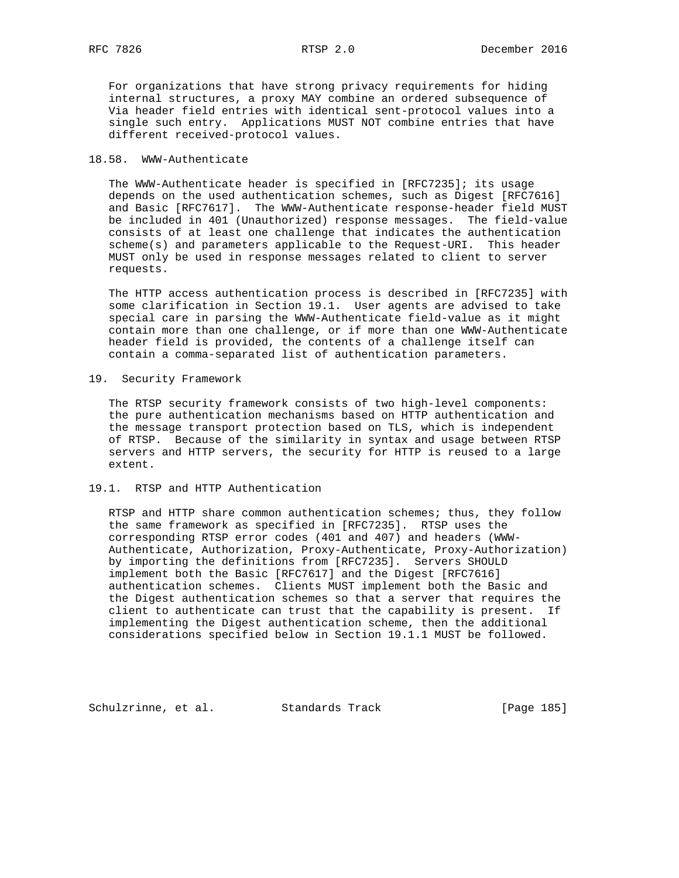For organizations that have strong privacy requirements for hiding internal structures, a proxy MAY combine an ordered subsequence of Via header field entries with identical sent-protocol values into a single such entry. Applications MUST NOT combine entries that have different received-protocol values.

### 18.58. WWW-Authenticate

The WWW-Authenticate header is specified in [RFC7235]; its usage depends on the used authentication schemes, such as Digest [RFC7616] and Basic [RFC7617]. The WWW-Authenticate response-header field MUST be included in 401 (Unauthorized) response messages. The field-value consists of at least one challenge that indicates the authentication scheme(s) and parameters applicable to the Request-URI. This header MUST only be used in response messages related to client to server requests.

The HTTP access authentication process is described in [RFC7235] with some clarification in Section 19.1. User agents are advised to take special care in parsing the WWW-Authenticate field-value as it might contain more than one challenge, or if more than one WWW-Authenticate header field is provided, the contents of a challenge itself can contain a comma-separated list of authentication parameters.

## 19. Security Framework

The RTSP security framework consists of two high-level components: the pure authentication mechanisms based on HTTP authentication and the message transport protection based on TLS, which is independent of RTSP. Because of the similarity in syntax and usage between RTSP servers and HTTP servers, the security for HTTP is reused to a large extent.

### 19.1. RTSP and HTTP Authentication

RTSP and HTTP share common authentication schemes; thus, they follow the same framework as specified in [RFC7235]. RTSP uses the corresponding RTSP error codes (401 and 407) and headers (WWW-Authenticate, Authorization, Proxy-Authenticate, Proxy-Authorization) by importing the definitions from [RFC7235]. Servers SHOULD implement both the Basic [RFC7617] and the Digest [RFC7616] authentication schemes. Clients MUST implement both the Basic and the Digest authentication schemes so that a server that requires the client to authenticate can trust that the capability is present. If implementing the Digest authentication scheme, then the additional considerations specified below in Section 19.1.1 MUST be followed.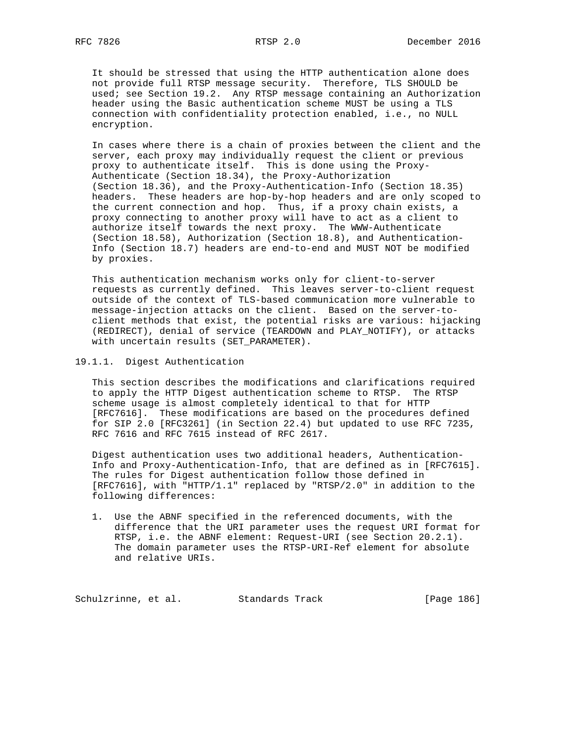It should be stressed that using the HTTP authentication alone does not provide full RTSP message security. Therefore, TLS SHOULD be used; see Section 19.2. Any RTSP message containing an Authorization header using the Basic authentication scheme MUST be using a TLS connection with confidentiality protection enabled, i.e., no NULL encryption.

In cases where there is a chain of proxies between the client and the server, each proxy may individually request the client or previous proxy to authenticate itself. This is done using the Proxy-Authenticate (Section 18.34), the Proxy-Authorization (Section 18.36), and the Proxy-Authentication-Info (Section 18.35) headers. These headers are hop-by-hop headers and are only scoped to the current connection and hop. Thus, if a proxy chain exists, a proxy connecting to another proxy will have to act as a client to authorize itself towards the next proxy. The WWW-Authenticate (Section 18.58), Authorization (Section 18.8), and Authentication-Info (Section 18.7) headers are end-to-end and MUST NOT be modified by proxies.

This authentication mechanism works only for client-to-server requests as currently defined. This leaves server-to-client request outside of the context of TLS-based communication more vulnerable to message-injection attacks on the client. Based on the server-to-client methods that exist, the potential risks are various: hijacking (REDIRECT), denial of service (TEARDOWN and PLAY_NOTIFY), or attacks with uncertain results (SET_PARAMETER).

### 19.1.1. Digest Authentication

This section describes the modifications and clarifications required to apply the HTTP Digest authentication scheme to RTSP. The RTSP scheme usage is almost completely identical to that for HTTP [RFC7616]. These modifications are based on the procedures defined for SIP 2.0 [RFC3261] (in Section 22.4) but updated to use RFC 7235, RFC 7616 and RFC 7615 instead of RFC 2617.

Digest authentication uses two additional headers, Authentication-Info and Proxy-Authentication-Info, that are defined as in [RFC7615]. The rules for Digest authentication follow those defined in [RFC7616], with "HTTP/1.1" replaced by "RTSP/2.0" in addition to the following differences:

1. Use the ABNF specified in the referenced documents, with the difference that the URI parameter uses the request URI format for RTSP, i.e. the ABNF element: Request-URI (see Section 20.2.1). The domain parameter uses the RTSP-URI-Ref element for absolute and relative URIs.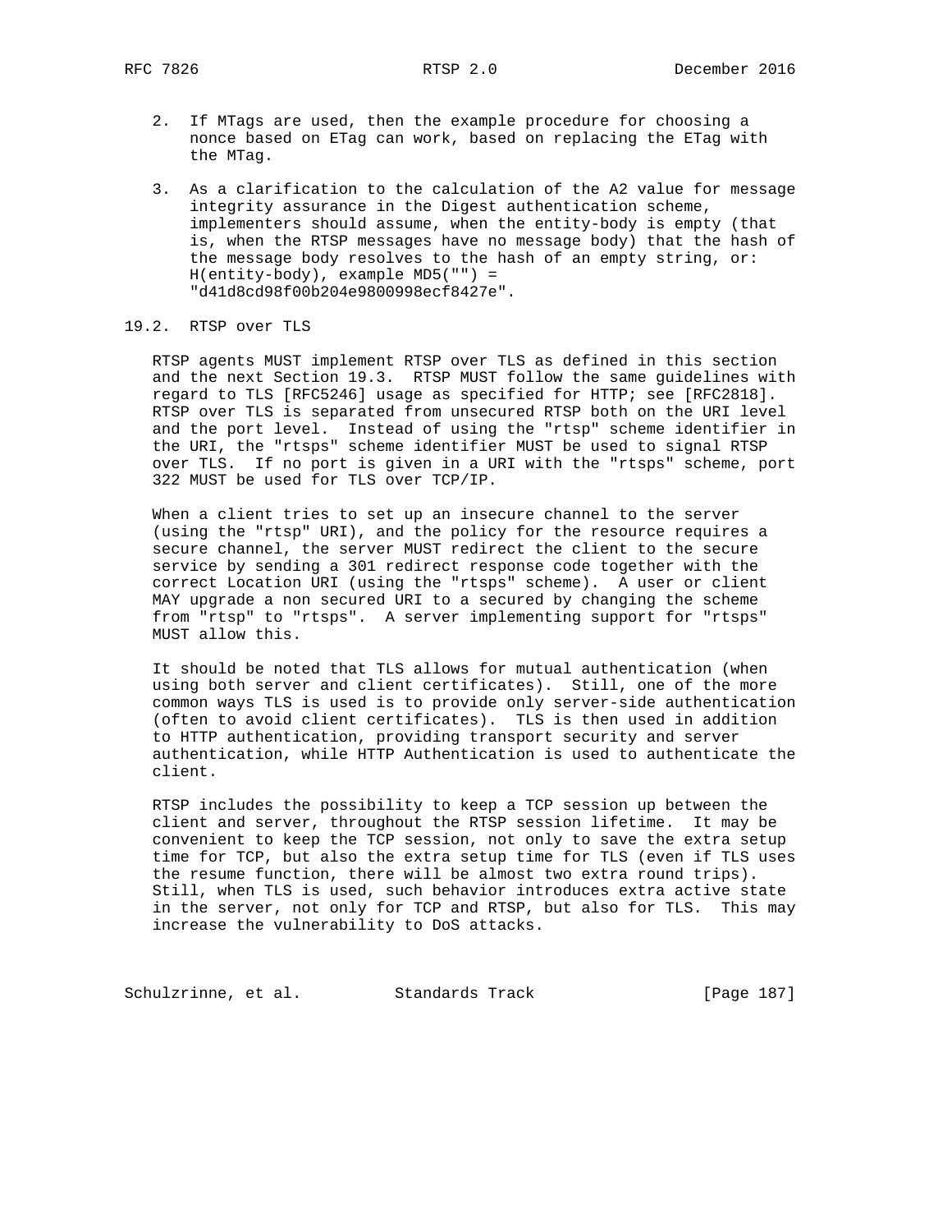2. If MTags are used, then the example procedure for choosing a nonce based on ETag can work, based on replacing the ETag with the MTag.

3. As a clarification to the calculation of the A2 value for message integrity assurance in the Digest authentication scheme, implementers should assume, when the entity-body is empty (that is, when the RTSP messages have no message body) that the hash of the message body resolves to the hash of an empty string, or: H(entity-body), example MD5("") = "d41d8cd98f00b204e9800998ecf8427e".

## 19.2. RTSP over TLS

RTSP agents MUST implement RTSP over TLS as defined in this section and the next Section 19.3. RTSP MUST follow the same guidelines with regard to TLS [RFC5246] usage as specified for HTTP; see [RFC2818]. RTSP over TLS is separated from unsecured RTSP both on the URI level and the port level. Instead of using the "rtsp" scheme identifier in the URI, the "rtsps" scheme identifier MUST be used to signal RTSP over TLS. If no port is given in a URI with the "rtsps" scheme, port 322 MUST be used for TLS over TCP/IP.

When a client tries to set up an insecure channel to the server (using the "rtsp" URI), and the policy for the resource requires a secure channel, the server MUST redirect the client to the secure service by sending a 301 redirect response code together with the correct Location URI (using the "rtsps" scheme). A user or client MAY upgrade a non secured URI to a secured by changing the scheme from "rtsp" to "rtsps". A server implementing support for "rtsps" MUST allow this.

It should be noted that TLS allows for mutual authentication (when using both server and client certificates). Still, one of the more common ways TLS is used is to provide only server-side authentication (often to avoid client certificates). TLS is then used in addition to HTTP authentication, providing transport security and server authentication, while HTTP Authentication is used to authenticate the client.

RTSP includes the possibility to keep a TCP session up between the client and server, throughout the RTSP session lifetime. It may be convenient to keep the TCP session, not only to save the extra setup time for TCP, but also the extra setup time for TLS (even if TLS uses the resume function, there will be almost two extra round trips). Still, when TLS is used, such behavior introduces extra active state in the server, not only for TCP and RTSP, but also for TLS. This may increase the vulnerability to DoS attacks.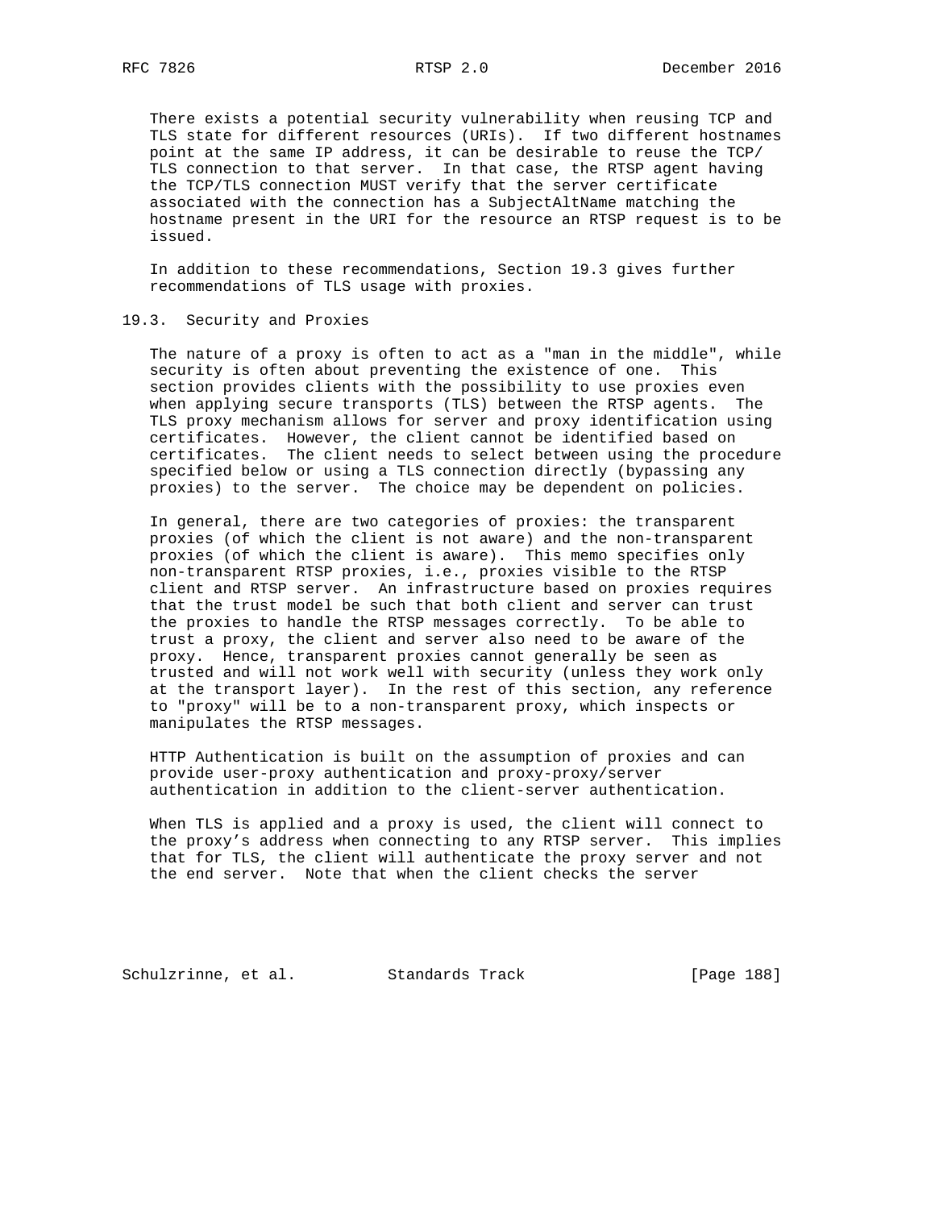There exists a potential security vulnerability when reusing TCP and TLS state for different resources (URIs). If two different hostnames point at the same IP address, it can be desirable to reuse the TCP/TLS connection to that server. In that case, the RTSP agent having the TCP/TLS connection MUST verify that the server certificate associated with the connection has a SubjectAltName matching the hostname present in the URI for the resource an RTSP request is to be issued.

In addition to these recommendations, Section 19.3 gives further recommendations of TLS usage with proxies.

## 19.3. Security and Proxies

The nature of a proxy is often to act as a "man in the middle", while security is often about preventing the existence of one. This section provides clients with the possibility to use proxies even when applying secure transports (TLS) between the RTSP agents. The TLS proxy mechanism allows for server and proxy identification using certificates. However, the client cannot be identified based on certificates. The client needs to select between using the procedure specified below or using a TLS connection directly (bypassing any proxies) to the server. The choice may be dependent on policies.

In general, there are two categories of proxies: the transparent proxies (of which the client is not aware) and the non-transparent proxies (of which the client is aware). This memo specifies only non-transparent RTSP proxies, i.e., proxies visible to the RTSP client and RTSP server. An infrastructure based on proxies requires that the trust model be such that both client and server can trust the proxies to handle the RTSP messages correctly. To be able to trust a proxy, the client and server also need to be aware of the proxy. Hence, transparent proxies cannot generally be seen as trusted and will not work well with security (unless they work only at the transport layer). In the rest of this section, any reference to "proxy" will be to a non-transparent proxy, which inspects or manipulates the RTSP messages.

HTTP Authentication is built on the assumption of proxies and can provide user-proxy authentication and proxy-proxy/server authentication in addition to the client-server authentication.

When TLS is applied and a proxy is used, the client will connect to the proxy's address when connecting to any RTSP server. This implies that for TLS, the client will authenticate the proxy server and not the end server. Note that when the client checks the server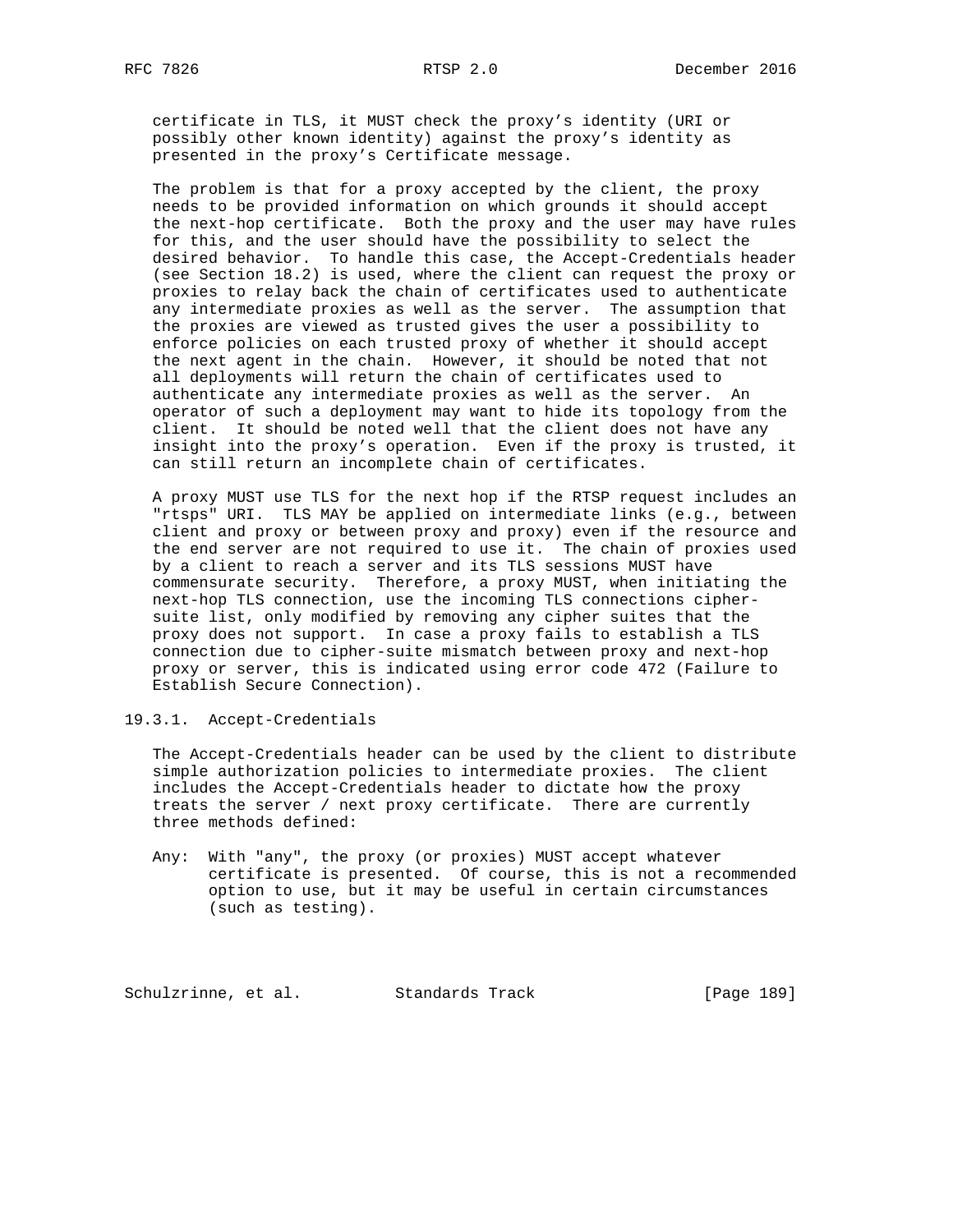certificate in TLS, it MUST check the proxy's identity (URI or possibly other known identity) against the proxy's identity as presented in the proxy's Certificate message.

The problem is that for a proxy accepted by the client, the proxy needs to be provided information on which grounds it should accept the next-hop certificate. Both the proxy and the user may have rules for this, and the user should have the possibility to select the desired behavior. To handle this case, the Accept-Credentials header (see Section 18.2) is used, where the client can request the proxy or proxies to relay back the chain of certificates used to authenticate any intermediate proxies as well as the server. The assumption that the proxies are viewed as trusted gives the user a possibility to enforce policies on each trusted proxy of whether it should accept the next agent in the chain. However, it should be noted that not all deployments will return the chain of certificates used to authenticate any intermediate proxies as well as the server. An operator of such a deployment may want to hide its topology from the client. It should be noted well that the client does not have any insight into the proxy's operation. Even if the proxy is trusted, it can still return an incomplete chain of certificates.

A proxy MUST use TLS for the next hop if the RTSP request includes an "rtsps" URI. TLS MAY be applied on intermediate links (e.g., between client and proxy or between proxy and proxy) even if the resource and the end server are not required to use it. The chain of proxies used by a client to reach a server and its TLS sessions MUST have commensurate security. Therefore, a proxy MUST, when initiating the next-hop TLS connection, use the incoming TLS connections cipher-suite list, only modified by removing any cipher suites that the proxy does not support. In case a proxy fails to establish a TLS connection due to cipher-suite mismatch between proxy and next-hop proxy or server, this is indicated using error code 472 (Failure to Establish Secure Connection).

### 19.3.1. Accept-Credentials

The Accept-Credentials header can be used by the client to distribute simple authorization policies to intermediate proxies. The client includes the Accept-Credentials header to dictate how the proxy treats the server / next proxy certificate. There are currently three methods defined:

Any: With "any", the proxy (or proxies) MUST accept whatever certificate is presented. Of course, this is not a recommended option to use, but it may be useful in certain circumstances (such as testing).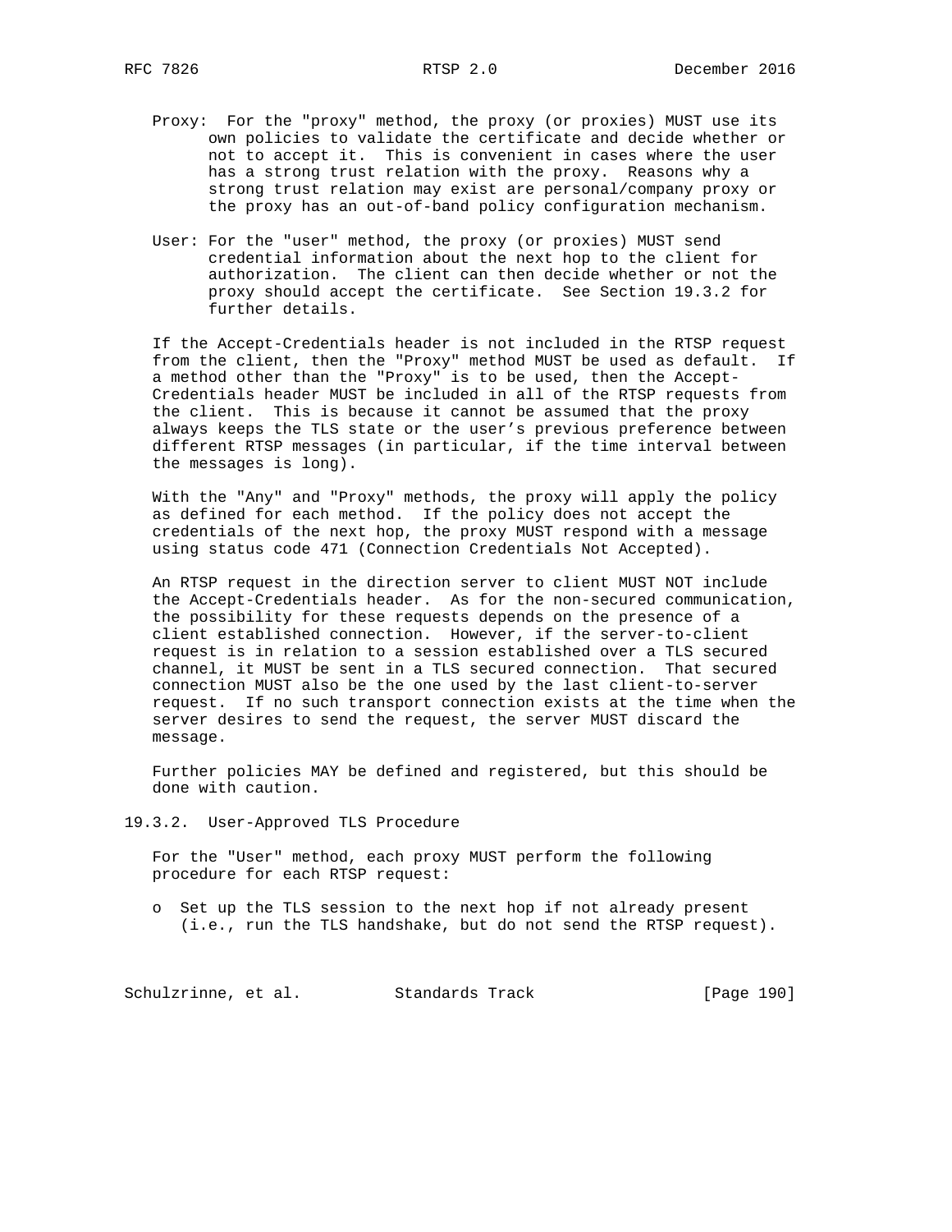Proxy: For the "proxy" method, the proxy (or proxies) MUST use its own policies to validate the certificate and decide whether or not to accept it. This is convenient in cases where the user has a strong trust relation with the proxy. Reasons why a strong trust relation may exist are personal/company proxy or the proxy has an out-of-band policy configuration mechanism.

User: For the "user" method, the proxy (or proxies) MUST send credential information about the next hop to the client for authorization. The client can then decide whether or not the proxy should accept the certificate. See Section 19.3.2 for further details.

If the Accept-Credentials header is not included in the RTSP request from the client, then the "Proxy" method MUST be used as default. If a method other than the "Proxy" is to be used, then the Accept-Credentials header MUST be included in all of the RTSP requests from the client. This is because it cannot be assumed that the proxy always keeps the TLS state or the user's previous preference between different RTSP messages (in particular, if the time interval between the messages is long).

With the "Any" and "Proxy" methods, the proxy will apply the policy as defined for each method. If the policy does not accept the credentials of the next hop, the proxy MUST respond with a message using status code 471 (Connection Credentials Not Accepted).

An RTSP request in the direction server to client MUST NOT include the Accept-Credentials header. As for the non-secured communication, the possibility for these requests depends on the presence of a client established connection. However, if the server-to-client request is in relation to a session established over a TLS secured channel, it MUST be sent in a TLS secured connection. That secured connection MUST also be the one used by the last client-to-server request. If no such transport connection exists at the time when the server desires to send the request, the server MUST discard the message.

Further policies MAY be defined and registered, but this should be done with caution.

### 19.3.2. User-Approved TLS Procedure

For the "User" method, each proxy MUST perform the following procedure for each RTSP request:

- Set up the TLS session to the next hop if not already present (i.e., run the TLS handshake, but do not send the RTSP request).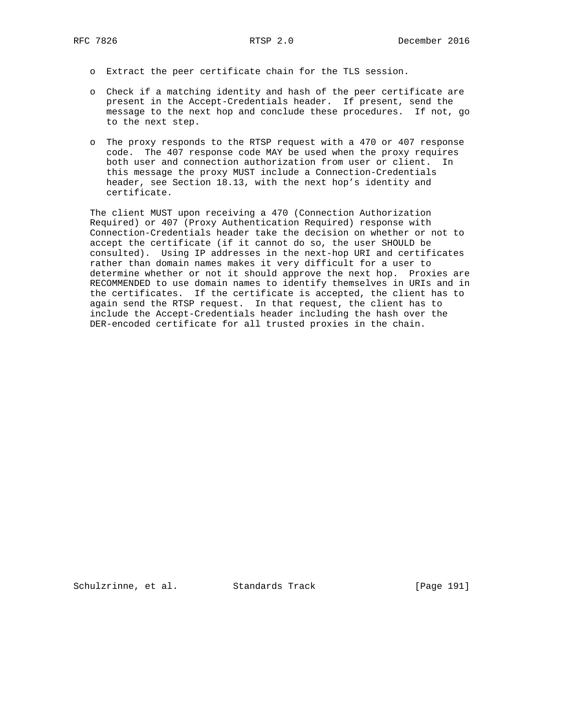- Extract the peer certificate chain for the TLS session.

- Check if a matching identity and hash of the peer certificate are present in the Accept-Credentials header. If present, send the message to the next hop and conclude these procedures. If not, go to the next step.

- The proxy responds to the RTSP request with a 470 or 407 response code. The 407 response code MAY be used when the proxy requires both user and connection authorization from user or client. In this message the proxy MUST include a Connection-Credentials header, see Section 18.13, with the next hop's identity and certificate.

The client MUST upon receiving a 470 (Connection Authorization Required) or 407 (Proxy Authentication Required) response with Connection-Credentials header take the decision on whether or not to accept the certificate (if it cannot do so, the user SHOULD be consulted). Using IP addresses in the next-hop URI and certificates rather than domain names makes it very difficult for a user to determine whether or not it should approve the next hop. Proxies are RECOMMENDED to use domain names to identify themselves in URIs and in the certificates. If the certificate is accepted, the client has to again send the RTSP request. In that request, the client has to include the Accept-Credentials header including the hash over the DER-encoded certificate for all trusted proxies in the chain.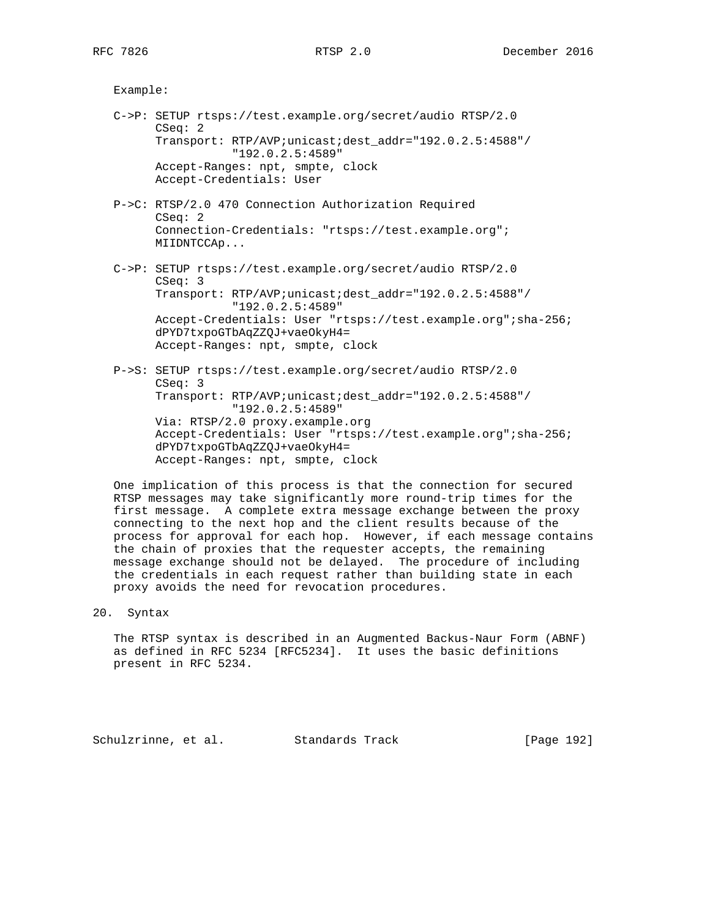Example:

```
C->P: SETUP rtsps://test.example.org/secret/audio RTSP/2.0
      CSeq: 2
      Transport: RTP/AVP;unicast;dest_addr="192.0.2.5:4588"/
                 "192.0.2.5:4589"
      Accept-Ranges: npt, smpte, clock
      Accept-Credentials: User

P->C: RTSP/2.0 470 Connection Authorization Required
      CSeq: 2
      Connection-Credentials: "rtsps://test.example.org";
      MIIDNTCCAp...

C->P: SETUP rtsps://test.example.org/secret/audio RTSP/2.0
      CSeq: 3
      Transport: RTP/AVP;unicast;dest_addr="192.0.2.5:4588"/
                 "192.0.2.5:4589"
      Accept-Credentials: User "rtsps://test.example.org";sha-256;
      dPYD7txpoGTbAqZZQJ+vaeOkyH4=
      Accept-Ranges: npt, smpte, clock

P->S: SETUP rtsps://test.example.org/secret/audio RTSP/2.0
      CSeq: 3
      Transport: RTP/AVP;unicast;dest_addr="192.0.2.5:4588"/
                 "192.0.2.5:4589"
      Via: RTSP/2.0 proxy.example.org
      Accept-Credentials: User "rtsps://test.example.org";sha-256;
      dPYD7txpoGTbAqZZQJ+vaeOkyH4=
      Accept-Ranges: npt, smpte, clock
```

One implication of this process is that the connection for secured RTSP messages may take significantly more round-trip times for the first message. A complete extra message exchange between the proxy connecting to the next hop and the client results because of the process for approval for each hop. However, if each message contains the chain of proxies that the requester accepts, the remaining message exchange should not be delayed. The procedure of including the credentials in each request rather than building state in each proxy avoids the need for revocation procedures.

# 20. Syntax

The RTSP syntax is described in an Augmented Backus-Naur Form (ABNF) as defined in RFC 5234 [RFC5234]. It uses the basic definitions present in RFC 5234.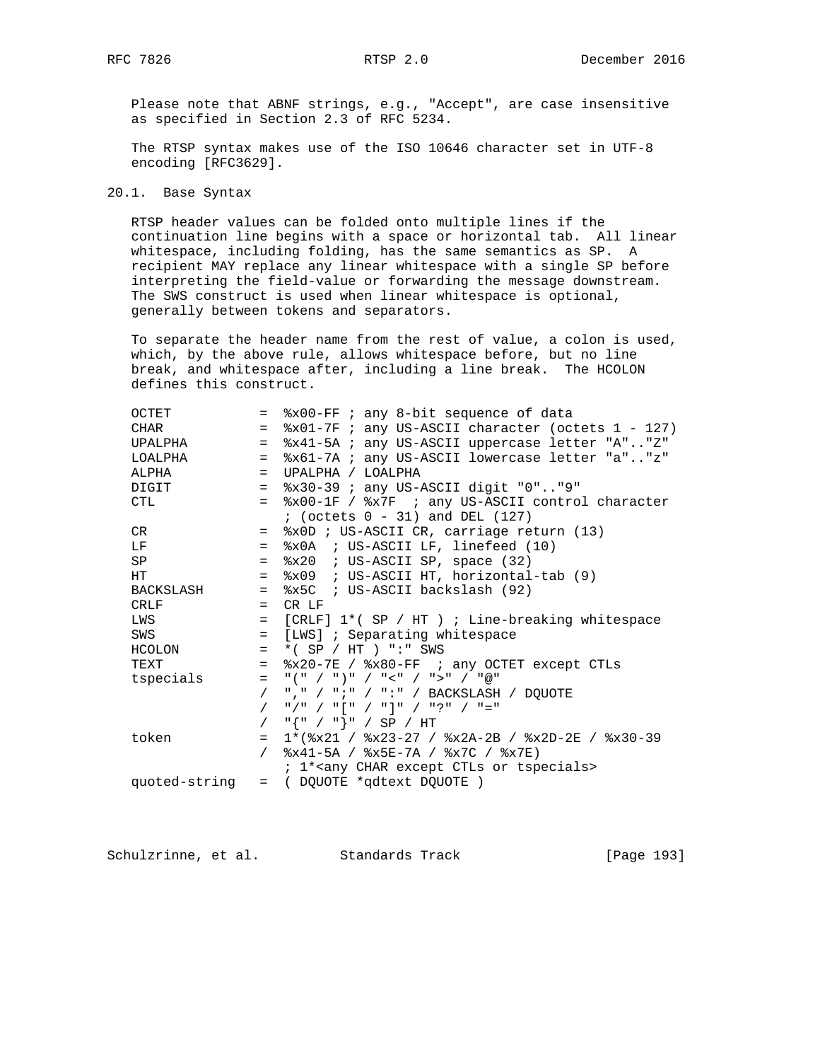Please note that ABNF strings, e.g., "Accept", are case insensitive as specified in Section 2.3 of RFC 5234.

The RTSP syntax makes use of the ISO 10646 character set in UTF-8 encoding [RFC3629].

## 20.1. Base Syntax

RTSP header values can be folded onto multiple lines if the continuation line begins with a space or horizontal tab. All linear whitespace, including folding, has the same semantics as SP. A recipient MAY replace any linear whitespace with a single SP before interpreting the field-value or forwarding the message downstream. The SWS construct is used when linear whitespace is optional, generally between tokens and separators.

To separate the header name from the rest of value, a colon is used, which, by the above rule, allows whitespace before, but no line break, and whitespace after, including a line break. The HCOLON defines this construct.

```
OCTET          =  %x00-FF ; any 8-bit sequence of data
CHAR           =  %x01-7F ; any US-ASCII character (octets 1 - 127)
UPALPHA        =  %x41-5A ; any US-ASCII uppercase letter "A".."Z"
LOALPHA        =  %x61-7A ; any US-ASCII lowercase letter "a".."z"
ALPHA          =  UPALPHA / LOALPHA
DIGIT          =  %x30-39 ; any US-ASCII digit "0".."9"
CTL            =  %x00-1F / %x7F  ; any US-ASCII control character
                  ; (octets 0 - 31) and DEL (127)
CR             =  %x0D ; US-ASCII CR, carriage return (13)
LF             =  %x0A  ; US-ASCII LF, linefeed (10)
SP             =  %x20  ; US-ASCII SP, space (32)
HT             =  %x09  ; US-ASCII HT, horizontal-tab (9)
BACKSLASH      =  %x5C  ; US-ASCII backslash (92)
CRLF           =  CR LF
LWS            =  [CRLF] 1*( SP / HT ) ; Line-breaking whitespace
SWS            =  [LWS] ; Separating whitespace
HCOLON         =  *( SP / HT ) ":" SWS
TEXT           =  %x20-7E / %x80-FF  ; any OCTET except CTLs
tspecials      =  "(" / ")" / "<" / ">" / "@"
               /  "," / ";" / ":" / BACKSLASH / DQUOTE
               /  "/" / "[" / "]" / "?" / "="
               /  "{" / "}" / SP / HT
token          =  1*(%x21 / %x23-27 / %x2A-2B / %x2D-2E / %x30-39
               /  %x41-5A / %x5E-7A / %x7C / %x7E)
                  ; 1*<any CHAR except CTLs or tspecials>
quoted-string  =  ( DQUOTE *qdtext DQUOTE )
```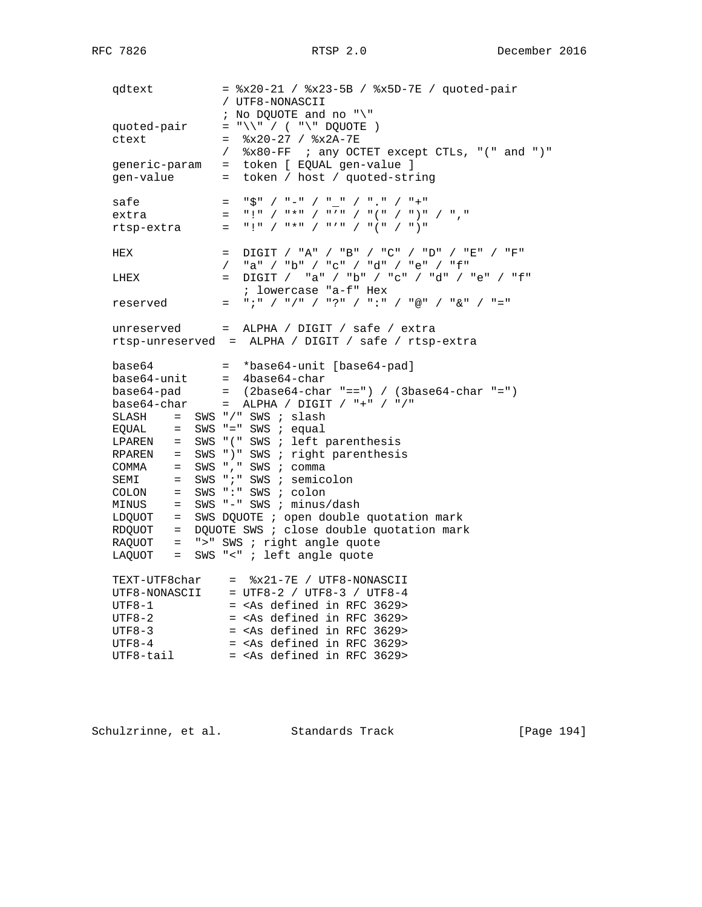```
   qdtext          = %x20-21 / %x23-5B / %x5D-7E / quoted-pair
                   / UTF8-NONASCII
                   ; No DQUOTE and no "\"
   quoted-pair     = "\\" / ( "\" DQUOTE )
   ctext           =  %x20-27 / %x2A-7E
                   /  %x80-FF  ; any OCTET except CTLs, "(" and ")"
   generic-param   =  token [ EQUAL gen-value ]
   gen-value       =  token / host / quoted-string

   safe            =  "$" / "-" / "_" / "." / "+"
   extra           =  "!" / "*" / "'" / "(" / ")" / ","
   rtsp-extra      =  "!" / "*" / "'" / "(" / ")"

   HEX             =  DIGIT / "A" / "B" / "C" / "D" / "E" / "F"
                   /  "a" / "b" / "c" / "d" / "e" / "f"
   LHEX            =  DIGIT /  "a" / "b" / "c" / "d" / "e" / "f"
                      ; lowercase "a-f" Hex
   reserved        =  ";" / "/" / "?" / ":" / "@" / "&" / "="

   unreserved      =  ALPHA / DIGIT / safe / extra
   rtsp-unreserved  =  ALPHA / DIGIT / safe / rtsp-extra

   base64          =  *base64-unit [base64-pad]
   base64-unit     =  4base64-char
   base64-pad      =  (2base64-char "==") / (3base64-char "=")
   base64-char     =  ALPHA / DIGIT / "+" / "/"
   SLASH    =  SWS "/" SWS ; slash
   EQUAL    =  SWS "=" SWS ; equal
   LPAREN   =  SWS "(" SWS ; left parenthesis
   RPAREN   =  SWS ")" SWS ; right parenthesis
   COMMA    =  SWS "," SWS ; comma
   SEMI     =  SWS ";" SWS ; semicolon
   COLON    =  SWS ":" SWS ; colon
   MINUS    =  SWS "-" SWS ; minus/dash
   LDQUOT   =  SWS DQUOTE ; open double quotation mark
   RDQUOT   =  DQUOTE SWS ; close double quotation mark
   RAQUOT   =  ">" SWS ; right angle quote
   LAQUOT   =  SWS "<" ; left angle quote

   TEXT-UTF8char    =  %x21-7E / UTF8-NONASCII
   UTF8-NONASCII    = UTF8-2 / UTF8-3 / UTF8-4
   UTF8-1           = <As defined in RFC 3629>
   UTF8-2           = <As defined in RFC 3629>
   UTF8-3           = <As defined in RFC 3629>
   UTF8-4           = <As defined in RFC 3629>
   UTF8-tail        = <As defined in RFC 3629>
```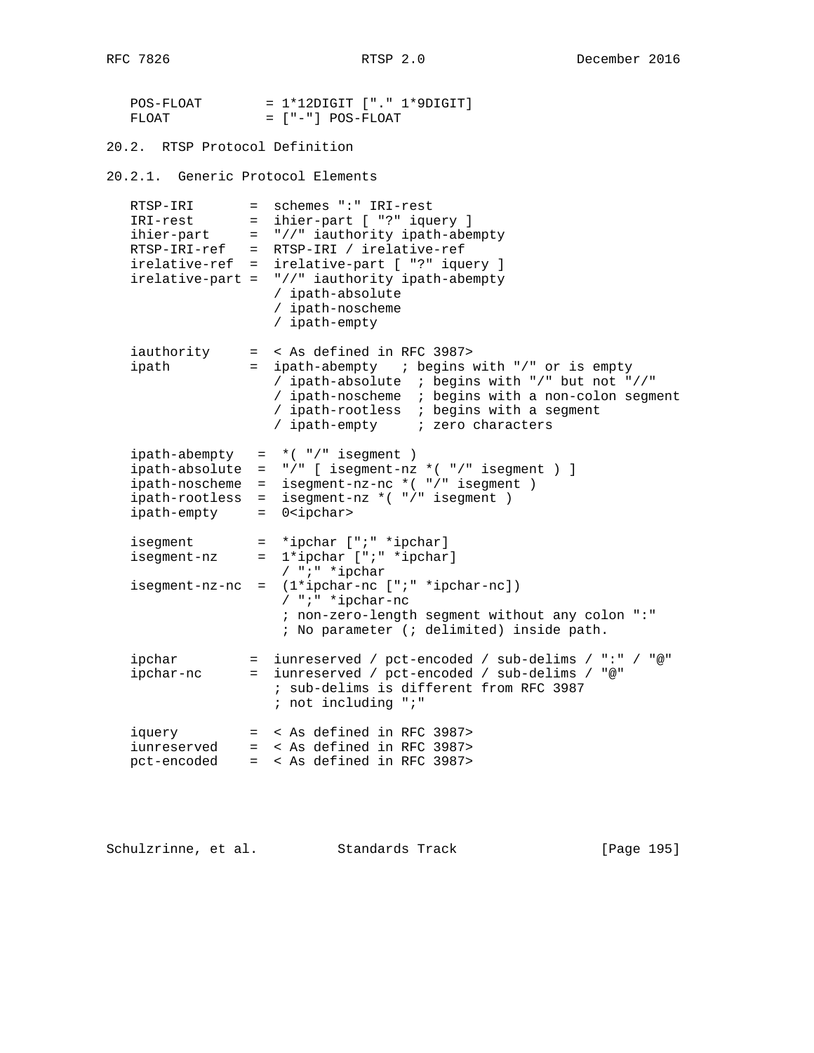```
   POS-FLOAT        = 1*12DIGIT ["." 1*9DIGIT]
   FLOAT            = ["-"] POS-FLOAT
```

### 20.2. RTSP Protocol Definition

#### 20.2.1. Generic Protocol Elements

```
   RTSP-IRI       =  schemes ":" IRI-rest
   IRI-rest       =  ihier-part [ "?" iquery ]
   ihier-part     =  "//" iauthority ipath-abempty
   RTSP-IRI-ref   =  RTSP-IRI / irelative-ref
   irelative-ref  =  irelative-part [ "?" iquery ]
   irelative-part =  "//" iauthority ipath-abempty
                     / ipath-absolute
                     / ipath-noscheme
                     / ipath-empty

   iauthority     =  < As defined in RFC 3987>
   ipath          =  ipath-abempty   ; begins with "/" or is empty
                     / ipath-absolute  ; begins with "/" but not "//"
                     / ipath-noscheme  ; begins with a non-colon segment
                     / ipath-rootless  ; begins with a segment
                     / ipath-empty     ; zero characters

   ipath-abempty   =  *( "/" isegment )
   ipath-absolute  =  "/" [ isegment-nz *( "/" isegment ) ]
   ipath-noscheme  =  isegment-nz-nc *( "/" isegment )
   ipath-rootless  =  isegment-nz *( "/" isegment )
   ipath-empty     =  0<ipchar>

   isegment        =  *ipchar [";" *ipchar]
   isegment-nz     =  1*ipchar [";" *ipchar]
                      / ";" *ipchar
   isegment-nz-nc  =  (1*ipchar-nc [";" *ipchar-nc])
                      / ";" *ipchar-nc
                      ; non-zero-length segment without any colon ":"
                      ; No parameter (; delimited) inside path.

   ipchar         =  iunreserved / pct-encoded / sub-delims / ":" / "@"
   ipchar-nc      =  iunreserved / pct-encoded / sub-delims / "@"
                     ; sub-delims is different from RFC 3987
                     ; not including ";"

   iquery         =  < As defined in RFC 3987>
   iunreserved    =  < As defined in RFC 3987>
   pct-encoded    =  < As defined in RFC 3987>
```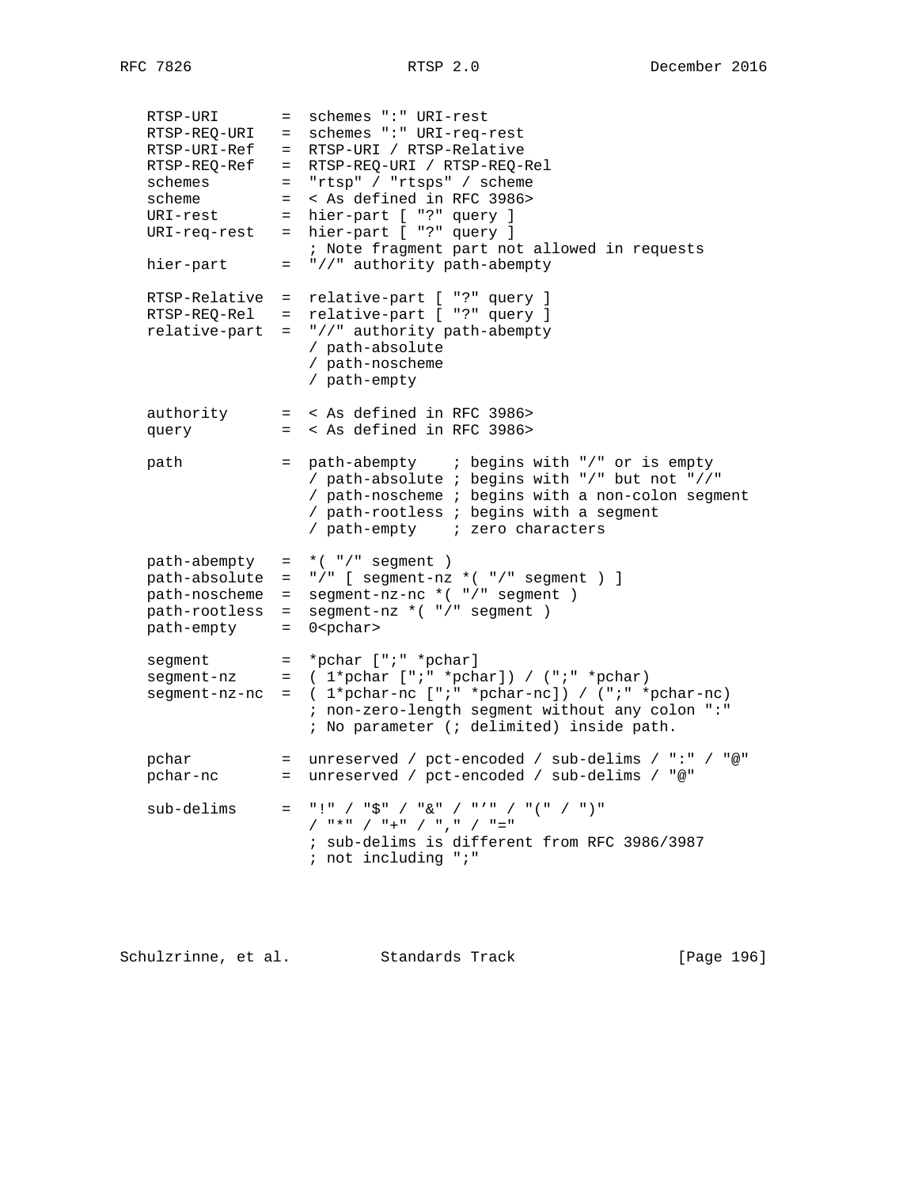```
   RTSP-URI       =  schemes ":" URI-rest
   RTSP-REQ-URI   =  schemes ":" URI-req-rest
   RTSP-URI-Ref   =  RTSP-URI / RTSP-Relative
   RTSP-REQ-Ref   =  RTSP-REQ-URI / RTSP-REQ-Rel
   schemes        =  "rtsp" / "rtsps" / scheme
   scheme         =  < As defined in RFC 3986>
   URI-rest       =  hier-part [ "?" query ]
   URI-req-rest   =  hier-part [ "?" query ]
                     ; Note fragment part not allowed in requests
   hier-part      =  "//" authority path-abempty

   RTSP-Relative  =  relative-part [ "?" query ]
   RTSP-REQ-Rel   =  relative-part [ "?" query ]
   relative-part  =  "//" authority path-abempty
                     / path-absolute
                     / path-noscheme
                     / path-empty

   authority      =  < As defined in RFC 3986>
   query          =  < As defined in RFC 3986>

   path           =  path-abempty    ; begins with "/" or is empty
                     / path-absolute ; begins with "/" but not "//"
                     / path-noscheme ; begins with a non-colon segment
                     / path-rootless ; begins with a segment
                     / path-empty    ; zero characters

   path-abempty   =  *( "/" segment )
   path-absolute  =  "/" [ segment-nz *( "/" segment ) ]
   path-noscheme  =  segment-nz-nc *( "/" segment )
   path-rootless  =  segment-nz *( "/" segment )
   path-empty     =  0<pchar>

   segment        =  *pchar [";" *pchar]
   segment-nz     =  ( 1*pchar [";" *pchar]) / (";" *pchar)
   segment-nz-nc  =  ( 1*pchar-nc [";" *pchar-nc]) / (";" *pchar-nc)
                     ; non-zero-length segment without any colon ":"
                     ; No parameter (; delimited) inside path.

   pchar          =  unreserved / pct-encoded / sub-delims / ":" / "@"
   pchar-nc       =  unreserved / pct-encoded / sub-delims / "@"

   sub-delims     =  "!" / "$" / "&" / "'" / "(" / ")"
                     / "*" / "+" / "," / "="
                     ; sub-delims is different from RFC 3986/3987
                     ; not including ";"
```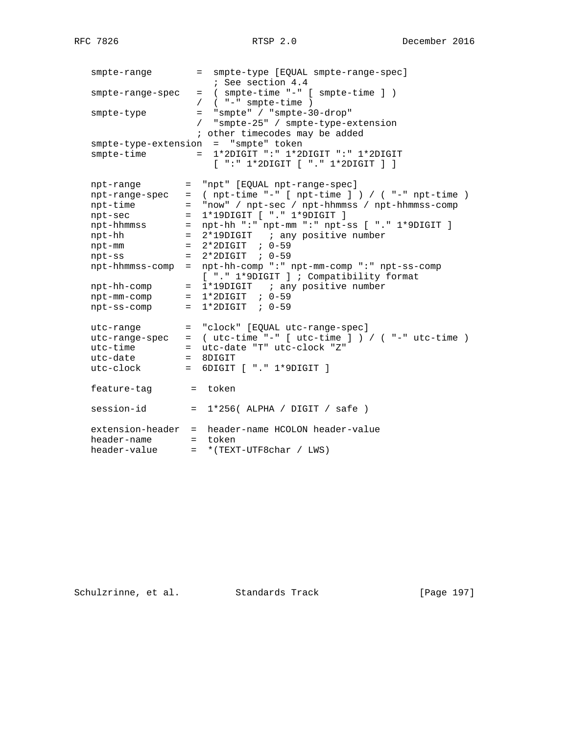```
   smpte-range        =  smpte-type [EQUAL smpte-range-spec]
                         ; See section 4.4
   smpte-range-spec   =  ( smpte-time "-" [ smpte-time ] )
                      /  ( "-" smpte-time )
   smpte-type         =  "smpte" / "smpte-30-drop"
                      /  "smpte-25" / smpte-type-extension
                      ; other timecodes may be added
   smpte-type-extension  =  "smpte" token
   smpte-time         =  1*2DIGIT ":" 1*2DIGIT ":" 1*2DIGIT
                         [ ":" 1*2DIGIT [ "." 1*2DIGIT ] ]

   npt-range        =  "npt" [EQUAL npt-range-spec]
   npt-range-spec   =  ( npt-time "-" [ npt-time ] ) / ( "-" npt-time )
   npt-time         =  "now" / npt-sec / npt-hhmmss / npt-hhmmss-comp
   npt-sec          =  1*19DIGIT [ "." 1*9DIGIT ]
   npt-hhmmss       =  npt-hh ":" npt-mm ":" npt-ss [ "." 1*9DIGIT ]
   npt-hh           =  2*19DIGIT   ; any positive number
   npt-mm           =  2*2DIGIT  ; 0-59
   npt-ss           =  2*2DIGIT  ; 0-59
   npt-hhmmss-comp  =  npt-hh-comp ":" npt-mm-comp ":" npt-ss-comp
                       [ "." 1*9DIGIT ] ; Compatibility format
   npt-hh-comp      =  1*19DIGIT   ; any positive number
   npt-mm-comp      =  1*2DIGIT  ; 0-59
   npt-ss-comp      =  1*2DIGIT  ; 0-59

   utc-range        =  "clock" [EQUAL utc-range-spec]
   utc-range-spec   =  ( utc-time "-" [ utc-time ] ) / ( "-" utc-time )
   utc-time         =  utc-date "T" utc-clock "Z"
   utc-date         =  8DIGIT
   utc-clock        =  6DIGIT [ "." 1*9DIGIT ]

   feature-tag       =  token

   session-id        =  1*256( ALPHA / DIGIT / safe )

   extension-header  =  header-name HCOLON header-value
   header-name       =  token
   header-value      =  *(TEXT-UTF8char / LWS)
```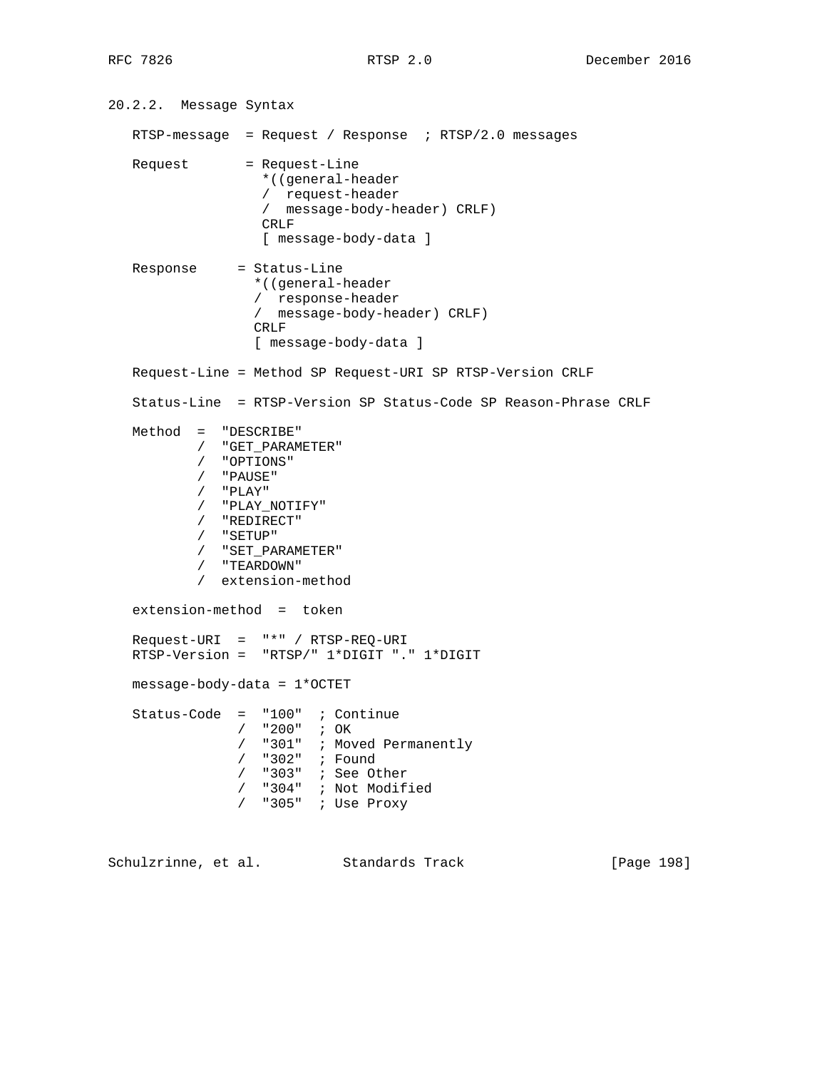### 20.2.2. Message Syntax

```
   RTSP-message  = Request / Response  ; RTSP/2.0 messages

   Request       = Request-Line
                   *((general-header
                   /  request-header
                   /  message-body-header) CRLF)
                   CRLF
                   [ message-body-data ]

   Response     = Status-Line
                  *((general-header
                  /  response-header
                  /  message-body-header) CRLF)
                  CRLF
                  [ message-body-data ]

   Request-Line = Method SP Request-URI SP RTSP-Version CRLF

   Status-Line  = RTSP-Version SP Status-Code SP Reason-Phrase CRLF

   Method  =  "DESCRIBE"
           /  "GET_PARAMETER"
           /  "OPTIONS"
           /  "PAUSE"
           /  "PLAY"
           /  "PLAY_NOTIFY"
           /  "REDIRECT"
           /  "SETUP"
           /  "SET_PARAMETER"
           /  "TEARDOWN"
           /  extension-method

   extension-method  =  token

   Request-URI  =  "*" / RTSP-REQ-URI
   RTSP-Version =  "RTSP/" 1*DIGIT "." 1*DIGIT

   message-body-data = 1*OCTET

   Status-Code  =  "100"  ; Continue
                /  "200"  ; OK
                /  "301"  ; Moved Permanently
                /  "302"  ; Found
                /  "303"  ; See Other
                /  "304"  ; Not Modified
                /  "305"  ; Use Proxy
```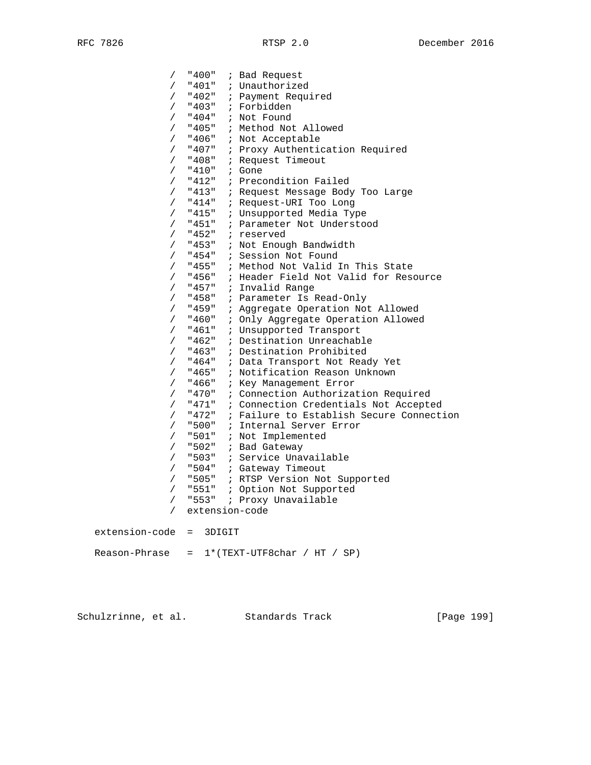```
               /  "400"  ; Bad Request
               /  "401"  ; Unauthorized
               /  "402"  ; Payment Required
               /  "403"  ; Forbidden
               /  "404"  ; Not Found
               /  "405"  ; Method Not Allowed
               /  "406"  ; Not Acceptable
               /  "407"  ; Proxy Authentication Required
               /  "408"  ; Request Timeout
               /  "410"  ; Gone
               /  "412"  ; Precondition Failed
               /  "413"  ; Request Message Body Too Large
               /  "414"  ; Request-URI Too Long
               /  "415"  ; Unsupported Media Type
               /  "451"  ; Parameter Not Understood
               /  "452"  ; reserved
               /  "453"  ; Not Enough Bandwidth
               /  "454"  ; Session Not Found
               /  "455"  ; Method Not Valid In This State
               /  "456"  ; Header Field Not Valid for Resource
               /  "457"  ; Invalid Range
               /  "458"  ; Parameter Is Read-Only
               /  "459"  ; Aggregate Operation Not Allowed
               /  "460"  ; Only Aggregate Operation Allowed
               /  "461"  ; Unsupported Transport
               /  "462"  ; Destination Unreachable
               /  "463"  ; Destination Prohibited
               /  "464"  ; Data Transport Not Ready Yet
               /  "465"  ; Notification Reason Unknown
               /  "466"  ; Key Management Error
               /  "470"  ; Connection Authorization Required
               /  "471"  ; Connection Credentials Not Accepted
               /  "472"  ; Failure to Establish Secure Connection
               /  "500"  ; Internal Server Error
               /  "501"  ; Not Implemented
               /  "502"  ; Bad Gateway
               /  "503"  ; Service Unavailable
               /  "504"  ; Gateway Timeout
               /  "505"  ; RTSP Version Not Supported
               /  "551"  ; Option Not Supported
               /  "553"  ; Proxy Unavailable
               /  extension-code

   extension-code  =  3DIGIT

   Reason-Phrase   =  1*(TEXT-UTF8char / HT / SP)
```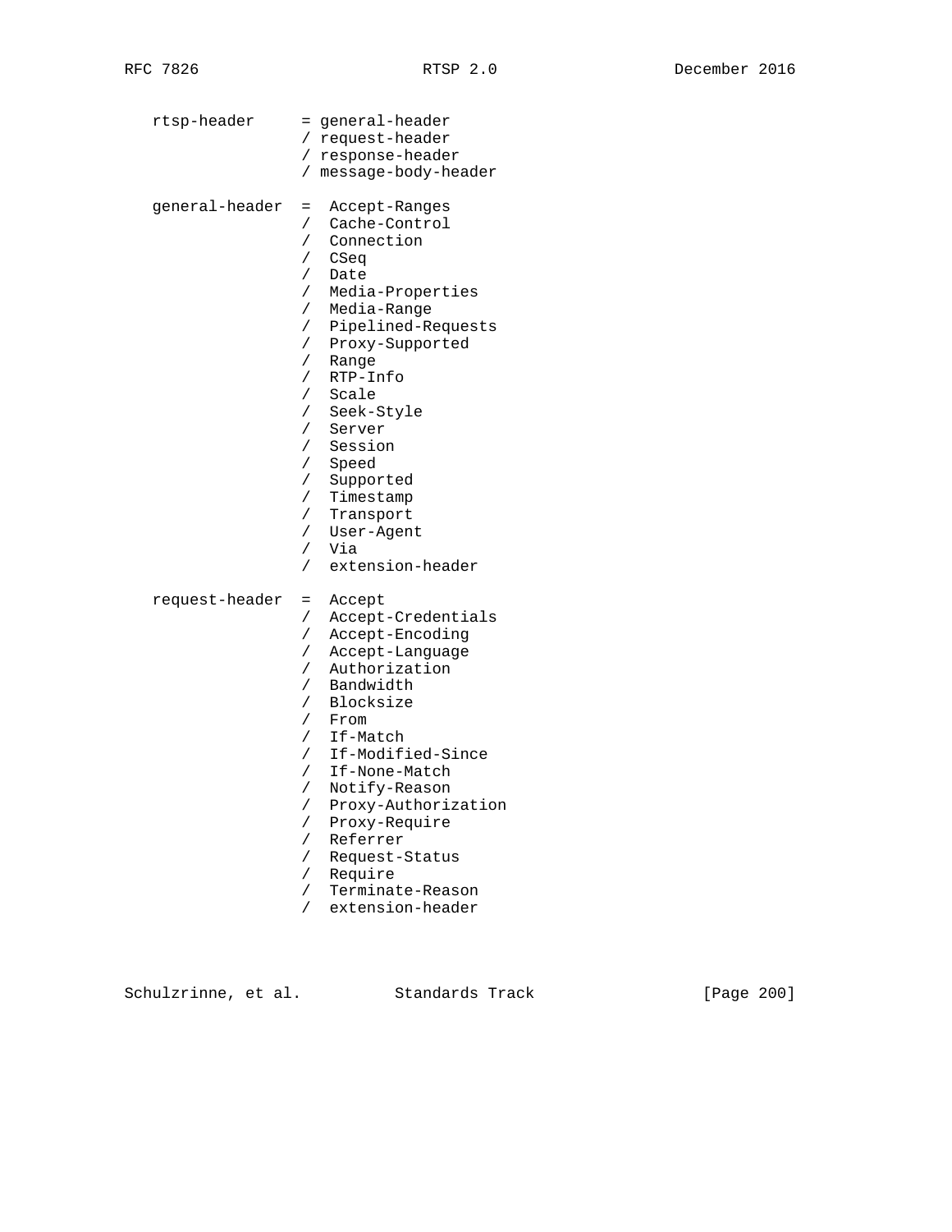```
   rtsp-header     = general-header
                   / request-header
                   / response-header
                   / message-body-header

   general-header  =  Accept-Ranges
                   /  Cache-Control
                   /  Connection
                   /  CSeq
                   /  Date
                   /  Media-Properties
                   /  Media-Range
                   /  Pipelined-Requests
                   /  Proxy-Supported
                   /  Range
                   /  RTP-Info
                   /  Scale
                   /  Seek-Style
                   /  Server
                   /  Session
                   /  Speed
                   /  Supported
                   /  Timestamp
                   /  Transport
                   /  User-Agent
                   /  Via
                   /  extension-header

   request-header  =  Accept
                   /  Accept-Credentials
                   /  Accept-Encoding
                   /  Accept-Language
                   /  Authorization
                   /  Bandwidth
                   /  Blocksize
                   /  From
                   /  If-Match
                   /  If-Modified-Since
                   /  If-None-Match
                   /  Notify-Reason
                   /  Proxy-Authorization
                   /  Proxy-Require
                   /  Referrer
                   /  Request-Status
                   /  Require
                   /  Terminate-Reason
                   /  extension-header
```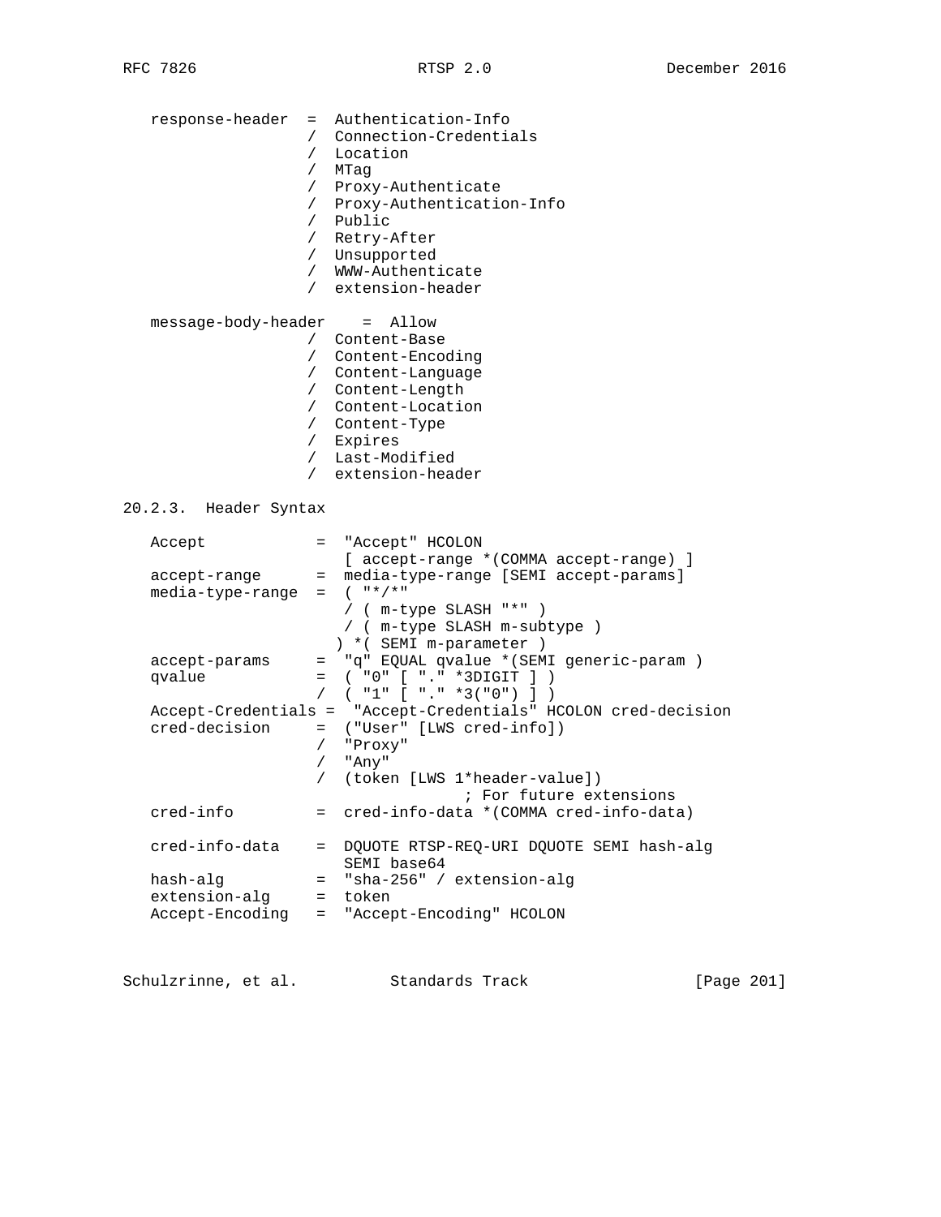```
   response-header  =  Authentication-Info
                    /  Connection-Credentials
                    /  Location
                    /  MTag
                    /  Proxy-Authenticate
                    /  Proxy-Authentication-Info
                    /  Public
                    /  Retry-After
                    /  Unsupported
                    /  WWW-Authenticate
                    /  extension-header

   message-body-header    =  Allow
                    /  Content-Base
                    /  Content-Encoding
                    /  Content-Language
                    /  Content-Length
                    /  Content-Location
                    /  Content-Type
                    /  Expires
                    /  Last-Modified
                    /  extension-header
```

### 20.2.3. Header Syntax

```
   Accept            =  "Accept" HCOLON
                        [ accept-range *(COMMA accept-range) ]
   accept-range      =  media-type-range [SEMI accept-params]
   media-type-range  =  ( "*/*"
                        / ( m-type SLASH "*" )
                        / ( m-type SLASH m-subtype )
                       ) *( SEMI m-parameter )
   accept-params     =  "q" EQUAL qvalue *(SEMI generic-param )
   qvalue            =  ( "0" [ "." *3DIGIT ] )
                     /  ( "1" [ "." *3("0") ] )
   Accept-Credentials =  "Accept-Credentials" HCOLON cred-decision
   cred-decision     =  ("User" [LWS cred-info])
                     /  "Proxy"
                     /  "Any"
                     /  (token [LWS 1*header-value])
                                 ; For future extensions
   cred-info         =  cred-info-data *(COMMA cred-info-data)

   cred-info-data    =  DQUOTE RTSP-REQ-URI DQUOTE SEMI hash-alg
                        SEMI base64
   hash-alg          =  "sha-256" / extension-alg
   extension-alg     =  token
   Accept-Encoding   =  "Accept-Encoding" HCOLON
```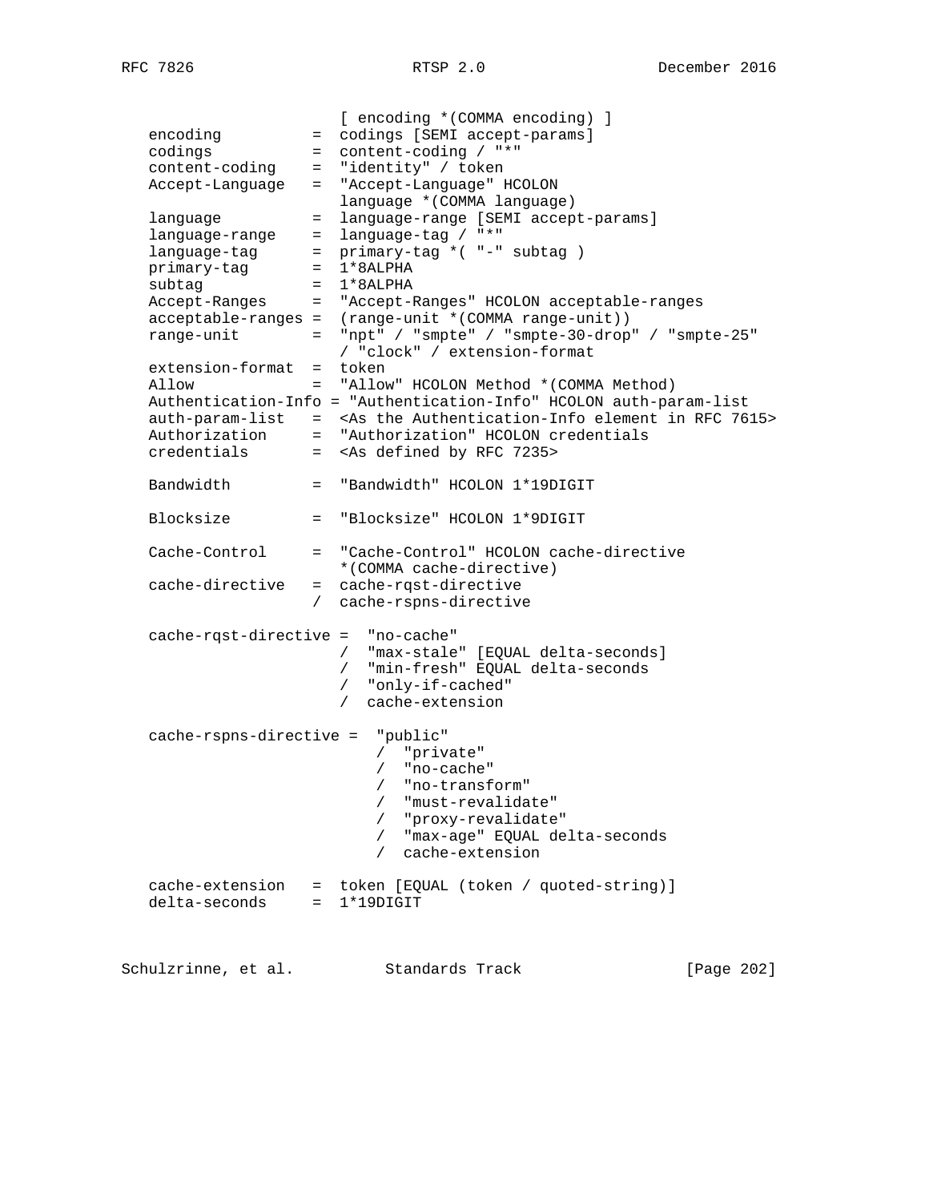```
                       [ encoding *(COMMA encoding) ]
   encoding          =  codings [SEMI accept-params]
   codings           =  content-coding / "*"
   content-coding    =  "identity" / token
   Accept-Language   =  "Accept-Language" HCOLON
                        language *(COMMA language)
   language          =  language-range [SEMI accept-params]
   language-range    =  language-tag / "*"
   language-tag      =  primary-tag *( "-" subtag )
   primary-tag       =  1*8ALPHA
   subtag            =  1*8ALPHA
   Accept-Ranges     =  "Accept-Ranges" HCOLON acceptable-ranges
   acceptable-ranges =  (range-unit *(COMMA range-unit))
   range-unit        =  "npt" / "smpte" / "smpte-30-drop" / "smpte-25"
                        / "clock" / extension-format
   extension-format  =  token
   Allow             =  "Allow" HCOLON Method *(COMMA Method)
   Authentication-Info = "Authentication-Info" HCOLON auth-param-list
   auth-param-list   =  <As the Authentication-Info element in RFC 7615>
   Authorization     =  "Authorization" HCOLON credentials
   credentials       =  <As defined by RFC 7235>

   Bandwidth         =  "Bandwidth" HCOLON 1*19DIGIT

   Blocksize         =  "Blocksize" HCOLON 1*9DIGIT

   Cache-Control     =  "Cache-Control" HCOLON cache-directive
                        *(COMMA cache-directive)
   cache-directive   =  cache-rqst-directive
                     /  cache-rspns-directive

   cache-rqst-directive =  "no-cache"
                        /  "max-stale" [EQUAL delta-seconds]
                        /  "min-fresh" EQUAL delta-seconds
                        /  "only-if-cached"
                        /  cache-extension

   cache-rspns-directive =  "public"
                            /  "private"
                            /  "no-cache"
                            /  "no-transform"
                            /  "must-revalidate"
                            /  "proxy-revalidate"
                            /  "max-age" EQUAL delta-seconds
                            /  cache-extension

   cache-extension   =  token [EQUAL (token / quoted-string)]
   delta-seconds     =  1*19DIGIT
```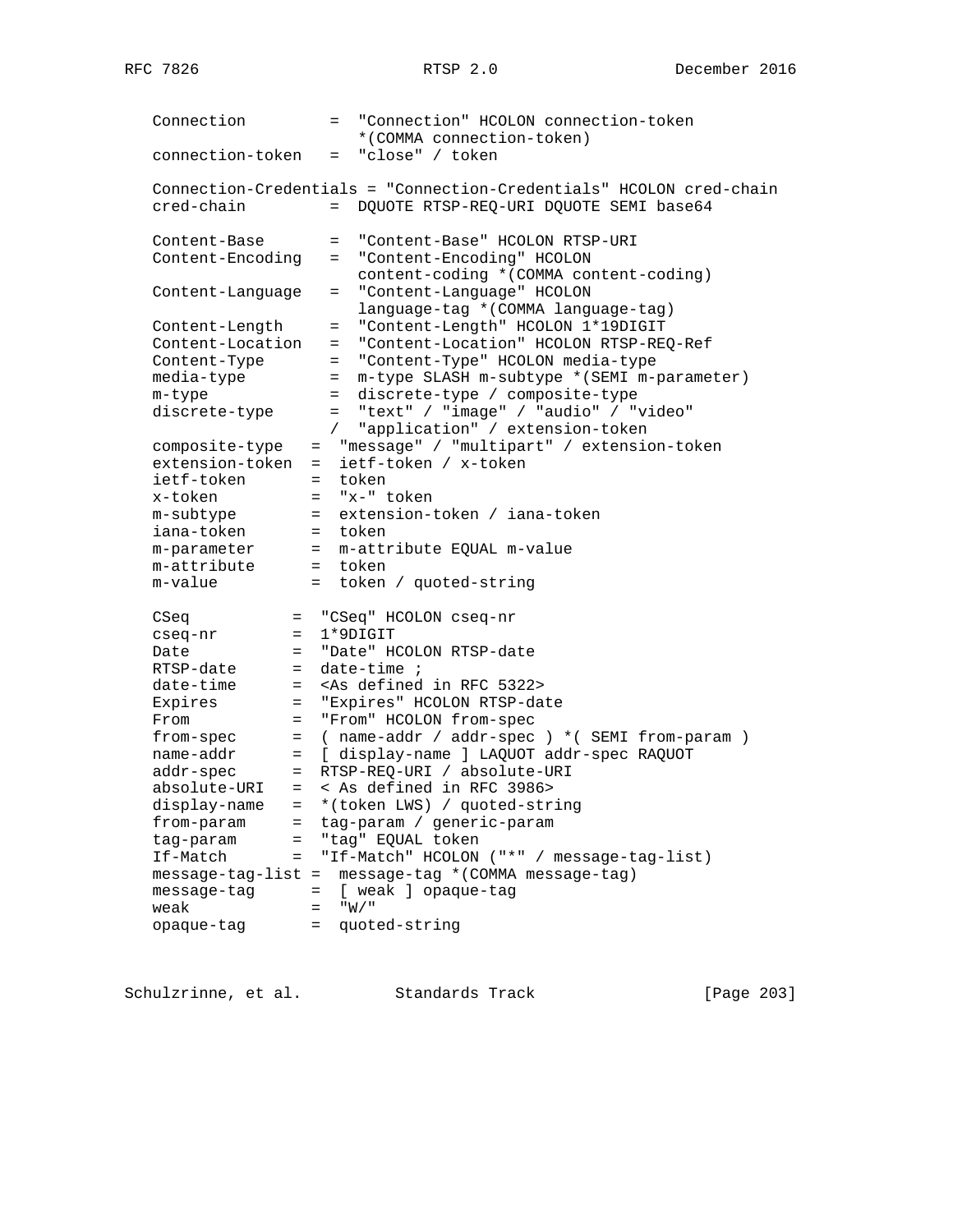```
   Connection         =  "Connection" HCOLON connection-token
                         *(COMMA connection-token)
   connection-token   =  "close" / token

   Connection-Credentials = "Connection-Credentials" HCOLON cred-chain
   cred-chain         =  DQUOTE RTSP-REQ-URI DQUOTE SEMI base64

   Content-Base       =  "Content-Base" HCOLON RTSP-URI
   Content-Encoding   =  "Content-Encoding" HCOLON
                         content-coding *(COMMA content-coding)
   Content-Language   =  "Content-Language" HCOLON
                         language-tag *(COMMA language-tag)
   Content-Length     =  "Content-Length" HCOLON 1*19DIGIT
   Content-Location   =  "Content-Location" HCOLON RTSP-REQ-Ref
   Content-Type       =  "Content-Type" HCOLON media-type
   media-type         =  m-type SLASH m-subtype *(SEMI m-parameter)
   m-type             =  discrete-type / composite-type
   discrete-type      =  "text" / "image" / "audio" / "video"
                      /  "application" / extension-token
   composite-type   =  "message" / "multipart" / extension-token
   extension-token  =  ietf-token / x-token
   ietf-token       =  token
   x-token          =  "x-" token
   m-subtype        =  extension-token / iana-token
   iana-token       =  token
   m-parameter      =  m-attribute EQUAL m-value
   m-attribute      =  token
   m-value          =  token / quoted-string

   CSeq           =  "CSeq" HCOLON cseq-nr
   cseq-nr        =  1*9DIGIT
   Date           =  "Date" HCOLON RTSP-date
   RTSP-date      =  date-time ;
   date-time      =  <As defined in RFC 5322>
   Expires        =  "Expires" HCOLON RTSP-date
   From           =  "From" HCOLON from-spec
   from-spec      =  ( name-addr / addr-spec ) *( SEMI from-param )
   name-addr      =  [ display-name ] LAQUOT addr-spec RAQUOT
   addr-spec      =  RTSP-REQ-URI / absolute-URI
   absolute-URI   =  < As defined in RFC 3986>
   display-name   =  *(token LWS) / quoted-string
   from-param     =  tag-param / generic-param
   tag-param      =  "tag" EQUAL token
   If-Match       =  "If-Match" HCOLON ("*" / message-tag-list)
   message-tag-list =  message-tag *(COMMA message-tag)
   message-tag      =  [ weak ] opaque-tag
   weak             =  "W/"
   opaque-tag       =  quoted-string
```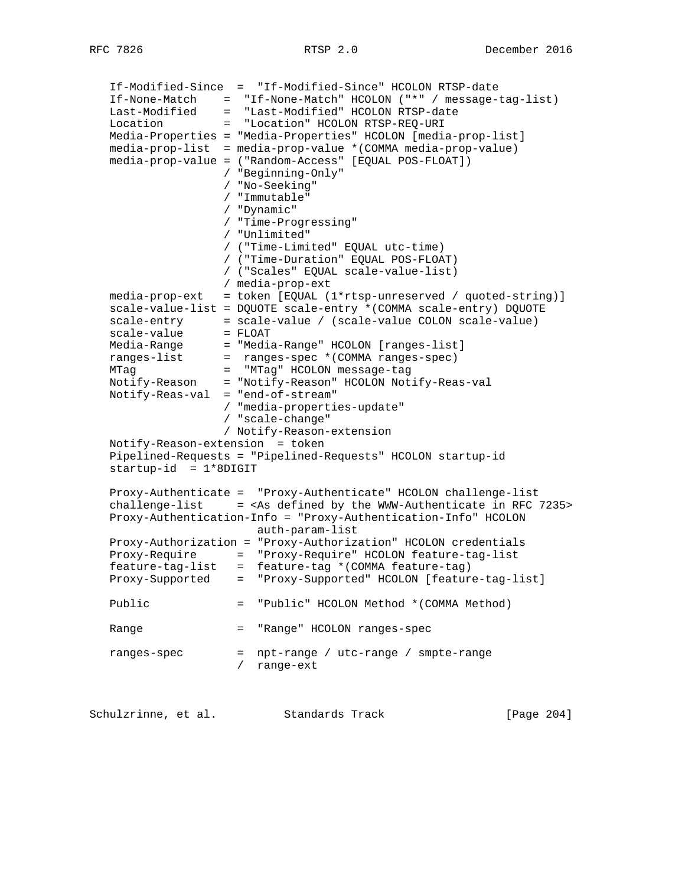```
   If-Modified-Since  =  "If-Modified-Since" HCOLON RTSP-date
   If-None-Match    =  "If-None-Match" HCOLON ("*" / message-tag-list)
   Last-Modified    =  "Last-Modified" HCOLON RTSP-date
   Location         =  "Location" HCOLON RTSP-REQ-URI
   Media-Properties = "Media-Properties" HCOLON [media-prop-list]
   media-prop-list  = media-prop-value *(COMMA media-prop-value)
   media-prop-value = ("Random-Access" [EQUAL POS-FLOAT])
                    / "Beginning-Only"
                    / "No-Seeking"
                    / "Immutable"
                    / "Dynamic"
                    / "Time-Progressing"
                    / "Unlimited"
                    / ("Time-Limited" EQUAL utc-time)
                    / ("Time-Duration" EQUAL POS-FLOAT)
                    / ("Scales" EQUAL scale-value-list)
                    / media-prop-ext
   media-prop-ext   = token [EQUAL (1*rtsp-unreserved / quoted-string)]
   scale-value-list = DQUOTE scale-entry *(COMMA scale-entry) DQUOTE
   scale-entry      = scale-value / (scale-value COLON scale-value)
   scale-value      = FLOAT
   Media-Range      = "Media-Range" HCOLON [ranges-list]
   ranges-list      =  ranges-spec *(COMMA ranges-spec)
   MTag             =  "MTag" HCOLON message-tag
   Notify-Reason    = "Notify-Reason" HCOLON Notify-Reas-val
   Notify-Reas-val  = "end-of-stream"
                    / "media-properties-update"
                    / "scale-change"
                    / Notify-Reason-extension
   Notify-Reason-extension  = token
   Pipelined-Requests = "Pipelined-Requests" HCOLON startup-id
   startup-id  = 1*8DIGIT

   Proxy-Authenticate =  "Proxy-Authenticate" HCOLON challenge-list
   challenge-list     = <As defined by the WWW-Authenticate in RFC 7235>
   Proxy-Authentication-Info = "Proxy-Authentication-Info" HCOLON
                          auth-param-list
   Proxy-Authorization = "Proxy-Authorization" HCOLON credentials
   Proxy-Require      =  "Proxy-Require" HCOLON feature-tag-list
   feature-tag-list   =  feature-tag *(COMMA feature-tag)
   Proxy-Supported    =  "Proxy-Supported" HCOLON [feature-tag-list]

   Public             =  "Public" HCOLON Method *(COMMA Method)

   Range              =  "Range" HCOLON ranges-spec

   ranges-spec        =  npt-range / utc-range / smpte-range
                      /  range-ext
```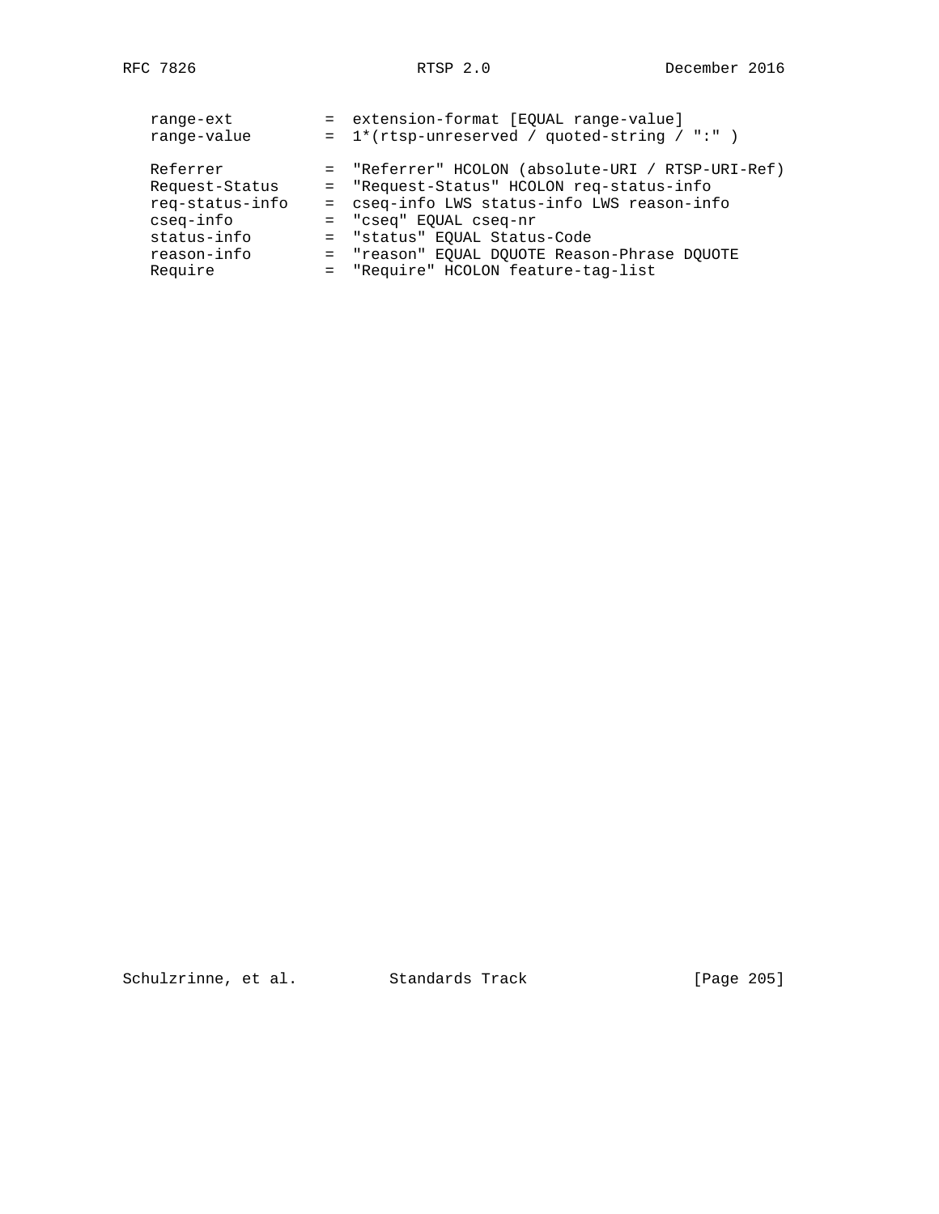```
   range-ext         =  extension-format [EQUAL range-value]
   range-value       =  1*(rtsp-unreserved / quoted-string / ":" )

   Referrer          =  "Referrer" HCOLON (absolute-URI / RTSP-URI-Ref)
   Request-Status    =  "Request-Status" HCOLON req-status-info
   req-status-info   =  cseq-info LWS status-info LWS reason-info
   cseq-info         =  "cseq" EQUAL cseq-nr
   status-info       =  "status" EQUAL Status-Code
   reason-info       =  "reason" EQUAL DQUOTE Reason-Phrase DQUOTE
   Require           =  "Require" HCOLON feature-tag-list
```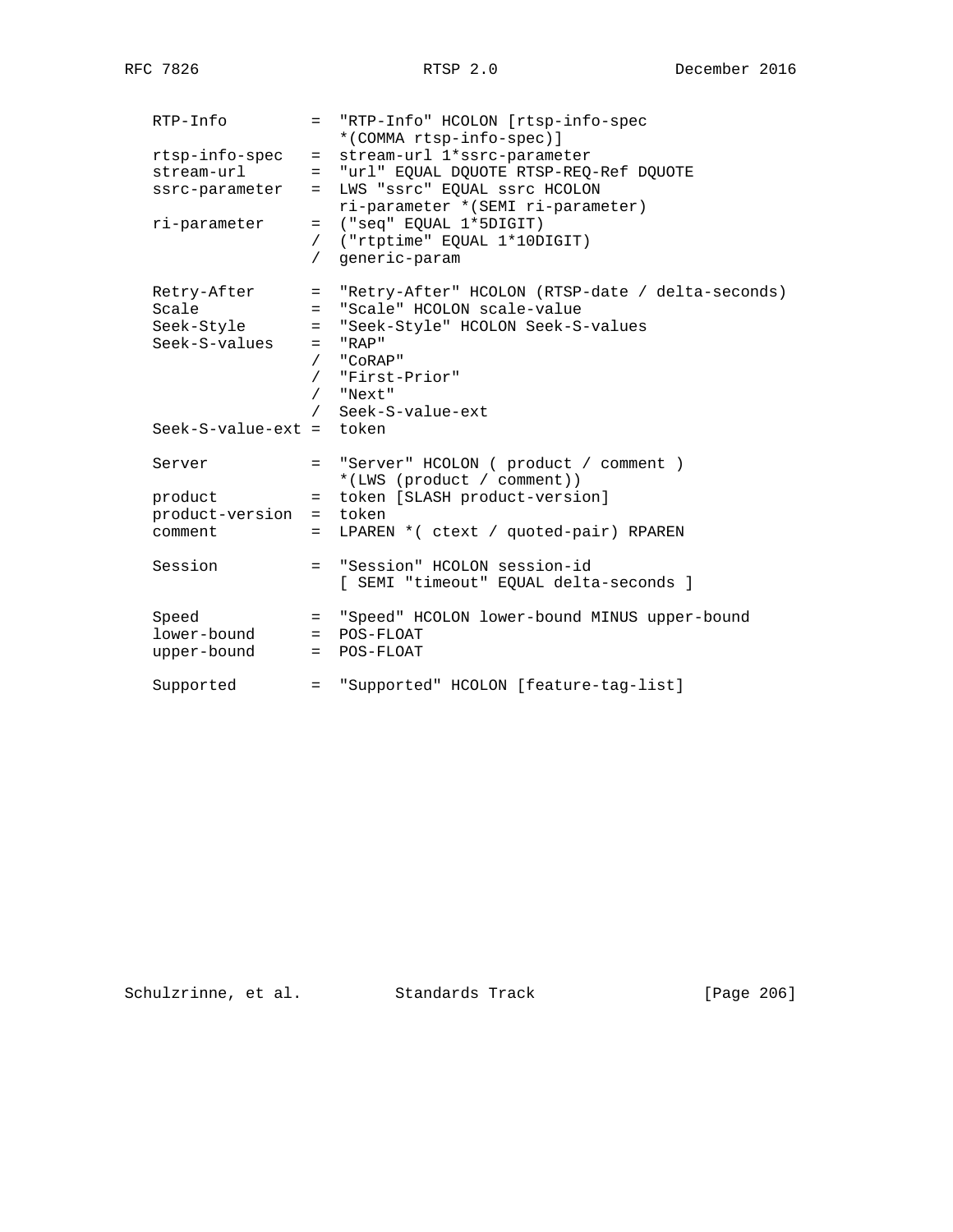```
   RTP-Info         =  "RTP-Info" HCOLON [rtsp-info-spec
                       *(COMMA rtsp-info-spec)]
   rtsp-info-spec   =  stream-url 1*ssrc-parameter
   stream-url       =  "url" EQUAL DQUOTE RTSP-REQ-Ref DQUOTE
   ssrc-parameter   =  LWS "ssrc" EQUAL ssrc HCOLON
                       ri-parameter *(SEMI ri-parameter)
   ri-parameter     =  ("seq" EQUAL 1*5DIGIT)
                    /  ("rtptime" EQUAL 1*10DIGIT)
                    /  generic-param

   Retry-After      =  "Retry-After" HCOLON (RTSP-date / delta-seconds)
   Scale            =  "Scale" HCOLON scale-value
   Seek-Style       =  "Seek-Style" HCOLON Seek-S-values
   Seek-S-values    =  "RAP"
                    /  "CoRAP"
                    /  "First-Prior"
                    /  "Next"
                    /  Seek-S-value-ext
   Seek-S-value-ext =  token

   Server           =  "Server" HCOLON ( product / comment )
                       *(LWS (product / comment))
   product          =  token [SLASH product-version]
   product-version  =  token
   comment          =  LPAREN *( ctext / quoted-pair) RPAREN

   Session          =  "Session" HCOLON session-id
                       [ SEMI "timeout" EQUAL delta-seconds ]

   Speed            =  "Speed" HCOLON lower-bound MINUS upper-bound
   lower-bound      =  POS-FLOAT
   upper-bound      =  POS-FLOAT

   Supported        =  "Supported" HCOLON [feature-tag-list]
```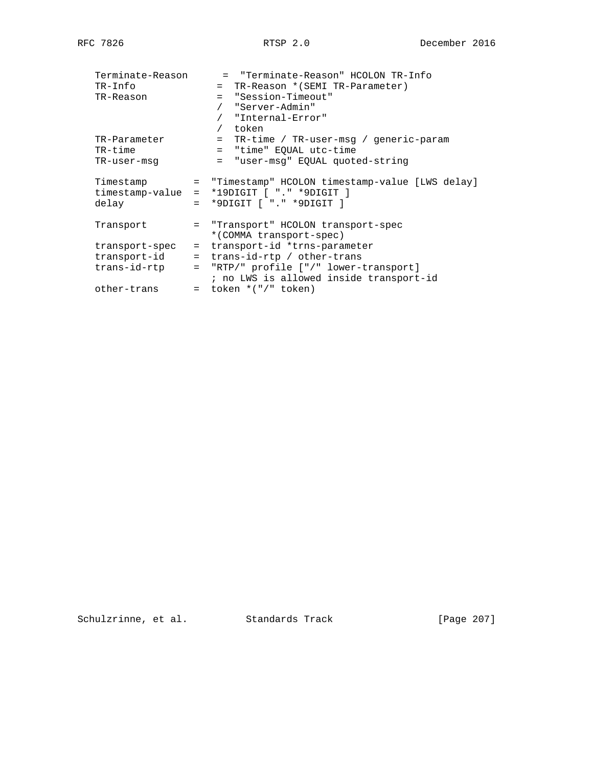```
   Terminate-Reason      =  "Terminate-Reason" HCOLON TR-Info
   TR-Info              =  TR-Reason *(SEMI TR-Parameter)
   TR-Reason            =  "Session-Timeout"
                        /  "Server-Admin"
                        /  "Internal-Error"
                        /  token
   TR-Parameter         =  TR-time / TR-user-msg / generic-param
   TR-time              =  "time" EQUAL utc-time
   TR-user-msg          =  "user-msg" EQUAL quoted-string

   Timestamp        =  "Timestamp" HCOLON timestamp-value [LWS delay]
   timestamp-value  =  *19DIGIT [ "." *9DIGIT ]
   delay            =  *9DIGIT [ "." *9DIGIT ]

   Transport        =  "Transport" HCOLON transport-spec
                       *(COMMA transport-spec)
   transport-spec   =  transport-id *trns-parameter
   transport-id     =  trans-id-rtp / other-trans
   trans-id-rtp     =  "RTP/" profile ["/" lower-transport]
                       ; no LWS is allowed inside transport-id
   other-trans      =  token *("/" token)
```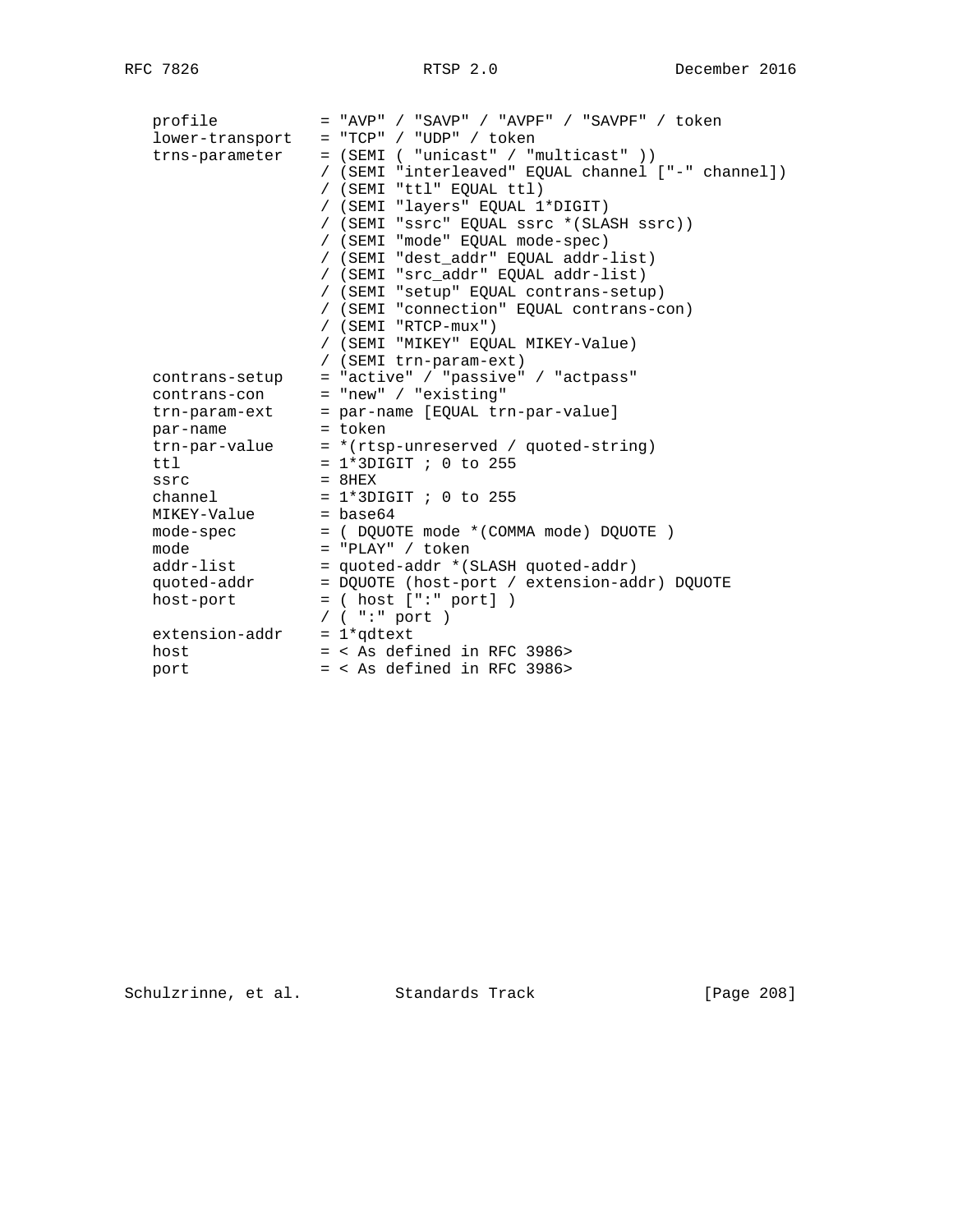```
   profile           = "AVP" / "SAVP" / "AVPF" / "SAVPF" / token
   lower-transport   = "TCP" / "UDP" / token
   trns-parameter    = (SEMI ( "unicast" / "multicast" ))
                     / (SEMI "interleaved" EQUAL channel ["-" channel])
                     / (SEMI "ttl" EQUAL ttl)
                     / (SEMI "layers" EQUAL 1*DIGIT)
                     / (SEMI "ssrc" EQUAL ssrc *(SLASH ssrc))
                     / (SEMI "mode" EQUAL mode-spec)
                     / (SEMI "dest_addr" EQUAL addr-list)
                     / (SEMI "src_addr" EQUAL addr-list)
                     / (SEMI "setup" EQUAL contrans-setup)
                     / (SEMI "connection" EQUAL contrans-con)
                     / (SEMI "RTCP-mux")
                     / (SEMI "MIKEY" EQUAL MIKEY-Value)
                     / (SEMI trn-param-ext)
   contrans-setup    = "active" / "passive" / "actpass"
   contrans-con      = "new" / "existing"
   trn-param-ext     = par-name [EQUAL trn-par-value]
   par-name          = token
   trn-par-value     = *(rtsp-unreserved / quoted-string)
   ttl               = 1*3DIGIT ; 0 to 255
   ssrc              = 8HEX
   channel           = 1*3DIGIT ; 0 to 255
   MIKEY-Value       = base64
   mode-spec         = ( DQUOTE mode *(COMMA mode) DQUOTE )
   mode              = "PLAY" / token
   addr-list         = quoted-addr *(SLASH quoted-addr)
   quoted-addr       = DQUOTE (host-port / extension-addr) DQUOTE
   host-port         = ( host [":" port] )
                     / ( ":" port )
   extension-addr    = 1*qdtext
   host              = < As defined in RFC 3986>
   port              = < As defined in RFC 3986>
```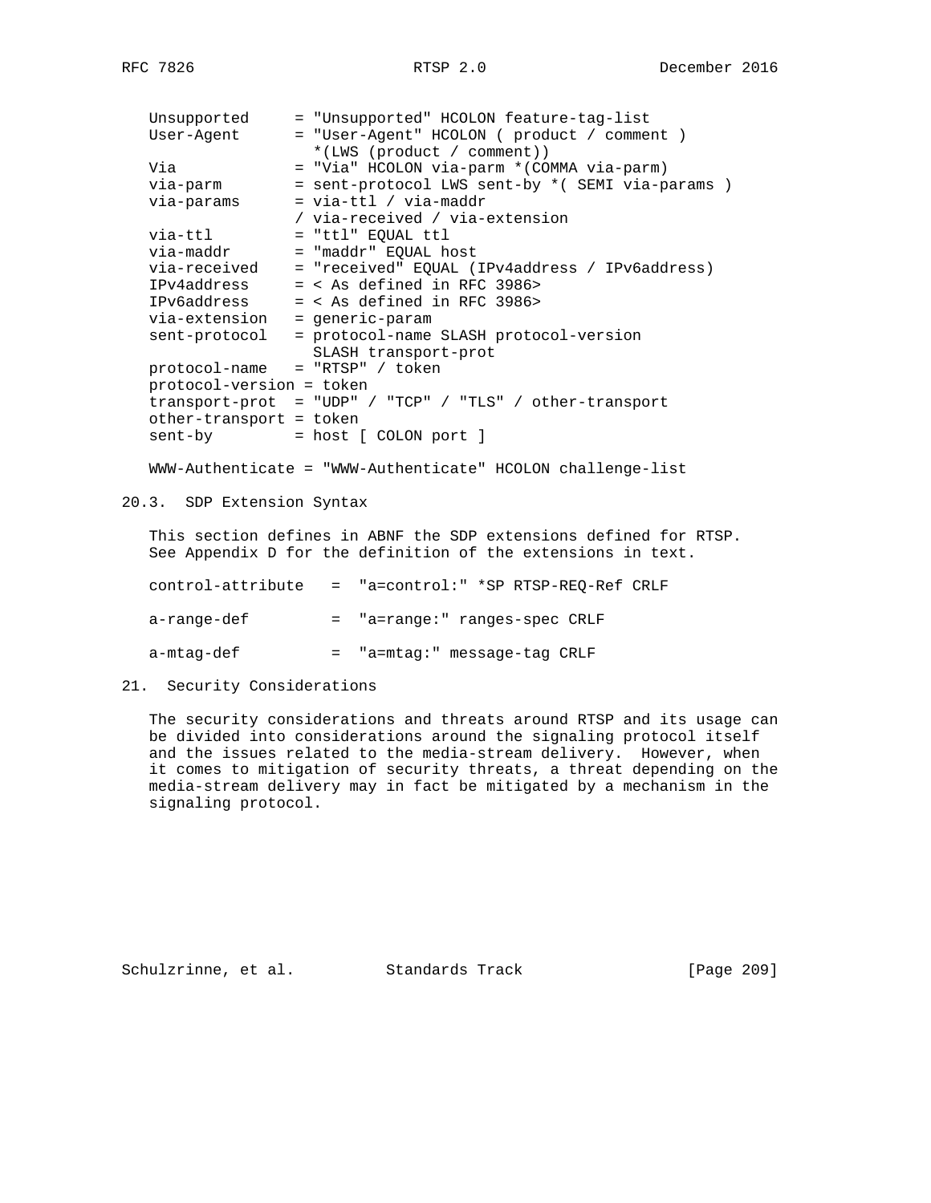```
   Unsupported     = "Unsupported" HCOLON feature-tag-list
   User-Agent      = "User-Agent" HCOLON ( product / comment )
                     *(LWS (product / comment))
   Via             = "Via" HCOLON via-parm *(COMMA via-parm)
   via-parm        = sent-protocol LWS sent-by *( SEMI via-params )
   via-params      = via-ttl / via-maddr
                   / via-received / via-extension
   via-ttl         = "ttl" EQUAL ttl
   via-maddr       = "maddr" EQUAL host
   via-received    = "received" EQUAL (IPv4address / IPv6address)
   IPv4address     = < As defined in RFC 3986>
   IPv6address     = < As defined in RFC 3986>
   via-extension   = generic-param
   sent-protocol   = protocol-name SLASH protocol-version
                     SLASH transport-prot
   protocol-name   = "RTSP" / token
   protocol-version = token
   transport-prot  = "UDP" / "TCP" / "TLS" / other-transport
   other-transport = token
   sent-by         = host [ COLON port ]

   WWW-Authenticate = "WWW-Authenticate" HCOLON challenge-list
```

## 20.3. SDP Extension Syntax

This section defines in ABNF the SDP extensions defined for RTSP. See Appendix D for the definition of the extensions in text.

```
   control-attribute   =  "a=control:" *SP RTSP-REQ-Ref CRLF

   a-range-def         =  "a=range:" ranges-spec CRLF

   a-mtag-def          =  "a=mtag:" message-tag CRLF
```

# 21. Security Considerations

The security considerations and threats around RTSP and its usage can be divided into considerations around the signaling protocol itself and the issues related to the media-stream delivery. However, when it comes to mitigation of security threats, a threat depending on the media-stream delivery may in fact be mitigated by a mechanism in the signaling protocol.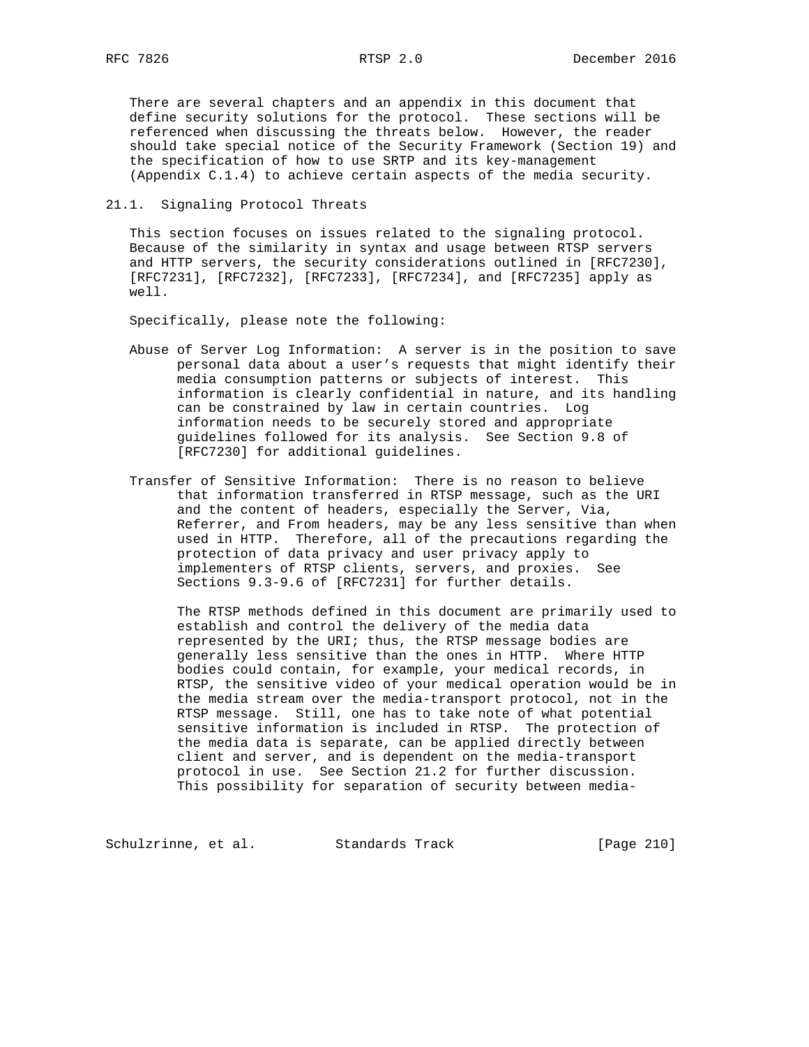There are several chapters and an appendix in this document that define security solutions for the protocol. These sections will be referenced when discussing the threats below. However, the reader should take special notice of the Security Framework (Section 19) and the specification of how to use SRTP and its key-management (Appendix C.1.4) to achieve certain aspects of the media security.

## 21.1. Signaling Protocol Threats

This section focuses on issues related to the signaling protocol. Because of the similarity in syntax and usage between RTSP servers and HTTP servers, the security considerations outlined in [RFC7230], [RFC7231], [RFC7232], [RFC7233], [RFC7234], and [RFC7235] apply as well.

Specifically, please note the following:

Abuse of Server Log Information: A server is in the position to save personal data about a user's requests that might identify their media consumption patterns or subjects of interest. This information is clearly confidential in nature, and its handling can be constrained by law in certain countries. Log information needs to be securely stored and appropriate guidelines followed for its analysis. See Section 9.8 of [RFC7230] for additional guidelines.

Transfer of Sensitive Information: There is no reason to believe that information transferred in RTSP message, such as the URI and the content of headers, especially the Server, Via, Referrer, and From headers, may be any less sensitive than when used in HTTP. Therefore, all of the precautions regarding the protection of data privacy and user privacy apply to implementers of RTSP clients, servers, and proxies. See Sections 9.3-9.6 of [RFC7231] for further details.

The RTSP methods defined in this document are primarily used to establish and control the delivery of the media data represented by the URI; thus, the RTSP message bodies are generally less sensitive than the ones in HTTP. Where HTTP bodies could contain, for example, your medical records, in RTSP, the sensitive video of your medical operation would be in the media stream over the media-transport protocol, not in the RTSP message. Still, one has to take note of what potential sensitive information is included in RTSP. The protection of the media data is separate, can be applied directly between client and server, and is dependent on the media-transport protocol in use. See Section 21.2 for further discussion. This possibility for separation of security between media-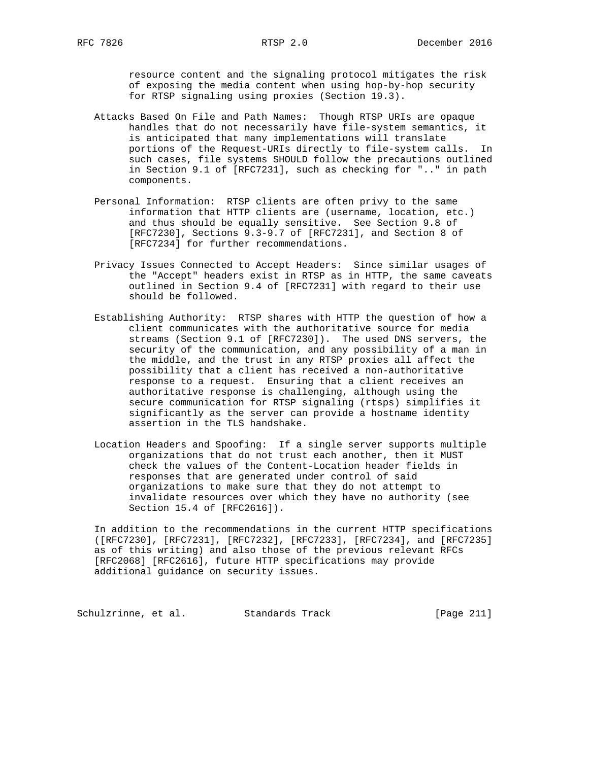resource content and the signaling protocol mitigates the risk of exposing the media content when using hop-by-hop security for RTSP signaling using proxies (Section 19.3).

Attacks Based On File and Path Names: Though RTSP URIs are opaque handles that do not necessarily have file-system semantics, it is anticipated that many implementations will translate portions of the Request-URIs directly to file-system calls. In such cases, file systems SHOULD follow the precautions outlined in Section 9.1 of [RFC7231], such as checking for ".." in path components.

Personal Information: RTSP clients are often privy to the same information that HTTP clients are (username, location, etc.) and thus should be equally sensitive. See Section 9.8 of [RFC7230], Sections 9.3-9.7 of [RFC7231], and Section 8 of [RFC7234] for further recommendations.

Privacy Issues Connected to Accept Headers: Since similar usages of the "Accept" headers exist in RTSP as in HTTP, the same caveats outlined in Section 9.4 of [RFC7231] with regard to their use should be followed.

Establishing Authority: RTSP shares with HTTP the question of how a client communicates with the authoritative source for media streams (Section 9.1 of [RFC7230]). The used DNS servers, the security of the communication, and any possibility of a man in the middle, and the trust in any RTSP proxies all affect the possibility that a client has received a non-authoritative response to a request. Ensuring that a client receives an authoritative response is challenging, although using the secure communication for RTSP signaling (rtsps) simplifies it significantly as the server can provide a hostname identity assertion in the TLS handshake.

Location Headers and Spoofing: If a single server supports multiple organizations that do not trust each another, then it MUST check the values of the Content-Location header fields in responses that are generated under control of said organizations to make sure that they do not attempt to invalidate resources over which they have no authority (see Section 15.4 of [RFC2616]).

In addition to the recommendations in the current HTTP specifications ([RFC7230], [RFC7231], [RFC7232], [RFC7233], [RFC7234], and [RFC7235] as of this writing) and also those of the previous relevant RFCs [RFC2068] [RFC2616], future HTTP specifications may provide additional guidance on security issues.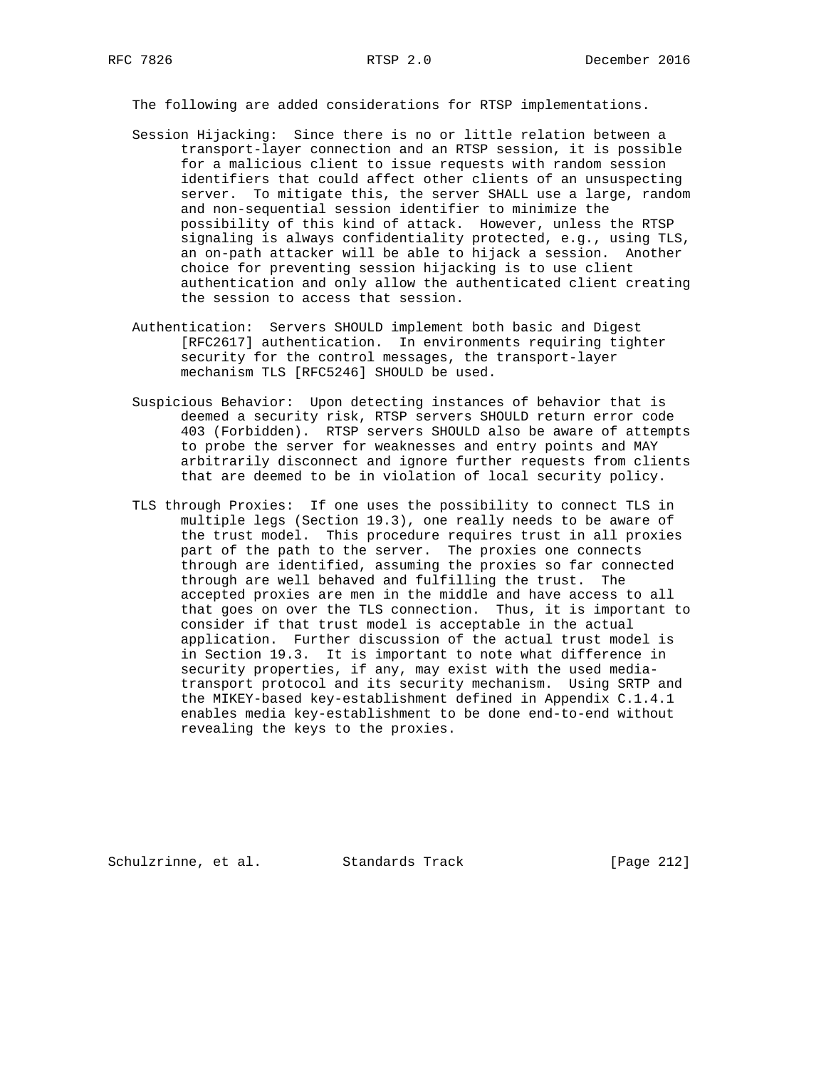The following are added considerations for RTSP implementations.

Session Hijacking: Since there is no or little relation between a transport-layer connection and an RTSP session, it is possible for a malicious client to issue requests with random session identifiers that could affect other clients of an unsuspecting server. To mitigate this, the server SHALL use a large, random and non-sequential session identifier to minimize the possibility of this kind of attack. However, unless the RTSP signaling is always confidentiality protected, e.g., using TLS, an on-path attacker will be able to hijack a session. Another choice for preventing session hijacking is to use client authentication and only allow the authenticated client creating the session to access that session.

Authentication: Servers SHOULD implement both basic and Digest [RFC2617] authentication. In environments requiring tighter security for the control messages, the transport-layer mechanism TLS [RFC5246] SHOULD be used.

Suspicious Behavior: Upon detecting instances of behavior that is deemed a security risk, RTSP servers SHOULD return error code 403 (Forbidden). RTSP servers SHOULD also be aware of attempts to probe the server for weaknesses and entry points and MAY arbitrarily disconnect and ignore further requests from clients that are deemed to be in violation of local security policy.

TLS through Proxies: If one uses the possibility to connect TLS in multiple legs (Section 19.3), one really needs to be aware of the trust model. This procedure requires trust in all proxies part of the path to the server. The proxies one connects through are identified, assuming the proxies so far connected through are well behaved and fulfilling the trust. The accepted proxies are men in the middle and have access to all that goes on over the TLS connection. Thus, it is important to consider if that trust model is acceptable in the actual application. Further discussion of the actual trust model is in Section 19.3. It is important to note what difference in security properties, if any, may exist with the used media-transport protocol and its security mechanism. Using SRTP and the MIKEY-based key-establishment defined in Appendix C.1.4.1 enables media key-establishment to be done end-to-end without revealing the keys to the proxies.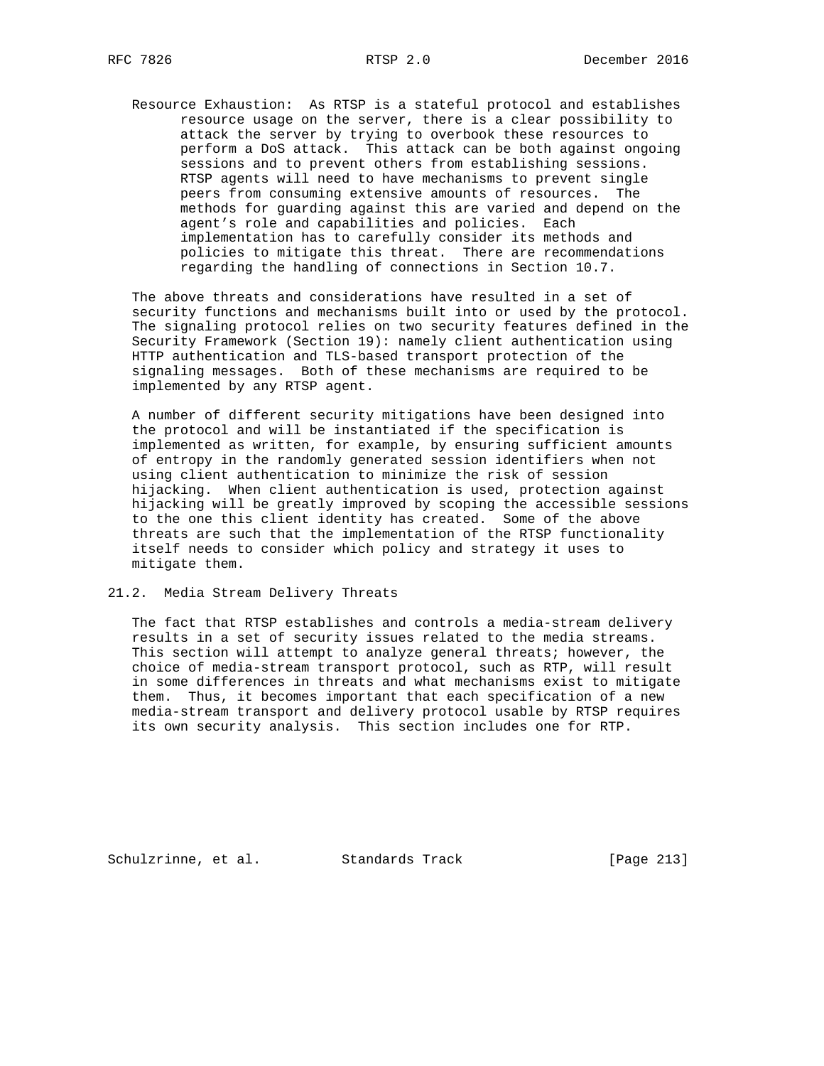Resource Exhaustion: As RTSP is a stateful protocol and establishes resource usage on the server, there is a clear possibility to attack the server by trying to overbook these resources to perform a DoS attack. This attack can be both against ongoing sessions and to prevent others from establishing sessions. RTSP agents will need to have mechanisms to prevent single peers from consuming extensive amounts of resources. The methods for guarding against this are varied and depend on the agent's role and capabilities and policies. Each implementation has to carefully consider its methods and policies to mitigate this threat. There are recommendations regarding the handling of connections in Section 10.7.

The above threats and considerations have resulted in a set of security functions and mechanisms built into or used by the protocol. The signaling protocol relies on two security features defined in the Security Framework (Section 19): namely client authentication using HTTP authentication and TLS-based transport protection of the signaling messages. Both of these mechanisms are required to be implemented by any RTSP agent.

A number of different security mitigations have been designed into the protocol and will be instantiated if the specification is implemented as written, for example, by ensuring sufficient amounts of entropy in the randomly generated session identifiers when not using client authentication to minimize the risk of session hijacking. When client authentication is used, protection against hijacking will be greatly improved by scoping the accessible sessions to the one this client identity has created. Some of the above threats are such that the implementation of the RTSP functionality itself needs to consider which policy and strategy it uses to mitigate them.

## 21.2. Media Stream Delivery Threats

The fact that RTSP establishes and controls a media-stream delivery results in a set of security issues related to the media streams. This section will attempt to analyze general threats; however, the choice of media-stream transport protocol, such as RTP, will result in some differences in threats and what mechanisms exist to mitigate them. Thus, it becomes important that each specification of a new media-stream transport and delivery protocol usable by RTSP requires its own security analysis. This section includes one for RTP.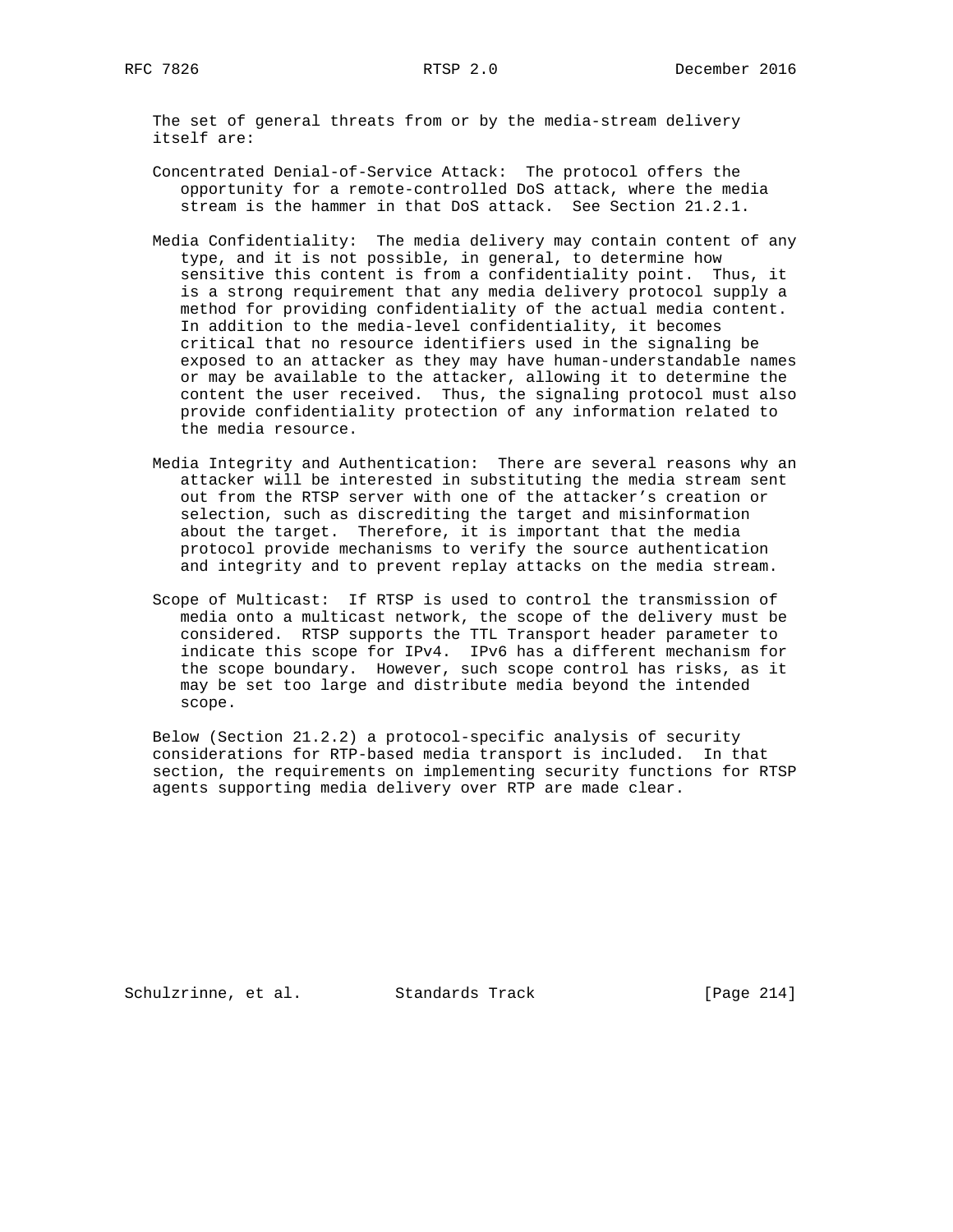The set of general threats from or by the media-stream delivery itself are:

Concentrated Denial-of-Service Attack: The protocol offers the opportunity for a remote-controlled DoS attack, where the media stream is the hammer in that DoS attack. See Section 21.2.1.

Media Confidentiality: The media delivery may contain content of any type, and it is not possible, in general, to determine how sensitive this content is from a confidentiality point. Thus, it is a strong requirement that any media delivery protocol supply a method for providing confidentiality of the actual media content. In addition to the media-level confidentiality, it becomes critical that no resource identifiers used in the signaling be exposed to an attacker as they may have human-understandable names or may be available to the attacker, allowing it to determine the content the user received. Thus, the signaling protocol must also provide confidentiality protection of any information related to the media resource.

Media Integrity and Authentication: There are several reasons why an attacker will be interested in substituting the media stream sent out from the RTSP server with one of the attacker's creation or selection, such as discrediting the target and misinformation about the target. Therefore, it is important that the media protocol provide mechanisms to verify the source authentication and integrity and to prevent replay attacks on the media stream.

Scope of Multicast: If RTSP is used to control the transmission of media onto a multicast network, the scope of the delivery must be considered. RTSP supports the TTL Transport header parameter to indicate this scope for IPv4. IPv6 has a different mechanism for the scope boundary. However, such scope control has risks, as it may be set too large and distribute media beyond the intended scope.

Below (Section 21.2.2) a protocol-specific analysis of security considerations for RTP-based media transport is included. In that section, the requirements on implementing security functions for RTSP agents supporting media delivery over RTP are made clear.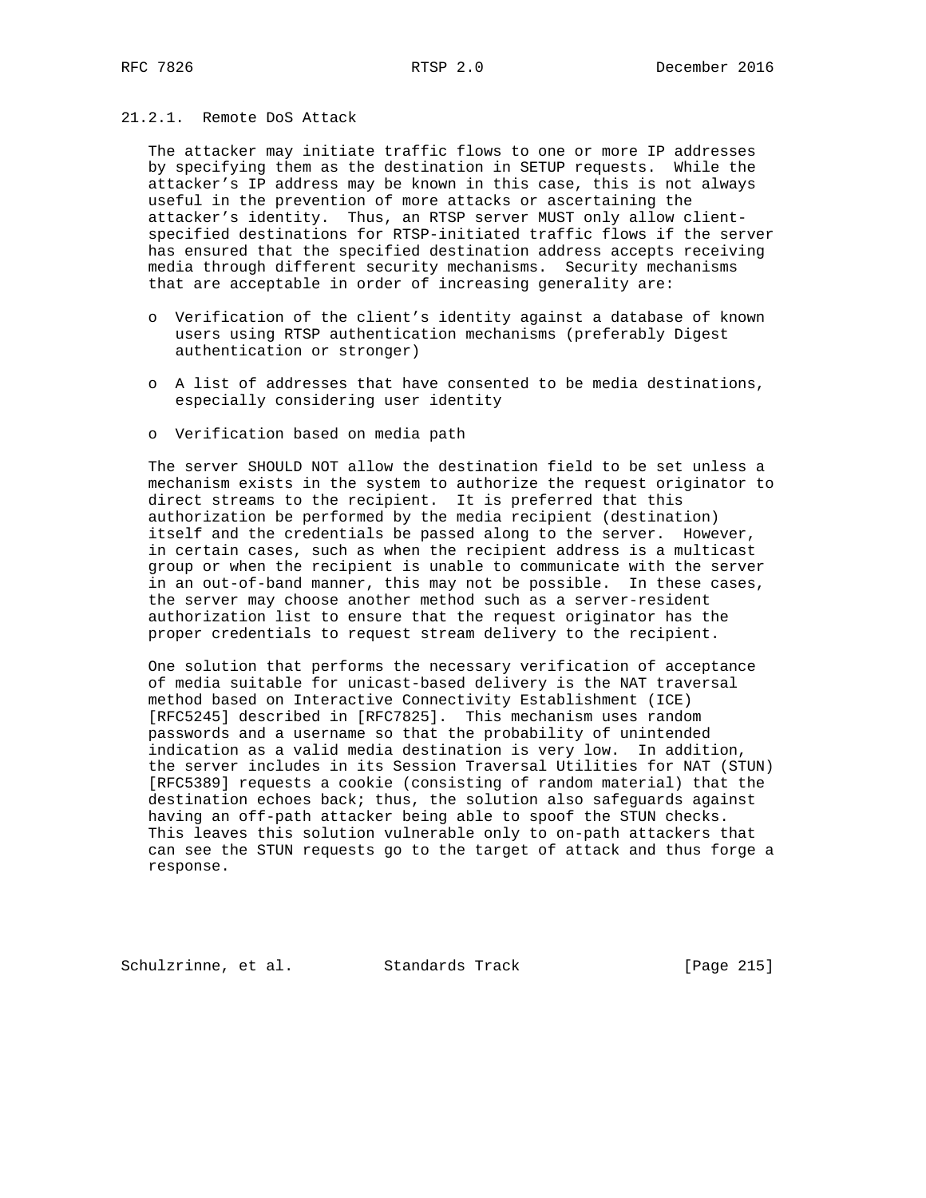### 21.2.1. Remote DoS Attack

The attacker may initiate traffic flows to one or more IP addresses by specifying them as the destination in SETUP requests. While the attacker's IP address may be known in this case, this is not always useful in the prevention of more attacks or ascertaining the attacker's identity. Thus, an RTSP server MUST only allow client-specified destinations for RTSP-initiated traffic flows if the server has ensured that the specified destination address accepts receiving media through different security mechanisms. Security mechanisms that are acceptable in order of increasing generality are:

- Verification of the client's identity against a database of known users using RTSP authentication mechanisms (preferably Digest authentication or stronger)
- A list of addresses that have consented to be media destinations, especially considering user identity
- Verification based on media path

The server SHOULD NOT allow the destination field to be set unless a mechanism exists in the system to authorize the request originator to direct streams to the recipient. It is preferred that this authorization be performed by the media recipient (destination) itself and the credentials be passed along to the server. However, in certain cases, such as when the recipient address is a multicast group or when the recipient is unable to communicate with the server in an out-of-band manner, this may not be possible. In these cases, the server may choose another method such as a server-resident authorization list to ensure that the request originator has the proper credentials to request stream delivery to the recipient.

One solution that performs the necessary verification of acceptance of media suitable for unicast-based delivery is the NAT traversal method based on Interactive Connectivity Establishment (ICE) [RFC5245] described in [RFC7825]. This mechanism uses random passwords and a username so that the probability of unintended indication as a valid media destination is very low. In addition, the server includes in its Session Traversal Utilities for NAT (STUN) [RFC5389] requests a cookie (consisting of random material) that the destination echoes back; thus, the solution also safeguards against having an off-path attacker being able to spoof the STUN checks. This leaves this solution vulnerable only to on-path attackers that can see the STUN requests go to the target of attack and thus forge a response.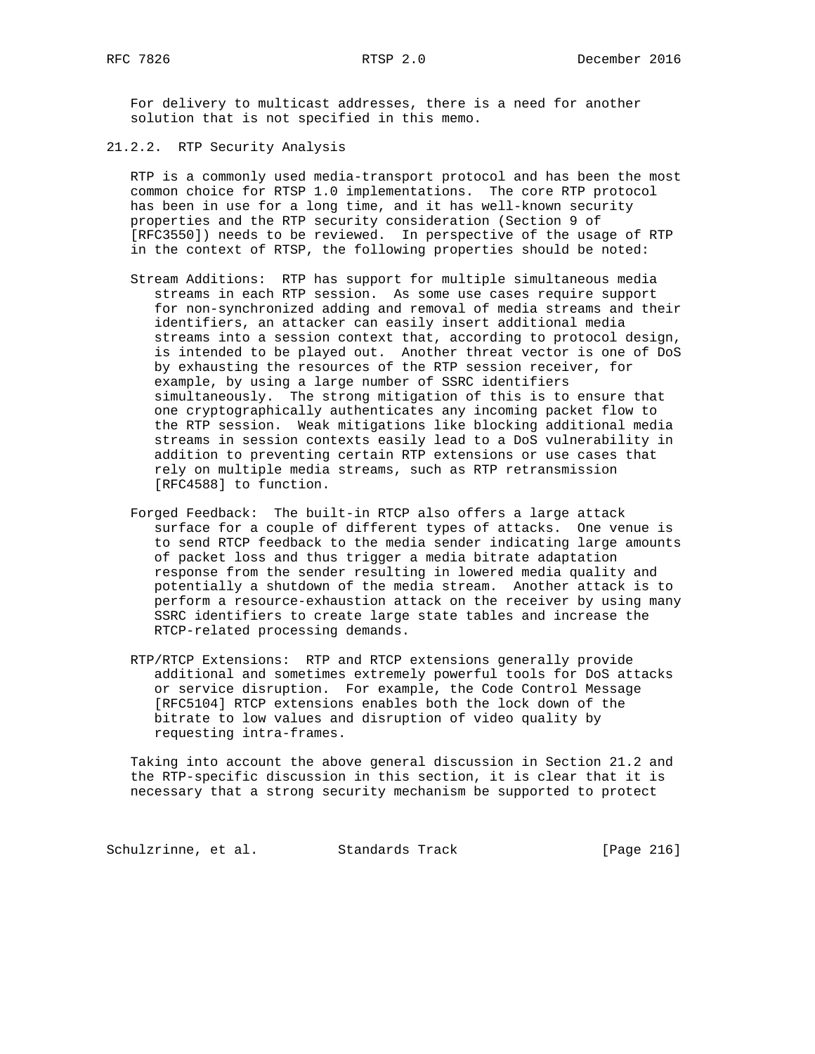For delivery to multicast addresses, there is a need for another solution that is not specified in this memo.

### 21.2.2. RTP Security Analysis

RTP is a commonly used media-transport protocol and has been the most common choice for RTSP 1.0 implementations. The core RTP protocol has been in use for a long time, and it has well-known security properties and the RTP security consideration (Section 9 of [RFC3550]) needs to be reviewed. In perspective of the usage of RTP in the context of RTSP, the following properties should be noted:

Stream Additions: RTP has support for multiple simultaneous media streams in each RTP session. As some use cases require support for non-synchronized adding and removal of media streams and their identifiers, an attacker can easily insert additional media streams into a session context that, according to protocol design, is intended to be played out. Another threat vector is one of DoS by exhausting the resources of the RTP session receiver, for example, by using a large number of SSRC identifiers simultaneously. The strong mitigation of this is to ensure that one cryptographically authenticates any incoming packet flow to the RTP session. Weak mitigations like blocking additional media streams in session contexts easily lead to a DoS vulnerability in addition to preventing certain RTP extensions or use cases that rely on multiple media streams, such as RTP retransmission [RFC4588] to function.

Forged Feedback: The built-in RTCP also offers a large attack surface for a couple of different types of attacks. One venue is to send RTCP feedback to the media sender indicating large amounts of packet loss and thus trigger a media bitrate adaptation response from the sender resulting in lowered media quality and potentially a shutdown of the media stream. Another attack is to perform a resource-exhaustion attack on the receiver by using many SSRC identifiers to create large state tables and increase the RTCP-related processing demands.

RTP/RTCP Extensions: RTP and RTCP extensions generally provide additional and sometimes extremely powerful tools for DoS attacks or service disruption. For example, the Code Control Message [RFC5104] RTCP extensions enables both the lock down of the bitrate to low values and disruption of video quality by requesting intra-frames.

Taking into account the above general discussion in Section 21.2 and the RTP-specific discussion in this section, it is clear that it is necessary that a strong security mechanism be supported to protect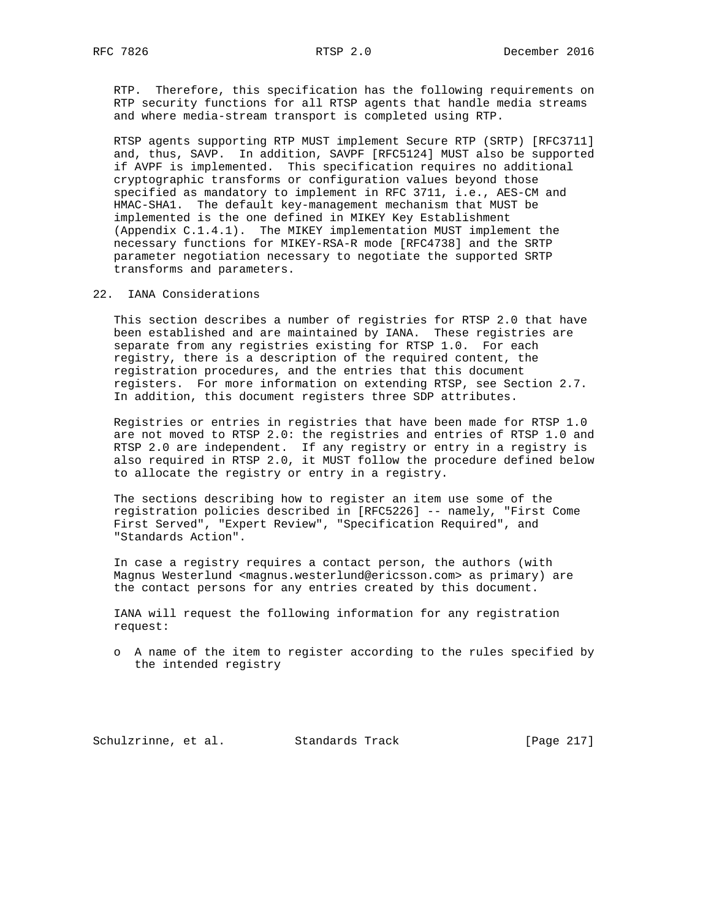RTP. Therefore, this specification has the following requirements on RTP security functions for all RTSP agents that handle media streams and where media-stream transport is completed using RTP.

RTSP agents supporting RTP MUST implement Secure RTP (SRTP) [RFC3711] and, thus, SAVP. In addition, SAVPF [RFC5124] MUST also be supported if AVPF is implemented. This specification requires no additional cryptographic transforms or configuration values beyond those specified as mandatory to implement in RFC 3711, i.e., AES-CM and HMAC-SHA1. The default key-management mechanism that MUST be implemented is the one defined in MIKEY Key Establishment (Appendix C.1.4.1). The MIKEY implementation MUST implement the necessary functions for MIKEY-RSA-R mode [RFC4738] and the SRTP parameter negotiation necessary to negotiate the supported SRTP transforms and parameters.

## 22. IANA Considerations

This section describes a number of registries for RTSP 2.0 that have been established and are maintained by IANA. These registries are separate from any registries existing for RTSP 1.0. For each registry, there is a description of the required content, the registration procedures, and the entries that this document registers. For more information on extending RTSP, see Section 2.7. In addition, this document registers three SDP attributes.

Registries or entries in registries that have been made for RTSP 1.0 are not moved to RTSP 2.0: the registries and entries of RTSP 1.0 and RTSP 2.0 are independent. If any registry or entry in a registry is also required in RTSP 2.0, it MUST follow the procedure defined below to allocate the registry or entry in a registry.

The sections describing how to register an item use some of the registration policies described in [RFC5226] -- namely, "First Come First Served", "Expert Review", "Specification Required", and "Standards Action".

In case a registry requires a contact person, the authors (with Magnus Westerlund <magnus.westerlund@ericsson.com> as primary) are the contact persons for any entries created by this document.

IANA will request the following information for any registration request:

- A name of the item to register according to the rules specified by the intended registry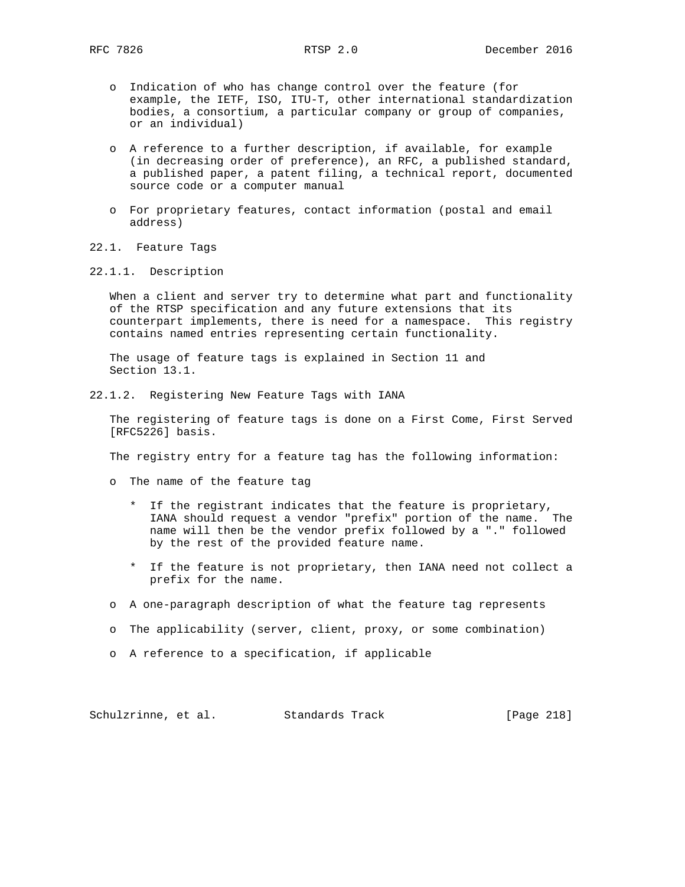- Indication of who has change control over the feature (for example, the IETF, ISO, ITU-T, other international standardization bodies, a consortium, a particular company or group of companies, or an individual)

- A reference to a further description, if available, for example (in decreasing order of preference), an RFC, a published standard, a published paper, a patent filing, a technical report, documented source code or a computer manual

- For proprietary features, contact information (postal and email address)

### 22.1. Feature Tags

#### 22.1.1. Description

When a client and server try to determine what part and functionality of the RTSP specification and any future extensions that its counterpart implements, there is need for a namespace. This registry contains named entries representing certain functionality.

The usage of feature tags is explained in Section 11 and Section 13.1.

#### 22.1.2. Registering New Feature Tags with IANA

The registering of feature tags is done on a First Come, First Served [RFC5226] basis.

The registry entry for a feature tag has the following information:

- The name of the feature tag

  * If the registrant indicates that the feature is proprietary, IANA should request a vendor "prefix" portion of the name. The name will then be the vendor prefix followed by a "." followed by the rest of the provided feature name.

  * If the feature is not proprietary, then IANA need not collect a prefix for the name.

- A one-paragraph description of what the feature tag represents

- The applicability (server, client, proxy, or some combination)

- A reference to a specification, if applicable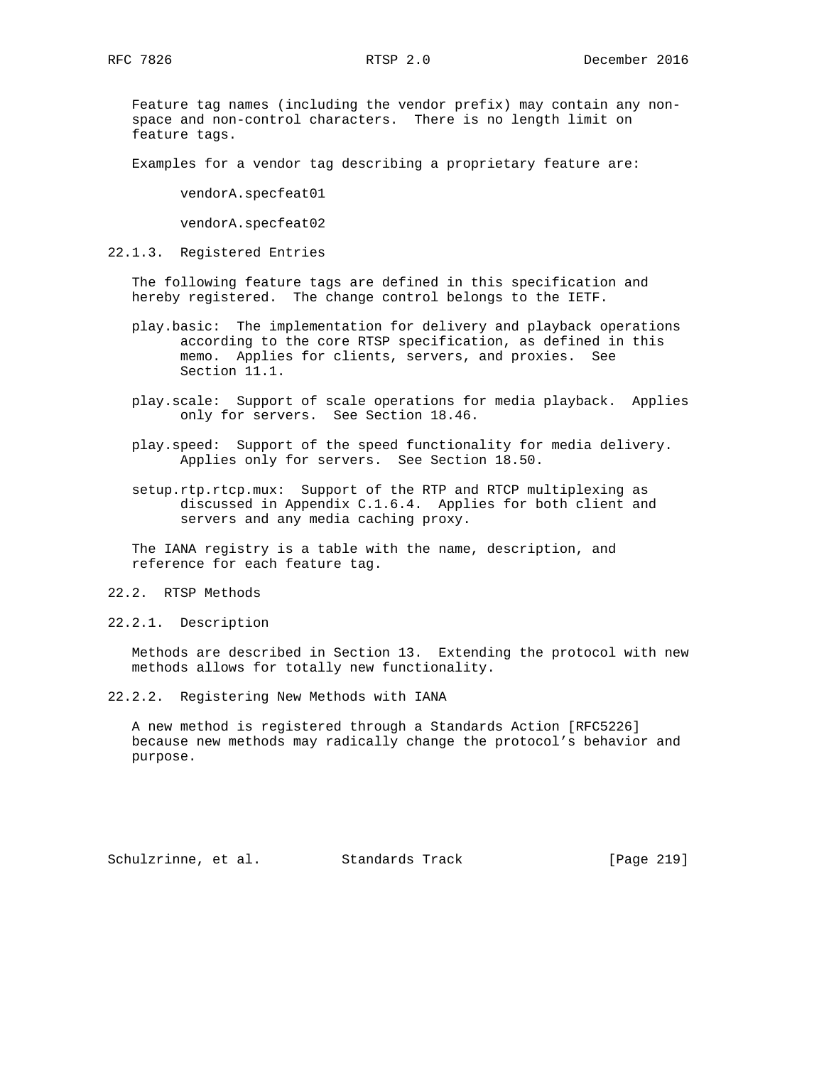Feature tag names (including the vendor prefix) may contain any non-space and non-control characters. There is no length limit on feature tags.

Examples for a vendor tag describing a proprietary feature are:

vendorA.specfeat01

vendorA.specfeat02

### 22.1.3. Registered Entries

The following feature tags are defined in this specification and hereby registered. The change control belongs to the IETF.

play.basic: The implementation for delivery and playback operations according to the core RTSP specification, as defined in this memo. Applies for clients, servers, and proxies. See Section 11.1.

play.scale: Support of scale operations for media playback. Applies only for servers. See Section 18.46.

play.speed: Support of the speed functionality for media delivery. Applies only for servers. See Section 18.50.

setup.rtp.rtcp.mux: Support of the RTP and RTCP multiplexing as discussed in Appendix C.1.6.4. Applies for both client and servers and any media caching proxy.

The IANA registry is a table with the name, description, and reference for each feature tag.

## 22.2. RTSP Methods

### 22.2.1. Description

Methods are described in Section 13. Extending the protocol with new methods allows for totally new functionality.

### 22.2.2. Registering New Methods with IANA

A new method is registered through a Standards Action [RFC5226] because new methods may radically change the protocol's behavior and purpose.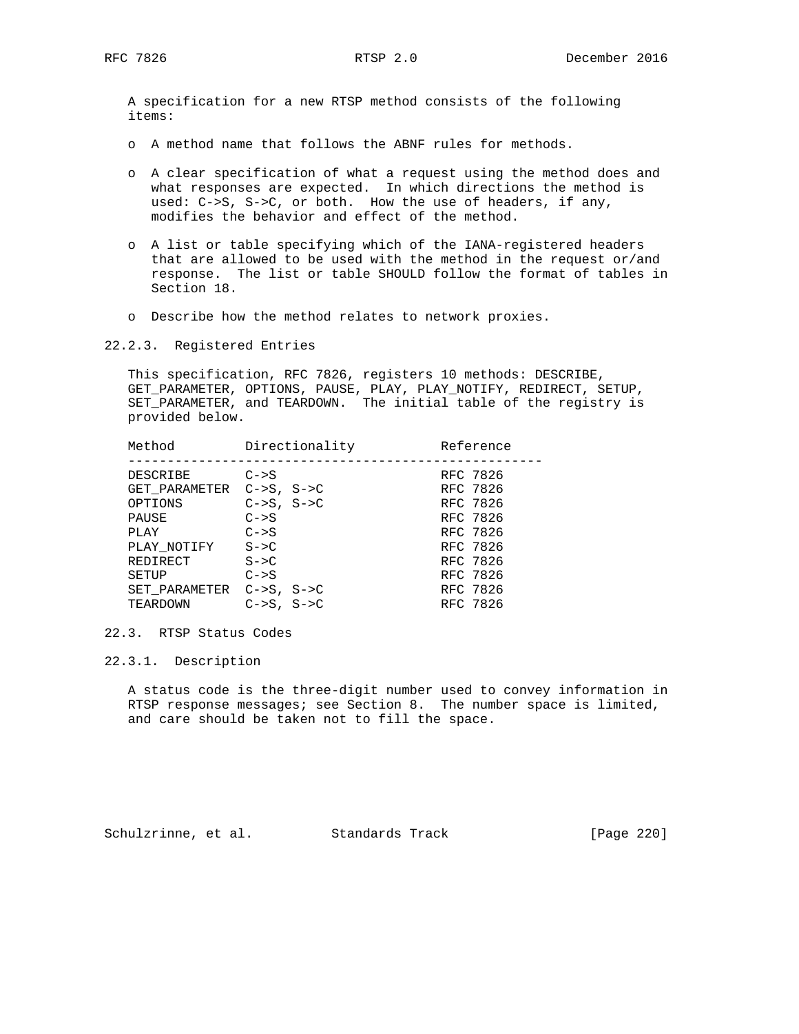A specification for a new RTSP method consists of the following items:

- A method name that follows the ABNF rules for methods.
- A clear specification of what a request using the method does and what responses are expected. In which directions the method is used: C->S, S->C, or both. How the use of headers, if any, modifies the behavior and effect of the method.
- A list or table specifying which of the IANA-registered headers that are allowed to be used with the method in the request or/and response. The list or table SHOULD follow the format of tables in Section 18.
- Describe how the method relates to network proxies.

### 22.2.3. Registered Entries

This specification, RFC 7826, registers 10 methods: DESCRIBE, GET_PARAMETER, OPTIONS, PAUSE, PLAY, PLAY_NOTIFY, REDIRECT, SETUP, SET_PARAMETER, and TEARDOWN. The initial table of the registry is provided below.

| Method | Directionality | Reference |
|---|---|---|
| DESCRIBE | C->S | RFC 7826 |
| GET_PARAMETER | C->S, S->C | RFC 7826 |
| OPTIONS | C->S, S->C | RFC 7826 |
| PAUSE | C->S | RFC 7826 |
| PLAY | C->S | RFC 7826 |
| PLAY_NOTIFY | S->C | RFC 7826 |
| REDIRECT | S->C | RFC 7826 |
| SETUP | C->S | RFC 7826 |
| SET_PARAMETER | C->S, S->C | RFC 7826 |
| TEARDOWN | C->S, S->C | RFC 7826 |

## 22.3. RTSP Status Codes

### 22.3.1. Description

A status code is the three-digit number used to convey information in RTSP response messages; see Section 8. The number space is limited, and care should be taken not to fill the space.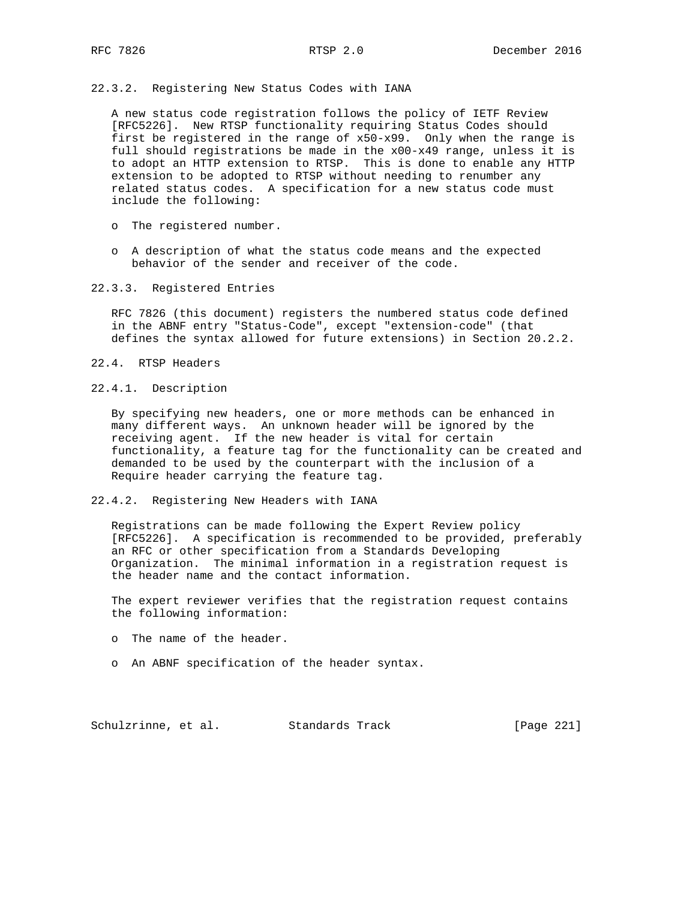#### 22.3.2. Registering New Status Codes with IANA

A new status code registration follows the policy of IETF Review [RFC5226]. New RTSP functionality requiring Status Codes should first be registered in the range of x50-x99. Only when the range is full should registrations be made in the x00-x49 range, unless it is to adopt an HTTP extension to RTSP. This is done to enable any HTTP extension to be adopted to RTSP without needing to renumber any related status codes. A specification for a new status code must include the following:

- The registered number.
- A description of what the status code means and the expected behavior of the sender and receiver of the code.

#### 22.3.3. Registered Entries

RFC 7826 (this document) registers the numbered status code defined in the ABNF entry "Status-Code", except "extension-code" (that defines the syntax allowed for future extensions) in Section 20.2.2.

### 22.4. RTSP Headers

#### 22.4.1. Description

By specifying new headers, one or more methods can be enhanced in many different ways. An unknown header will be ignored by the receiving agent. If the new header is vital for certain functionality, a feature tag for the functionality can be created and demanded to be used by the counterpart with the inclusion of a Require header carrying the feature tag.

#### 22.4.2. Registering New Headers with IANA

Registrations can be made following the Expert Review policy [RFC5226]. A specification is recommended to be provided, preferably an RFC or other specification from a Standards Developing Organization. The minimal information in a registration request is the header name and the contact information.

The expert reviewer verifies that the registration request contains the following information:

- The name of the header.
- An ABNF specification of the header syntax.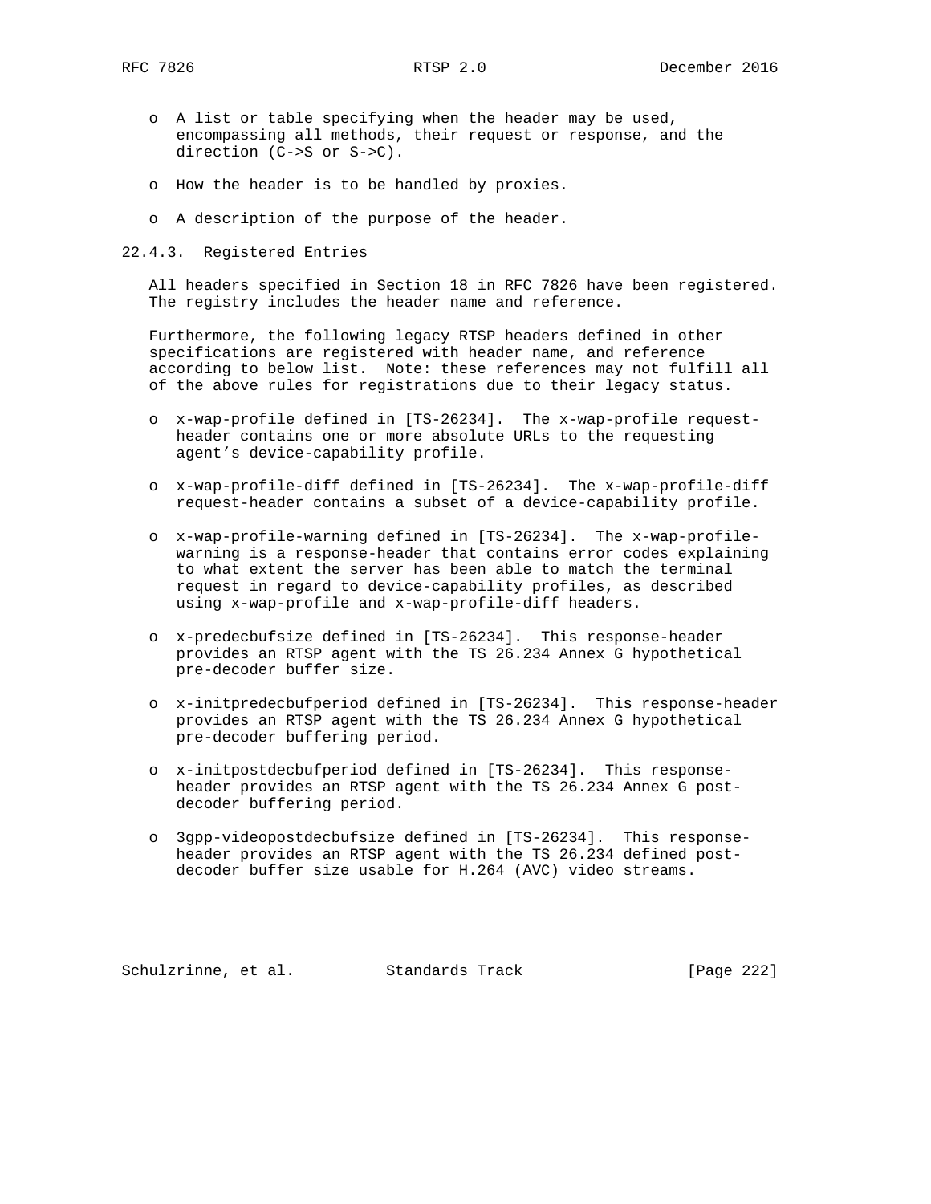- A list or table specifying when the header may be used, encompassing all methods, their request or response, and the direction (C->S or S->C).

- How the header is to be handled by proxies.

- A description of the purpose of the header.

### 22.4.3. Registered Entries

All headers specified in Section 18 in RFC 7826 have been registered. The registry includes the header name and reference.

Furthermore, the following legacy RTSP headers defined in other specifications are registered with header name, and reference according to below list. Note: these references may not fulfill all of the above rules for registrations due to their legacy status.

- x-wap-profile defined in [TS-26234]. The x-wap-profile request-header contains one or more absolute URLs to the requesting agent's device-capability profile.

- x-wap-profile-diff defined in [TS-26234]. The x-wap-profile-diff request-header contains a subset of a device-capability profile.

- x-wap-profile-warning defined in [TS-26234]. The x-wap-profile-warning is a response-header that contains error codes explaining to what extent the server has been able to match the terminal request in regard to device-capability profiles, as described using x-wap-profile and x-wap-profile-diff headers.

- x-predecbufsize defined in [TS-26234]. This response-header provides an RTSP agent with the TS 26.234 Annex G hypothetical pre-decoder buffer size.

- x-initpredecbufperiod defined in [TS-26234]. This response-header provides an RTSP agent with the TS 26.234 Annex G hypothetical pre-decoder buffering period.

- x-initpostdecbufperiod defined in [TS-26234]. This response-header provides an RTSP agent with the TS 26.234 Annex G post-decoder buffering period.

- 3gpp-videopostdecbufsize defined in [TS-26234]. This response-header provides an RTSP agent with the TS 26.234 defined post-decoder buffer size usable for H.264 (AVC) video streams.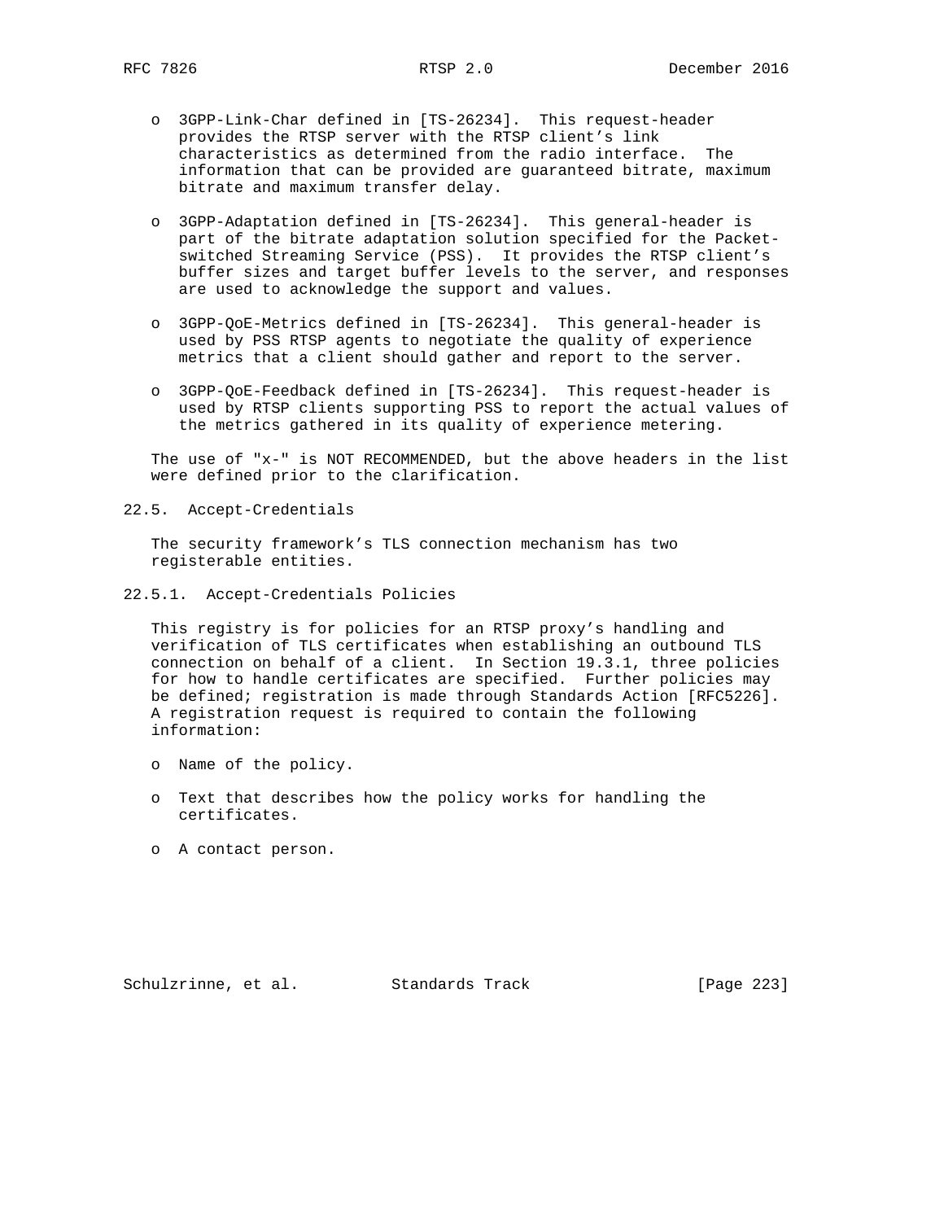- 3GPP-Link-Char defined in [TS-26234]. This request-header provides the RTSP server with the RTSP client's link characteristics as determined from the radio interface. The information that can be provided are guaranteed bitrate, maximum bitrate and maximum transfer delay.

- 3GPP-Adaptation defined in [TS-26234]. This general-header is part of the bitrate adaptation solution specified for the Packet-switched Streaming Service (PSS). It provides the RTSP client's buffer sizes and target buffer levels to the server, and responses are used to acknowledge the support and values.

- 3GPP-QoE-Metrics defined in [TS-26234]. This general-header is used by PSS RTSP agents to negotiate the quality of experience metrics that a client should gather and report to the server.

- 3GPP-QoE-Feedback defined in [TS-26234]. This request-header is used by RTSP clients supporting PSS to report the actual values of the metrics gathered in its quality of experience metering.

The use of "x-" is NOT RECOMMENDED, but the above headers in the list were defined prior to the clarification.

## 22.5. Accept-Credentials

The security framework's TLS connection mechanism has two registerable entities.

### 22.5.1. Accept-Credentials Policies

This registry is for policies for an RTSP proxy's handling and verification of TLS certificates when establishing an outbound TLS connection on behalf of a client. In Section 19.3.1, three policies for how to handle certificates are specified. Further policies may be defined; registration is made through Standards Action [RFC5226]. A registration request is required to contain the following information:

- Name of the policy.

- Text that describes how the policy works for handling the certificates.

- A contact person.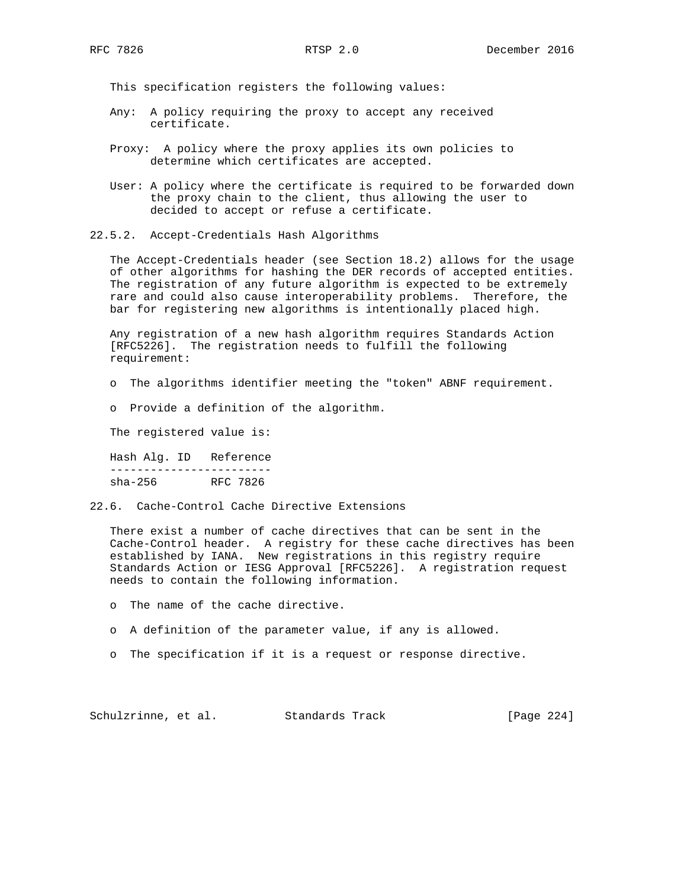This specification registers the following values:

Any: A policy requiring the proxy to accept any received certificate.

Proxy: A policy where the proxy applies its own policies to determine which certificates are accepted.

User: A policy where the certificate is required to be forwarded down the proxy chain to the client, thus allowing the user to decided to accept or refuse a certificate.

### 22.5.2. Accept-Credentials Hash Algorithms

The Accept-Credentials header (see Section 18.2) allows for the usage of other algorithms for hashing the DER records of accepted entities. The registration of any future algorithm is expected to be extremely rare and could also cause interoperability problems. Therefore, the bar for registering new algorithms is intentionally placed high.

Any registration of a new hash algorithm requires Standards Action [RFC5226]. The registration needs to fulfill the following requirement:

- The algorithms identifier meeting the "token" ABNF requirement.
- Provide a definition of the algorithm.

The registered value is:

| Hash Alg. ID | Reference |
|---|---|
| sha-256 | RFC 7826 |

## 22.6. Cache-Control Cache Directive Extensions

There exist a number of cache directives that can be sent in the Cache-Control header. A registry for these cache directives has been established by IANA. New registrations in this registry require Standards Action or IESG Approval [RFC5226]. A registration request needs to contain the following information.

- The name of the cache directive.
- A definition of the parameter value, if any is allowed.
- The specification if it is a request or response directive.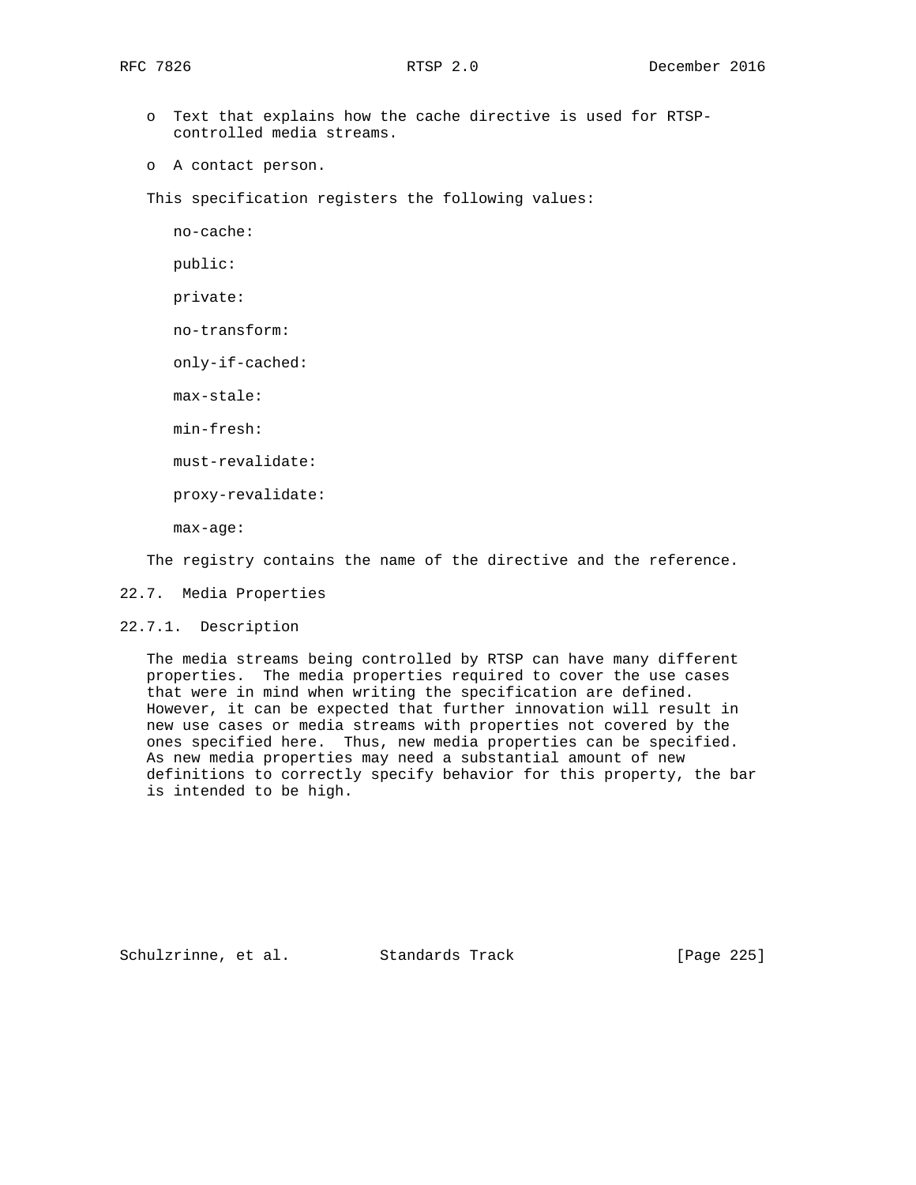- Text that explains how the cache directive is used for RTSP-controlled media streams.

- A contact person.

This specification registers the following values:

no-cache:

public:

private:

no-transform:

only-if-cached:

max-stale:

min-fresh:

must-revalidate:

proxy-revalidate:

max-age:

The registry contains the name of the directive and the reference.

## 22.7. Media Properties

### 22.7.1. Description

The media streams being controlled by RTSP can have many different properties. The media properties required to cover the use cases that were in mind when writing the specification are defined. However, it can be expected that further innovation will result in new use cases or media streams with properties not covered by the ones specified here. Thus, new media properties can be specified. As new media properties may need a substantial amount of new definitions to correctly specify behavior for this property, the bar is intended to be high.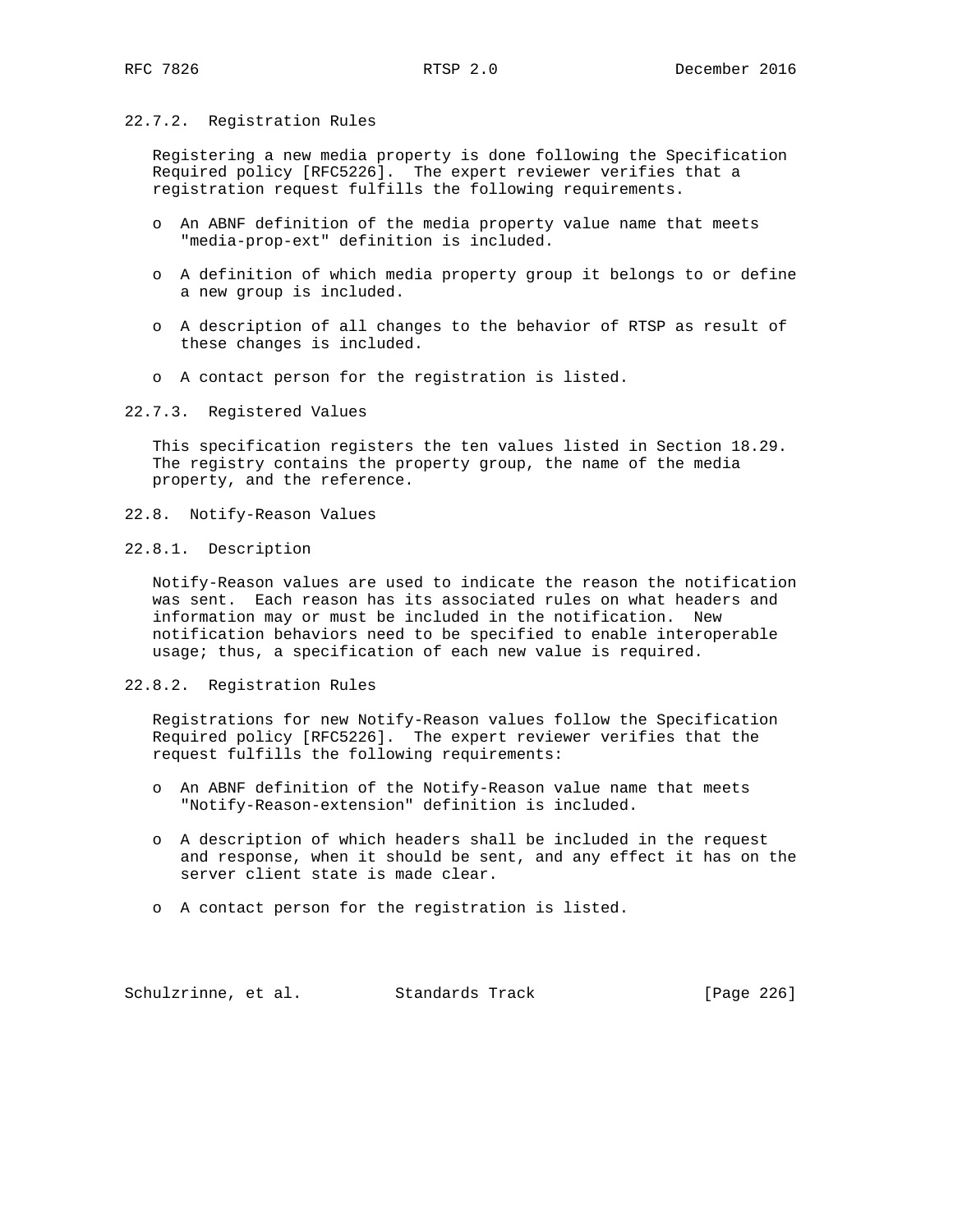#### 22.7.2. Registration Rules

Registering a new media property is done following the Specification Required policy [RFC5226]. The expert reviewer verifies that a registration request fulfills the following requirements.

- An ABNF definition of the media property value name that meets "media-prop-ext" definition is included.
- A definition of which media property group it belongs to or define a new group is included.
- A description of all changes to the behavior of RTSP as result of these changes is included.
- A contact person for the registration is listed.

#### 22.7.3. Registered Values

This specification registers the ten values listed in Section 18.29. The registry contains the property group, the name of the media property, and the reference.

### 22.8. Notify-Reason Values

#### 22.8.1. Description

Notify-Reason values are used to indicate the reason the notification was sent. Each reason has its associated rules on what headers and information may or must be included in the notification. New notification behaviors need to be specified to enable interoperable usage; thus, a specification of each new value is required.

#### 22.8.2. Registration Rules

Registrations for new Notify-Reason values follow the Specification Required policy [RFC5226]. The expert reviewer verifies that the request fulfills the following requirements:

- An ABNF definition of the Notify-Reason value name that meets "Notify-Reason-extension" definition is included.
- A description of which headers shall be included in the request and response, when it should be sent, and any effect it has on the server client state is made clear.
- A contact person for the registration is listed.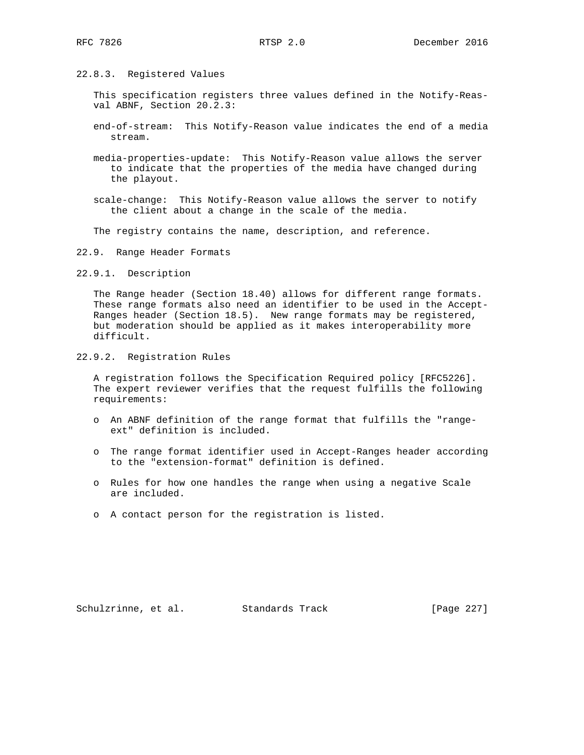### 22.8.3. Registered Values

This specification registers three values defined in the Notify-Reas-val ABNF, Section 20.2.3:

end-of-stream: This Notify-Reason value indicates the end of a media stream.

media-properties-update: This Notify-Reason value allows the server to indicate that the properties of the media have changed during the playout.

scale-change: This Notify-Reason value allows the server to notify the client about a change in the scale of the media.

The registry contains the name, description, and reference.

## 22.9. Range Header Formats

### 22.9.1. Description

The Range header (Section 18.40) allows for different range formats. These range formats also need an identifier to be used in the Accept-Ranges header (Section 18.5). New range formats may be registered, but moderation should be applied as it makes interoperability more difficult.

### 22.9.2. Registration Rules

A registration follows the Specification Required policy [RFC5226]. The expert reviewer verifies that the request fulfills the following requirements:

- An ABNF definition of the range format that fulfills the "range-ext" definition is included.
- The range format identifier used in Accept-Ranges header according to the "extension-format" definition is defined.
- Rules for how one handles the range when using a negative Scale are included.
- A contact person for the registration is listed.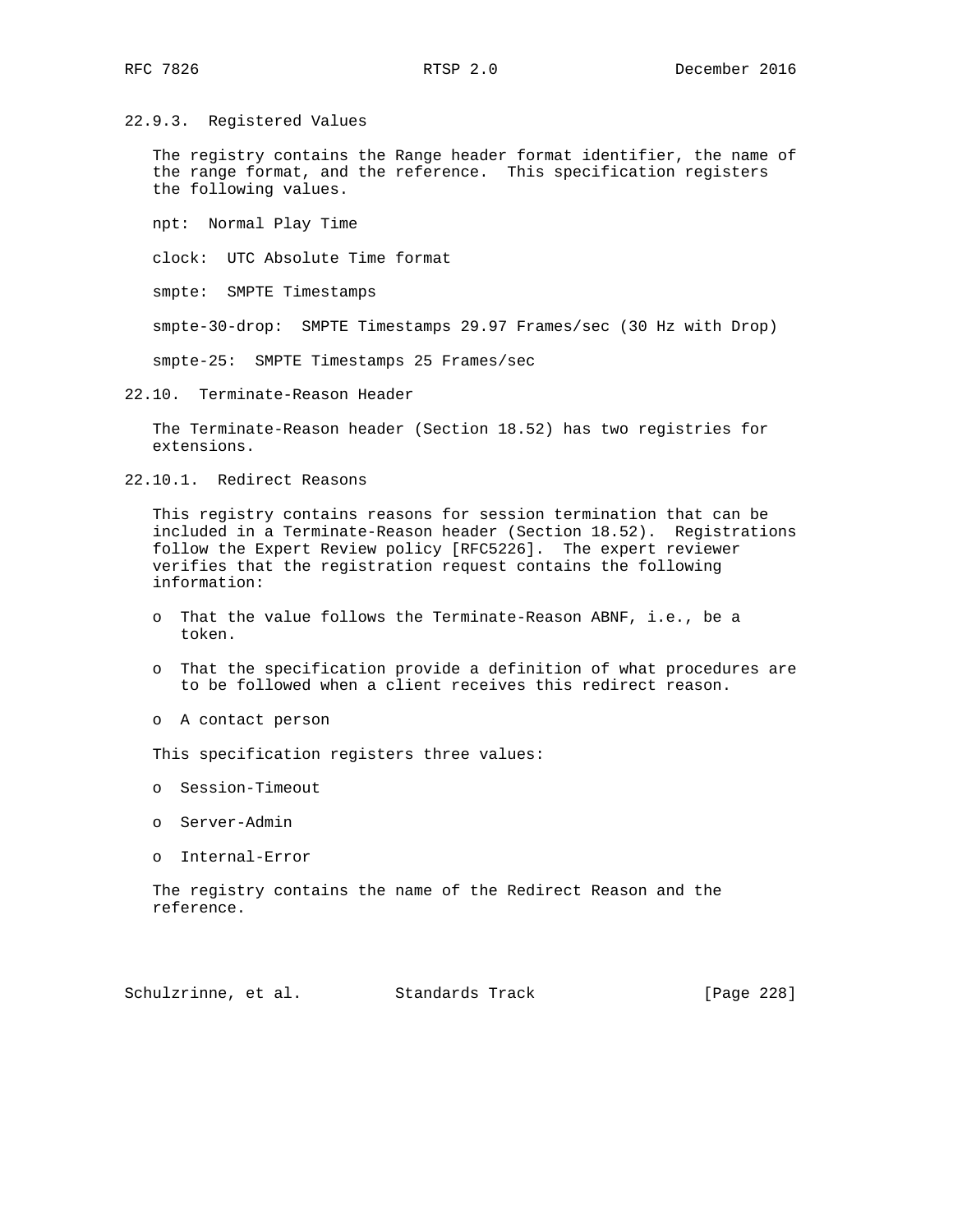### 22.9.3. Registered Values

The registry contains the Range header format identifier, the name of the range format, and the reference. This specification registers the following values.

npt: Normal Play Time

clock: UTC Absolute Time format

smpte: SMPTE Timestamps

smpte-30-drop: SMPTE Timestamps 29.97 Frames/sec (30 Hz with Drop)

smpte-25: SMPTE Timestamps 25 Frames/sec

## 22.10. Terminate-Reason Header

The Terminate-Reason header (Section 18.52) has two registries for extensions.

### 22.10.1. Redirect Reasons

This registry contains reasons for session termination that can be included in a Terminate-Reason header (Section 18.52). Registrations follow the Expert Review policy [RFC5226]. The expert reviewer verifies that the registration request contains the following information:

- That the value follows the Terminate-Reason ABNF, i.e., be a token.
- That the specification provide a definition of what procedures are to be followed when a client receives this redirect reason.
- A contact person

This specification registers three values:

- Session-Timeout
- Server-Admin
- Internal-Error

The registry contains the name of the Redirect Reason and the reference.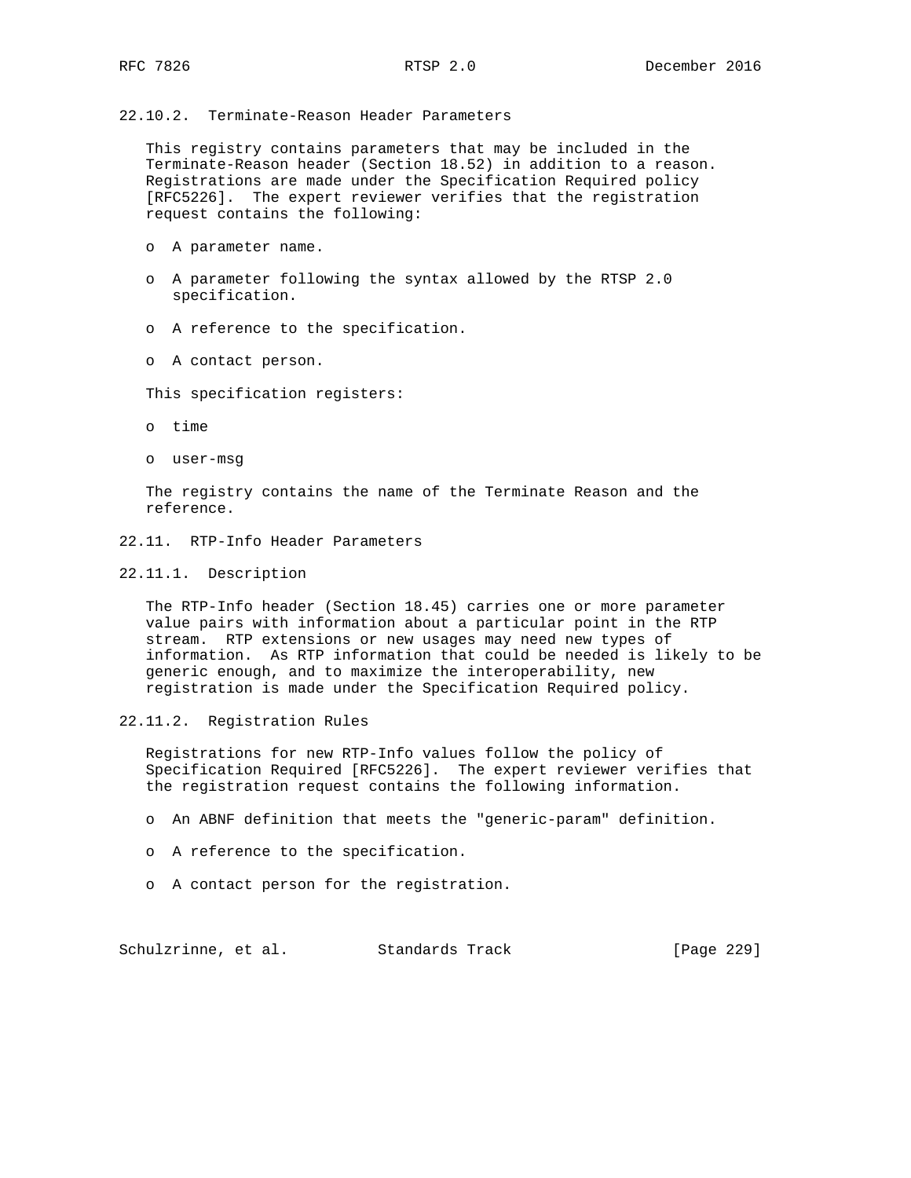### 22.10.2. Terminate-Reason Header Parameters

This registry contains parameters that may be included in the Terminate-Reason header (Section 18.52) in addition to a reason. Registrations are made under the Specification Required policy [RFC5226]. The expert reviewer verifies that the registration request contains the following:

- A parameter name.
- A parameter following the syntax allowed by the RTSP 2.0 specification.
- A reference to the specification.
- A contact person.

This specification registers:

- time
- user-msg

The registry contains the name of the Terminate Reason and the reference.

## 22.11. RTP-Info Header Parameters

### 22.11.1. Description

The RTP-Info header (Section 18.45) carries one or more parameter value pairs with information about a particular point in the RTP stream. RTP extensions or new usages may need new types of information. As RTP information that could be needed is likely to be generic enough, and to maximize the interoperability, new registration is made under the Specification Required policy.

### 22.11.2. Registration Rules

Registrations for new RTP-Info values follow the policy of Specification Required [RFC5226]. The expert reviewer verifies that the registration request contains the following information.

- An ABNF definition that meets the "generic-param" definition.
- A reference to the specification.
- A contact person for the registration.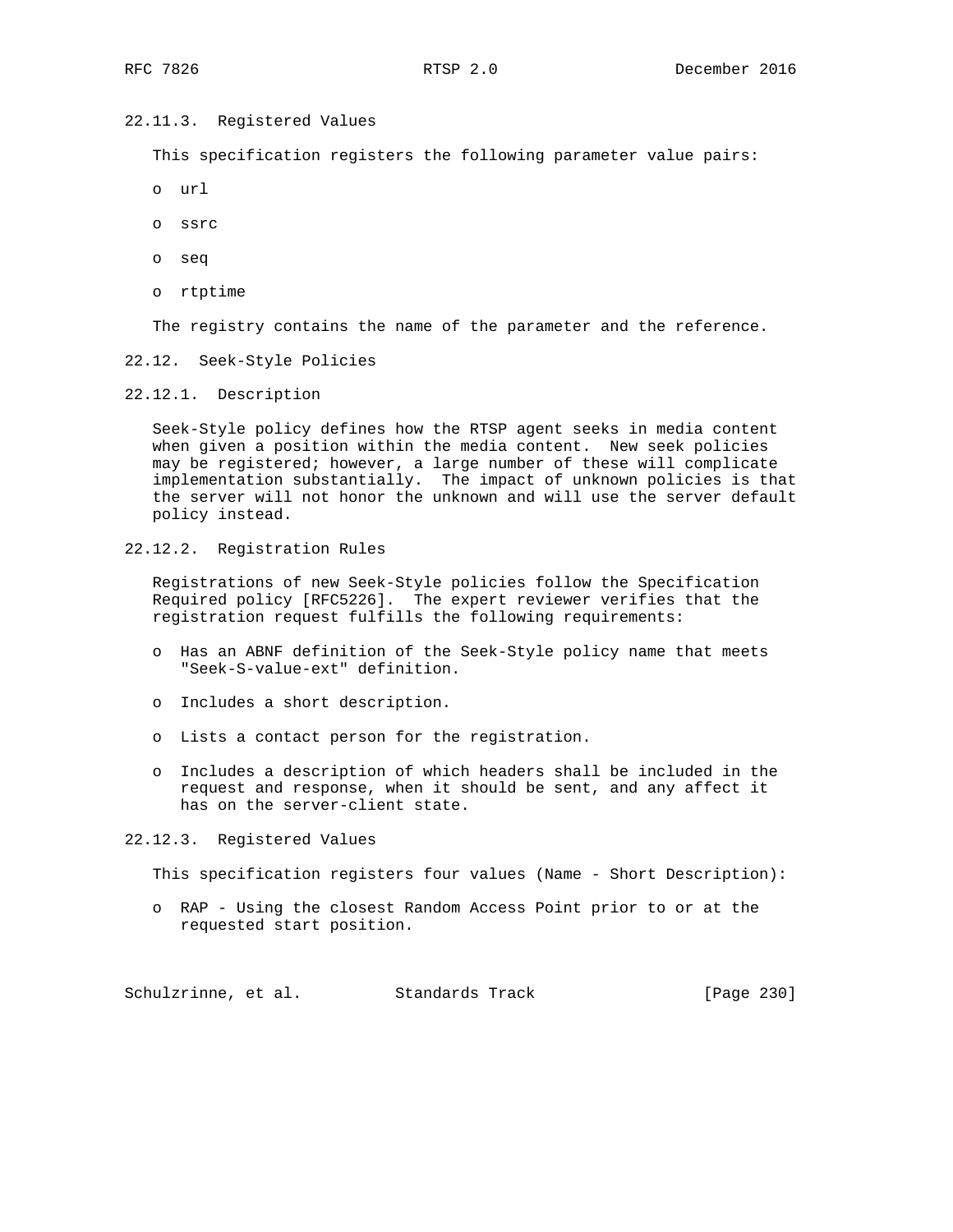#### 22.11.3. Registered Values

This specification registers the following parameter value pairs:

- url
- ssrc
- seq
- rtptime

The registry contains the name of the parameter and the reference.

### 22.12. Seek-Style Policies

#### 22.12.1. Description

Seek-Style policy defines how the RTSP agent seeks in media content when given a position within the media content. New seek policies may be registered; however, a large number of these will complicate implementation substantially. The impact of unknown policies is that the server will not honor the unknown and will use the server default policy instead.

#### 22.12.2. Registration Rules

Registrations of new Seek-Style policies follow the Specification Required policy [RFC5226]. The expert reviewer verifies that the registration request fulfills the following requirements:

- Has an ABNF definition of the Seek-Style policy name that meets "Seek-S-value-ext" definition.
- Includes a short description.
- Lists a contact person for the registration.
- Includes a description of which headers shall be included in the request and response, when it should be sent, and any affect it has on the server-client state.

#### 22.12.3. Registered Values

This specification registers four values (Name - Short Description):

- RAP - Using the closest Random Access Point prior to or at the requested start position.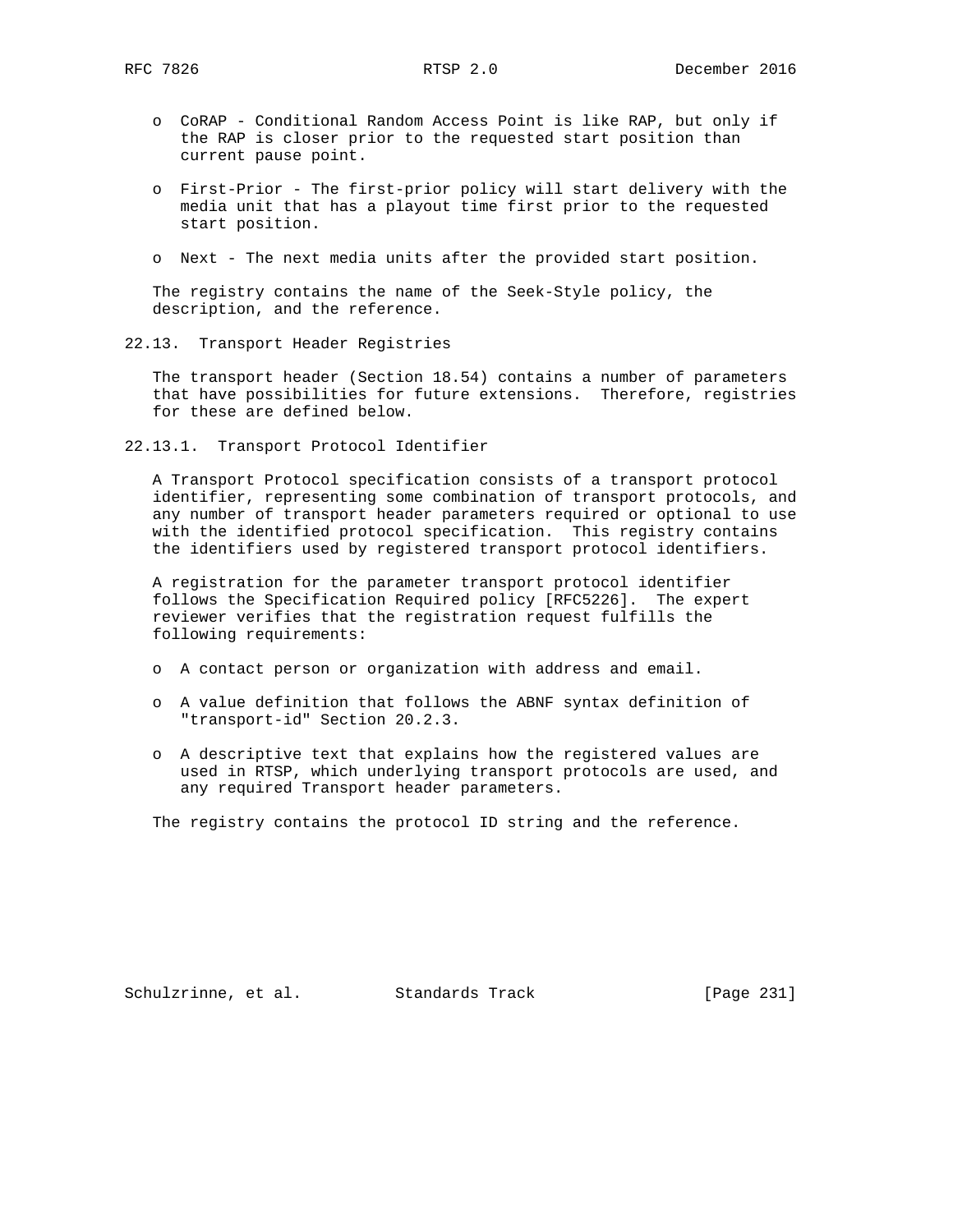- CoRAP - Conditional Random Access Point is like RAP, but only if the RAP is closer prior to the requested start position than current pause point.

- First-Prior - The first-prior policy will start delivery with the media unit that has a playout time first prior to the requested start position.

- Next - The next media units after the provided start position.

The registry contains the name of the Seek-Style policy, the description, and the reference.

### 22.13. Transport Header Registries

The transport header (Section 18.54) contains a number of parameters that have possibilities for future extensions. Therefore, registries for these are defined below.

#### 22.13.1. Transport Protocol Identifier

A Transport Protocol specification consists of a transport protocol identifier, representing some combination of transport protocols, and any number of transport header parameters required or optional to use with the identified protocol specification. This registry contains the identifiers used by registered transport protocol identifiers.

A registration for the parameter transport protocol identifier follows the Specification Required policy [RFC5226]. The expert reviewer verifies that the registration request fulfills the following requirements:

- A contact person or organization with address and email.

- A value definition that follows the ABNF syntax definition of "transport-id" Section 20.2.3.

- A descriptive text that explains how the registered values are used in RTSP, which underlying transport protocols are used, and any required Transport header parameters.

The registry contains the protocol ID string and the reference.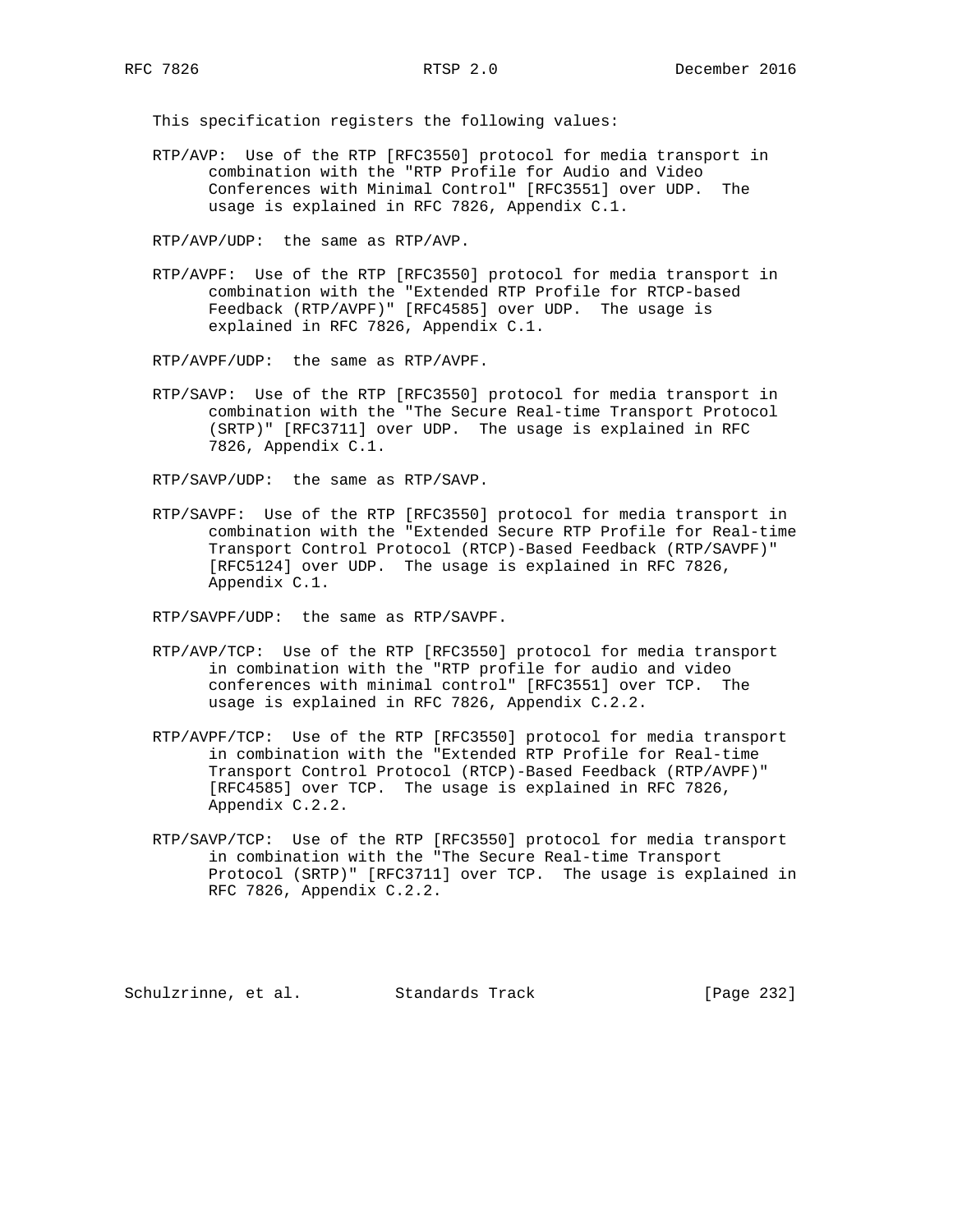This specification registers the following values:

RTP/AVP: Use of the RTP [RFC3550] protocol for media transport in combination with the "RTP Profile for Audio and Video Conferences with Minimal Control" [RFC3551] over UDP. The usage is explained in RFC 7826, Appendix C.1.

RTP/AVP/UDP: the same as RTP/AVP.

RTP/AVPF: Use of the RTP [RFC3550] protocol for media transport in combination with the "Extended RTP Profile for RTCP-based Feedback (RTP/AVPF)" [RFC4585] over UDP. The usage is explained in RFC 7826, Appendix C.1.

RTP/AVPF/UDP: the same as RTP/AVPF.

RTP/SAVP: Use of the RTP [RFC3550] protocol for media transport in combination with the "The Secure Real-time Transport Protocol (SRTP)" [RFC3711] over UDP. The usage is explained in RFC 7826, Appendix C.1.

RTP/SAVP/UDP: the same as RTP/SAVP.

RTP/SAVPF: Use of the RTP [RFC3550] protocol for media transport in combination with the "Extended Secure RTP Profile for Real-time Transport Control Protocol (RTCP)-Based Feedback (RTP/SAVPF)" [RFC5124] over UDP. The usage is explained in RFC 7826, Appendix C.1.

RTP/SAVPF/UDP: the same as RTP/SAVPF.

RTP/AVP/TCP: Use of the RTP [RFC3550] protocol for media transport in combination with the "RTP profile for audio and video conferences with minimal control" [RFC3551] over TCP. The usage is explained in RFC 7826, Appendix C.2.2.

RTP/AVPF/TCP: Use of the RTP [RFC3550] protocol for media transport in combination with the "Extended RTP Profile for Real-time Transport Control Protocol (RTCP)-Based Feedback (RTP/AVPF)" [RFC4585] over TCP. The usage is explained in RFC 7826, Appendix C.2.2.

RTP/SAVP/TCP: Use of the RTP [RFC3550] protocol for media transport in combination with the "The Secure Real-time Transport Protocol (SRTP)" [RFC3711] over TCP. The usage is explained in RFC 7826, Appendix C.2.2.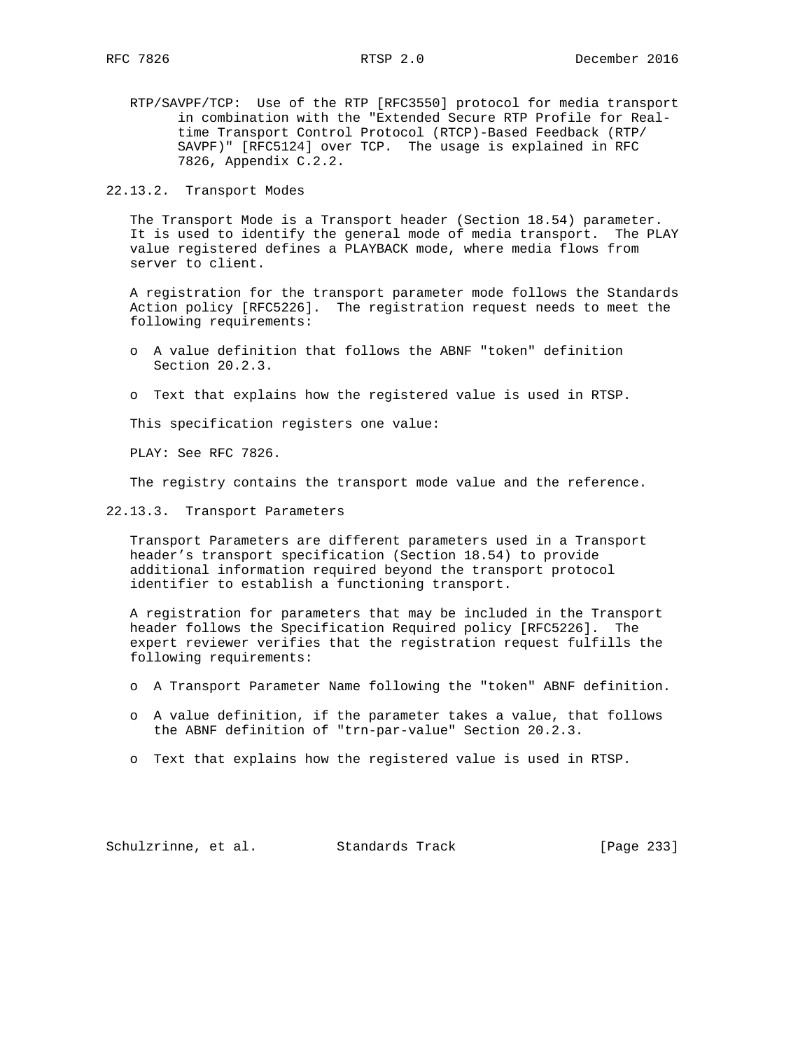RTP/SAVPF/TCP: Use of the RTP [RFC3550] protocol for media transport in combination with the "Extended Secure RTP Profile for Real-time Transport Control Protocol (RTCP)-Based Feedback (RTP/SAVPF)" [RFC5124] over TCP. The usage is explained in RFC 7826, Appendix C.2.2.

### 22.13.2. Transport Modes

The Transport Mode is a Transport header (Section 18.54) parameter. It is used to identify the general mode of media transport. The PLAY value registered defines a PLAYBACK mode, where media flows from server to client.

A registration for the transport parameter mode follows the Standards Action policy [RFC5226]. The registration request needs to meet the following requirements:

- A value definition that follows the ABNF "token" definition Section 20.2.3.
- Text that explains how the registered value is used in RTSP.

This specification registers one value:

PLAY: See RFC 7826.

The registry contains the transport mode value and the reference.

### 22.13.3. Transport Parameters

Transport Parameters are different parameters used in a Transport header's transport specification (Section 18.54) to provide additional information required beyond the transport protocol identifier to establish a functioning transport.

A registration for parameters that may be included in the Transport header follows the Specification Required policy [RFC5226]. The expert reviewer verifies that the registration request fulfills the following requirements:

- A Transport Parameter Name following the "token" ABNF definition.
- A value definition, if the parameter takes a value, that follows the ABNF definition of "trn-par-value" Section 20.2.3.
- Text that explains how the registered value is used in RTSP.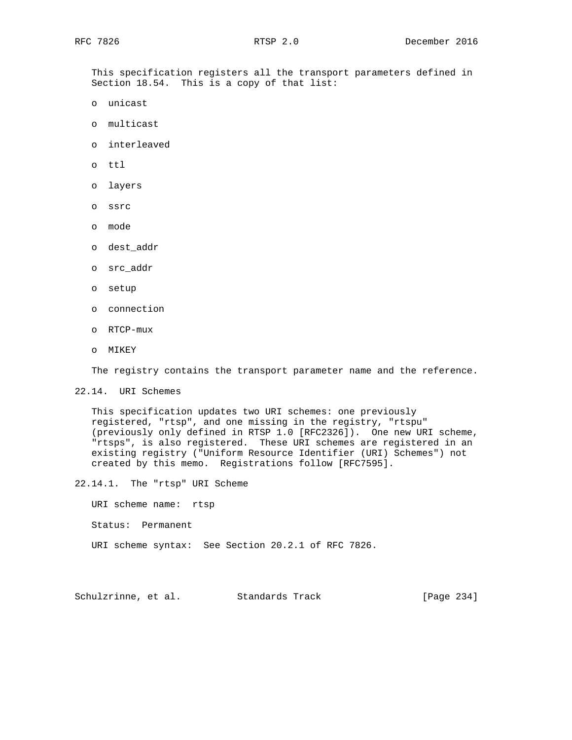This specification registers all the transport parameters defined in Section 18.54. This is a copy of that list:

- unicast
- multicast
- interleaved
- ttl
- layers
- ssrc
- mode
- dest_addr
- src_addr
- setup
- connection
- RTCP-mux
- MIKEY

The registry contains the transport parameter name and the reference.

### 22.14. URI Schemes

This specification updates two URI schemes: one previously registered, "rtsp", and one missing in the registry, "rtspu" (previously only defined in RTSP 1.0 [RFC2326]). One new URI scheme, "rtsps", is also registered. These URI schemes are registered in an existing registry ("Uniform Resource Identifier (URI) Schemes") not created by this memo. Registrations follow [RFC7595].

#### 22.14.1. The "rtsp" URI Scheme

URI scheme name: rtsp

Status: Permanent

URI scheme syntax: See Section 20.2.1 of RFC 7826.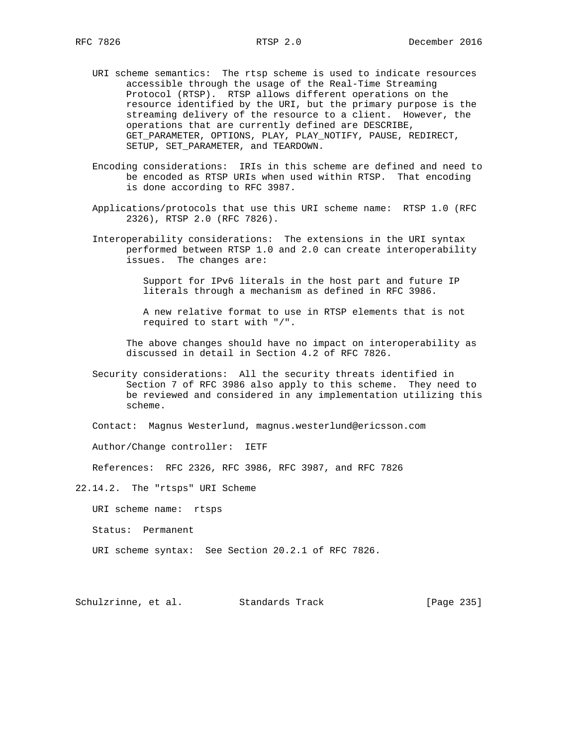URI scheme semantics: The rtsp scheme is used to indicate resources accessible through the usage of the Real-Time Streaming Protocol (RTSP). RTSP allows different operations on the resource identified by the URI, but the primary purpose is the streaming delivery of the resource to a client. However, the operations that are currently defined are DESCRIBE, GET_PARAMETER, OPTIONS, PLAY, PLAY_NOTIFY, PAUSE, REDIRECT, SETUP, SET_PARAMETER, and TEARDOWN.

Encoding considerations: IRIs in this scheme are defined and need to be encoded as RTSP URIs when used within RTSP. That encoding is done according to RFC 3987.

Applications/protocols that use this URI scheme name: RTSP 1.0 (RFC 2326), RTSP 2.0 (RFC 7826).

Interoperability considerations: The extensions in the URI syntax performed between RTSP 1.0 and 2.0 can create interoperability issues. The changes are:

> Support for IPv6 literals in the host part and future IP literals through a mechanism as defined in RFC 3986.
>
> A new relative format to use in RTSP elements that is not required to start with "/".

The above changes should have no impact on interoperability as discussed in detail in Section 4.2 of RFC 7826.

Security considerations: All the security threats identified in Section 7 of RFC 3986 also apply to this scheme. They need to be reviewed and considered in any implementation utilizing this scheme.

Contact: Magnus Westerlund, magnus.westerlund@ericsson.com

Author/Change controller: IETF

References: RFC 2326, RFC 3986, RFC 3987, and RFC 7826

### 22.14.2. The "rtsps" URI Scheme

URI scheme name: rtsps

Status: Permanent

URI scheme syntax: See Section 20.2.1 of RFC 7826.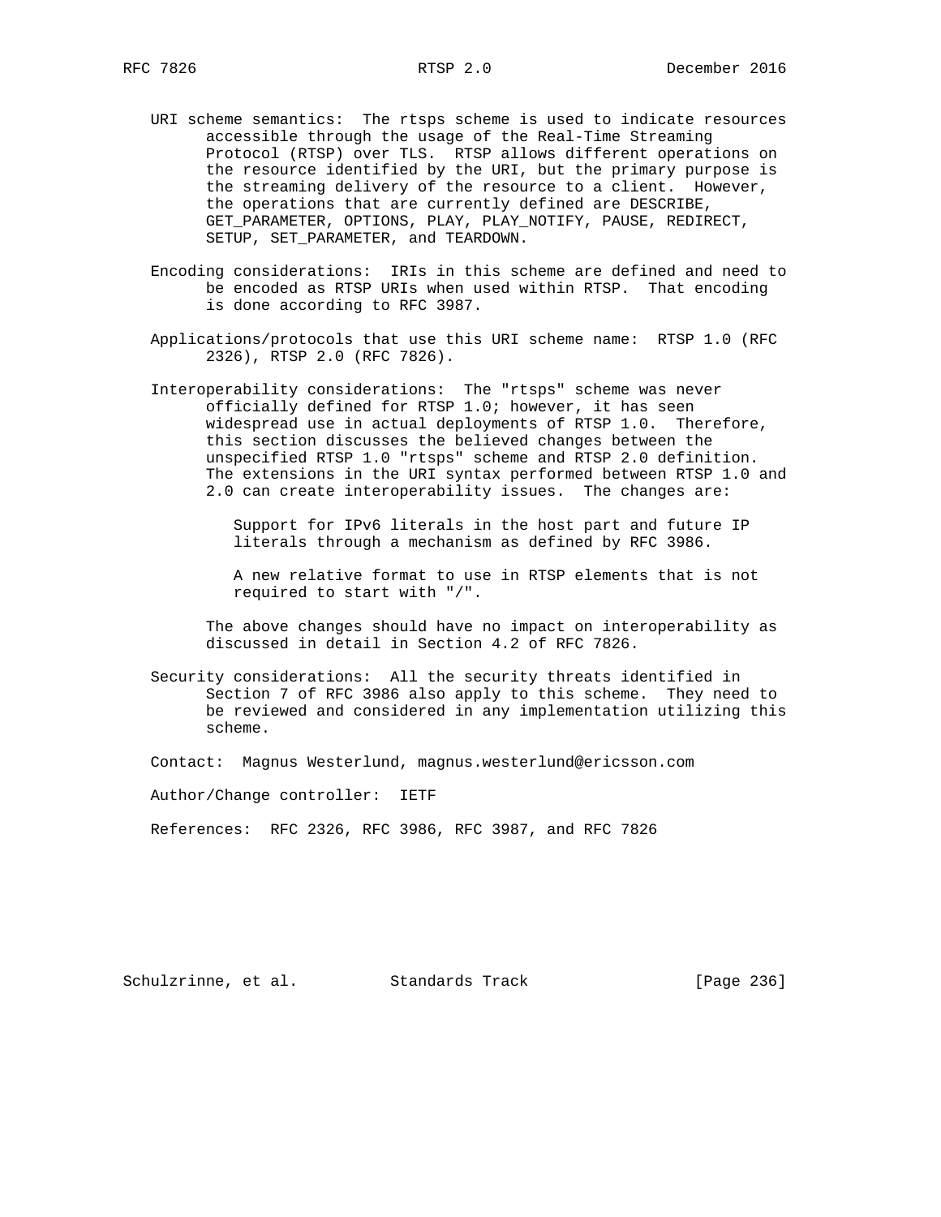URI scheme semantics: The rtsps scheme is used to indicate resources accessible through the usage of the Real-Time Streaming Protocol (RTSP) over TLS. RTSP allows different operations on the resource identified by the URI, but the primary purpose is the streaming delivery of the resource to a client. However, the operations that are currently defined are DESCRIBE, GET_PARAMETER, OPTIONS, PLAY, PLAY_NOTIFY, PAUSE, REDIRECT, SETUP, SET_PARAMETER, and TEARDOWN.

Encoding considerations: IRIs in this scheme are defined and need to be encoded as RTSP URIs when used within RTSP. That encoding is done according to RFC 3987.

Applications/protocols that use this URI scheme name: RTSP 1.0 (RFC 2326), RTSP 2.0 (RFC 7826).

Interoperability considerations: The "rtsps" scheme was never officially defined for RTSP 1.0; however, it has seen widespread use in actual deployments of RTSP 1.0. Therefore, this section discusses the believed changes between the unspecified RTSP 1.0 "rtsps" scheme and RTSP 2.0 definition. The extensions in the URI syntax performed between RTSP 1.0 and 2.0 can create interoperability issues. The changes are:

> Support for IPv6 literals in the host part and future IP literals through a mechanism as defined by RFC 3986.
>
> A new relative format to use in RTSP elements that is not required to start with "/".

The above changes should have no impact on interoperability as discussed in detail in Section 4.2 of RFC 7826.

Security considerations: All the security threats identified in Section 7 of RFC 3986 also apply to this scheme. They need to be reviewed and considered in any implementation utilizing this scheme.

Contact: Magnus Westerlund, magnus.westerlund@ericsson.com

Author/Change controller: IETF

References: RFC 2326, RFC 3986, RFC 3987, and RFC 7826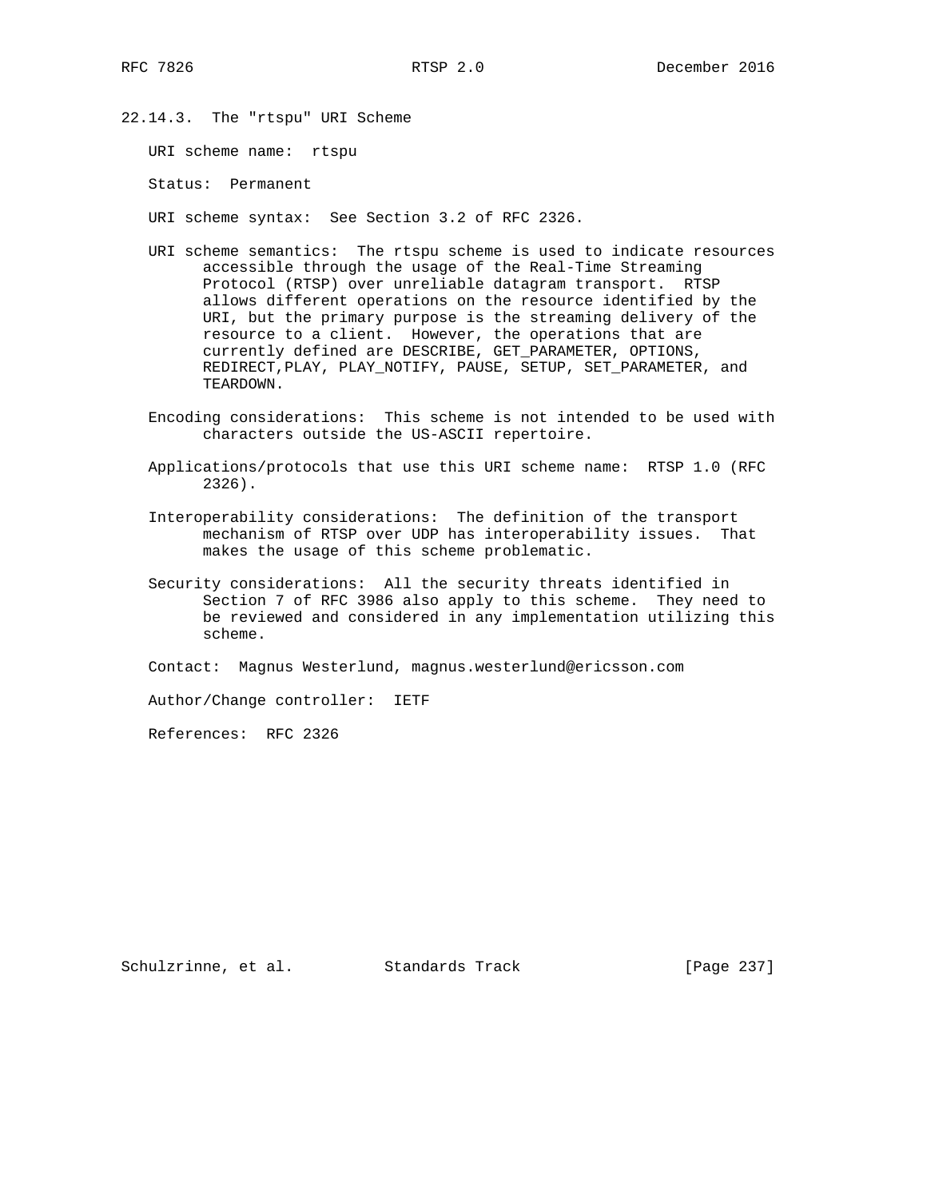### 22.14.3. The "rtspu" URI Scheme

URI scheme name: rtspu

Status: Permanent

URI scheme syntax: See Section 3.2 of RFC 2326.

URI scheme semantics: The rtspu scheme is used to indicate resources accessible through the usage of the Real-Time Streaming Protocol (RTSP) over unreliable datagram transport. RTSP allows different operations on the resource identified by the URI, but the primary purpose is the streaming delivery of the resource to a client. However, the operations that are currently defined are DESCRIBE, GET_PARAMETER, OPTIONS, REDIRECT,PLAY, PLAY_NOTIFY, PAUSE, SETUP, SET_PARAMETER, and TEARDOWN.

Encoding considerations: This scheme is not intended to be used with characters outside the US-ASCII repertoire.

Applications/protocols that use this URI scheme name: RTSP 1.0 (RFC 2326).

Interoperability considerations: The definition of the transport mechanism of RTSP over UDP has interoperability issues. That makes the usage of this scheme problematic.

Security considerations: All the security threats identified in Section 7 of RFC 3986 also apply to this scheme. They need to be reviewed and considered in any implementation utilizing this scheme.

Contact: Magnus Westerlund, magnus.westerlund@ericsson.com

Author/Change controller: IETF

References: RFC 2326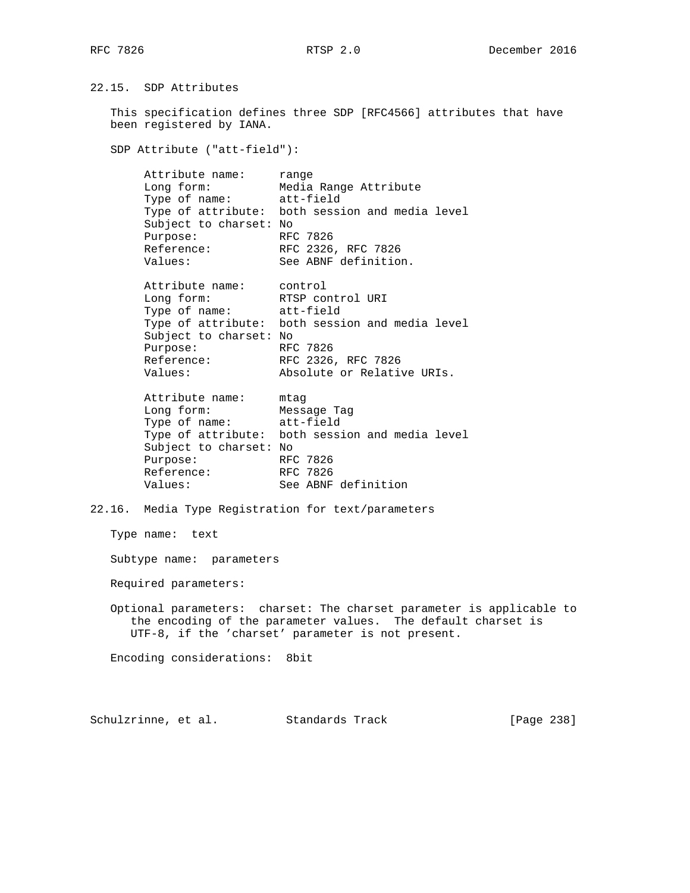## 22.15. SDP Attributes

This specification defines three SDP [RFC4566] attributes that have been registered by IANA.

SDP Attribute ("att-field"):

```
     Attribute name:     range
     Long form:          Media Range Attribute
     Type of name:       att-field
     Type of attribute:  both session and media level
     Subject to charset: No
     Purpose:            RFC 7826
     Reference:          RFC 2326, RFC 7826
     Values:             See ABNF definition.

     Attribute name:     control
     Long form:          RTSP control URI
     Type of name:       att-field
     Type of attribute:  both session and media level
     Subject to charset: No
     Purpose:            RFC 7826
     Reference:          RFC 2326, RFC 7826
     Values:             Absolute or Relative URIs.

     Attribute name:     mtag
     Long form:          Message Tag
     Type of name:       att-field
     Type of attribute:  both session and media level
     Subject to charset: No
     Purpose:            RFC 7826
     Reference:          RFC 7826
     Values:             See ABNF definition
```

## 22.16. Media Type Registration for text/parameters

Type name: text

Subtype name: parameters

Required parameters:

Optional parameters: charset: The charset parameter is applicable to the encoding of the parameter values. The default charset is UTF-8, if the 'charset' parameter is not present.

Encoding considerations: 8bit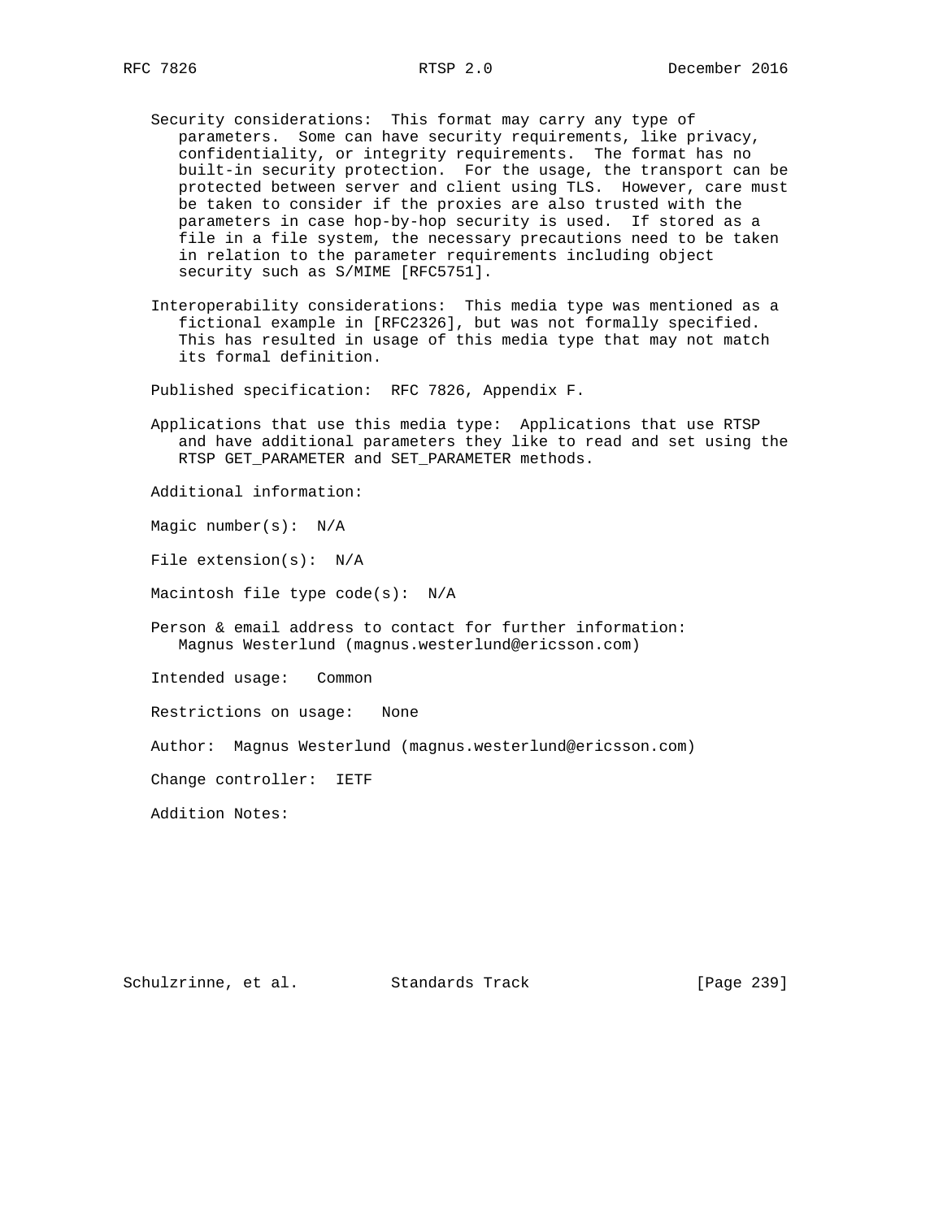Security considerations: This format may carry any type of parameters. Some can have security requirements, like privacy, confidentiality, or integrity requirements. The format has no built-in security protection. For the usage, the transport can be protected between server and client using TLS. However, care must be taken to consider if the proxies are also trusted with the parameters in case hop-by-hop security is used. If stored as a file in a file system, the necessary precautions need to be taken in relation to the parameter requirements including object security such as S/MIME [RFC5751].

Interoperability considerations: This media type was mentioned as a fictional example in [RFC2326], but was not formally specified. This has resulted in usage of this media type that may not match its formal definition.

Published specification: RFC 7826, Appendix F.

Applications that use this media type: Applications that use RTSP and have additional parameters they like to read and set using the RTSP GET_PARAMETER and SET_PARAMETER methods.

Additional information:

Magic number(s): N/A

File extension(s): N/A

Macintosh file type code(s): N/A

Person & email address to contact for further information:
Magnus Westerlund (magnus.westerlund@ericsson.com)

Intended usage: Common

Restrictions on usage: None

Author: Magnus Westerlund (magnus.westerlund@ericsson.com)

Change controller: IETF

Addition Notes: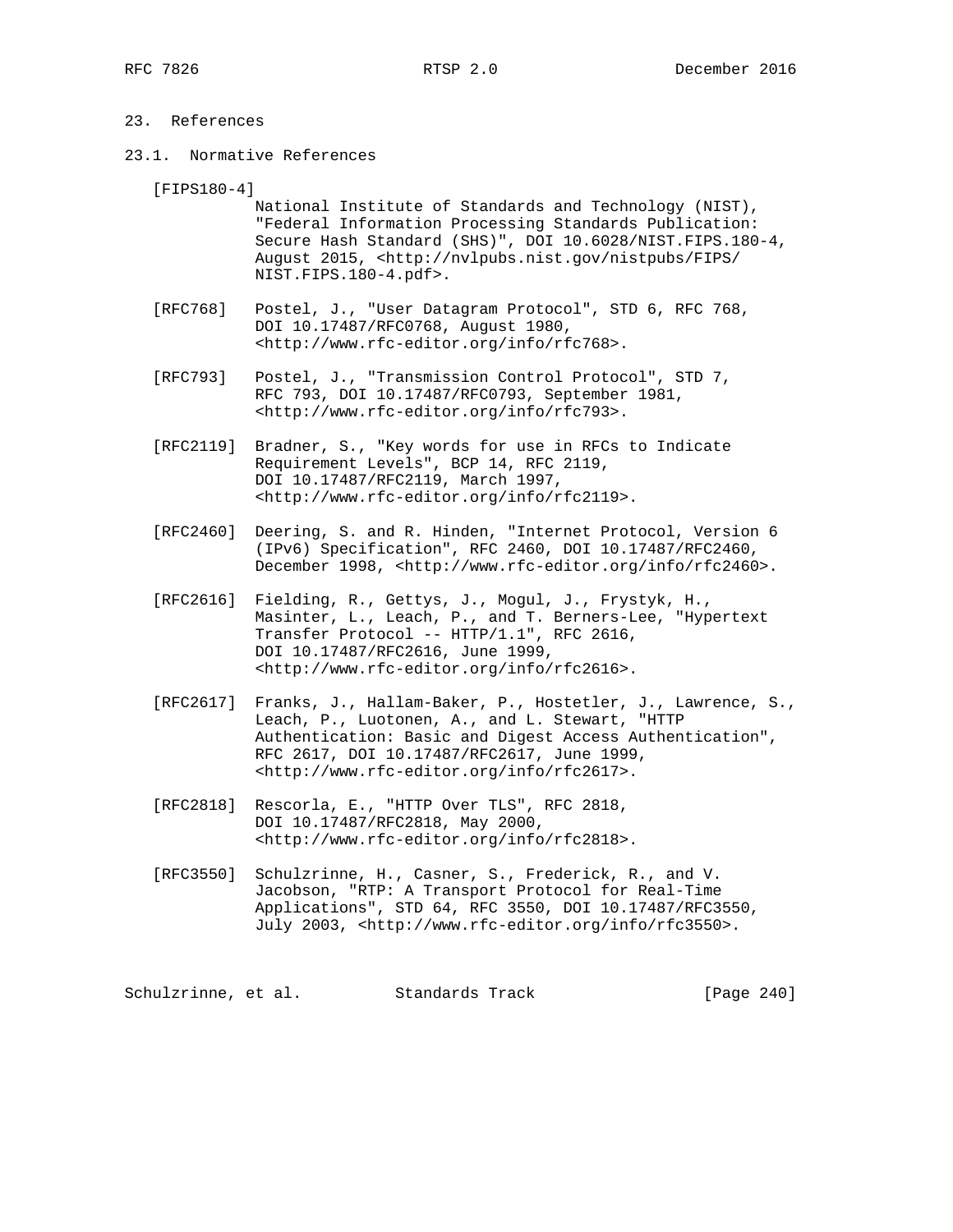# 23. References

## 23.1. Normative References

[FIPS180-4] National Institute of Standards and Technology (NIST), "Federal Information Processing Standards Publication: Secure Hash Standard (SHS)", DOI 10.6028/NIST.FIPS.180-4, August 2015, <http://nvlpubs.nist.gov/nistpubs/FIPS/NIST.FIPS.180-4.pdf>.

[RFC768] Postel, J., "User Datagram Protocol", STD 6, RFC 768, DOI 10.17487/RFC0768, August 1980, <http://www.rfc-editor.org/info/rfc768>.

[RFC793] Postel, J., "Transmission Control Protocol", STD 7, RFC 793, DOI 10.17487/RFC0793, September 1981, <http://www.rfc-editor.org/info/rfc793>.

[RFC2119] Bradner, S., "Key words for use in RFCs to Indicate Requirement Levels", BCP 14, RFC 2119, DOI 10.17487/RFC2119, March 1997, <http://www.rfc-editor.org/info/rfc2119>.

[RFC2460] Deering, S. and R. Hinden, "Internet Protocol, Version 6 (IPv6) Specification", RFC 2460, DOI 10.17487/RFC2460, December 1998, <http://www.rfc-editor.org/info/rfc2460>.

[RFC2616] Fielding, R., Gettys, J., Mogul, J., Frystyk, H., Masinter, L., Leach, P., and T. Berners-Lee, "Hypertext Transfer Protocol -- HTTP/1.1", RFC 2616, DOI 10.17487/RFC2616, June 1999, <http://www.rfc-editor.org/info/rfc2616>.

[RFC2617] Franks, J., Hallam-Baker, P., Hostetler, J., Lawrence, S., Leach, P., Luotonen, A., and L. Stewart, "HTTP Authentication: Basic and Digest Access Authentication", RFC 2617, DOI 10.17487/RFC2617, June 1999, <http://www.rfc-editor.org/info/rfc2617>.

[RFC2818] Rescorla, E., "HTTP Over TLS", RFC 2818, DOI 10.17487/RFC2818, May 2000, <http://www.rfc-editor.org/info/rfc2818>.

[RFC3550] Schulzrinne, H., Casner, S., Frederick, R., and V. Jacobson, "RTP: A Transport Protocol for Real-Time Applications", STD 64, RFC 3550, DOI 10.17487/RFC3550, July 2003, <http://www.rfc-editor.org/info/rfc3550>.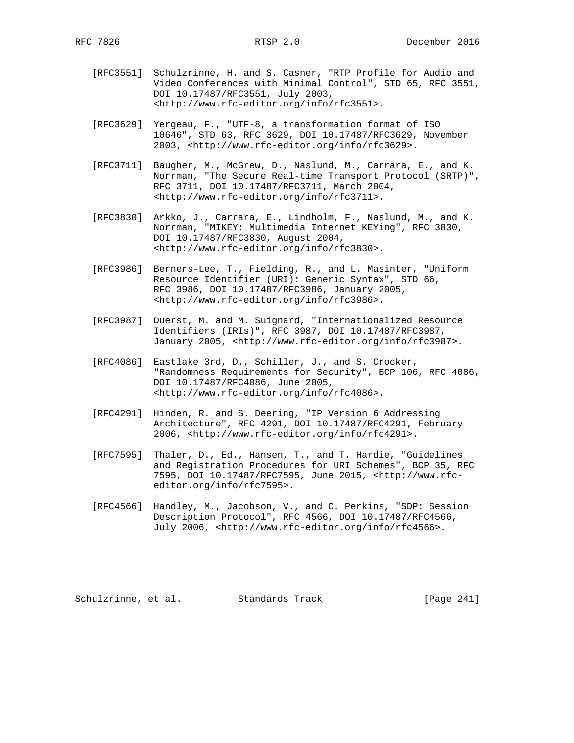[RFC3551] Schulzrinne, H. and S. Casner, "RTP Profile for Audio and Video Conferences with Minimal Control", STD 65, RFC 3551, DOI 10.17487/RFC3551, July 2003, <http://www.rfc-editor.org/info/rfc3551>.

[RFC3629] Yergeau, F., "UTF-8, a transformation format of ISO 10646", STD 63, RFC 3629, DOI 10.17487/RFC3629, November 2003, <http://www.rfc-editor.org/info/rfc3629>.

[RFC3711] Baugher, M., McGrew, D., Naslund, M., Carrara, E., and K. Norrman, "The Secure Real-time Transport Protocol (SRTP)", RFC 3711, DOI 10.17487/RFC3711, March 2004, <http://www.rfc-editor.org/info/rfc3711>.

[RFC3830] Arkko, J., Carrara, E., Lindholm, F., Naslund, M., and K. Norrman, "MIKEY: Multimedia Internet KEYing", RFC 3830, DOI 10.17487/RFC3830, August 2004, <http://www.rfc-editor.org/info/rfc3830>.

[RFC3986] Berners-Lee, T., Fielding, R., and L. Masinter, "Uniform Resource Identifier (URI): Generic Syntax", STD 66, RFC 3986, DOI 10.17487/RFC3986, January 2005, <http://www.rfc-editor.org/info/rfc3986>.

[RFC3987] Duerst, M. and M. Suignard, "Internationalized Resource Identifiers (IRIs)", RFC 3987, DOI 10.17487/RFC3987, January 2005, <http://www.rfc-editor.org/info/rfc3987>.

[RFC4086] Eastlake 3rd, D., Schiller, J., and S. Crocker, "Randomness Requirements for Security", BCP 106, RFC 4086, DOI 10.17487/RFC4086, June 2005, <http://www.rfc-editor.org/info/rfc4086>.

[RFC4291] Hinden, R. and S. Deering, "IP Version 6 Addressing Architecture", RFC 4291, DOI 10.17487/RFC4291, February 2006, <http://www.rfc-editor.org/info/rfc4291>.

[RFC7595] Thaler, D., Ed., Hansen, T., and T. Hardie, "Guidelines and Registration Procedures for URI Schemes", BCP 35, RFC 7595, DOI 10.17487/RFC7595, June 2015, <http://www.rfc-editor.org/info/rfc7595>.

[RFC4566] Handley, M., Jacobson, V., and C. Perkins, "SDP: Session Description Protocol", RFC 4566, DOI 10.17487/RFC4566, July 2006, <http://www.rfc-editor.org/info/rfc4566>.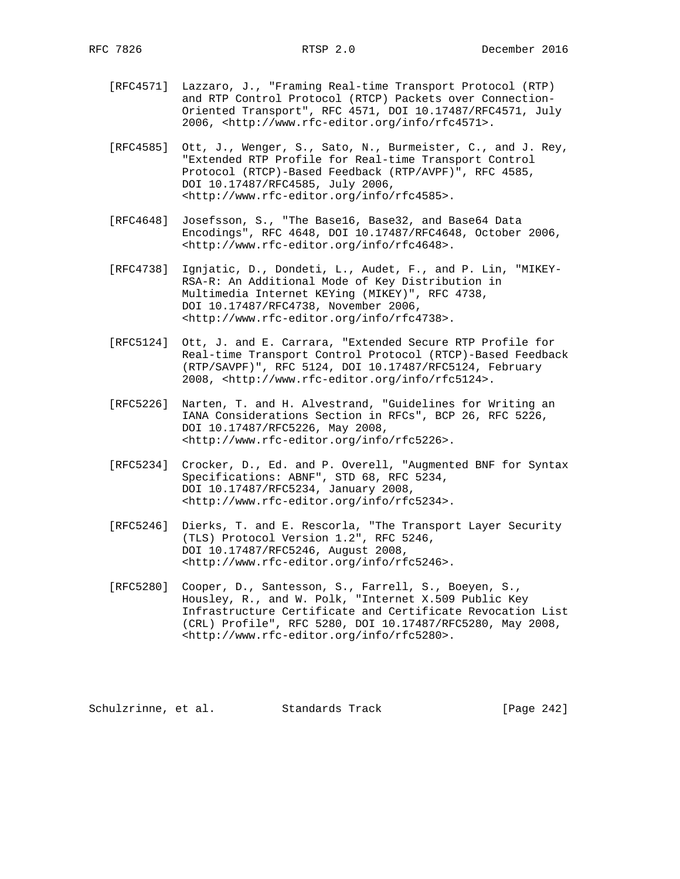[RFC4571] Lazzaro, J., "Framing Real-time Transport Protocol (RTP) and RTP Control Protocol (RTCP) Packets over Connection-Oriented Transport", RFC 4571, DOI 10.17487/RFC4571, July 2006, <http://www.rfc-editor.org/info/rfc4571>.

[RFC4585] Ott, J., Wenger, S., Sato, N., Burmeister, C., and J. Rey, "Extended RTP Profile for Real-time Transport Control Protocol (RTCP)-Based Feedback (RTP/AVPF)", RFC 4585, DOI 10.17487/RFC4585, July 2006, <http://www.rfc-editor.org/info/rfc4585>.

[RFC4648] Josefsson, S., "The Base16, Base32, and Base64 Data Encodings", RFC 4648, DOI 10.17487/RFC4648, October 2006, <http://www.rfc-editor.org/info/rfc4648>.

[RFC4738] Ignjatic, D., Dondeti, L., Audet, F., and P. Lin, "MIKEY-RSA-R: An Additional Mode of Key Distribution in Multimedia Internet KEYing (MIKEY)", RFC 4738, DOI 10.17487/RFC4738, November 2006, <http://www.rfc-editor.org/info/rfc4738>.

[RFC5124] Ott, J. and E. Carrara, "Extended Secure RTP Profile for Real-time Transport Control Protocol (RTCP)-Based Feedback (RTP/SAVPF)", RFC 5124, DOI 10.17487/RFC5124, February 2008, <http://www.rfc-editor.org/info/rfc5124>.

[RFC5226] Narten, T. and H. Alvestrand, "Guidelines for Writing an IANA Considerations Section in RFCs", BCP 26, RFC 5226, DOI 10.17487/RFC5226, May 2008, <http://www.rfc-editor.org/info/rfc5226>.

[RFC5234] Crocker, D., Ed. and P. Overell, "Augmented BNF for Syntax Specifications: ABNF", STD 68, RFC 5234, DOI 10.17487/RFC5234, January 2008, <http://www.rfc-editor.org/info/rfc5234>.

[RFC5246] Dierks, T. and E. Rescorla, "The Transport Layer Security (TLS) Protocol Version 1.2", RFC 5246, DOI 10.17487/RFC5246, August 2008, <http://www.rfc-editor.org/info/rfc5246>.

[RFC5280] Cooper, D., Santesson, S., Farrell, S., Boeyen, S., Housley, R., and W. Polk, "Internet X.509 Public Key Infrastructure Certificate and Certificate Revocation List (CRL) Profile", RFC 5280, DOI 10.17487/RFC5280, May 2008, <http://www.rfc-editor.org/info/rfc5280>.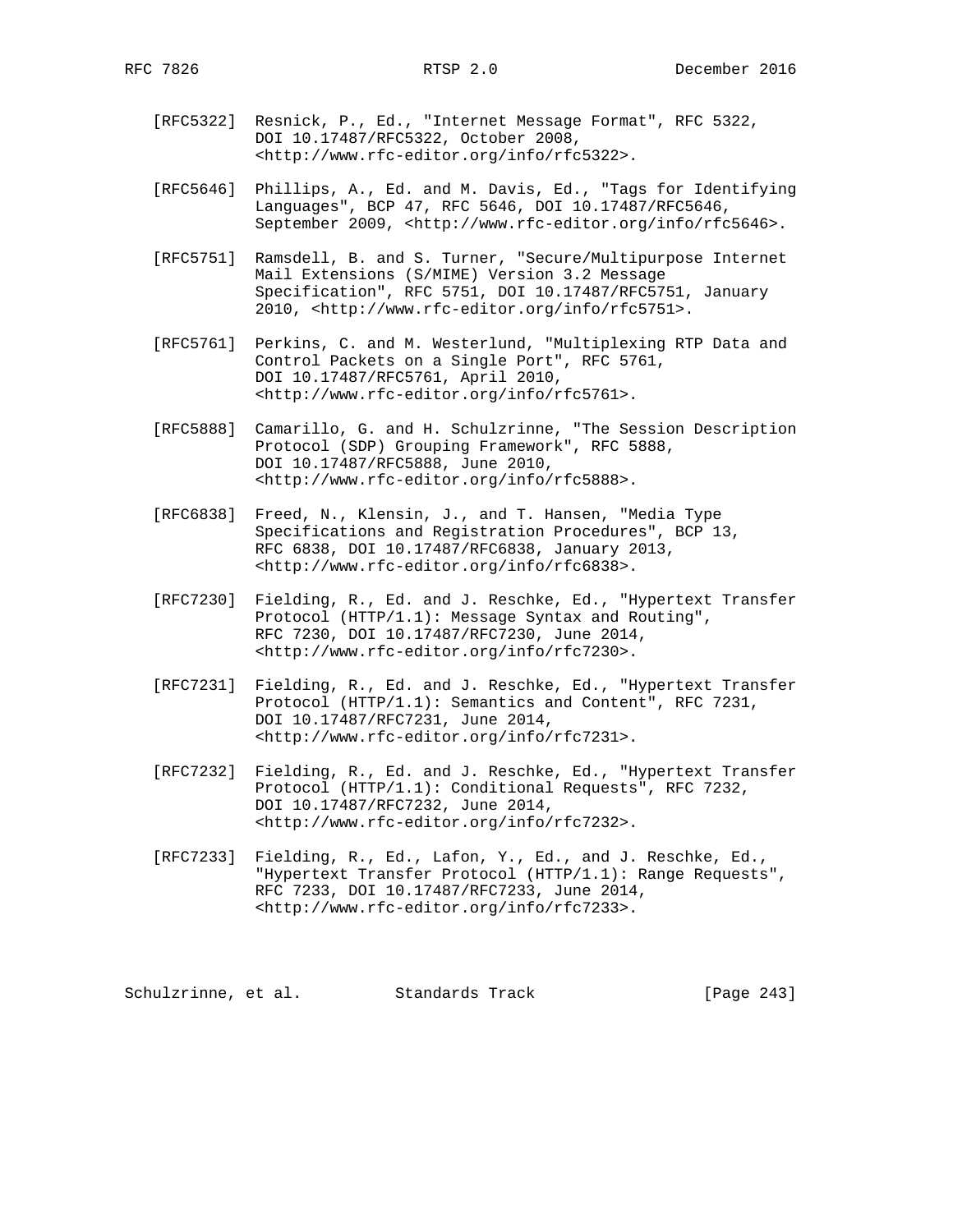[RFC5322] Resnick, P., Ed., "Internet Message Format", RFC 5322, DOI 10.17487/RFC5322, October 2008, <http://www.rfc-editor.org/info/rfc5322>.

[RFC5646] Phillips, A., Ed. and M. Davis, Ed., "Tags for Identifying Languages", BCP 47, RFC 5646, DOI 10.17487/RFC5646, September 2009, <http://www.rfc-editor.org/info/rfc5646>.

[RFC5751] Ramsdell, B. and S. Turner, "Secure/Multipurpose Internet Mail Extensions (S/MIME) Version 3.2 Message Specification", RFC 5751, DOI 10.17487/RFC5751, January 2010, <http://www.rfc-editor.org/info/rfc5751>.

[RFC5761] Perkins, C. and M. Westerlund, "Multiplexing RTP Data and Control Packets on a Single Port", RFC 5761, DOI 10.17487/RFC5761, April 2010, <http://www.rfc-editor.org/info/rfc5761>.

[RFC5888] Camarillo, G. and H. Schulzrinne, "The Session Description Protocol (SDP) Grouping Framework", RFC 5888, DOI 10.17487/RFC5888, June 2010, <http://www.rfc-editor.org/info/rfc5888>.

[RFC6838] Freed, N., Klensin, J., and T. Hansen, "Media Type Specifications and Registration Procedures", BCP 13, RFC 6838, DOI 10.17487/RFC6838, January 2013, <http://www.rfc-editor.org/info/rfc6838>.

[RFC7230] Fielding, R., Ed. and J. Reschke, Ed., "Hypertext Transfer Protocol (HTTP/1.1): Message Syntax and Routing", RFC 7230, DOI 10.17487/RFC7230, June 2014, <http://www.rfc-editor.org/info/rfc7230>.

[RFC7231] Fielding, R., Ed. and J. Reschke, Ed., "Hypertext Transfer Protocol (HTTP/1.1): Semantics and Content", RFC 7231, DOI 10.17487/RFC7231, June 2014, <http://www.rfc-editor.org/info/rfc7231>.

[RFC7232] Fielding, R., Ed. and J. Reschke, Ed., "Hypertext Transfer Protocol (HTTP/1.1): Conditional Requests", RFC 7232, DOI 10.17487/RFC7232, June 2014, <http://www.rfc-editor.org/info/rfc7232>.

[RFC7233] Fielding, R., Ed., Lafon, Y., Ed., and J. Reschke, Ed., "Hypertext Transfer Protocol (HTTP/1.1): Range Requests", RFC 7233, DOI 10.17487/RFC7233, June 2014, <http://www.rfc-editor.org/info/rfc7233>.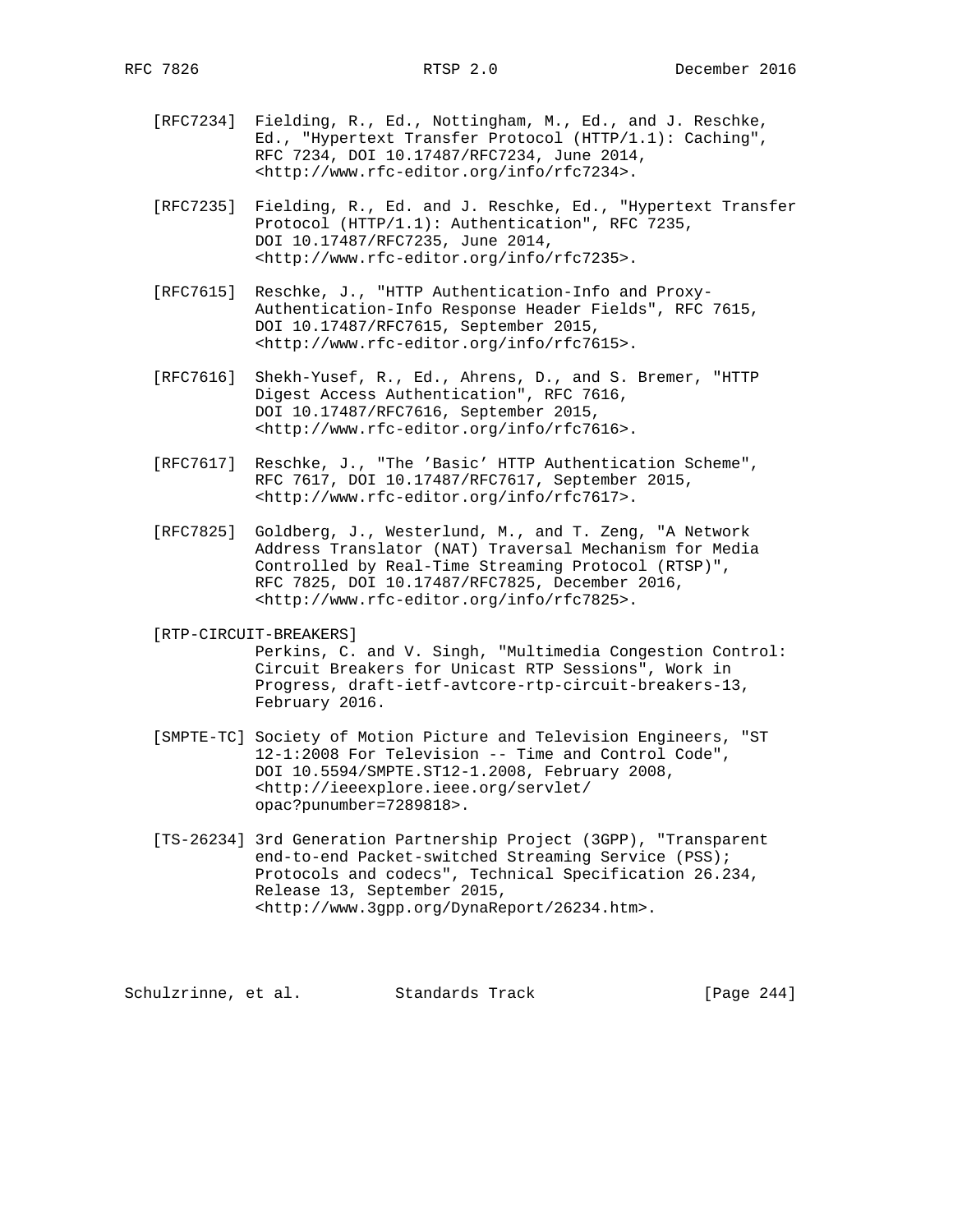[RFC7234] Fielding, R., Ed., Nottingham, M., Ed., and J. Reschke, Ed., "Hypertext Transfer Protocol (HTTP/1.1): Caching", RFC 7234, DOI 10.17487/RFC7234, June 2014, <http://www.rfc-editor.org/info/rfc7234>.

[RFC7235] Fielding, R., Ed. and J. Reschke, Ed., "Hypertext Transfer Protocol (HTTP/1.1): Authentication", RFC 7235, DOI 10.17487/RFC7235, June 2014, <http://www.rfc-editor.org/info/rfc7235>.

[RFC7615] Reschke, J., "HTTP Authentication-Info and Proxy-Authentication-Info Response Header Fields", RFC 7615, DOI 10.17487/RFC7615, September 2015, <http://www.rfc-editor.org/info/rfc7615>.

[RFC7616] Shekh-Yusef, R., Ed., Ahrens, D., and S. Bremer, "HTTP Digest Access Authentication", RFC 7616, DOI 10.17487/RFC7616, September 2015, <http://www.rfc-editor.org/info/rfc7616>.

[RFC7617] Reschke, J., "The 'Basic' HTTP Authentication Scheme", RFC 7617, DOI 10.17487/RFC7617, September 2015, <http://www.rfc-editor.org/info/rfc7617>.

[RFC7825] Goldberg, J., Westerlund, M., and T. Zeng, "A Network Address Translator (NAT) Traversal Mechanism for Media Controlled by Real-Time Streaming Protocol (RTSP)", RFC 7825, DOI 10.17487/RFC7825, December 2016, <http://www.rfc-editor.org/info/rfc7825>.

[RTP-CIRCUIT-BREAKERS]
Perkins, C. and V. Singh, "Multimedia Congestion Control: Circuit Breakers for Unicast RTP Sessions", Work in Progress, draft-ietf-avtcore-rtp-circuit-breakers-13, February 2016.

[SMPTE-TC] Society of Motion Picture and Television Engineers, "ST 12-1:2008 For Television -- Time and Control Code", DOI 10.5594/SMPTE.ST12-1.2008, February 2008, <http://ieeexplore.ieee.org/servlet/opac?punumber=7289818>.

[TS-26234] 3rd Generation Partnership Project (3GPP), "Transparent end-to-end Packet-switched Streaming Service (PSS); Protocols and codecs", Technical Specification 26.234, Release 13, September 2015, <http://www.3gpp.org/DynaReport/26234.htm>.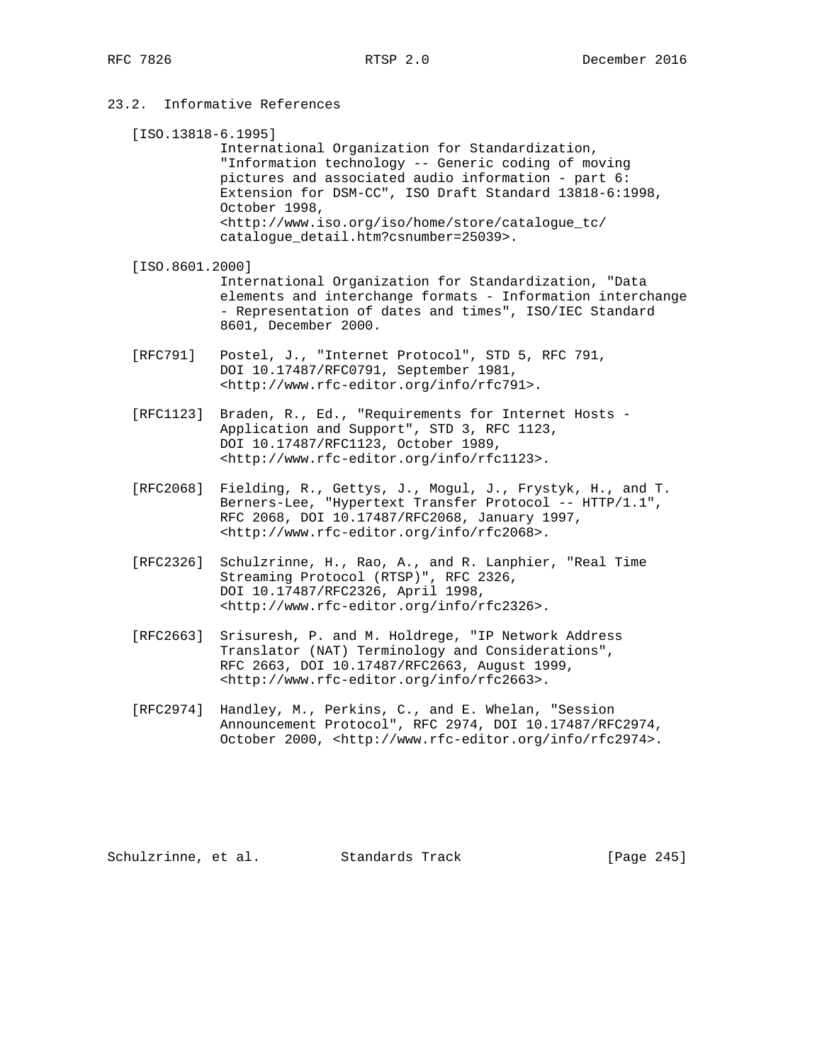## 23.2. Informative References

[ISO.13818-6.1995]
International Organization for Standardization, "Information technology -- Generic coding of moving pictures and associated audio information - part 6: Extension for DSM-CC", ISO Draft Standard 13818-6:1998, October 1998, <http://www.iso.org/iso/home/store/catalogue_tc/catalogue_detail.htm?csnumber=25039>.

[ISO.8601.2000]
International Organization for Standardization, "Data elements and interchange formats - Information interchange - Representation of dates and times", ISO/IEC Standard 8601, December 2000.

[RFC791] Postel, J., "Internet Protocol", STD 5, RFC 791, DOI 10.17487/RFC0791, September 1981, <http://www.rfc-editor.org/info/rfc791>.

[RFC1123] Braden, R., Ed., "Requirements for Internet Hosts - Application and Support", STD 3, RFC 1123, DOI 10.17487/RFC1123, October 1989, <http://www.rfc-editor.org/info/rfc1123>.

[RFC2068] Fielding, R., Gettys, J., Mogul, J., Frystyk, H., and T. Berners-Lee, "Hypertext Transfer Protocol -- HTTP/1.1", RFC 2068, DOI 10.17487/RFC2068, January 1997, <http://www.rfc-editor.org/info/rfc2068>.

[RFC2326] Schulzrinne, H., Rao, A., and R. Lanphier, "Real Time Streaming Protocol (RTSP)", RFC 2326, DOI 10.17487/RFC2326, April 1998, <http://www.rfc-editor.org/info/rfc2326>.

[RFC2663] Srisuresh, P. and M. Holdrege, "IP Network Address Translator (NAT) Terminology and Considerations", RFC 2663, DOI 10.17487/RFC2663, August 1999, <http://www.rfc-editor.org/info/rfc2663>.

[RFC2974] Handley, M., Perkins, C., and E. Whelan, "Session Announcement Protocol", RFC 2974, DOI 10.17487/RFC2974, October 2000, <http://www.rfc-editor.org/info/rfc2974>.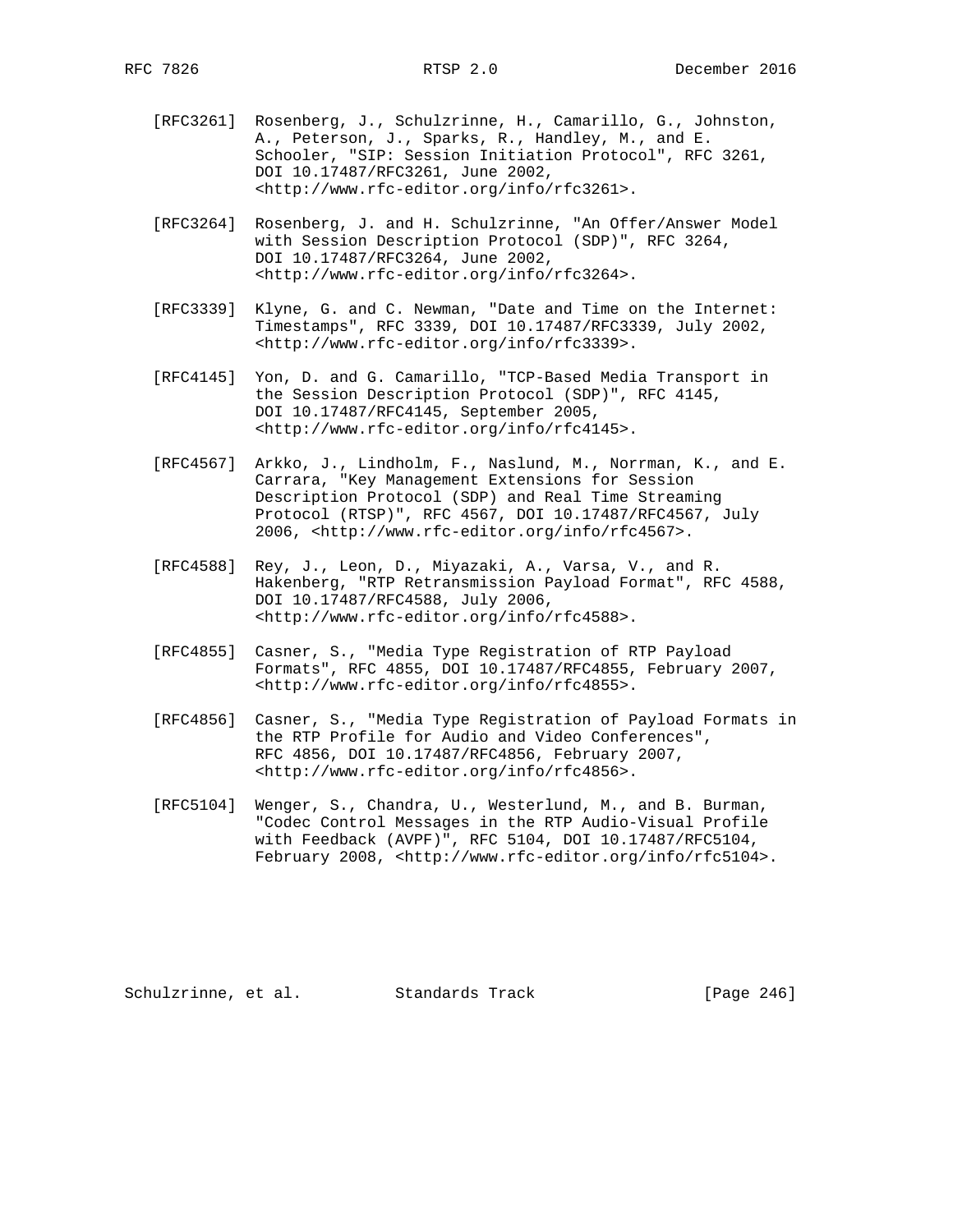[RFC3261] Rosenberg, J., Schulzrinne, H., Camarillo, G., Johnston, A., Peterson, J., Sparks, R., Handley, M., and E. Schooler, "SIP: Session Initiation Protocol", RFC 3261, DOI 10.17487/RFC3261, June 2002, <http://www.rfc-editor.org/info/rfc3261>.

[RFC3264] Rosenberg, J. and H. Schulzrinne, "An Offer/Answer Model with Session Description Protocol (SDP)", RFC 3264, DOI 10.17487/RFC3264, June 2002, <http://www.rfc-editor.org/info/rfc3264>.

[RFC3339] Klyne, G. and C. Newman, "Date and Time on the Internet: Timestamps", RFC 3339, DOI 10.17487/RFC3339, July 2002, <http://www.rfc-editor.org/info/rfc3339>.

[RFC4145] Yon, D. and G. Camarillo, "TCP-Based Media Transport in the Session Description Protocol (SDP)", RFC 4145, DOI 10.17487/RFC4145, September 2005, <http://www.rfc-editor.org/info/rfc4145>.

[RFC4567] Arkko, J., Lindholm, F., Naslund, M., Norrman, K., and E. Carrara, "Key Management Extensions for Session Description Protocol (SDP) and Real Time Streaming Protocol (RTSP)", RFC 4567, DOI 10.17487/RFC4567, July 2006, <http://www.rfc-editor.org/info/rfc4567>.

[RFC4588] Rey, J., Leon, D., Miyazaki, A., Varsa, V., and R. Hakenberg, "RTP Retransmission Payload Format", RFC 4588, DOI 10.17487/RFC4588, July 2006, <http://www.rfc-editor.org/info/rfc4588>.

[RFC4855] Casner, S., "Media Type Registration of RTP Payload Formats", RFC 4855, DOI 10.17487/RFC4855, February 2007, <http://www.rfc-editor.org/info/rfc4855>.

[RFC4856] Casner, S., "Media Type Registration of Payload Formats in the RTP Profile for Audio and Video Conferences", RFC 4856, DOI 10.17487/RFC4856, February 2007, <http://www.rfc-editor.org/info/rfc4856>.

[RFC5104] Wenger, S., Chandra, U., Westerlund, M., and B. Burman, "Codec Control Messages in the RTP Audio-Visual Profile with Feedback (AVPF)", RFC 5104, DOI 10.17487/RFC5104, February 2008, <http://www.rfc-editor.org/info/rfc5104>.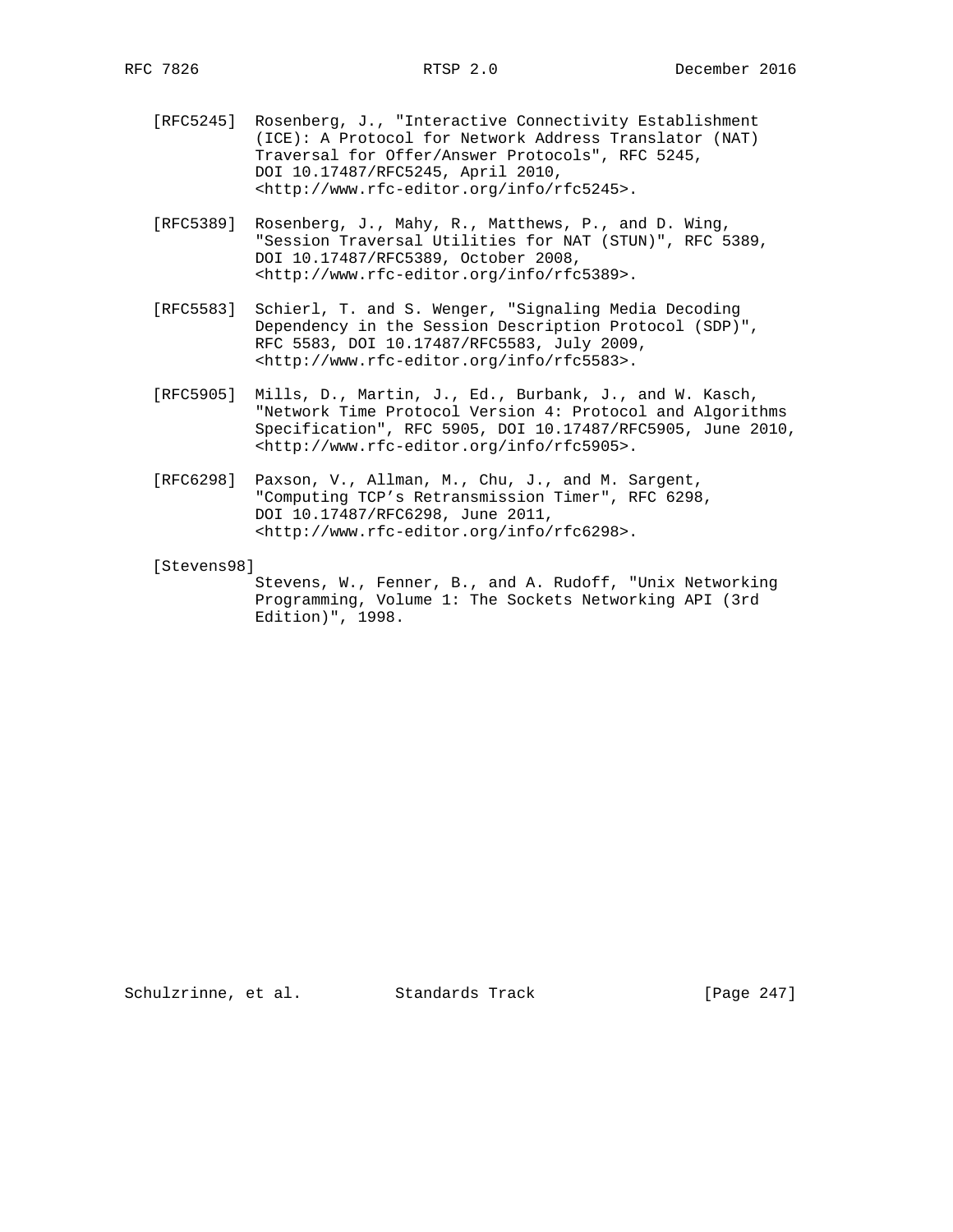[RFC5245] Rosenberg, J., "Interactive Connectivity Establishment (ICE): A Protocol for Network Address Translator (NAT) Traversal for Offer/Answer Protocols", RFC 5245, DOI 10.17487/RFC5245, April 2010, <http://www.rfc-editor.org/info/rfc5245>.

[RFC5389] Rosenberg, J., Mahy, R., Matthews, P., and D. Wing, "Session Traversal Utilities for NAT (STUN)", RFC 5389, DOI 10.17487/RFC5389, October 2008, <http://www.rfc-editor.org/info/rfc5389>.

[RFC5583] Schierl, T. and S. Wenger, "Signaling Media Decoding Dependency in the Session Description Protocol (SDP)", RFC 5583, DOI 10.17487/RFC5583, July 2009, <http://www.rfc-editor.org/info/rfc5583>.

[RFC5905] Mills, D., Martin, J., Ed., Burbank, J., and W. Kasch, "Network Time Protocol Version 4: Protocol and Algorithms Specification", RFC 5905, DOI 10.17487/RFC5905, June 2010, <http://www.rfc-editor.org/info/rfc5905>.

[RFC6298] Paxson, V., Allman, M., Chu, J., and M. Sargent, "Computing TCP's Retransmission Timer", RFC 6298, DOI 10.17487/RFC6298, June 2011, <http://www.rfc-editor.org/info/rfc6298>.

[Stevens98] Stevens, W., Fenner, B., and A. Rudoff, "Unix Networking Programming, Volume 1: The Sockets Networking API (3rd Edition)", 1998.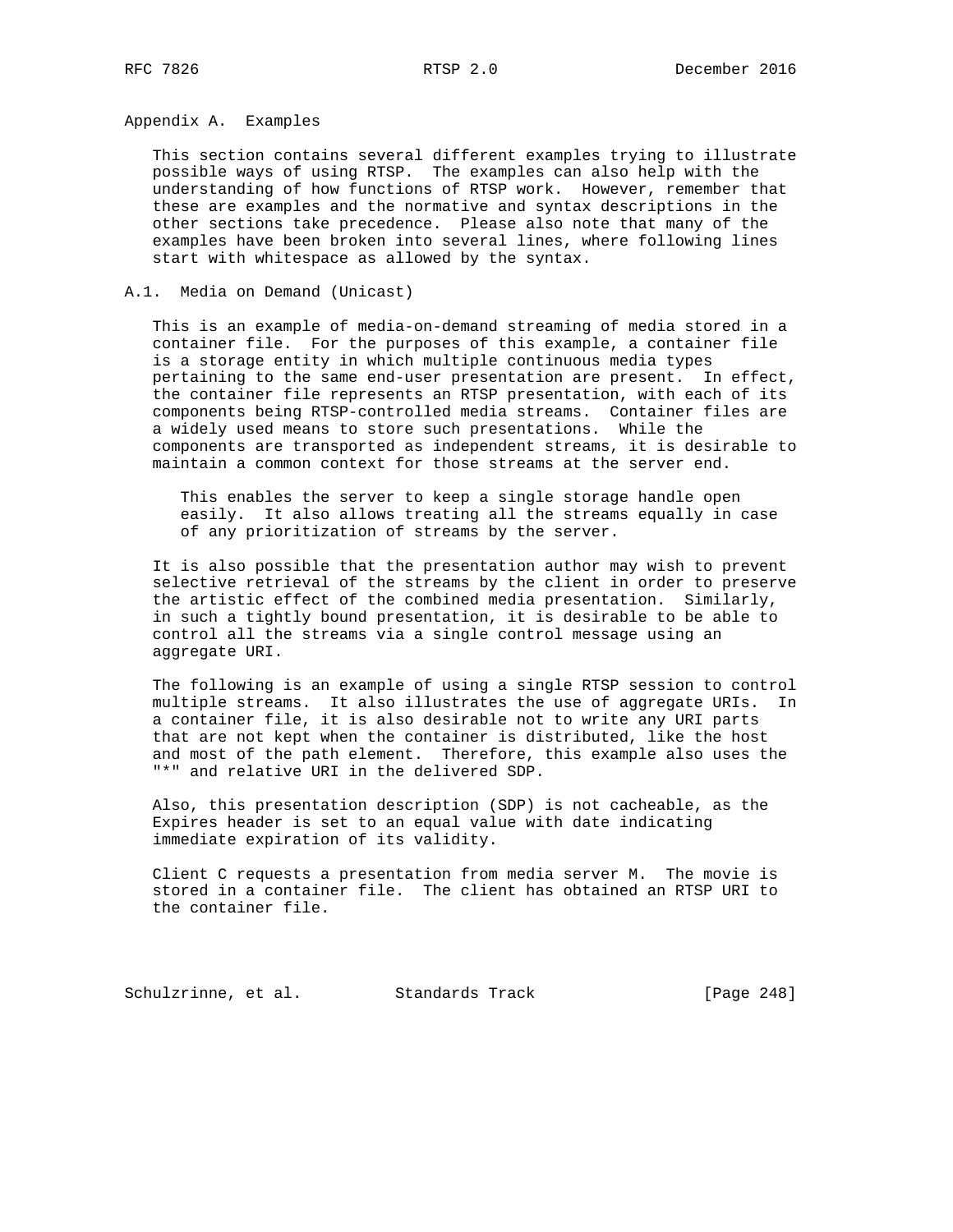# Appendix A. Examples

This section contains several different examples trying to illustrate possible ways of using RTSP. The examples can also help with the understanding of how functions of RTSP work. However, remember that these are examples and the normative and syntax descriptions in the other sections take precedence. Please also note that many of the examples have been broken into several lines, where following lines start with whitespace as allowed by the syntax.

## A.1. Media on Demand (Unicast)

This is an example of media-on-demand streaming of media stored in a container file. For the purposes of this example, a container file is a storage entity in which multiple continuous media types pertaining to the same end-user presentation are present. In effect, the container file represents an RTSP presentation, with each of its components being RTSP-controlled media streams. Container files are a widely used means to store such presentations. While the components are transported as independent streams, it is desirable to maintain a common context for those streams at the server end.

> This enables the server to keep a single storage handle open easily. It also allows treating all the streams equally in case of any prioritization of streams by the server.

It is also possible that the presentation author may wish to prevent selective retrieval of the streams by the client in order to preserve the artistic effect of the combined media presentation. Similarly, in such a tightly bound presentation, it is desirable to be able to control all the streams via a single control message using an aggregate URI.

The following is an example of using a single RTSP session to control multiple streams. It also illustrates the use of aggregate URIs. In a container file, it is also desirable not to write any URI parts that are not kept when the container is distributed, like the host and most of the path element. Therefore, this example also uses the "*" and relative URI in the delivered SDP.

Also, this presentation description (SDP) is not cacheable, as the Expires header is set to an equal value with date indicating immediate expiration of its validity.

Client C requests a presentation from media server M. The movie is stored in a container file. The client has obtained an RTSP URI to the container file.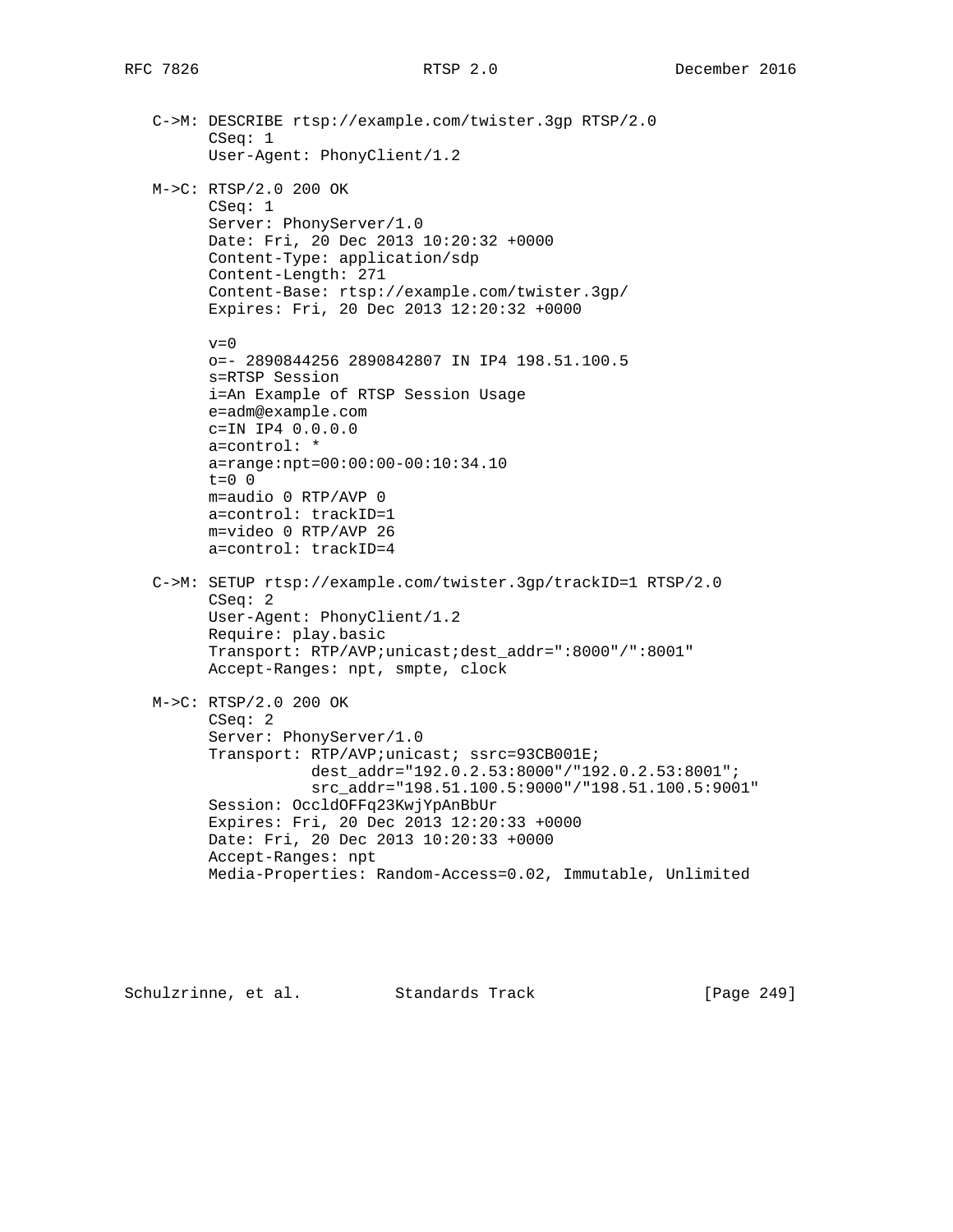```
C->M: DESCRIBE rtsp://example.com/twister.3gp RTSP/2.0
      CSeq: 1
      User-Agent: PhonyClient/1.2

M->C: RTSP/2.0 200 OK
      CSeq: 1
      Server: PhonyServer/1.0
      Date: Fri, 20 Dec 2013 10:20:32 +0000
      Content-Type: application/sdp
      Content-Length: 271
      Content-Base: rtsp://example.com/twister.3gp/
      Expires: Fri, 20 Dec 2013 12:20:32 +0000

      v=0
      o=- 2890844256 2890842807 IN IP4 198.51.100.5
      s=RTSP Session
      i=An Example of RTSP Session Usage
      e=adm@example.com
      c=IN IP4 0.0.0.0
      a=control: *
      a=range:npt=00:00:00-00:10:34.10
      t=0 0
      m=audio 0 RTP/AVP 0
      a=control: trackID=1
      m=video 0 RTP/AVP 26
      a=control: trackID=4

C->M: SETUP rtsp://example.com/twister.3gp/trackID=1 RTSP/2.0
      CSeq: 2
      User-Agent: PhonyClient/1.2
      Require: play.basic
      Transport: RTP/AVP;unicast;dest_addr=":8000"/":8001"
      Accept-Ranges: npt, smpte, clock

M->C: RTSP/2.0 200 OK
      CSeq: 2
      Server: PhonyServer/1.0
      Transport: RTP/AVP;unicast; ssrc=93CB001E;
                 dest_addr="192.0.2.53:8000"/"192.0.2.53:8001";
                 src_addr="198.51.100.5:9000"/"198.51.100.5:9001"
      Session: OccldOFFq23KwjYpAnBbUr
      Expires: Fri, 20 Dec 2013 12:20:33 +0000
      Date: Fri, 20 Dec 2013 10:20:33 +0000
      Accept-Ranges: npt
      Media-Properties: Random-Access=0.02, Immutable, Unlimited
```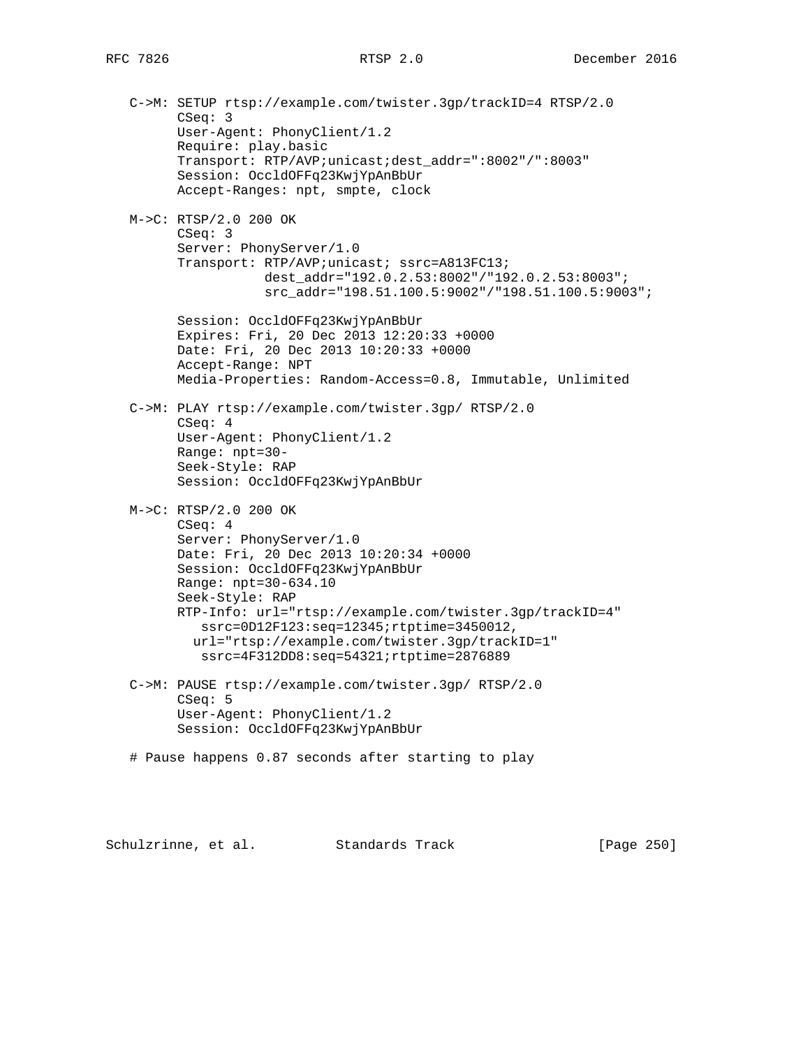```
   C->M: SETUP rtsp://example.com/twister.3gp/trackID=4 RTSP/2.0
         CSeq: 3
         User-Agent: PhonyClient/1.2
         Require: play.basic
         Transport: RTP/AVP;unicast;dest_addr=":8002"/":8003"
         Session: OccldOFFq23KwjYpAnBbUr
         Accept-Ranges: npt, smpte, clock

   M->C: RTSP/2.0 200 OK
         CSeq: 3
         Server: PhonyServer/1.0
         Transport: RTP/AVP;unicast; ssrc=A813FC13;
                    dest_addr="192.0.2.53:8002"/"192.0.2.53:8003";
                    src_addr="198.51.100.5:9002"/"198.51.100.5:9003";

         Session: OccldOFFq23KwjYpAnBbUr
         Expires: Fri, 20 Dec 2013 12:20:33 +0000
         Date: Fri, 20 Dec 2013 10:20:33 +0000
         Accept-Range: NPT
         Media-Properties: Random-Access=0.8, Immutable, Unlimited

   C->M: PLAY rtsp://example.com/twister.3gp/ RTSP/2.0
         CSeq: 4
         User-Agent: PhonyClient/1.2
         Range: npt=30-
         Seek-Style: RAP
         Session: OccldOFFq23KwjYpAnBbUr

   M->C: RTSP/2.0 200 OK
         CSeq: 4
         Server: PhonyServer/1.0
         Date: Fri, 20 Dec 2013 10:20:34 +0000
         Session: OccldOFFq23KwjYpAnBbUr
         Range: npt=30-634.10
         Seek-Style: RAP
         RTP-Info: url="rtsp://example.com/twister.3gp/trackID=4"
            ssrc=0D12F123:seq=12345;rtptime=3450012,
           url="rtsp://example.com/twister.3gp/trackID=1"
            ssrc=4F312DD8:seq=54321;rtptime=2876889

   C->M: PAUSE rtsp://example.com/twister.3gp/ RTSP/2.0
         CSeq: 5
         User-Agent: PhonyClient/1.2
         Session: OccldOFFq23KwjYpAnBbUr

   # Pause happens 0.87 seconds after starting to play
```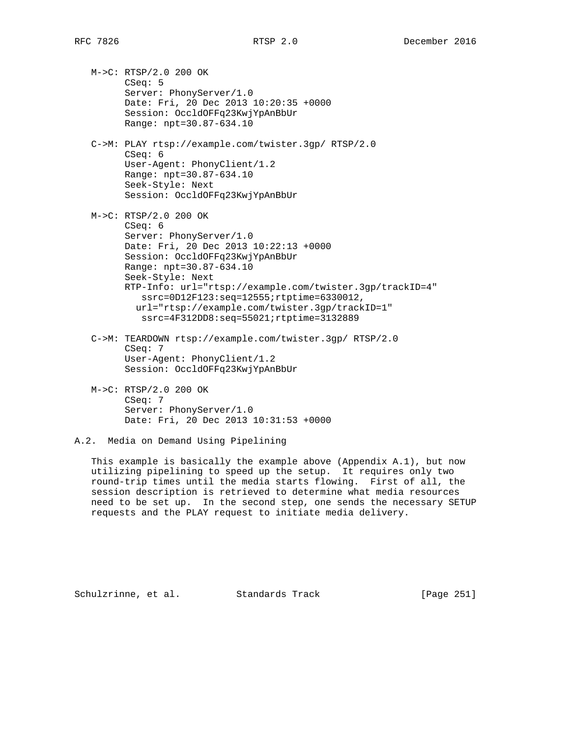```
M->C: RTSP/2.0 200 OK
      CSeq: 5
      Server: PhonyServer/1.0
      Date: Fri, 20 Dec 2013 10:20:35 +0000
      Session: OccldOFFq23KwjYpAnBbUr
      Range: npt=30.87-634.10

C->M: PLAY rtsp://example.com/twister.3gp/ RTSP/2.0
      CSeq: 6
      User-Agent: PhonyClient/1.2
      Range: npt=30.87-634.10
      Seek-Style: Next
      Session: OccldOFFq23KwjYpAnBbUr

M->C: RTSP/2.0 200 OK
      CSeq: 6
      Server: PhonyServer/1.0
      Date: Fri, 20 Dec 2013 10:22:13 +0000
      Session: OccldOFFq23KwjYpAnBbUr
      Range: npt=30.87-634.10
      Seek-Style: Next
      RTP-Info: url="rtsp://example.com/twister.3gp/trackID=4"
         ssrc=0D12F123:seq=12555;rtptime=6330012,
        url="rtsp://example.com/twister.3gp/trackID=1"
         ssrc=4F312DD8:seq=55021;rtptime=3132889

C->M: TEARDOWN rtsp://example.com/twister.3gp/ RTSP/2.0
      CSeq: 7
      User-Agent: PhonyClient/1.2
      Session: OccldOFFq23KwjYpAnBbUr

M->C: RTSP/2.0 200 OK
      CSeq: 7
      Server: PhonyServer/1.0
      Date: Fri, 20 Dec 2013 10:31:53 +0000
```

## A.2. Media on Demand Using Pipelining

This example is basically the example above (Appendix A.1), but now utilizing pipelining to speed up the setup. It requires only two round-trip times until the media starts flowing. First of all, the session description is retrieved to determine what media resources need to be set up. In the second step, one sends the necessary SETUP requests and the PLAY request to initiate media delivery.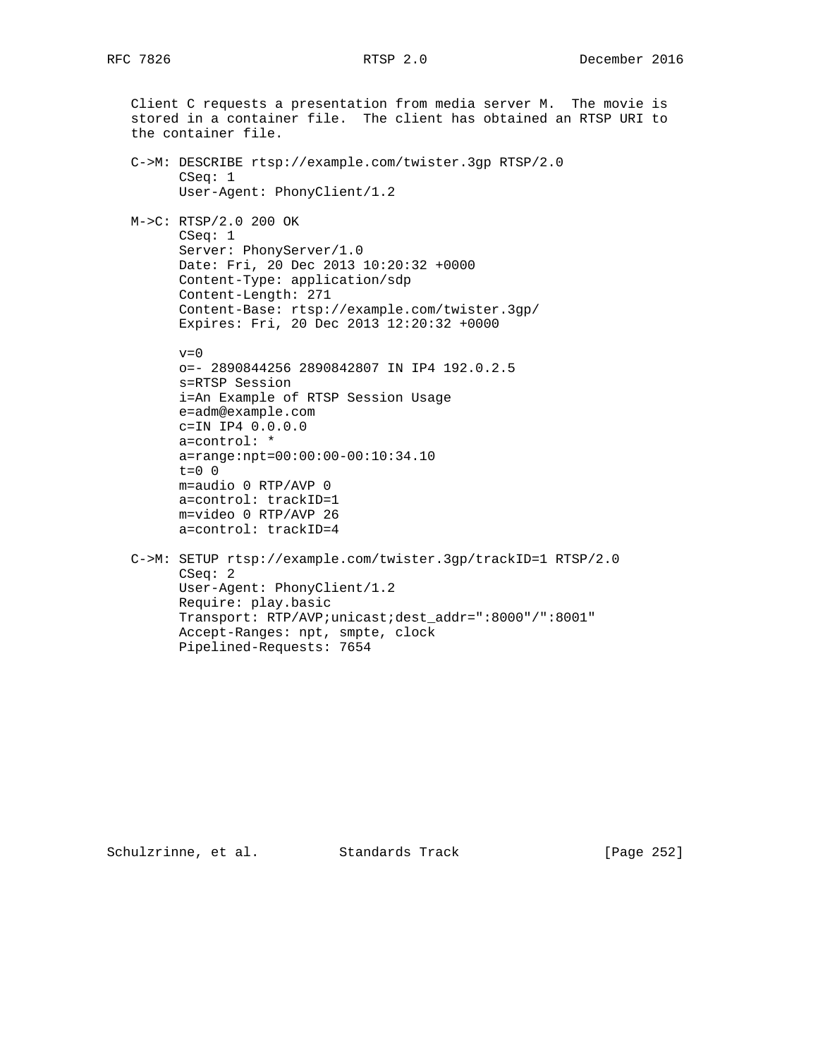Client C requests a presentation from media server M. The movie is stored in a container file. The client has obtained an RTSP URI to the container file.

```
C->M: DESCRIBE rtsp://example.com/twister.3gp RTSP/2.0
      CSeq: 1
      User-Agent: PhonyClient/1.2

M->C: RTSP/2.0 200 OK
      CSeq: 1
      Server: PhonyServer/1.0
      Date: Fri, 20 Dec 2013 10:20:32 +0000
      Content-Type: application/sdp
      Content-Length: 271
      Content-Base: rtsp://example.com/twister.3gp/
      Expires: Fri, 20 Dec 2013 12:20:32 +0000

      v=0
      o=- 2890844256 2890842807 IN IP4 192.0.2.5
      s=RTSP Session
      i=An Example of RTSP Session Usage
      e=adm@example.com
      c=IN IP4 0.0.0.0
      a=control: *
      a=range:npt=00:00:00-00:10:34.10
      t=0 0
      m=audio 0 RTP/AVP 0
      a=control: trackID=1
      m=video 0 RTP/AVP 26
      a=control: trackID=4

C->M: SETUP rtsp://example.com/twister.3gp/trackID=1 RTSP/2.0
      CSeq: 2
      User-Agent: PhonyClient/1.2
      Require: play.basic
      Transport: RTP/AVP;unicast;dest_addr=":8000"/":8001"
      Accept-Ranges: npt, smpte, clock
      Pipelined-Requests: 7654
```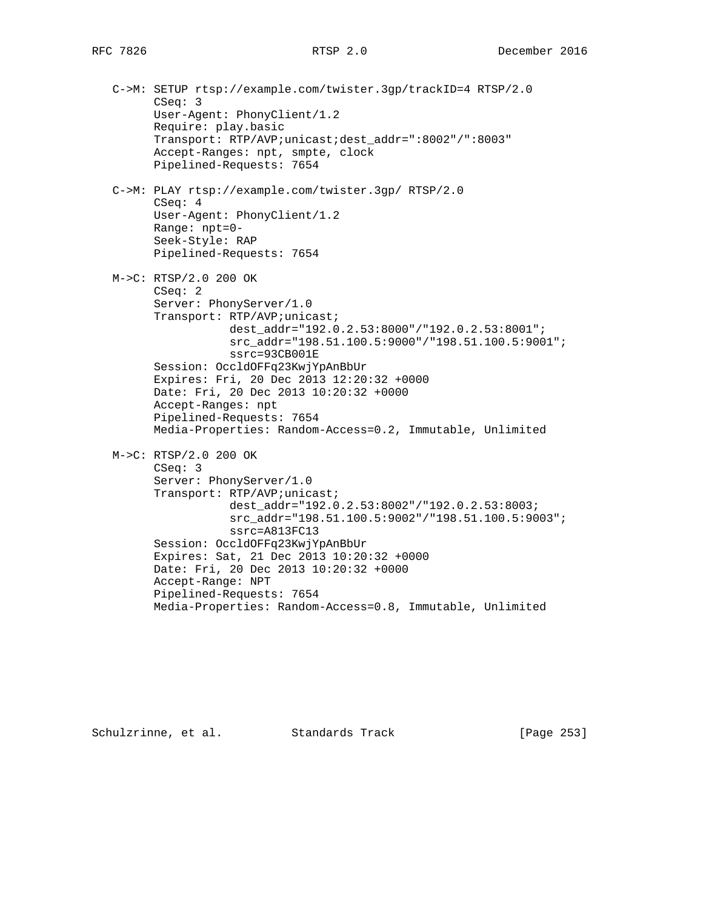```
C->M: SETUP rtsp://example.com/twister.3gp/trackID=4 RTSP/2.0
      CSeq: 3
      User-Agent: PhonyClient/1.2
      Require: play.basic
      Transport: RTP/AVP;unicast;dest_addr=":8002"/":8003"
      Accept-Ranges: npt, smpte, clock
      Pipelined-Requests: 7654

C->M: PLAY rtsp://example.com/twister.3gp/ RTSP/2.0
      CSeq: 4
      User-Agent: PhonyClient/1.2
      Range: npt=0-
      Seek-Style: RAP
      Pipelined-Requests: 7654

M->C: RTSP/2.0 200 OK
      CSeq: 2
      Server: PhonyServer/1.0
      Transport: RTP/AVP;unicast;
                 dest_addr="192.0.2.53:8000"/"192.0.2.53:8001";
                 src_addr="198.51.100.5:9000"/"198.51.100.5:9001";
                 ssrc=93CB001E
      Session: OccldOFFq23KwjYpAnBbUr
      Expires: Fri, 20 Dec 2013 12:20:32 +0000
      Date: Fri, 20 Dec 2013 10:20:32 +0000
      Accept-Ranges: npt
      Pipelined-Requests: 7654
      Media-Properties: Random-Access=0.2, Immutable, Unlimited

M->C: RTSP/2.0 200 OK
      CSeq: 3
      Server: PhonyServer/1.0
      Transport: RTP/AVP;unicast;
                 dest_addr="192.0.2.53:8002"/"192.0.2.53:8003;
                 src_addr="198.51.100.5:9002"/"198.51.100.5:9003";
                 ssrc=A813FC13
      Session: OccldOFFq23KwjYpAnBbUr
      Expires: Sat, 21 Dec 2013 10:20:32 +0000
      Date: Fri, 20 Dec 2013 10:20:32 +0000
      Accept-Range: NPT
      Pipelined-Requests: 7654
      Media-Properties: Random-Access=0.8, Immutable, Unlimited
```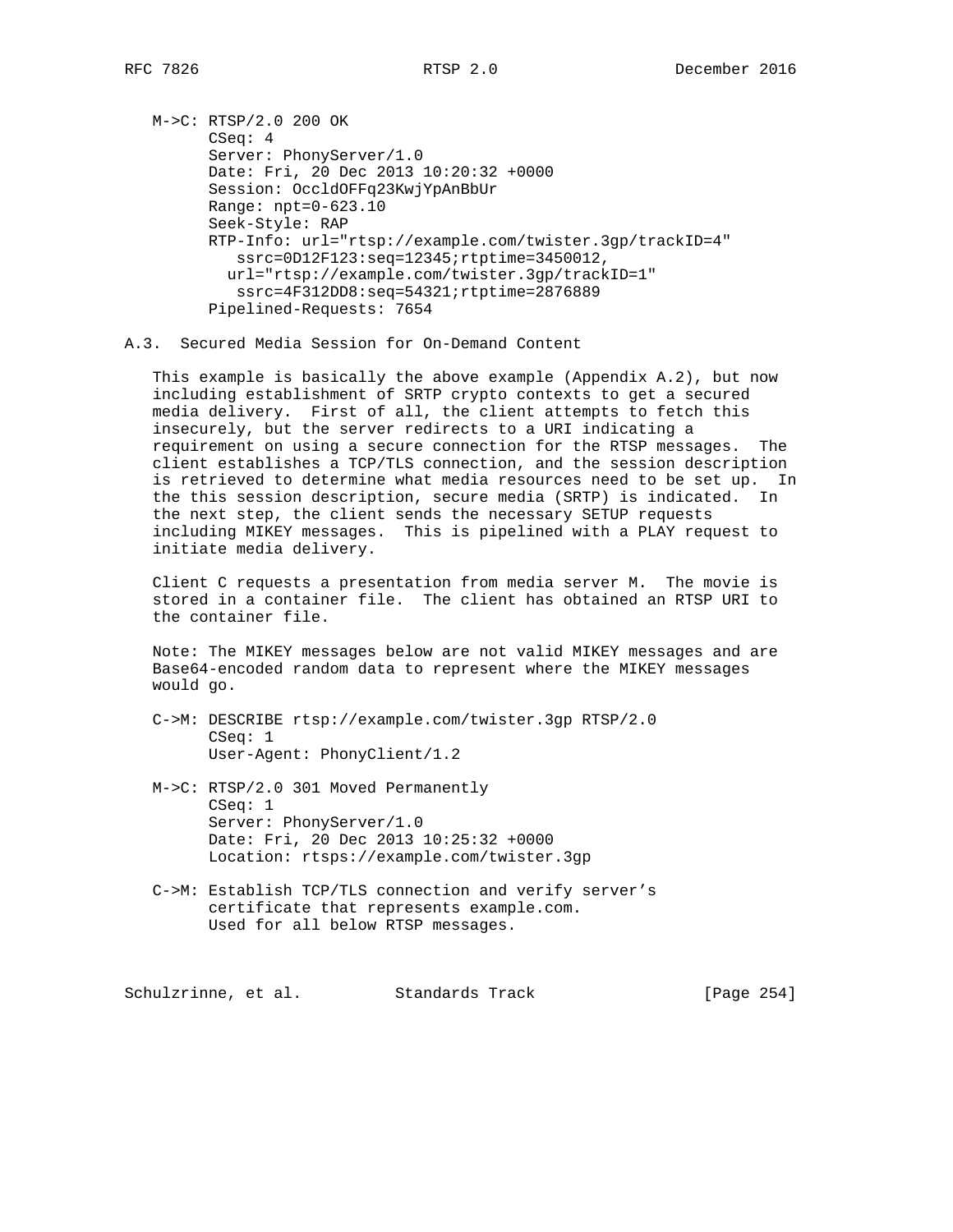```
M->C: RTSP/2.0 200 OK
      CSeq: 4
      Server: PhonyServer/1.0
      Date: Fri, 20 Dec 2013 10:20:32 +0000
      Session: OccldOFFq23KwjYpAnBbUr
      Range: npt=0-623.10
      Seek-Style: RAP
      RTP-Info: url="rtsp://example.com/twister.3gp/trackID=4"
         ssrc=0D12F123:seq=12345;rtptime=3450012,
        url="rtsp://example.com/twister.3gp/trackID=1"
         ssrc=4F312DD8:seq=54321;rtptime=2876889
      Pipelined-Requests: 7654
```

## A.3. Secured Media Session for On-Demand Content

This example is basically the above example (Appendix A.2), but now including establishment of SRTP crypto contexts to get a secured media delivery. First of all, the client attempts to fetch this insecurely, but the server redirects to a URI indicating a requirement on using a secure connection for the RTSP messages. The client establishes a TCP/TLS connection, and the session description is retrieved to determine what media resources need to be set up. In the this session description, secure media (SRTP) is indicated. In the next step, the client sends the necessary SETUP requests including MIKEY messages. This is pipelined with a PLAY request to initiate media delivery.

Client C requests a presentation from media server M. The movie is stored in a container file. The client has obtained an RTSP URI to the container file.

Note: The MIKEY messages below are not valid MIKEY messages and are Base64-encoded random data to represent where the MIKEY messages would go.

```
C->M: DESCRIBE rtsp://example.com/twister.3gp RTSP/2.0
      CSeq: 1
      User-Agent: PhonyClient/1.2

M->C: RTSP/2.0 301 Moved Permanently
      CSeq: 1
      Server: PhonyServer/1.0
      Date: Fri, 20 Dec 2013 10:25:32 +0000
      Location: rtsps://example.com/twister.3gp

C->M: Establish TCP/TLS connection and verify server’s
      certificate that represents example.com.
      Used for all below RTSP messages.
```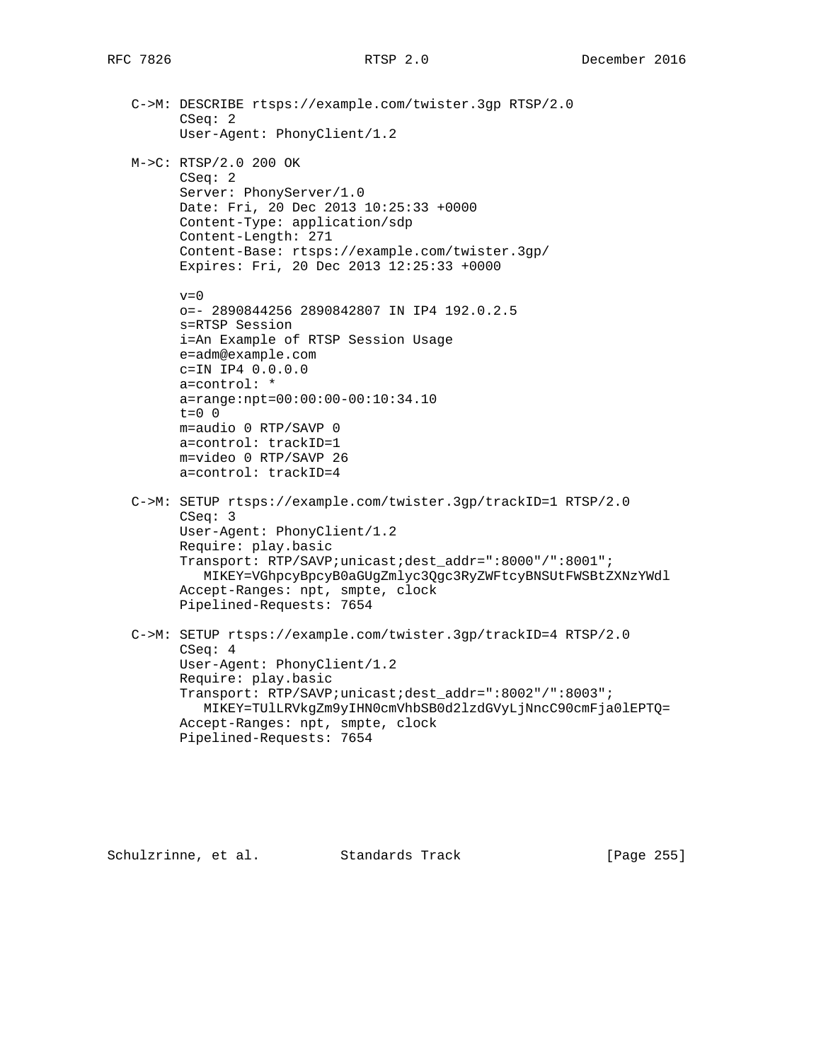```
C->M: DESCRIBE rtsps://example.com/twister.3gp RTSP/2.0
      CSeq: 2
      User-Agent: PhonyClient/1.2

M->C: RTSP/2.0 200 OK
      CSeq: 2
      Server: PhonyServer/1.0
      Date: Fri, 20 Dec 2013 10:25:33 +0000
      Content-Type: application/sdp
      Content-Length: 271
      Content-Base: rtsps://example.com/twister.3gp/
      Expires: Fri, 20 Dec 2013 12:25:33 +0000

      v=0
      o=- 2890844256 2890842807 IN IP4 192.0.2.5
      s=RTSP Session
      i=An Example of RTSP Session Usage
      e=adm@example.com
      c=IN IP4 0.0.0.0
      a=control: *
      a=range:npt=00:00:00-00:10:34.10
      t=0 0
      m=audio 0 RTP/SAVP 0
      a=control: trackID=1
      m=video 0 RTP/SAVP 26
      a=control: trackID=4

C->M: SETUP rtsps://example.com/twister.3gp/trackID=1 RTSP/2.0
      CSeq: 3
      User-Agent: PhonyClient/1.2
      Require: play.basic
      Transport: RTP/SAVP;unicast;dest_addr=":8000"/":8001";
         MIKEY=VGhpcyBpcyB0aGUgZmlyc3Qgc3RyZWFtcyBNSUtFWSBtZXNzYWdl
      Accept-Ranges: npt, smpte, clock
      Pipelined-Requests: 7654

C->M: SETUP rtsps://example.com/twister.3gp/trackID=4 RTSP/2.0
      CSeq: 4
      User-Agent: PhonyClient/1.2
      Require: play.basic
      Transport: RTP/SAVP;unicast;dest_addr=":8002"/":8003";
         MIKEY=TUlLRVkgZm9yIHN0cmVhbSB0d2lzdGVyLjNncC90cmFja0lEPTQ=
      Accept-Ranges: npt, smpte, clock
      Pipelined-Requests: 7654
```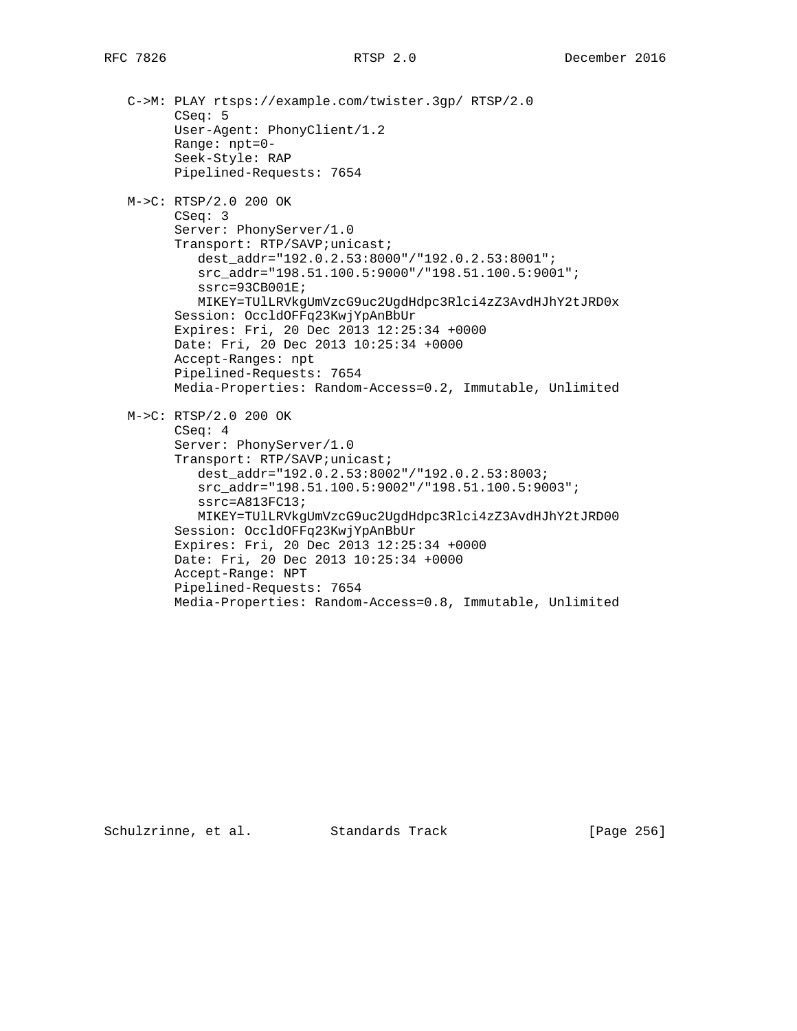```
   C->M: PLAY rtsps://example.com/twister.3gp/ RTSP/2.0
         CSeq: 5
         User-Agent: PhonyClient/1.2
         Range: npt=0-
         Seek-Style: RAP
         Pipelined-Requests: 7654

   M->C: RTSP/2.0 200 OK
         CSeq: 3
         Server: PhonyServer/1.0
         Transport: RTP/SAVP;unicast;
            dest_addr="192.0.2.53:8000"/"192.0.2.53:8001";
            src_addr="198.51.100.5:9000"/"198.51.100.5:9001";
            ssrc=93CB001E;
            MIKEY=TUlLRVkgUmVzcG9uc2UgdHdpc3Rlci4zZ3AvdHJhY2tJRD0x
         Session: OccldOFFq23KwjYpAnBbUr
         Expires: Fri, 20 Dec 2013 12:25:34 +0000
         Date: Fri, 20 Dec 2013 10:25:34 +0000
         Accept-Ranges: npt
         Pipelined-Requests: 7654
         Media-Properties: Random-Access=0.2, Immutable, Unlimited

   M->C: RTSP/2.0 200 OK
         CSeq: 4
         Server: PhonyServer/1.0
         Transport: RTP/SAVP;unicast;
            dest_addr="192.0.2.53:8002"/"192.0.2.53:8003;
            src_addr="198.51.100.5:9002"/"198.51.100.5:9003";
            ssrc=A813FC13;
            MIKEY=TUlLRVkgUmVzcG9uc2UgdHdpc3Rlci4zZ3AvdHJhY2tJRD00
         Session: OccldOFFq23KwjYpAnBbUr
         Expires: Fri, 20 Dec 2013 12:25:34 +0000
         Date: Fri, 20 Dec 2013 10:25:34 +0000
         Accept-Range: NPT
         Pipelined-Requests: 7654
         Media-Properties: Random-Access=0.8, Immutable, Unlimited
```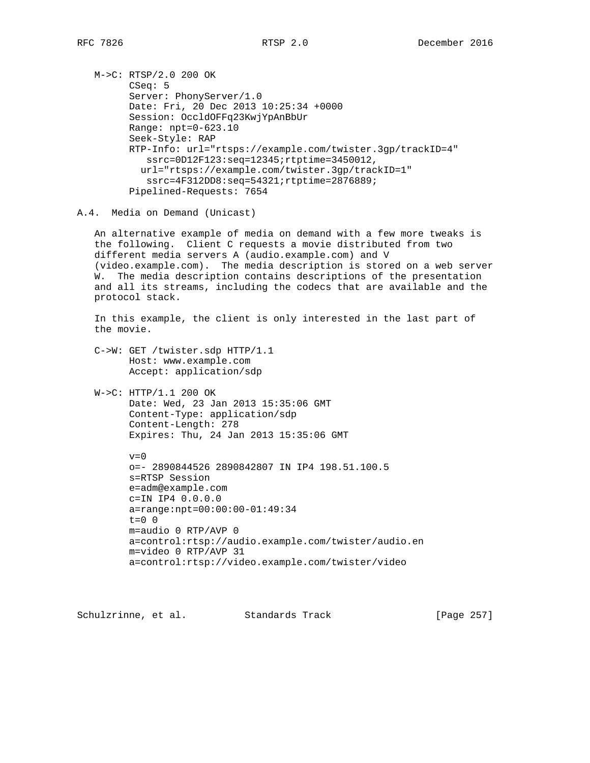```
M->C: RTSP/2.0 200 OK
      CSeq: 5
      Server: PhonyServer/1.0
      Date: Fri, 20 Dec 2013 10:25:34 +0000
      Session: OccldOFFq23KwjYpAnBbUr
      Range: npt=0-623.10
      Seek-Style: RAP
      RTP-Info: url="rtsps://example.com/twister.3gp/trackID=4"
         ssrc=0D12F123:seq=12345;rtptime=3450012,
        url="rtsps://example.com/twister.3gp/trackID=1"
         ssrc=4F312DD8:seq=54321;rtptime=2876889;
      Pipelined-Requests: 7654
```

### A.4. Media on Demand (Unicast)

An alternative example of media on demand with a few more tweaks is the following. Client C requests a movie distributed from two different media servers A (audio.example.com) and V (video.example.com). The media description is stored on a web server W. The media description contains descriptions of the presentation and all its streams, including the codecs that are available and the protocol stack.

In this example, the client is only interested in the last part of the movie.

```
C->W: GET /twister.sdp HTTP/1.1
      Host: www.example.com
      Accept: application/sdp

W->C: HTTP/1.1 200 OK
      Date: Wed, 23 Jan 2013 15:35:06 GMT
      Content-Type: application/sdp
      Content-Length: 278
      Expires: Thu, 24 Jan 2013 15:35:06 GMT

      v=0
      o=- 2890844526 2890842807 IN IP4 198.51.100.5
      s=RTSP Session
      e=adm@example.com
      c=IN IP4 0.0.0.0
      a=range:npt=00:00:00-01:49:34
      t=0 0
      m=audio 0 RTP/AVP 0
      a=control:rtsp://audio.example.com/twister/audio.en
      m=video 0 RTP/AVP 31
      a=control:rtsp://video.example.com/twister/video
```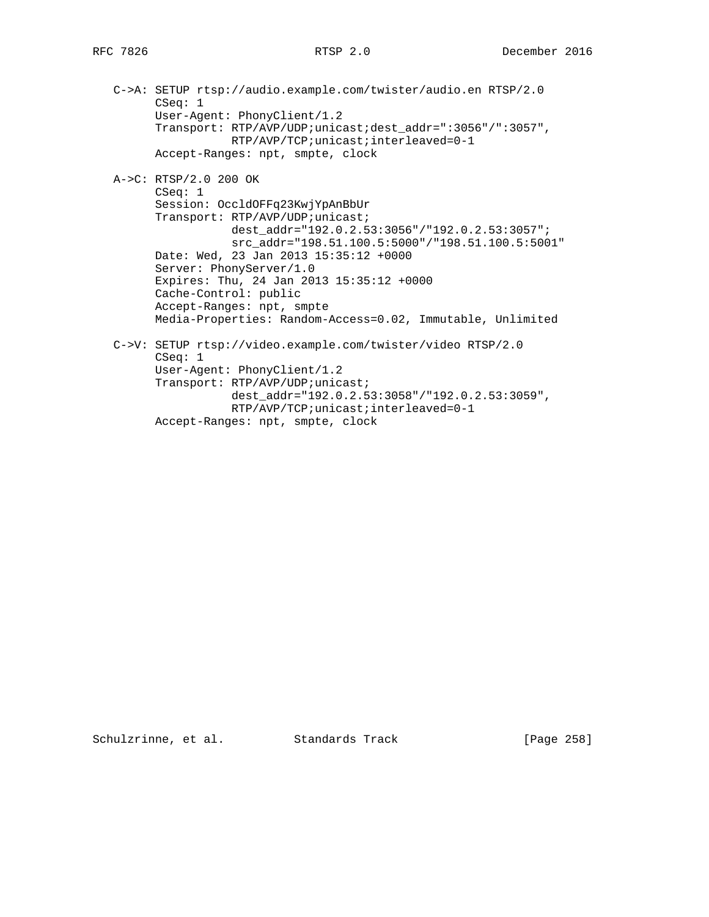```
C->A: SETUP rtsp://audio.example.com/twister/audio.en RTSP/2.0
      CSeq: 1
      User-Agent: PhonyClient/1.2
      Transport: RTP/AVP/UDP;unicast;dest_addr=":3056"/":3057",
                 RTP/AVP/TCP;unicast;interleaved=0-1
      Accept-Ranges: npt, smpte, clock

A->C: RTSP/2.0 200 OK
      CSeq: 1
      Session: OccldOFFq23KwjYpAnBbUr
      Transport: RTP/AVP/UDP;unicast;
                 dest_addr="192.0.2.53:3056"/"192.0.2.53:3057";
                 src_addr="198.51.100.5:5000"/"198.51.100.5:5001"
      Date: Wed, 23 Jan 2013 15:35:12 +0000
      Server: PhonyServer/1.0
      Expires: Thu, 24 Jan 2013 15:35:12 +0000
      Cache-Control: public
      Accept-Ranges: npt, smpte
      Media-Properties: Random-Access=0.02, Immutable, Unlimited

C->V: SETUP rtsp://video.example.com/twister/video RTSP/2.0
      CSeq: 1
      User-Agent: PhonyClient/1.2
      Transport: RTP/AVP/UDP;unicast;
                 dest_addr="192.0.2.53:3058"/"192.0.2.53:3059",
                 RTP/AVP/TCP;unicast;interleaved=0-1
      Accept-Ranges: npt, smpte, clock
```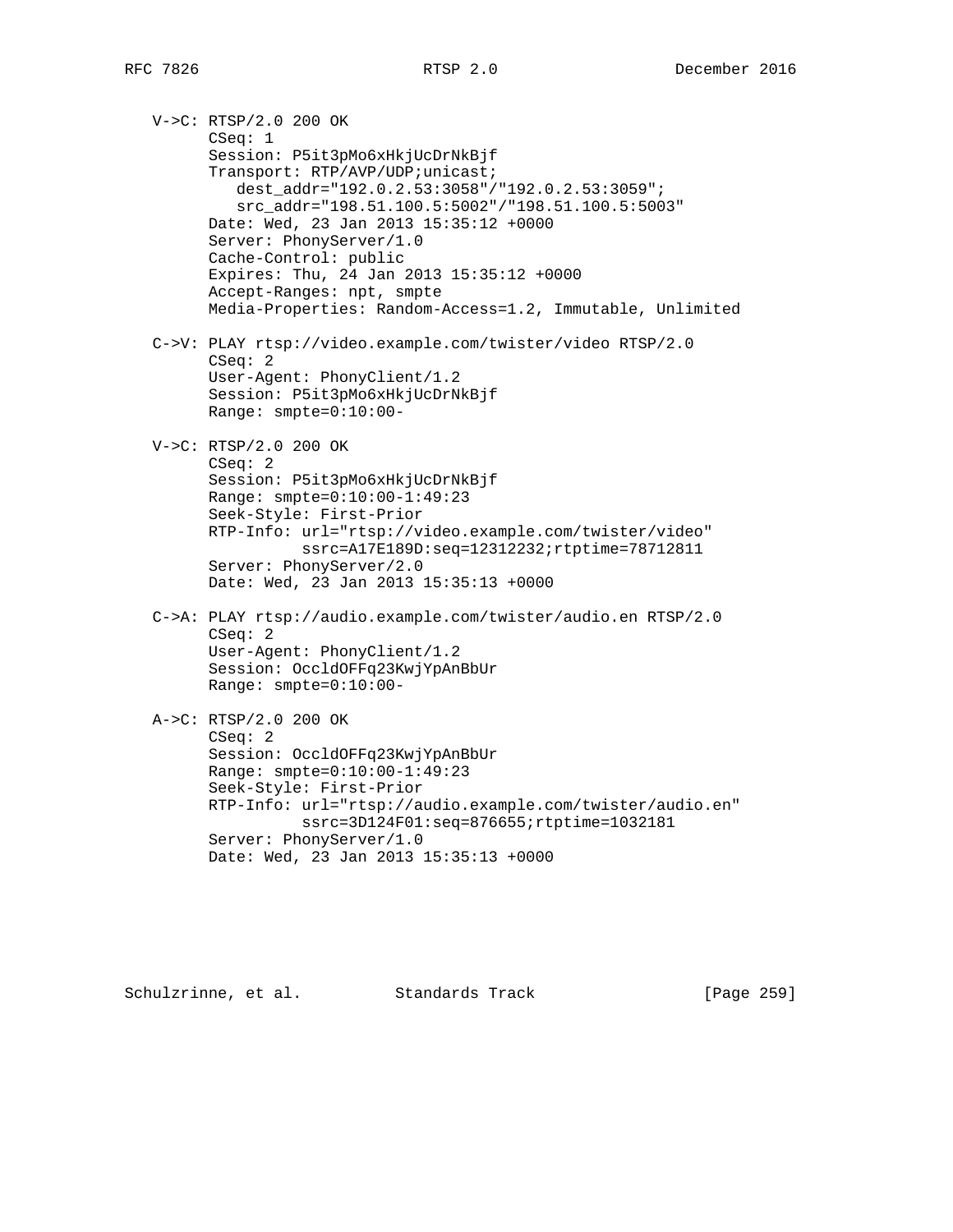```
   V->C: RTSP/2.0 200 OK
         CSeq: 1
         Session: P5it3pMo6xHkjUcDrNkBjf
         Transport: RTP/AVP/UDP;unicast;
            dest_addr="192.0.2.53:3058"/"192.0.2.53:3059";
            src_addr="198.51.100.5:5002"/"198.51.100.5:5003"
         Date: Wed, 23 Jan 2013 15:35:12 +0000
         Server: PhonyServer/1.0
         Cache-Control: public
         Expires: Thu, 24 Jan 2013 15:35:12 +0000
         Accept-Ranges: npt, smpte
         Media-Properties: Random-Access=1.2, Immutable, Unlimited

   C->V: PLAY rtsp://video.example.com/twister/video RTSP/2.0
         CSeq: 2
         User-Agent: PhonyClient/1.2
         Session: P5it3pMo6xHkjUcDrNkBjf
         Range: smpte=0:10:00-

   V->C: RTSP/2.0 200 OK
         CSeq: 2
         Session: P5it3pMo6xHkjUcDrNkBjf
         Range: smpte=0:10:00-1:49:23
         Seek-Style: First-Prior
         RTP-Info: url="rtsp://video.example.com/twister/video"
                   ssrc=A17E189D:seq=12312232;rtptime=78712811
         Server: PhonyServer/2.0
         Date: Wed, 23 Jan 2013 15:35:13 +0000

   C->A: PLAY rtsp://audio.example.com/twister/audio.en RTSP/2.0
         CSeq: 2
         User-Agent: PhonyClient/1.2
         Session: OccldOFFq23KwjYpAnBbUr
         Range: smpte=0:10:00-

   A->C: RTSP/2.0 200 OK
         CSeq: 2
         Session: OccldOFFq23KwjYpAnBbUr
         Range: smpte=0:10:00-1:49:23
         Seek-Style: First-Prior
         RTP-Info: url="rtsp://audio.example.com/twister/audio.en"
                   ssrc=3D124F01:seq=876655;rtptime=1032181
         Server: PhonyServer/1.0
         Date: Wed, 23 Jan 2013 15:35:13 +0000
```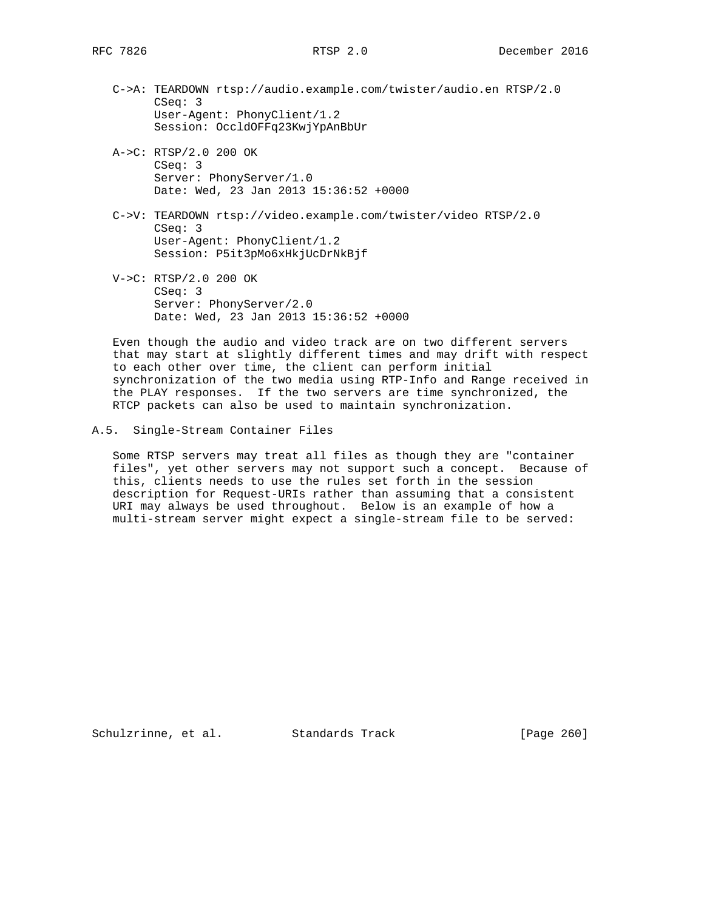```
C->A: TEARDOWN rtsp://audio.example.com/twister/audio.en RTSP/2.0
      CSeq: 3
      User-Agent: PhonyClient/1.2
      Session: OccldOFFq23KwjYpAnBbUr

A->C: RTSP/2.0 200 OK
      CSeq: 3
      Server: PhonyServer/1.0
      Date: Wed, 23 Jan 2013 15:36:52 +0000

C->V: TEARDOWN rtsp://video.example.com/twister/video RTSP/2.0
      CSeq: 3
      User-Agent: PhonyClient/1.2
      Session: P5it3pMo6xHkjUcDrNkBjf

V->C: RTSP/2.0 200 OK
      CSeq: 3
      Server: PhonyServer/2.0
      Date: Wed, 23 Jan 2013 15:36:52 +0000
```

Even though the audio and video track are on two different servers that may start at slightly different times and may drift with respect to each other over time, the client can perform initial synchronization of the two media using RTP-Info and Range received in the PLAY responses. If the two servers are time synchronized, the RTCP packets can also be used to maintain synchronization.

## A.5. Single-Stream Container Files

Some RTSP servers may treat all files as though they are "container files", yet other servers may not support such a concept. Because of this, clients needs to use the rules set forth in the session description for Request-URIs rather than assuming that a consistent URI may always be used throughout. Below is an example of how a multi-stream server might expect a single-stream file to be served: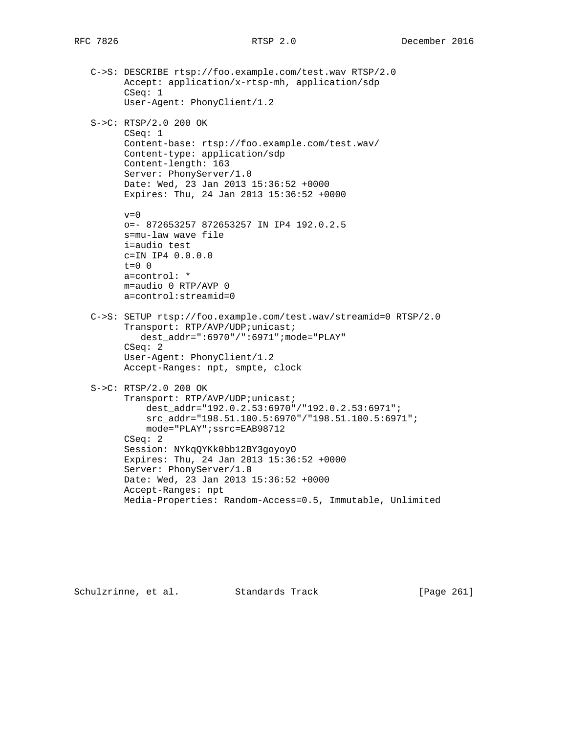```
C->S: DESCRIBE rtsp://foo.example.com/test.wav RTSP/2.0
      Accept: application/x-rtsp-mh, application/sdp
      CSeq: 1
      User-Agent: PhonyClient/1.2

S->C: RTSP/2.0 200 OK
      CSeq: 1
      Content-base: rtsp://foo.example.com/test.wav/
      Content-type: application/sdp
      Content-length: 163
      Server: PhonyServer/1.0
      Date: Wed, 23 Jan 2013 15:36:52 +0000
      Expires: Thu, 24 Jan 2013 15:36:52 +0000

      v=0
      o=- 872653257 872653257 IN IP4 192.0.2.5
      s=mu-law wave file
      i=audio test
      c=IN IP4 0.0.0.0
      t=0 0
      a=control: *
      m=audio 0 RTP/AVP 0
      a=control:streamid=0

C->S: SETUP rtsp://foo.example.com/test.wav/streamid=0 RTSP/2.0
      Transport: RTP/AVP/UDP;unicast;
         dest_addr=":6970"/":6971";mode="PLAY"
      CSeq: 2
      User-Agent: PhonyClient/1.2
      Accept-Ranges: npt, smpte, clock

S->C: RTSP/2.0 200 OK
      Transport: RTP/AVP/UDP;unicast;
          dest_addr="192.0.2.53:6970"/"192.0.2.53:6971";
          src_addr="198.51.100.5:6970"/"198.51.100.5:6971";
          mode="PLAY";ssrc=EAB98712
      CSeq: 2
      Session: NYkqQYKk0bb12BY3goyoyO
      Expires: Thu, 24 Jan 2013 15:36:52 +0000
      Server: PhonyServer/1.0
      Date: Wed, 23 Jan 2013 15:36:52 +0000
      Accept-Ranges: npt
      Media-Properties: Random-Access=0.5, Immutable, Unlimited
```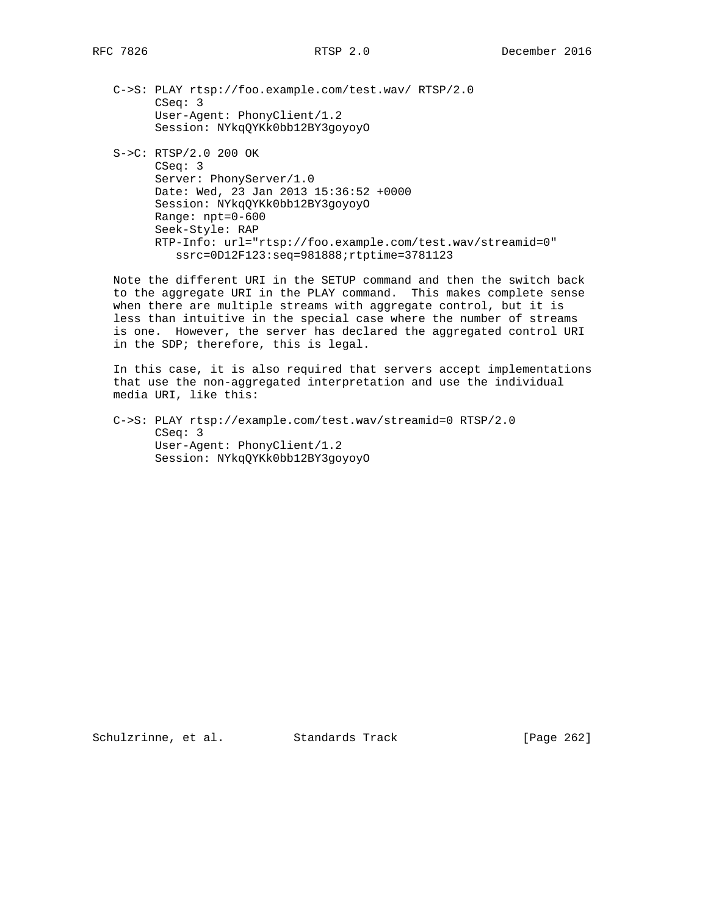```
C->S: PLAY rtsp://foo.example.com/test.wav/ RTSP/2.0
      CSeq: 3
      User-Agent: PhonyClient/1.2
      Session: NYkqQYKk0bb12BY3goyoyO

S->C: RTSP/2.0 200 OK
      CSeq: 3
      Server: PhonyServer/1.0
      Date: Wed, 23 Jan 2013 15:36:52 +0000
      Session: NYkqQYKk0bb12BY3goyoyO
      Range: npt=0-600
      Seek-Style: RAP
      RTP-Info: url="rtsp://foo.example.com/test.wav/streamid=0"
         ssrc=0D12F123:seq=981888;rtptime=3781123
```

Note the different URI in the SETUP command and then the switch back to the aggregate URI in the PLAY command. This makes complete sense when there are multiple streams with aggregate control, but it is less than intuitive in the special case where the number of streams is one. However, the server has declared the aggregated control URI in the SDP; therefore, this is legal.

In this case, it is also required that servers accept implementations that use the non-aggregated interpretation and use the individual media URI, like this:

```
C->S: PLAY rtsp://example.com/test.wav/streamid=0 RTSP/2.0
      CSeq: 3
      User-Agent: PhonyClient/1.2
      Session: NYkqQYKk0bb12BY3goyoyO
```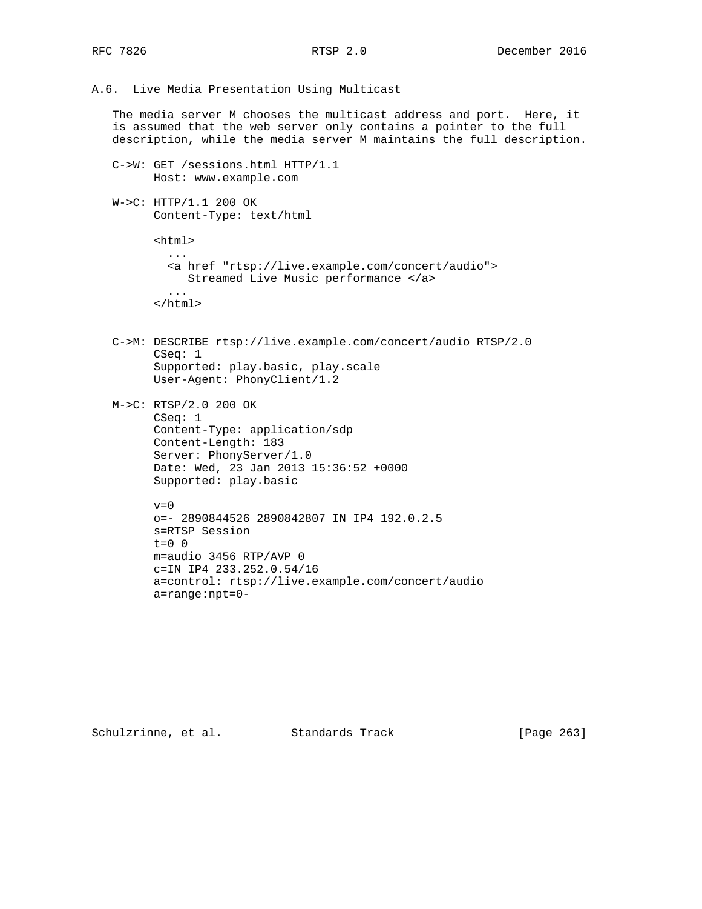### A.6. Live Media Presentation Using Multicast

The media server M chooses the multicast address and port. Here, it is assumed that the web server only contains a pointer to the full description, while the media server M maintains the full description.

```
C->W: GET /sessions.html HTTP/1.1
      Host: www.example.com

W->C: HTTP/1.1 200 OK
      Content-Type: text/html

      <html>
        ...
        <a href "rtsp://live.example.com/concert/audio">
           Streamed Live Music performance </a>
        ...
      </html>


C->M: DESCRIBE rtsp://live.example.com/concert/audio RTSP/2.0
      CSeq: 1
      Supported: play.basic, play.scale
      User-Agent: PhonyClient/1.2

M->C: RTSP/2.0 200 OK
      CSeq: 1
      Content-Type: application/sdp
      Content-Length: 183
      Server: PhonyServer/1.0
      Date: Wed, 23 Jan 2013 15:36:52 +0000
      Supported: play.basic

      v=0
      o=- 2890844526 2890842807 IN IP4 192.0.2.5
      s=RTSP Session
      t=0 0
      m=audio 3456 RTP/AVP 0
      c=IN IP4 233.252.0.54/16
      a=control: rtsp://live.example.com/concert/audio
      a=range:npt=0-
```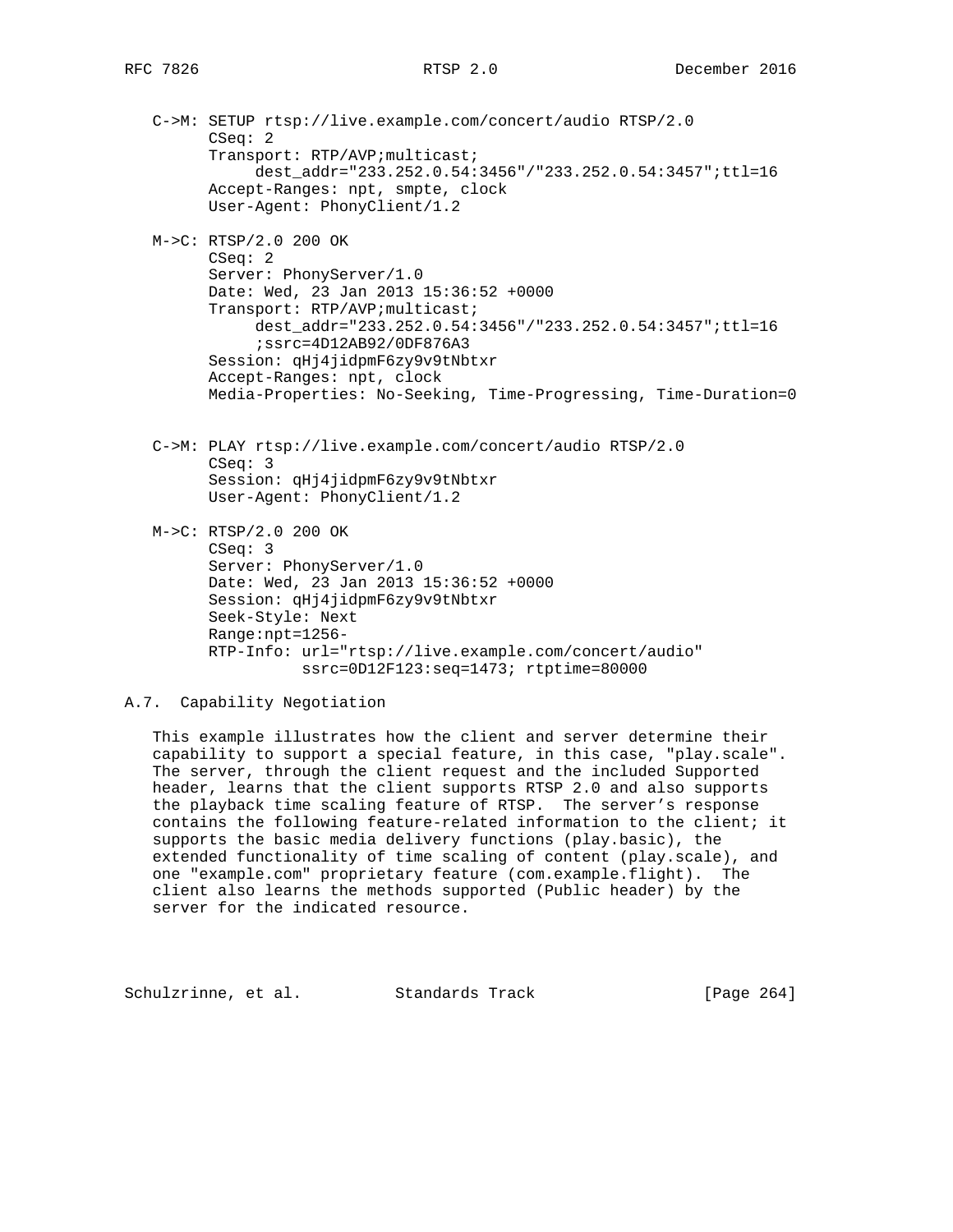```
C->M: SETUP rtsp://live.example.com/concert/audio RTSP/2.0
      CSeq: 2
      Transport: RTP/AVP;multicast;
           dest_addr="233.252.0.54:3456"/"233.252.0.54:3457";ttl=16
      Accept-Ranges: npt, smpte, clock
      User-Agent: PhonyClient/1.2

M->C: RTSP/2.0 200 OK
      CSeq: 2
      Server: PhonyServer/1.0
      Date: Wed, 23 Jan 2013 15:36:52 +0000
      Transport: RTP/AVP;multicast;
           dest_addr="233.252.0.54:3456"/"233.252.0.54:3457";ttl=16
           ;ssrc=4D12AB92/0DF876A3
      Session: qHj4jidpmF6zy9v9tNbtxr
      Accept-Ranges: npt, clock
      Media-Properties: No-Seeking, Time-Progressing, Time-Duration=0


C->M: PLAY rtsp://live.example.com/concert/audio RTSP/2.0
      CSeq: 3
      Session: qHj4jidpmF6zy9v9tNbtxr
      User-Agent: PhonyClient/1.2

M->C: RTSP/2.0 200 OK
      CSeq: 3
      Server: PhonyServer/1.0
      Date: Wed, 23 Jan 2013 15:36:52 +0000
      Session: qHj4jidpmF6zy9v9tNbtxr
      Seek-Style: Next
      Range:npt=1256-
      RTP-Info: url="rtsp://live.example.com/concert/audio"
                ssrc=0D12F123:seq=1473; rtptime=80000
```

## A.7. Capability Negotiation

This example illustrates how the client and server determine their capability to support a special feature, in this case, "play.scale". The server, through the client request and the included Supported header, learns that the client supports RTSP 2.0 and also supports the playback time scaling feature of RTSP. The server's response contains the following feature-related information to the client; it supports the basic media delivery functions (play.basic), the extended functionality of time scaling of content (play.scale), and one "example.com" proprietary feature (com.example.flight). The client also learns the methods supported (Public header) by the server for the indicated resource.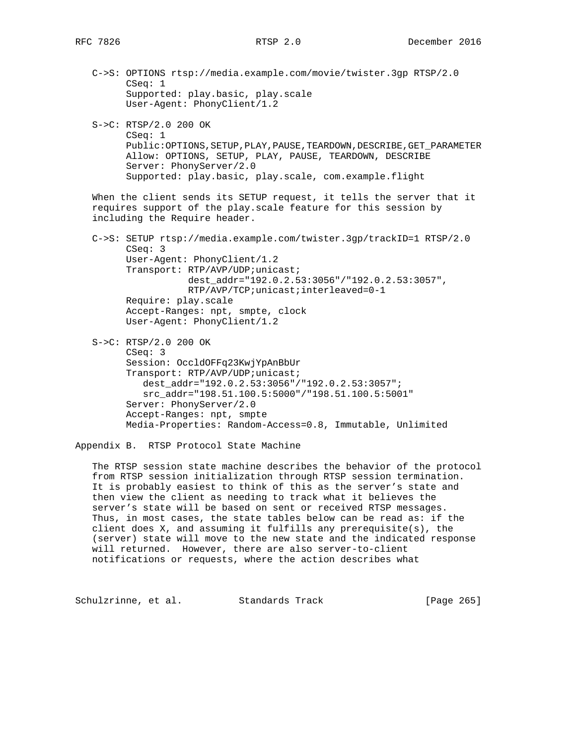```
C->S: OPTIONS rtsp://media.example.com/movie/twister.3gp RTSP/2.0
      CSeq: 1
      Supported: play.basic, play.scale
      User-Agent: PhonyClient/1.2

S->C: RTSP/2.0 200 OK
      CSeq: 1
      Public:OPTIONS,SETUP,PLAY,PAUSE,TEARDOWN,DESCRIBE,GET_PARAMETER
      Allow: OPTIONS, SETUP, PLAY, PAUSE, TEARDOWN, DESCRIBE
      Server: PhonyServer/2.0
      Supported: play.basic, play.scale, com.example.flight
```

When the client sends its SETUP request, it tells the server that it requires support of the play.scale feature for this session by including the Require header.

```
C->S: SETUP rtsp://media.example.com/twister.3gp/trackID=1 RTSP/2.0
      CSeq: 3
      User-Agent: PhonyClient/1.2
      Transport: RTP/AVP/UDP;unicast;
                 dest_addr="192.0.2.53:3056"/"192.0.2.53:3057",
                 RTP/AVP/TCP;unicast;interleaved=0-1
      Require: play.scale
      Accept-Ranges: npt, smpte, clock
      User-Agent: PhonyClient/1.2

S->C: RTSP/2.0 200 OK
      CSeq: 3
      Session: OccldOFFq23KwjYpAnBbUr
      Transport: RTP/AVP/UDP;unicast;
         dest_addr="192.0.2.53:3056"/"192.0.2.53:3057";
         src_addr="198.51.100.5:5000"/"198.51.100.5:5001"
      Server: PhonyServer/2.0
      Accept-Ranges: npt, smpte
      Media-Properties: Random-Access=0.8, Immutable, Unlimited
```

# Appendix B. RTSP Protocol State Machine

The RTSP session state machine describes the behavior of the protocol from RTSP session initialization through RTSP session termination. It is probably easiest to think of this as the server's state and then view the client as needing to track what it believes the server's state will be based on sent or received RTSP messages. Thus, in most cases, the state tables below can be read as: if the client does X, and assuming it fulfills any prerequisite(s), the (server) state will move to the new state and the indicated response will returned. However, there are also server-to-client notifications or requests, where the action describes what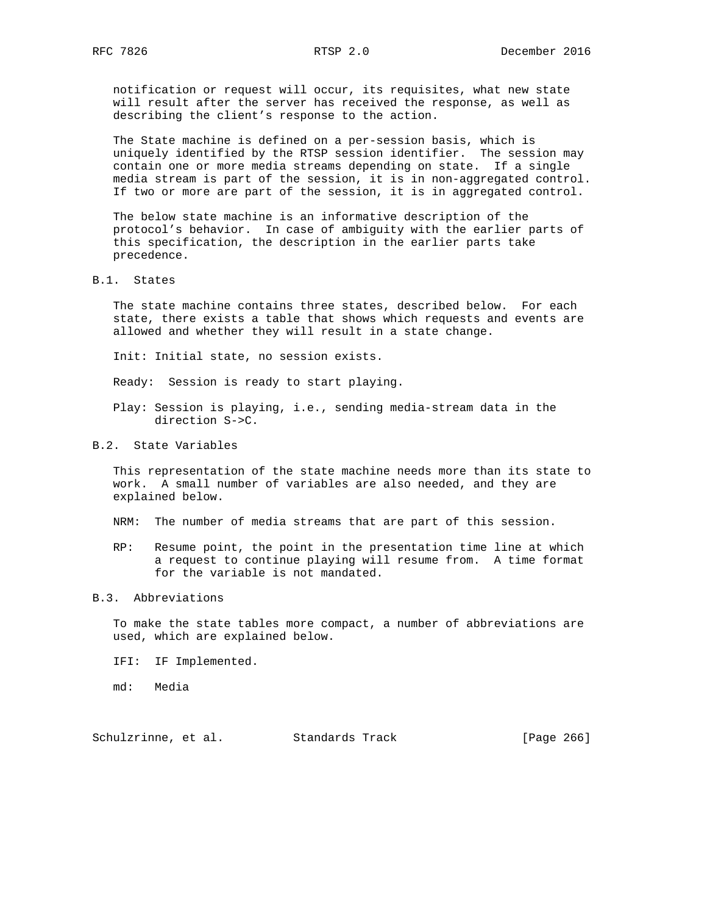notification or request will occur, its requisites, what new state will result after the server has received the response, as well as describing the client's response to the action.

The State machine is defined on a per-session basis, which is uniquely identified by the RTSP session identifier. The session may contain one or more media streams depending on state. If a single media stream is part of the session, it is in non-aggregated control. If two or more are part of the session, it is in aggregated control.

The below state machine is an informative description of the protocol's behavior. In case of ambiguity with the earlier parts of this specification, the description in the earlier parts take precedence.

## B.1. States

The state machine contains three states, described below. For each state, there exists a table that shows which requests and events are allowed and whether they will result in a state change.

Init: Initial state, no session exists.

Ready: Session is ready to start playing.

Play: Session is playing, i.e., sending media-stream data in the direction S->C.

## B.2. State Variables

This representation of the state machine needs more than its state to work. A small number of variables are also needed, and they are explained below.

NRM: The number of media streams that are part of this session.

RP: Resume point, the point in the presentation time line at which a request to continue playing will resume from. A time format for the variable is not mandated.

## B.3. Abbreviations

To make the state tables more compact, a number of abbreviations are used, which are explained below.

IFI: IF Implemented.

md: Media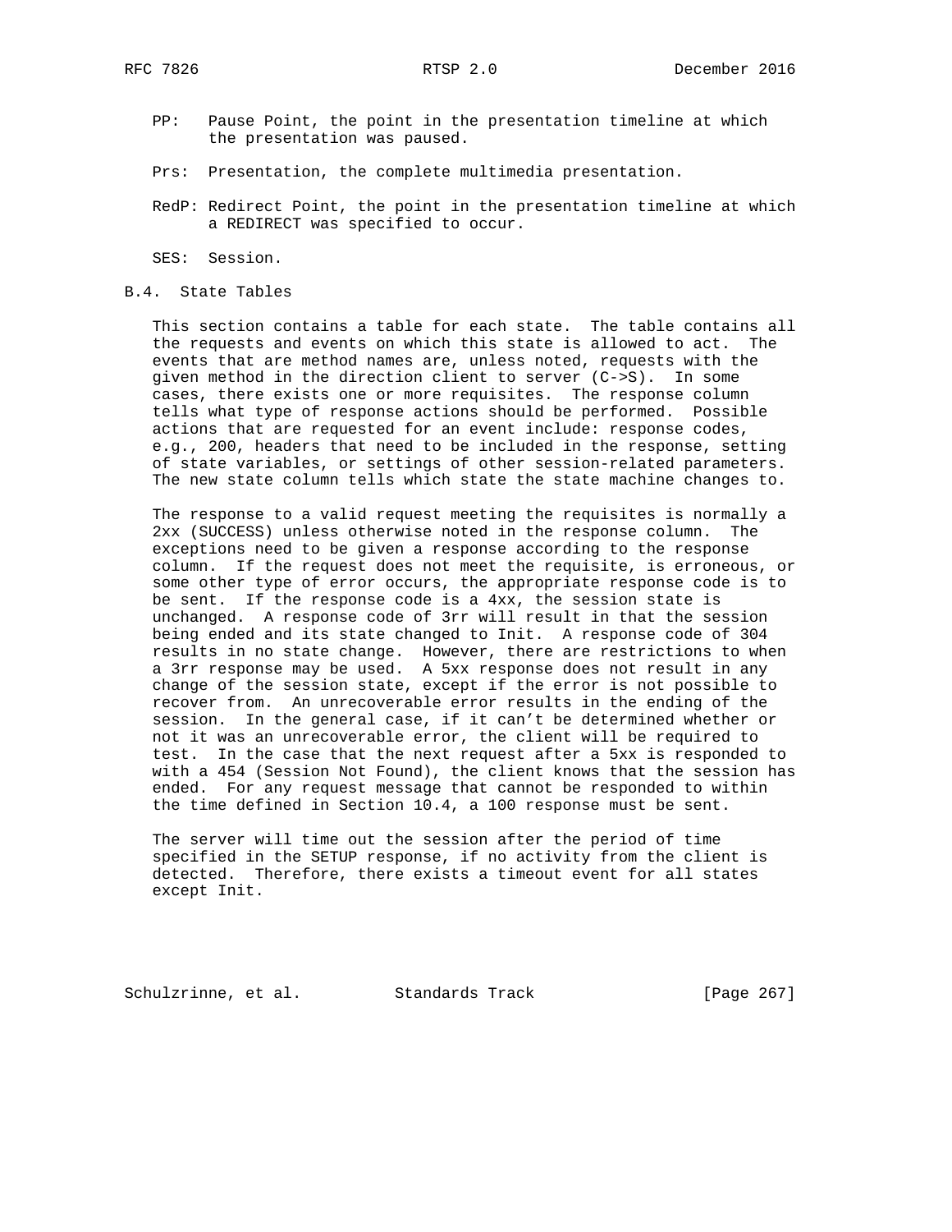PP: Pause Point, the point in the presentation timeline at which the presentation was paused.

Prs: Presentation, the complete multimedia presentation.

RedP: Redirect Point, the point in the presentation timeline at which a REDIRECT was specified to occur.

SES: Session.

## B.4. State Tables

This section contains a table for each state. The table contains all the requests and events on which this state is allowed to act. The events that are method names are, unless noted, requests with the given method in the direction client to server (C->S). In some cases, there exists one or more requisites. The response column tells what type of response actions should be performed. Possible actions that are requested for an event include: response codes, e.g., 200, headers that need to be included in the response, setting of state variables, or settings of other session-related parameters. The new state column tells which state the state machine changes to.

The response to a valid request meeting the requisites is normally a 2xx (SUCCESS) unless otherwise noted in the response column. The exceptions need to be given a response according to the response column. If the request does not meet the requisite, is erroneous, or some other type of error occurs, the appropriate response code is to be sent. If the response code is a 4xx, the session state is unchanged. A response code of 3rr will result in that the session being ended and its state changed to Init. A response code of 304 results in no state change. However, there are restrictions to when a 3rr response may be used. A 5xx response does not result in any change of the session state, except if the error is not possible to recover from. An unrecoverable error results in the ending of the session. In the general case, if it can't be determined whether or not it was an unrecoverable error, the client will be required to test. In the case that the next request after a 5xx is responded to with a 454 (Session Not Found), the client knows that the session has ended. For any request message that cannot be responded to within the time defined in Section 10.4, a 100 response must be sent.

The server will time out the session after the period of time specified in the SETUP response, if no activity from the client is detected. Therefore, there exists a timeout event for all states except Init.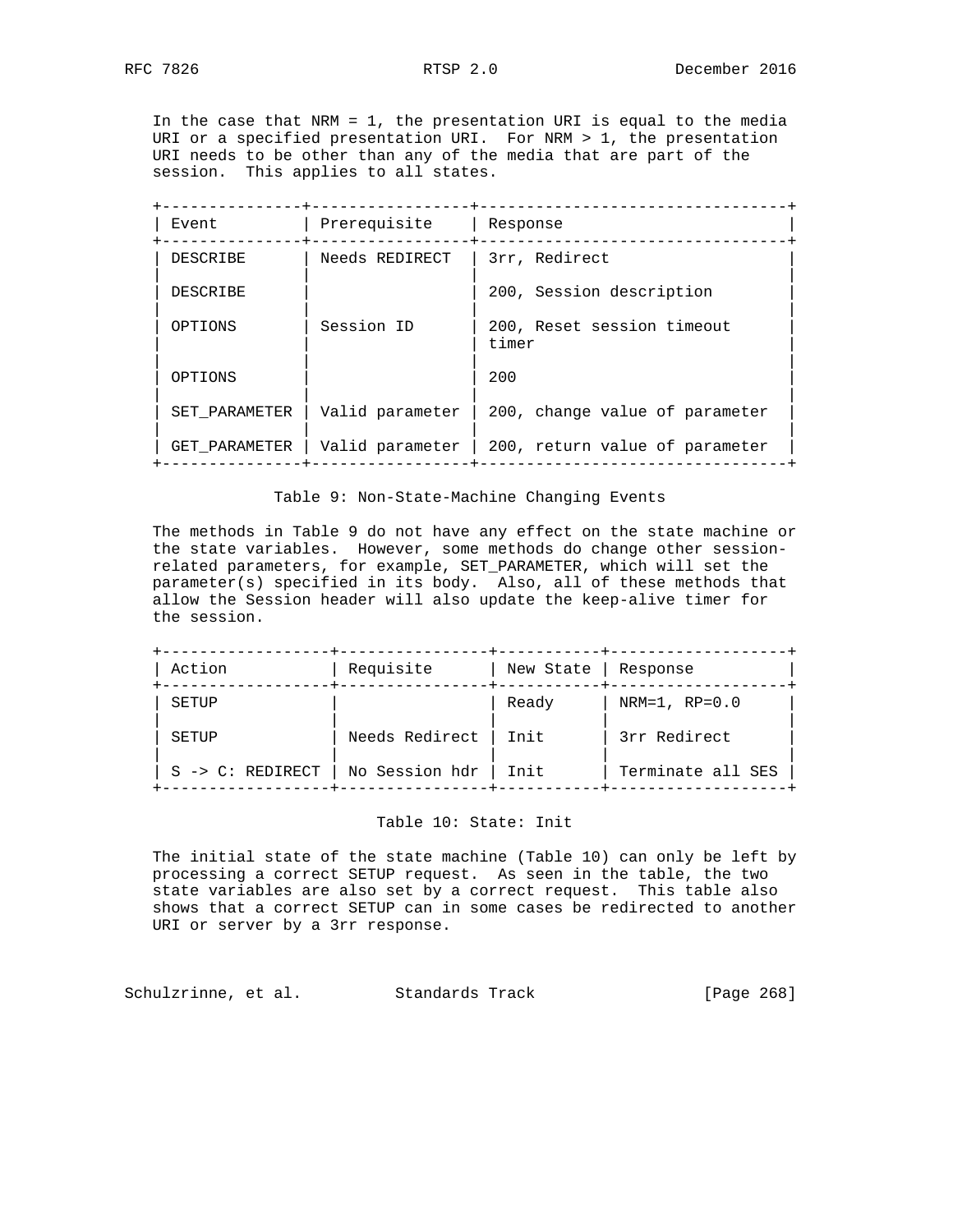In the case that NRM = 1, the presentation URI is equal to the media URI or a specified presentation URI. For NRM > 1, the presentation URI needs to be other than any of the media that are part of the session. This applies to all states.

| Event | Prerequisite | Response |
|---|---|---|
| DESCRIBE | Needs REDIRECT | 3rr, Redirect |
| DESCRIBE | | 200, Session description |
| OPTIONS | Session ID | 200, Reset session timeout timer |
| OPTIONS | | 200 |
| SET_PARAMETER | Valid parameter | 200, change value of parameter |
| GET_PARAMETER | Valid parameter | 200, return value of parameter |

Table 9: Non-State-Machine Changing Events

The methods in Table 9 do not have any effect on the state machine or the state variables. However, some methods do change other session-related parameters, for example, SET_PARAMETER, which will set the parameter(s) specified in its body. Also, all of these methods that allow the Session header will also update the keep-alive timer for the session.

| Action | Requisite | New State | Response |
|---|---|---|---|
| SETUP | | Ready | NRM=1, RP=0.0 |
| SETUP | Needs Redirect | Init | 3rr Redirect |
| S -> C: REDIRECT | No Session hdr | Init | Terminate all SES |

Table 10: State: Init

The initial state of the state machine (Table 10) can only be left by processing a correct SETUP request. As seen in the table, the two state variables are also set by a correct request. This table also shows that a correct SETUP can in some cases be redirected to another URI or server by a 3rr response.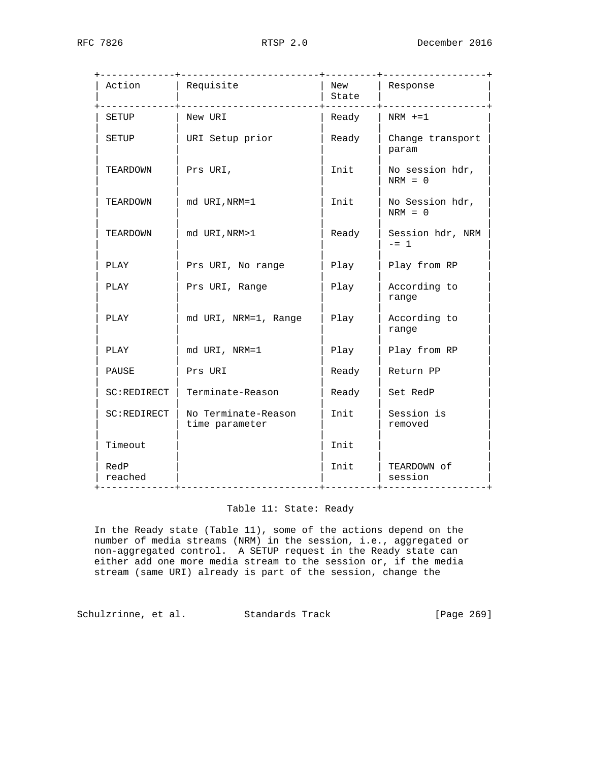| Action | Requisite | New State | Response |
|---|---|---|---|
| SETUP | New URI | Ready | NRM +=1 |
| SETUP | URI Setup prior | Ready | Change transport param |
| TEARDOWN | Prs URI, | Init | No session hdr, NRM = 0 |
| TEARDOWN | md URI,NRM=1 | Init | No Session hdr, NRM = 0 |
| TEARDOWN | md URI,NRM>1 | Ready | Session hdr, NRM -= 1 |
| PLAY | Prs URI, No range | Play | Play from RP |
| PLAY | Prs URI, Range | Play | According to range |
| PLAY | md URI, NRM=1, Range | Play | According to range |
| PLAY | md URI, NRM=1 | Play | Play from RP |
| PAUSE | Prs URI | Ready | Return PP |
| SC:REDIRECT | Terminate-Reason | Ready | Set RedP |
| SC:REDIRECT | No Terminate-Reason time parameter | Init | Session is removed |
| Timeout | | Init | |
| RedP reached | | Init | TEARDOWN of session |

Table 11: State: Ready

In the Ready state (Table 11), some of the actions depend on the number of media streams (NRM) in the session, i.e., aggregated or non-aggregated control. A SETUP request in the Ready state can either add one more media stream to the session or, if the media stream (same URI) already is part of the session, change the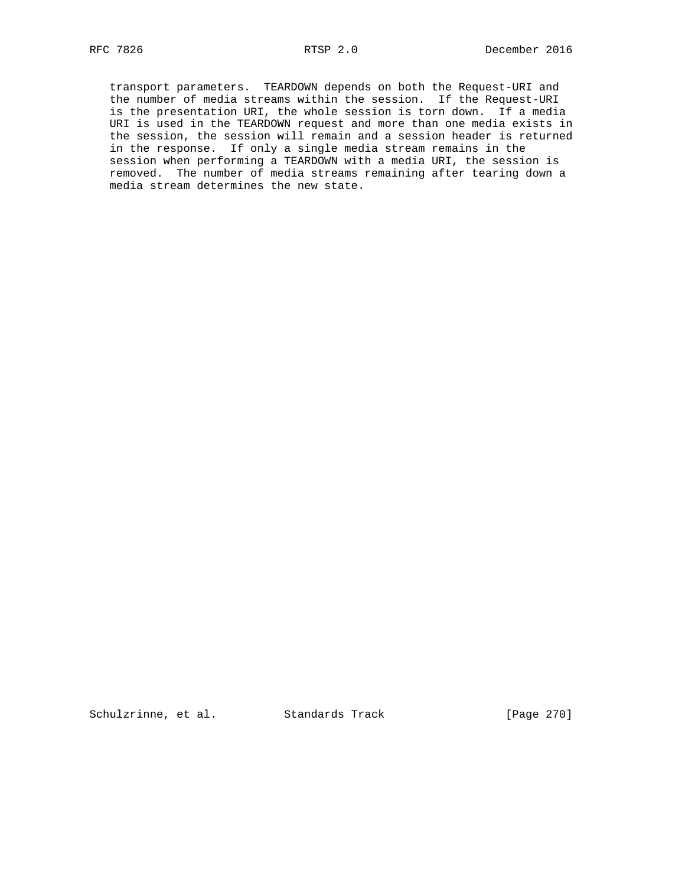transport parameters. TEARDOWN depends on both the Request-URI and the number of media streams within the session. If the Request-URI is the presentation URI, the whole session is torn down. If a media URI is used in the TEARDOWN request and more than one media exists in the session, the session will remain and a session header is returned in the response. If only a single media stream remains in the session when performing a TEARDOWN with a media URI, the session is removed. The number of media streams remaining after tearing down a media stream determines the new state.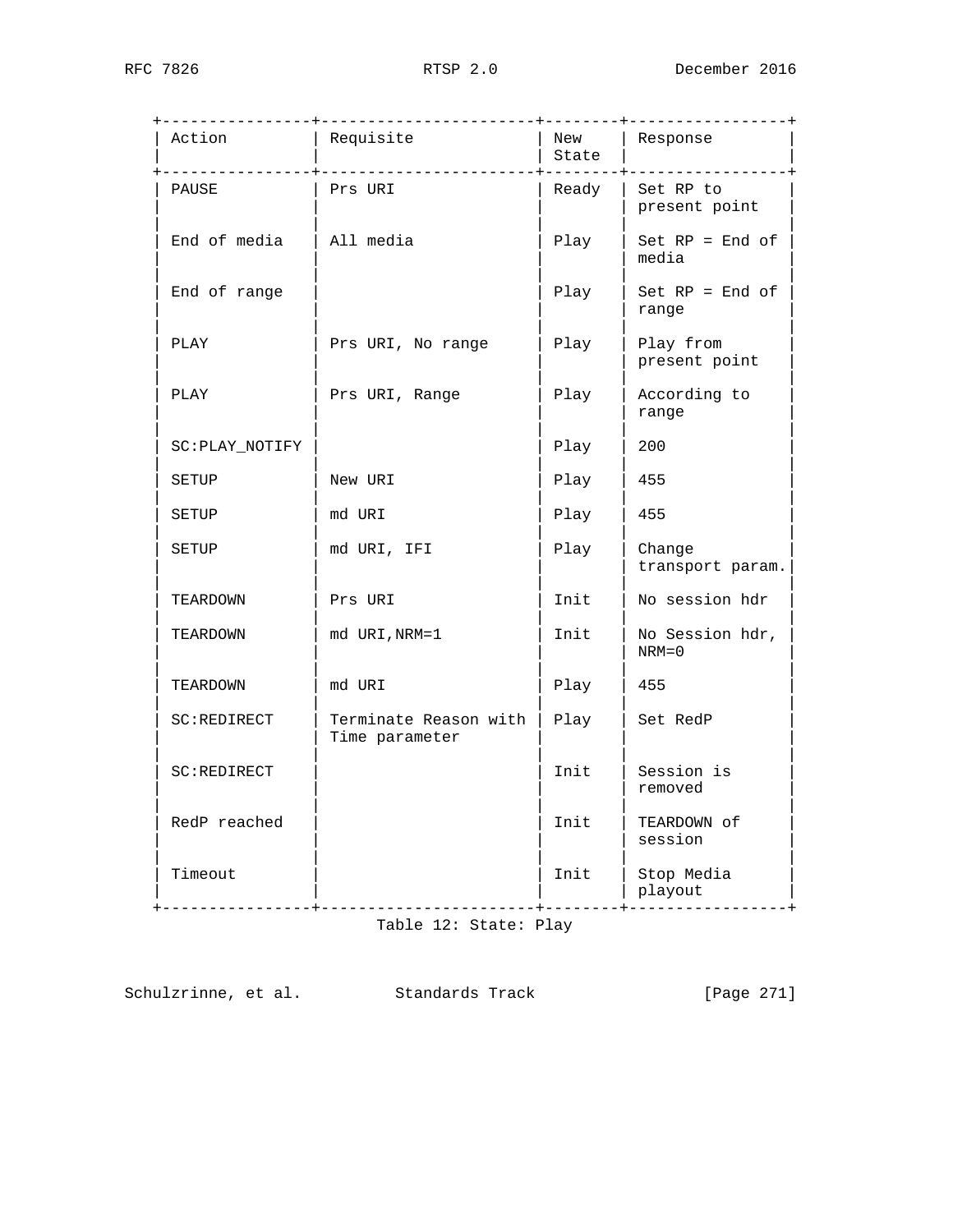| Action | Requisite | New State | Response |
|---|---|---|---|
| PAUSE | Prs URI | Ready | Set RP to present point |
| End of media | All media | Play | Set RP = End of media |
| End of range | | Play | Set RP = End of range |
| PLAY | Prs URI, No range | Play | Play from present point |
| PLAY | Prs URI, Range | Play | According to range |
| SC:PLAY_NOTIFY | | Play | 200 |
| SETUP | New URI | Play | 455 |
| SETUP | md URI | Play | 455 |
| SETUP | md URI, IFI | Play | Change transport param. |
| TEARDOWN | Prs URI | Init | No session hdr |
| TEARDOWN | md URI,NRM=1 | Init | No Session hdr, NRM=0 |
| TEARDOWN | md URI | Play | 455 |
| SC:REDIRECT | Terminate Reason with Time parameter | Play | Set RedP |
| SC:REDIRECT | | Init | Session is removed |
| RedP reached | | Init | TEARDOWN of session |
| Timeout | | Init | Stop Media playout |

Table 12: State: Play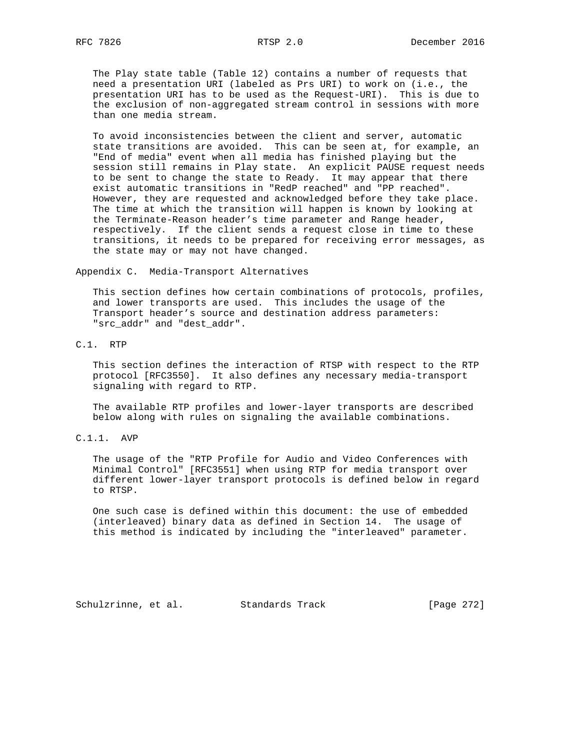The Play state table (Table 12) contains a number of requests that need a presentation URI (labeled as Prs URI) to work on (i.e., the presentation URI has to be used as the Request-URI). This is due to the exclusion of non-aggregated stream control in sessions with more than one media stream.

To avoid inconsistencies between the client and server, automatic state transitions are avoided. This can be seen at, for example, an "End of media" event when all media has finished playing but the session still remains in Play state. An explicit PAUSE request needs to be sent to change the state to Ready. It may appear that there exist automatic transitions in "RedP reached" and "PP reached". However, they are requested and acknowledged before they take place. The time at which the transition will happen is known by looking at the Terminate-Reason header's time parameter and Range header, respectively. If the client sends a request close in time to these transitions, it needs to be prepared for receiving error messages, as the state may or may not have changed.

# Appendix C. Media-Transport Alternatives

This section defines how certain combinations of protocols, profiles, and lower transports are used. This includes the usage of the Transport header's source and destination address parameters: "src_addr" and "dest_addr".

## C.1. RTP

This section defines the interaction of RTSP with respect to the RTP protocol [RFC3550]. It also defines any necessary media-transport signaling with regard to RTP.

The available RTP profiles and lower-layer transports are described below along with rules on signaling the available combinations.

### C.1.1. AVP

The usage of the "RTP Profile for Audio and Video Conferences with Minimal Control" [RFC3551] when using RTP for media transport over different lower-layer transport protocols is defined below in regard to RTSP.

One such case is defined within this document: the use of embedded (interleaved) binary data as defined in Section 14. The usage of this method is indicated by including the "interleaved" parameter.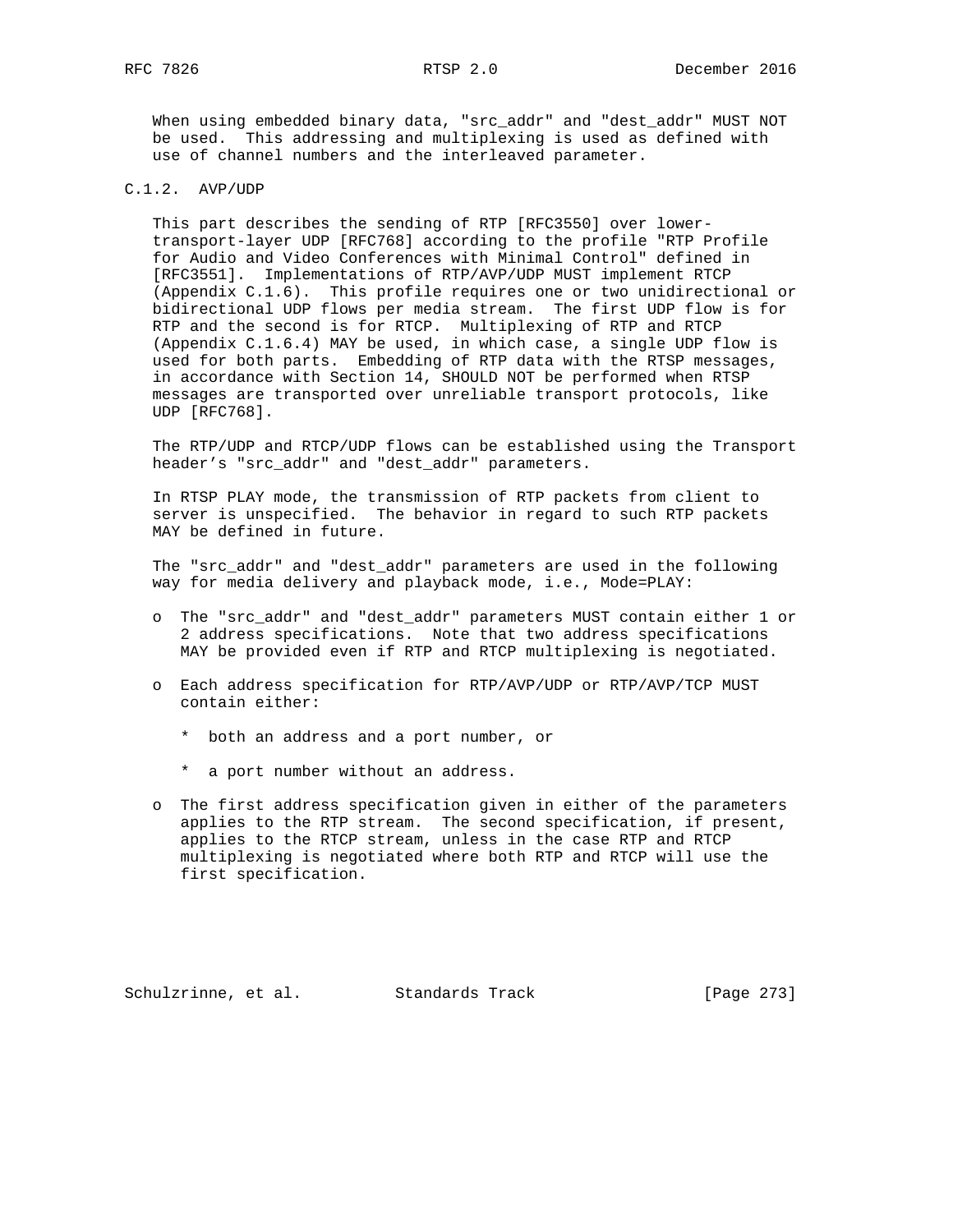When using embedded binary data, "src_addr" and "dest_addr" MUST NOT be used. This addressing and multiplexing is used as defined with use of channel numbers and the interleaved parameter.

### C.1.2. AVP/UDP

This part describes the sending of RTP [RFC3550] over lower-transport-layer UDP [RFC768] according to the profile "RTP Profile for Audio and Video Conferences with Minimal Control" defined in [RFC3551]. Implementations of RTP/AVP/UDP MUST implement RTCP (Appendix C.1.6). This profile requires one or two unidirectional or bidirectional UDP flows per media stream. The first UDP flow is for RTP and the second is for RTCP. Multiplexing of RTP and RTCP (Appendix C.1.6.4) MAY be used, in which case, a single UDP flow is used for both parts. Embedding of RTP data with the RTSP messages, in accordance with Section 14, SHOULD NOT be performed when RTSP messages are transported over unreliable transport protocols, like UDP [RFC768].

The RTP/UDP and RTCP/UDP flows can be established using the Transport header's "src_addr" and "dest_addr" parameters.

In RTSP PLAY mode, the transmission of RTP packets from client to server is unspecified. The behavior in regard to such RTP packets MAY be defined in future.

The "src_addr" and "dest_addr" parameters are used in the following way for media delivery and playback mode, i.e., Mode=PLAY:

- The "src_addr" and "dest_addr" parameters MUST contain either 1 or 2 address specifications. Note that two address specifications MAY be provided even if RTP and RTCP multiplexing is negotiated.

- Each address specification for RTP/AVP/UDP or RTP/AVP/TCP MUST contain either:

  * both an address and a port number, or

  * a port number without an address.

- The first address specification given in either of the parameters applies to the RTP stream. The second specification, if present, applies to the RTCP stream, unless in the case RTP and RTCP multiplexing is negotiated where both RTP and RTCP will use the first specification.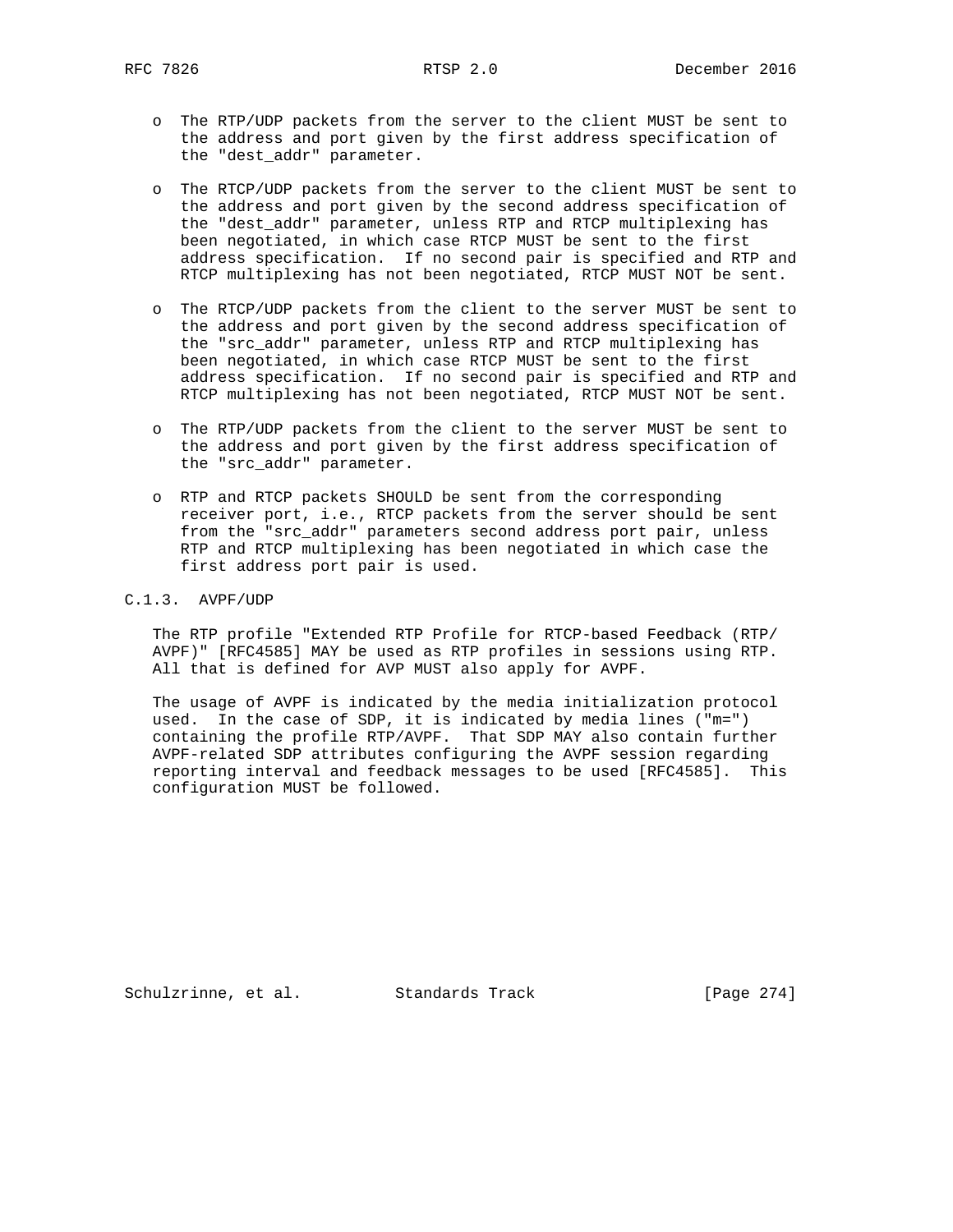- The RTP/UDP packets from the server to the client MUST be sent to the address and port given by the first address specification of the "dest_addr" parameter.

- The RTCP/UDP packets from the server to the client MUST be sent to the address and port given by the second address specification of the "dest_addr" parameter, unless RTP and RTCP multiplexing has been negotiated, in which case RTCP MUST be sent to the first address specification. If no second pair is specified and RTP and RTCP multiplexing has not been negotiated, RTCP MUST NOT be sent.

- The RTCP/UDP packets from the client to the server MUST be sent to the address and port given by the second address specification of the "src_addr" parameter, unless RTP and RTCP multiplexing has been negotiated, in which case RTCP MUST be sent to the first address specification. If no second pair is specified and RTP and RTCP multiplexing has not been negotiated, RTCP MUST NOT be sent.

- The RTP/UDP packets from the client to the server MUST be sent to the address and port given by the first address specification of the "src_addr" parameter.

- RTP and RTCP packets SHOULD be sent from the corresponding receiver port, i.e., RTCP packets from the server should be sent from the "src_addr" parameters second address port pair, unless RTP and RTCP multiplexing has been negotiated in which case the first address port pair is used.

### C.1.3. AVPF/UDP

The RTP profile "Extended RTP Profile for RTCP-based Feedback (RTP/AVPF)" [RFC4585] MAY be used as RTP profiles in sessions using RTP. All that is defined for AVP MUST also apply for AVPF.

The usage of AVPF is indicated by the media initialization protocol used. In the case of SDP, it is indicated by media lines ("m=") containing the profile RTP/AVPF. That SDP MAY also contain further AVPF-related SDP attributes configuring the AVPF session regarding reporting interval and feedback messages to be used [RFC4585]. This configuration MUST be followed.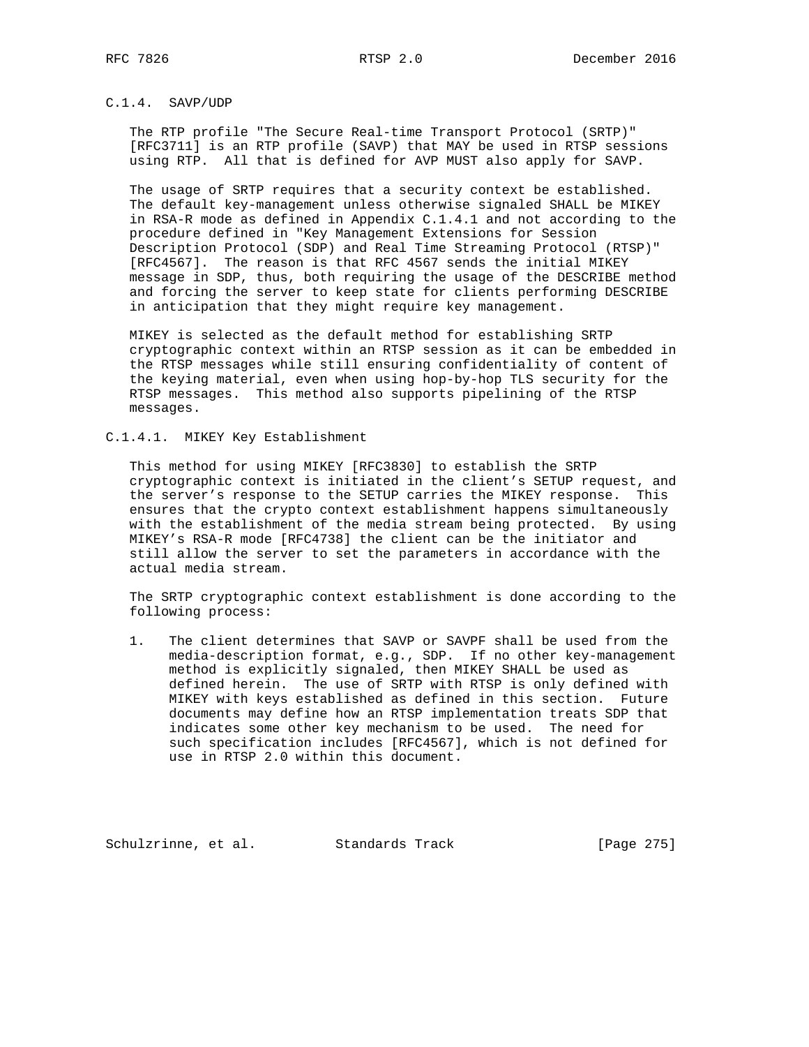### C.1.4. SAVP/UDP

The RTP profile "The Secure Real-time Transport Protocol (SRTP)" [RFC3711] is an RTP profile (SAVP) that MAY be used in RTSP sessions using RTP. All that is defined for AVP MUST also apply for SAVP.

The usage of SRTP requires that a security context be established. The default key-management unless otherwise signaled SHALL be MIKEY in RSA-R mode as defined in Appendix C.1.4.1 and not according to the procedure defined in "Key Management Extensions for Session Description Protocol (SDP) and Real Time Streaming Protocol (RTSP)" [RFC4567]. The reason is that RFC 4567 sends the initial MIKEY message in SDP, thus, both requiring the usage of the DESCRIBE method and forcing the server to keep state for clients performing DESCRIBE in anticipation that they might require key management.

MIKEY is selected as the default method for establishing SRTP cryptographic context within an RTSP session as it can be embedded in the RTSP messages while still ensuring confidentiality of content of the keying material, even when using hop-by-hop TLS security for the RTSP messages. This method also supports pipelining of the RTSP messages.

#### C.1.4.1. MIKEY Key Establishment

This method for using MIKEY [RFC3830] to establish the SRTP cryptographic context is initiated in the client's SETUP request, and the server's response to the SETUP carries the MIKEY response. This ensures that the crypto context establishment happens simultaneously with the establishment of the media stream being protected. By using MIKEY's RSA-R mode [RFC4738] the client can be the initiator and still allow the server to set the parameters in accordance with the actual media stream.

The SRTP cryptographic context establishment is done according to the following process:

1. The client determines that SAVP or SAVPF shall be used from the media-description format, e.g., SDP. If no other key-management method is explicitly signaled, then MIKEY SHALL be used as defined herein. The use of SRTP with RTSP is only defined with MIKEY with keys established as defined in this section. Future documents may define how an RTSP implementation treats SDP that indicates some other key mechanism to be used. The need for such specification includes [RFC4567], which is not defined for use in RTSP 2.0 within this document.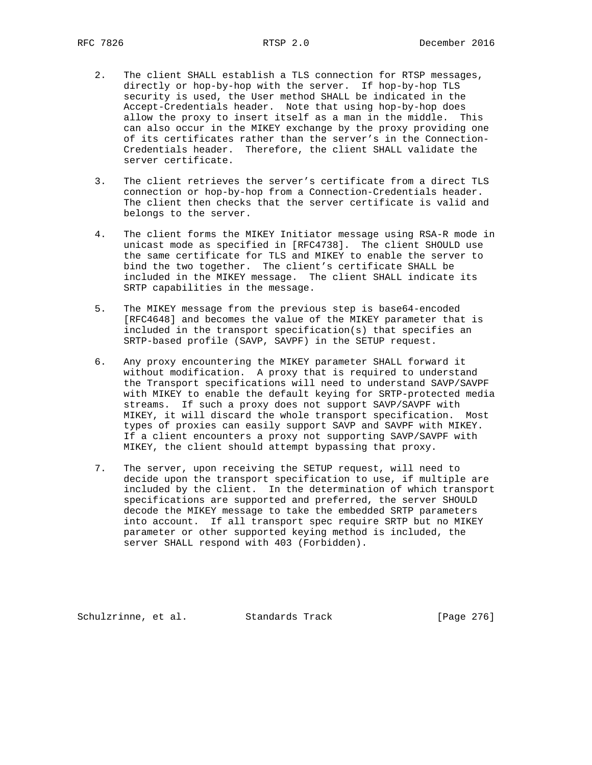2. The client SHALL establish a TLS connection for RTSP messages, directly or hop-by-hop with the server. If hop-by-hop TLS security is used, the User method SHALL be indicated in the Accept-Credentials header. Note that using hop-by-hop does allow the proxy to insert itself as a man in the middle. This can also occur in the MIKEY exchange by the proxy providing one of its certificates rather than the server's in the Connection-Credentials header. Therefore, the client SHALL validate the server certificate.

3. The client retrieves the server's certificate from a direct TLS connection or hop-by-hop from a Connection-Credentials header. The client then checks that the server certificate is valid and belongs to the server.

4. The client forms the MIKEY Initiator message using RSA-R mode in unicast mode as specified in [RFC4738]. The client SHOULD use the same certificate for TLS and MIKEY to enable the server to bind the two together. The client's certificate SHALL be included in the MIKEY message. The client SHALL indicate its SRTP capabilities in the message.

5. The MIKEY message from the previous step is base64-encoded [RFC4648] and becomes the value of the MIKEY parameter that is included in the transport specification(s) that specifies an SRTP-based profile (SAVP, SAVPF) in the SETUP request.

6. Any proxy encountering the MIKEY parameter SHALL forward it without modification. A proxy that is required to understand the Transport specifications will need to understand SAVP/SAVPF with MIKEY to enable the default keying for SRTP-protected media streams. If such a proxy does not support SAVP/SAVPF with MIKEY, it will discard the whole transport specification. Most types of proxies can easily support SAVP and SAVPF with MIKEY. If a client encounters a proxy not supporting SAVP/SAVPF with MIKEY, the client should attempt bypassing that proxy.

7. The server, upon receiving the SETUP request, will need to decide upon the transport specification to use, if multiple are included by the client. In the determination of which transport specifications are supported and preferred, the server SHOULD decode the MIKEY message to take the embedded SRTP parameters into account. If all transport spec require SRTP but no MIKEY parameter or other supported keying method is included, the server SHALL respond with 403 (Forbidden).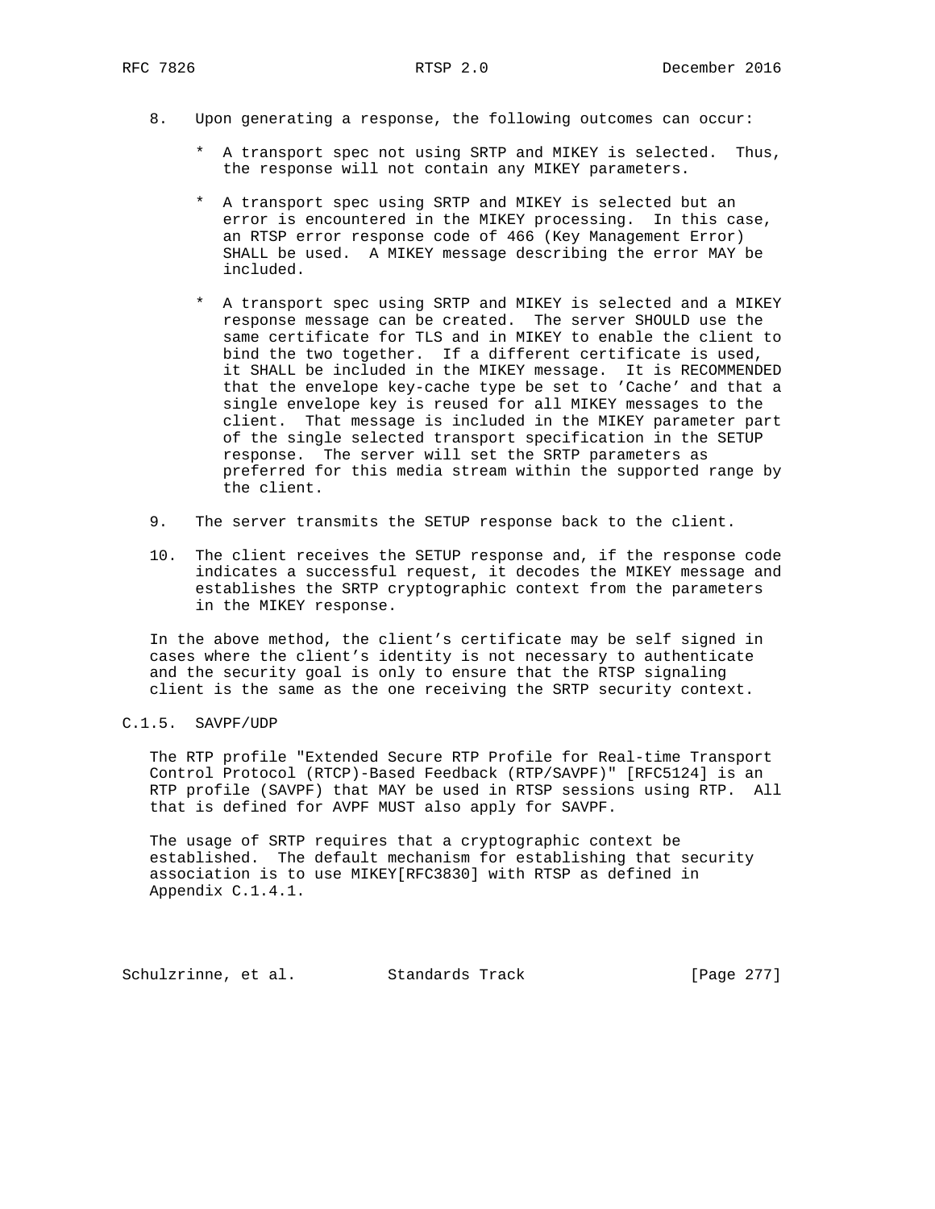8. Upon generating a response, the following outcomes can occur:

   * A transport spec not using SRTP and MIKEY is selected. Thus, the response will not contain any MIKEY parameters.

   * A transport spec using SRTP and MIKEY is selected but an error is encountered in the MIKEY processing. In this case, an RTSP error response code of 466 (Key Management Error) SHALL be used. A MIKEY message describing the error MAY be included.

   * A transport spec using SRTP and MIKEY is selected and a MIKEY response message can be created. The server SHOULD use the same certificate for TLS and in MIKEY to enable the client to bind the two together. If a different certificate is used, it SHALL be included in the MIKEY message. It is RECOMMENDED that the envelope key-cache type be set to 'Cache' and that a single envelope key is reused for all MIKEY messages to the client. That message is included in the MIKEY parameter part of the single selected transport specification in the SETUP response. The server will set the SRTP parameters as preferred for this media stream within the supported range by the client.

9. The server transmits the SETUP response back to the client.

10. The client receives the SETUP response and, if the response code indicates a successful request, it decodes the MIKEY message and establishes the SRTP cryptographic context from the parameters in the MIKEY response.

In the above method, the client's certificate may be self signed in cases where the client's identity is not necessary to authenticate and the security goal is only to ensure that the RTSP signaling client is the same as the one receiving the SRTP security context.

### C.1.5. SAVPF/UDP

The RTP profile "Extended Secure RTP Profile for Real-time Transport Control Protocol (RTCP)-Based Feedback (RTP/SAVPF)" [RFC5124] is an RTP profile (SAVPF) that MAY be used in RTSP sessions using RTP. All that is defined for AVPF MUST also apply for SAVPF.

The usage of SRTP requires that a cryptographic context be established. The default mechanism for establishing that security association is to use MIKEY[RFC3830] with RTSP as defined in Appendix C.1.4.1.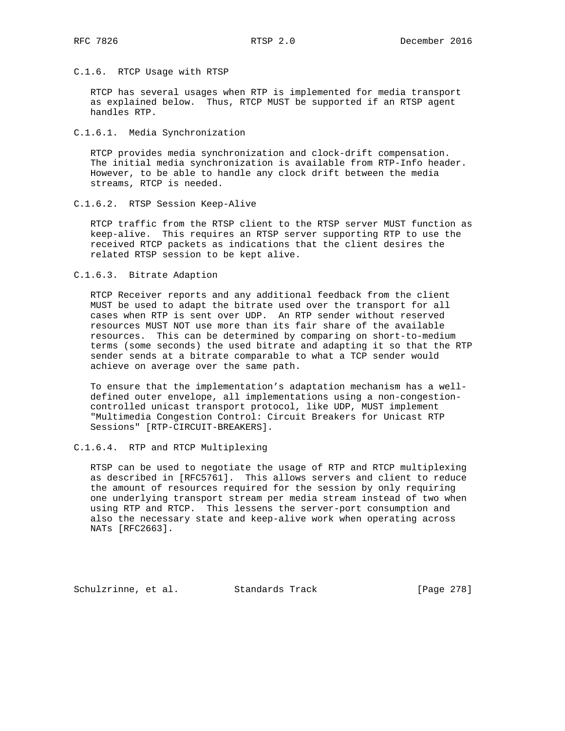### C.1.6. RTCP Usage with RTSP

RTCP has several usages when RTP is implemented for media transport as explained below. Thus, RTCP MUST be supported if an RTSP agent handles RTP.

#### C.1.6.1. Media Synchronization

RTCP provides media synchronization and clock-drift compensation. The initial media synchronization is available from RTP-Info header. However, to be able to handle any clock drift between the media streams, RTCP is needed.

#### C.1.6.2. RTSP Session Keep-Alive

RTCP traffic from the RTSP client to the RTSP server MUST function as keep-alive. This requires an RTSP server supporting RTP to use the received RTCP packets as indications that the client desires the related RTSP session to be kept alive.

#### C.1.6.3. Bitrate Adaption

RTCP Receiver reports and any additional feedback from the client MUST be used to adapt the bitrate used over the transport for all cases when RTP is sent over UDP. An RTP sender without reserved resources MUST NOT use more than its fair share of the available resources. This can be determined by comparing on short-to-medium terms (some seconds) the used bitrate and adapting it so that the RTP sender sends at a bitrate comparable to what a TCP sender would achieve on average over the same path.

To ensure that the implementation's adaptation mechanism has a well-defined outer envelope, all implementations using a non-congestion-controlled unicast transport protocol, like UDP, MUST implement "Multimedia Congestion Control: Circuit Breakers for Unicast RTP Sessions" [RTP-CIRCUIT-BREAKERS].

#### C.1.6.4. RTP and RTCP Multiplexing

RTSP can be used to negotiate the usage of RTP and RTCP multiplexing as described in [RFC5761]. This allows servers and client to reduce the amount of resources required for the session by only requiring one underlying transport stream per media stream instead of two when using RTP and RTCP. This lessens the server-port consumption and also the necessary state and keep-alive work when operating across NATs [RFC2663].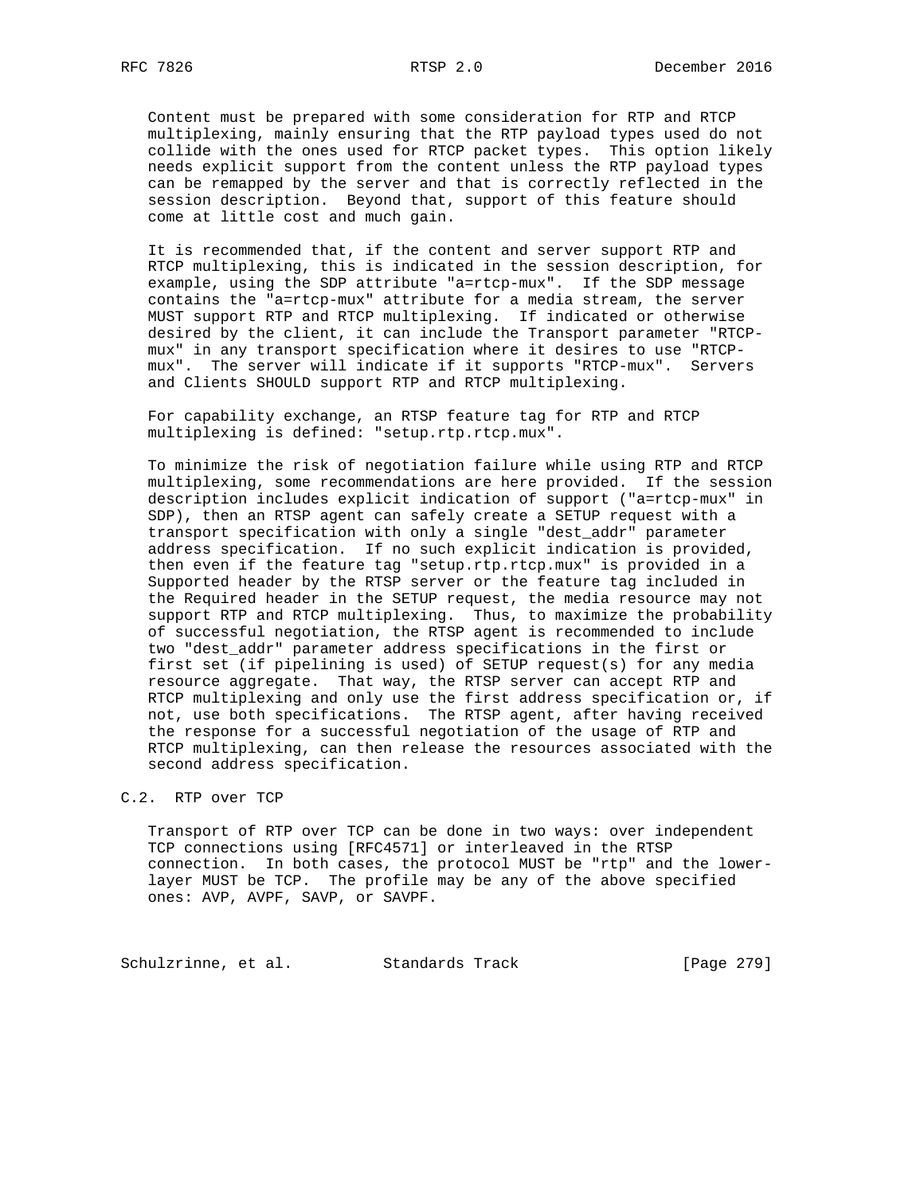Content must be prepared with some consideration for RTP and RTCP multiplexing, mainly ensuring that the RTP payload types used do not collide with the ones used for RTCP packet types. This option likely needs explicit support from the content unless the RTP payload types can be remapped by the server and that is correctly reflected in the session description. Beyond that, support of this feature should come at little cost and much gain.

It is recommended that, if the content and server support RTP and RTCP multiplexing, this is indicated in the session description, for example, using the SDP attribute "a=rtcp-mux". If the SDP message contains the "a=rtcp-mux" attribute for a media stream, the server MUST support RTP and RTCP multiplexing. If indicated or otherwise desired by the client, it can include the Transport parameter "RTCP-mux" in any transport specification where it desires to use "RTCP-mux". The server will indicate if it supports "RTCP-mux". Servers and Clients SHOULD support RTP and RTCP multiplexing.

For capability exchange, an RTSP feature tag for RTP and RTCP multiplexing is defined: "setup.rtp.rtcp.mux".

To minimize the risk of negotiation failure while using RTP and RTCP multiplexing, some recommendations are here provided. If the session description includes explicit indication of support ("a=rtcp-mux" in SDP), then an RTSP agent can safely create a SETUP request with a transport specification with only a single "dest_addr" parameter address specification. If no such explicit indication is provided, then even if the feature tag "setup.rtp.rtcp.mux" is provided in a Supported header by the RTSP server or the feature tag included in the Required header in the SETUP request, the media resource may not support RTP and RTCP multiplexing. Thus, to maximize the probability of successful negotiation, the RTSP agent is recommended to include two "dest_addr" parameter address specifications in the first or first set (if pipelining is used) of SETUP request(s) for any media resource aggregate. That way, the RTSP server can accept RTP and RTCP multiplexing and only use the first address specification or, if not, use both specifications. The RTSP agent, after having received the response for a successful negotiation of the usage of RTP and RTCP multiplexing, can then release the resources associated with the second address specification.

## C.2. RTP over TCP

Transport of RTP over TCP can be done in two ways: over independent TCP connections using [RFC4571] or interleaved in the RTSP connection. In both cases, the protocol MUST be "rtp" and the lower-layer MUST be TCP. The profile may be any of the above specified ones: AVP, AVPF, SAVP, or SAVPF.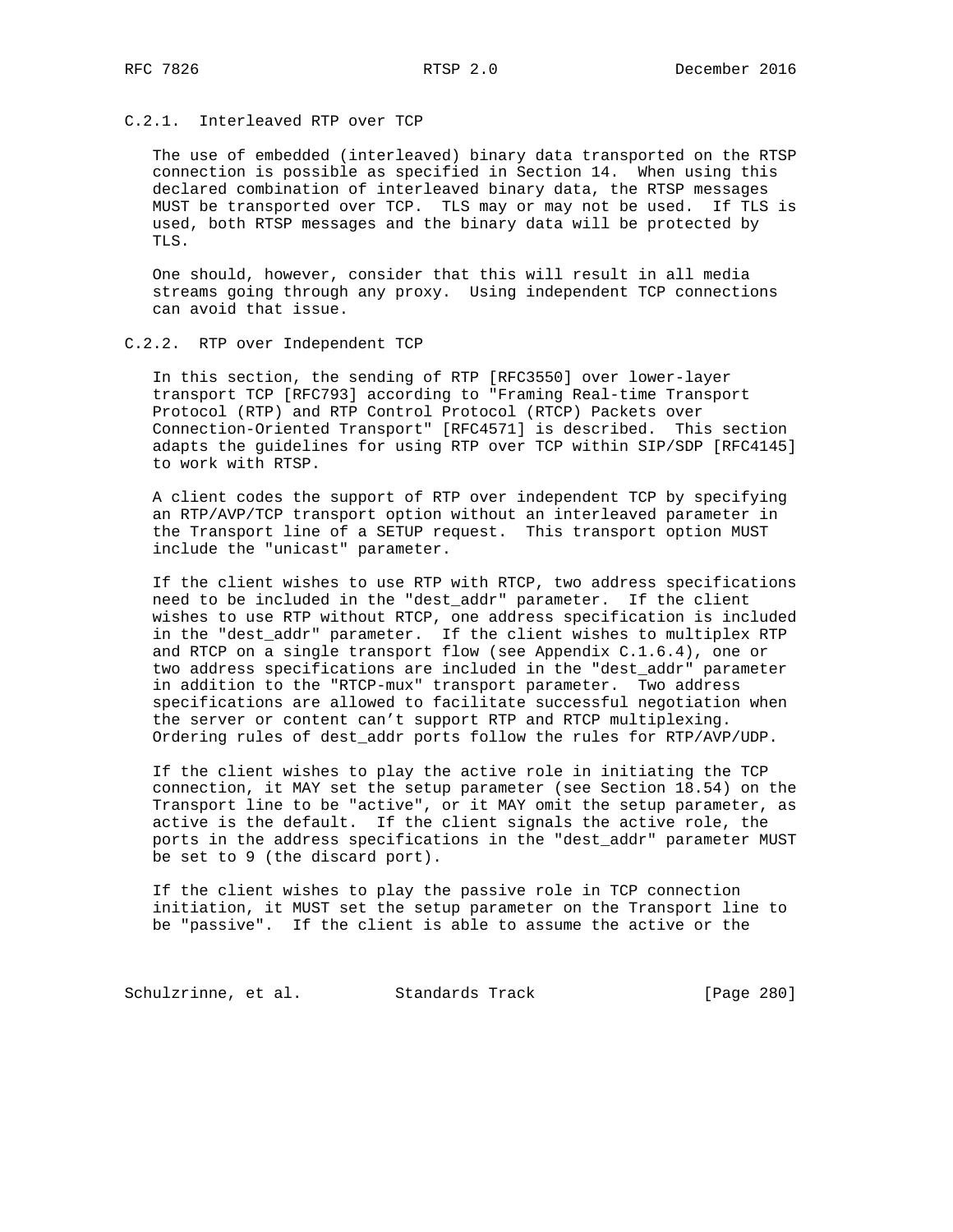### C.2.1. Interleaved RTP over TCP

The use of embedded (interleaved) binary data transported on the RTSP connection is possible as specified in Section 14. When using this declared combination of interleaved binary data, the RTSP messages MUST be transported over TCP. TLS may or may not be used. If TLS is used, both RTSP messages and the binary data will be protected by TLS.

One should, however, consider that this will result in all media streams going through any proxy. Using independent TCP connections can avoid that issue.

### C.2.2. RTP over Independent TCP

In this section, the sending of RTP [RFC3550] over lower-layer transport TCP [RFC793] according to "Framing Real-time Transport Protocol (RTP) and RTP Control Protocol (RTCP) Packets over Connection-Oriented Transport" [RFC4571] is described. This section adapts the guidelines for using RTP over TCP within SIP/SDP [RFC4145] to work with RTSP.

A client codes the support of RTP over independent TCP by specifying an RTP/AVP/TCP transport option without an interleaved parameter in the Transport line of a SETUP request. This transport option MUST include the "unicast" parameter.

If the client wishes to use RTP with RTCP, two address specifications need to be included in the "dest_addr" parameter. If the client wishes to use RTP without RTCP, one address specification is included in the "dest_addr" parameter. If the client wishes to multiplex RTP and RTCP on a single transport flow (see Appendix C.1.6.4), one or two address specifications are included in the "dest_addr" parameter in addition to the "RTCP-mux" transport parameter. Two address specifications are allowed to facilitate successful negotiation when the server or content can't support RTP and RTCP multiplexing. Ordering rules of dest_addr ports follow the rules for RTP/AVP/UDP.

If the client wishes to play the active role in initiating the TCP connection, it MAY set the setup parameter (see Section 18.54) on the Transport line to be "active", or it MAY omit the setup parameter, as active is the default. If the client signals the active role, the ports in the address specifications in the "dest_addr" parameter MUST be set to 9 (the discard port).

If the client wishes to play the passive role in TCP connection initiation, it MUST set the setup parameter on the Transport line to be "passive". If the client is able to assume the active or the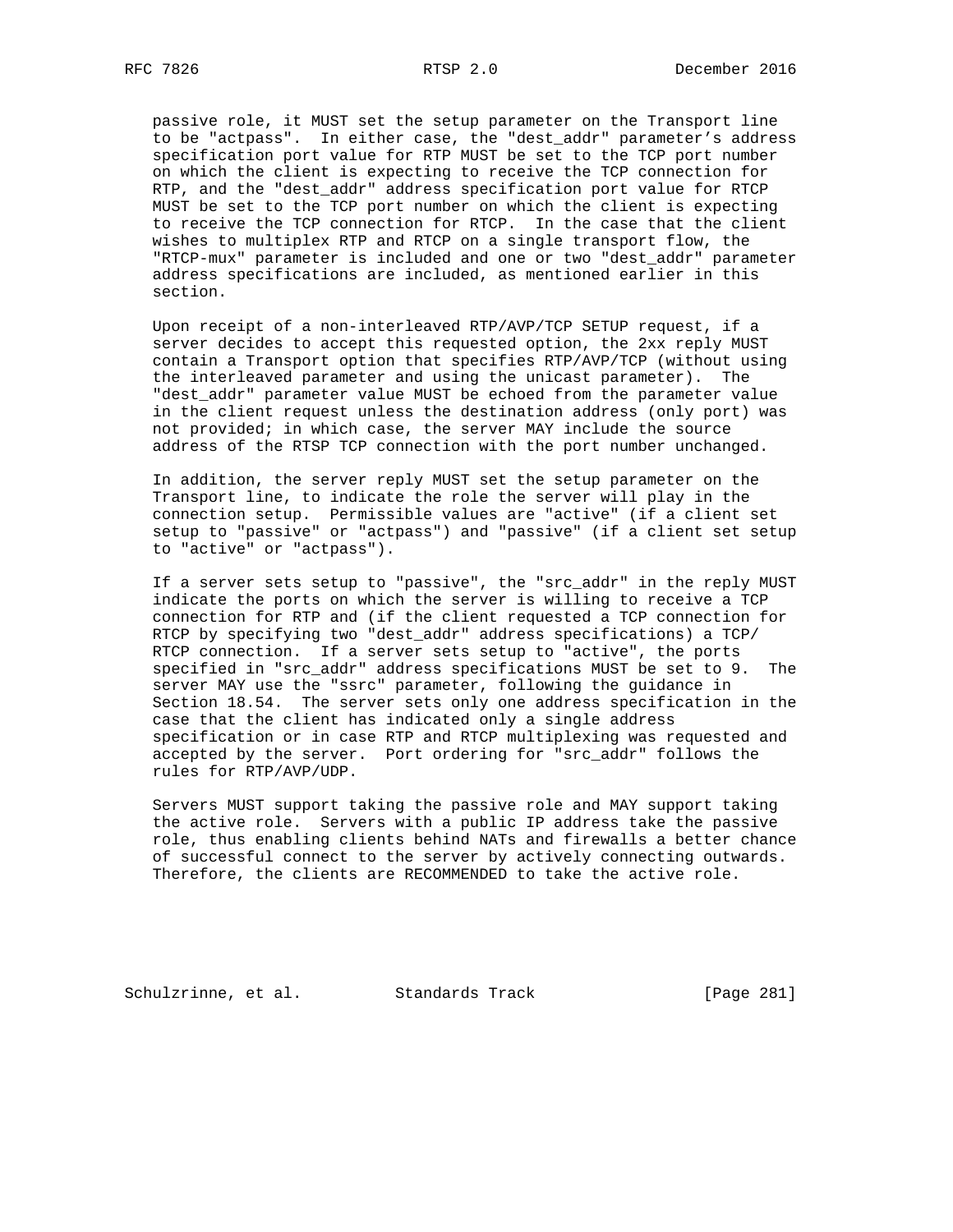passive role, it MUST set the setup parameter on the Transport line to be "actpass". In either case, the "dest_addr" parameter's address specification port value for RTP MUST be set to the TCP port number on which the client is expecting to receive the TCP connection for RTP, and the "dest_addr" address specification port value for RTCP MUST be set to the TCP port number on which the client is expecting to receive the TCP connection for RTCP. In the case that the client wishes to multiplex RTP and RTCP on a single transport flow, the "RTCP-mux" parameter is included and one or two "dest_addr" parameter address specifications are included, as mentioned earlier in this section.

Upon receipt of a non-interleaved RTP/AVP/TCP SETUP request, if a server decides to accept this requested option, the 2xx reply MUST contain a Transport option that specifies RTP/AVP/TCP (without using the interleaved parameter and using the unicast parameter). The "dest_addr" parameter value MUST be echoed from the parameter value in the client request unless the destination address (only port) was not provided; in which case, the server MAY include the source address of the RTSP TCP connection with the port number unchanged.

In addition, the server reply MUST set the setup parameter on the Transport line, to indicate the role the server will play in the connection setup. Permissible values are "active" (if a client set setup to "passive" or "actpass") and "passive" (if a client set setup to "active" or "actpass").

If a server sets setup to "passive", the "src_addr" in the reply MUST indicate the ports on which the server is willing to receive a TCP connection for RTP and (if the client requested a TCP connection for RTCP by specifying two "dest_addr" address specifications) a TCP/RTCP connection. If a server sets setup to "active", the ports specified in "src_addr" address specifications MUST be set to 9. The server MAY use the "ssrc" parameter, following the guidance in Section 18.54. The server sets only one address specification in the case that the client has indicated only a single address specification or in case RTP and RTCP multiplexing was requested and accepted by the server. Port ordering for "src_addr" follows the rules for RTP/AVP/UDP.

Servers MUST support taking the passive role and MAY support taking the active role. Servers with a public IP address take the passive role, thus enabling clients behind NATs and firewalls a better chance of successful connect to the server by actively connecting outwards. Therefore, the clients are RECOMMENDED to take the active role.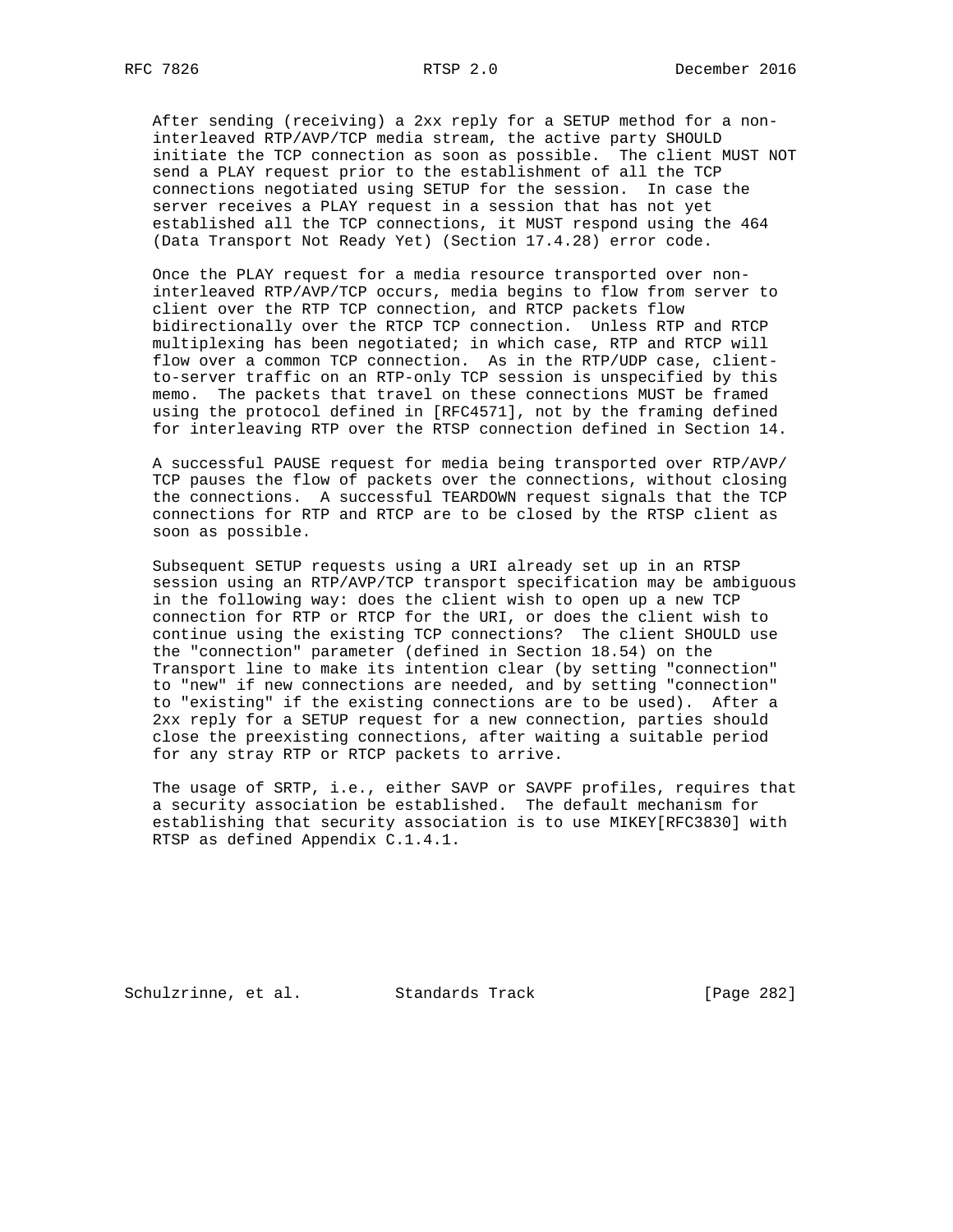After sending (receiving) a 2xx reply for a SETUP method for a non-interleaved RTP/AVP/TCP media stream, the active party SHOULD initiate the TCP connection as soon as possible. The client MUST NOT send a PLAY request prior to the establishment of all the TCP connections negotiated using SETUP for the session. In case the server receives a PLAY request in a session that has not yet established all the TCP connections, it MUST respond using the 464 (Data Transport Not Ready Yet) (Section 17.4.28) error code.

Once the PLAY request for a media resource transported over non-interleaved RTP/AVP/TCP occurs, media begins to flow from server to client over the RTP TCP connection, and RTCP packets flow bidirectionally over the RTCP TCP connection. Unless RTP and RTCP multiplexing has been negotiated; in which case, RTP and RTCP will flow over a common TCP connection. As in the RTP/UDP case, client-to-server traffic on an RTP-only TCP session is unspecified by this memo. The packets that travel on these connections MUST be framed using the protocol defined in [RFC4571], not by the framing defined for interleaving RTP over the RTSP connection defined in Section 14.

A successful PAUSE request for media being transported over RTP/AVP/TCP pauses the flow of packets over the connections, without closing the connections. A successful TEARDOWN request signals that the TCP connections for RTP and RTCP are to be closed by the RTSP client as soon as possible.

Subsequent SETUP requests using a URI already set up in an RTSP session using an RTP/AVP/TCP transport specification may be ambiguous in the following way: does the client wish to open up a new TCP connection for RTP or RTCP for the URI, or does the client wish to continue using the existing TCP connections? The client SHOULD use the "connection" parameter (defined in Section 18.54) on the Transport line to make its intention clear (by setting "connection" to "new" if new connections are needed, and by setting "connection" to "existing" if the existing connections are to be used). After a 2xx reply for a SETUP request for a new connection, parties should close the preexisting connections, after waiting a suitable period for any stray RTP or RTCP packets to arrive.

The usage of SRTP, i.e., either SAVP or SAVPF profiles, requires that a security association be established. The default mechanism for establishing that security association is to use MIKEY[RFC3830] with RTSP as defined Appendix C.1.4.1.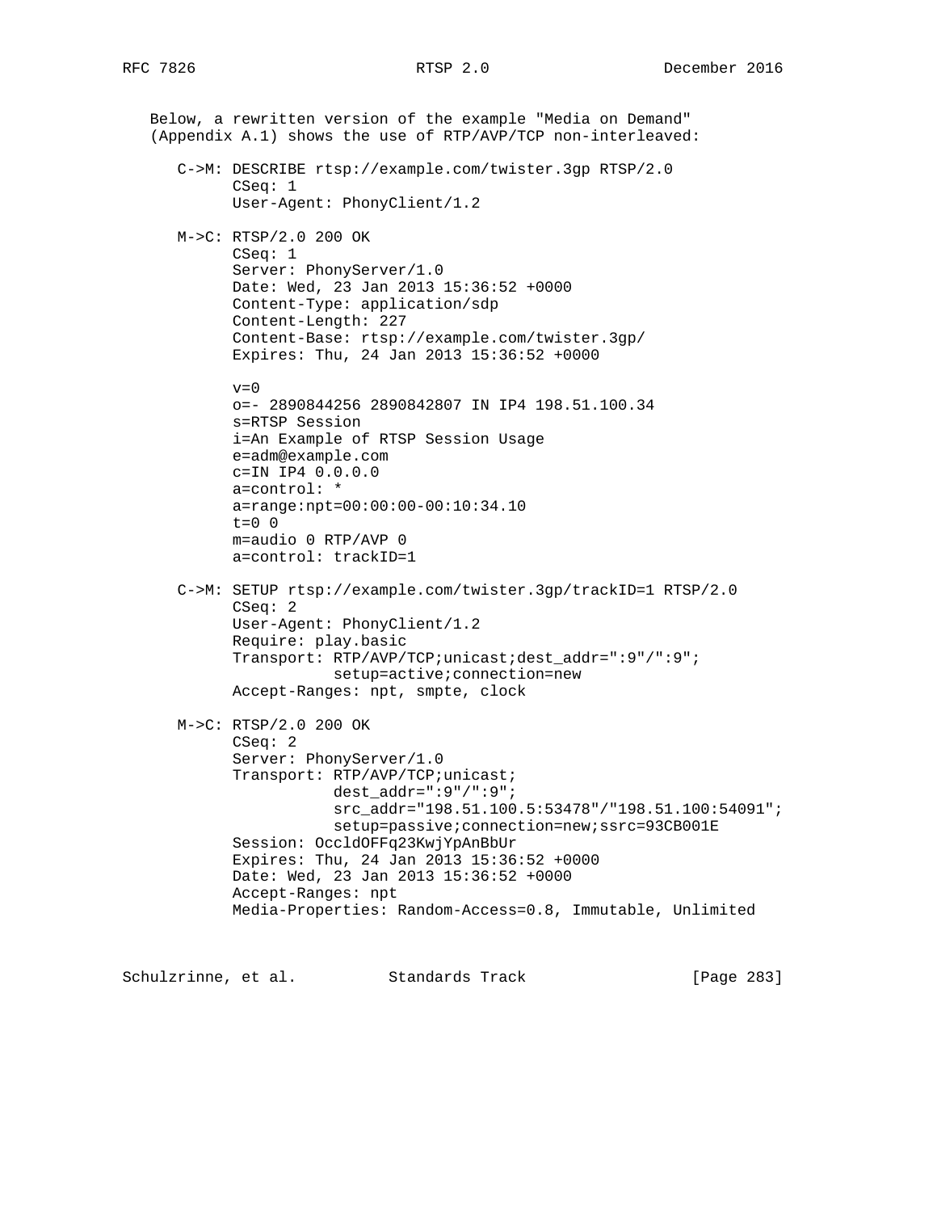Below, a rewritten version of the example "Media on Demand" (Appendix A.1) shows the use of RTP/AVP/TCP non-interleaved:

```
C->M: DESCRIBE rtsp://example.com/twister.3gp RTSP/2.0
      CSeq: 1
      User-Agent: PhonyClient/1.2

M->C: RTSP/2.0 200 OK
      CSeq: 1
      Server: PhonyServer/1.0
      Date: Wed, 23 Jan 2013 15:36:52 +0000
      Content-Type: application/sdp
      Content-Length: 227
      Content-Base: rtsp://example.com/twister.3gp/
      Expires: Thu, 24 Jan 2013 15:36:52 +0000

      v=0
      o=- 2890844256 2890842807 IN IP4 198.51.100.34
      s=RTSP Session
      i=An Example of RTSP Session Usage
      e=adm@example.com
      c=IN IP4 0.0.0.0
      a=control: *
      a=range:npt=00:00:00-00:10:34.10
      t=0 0
      m=audio 0 RTP/AVP 0
      a=control: trackID=1

C->M: SETUP rtsp://example.com/twister.3gp/trackID=1 RTSP/2.0
      CSeq: 2
      User-Agent: PhonyClient/1.2
      Require: play.basic
      Transport: RTP/AVP/TCP;unicast;dest_addr=":9"/":9";
                 setup=active;connection=new
      Accept-Ranges: npt, smpte, clock

M->C: RTSP/2.0 200 OK
      CSeq: 2
      Server: PhonyServer/1.0
      Transport: RTP/AVP/TCP;unicast;
                 dest_addr=":9"/":9";
                 src_addr="198.51.100.5:53478"/"198.51.100:54091";
                 setup=passive;connection=new;ssrc=93CB001E
      Session: OccldOFFq23KwjYpAnBbUr
      Expires: Thu, 24 Jan 2013 15:36:52 +0000
      Date: Wed, 23 Jan 2013 15:36:52 +0000
      Accept-Ranges: npt
      Media-Properties: Random-Access=0.8, Immutable, Unlimited
```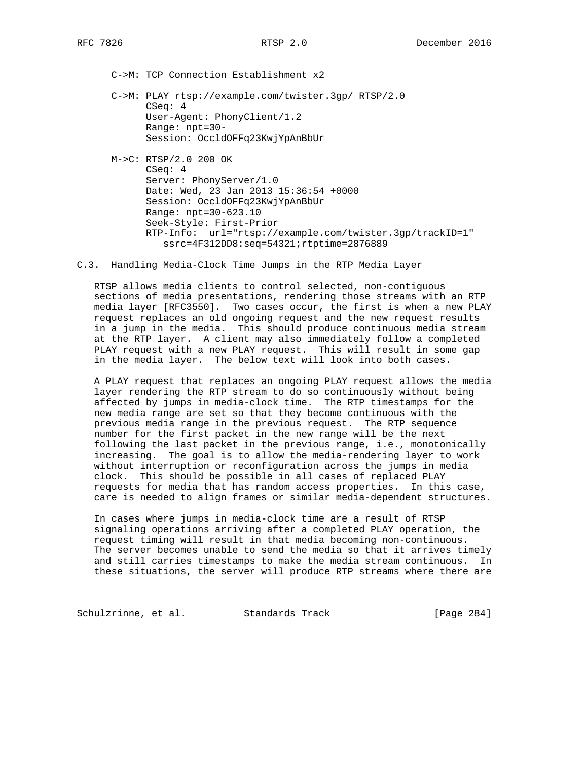```
C->M: TCP Connection Establishment x2

C->M: PLAY rtsp://example.com/twister.3gp/ RTSP/2.0
      CSeq: 4
      User-Agent: PhonyClient/1.2
      Range: npt=30-
      Session: OccldOFFq23KwjYpAnBbUr

M->C: RTSP/2.0 200 OK
      CSeq: 4
      Server: PhonyServer/1.0
      Date: Wed, 23 Jan 2013 15:36:54 +0000
      Session: OccldOFFq23KwjYpAnBbUr
      Range: npt=30-623.10
      Seek-Style: First-Prior
      RTP-Info:  url="rtsp://example.com/twister.3gp/trackID=1"
         ssrc=4F312DD8:seq=54321;rtptime=2876889
```

### C.3. Handling Media-Clock Time Jumps in the RTP Media Layer

RTSP allows media clients to control selected, non-contiguous sections of media presentations, rendering those streams with an RTP media layer [RFC3550]. Two cases occur, the first is when a new PLAY request replaces an old ongoing request and the new request results in a jump in the media. This should produce continuous media stream at the RTP layer. A client may also immediately follow a completed PLAY request with a new PLAY request. This will result in some gap in the media layer. The below text will look into both cases.

A PLAY request that replaces an ongoing PLAY request allows the media layer rendering the RTP stream to do so continuously without being affected by jumps in media-clock time. The RTP timestamps for the new media range are set so that they become continuous with the previous media range in the previous request. The RTP sequence number for the first packet in the new range will be the next following the last packet in the previous range, i.e., monotonically increasing. The goal is to allow the media-rendering layer to work without interruption or reconfiguration across the jumps in media clock. This should be possible in all cases of replaced PLAY requests for media that has random access properties. In this case, care is needed to align frames or similar media-dependent structures.

In cases where jumps in media-clock time are a result of RTSP signaling operations arriving after a completed PLAY operation, the request timing will result in that media becoming non-continuous. The server becomes unable to send the media so that it arrives timely and still carries timestamps to make the media stream continuous. In these situations, the server will produce RTP streams where there are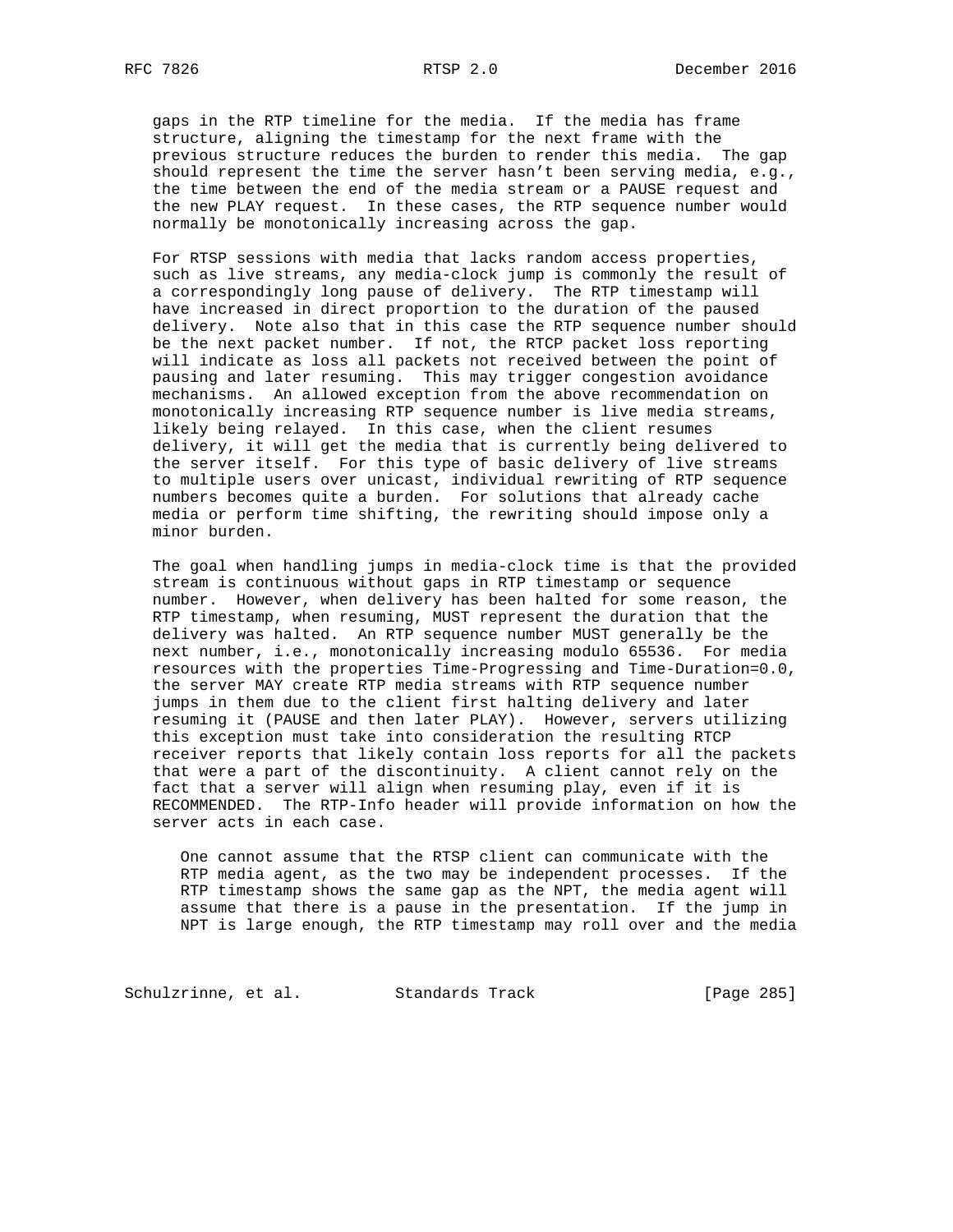gaps in the RTP timeline for the media. If the media has frame structure, aligning the timestamp for the next frame with the previous structure reduces the burden to render this media. The gap should represent the time the server hasn't been serving media, e.g., the time between the end of the media stream or a PAUSE request and the new PLAY request. In these cases, the RTP sequence number would normally be monotonically increasing across the gap.

For RTSP sessions with media that lacks random access properties, such as live streams, any media-clock jump is commonly the result of a correspondingly long pause of delivery. The RTP timestamp will have increased in direct proportion to the duration of the paused delivery. Note also that in this case the RTP sequence number should be the next packet number. If not, the RTCP packet loss reporting will indicate as loss all packets not received between the point of pausing and later resuming. This may trigger congestion avoidance mechanisms. An allowed exception from the above recommendation on monotonically increasing RTP sequence number is live media streams, likely being relayed. In this case, when the client resumes delivery, it will get the media that is currently being delivered to the server itself. For this type of basic delivery of live streams to multiple users over unicast, individual rewriting of RTP sequence numbers becomes quite a burden. For solutions that already cache media or perform time shifting, the rewriting should impose only a minor burden.

The goal when handling jumps in media-clock time is that the provided stream is continuous without gaps in RTP timestamp or sequence number. However, when delivery has been halted for some reason, the RTP timestamp, when resuming, MUST represent the duration that the delivery was halted. An RTP sequence number MUST generally be the next number, i.e., monotonically increasing modulo 65536. For media resources with the properties Time-Progressing and Time-Duration=0.0, the server MAY create RTP media streams with RTP sequence number jumps in them due to the client first halting delivery and later resuming it (PAUSE and then later PLAY). However, servers utilizing this exception must take into consideration the resulting RTCP receiver reports that likely contain loss reports for all the packets that were a part of the discontinuity. A client cannot rely on the fact that a server will align when resuming play, even if it is RECOMMENDED. The RTP-Info header will provide information on how the server acts in each case.

> One cannot assume that the RTSP client can communicate with the RTP media agent, as the two may be independent processes. If the RTP timestamp shows the same gap as the NPT, the media agent will assume that there is a pause in the presentation. If the jump in NPT is large enough, the RTP timestamp may roll over and the media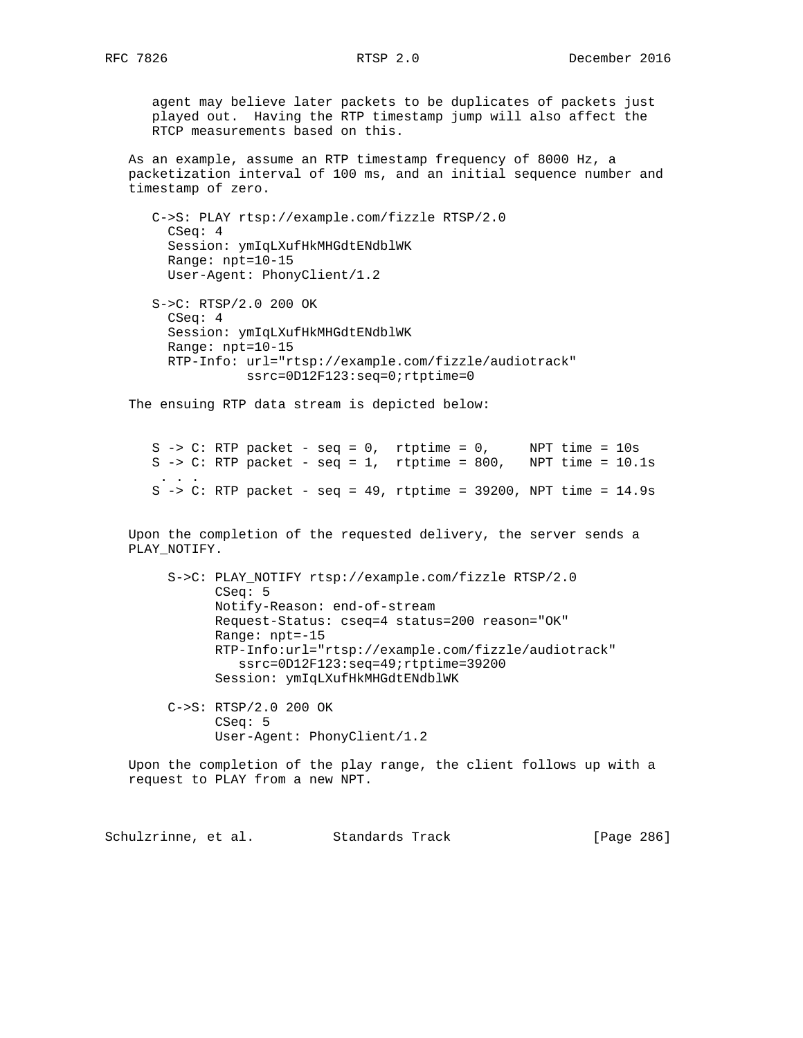agent may believe later packets to be duplicates of packets just played out. Having the RTP timestamp jump will also affect the RTCP measurements based on this.

As an example, assume an RTP timestamp frequency of 8000 Hz, a packetization interval of 100 ms, and an initial sequence number and timestamp of zero.

```
C->S: PLAY rtsp://example.com/fizzle RTSP/2.0
  CSeq: 4
  Session: ymIqLXufHkMHGdtENdblWK
  Range: npt=10-15
  User-Agent: PhonyClient/1.2

S->C: RTSP/2.0 200 OK
  CSeq: 4
  Session: ymIqLXufHkMHGdtENdblWK
  Range: npt=10-15
  RTP-Info: url="rtsp://example.com/fizzle/audiotrack"
            ssrc=0D12F123:seq=0;rtptime=0
```

The ensuing RTP data stream is depicted below:

```
S -> C: RTP packet - seq = 0,  rtptime = 0,     NPT time = 10s
S -> C: RTP packet - seq = 1,  rtptime = 800,   NPT time = 10.1s
 . . .
S -> C: RTP packet - seq = 49, rtptime = 39200, NPT time = 14.9s
```

Upon the completion of the requested delivery, the server sends a PLAY_NOTIFY.

```
S->C: PLAY_NOTIFY rtsp://example.com/fizzle RTSP/2.0
      CSeq: 5
      Notify-Reason: end-of-stream
      Request-Status: cseq=4 status=200 reason="OK"
      Range: npt=-15
      RTP-Info:url="rtsp://example.com/fizzle/audiotrack"
         ssrc=0D12F123:seq=49;rtptime=39200
      Session: ymIqLXufHkMHGdtENdblWK

C->S: RTSP/2.0 200 OK
      CSeq: 5
      User-Agent: PhonyClient/1.2
```

Upon the completion of the play range, the client follows up with a request to PLAY from a new NPT.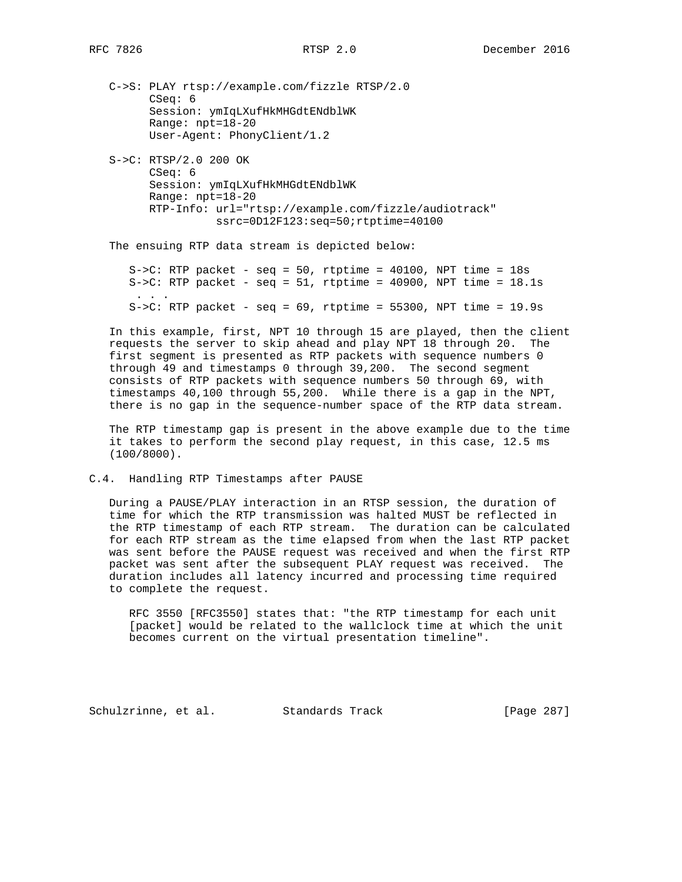```
C->S: PLAY rtsp://example.com/fizzle RTSP/2.0
      CSeq: 6
      Session: ymIqLXufHkMHGdtENdblWK
      Range: npt=18-20
      User-Agent: PhonyClient/1.2

S->C: RTSP/2.0 200 OK
      CSeq: 6
      Session: ymIqLXufHkMHGdtENdblWK
      Range: npt=18-20
      RTP-Info: url="rtsp://example.com/fizzle/audiotrack"
                ssrc=0D12F123:seq=50;rtptime=40100
```

The ensuing RTP data stream is depicted below:

```
S->C: RTP packet - seq = 50, rtptime = 40100, NPT time = 18s
S->C: RTP packet - seq = 51, rtptime = 40900, NPT time = 18.1s
 . . .
S->C: RTP packet - seq = 69, rtptime = 55300, NPT time = 19.9s
```

In this example, first, NPT 10 through 15 are played, then the client requests the server to skip ahead and play NPT 18 through 20. The first segment is presented as RTP packets with sequence numbers 0 through 49 and timestamps 0 through 39,200. The second segment consists of RTP packets with sequence numbers 50 through 69, with timestamps 40,100 through 55,200. While there is a gap in the NPT, there is no gap in the sequence-number space of the RTP data stream.

The RTP timestamp gap is present in the above example due to the time it takes to perform the second play request, in this case, 12.5 ms (100/8000).

## C.4. Handling RTP Timestamps after PAUSE

During a PAUSE/PLAY interaction in an RTSP session, the duration of time for which the RTP transmission was halted MUST be reflected in the RTP timestamp of each RTP stream. The duration can be calculated for each RTP stream as the time elapsed from when the last RTP packet was sent before the PAUSE request was received and when the first RTP packet was sent after the subsequent PLAY request was received. The duration includes all latency incurred and processing time required to complete the request.

> RFC 3550 [RFC3550] states that: "the RTP timestamp for each unit [packet] would be related to the wallclock time at which the unit becomes current on the virtual presentation timeline".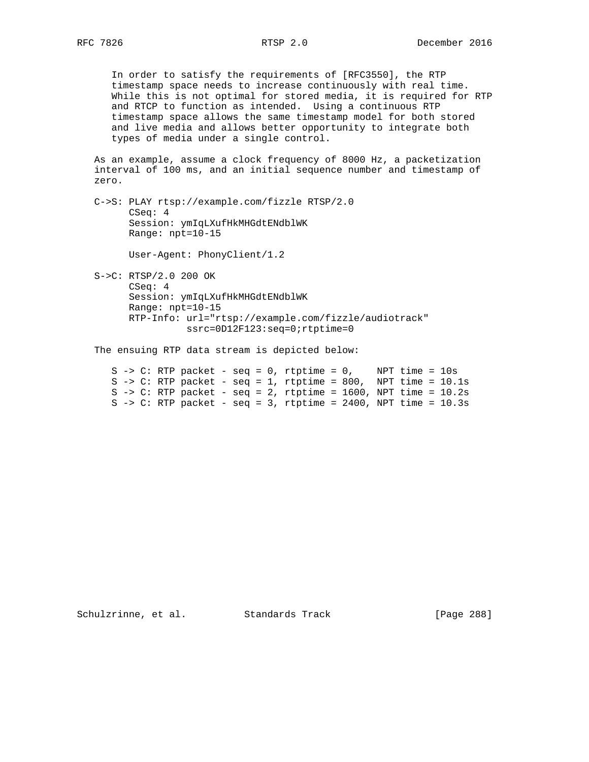In order to satisfy the requirements of [RFC3550], the RTP timestamp space needs to increase continuously with real time. While this is not optimal for stored media, it is required for RTP and RTCP to function as intended. Using a continuous RTP timestamp space allows the same timestamp model for both stored and live media and allows better opportunity to integrate both types of media under a single control.

As an example, assume a clock frequency of 8000 Hz, a packetization interval of 100 ms, and an initial sequence number and timestamp of zero.

```
C->S: PLAY rtsp://example.com/fizzle RTSP/2.0
      CSeq: 4
      Session: ymIqLXufHkMHGdtENdblWK
      Range: npt=10-15

      User-Agent: PhonyClient/1.2

S->C: RTSP/2.0 200 OK
      CSeq: 4
      Session: ymIqLXufHkMHGdtENdblWK
      Range: npt=10-15
      RTP-Info: url="rtsp://example.com/fizzle/audiotrack"
                ssrc=0D12F123:seq=0;rtptime=0
```

The ensuing RTP data stream is depicted below:

```
S -> C: RTP packet - seq = 0, rtptime = 0,    NPT time = 10s
S -> C: RTP packet - seq = 1, rtptime = 800,  NPT time = 10.1s
S -> C: RTP packet - seq = 2, rtptime = 1600, NPT time = 10.2s
S -> C: RTP packet - seq = 3, rtptime = 2400, NPT time = 10.3s
```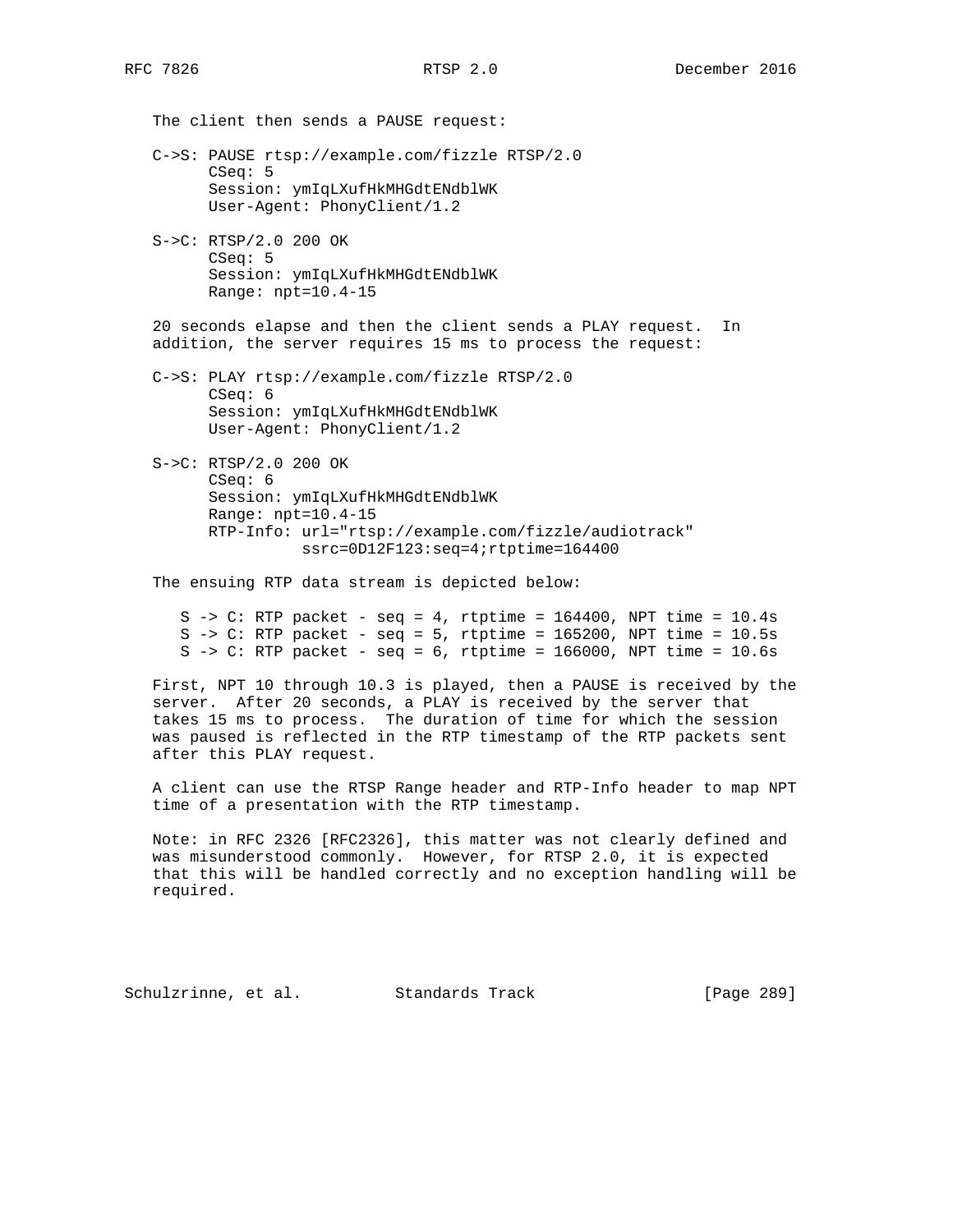The client then sends a PAUSE request:

```
C->S: PAUSE rtsp://example.com/fizzle RTSP/2.0
      CSeq: 5
      Session: ymIqLXufHkMHGdtENdblWK
      User-Agent: PhonyClient/1.2

S->C: RTSP/2.0 200 OK
      CSeq: 5
      Session: ymIqLXufHkMHGdtENdblWK
      Range: npt=10.4-15
```

20 seconds elapse and then the client sends a PLAY request. In addition, the server requires 15 ms to process the request:

```
C->S: PLAY rtsp://example.com/fizzle RTSP/2.0
      CSeq: 6
      Session: ymIqLXufHkMHGdtENdblWK
      User-Agent: PhonyClient/1.2

S->C: RTSP/2.0 200 OK
      CSeq: 6
      Session: ymIqLXufHkMHGdtENdblWK
      Range: npt=10.4-15
      RTP-Info: url="rtsp://example.com/fizzle/audiotrack"
                ssrc=0D12F123:seq=4;rtptime=164400
```

The ensuing RTP data stream is depicted below:

```
S -> C: RTP packet - seq = 4, rtptime = 164400, NPT time = 10.4s
S -> C: RTP packet - seq = 5, rtptime = 165200, NPT time = 10.5s
S -> C: RTP packet - seq = 6, rtptime = 166000, NPT time = 10.6s
```

First, NPT 10 through 10.3 is played, then a PAUSE is received by the server. After 20 seconds, a PLAY is received by the server that takes 15 ms to process. The duration of time for which the session was paused is reflected in the RTP timestamp of the RTP packets sent after this PLAY request.

A client can use the RTSP Range header and RTP-Info header to map NPT time of a presentation with the RTP timestamp.

Note: in RFC 2326 [RFC2326], this matter was not clearly defined and was misunderstood commonly. However, for RTSP 2.0, it is expected that this will be handled correctly and no exception handling will be required.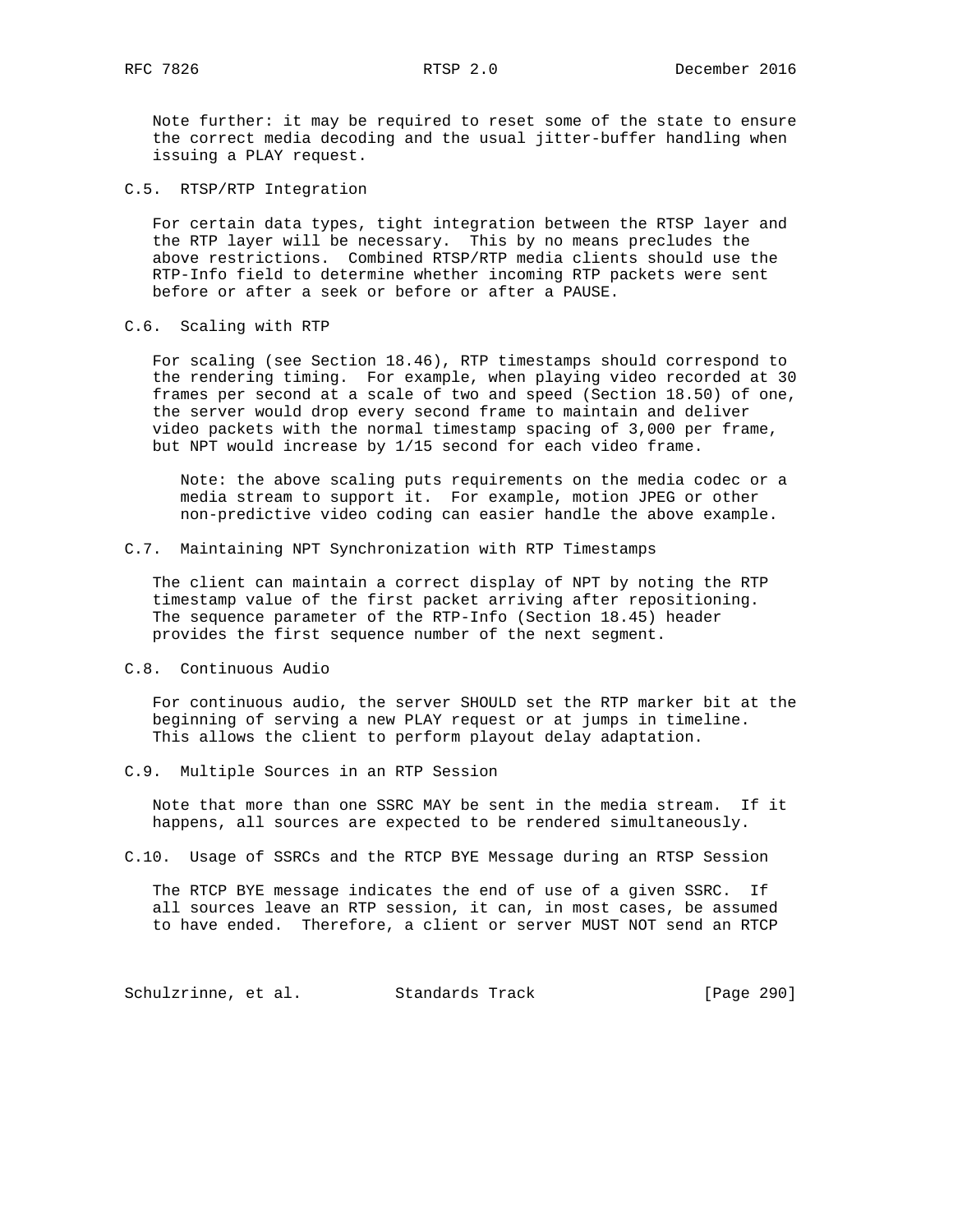Note further: it may be required to reset some of the state to ensure the correct media decoding and the usual jitter-buffer handling when issuing a PLAY request.

### C.5. RTSP/RTP Integration

For certain data types, tight integration between the RTSP layer and the RTP layer will be necessary. This by no means precludes the above restrictions. Combined RTSP/RTP media clients should use the RTP-Info field to determine whether incoming RTP packets were sent before or after a seek or before or after a PAUSE.

### C.6. Scaling with RTP

For scaling (see Section 18.46), RTP timestamps should correspond to the rendering timing. For example, when playing video recorded at 30 frames per second at a scale of two and speed (Section 18.50) of one, the server would drop every second frame to maintain and deliver video packets with the normal timestamp spacing of 3,000 per frame, but NPT would increase by 1/15 second for each video frame.

> Note: the above scaling puts requirements on the media codec or a media stream to support it. For example, motion JPEG or other non-predictive video coding can easier handle the above example.

### C.7. Maintaining NPT Synchronization with RTP Timestamps

The client can maintain a correct display of NPT by noting the RTP timestamp value of the first packet arriving after repositioning. The sequence parameter of the RTP-Info (Section 18.45) header provides the first sequence number of the next segment.

### C.8. Continuous Audio

For continuous audio, the server SHOULD set the RTP marker bit at the beginning of serving a new PLAY request or at jumps in timeline. This allows the client to perform playout delay adaptation.

### C.9. Multiple Sources in an RTP Session

Note that more than one SSRC MAY be sent in the media stream. If it happens, all sources are expected to be rendered simultaneously.

### C.10. Usage of SSRCs and the RTCP BYE Message during an RTSP Session

The RTCP BYE message indicates the end of use of a given SSRC. If all sources leave an RTP session, it can, in most cases, be assumed to have ended. Therefore, a client or server MUST NOT send an RTCP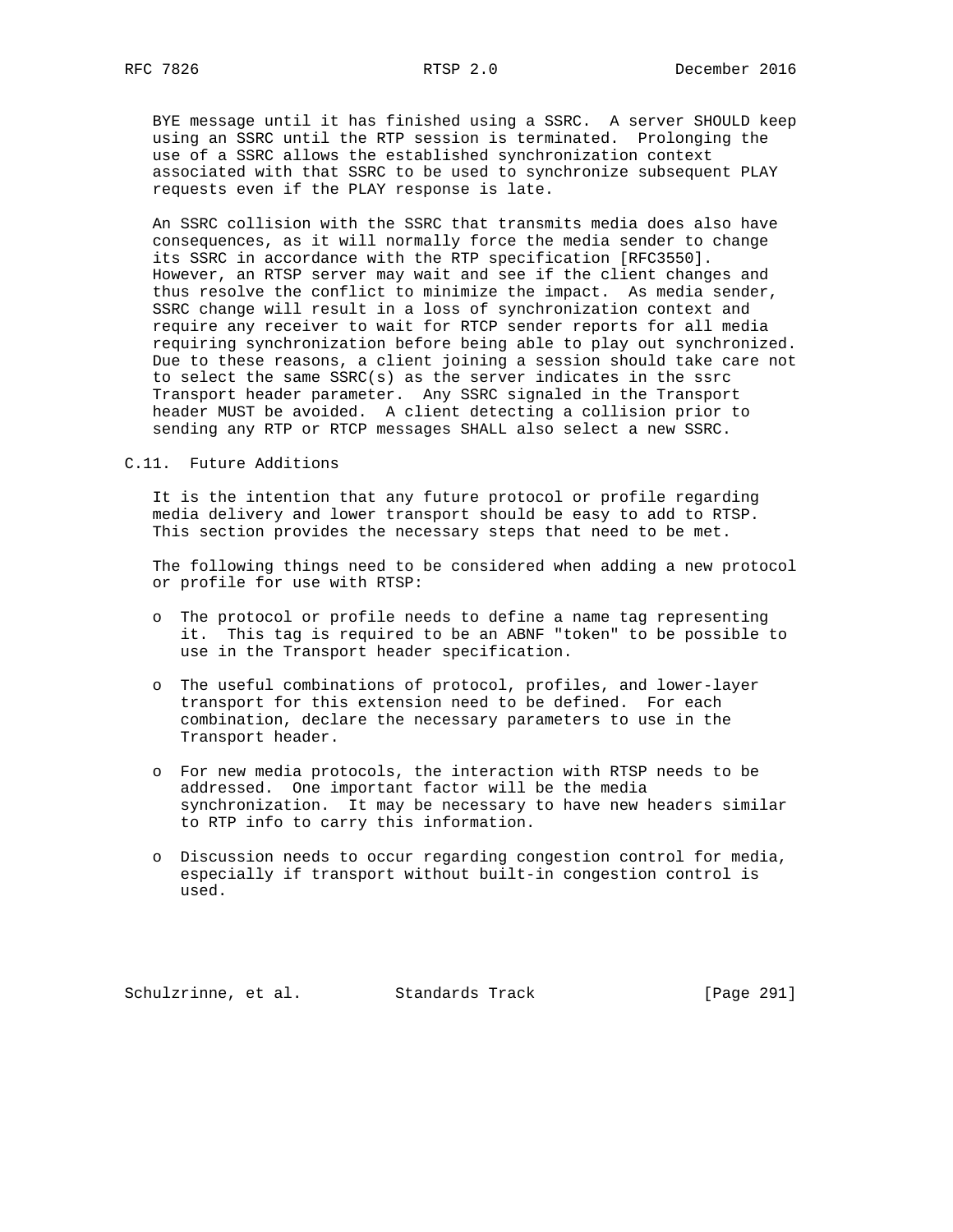BYE message until it has finished using a SSRC. A server SHOULD keep using an SSRC until the RTP session is terminated. Prolonging the use of a SSRC allows the established synchronization context associated with that SSRC to be used to synchronize subsequent PLAY requests even if the PLAY response is late.

An SSRC collision with the SSRC that transmits media does also have consequences, as it will normally force the media sender to change its SSRC in accordance with the RTP specification [RFC3550]. However, an RTSP server may wait and see if the client changes and thus resolve the conflict to minimize the impact. As media sender, SSRC change will result in a loss of synchronization context and require any receiver to wait for RTCP sender reports for all media requiring synchronization before being able to play out synchronized. Due to these reasons, a client joining a session should take care not to select the same SSRC(s) as the server indicates in the ssrc Transport header parameter. Any SSRC signaled in the Transport header MUST be avoided. A client detecting a collision prior to sending any RTP or RTCP messages SHALL also select a new SSRC.

### C.11. Future Additions

It is the intention that any future protocol or profile regarding media delivery and lower transport should be easy to add to RTSP. This section provides the necessary steps that need to be met.

The following things need to be considered when adding a new protocol or profile for use with RTSP:

- The protocol or profile needs to define a name tag representing it. This tag is required to be an ABNF "token" to be possible to use in the Transport header specification.

- The useful combinations of protocol, profiles, and lower-layer transport for this extension need to be defined. For each combination, declare the necessary parameters to use in the Transport header.

- For new media protocols, the interaction with RTSP needs to be addressed. One important factor will be the media synchronization. It may be necessary to have new headers similar to RTP info to carry this information.

- Discussion needs to occur regarding congestion control for media, especially if transport without built-in congestion control is used.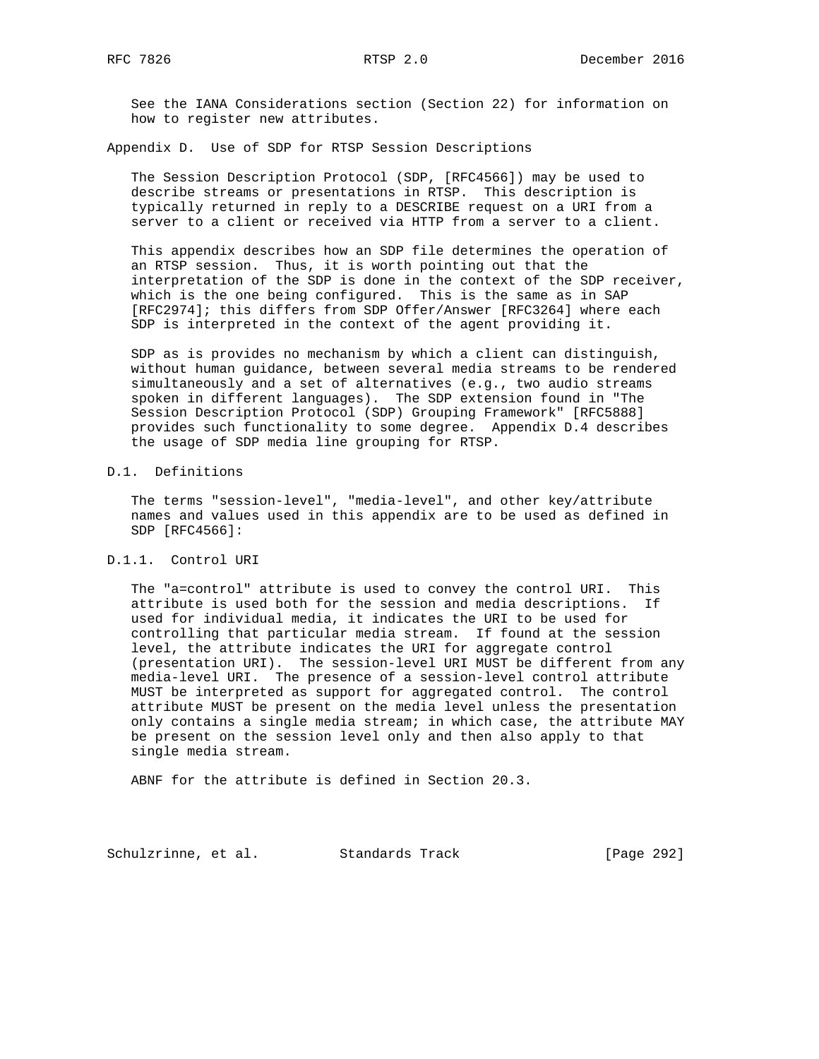See the IANA Considerations section (Section 22) for information on how to register new attributes.

# Appendix D. Use of SDP for RTSP Session Descriptions

The Session Description Protocol (SDP, [RFC4566]) may be used to describe streams or presentations in RTSP. This description is typically returned in reply to a DESCRIBE request on a URI from a server to a client or received via HTTP from a server to a client.

This appendix describes how an SDP file determines the operation of an RTSP session. Thus, it is worth pointing out that the interpretation of the SDP is done in the context of the SDP receiver, which is the one being configured. This is the same as in SAP [RFC2974]; this differs from SDP Offer/Answer [RFC3264] where each SDP is interpreted in the context of the agent providing it.

SDP as is provides no mechanism by which a client can distinguish, without human guidance, between several media streams to be rendered simultaneously and a set of alternatives (e.g., two audio streams spoken in different languages). The SDP extension found in "The Session Description Protocol (SDP) Grouping Framework" [RFC5888] provides such functionality to some degree. Appendix D.4 describes the usage of SDP media line grouping for RTSP.

## D.1. Definitions

The terms "session-level", "media-level", and other key/attribute names and values used in this appendix are to be used as defined in SDP [RFC4566]:

### D.1.1. Control URI

The "a=control" attribute is used to convey the control URI. This attribute is used both for the session and media descriptions. If used for individual media, it indicates the URI to be used for controlling that particular media stream. If found at the session level, the attribute indicates the URI for aggregate control (presentation URI). The session-level URI MUST be different from any media-level URI. The presence of a session-level control attribute MUST be interpreted as support for aggregated control. The control attribute MUST be present on the media level unless the presentation only contains a single media stream; in which case, the attribute MAY be present on the session level only and then also apply to that single media stream.

ABNF for the attribute is defined in Section 20.3.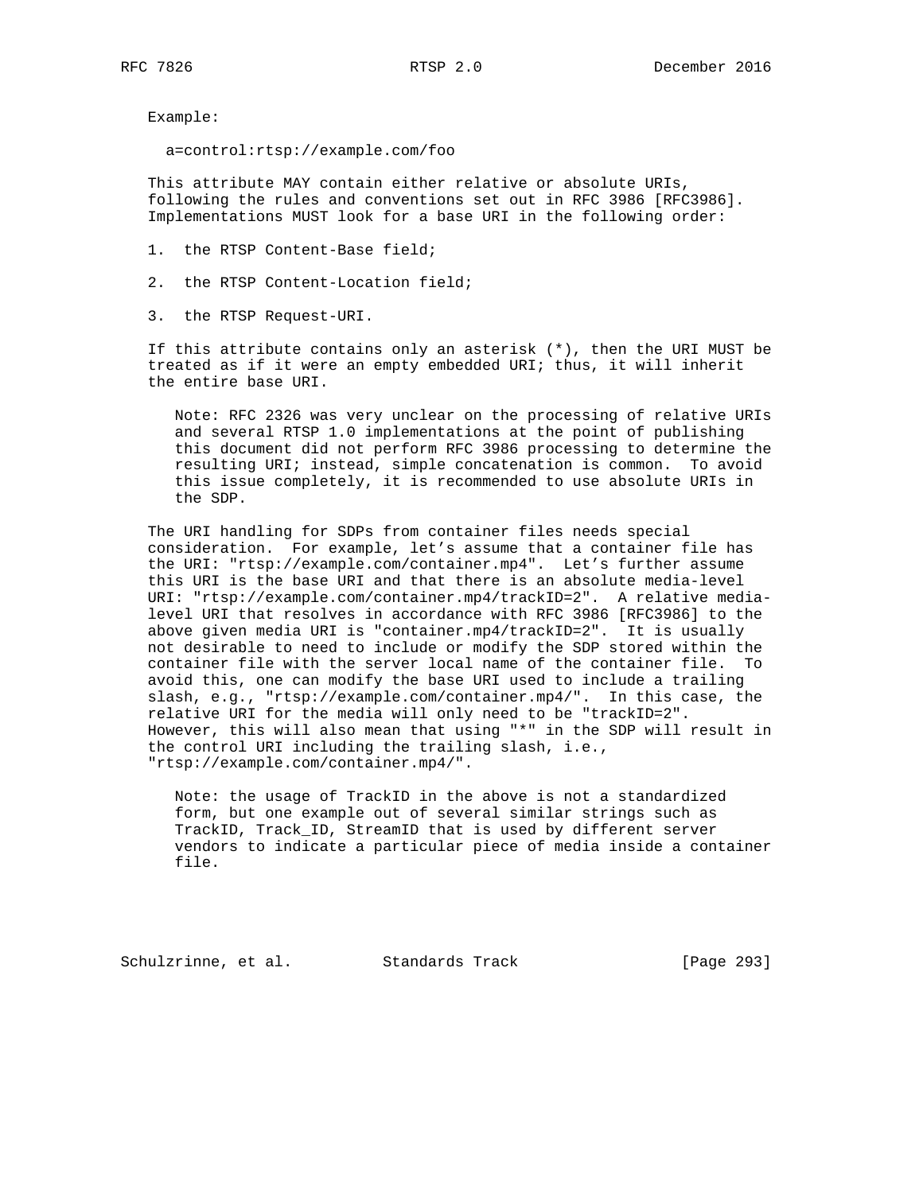Example:

```
a=control:rtsp://example.com/foo
```

This attribute MAY contain either relative or absolute URIs, following the rules and conventions set out in RFC 3986 [RFC3986]. Implementations MUST look for a base URI in the following order:

1. the RTSP Content-Base field;
2. the RTSP Content-Location field;
3. the RTSP Request-URI.

If this attribute contains only an asterisk (*), then the URI MUST be treated as if it were an empty embedded URI; thus, it will inherit the entire base URI.

> Note: RFC 2326 was very unclear on the processing of relative URIs and several RTSP 1.0 implementations at the point of publishing this document did not perform RFC 3986 processing to determine the resulting URI; instead, simple concatenation is common. To avoid this issue completely, it is recommended to use absolute URIs in the SDP.

The URI handling for SDPs from container files needs special consideration. For example, let's assume that a container file has the URI: "rtsp://example.com/container.mp4". Let's further assume this URI is the base URI and that there is an absolute media-level URI: "rtsp://example.com/container.mp4/trackID=2". A relative media-level URI that resolves in accordance with RFC 3986 [RFC3986] to the above given media URI is "container.mp4/trackID=2". It is usually not desirable to need to include or modify the SDP stored within the container file with the server local name of the container file. To avoid this, one can modify the base URI used to include a trailing slash, e.g., "rtsp://example.com/container.mp4/". In this case, the relative URI for the media will only need to be "trackID=2". However, this will also mean that using "*" in the SDP will result in the control URI including the trailing slash, i.e., "rtsp://example.com/container.mp4/".

> Note: the usage of TrackID in the above is not a standardized form, but one example out of several similar strings such as TrackID, Track_ID, StreamID that is used by different server vendors to indicate a particular piece of media inside a container file.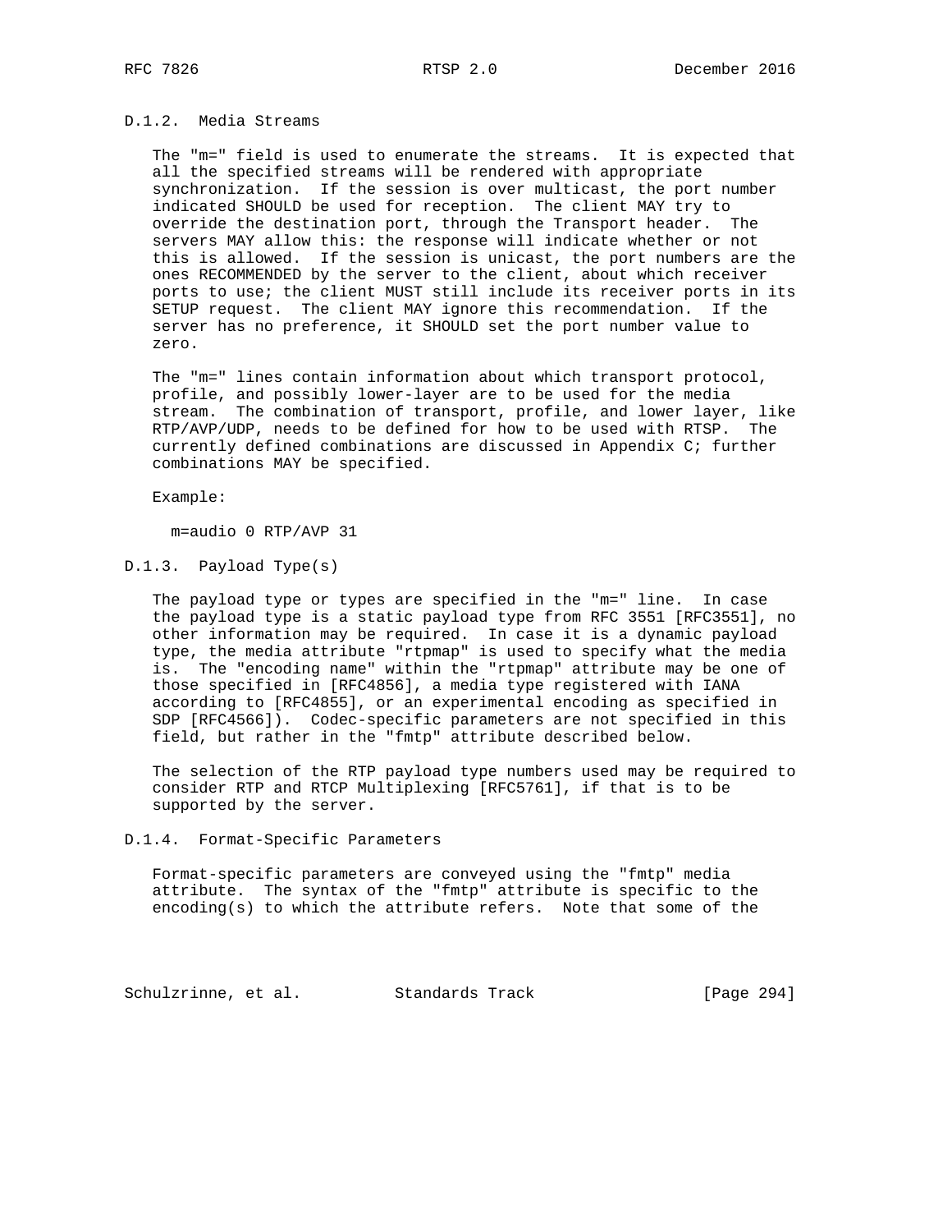### D.1.2. Media Streams

The "m=" field is used to enumerate the streams. It is expected that all the specified streams will be rendered with appropriate synchronization. If the session is over multicast, the port number indicated SHOULD be used for reception. The client MAY try to override the destination port, through the Transport header. The servers MAY allow this: the response will indicate whether or not this is allowed. If the session is unicast, the port numbers are the ones RECOMMENDED by the server to the client, about which receiver ports to use; the client MUST still include its receiver ports in its SETUP request. The client MAY ignore this recommendation. If the server has no preference, it SHOULD set the port number value to zero.

The "m=" lines contain information about which transport protocol, profile, and possibly lower-layer are to be used for the media stream. The combination of transport, profile, and lower layer, like RTP/AVP/UDP, needs to be defined for how to be used with RTSP. The currently defined combinations are discussed in Appendix C; further combinations MAY be specified.

Example:

```
m=audio 0 RTP/AVP 31
```

### D.1.3. Payload Type(s)

The payload type or types are specified in the "m=" line. In case the payload type is a static payload type from RFC 3551 [RFC3551], no other information may be required. In case it is a dynamic payload type, the media attribute "rtpmap" is used to specify what the media is. The "encoding name" within the "rtpmap" attribute may be one of those specified in [RFC4856], a media type registered with IANA according to [RFC4855], or an experimental encoding as specified in SDP [RFC4566]). Codec-specific parameters are not specified in this field, but rather in the "fmtp" attribute described below.

The selection of the RTP payload type numbers used may be required to consider RTP and RTCP Multiplexing [RFC5761], if that is to be supported by the server.

### D.1.4. Format-Specific Parameters

Format-specific parameters are conveyed using the "fmtp" media attribute. The syntax of the "fmtp" attribute is specific to the encoding(s) to which the attribute refers. Note that some of the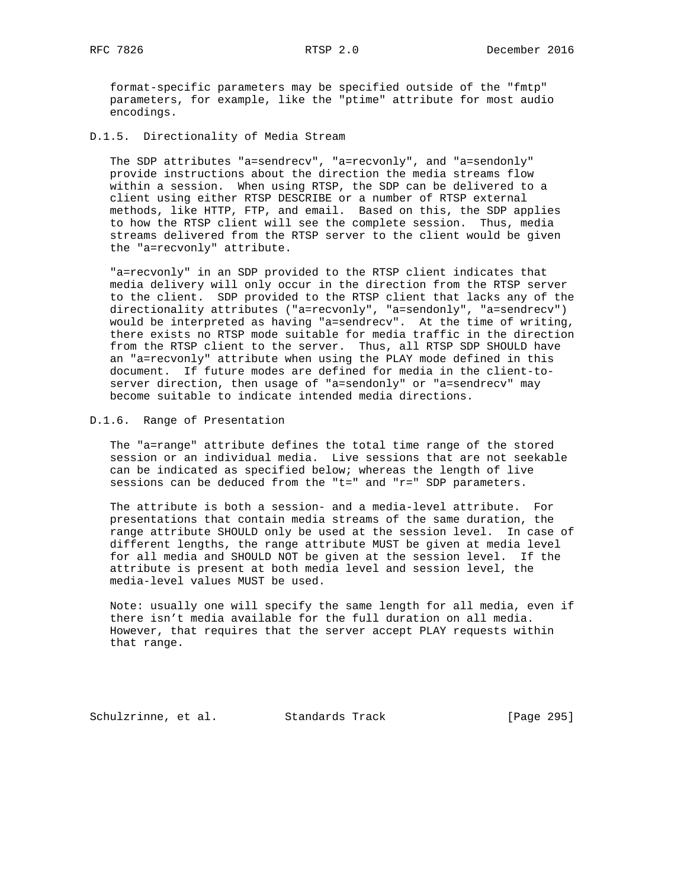format-specific parameters may be specified outside of the "fmtp" parameters, for example, like the "ptime" attribute for most audio encodings.

### D.1.5. Directionality of Media Stream

The SDP attributes "a=sendrecv", "a=recvonly", and "a=sendonly" provide instructions about the direction the media streams flow within a session. When using RTSP, the SDP can be delivered to a client using either RTSP DESCRIBE or a number of RTSP external methods, like HTTP, FTP, and email. Based on this, the SDP applies to how the RTSP client will see the complete session. Thus, media streams delivered from the RTSP server to the client would be given the "a=recvonly" attribute.

"a=recvonly" in an SDP provided to the RTSP client indicates that media delivery will only occur in the direction from the RTSP server to the client. SDP provided to the RTSP client that lacks any of the directionality attributes ("a=recvonly", "a=sendonly", "a=sendrecv") would be interpreted as having "a=sendrecv". At the time of writing, there exists no RTSP mode suitable for media traffic in the direction from the RTSP client to the server. Thus, all RTSP SDP SHOULD have an "a=recvonly" attribute when using the PLAY mode defined in this document. If future modes are defined for media in the client-to-server direction, then usage of "a=sendonly" or "a=sendrecv" may become suitable to indicate intended media directions.

### D.1.6. Range of Presentation

The "a=range" attribute defines the total time range of the stored session or an individual media. Live sessions that are not seekable can be indicated as specified below; whereas the length of live sessions can be deduced from the "t=" and "r=" SDP parameters.

The attribute is both a session- and a media-level attribute. For presentations that contain media streams of the same duration, the range attribute SHOULD only be used at the session level. In case of different lengths, the range attribute MUST be given at media level for all media and SHOULD NOT be given at the session level. If the attribute is present at both media level and session level, the media-level values MUST be used.

Note: usually one will specify the same length for all media, even if there isn't media available for the full duration on all media. However, that requires that the server accept PLAY requests within that range.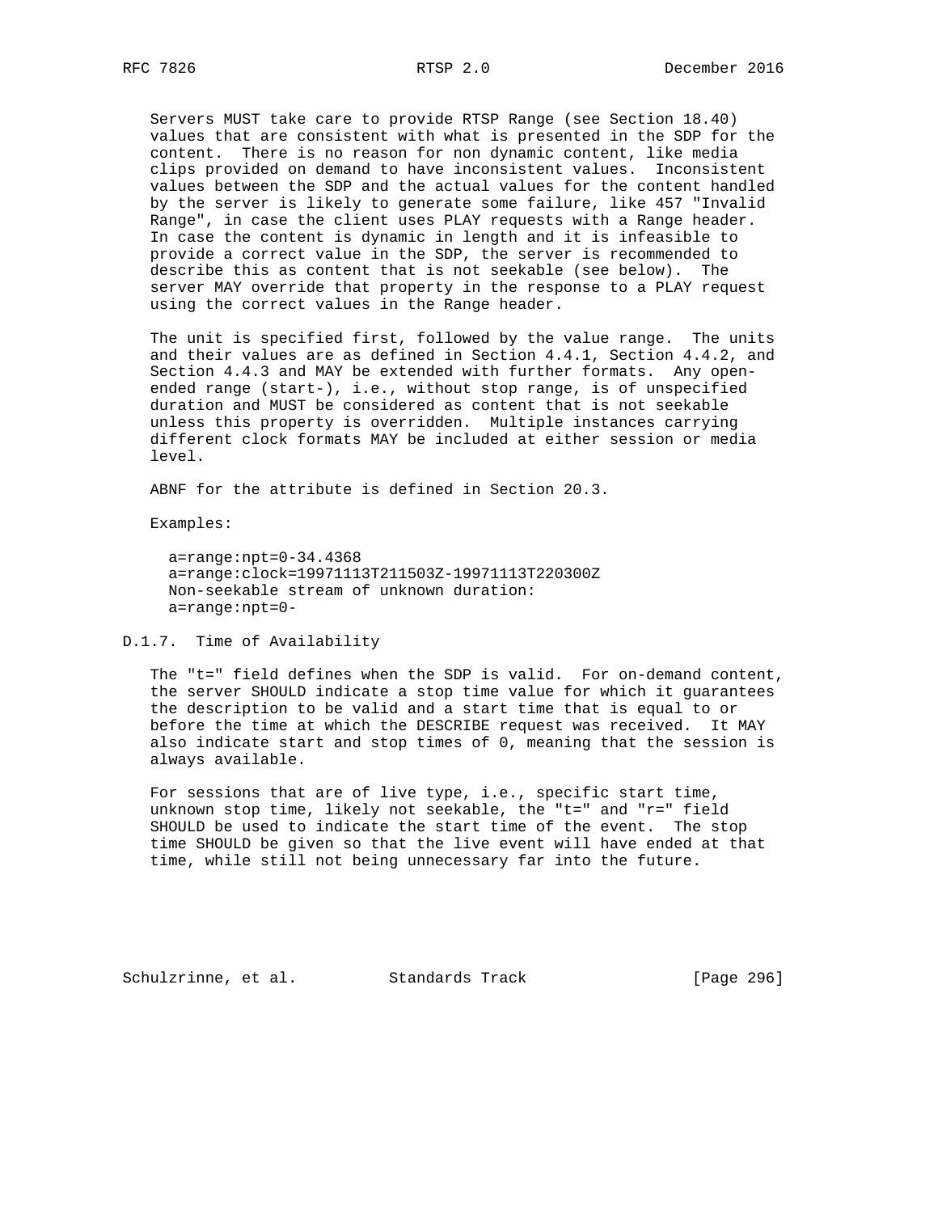Servers MUST take care to provide RTSP Range (see Section 18.40) values that are consistent with what is presented in the SDP for the content. There is no reason for non dynamic content, like media clips provided on demand to have inconsistent values. Inconsistent values between the SDP and the actual values for the content handled by the server is likely to generate some failure, like 457 "Invalid Range", in case the client uses PLAY requests with a Range header. In case the content is dynamic in length and it is infeasible to provide a correct value in the SDP, the server is recommended to describe this as content that is not seekable (see below). The server MAY override that property in the response to a PLAY request using the correct values in the Range header.

The unit is specified first, followed by the value range. The units and their values are as defined in Section 4.4.1, Section 4.4.2, and Section 4.4.3 and MAY be extended with further formats. Any open-ended range (start-), i.e., without stop range, is of unspecified duration and MUST be considered as content that is not seekable unless this property is overridden. Multiple instances carrying different clock formats MAY be included at either session or media level.

ABNF for the attribute is defined in Section 20.3.

Examples:

```
a=range:npt=0-34.4368
a=range:clock=19971113T211503Z-19971113T220300Z
Non-seekable stream of unknown duration:
a=range:npt=0-
```

### D.1.7. Time of Availability

The "t=" field defines when the SDP is valid. For on-demand content, the server SHOULD indicate a stop time value for which it guarantees the description to be valid and a start time that is equal to or before the time at which the DESCRIBE request was received. It MAY also indicate start and stop times of 0, meaning that the session is always available.

For sessions that are of live type, i.e., specific start time, unknown stop time, likely not seekable, the "t=" and "r=" field SHOULD be used to indicate the start time of the event. The stop time SHOULD be given so that the live event will have ended at that time, while still not being unnecessary far into the future.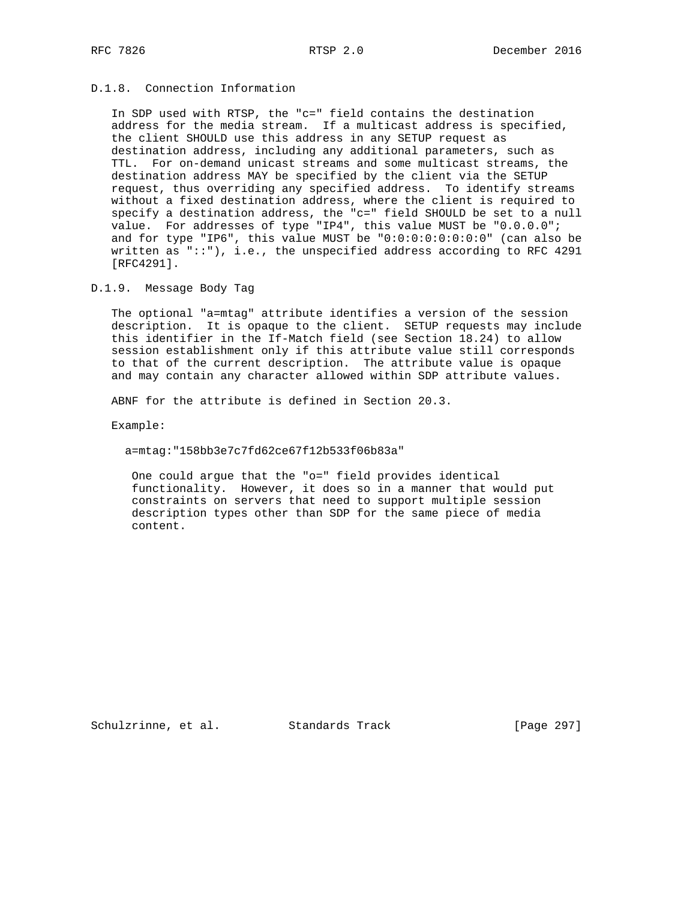### D.1.8. Connection Information

In SDP used with RTSP, the "c=" field contains the destination address for the media stream. If a multicast address is specified, the client SHOULD use this address in any SETUP request as destination address, including any additional parameters, such as TTL. For on-demand unicast streams and some multicast streams, the destination address MAY be specified by the client via the SETUP request, thus overriding any specified address. To identify streams without a fixed destination address, where the client is required to specify a destination address, the "c=" field SHOULD be set to a null value. For addresses of type "IP4", this value MUST be "0.0.0.0"; and for type "IP6", this value MUST be "0:0:0:0:0:0:0:0" (can also be written as "::"), i.e., the unspecified address according to RFC 4291 [RFC4291].

### D.1.9. Message Body Tag

The optional "a=mtag" attribute identifies a version of the session description. It is opaque to the client. SETUP requests may include this identifier in the If-Match field (see Section 18.24) to allow session establishment only if this attribute value still corresponds to that of the current description. The attribute value is opaque and may contain any character allowed within SDP attribute values.

ABNF for the attribute is defined in Section 20.3.

Example:

```
a=mtag:"158bb3e7c7fd62ce67f12b533f06b83a"
```

> One could argue that the "o=" field provides identical functionality. However, it does so in a manner that would put constraints on servers that need to support multiple session description types other than SDP for the same piece of media content.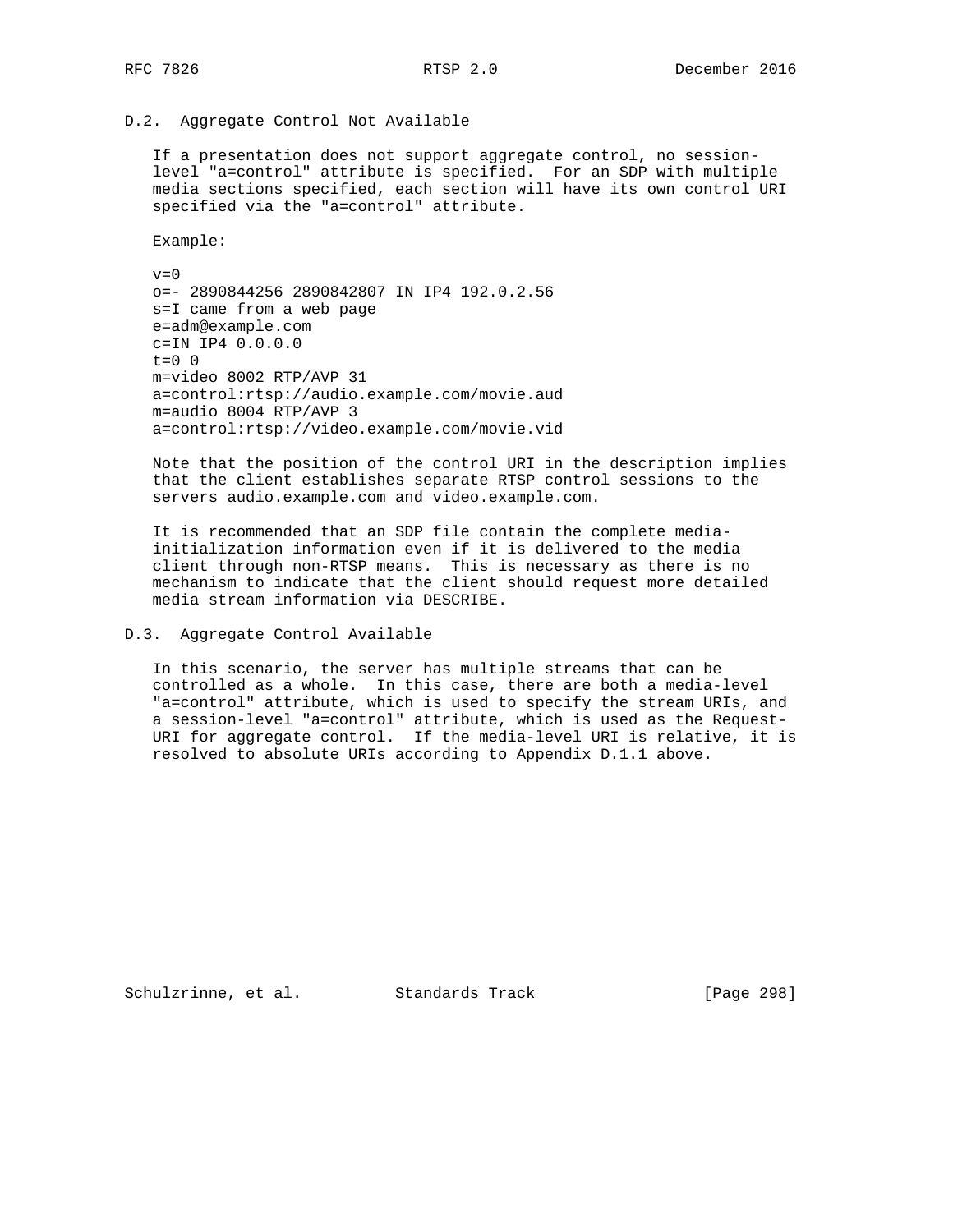## D.2. Aggregate Control Not Available

If a presentation does not support aggregate control, no session-level "a=control" attribute is specified. For an SDP with multiple media sections specified, each section will have its own control URI specified via the "a=control" attribute.

Example:

```
v=0
o=- 2890844256 2890842807 IN IP4 192.0.2.56
s=I came from a web page
e=adm@example.com
c=IN IP4 0.0.0.0
t=0 0
m=video 8002 RTP/AVP 31
a=control:rtsp://audio.example.com/movie.aud
m=audio 8004 RTP/AVP 3
a=control:rtsp://video.example.com/movie.vid
```

Note that the position of the control URI in the description implies that the client establishes separate RTSP control sessions to the servers audio.example.com and video.example.com.

It is recommended that an SDP file contain the complete media-initialization information even if it is delivered to the media client through non-RTSP means. This is necessary as there is no mechanism to indicate that the client should request more detailed media stream information via DESCRIBE.

## D.3. Aggregate Control Available

In this scenario, the server has multiple streams that can be controlled as a whole. In this case, there are both a media-level "a=control" attribute, which is used to specify the stream URIs, and a session-level "a=control" attribute, which is used as the Request-URI for aggregate control. If the media-level URI is relative, it is resolved to absolute URIs according to Appendix D.1.1 above.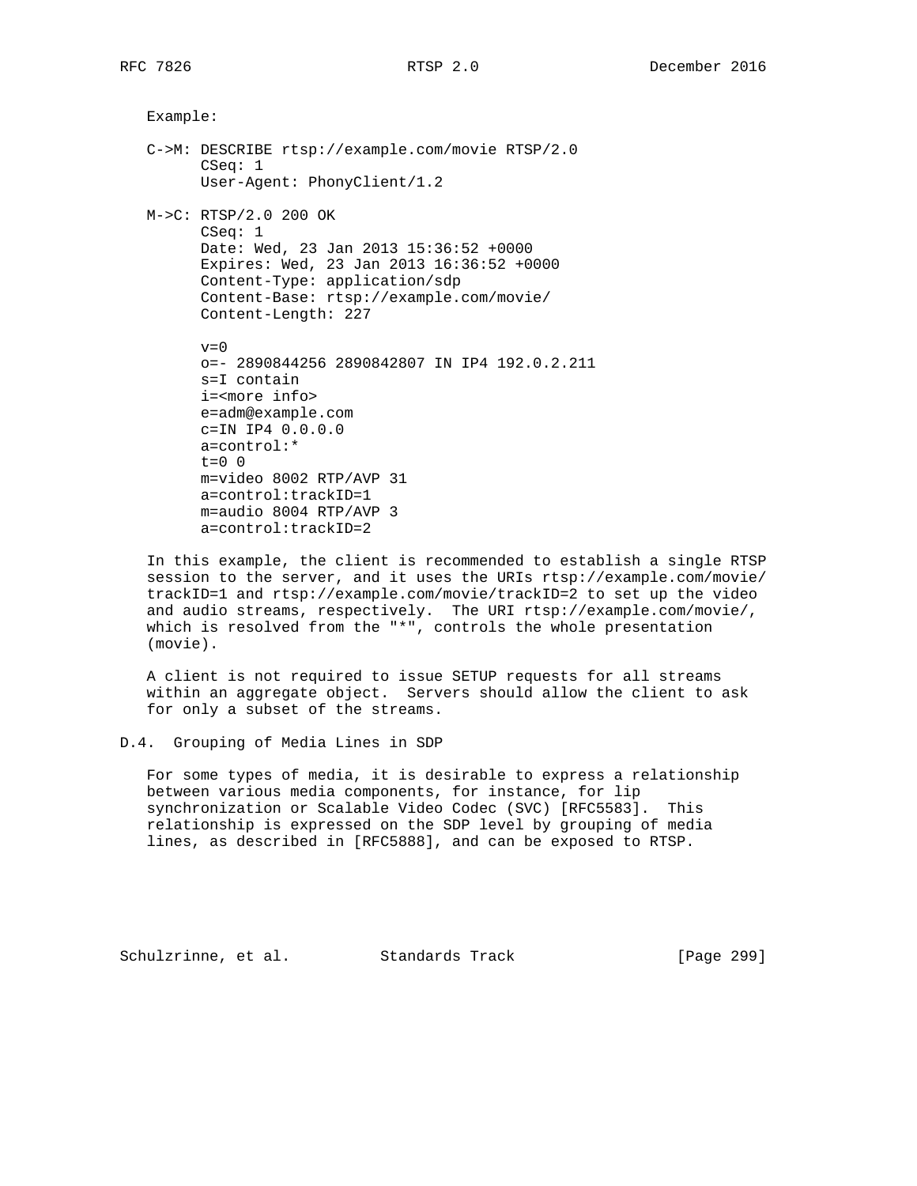Example:

```
C->M: DESCRIBE rtsp://example.com/movie RTSP/2.0
      CSeq: 1
      User-Agent: PhonyClient/1.2

M->C: RTSP/2.0 200 OK
      CSeq: 1
      Date: Wed, 23 Jan 2013 15:36:52 +0000
      Expires: Wed, 23 Jan 2013 16:36:52 +0000
      Content-Type: application/sdp
      Content-Base: rtsp://example.com/movie/
      Content-Length: 227

      v=0
      o=- 2890844256 2890842807 IN IP4 192.0.2.211
      s=I contain
      i=<more info>
      e=adm@example.com
      c=IN IP4 0.0.0.0
      a=control:*
      t=0 0
      m=video 8002 RTP/AVP 31
      a=control:trackID=1
      m=audio 8004 RTP/AVP 3
      a=control:trackID=2
```

In this example, the client is recommended to establish a single RTSP session to the server, and it uses the URIs rtsp://example.com/movie/trackID=1 and rtsp://example.com/movie/trackID=2 to set up the video and audio streams, respectively. The URI rtsp://example.com/movie/, which is resolved from the "*", controls the whole presentation (movie).

A client is not required to issue SETUP requests for all streams within an aggregate object. Servers should allow the client to ask for only a subset of the streams.

## D.4. Grouping of Media Lines in SDP

For some types of media, it is desirable to express a relationship between various media components, for instance, for lip synchronization or Scalable Video Codec (SVC) [RFC5583]. This relationship is expressed on the SDP level by grouping of media lines, as described in [RFC5888], and can be exposed to RTSP.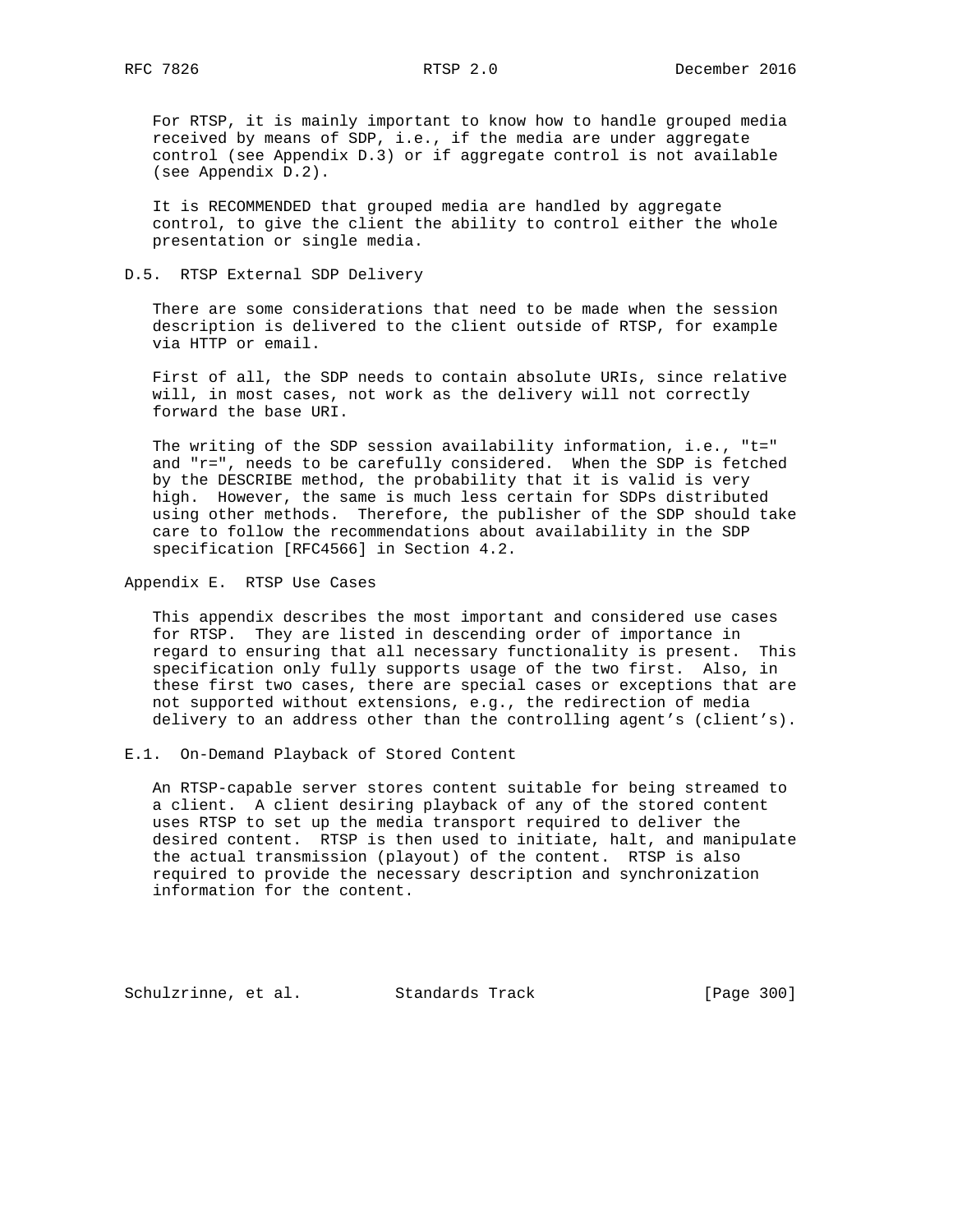For RTSP, it is mainly important to know how to handle grouped media received by means of SDP, i.e., if the media are under aggregate control (see Appendix D.3) or if aggregate control is not available (see Appendix D.2).

It is RECOMMENDED that grouped media are handled by aggregate control, to give the client the ability to control either the whole presentation or single media.

### D.5. RTSP External SDP Delivery

There are some considerations that need to be made when the session description is delivered to the client outside of RTSP, for example via HTTP or email.

First of all, the SDP needs to contain absolute URIs, since relative will, in most cases, not work as the delivery will not correctly forward the base URI.

The writing of the SDP session availability information, i.e., "t=" and "r=", needs to be carefully considered. When the SDP is fetched by the DESCRIBE method, the probability that it is valid is very high. However, the same is much less certain for SDPs distributed using other methods. Therefore, the publisher of the SDP should take care to follow the recommendations about availability in the SDP specification [RFC4566] in Section 4.2.

## Appendix E. RTSP Use Cases

This appendix describes the most important and considered use cases for RTSP. They are listed in descending order of importance in regard to ensuring that all necessary functionality is present. This specification only fully supports usage of the two first. Also, in these first two cases, there are special cases or exceptions that are not supported without extensions, e.g., the redirection of media delivery to an address other than the controlling agent's (client's).

### E.1. On-Demand Playback of Stored Content

An RTSP-capable server stores content suitable for being streamed to a client. A client desiring playback of any of the stored content uses RTSP to set up the media transport required to deliver the desired content. RTSP is then used to initiate, halt, and manipulate the actual transmission (playout) of the content. RTSP is also required to provide the necessary description and synchronization information for the content.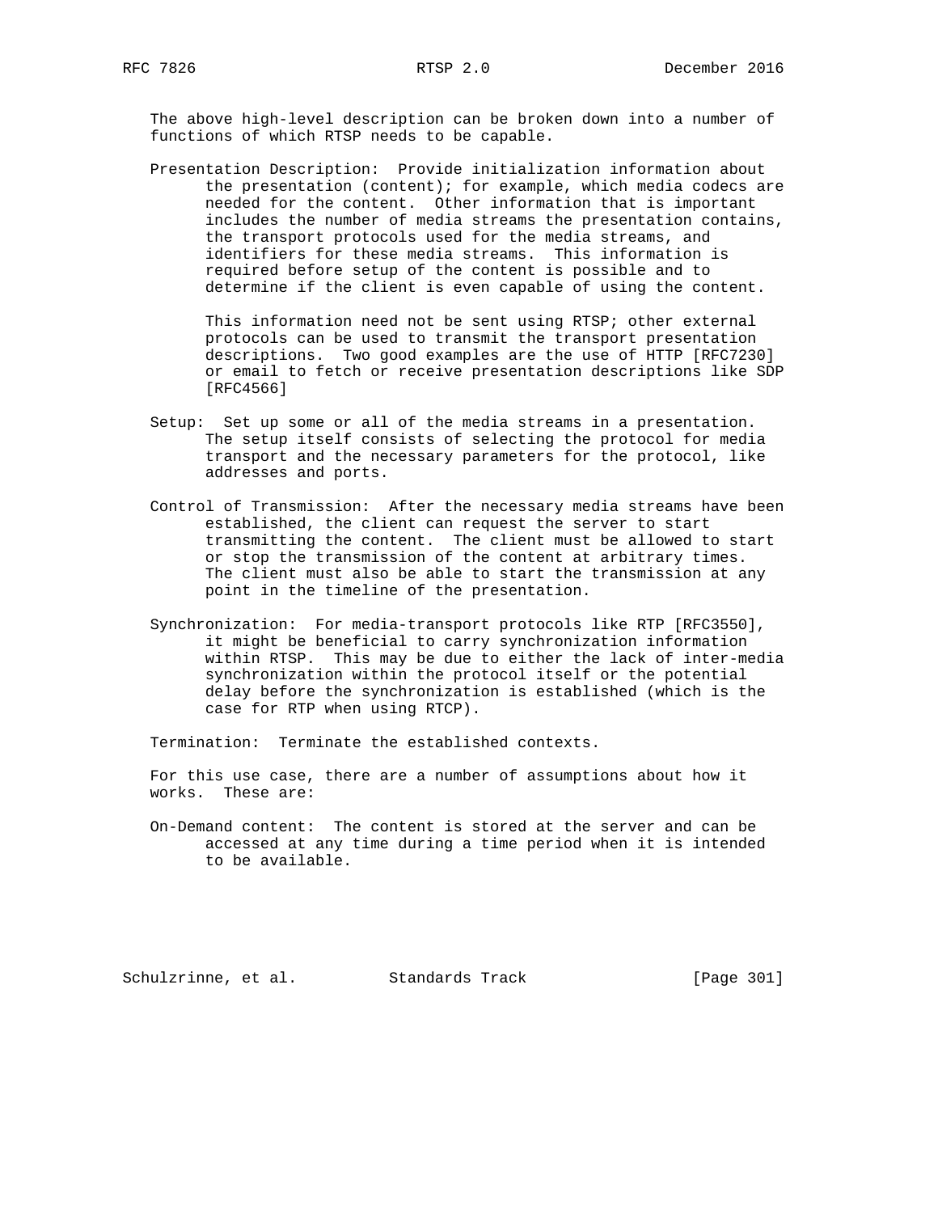The above high-level description can be broken down into a number of functions of which RTSP needs to be capable.

Presentation Description: Provide initialization information about the presentation (content); for example, which media codecs are needed for the content. Other information that is important includes the number of media streams the presentation contains, the transport protocols used for the media streams, and identifiers for these media streams. This information is required before setup of the content is possible and to determine if the client is even capable of using the content.

This information need not be sent using RTSP; other external protocols can be used to transmit the transport presentation descriptions. Two good examples are the use of HTTP [RFC7230] or email to fetch or receive presentation descriptions like SDP [RFC4566]

Setup: Set up some or all of the media streams in a presentation. The setup itself consists of selecting the protocol for media transport and the necessary parameters for the protocol, like addresses and ports.

Control of Transmission: After the necessary media streams have been established, the client can request the server to start transmitting the content. The client must be allowed to start or stop the transmission of the content at arbitrary times. The client must also be able to start the transmission at any point in the timeline of the presentation.

Synchronization: For media-transport protocols like RTP [RFC3550], it might be beneficial to carry synchronization information within RTSP. This may be due to either the lack of inter-media synchronization within the protocol itself or the potential delay before the synchronization is established (which is the case for RTP when using RTCP).

Termination: Terminate the established contexts.

For this use case, there are a number of assumptions about how it works. These are:

On-Demand content: The content is stored at the server and can be accessed at any time during a time period when it is intended to be available.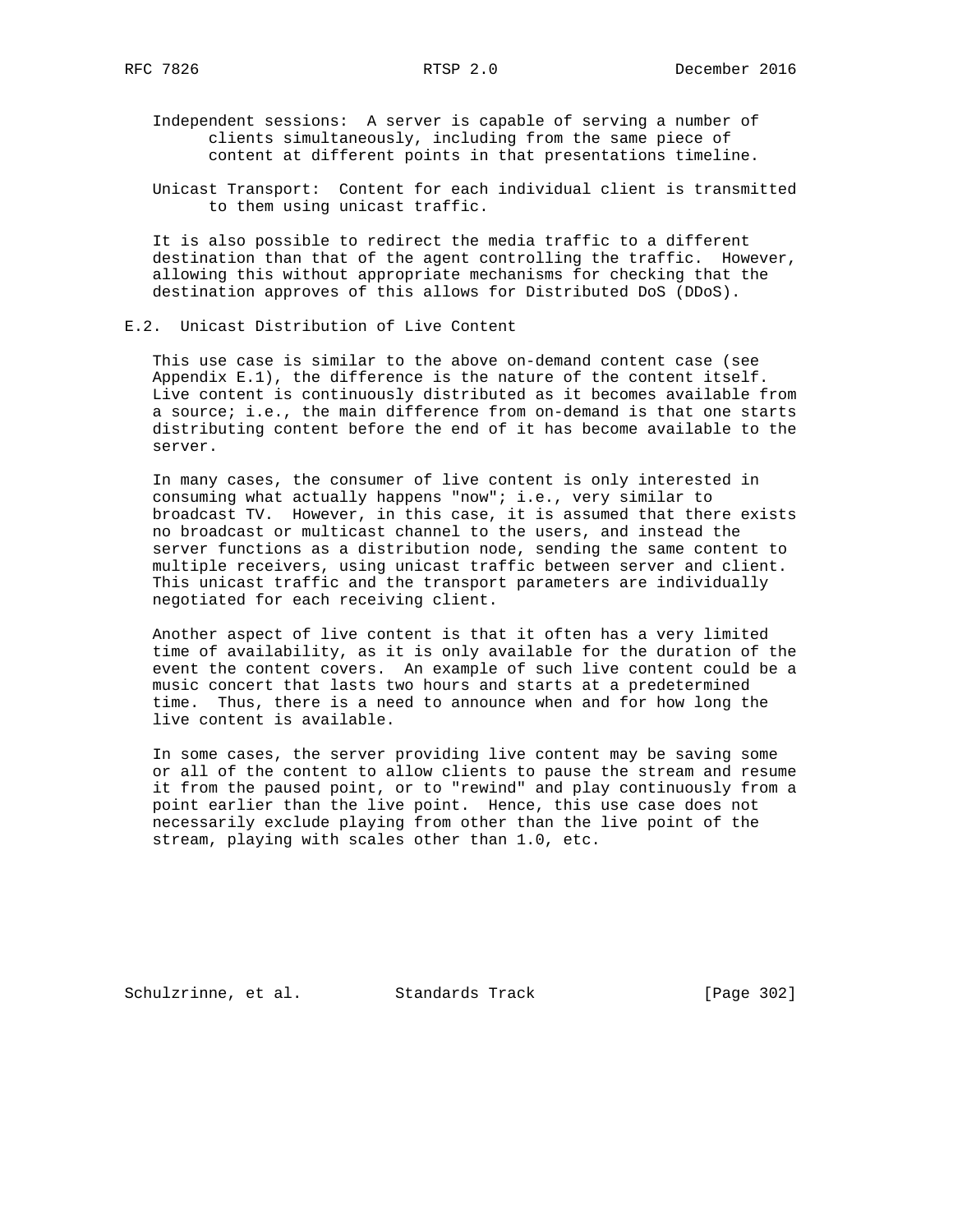Independent sessions: A server is capable of serving a number of clients simultaneously, including from the same piece of content at different points in that presentations timeline.

Unicast Transport: Content for each individual client is transmitted to them using unicast traffic.

It is also possible to redirect the media traffic to a different destination than that of the agent controlling the traffic. However, allowing this without appropriate mechanisms for checking that the destination approves of this allows for Distributed DoS (DDoS).

### E.2. Unicast Distribution of Live Content

This use case is similar to the above on-demand content case (see Appendix E.1), the difference is the nature of the content itself. Live content is continuously distributed as it becomes available from a source; i.e., the main difference from on-demand is that one starts distributing content before the end of it has become available to the server.

In many cases, the consumer of live content is only interested in consuming what actually happens "now"; i.e., very similar to broadcast TV. However, in this case, it is assumed that there exists no broadcast or multicast channel to the users, and instead the server functions as a distribution node, sending the same content to multiple receivers, using unicast traffic between server and client. This unicast traffic and the transport parameters are individually negotiated for each receiving client.

Another aspect of live content is that it often has a very limited time of availability, as it is only available for the duration of the event the content covers. An example of such live content could be a music concert that lasts two hours and starts at a predetermined time. Thus, there is a need to announce when and for how long the live content is available.

In some cases, the server providing live content may be saving some or all of the content to allow clients to pause the stream and resume it from the paused point, or to "rewind" and play continuously from a point earlier than the live point. Hence, this use case does not necessarily exclude playing from other than the live point of the stream, playing with scales other than 1.0, etc.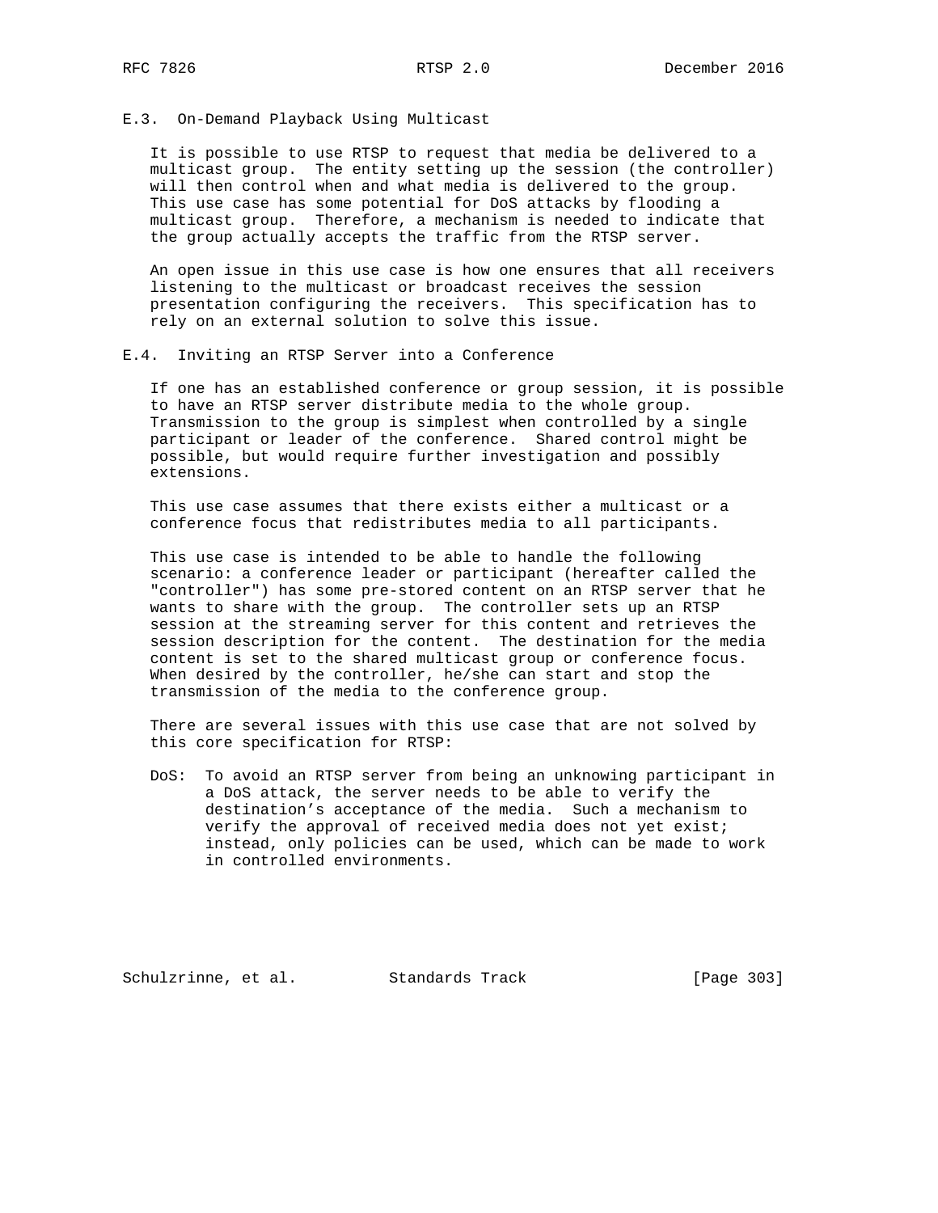### E.3. On-Demand Playback Using Multicast

It is possible to use RTSP to request that media be delivered to a multicast group. The entity setting up the session (the controller) will then control when and what media is delivered to the group. This use case has some potential for DoS attacks by flooding a multicast group. Therefore, a mechanism is needed to indicate that the group actually accepts the traffic from the RTSP server.

An open issue in this use case is how one ensures that all receivers listening to the multicast or broadcast receives the session presentation configuring the receivers. This specification has to rely on an external solution to solve this issue.

### E.4. Inviting an RTSP Server into a Conference

If one has an established conference or group session, it is possible to have an RTSP server distribute media to the whole group. Transmission to the group is simplest when controlled by a single participant or leader of the conference. Shared control might be possible, but would require further investigation and possibly extensions.

This use case assumes that there exists either a multicast or a conference focus that redistributes media to all participants.

This use case is intended to be able to handle the following scenario: a conference leader or participant (hereafter called the "controller") has some pre-stored content on an RTSP server that he wants to share with the group. The controller sets up an RTSP session at the streaming server for this content and retrieves the session description for the content. The destination for the media content is set to the shared multicast group or conference focus. When desired by the controller, he/she can start and stop the transmission of the media to the conference group.

There are several issues with this use case that are not solved by this core specification for RTSP:

DoS: To avoid an RTSP server from being an unknowing participant in a DoS attack, the server needs to be able to verify the destination’s acceptance of the media. Such a mechanism to verify the approval of received media does not yet exist; instead, only policies can be used, which can be made to work in controlled environments.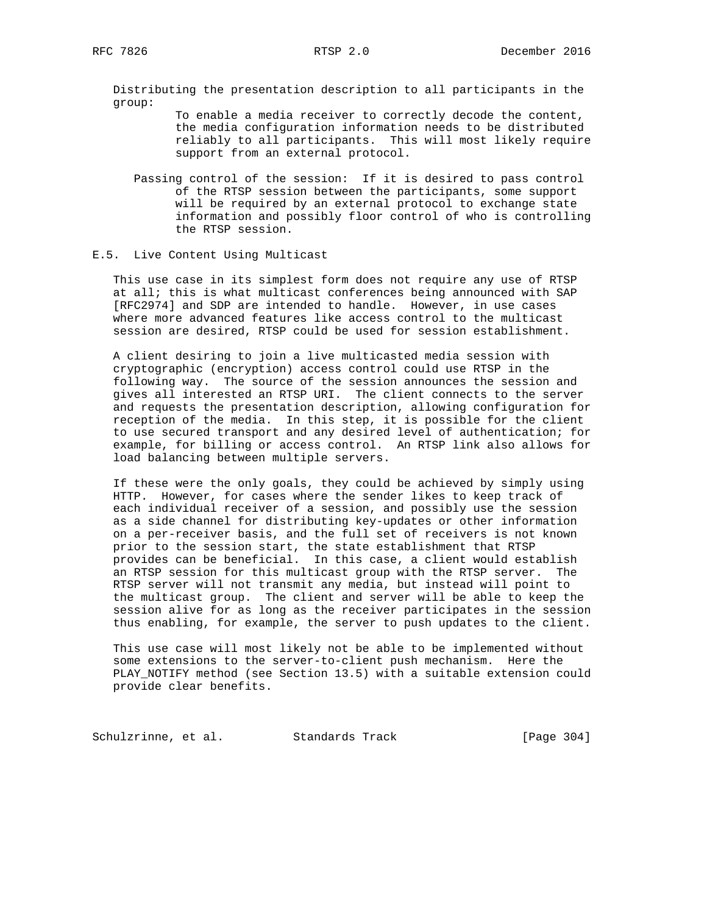Distributing the presentation description to all participants in the group:
: To enable a media receiver to correctly decode the content, the media configuration information needs to be distributed reliably to all participants. This will most likely require support from an external protocol.

Passing control of the session:
: If it is desired to pass control of the RTSP session between the participants, some support will be required by an external protocol to exchange state information and possibly floor control of who is controlling the RTSP session.

### E.5. Live Content Using Multicast

This use case in its simplest form does not require any use of RTSP at all; this is what multicast conferences being announced with SAP [RFC2974] and SDP are intended to handle. However, in use cases where more advanced features like access control to the multicast session are desired, RTSP could be used for session establishment.

A client desiring to join a live multicasted media session with cryptographic (encryption) access control could use RTSP in the following way. The source of the session announces the session and gives all interested an RTSP URI. The client connects to the server and requests the presentation description, allowing configuration for reception of the media. In this step, it is possible for the client to use secured transport and any desired level of authentication; for example, for billing or access control. An RTSP link also allows for load balancing between multiple servers.

If these were the only goals, they could be achieved by simply using HTTP. However, for cases where the sender likes to keep track of each individual receiver of a session, and possibly use the session as a side channel for distributing key-updates or other information on a per-receiver basis, and the full set of receivers is not known prior to the session start, the state establishment that RTSP provides can be beneficial. In this case, a client would establish an RTSP session for this multicast group with the RTSP server. The RTSP server will not transmit any media, but instead will point to the multicast group. The client and server will be able to keep the session alive for as long as the receiver participates in the session thus enabling, for example, the server to push updates to the client.

This use case will most likely not be able to be implemented without some extensions to the server-to-client push mechanism. Here the PLAY_NOTIFY method (see Section 13.5) with a suitable extension could provide clear benefits.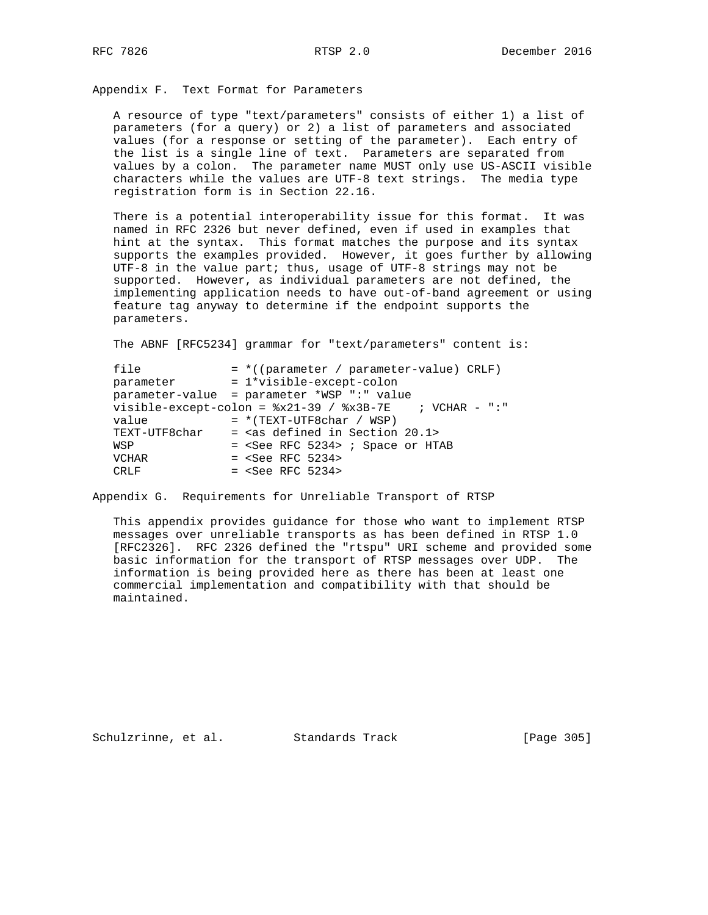## Appendix F. Text Format for Parameters

A resource of type "text/parameters" consists of either 1) a list of parameters (for a query) or 2) a list of parameters and associated values (for a response or setting of the parameter). Each entry of the list is a single line of text. Parameters are separated from values by a colon. The parameter name MUST only use US-ASCII visible characters while the values are UTF-8 text strings. The media type registration form is in Section 22.16.

There is a potential interoperability issue for this format. It was named in RFC 2326 but never defined, even if used in examples that hint at the syntax. This format matches the purpose and its syntax supports the examples provided. However, it goes further by allowing UTF-8 in the value part; thus, usage of UTF-8 strings may not be supported. However, as individual parameters are not defined, the implementing application needs to have out-of-band agreement or using feature tag anyway to determine if the endpoint supports the parameters.

The ABNF [RFC5234] grammar for "text/parameters" content is:

```
file             = *((parameter / parameter-value) CRLF)
parameter        = 1*visible-except-colon
parameter-value  = parameter *WSP ":" value
visible-except-colon = %x21-39 / %x3B-7E    ; VCHAR - ":"
value            = *(TEXT-UTF8char / WSP)
TEXT-UTF8char    = <as defined in Section 20.1>
WSP              = <See RFC 5234> ; Space or HTAB
VCHAR            = <See RFC 5234>
CRLF             = <See RFC 5234>
```

## Appendix G. Requirements for Unreliable Transport of RTSP

This appendix provides guidance for those who want to implement RTSP messages over unreliable transports as has been defined in RTSP 1.0 [RFC2326]. RFC 2326 defined the "rtspu" URI scheme and provided some basic information for the transport of RTSP messages over UDP. The information is being provided here as there has been at least one commercial implementation and compatibility with that should be maintained.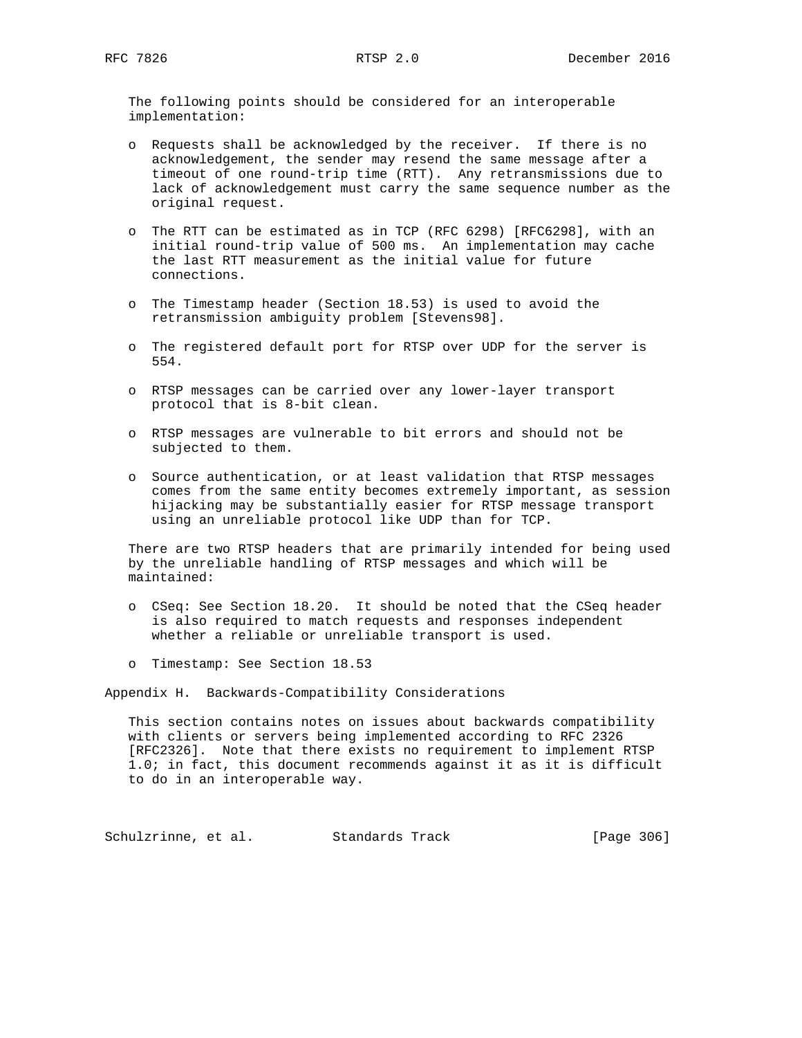The following points should be considered for an interoperable implementation:

- Requests shall be acknowledged by the receiver. If there is no acknowledgement, the sender may resend the same message after a timeout of one round-trip time (RTT). Any retransmissions due to lack of acknowledgement must carry the same sequence number as the original request.
- The RTT can be estimated as in TCP (RFC 6298) [RFC6298], with an initial round-trip value of 500 ms. An implementation may cache the last RTT measurement as the initial value for future connections.
- The Timestamp header (Section 18.53) is used to avoid the retransmission ambiguity problem [Stevens98].
- The registered default port for RTSP over UDP for the server is 554.
- RTSP messages can be carried over any lower-layer transport protocol that is 8-bit clean.
- RTSP messages are vulnerable to bit errors and should not be subjected to them.
- Source authentication, or at least validation that RTSP messages comes from the same entity becomes extremely important, as session hijacking may be substantially easier for RTSP message transport using an unreliable protocol like UDP than for TCP.

There are two RTSP headers that are primarily intended for being used by the unreliable handling of RTSP messages and which will be maintained:

- CSeq: See Section 18.20. It should be noted that the CSeq header is also required to match requests and responses independent whether a reliable or unreliable transport is used.
- Timestamp: See Section 18.53

# Appendix H. Backwards-Compatibility Considerations

This section contains notes on issues about backwards compatibility with clients or servers being implemented according to RFC 2326 [RFC2326]. Note that there exists no requirement to implement RTSP 1.0; in fact, this document recommends against it as it is difficult to do in an interoperable way.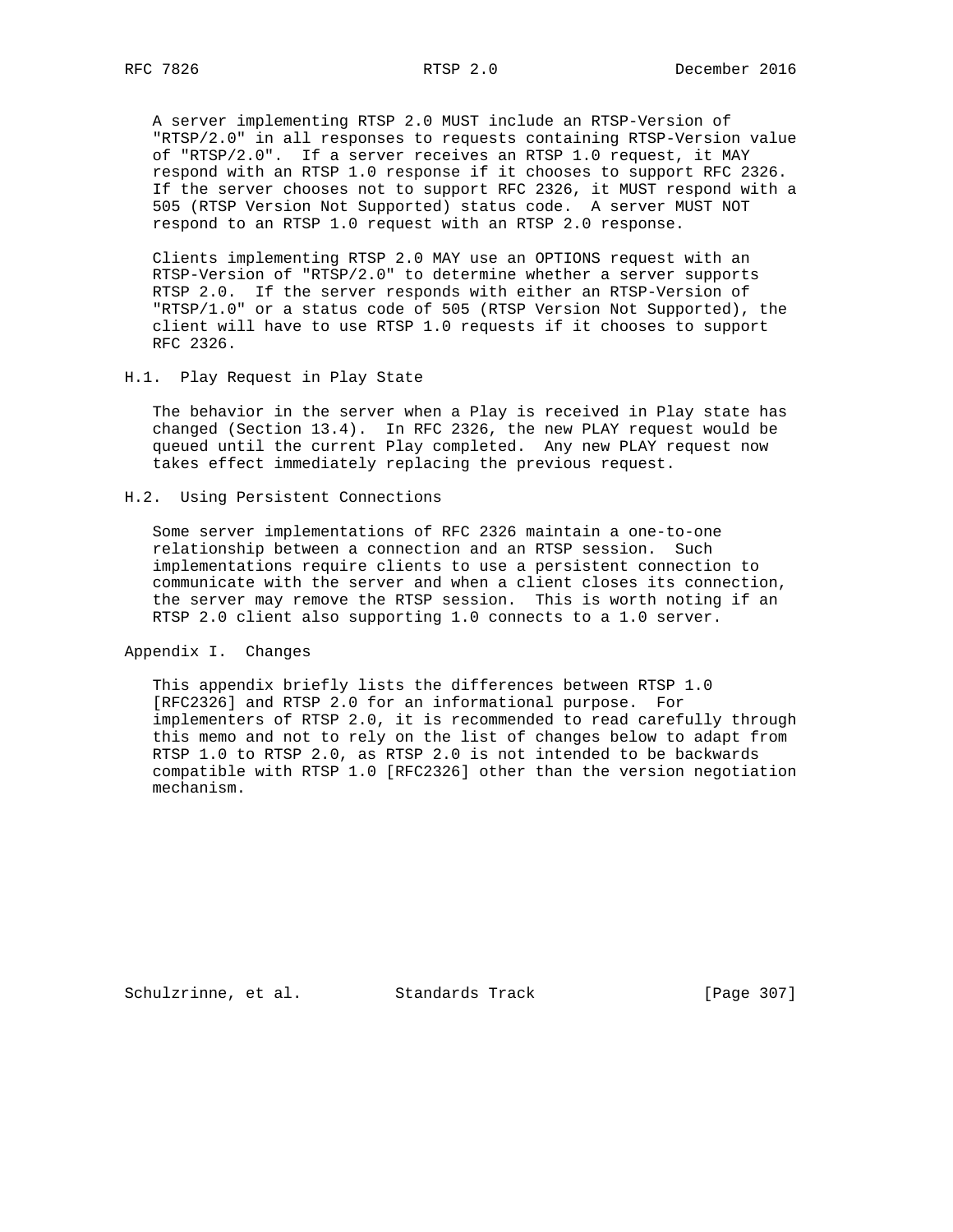A server implementing RTSP 2.0 MUST include an RTSP-Version of "RTSP/2.0" in all responses to requests containing RTSP-Version value of "RTSP/2.0". If a server receives an RTSP 1.0 request, it MAY respond with an RTSP 1.0 response if it chooses to support RFC 2326. If the server chooses not to support RFC 2326, it MUST respond with a 505 (RTSP Version Not Supported) status code. A server MUST NOT respond to an RTSP 1.0 request with an RTSP 2.0 response.

Clients implementing RTSP 2.0 MAY use an OPTIONS request with an RTSP-Version of "RTSP/2.0" to determine whether a server supports RTSP 2.0. If the server responds with either an RTSP-Version of "RTSP/1.0" or a status code of 505 (RTSP Version Not Supported), the client will have to use RTSP 1.0 requests if it chooses to support RFC 2326.

### H.1. Play Request in Play State

The behavior in the server when a Play is received in Play state has changed (Section 13.4). In RFC 2326, the new PLAY request would be queued until the current Play completed. Any new PLAY request now takes effect immediately replacing the previous request.

### H.2. Using Persistent Connections

Some server implementations of RFC 2326 maintain a one-to-one relationship between a connection and an RTSP session. Such implementations require clients to use a persistent connection to communicate with the server and when a client closes its connection, the server may remove the RTSP session. This is worth noting if an RTSP 2.0 client also supporting 1.0 connects to a 1.0 server.

## Appendix I. Changes

This appendix briefly lists the differences between RTSP 1.0 [RFC2326] and RTSP 2.0 for an informational purpose. For implementers of RTSP 2.0, it is recommended to read carefully through this memo and not to rely on the list of changes below to adapt from RTSP 1.0 to RTSP 2.0, as RTSP 2.0 is not intended to be backwards compatible with RTSP 1.0 [RFC2326] other than the version negotiation mechanism.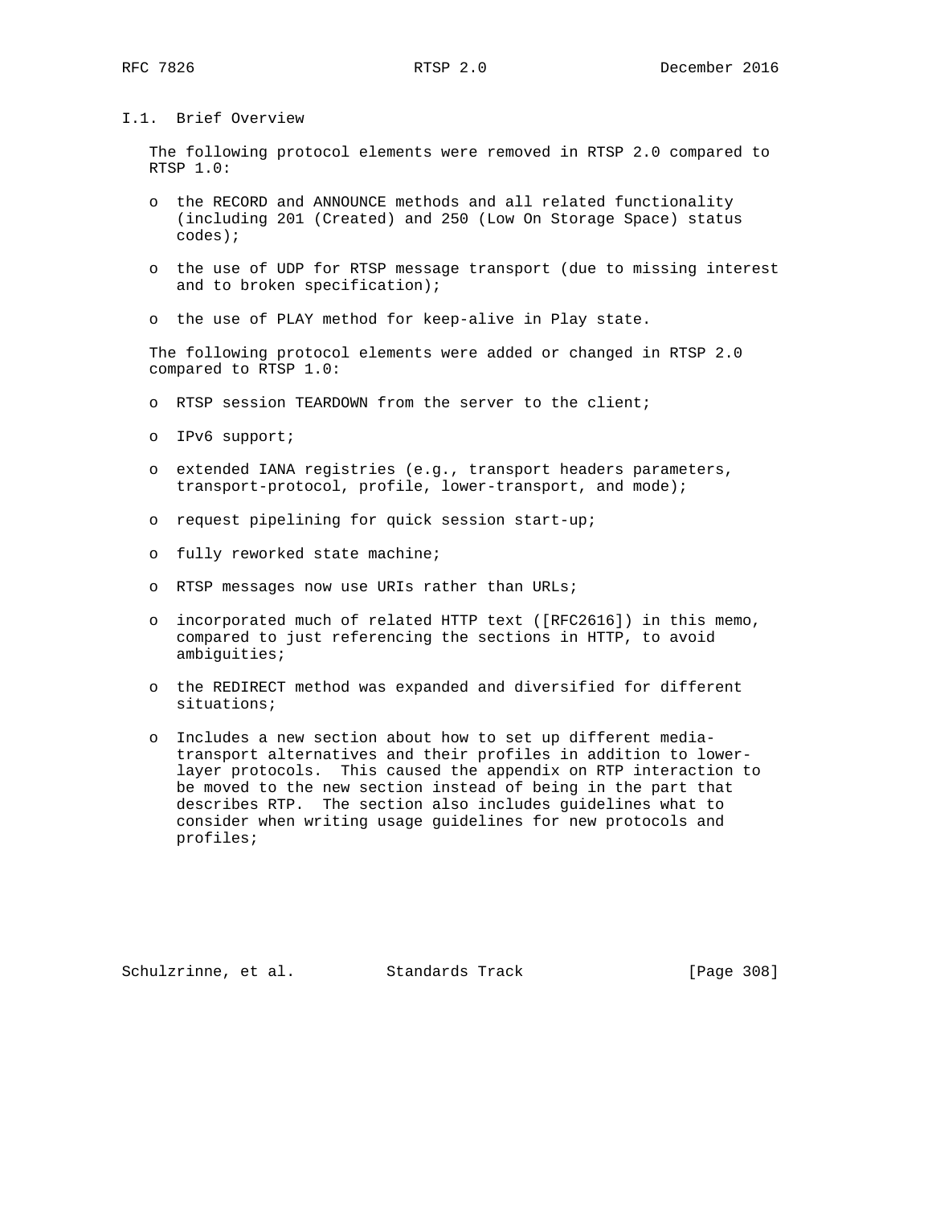### I.1. Brief Overview

The following protocol elements were removed in RTSP 2.0 compared to RTSP 1.0:

- the RECORD and ANNOUNCE methods and all related functionality (including 201 (Created) and 250 (Low On Storage Space) status codes);
- the use of UDP for RTSP message transport (due to missing interest and to broken specification);
- the use of PLAY method for keep-alive in Play state.

The following protocol elements were added or changed in RTSP 2.0 compared to RTSP 1.0:

- RTSP session TEARDOWN from the server to the client;
- IPv6 support;
- extended IANA registries (e.g., transport headers parameters, transport-protocol, profile, lower-transport, and mode);
- request pipelining for quick session start-up;
- fully reworked state machine;
- RTSP messages now use URIs rather than URLs;
- incorporated much of related HTTP text ([RFC2616]) in this memo, compared to just referencing the sections in HTTP, to avoid ambiguities;
- the REDIRECT method was expanded and diversified for different situations;
- Includes a new section about how to set up different media-transport alternatives and their profiles in addition to lower-layer protocols. This caused the appendix on RTP interaction to be moved to the new section instead of being in the part that describes RTP. The section also includes guidelines what to consider when writing usage guidelines for new protocols and profiles;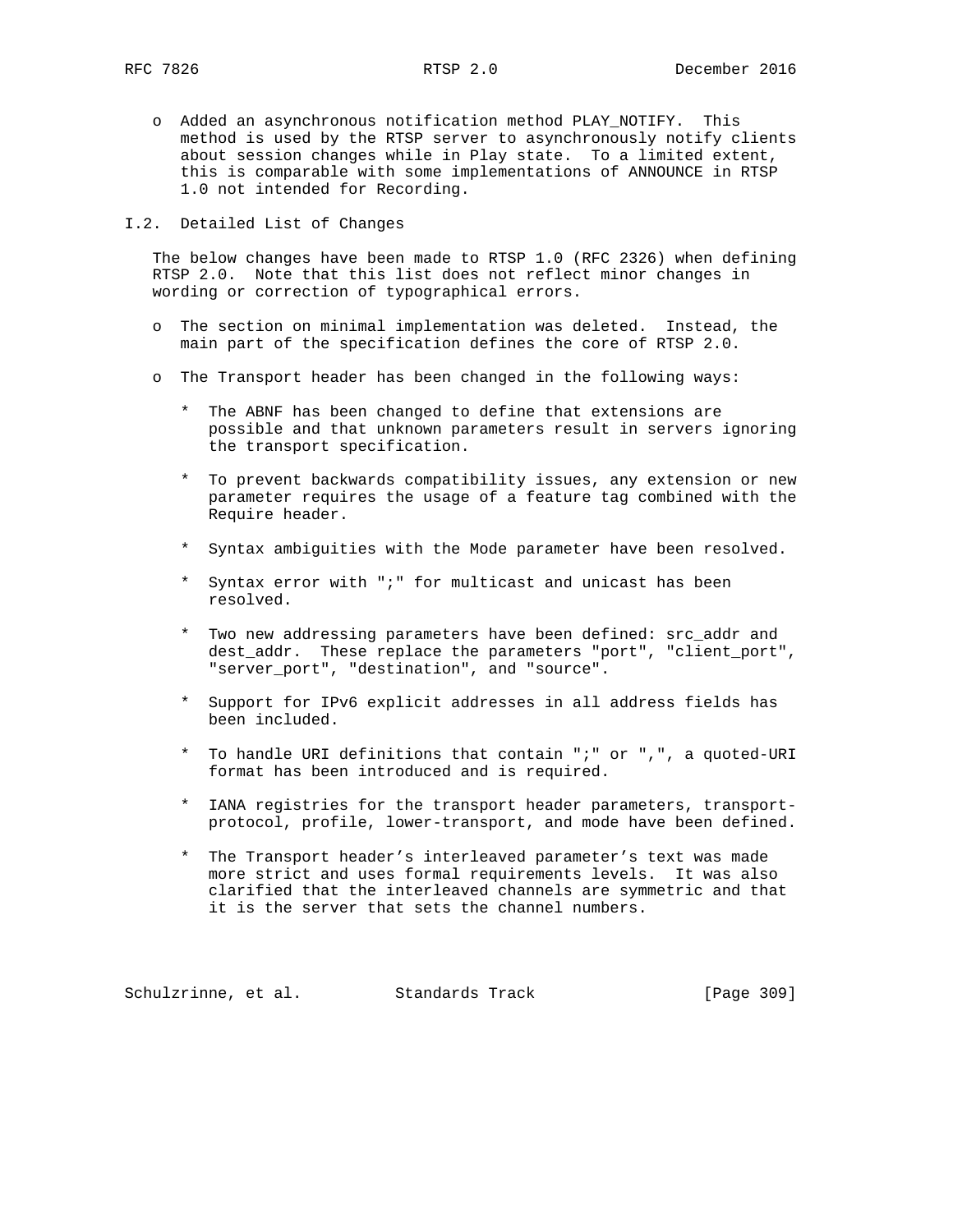- Added an asynchronous notification method PLAY_NOTIFY. This method is used by the RTSP server to asynchronously notify clients about session changes while in Play state. To a limited extent, this is comparable with some implementations of ANNOUNCE in RTSP 1.0 not intended for Recording.

## I.2. Detailed List of Changes

The below changes have been made to RTSP 1.0 (RFC 2326) when defining RTSP 2.0. Note that this list does not reflect minor changes in wording or correction of typographical errors.

- The section on minimal implementation was deleted. Instead, the main part of the specification defines the core of RTSP 2.0.

- The Transport header has been changed in the following ways:

  * The ABNF has been changed to define that extensions are possible and that unknown parameters result in servers ignoring the transport specification.

  * To prevent backwards compatibility issues, any extension or new parameter requires the usage of a feature tag combined with the Require header.

  * Syntax ambiguities with the Mode parameter have been resolved.

  * Syntax error with ";" for multicast and unicast has been resolved.

  * Two new addressing parameters have been defined: src_addr and dest_addr. These replace the parameters "port", "client_port", "server_port", "destination", and "source".

  * Support for IPv6 explicit addresses in all address fields has been included.

  * To handle URI definitions that contain ";" or ",", a quoted-URI format has been introduced and is required.

  * IANA registries for the transport header parameters, transport-protocol, profile, lower-transport, and mode have been defined.

  * The Transport header's interleaved parameter's text was made more strict and uses formal requirements levels. It was also clarified that the interleaved channels are symmetric and that it is the server that sets the channel numbers.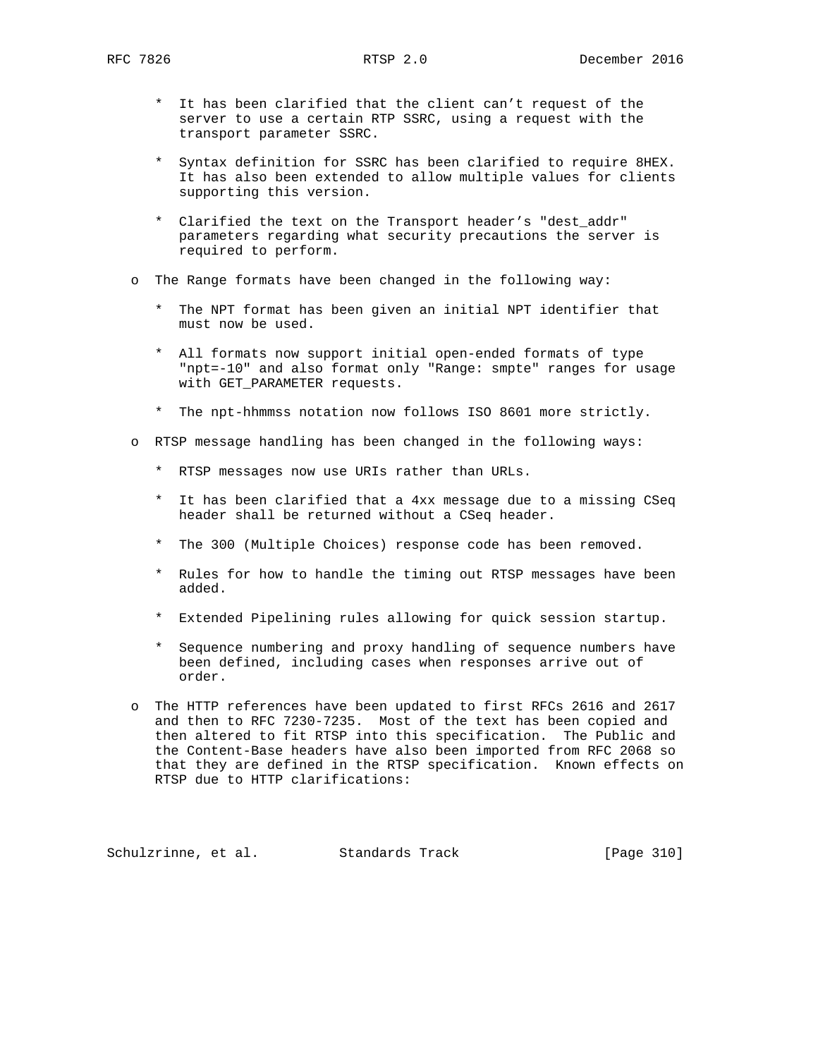* It has been clarified that the client can't request of the server to use a certain RTP SSRC, using a request with the transport parameter SSRC.

   * Syntax definition for SSRC has been clarified to require 8HEX. It has also been extended to allow multiple values for clients supporting this version.

   * Clarified the text on the Transport header's "dest_addr" parameters regarding what security precautions the server is required to perform.

- The Range formats have been changed in the following way:

   * The NPT format has been given an initial NPT identifier that must now be used.

   * All formats now support initial open-ended formats of type "npt=-10" and also format only "Range: smpte" ranges for usage with GET_PARAMETER requests.

   * The npt-hhmmss notation now follows ISO 8601 more strictly.

- RTSP message handling has been changed in the following ways:

   * RTSP messages now use URIs rather than URLs.

   * It has been clarified that a 4xx message due to a missing CSeq header shall be returned without a CSeq header.

   * The 300 (Multiple Choices) response code has been removed.

   * Rules for how to handle the timing out RTSP messages have been added.

   * Extended Pipelining rules allowing for quick session startup.

   * Sequence numbering and proxy handling of sequence numbers have been defined, including cases when responses arrive out of order.

- The HTTP references have been updated to first RFCs 2616 and 2617 and then to RFC 7230-7235. Most of the text has been copied and then altered to fit RTSP into this specification. The Public and the Content-Base headers have also been imported from RFC 2068 so that they are defined in the RTSP specification. Known effects on RTSP due to HTTP clarifications: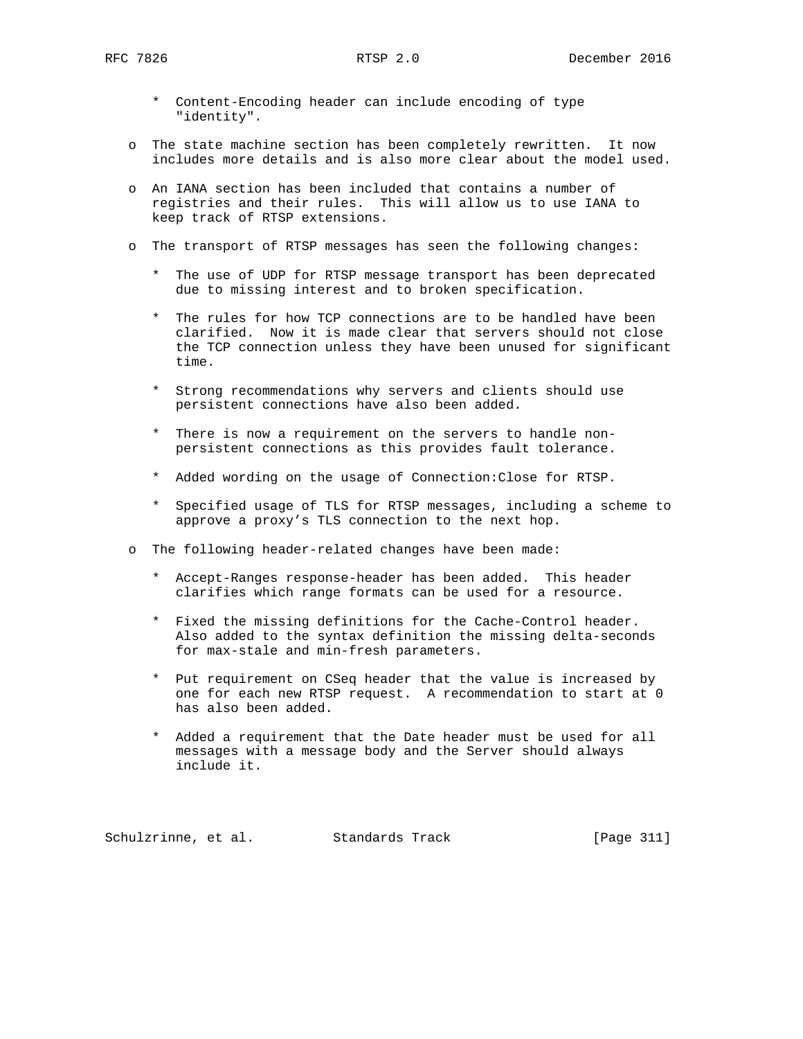* Content-Encoding header can include encoding of type "identity".

- The state machine section has been completely rewritten. It now includes more details and is also more clear about the model used.

- An IANA section has been included that contains a number of registries and their rules. This will allow us to use IANA to keep track of RTSP extensions.

- The transport of RTSP messages has seen the following changes:

   * The use of UDP for RTSP message transport has been deprecated due to missing interest and to broken specification.

   * The rules for how TCP connections are to be handled have been clarified. Now it is made clear that servers should not close the TCP connection unless they have been unused for significant time.

   * Strong recommendations why servers and clients should use persistent connections have also been added.

   * There is now a requirement on the servers to handle non-persistent connections as this provides fault tolerance.

   * Added wording on the usage of Connection:Close for RTSP.

   * Specified usage of TLS for RTSP messages, including a scheme to approve a proxy’s TLS connection to the next hop.

- The following header-related changes have been made:

   * Accept-Ranges response-header has been added. This header clarifies which range formats can be used for a resource.

   * Fixed the missing definitions for the Cache-Control header. Also added to the syntax definition the missing delta-seconds for max-stale and min-fresh parameters.

   * Put requirement on CSeq header that the value is increased by one for each new RTSP request. A recommendation to start at 0 has also been added.

   * Added a requirement that the Date header must be used for all messages with a message body and the Server should always include it.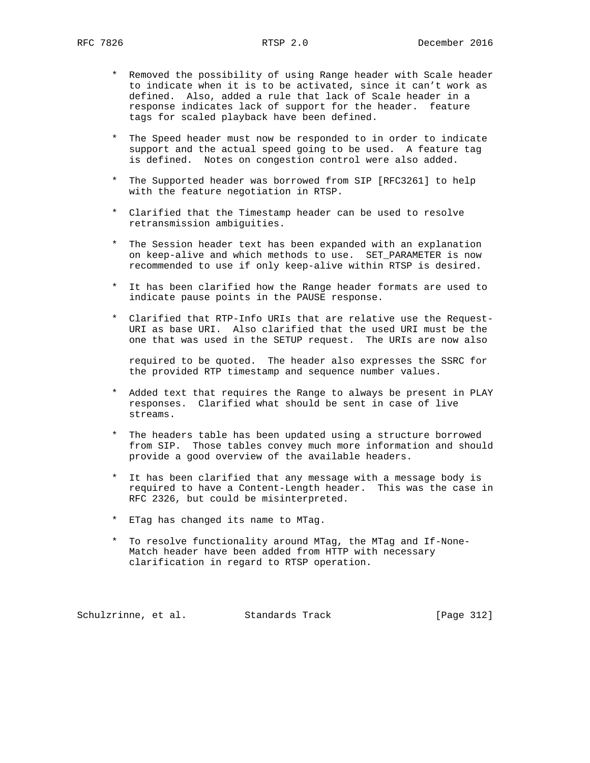* Removed the possibility of using Range header with Scale header to indicate when it is to be activated, since it can't work as defined. Also, added a rule that lack of Scale header in a response indicates lack of support for the header. feature tags for scaled playback have been defined.

* The Speed header must now be responded to in order to indicate support and the actual speed going to be used. A feature tag is defined. Notes on congestion control were also added.

* The Supported header was borrowed from SIP [RFC3261] to help with the feature negotiation in RTSP.

* Clarified that the Timestamp header can be used to resolve retransmission ambiguities.

* The Session header text has been expanded with an explanation on keep-alive and which methods to use. SET_PARAMETER is now recommended to use if only keep-alive within RTSP is desired.

* It has been clarified how the Range header formats are used to indicate pause points in the PAUSE response.

* Clarified that RTP-Info URIs that are relative use the Request-URI as base URI. Also clarified that the used URI must be the one that was used in the SETUP request. The URIs are now also required to be quoted. The header also expresses the SSRC for the provided RTP timestamp and sequence number values.

* Added text that requires the Range to always be present in PLAY responses. Clarified what should be sent in case of live streams.

* The headers table has been updated using a structure borrowed from SIP. Those tables convey much more information and should provide a good overview of the available headers.

* It has been clarified that any message with a message body is required to have a Content-Length header. This was the case in RFC 2326, but could be misinterpreted.

* ETag has changed its name to MTag.

* To resolve functionality around MTag, the MTag and If-None-Match header have been added from HTTP with necessary clarification in regard to RTSP operation.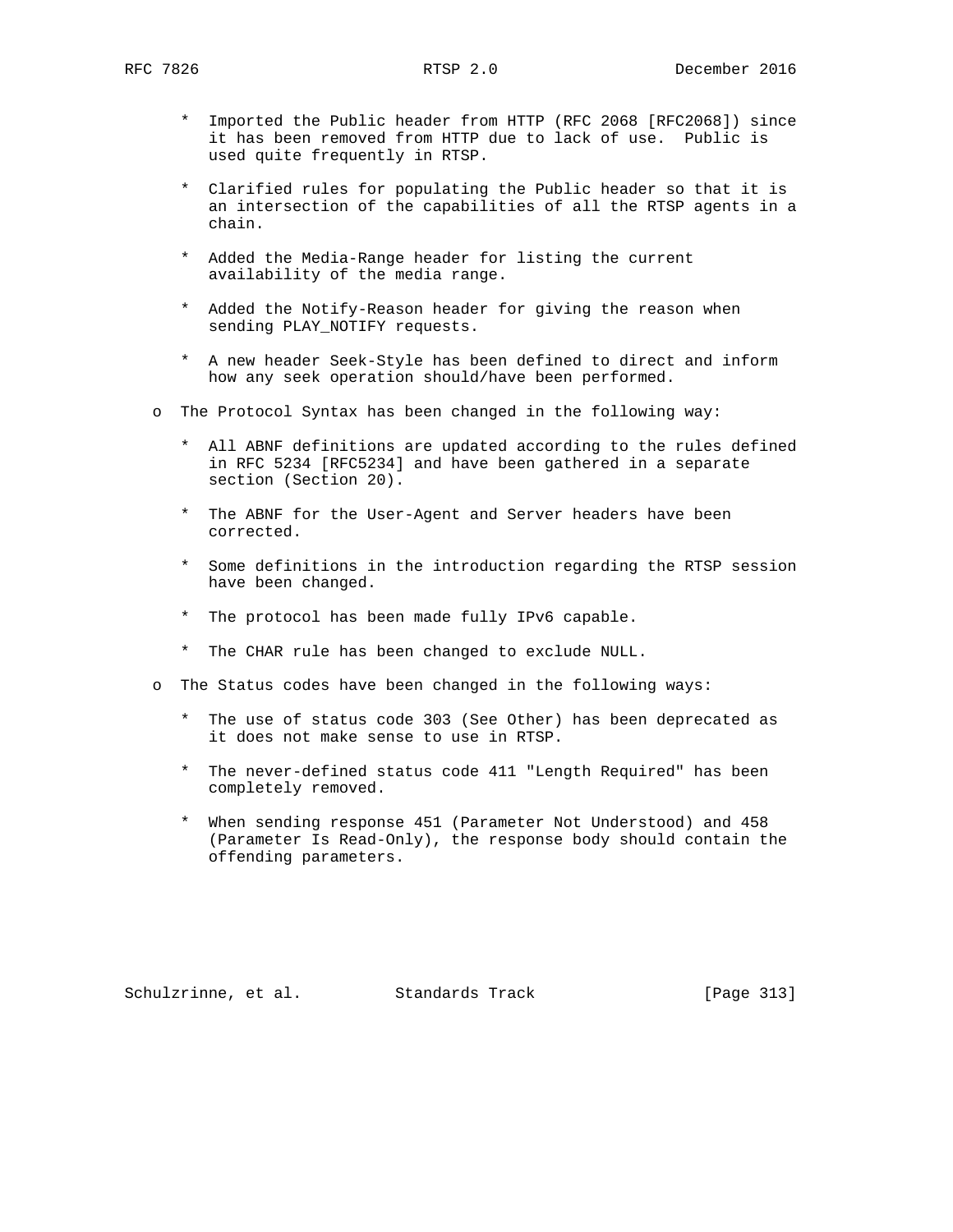* Imported the Public header from HTTP (RFC 2068 [RFC2068]) since it has been removed from HTTP due to lack of use. Public is used quite frequently in RTSP.

* Clarified rules for populating the Public header so that it is an intersection of the capabilities of all the RTSP agents in a chain.

* Added the Media-Range header for listing the current availability of the media range.

* Added the Notify-Reason header for giving the reason when sending PLAY_NOTIFY requests.

* A new header Seek-Style has been defined to direct and inform how any seek operation should/have been performed.

o The Protocol Syntax has been changed in the following way:

* All ABNF definitions are updated according to the rules defined in RFC 5234 [RFC5234] and have been gathered in a separate section (Section 20).

* The ABNF for the User-Agent and Server headers have been corrected.

* Some definitions in the introduction regarding the RTSP session have been changed.

* The protocol has been made fully IPv6 capable.

* The CHAR rule has been changed to exclude NULL.

o The Status codes have been changed in the following ways:

* The use of status code 303 (See Other) has been deprecated as it does not make sense to use in RTSP.

* The never-defined status code 411 "Length Required" has been completely removed.

* When sending response 451 (Parameter Not Understood) and 458 (Parameter Is Read-Only), the response body should contain the offending parameters.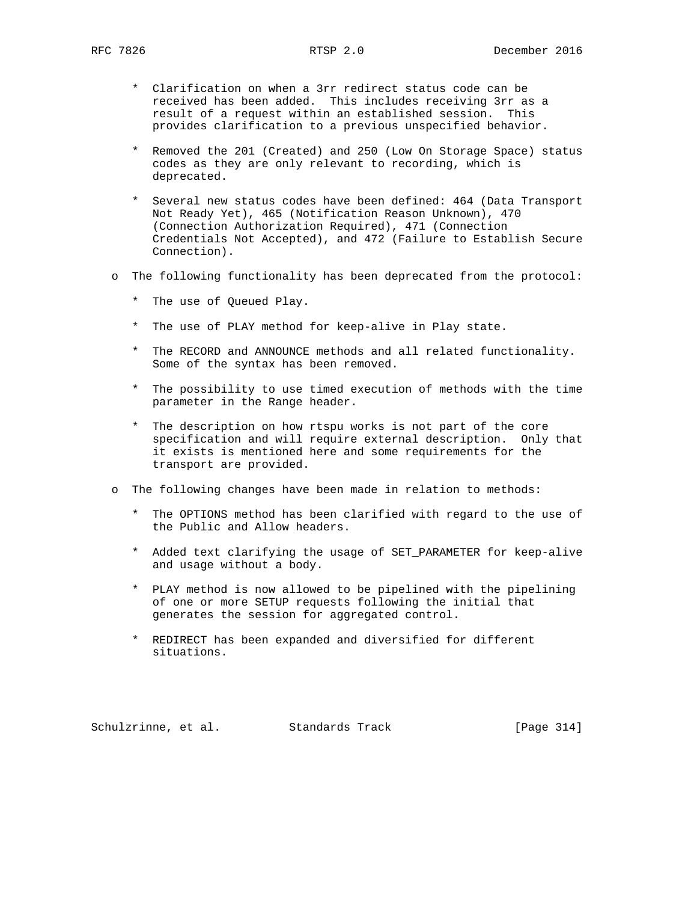* Clarification on when a 3rr redirect status code can be received has been added. This includes receiving 3rr as a result of a request within an established session. This provides clarification to a previous unspecified behavior.

   * Removed the 201 (Created) and 250 (Low On Storage Space) status codes as they are only relevant to recording, which is deprecated.

   * Several new status codes have been defined: 464 (Data Transport Not Ready Yet), 465 (Notification Reason Unknown), 470 (Connection Authorization Required), 471 (Connection Credentials Not Accepted), and 472 (Failure to Establish Secure Connection).

- The following functionality has been deprecated from the protocol:

   * The use of Queued Play.

   * The use of PLAY method for keep-alive in Play state.

   * The RECORD and ANNOUNCE methods and all related functionality. Some of the syntax has been removed.

   * The possibility to use timed execution of methods with the time parameter in the Range header.

   * The description on how rtspu works is not part of the core specification and will require external description. Only that it exists is mentioned here and some requirements for the transport are provided.

- The following changes have been made in relation to methods:

   * The OPTIONS method has been clarified with regard to the use of the Public and Allow headers.

   * Added text clarifying the usage of SET_PARAMETER for keep-alive and usage without a body.

   * PLAY method is now allowed to be pipelined with the pipelining of one or more SETUP requests following the initial that generates the session for aggregated control.

   * REDIRECT has been expanded and diversified for different situations.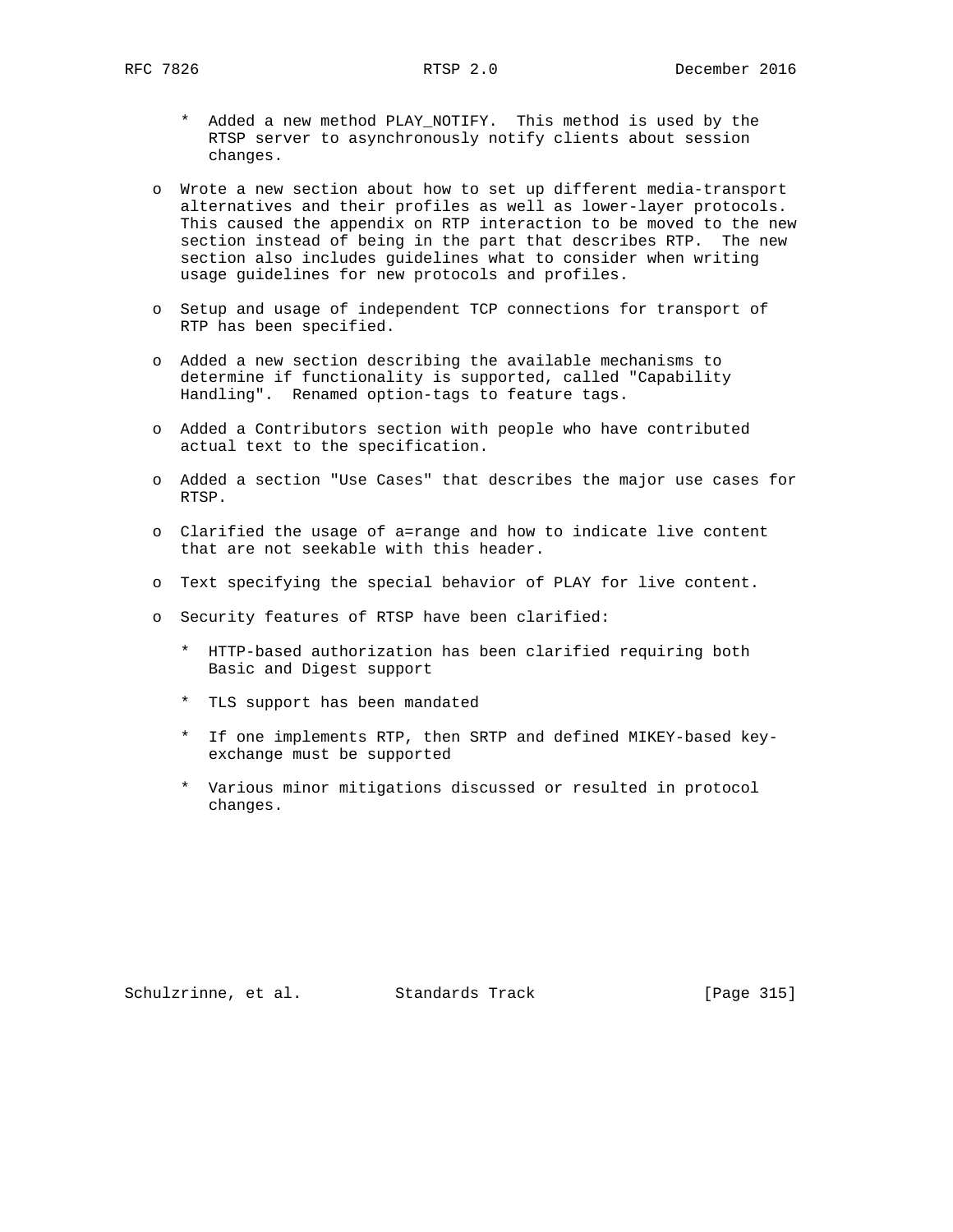* Added a new method PLAY_NOTIFY. This method is used by the RTSP server to asynchronously notify clients about session changes.

- Wrote a new section about how to set up different media-transport alternatives and their profiles as well as lower-layer protocols. This caused the appendix on RTP interaction to be moved to the new section instead of being in the part that describes RTP. The new section also includes guidelines what to consider when writing usage guidelines for new protocols and profiles.

- Setup and usage of independent TCP connections for transport of RTP has been specified.

- Added a new section describing the available mechanisms to determine if functionality is supported, called "Capability Handling". Renamed option-tags to feature tags.

- Added a Contributors section with people who have contributed actual text to the specification.

- Added a section "Use Cases" that describes the major use cases for RTSP.

- Clarified the usage of a=range and how to indicate live content that are not seekable with this header.

- Text specifying the special behavior of PLAY for live content.

- Security features of RTSP have been clarified:

  * HTTP-based authorization has been clarified requiring both Basic and Digest support

  * TLS support has been mandated

  * If one implements RTP, then SRTP and defined MIKEY-based key-exchange must be supported

  * Various minor mitigations discussed or resulted in protocol changes.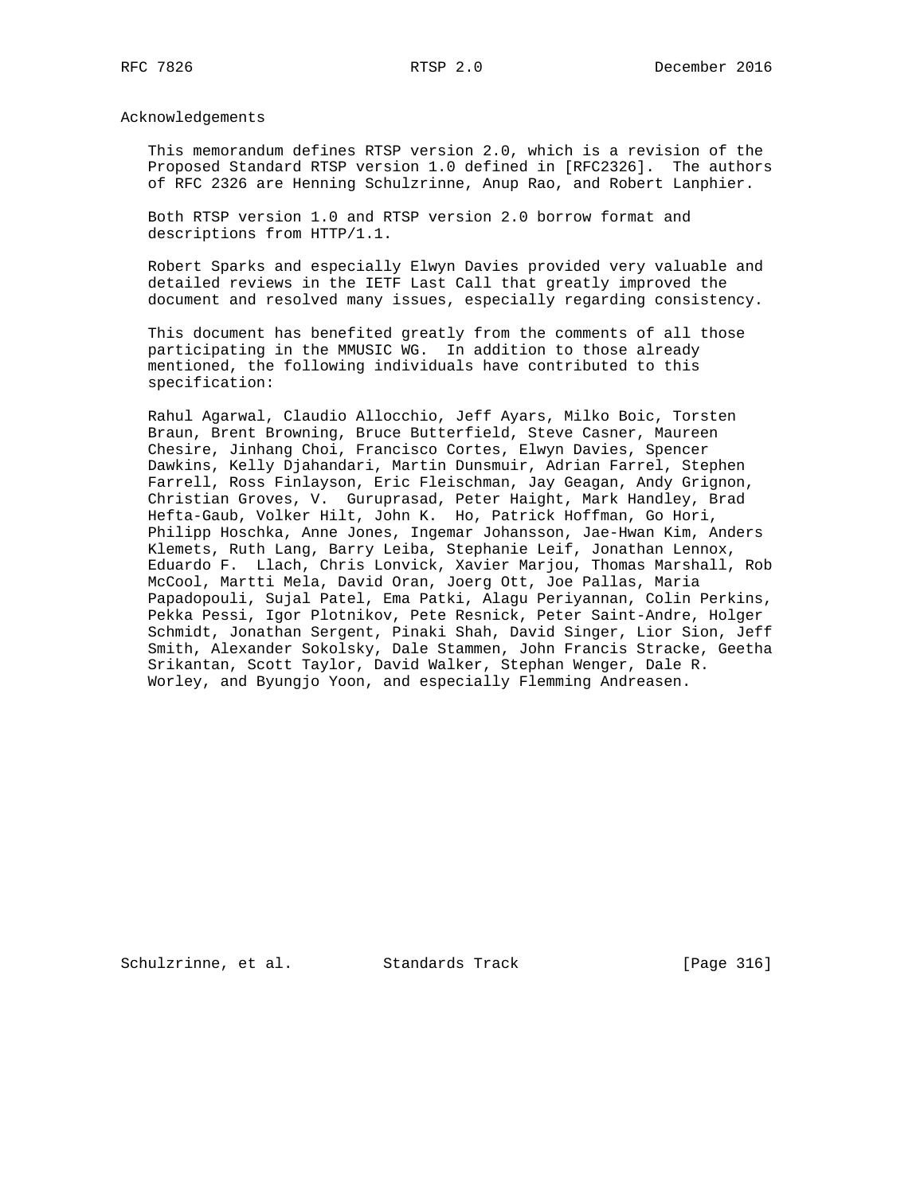## Acknowledgements

This memorandum defines RTSP version 2.0, which is a revision of the Proposed Standard RTSP version 1.0 defined in [RFC2326]. The authors of RFC 2326 are Henning Schulzrinne, Anup Rao, and Robert Lanphier.

Both RTSP version 1.0 and RTSP version 2.0 borrow format and descriptions from HTTP/1.1.

Robert Sparks and especially Elwyn Davies provided very valuable and detailed reviews in the IETF Last Call that greatly improved the document and resolved many issues, especially regarding consistency.

This document has benefited greatly from the comments of all those participating in the MMUSIC WG. In addition to those already mentioned, the following individuals have contributed to this specification:

Rahul Agarwal, Claudio Allocchio, Jeff Ayars, Milko Boic, Torsten Braun, Brent Browning, Bruce Butterfield, Steve Casner, Maureen Chesire, Jinhang Choi, Francisco Cortes, Elwyn Davies, Spencer Dawkins, Kelly Djahandari, Martin Dunsmuir, Adrian Farrel, Stephen Farrell, Ross Finlayson, Eric Fleischman, Jay Geagan, Andy Grignon, Christian Groves, V. Guruprasad, Peter Haight, Mark Handley, Brad Hefta-Gaub, Volker Hilt, John K. Ho, Patrick Hoffman, Go Hori, Philipp Hoschka, Anne Jones, Ingemar Johansson, Jae-Hwan Kim, Anders Klemets, Ruth Lang, Barry Leiba, Stephanie Leif, Jonathan Lennox, Eduardo F. Llach, Chris Lonvick, Xavier Marjou, Thomas Marshall, Rob McCool, Martti Mela, David Oran, Joerg Ott, Joe Pallas, Maria Papadopouli, Sujal Patel, Ema Patki, Alagu Periyannan, Colin Perkins, Pekka Pessi, Igor Plotnikov, Pete Resnick, Peter Saint-Andre, Holger Schmidt, Jonathan Sergent, Pinaki Shah, David Singer, Lior Sion, Jeff Smith, Alexander Sokolsky, Dale Stammen, John Francis Stracke, Geetha Srikantan, Scott Taylor, David Walker, Stephan Wenger, Dale R. Worley, and Byungjo Yoon, and especially Flemming Andreasen.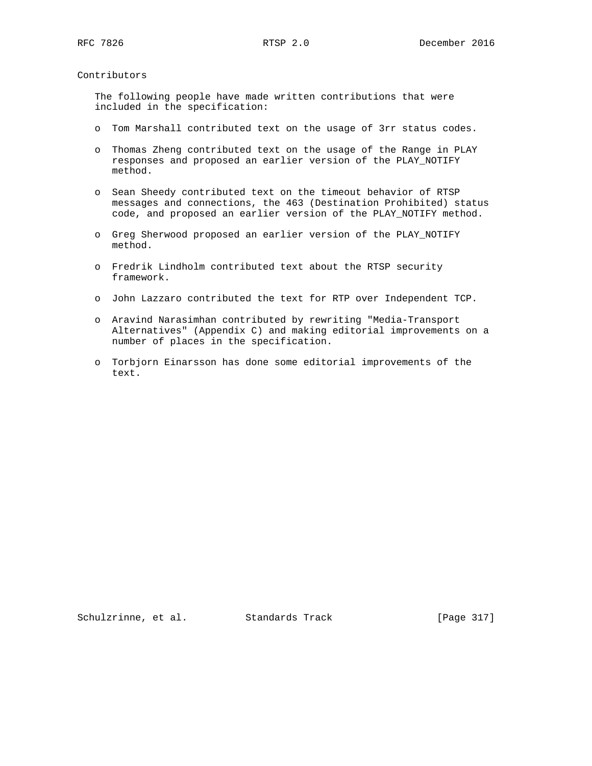## Contributors

The following people have made written contributions that were included in the specification:

- Tom Marshall contributed text on the usage of 3rr status codes.
- Thomas Zheng contributed text on the usage of the Range in PLAY responses and proposed an earlier version of the PLAY_NOTIFY method.
- Sean Sheedy contributed text on the timeout behavior of RTSP messages and connections, the 463 (Destination Prohibited) status code, and proposed an earlier version of the PLAY_NOTIFY method.
- Greg Sherwood proposed an earlier version of the PLAY_NOTIFY method.
- Fredrik Lindholm contributed text about the RTSP security framework.
- John Lazzaro contributed the text for RTP over Independent TCP.
- Aravind Narasimhan contributed by rewriting "Media-Transport Alternatives" (Appendix C) and making editorial improvements on a number of places in the specification.
- Torbjorn Einarsson has done some editorial improvements of the text.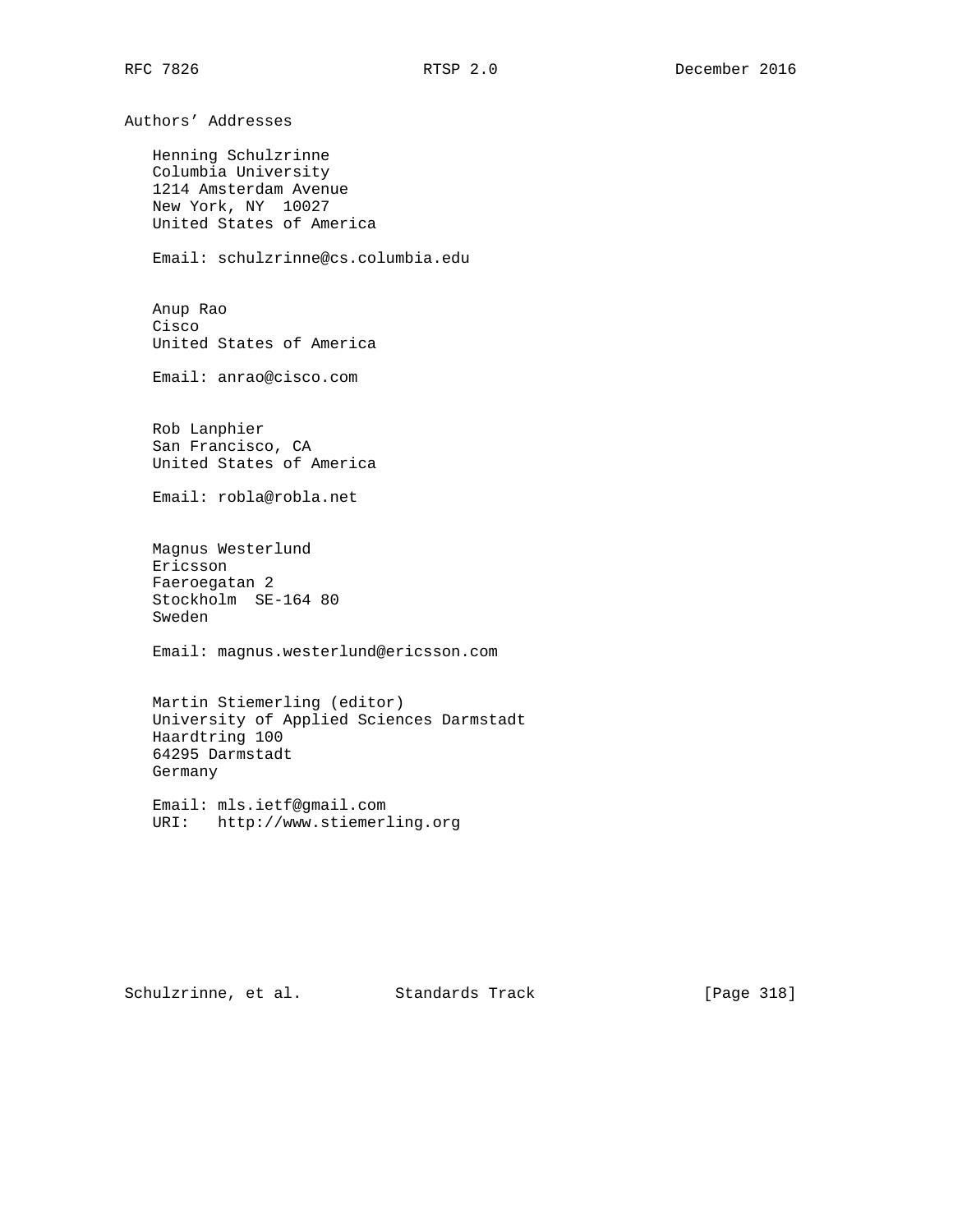## Authors' Addresses

Henning Schulzrinne
Columbia University
1214 Amsterdam Avenue
New York, NY  10027
United States of America

Email: schulzrinne@cs.columbia.edu

Anup Rao
Cisco
United States of America

Email: anrao@cisco.com

Rob Lanphier
San Francisco, CA
United States of America

Email: robla@robla.net

Magnus Westerlund
Ericsson
Faeroegatan 2
Stockholm  SE-164 80
Sweden

Email: magnus.westerlund@ericsson.com

Martin Stiemerling (editor)
University of Applied Sciences Darmstadt
Haardtring 100
64295 Darmstadt
Germany

Email: mls.ietf@gmail.com
URI:   http://www.stiemerling.org